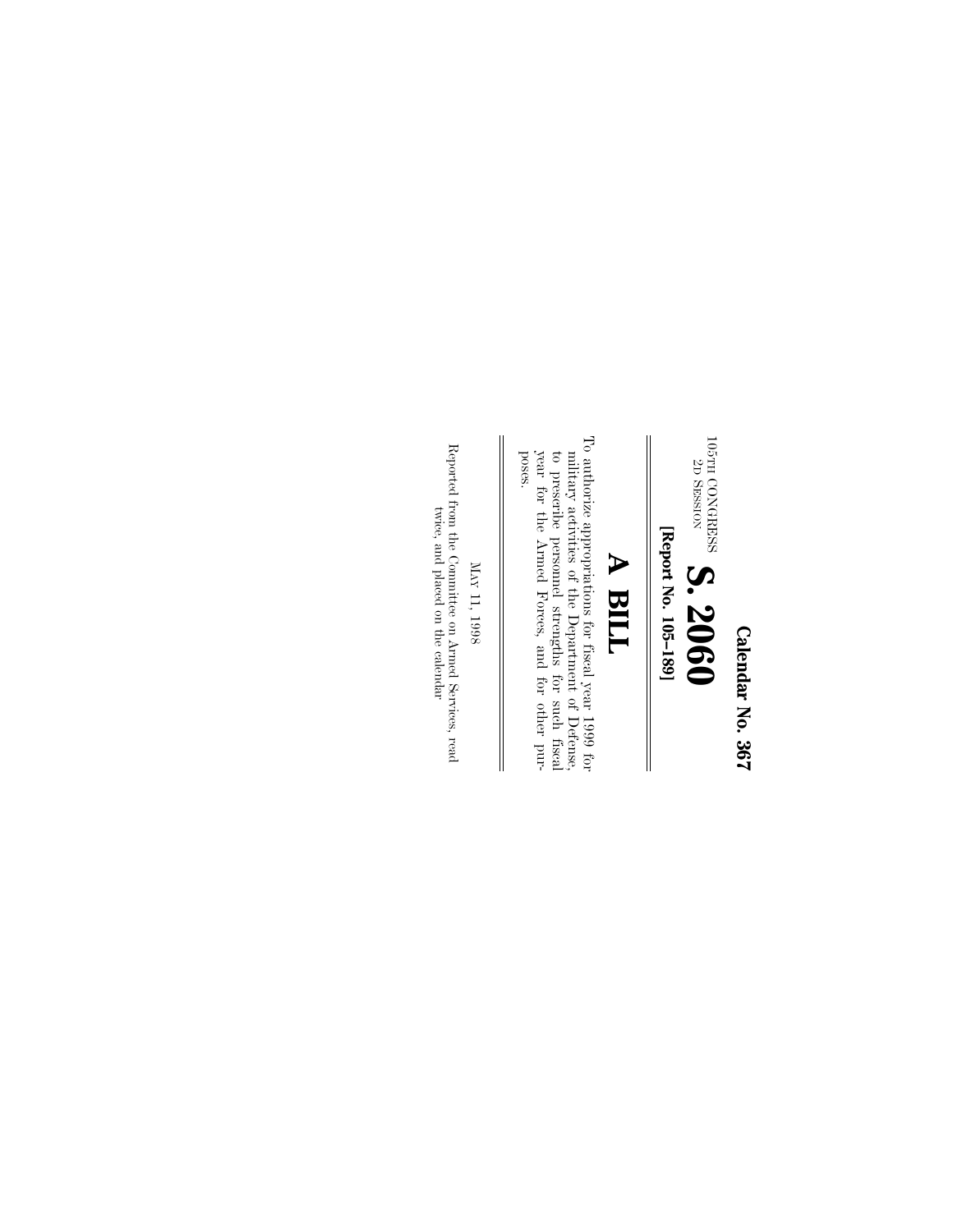**Calendar No. 367**

105TH CONGRESS
2D SESSION

# S. 2060

**[Report No. 105–189]**

# A BILL

To authorize appropriations for fiscal year 1999 for military activities of the Department of Defense, to prescribe personnel strengths for such fiscal year for the Armed Forces, and for other purposes.

MAY 11, 1998

Reported from the Committee on Armed Services, read twice, and placed on the calendar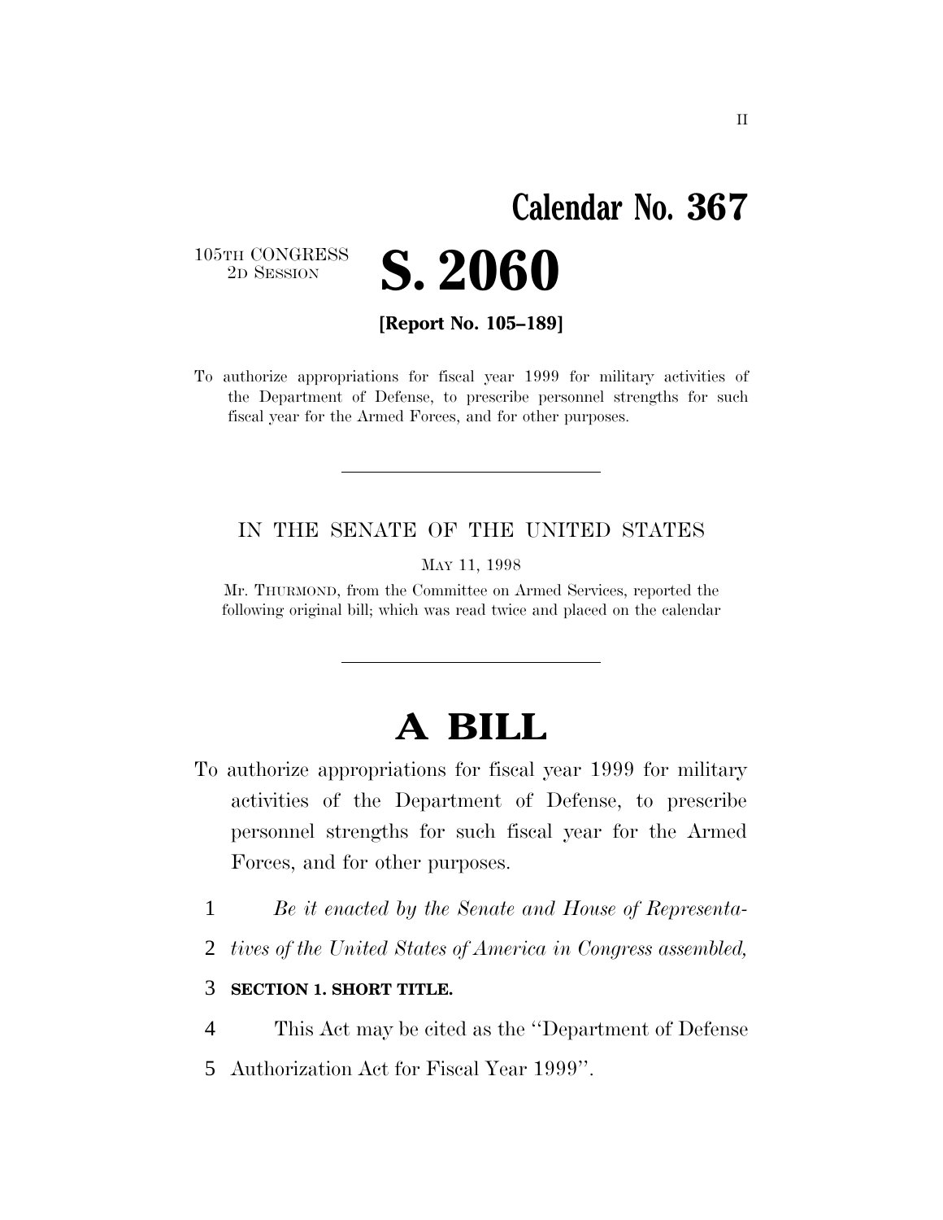# Calendar No. 367

105TH CONGRESS
2D SESSION

# S. 2060

**[Report No. 105–189]**

To authorize appropriations for fiscal year 1999 for military activities of the Department of Defense, to prescribe personnel strengths for such fiscal year for the Armed Forces, and for other purposes.

---

IN THE SENATE OF THE UNITED STATES

MAY 11, 1998

Mr. THURMOND, from the Committee on Armed Services, reported the following original bill; which was read twice and placed on the calendar

---

# A BILL

To authorize appropriations for fiscal year 1999 for military activities of the Department of Defense, to prescribe personnel strengths for such fiscal year for the Armed Forces, and for other purposes.

1 *Be it enacted by the Senate and House of Representa-*
2 *tives of the United States of America in Congress assembled,*

3 **SECTION 1. SHORT TITLE.**

4 This Act may be cited as the ''Department of Defense
5 Authorization Act for Fiscal Year 1999''.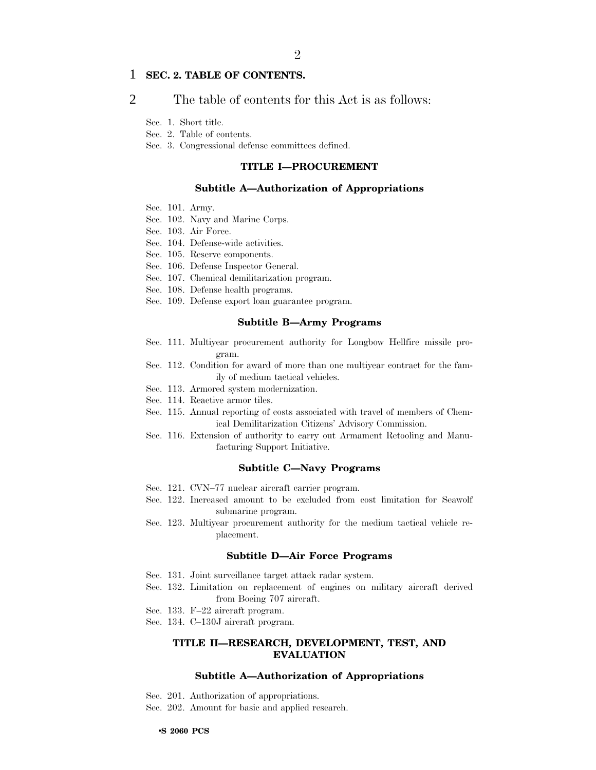**SEC. 2. TABLE OF CONTENTS.**

The table of contents for this Act is as follows:

Sec. 1. Short title.
Sec. 2. Table of contents.
Sec. 3. Congressional defense committees defined.

**TITLE I—PROCUREMENT**

**Subtitle A—Authorization of Appropriations**

Sec. 101. Army.
Sec. 102. Navy and Marine Corps.
Sec. 103. Air Force.
Sec. 104. Defense-wide activities.
Sec. 105. Reserve components.
Sec. 106. Defense Inspector General.
Sec. 107. Chemical demilitarization program.
Sec. 108. Defense health programs.
Sec. 109. Defense export loan guarantee program.

**Subtitle B—Army Programs**

Sec. 111. Multiyear procurement authority for Longbow Hellfire missile program.
Sec. 112. Condition for award of more than one multiyear contract for the family of medium tactical vehicles.
Sec. 113. Armored system modernization.
Sec. 114. Reactive armor tiles.
Sec. 115. Annual reporting of costs associated with travel of members of Chemical Demilitarization Citizens' Advisory Commission.
Sec. 116. Extension of authority to carry out Armament Retooling and Manufacturing Support Initiative.

**Subtitle C—Navy Programs**

Sec. 121. CVN–77 nuclear aircraft carrier program.
Sec. 122. Increased amount to be excluded from cost limitation for Seawolf submarine program.
Sec. 123. Multiyear procurement authority for the medium tactical vehicle replacement.

**Subtitle D—Air Force Programs**

Sec. 131. Joint surveillance target attack radar system.
Sec. 132. Limitation on replacement of engines on military aircraft derived from Boeing 707 aircraft.
Sec. 133. F–22 aircraft program.
Sec. 134. C–130J aircraft program.

**TITLE II—RESEARCH, DEVELOPMENT, TEST, AND EVALUATION**

**Subtitle A—Authorization of Appropriations**

Sec. 201. Authorization of appropriations.
Sec. 202. Amount for basic and applied research.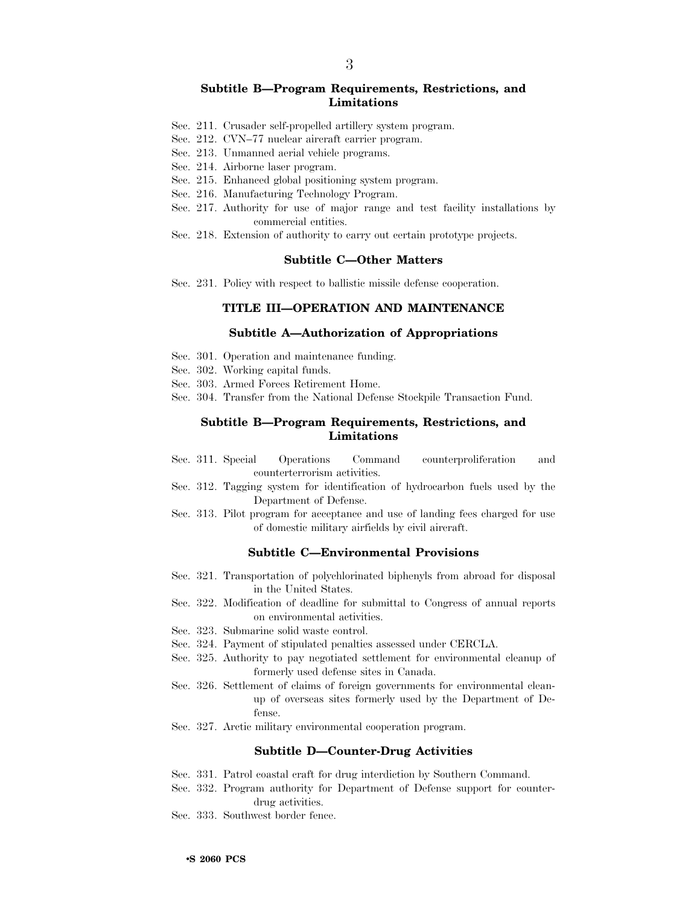### Subtitle B—Program Requirements, Restrictions, and Limitations

Sec. 211. Crusader self-propelled artillery system program.
Sec. 212. CVN–77 nuclear aircraft carrier program.
Sec. 213. Unmanned aerial vehicle programs.
Sec. 214. Airborne laser program.
Sec. 215. Enhanced global positioning system program.
Sec. 216. Manufacturing Technology Program.
Sec. 217. Authority for use of major range and test facility installations by commercial entities.
Sec. 218. Extension of authority to carry out certain prototype projects.

### Subtitle C—Other Matters

Sec. 231. Policy with respect to ballistic missile defense cooperation.

## TITLE III—OPERATION AND MAINTENANCE

### Subtitle A—Authorization of Appropriations

Sec. 301. Operation and maintenance funding.
Sec. 302. Working capital funds.
Sec. 303. Armed Forces Retirement Home.
Sec. 304. Transfer from the National Defense Stockpile Transaction Fund.

### Subtitle B—Program Requirements, Restrictions, and Limitations

Sec. 311. Special Operations Command counterproliferation and counterterrorism activities.
Sec. 312. Tagging system for identification of hydrocarbon fuels used by the Department of Defense.
Sec. 313. Pilot program for acceptance and use of landing fees charged for use of domestic military airfields by civil aircraft.

### Subtitle C—Environmental Provisions

Sec. 321. Transportation of polychlorinated biphenyls from abroad for disposal in the United States.
Sec. 322. Modification of deadline for submittal to Congress of annual reports on environmental activities.
Sec. 323. Submarine solid waste control.
Sec. 324. Payment of stipulated penalties assessed under CERCLA.
Sec. 325. Authority to pay negotiated settlement for environmental cleanup of formerly used defense sites in Canada.
Sec. 326. Settlement of claims of foreign governments for environmental cleanup of overseas sites formerly used by the Department of Defense.
Sec. 327. Arctic military environmental cooperation program.

### Subtitle D—Counter-Drug Activities

Sec. 331. Patrol coastal craft for drug interdiction by Southern Command.
Sec. 332. Program authority for Department of Defense support for counter-drug activities.
Sec. 333. Southwest border fence.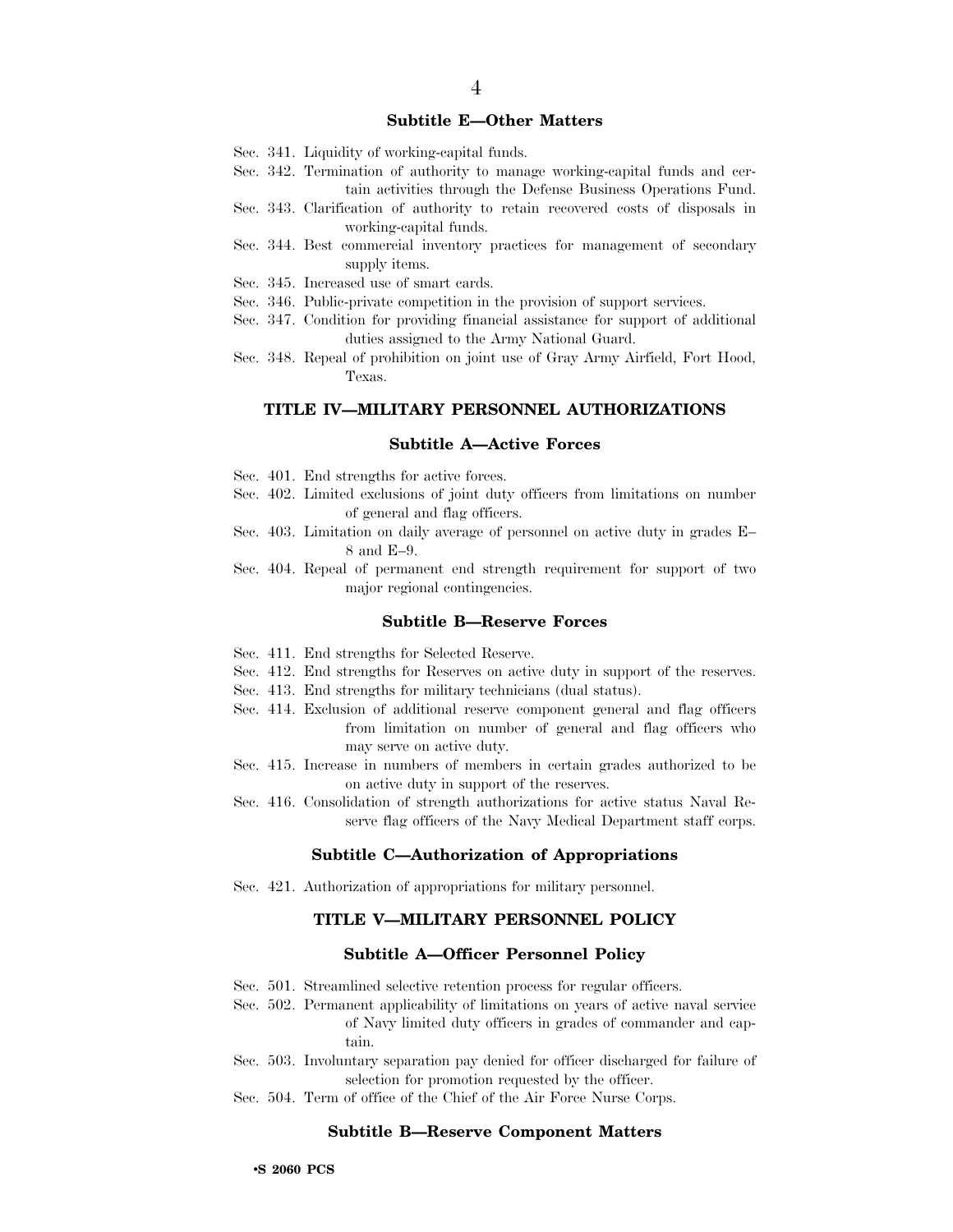### Subtitle E—Other Matters

Sec. 341. Liquidity of working-capital funds.
Sec. 342. Termination of authority to manage working-capital funds and certain activities through the Defense Business Operations Fund.
Sec. 343. Clarification of authority to retain recovered costs of disposals in working-capital funds.
Sec. 344. Best commercial inventory practices for management of secondary supply items.
Sec. 345. Increased use of smart cards.
Sec. 346. Public-private competition in the provision of support services.
Sec. 347. Condition for providing financial assistance for support of additional duties assigned to the Army National Guard.
Sec. 348. Repeal of prohibition on joint use of Gray Army Airfield, Fort Hood, Texas.

## TITLE IV—MILITARY PERSONNEL AUTHORIZATIONS

### Subtitle A—Active Forces

Sec. 401. End strengths for active forces.
Sec. 402. Limited exclusions of joint duty officers from limitations on number of general and flag officers.
Sec. 403. Limitation on daily average of personnel on active duty in grades E–8 and E–9.
Sec. 404. Repeal of permanent end strength requirement for support of two major regional contingencies.

### Subtitle B—Reserve Forces

Sec. 411. End strengths for Selected Reserve.
Sec. 412. End strengths for Reserves on active duty in support of the reserves.
Sec. 413. End strengths for military technicians (dual status).
Sec. 414. Exclusion of additional reserve component general and flag officers from limitation on number of general and flag officers who may serve on active duty.
Sec. 415. Increase in numbers of members in certain grades authorized to be on active duty in support of the reserves.
Sec. 416. Consolidation of strength authorizations for active status Naval Reserve flag officers of the Navy Medical Department staff corps.

### Subtitle C—Authorization of Appropriations

Sec. 421. Authorization of appropriations for military personnel.

## TITLE V—MILITARY PERSONNEL POLICY

### Subtitle A—Officer Personnel Policy

Sec. 501. Streamlined selective retention process for regular officers.
Sec. 502. Permanent applicability of limitations on years of active naval service of Navy limited duty officers in grades of commander and captain.
Sec. 503. Involuntary separation pay denied for officer discharged for failure of selection for promotion requested by the officer.
Sec. 504. Term of office of the Chief of the Air Force Nurse Corps.

### Subtitle B—Reserve Component Matters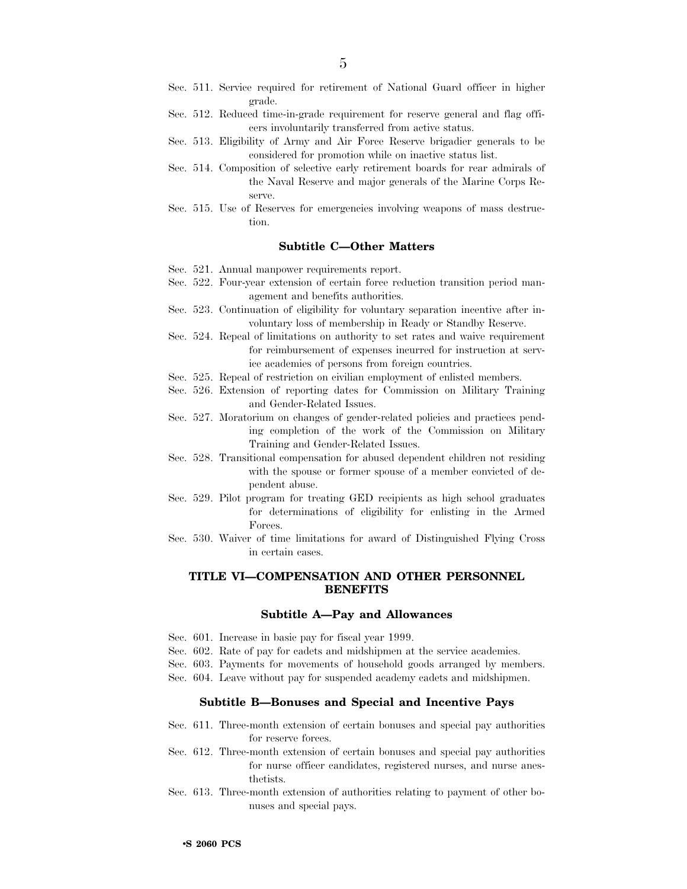Sec. 511. Service required for retirement of National Guard officer in higher grade.
Sec. 512. Reduced time-in-grade requirement for reserve general and flag officers involuntarily transferred from active status.
Sec. 513. Eligibility of Army and Air Force Reserve brigadier generals to be considered for promotion while on inactive status list.
Sec. 514. Composition of selective early retirement boards for rear admirals of the Naval Reserve and major generals of the Marine Corps Reserve.
Sec. 515. Use of Reserves for emergencies involving weapons of mass destruction.

### Subtitle C—Other Matters

Sec. 521. Annual manpower requirements report.
Sec. 522. Four-year extension of certain force reduction transition period management and benefits authorities.
Sec. 523. Continuation of eligibility for voluntary separation incentive after involuntary loss of membership in Ready or Standby Reserve.
Sec. 524. Repeal of limitations on authority to set rates and waive requirement for reimbursement of expenses incurred for instruction at service academies of persons from foreign countries.
Sec. 525. Repeal of restriction on civilian employment of enlisted members.
Sec. 526. Extension of reporting dates for Commission on Military Training and Gender-Related Issues.
Sec. 527. Moratorium on changes of gender-related policies and practices pending completion of the work of the Commission on Military Training and Gender-Related Issues.
Sec. 528. Transitional compensation for abused dependent children not residing with the spouse or former spouse of a member convicted of dependent abuse.
Sec. 529. Pilot program for treating GED recipients as high school graduates for determinations of eligibility for enlisting in the Armed Forces.
Sec. 530. Waiver of time limitations for award of Distinguished Flying Cross in certain cases.

## TITLE VI—COMPENSATION AND OTHER PERSONNEL BENEFITS

### Subtitle A—Pay and Allowances

Sec. 601. Increase in basic pay for fiscal year 1999.
Sec. 602. Rate of pay for cadets and midshipmen at the service academies.
Sec. 603. Payments for movements of household goods arranged by members.
Sec. 604. Leave without pay for suspended academy cadets and midshipmen.

### Subtitle B—Bonuses and Special and Incentive Pays

Sec. 611. Three-month extension of certain bonuses and special pay authorities for reserve forces.
Sec. 612. Three-month extension of certain bonuses and special pay authorities for nurse officer candidates, registered nurses, and nurse anesthetists.
Sec. 613. Three-month extension of authorities relating to payment of other bonuses and special pays.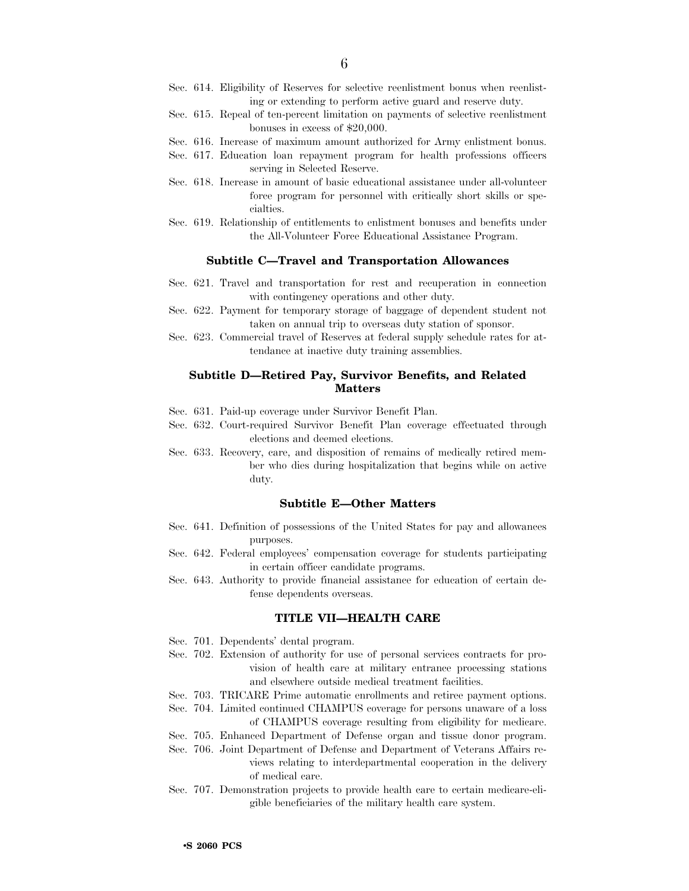Sec. 614. Eligibility of Reserves for selective reenlistment bonus when reenlisting or extending to perform active guard and reserve duty.

Sec. 615. Repeal of ten-percent limitation on payments of selective reenlistment bonuses in excess of $20,000.

Sec. 616. Increase of maximum amount authorized for Army enlistment bonus.

Sec. 617. Education loan repayment program for health professions officers serving in Selected Reserve.

Sec. 618. Increase in amount of basic educational assistance under all-volunteer force program for personnel with critically short skills or specialties.

Sec. 619. Relationship of entitlements to enlistment bonuses and benefits under the All-Volunteer Force Educational Assistance Program.

### Subtitle C—Travel and Transportation Allowances

Sec. 621. Travel and transportation for rest and recuperation in connection with contingency operations and other duty.

Sec. 622. Payment for temporary storage of baggage of dependent student not taken on annual trip to overseas duty station of sponsor.

Sec. 623. Commercial travel of Reserves at federal supply schedule rates for attendance at inactive duty training assemblies.

### Subtitle D—Retired Pay, Survivor Benefits, and Related Matters

Sec. 631. Paid-up coverage under Survivor Benefit Plan.

Sec. 632. Court-required Survivor Benefit Plan coverage effectuated through elections and deemed elections.

Sec. 633. Recovery, care, and disposition of remains of medically retired member who dies during hospitalization that begins while on active duty.

### Subtitle E—Other Matters

Sec. 641. Definition of possessions of the United States for pay and allowances purposes.

Sec. 642. Federal employees' compensation coverage for students participating in certain officer candidate programs.

Sec. 643. Authority to provide financial assistance for education of certain defense dependents overseas.

## TITLE VII—HEALTH CARE

Sec. 701. Dependents' dental program.

Sec. 702. Extension of authority for use of personal services contracts for provision of health care at military entrance processing stations and elsewhere outside medical treatment facilities.

Sec. 703. TRICARE Prime automatic enrollments and retiree payment options.

Sec. 704. Limited continued CHAMPUS coverage for persons unaware of a loss of CHAMPUS coverage resulting from eligibility for medicare.

Sec. 705. Enhanced Department of Defense organ and tissue donor program.

Sec. 706. Joint Department of Defense and Department of Veterans Affairs reviews relating to interdepartmental cooperation in the delivery of medical care.

Sec. 707. Demonstration projects to provide health care to certain medicare-eligible beneficiaries of the military health care system.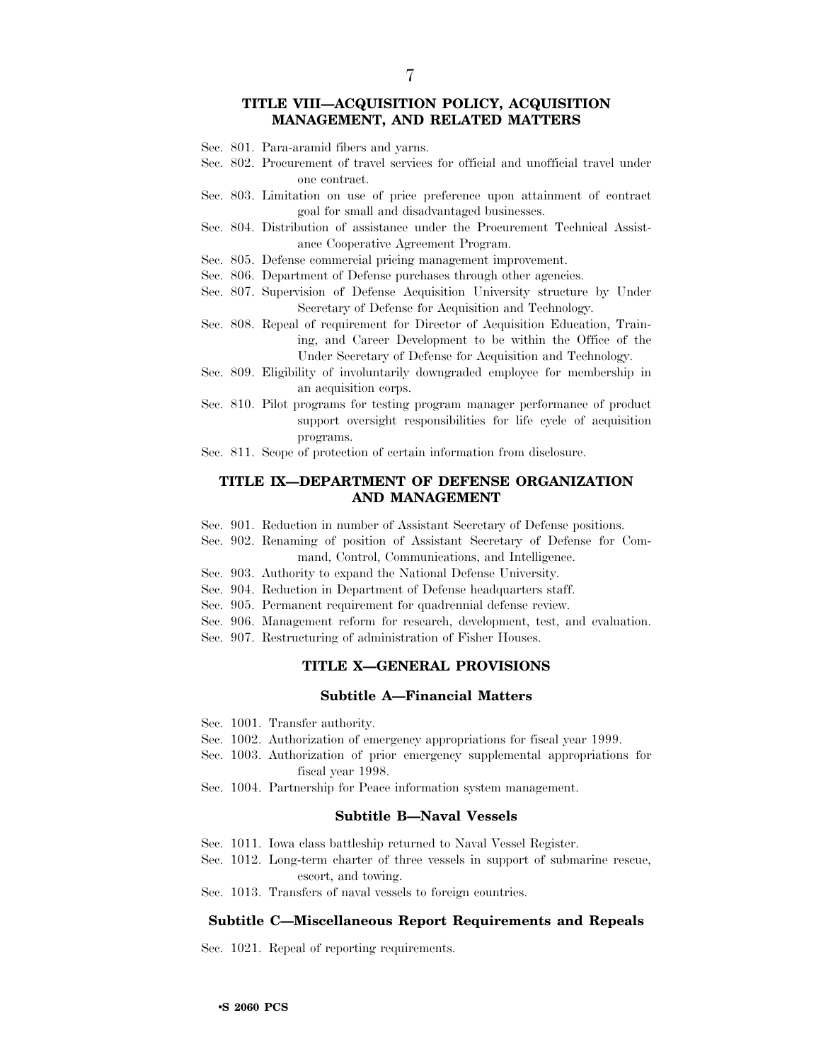## TITLE VIII—ACQUISITION POLICY, ACQUISITION MANAGEMENT, AND RELATED MATTERS

Sec. 801. Para-aramid fibers and yarns.
Sec. 802. Procurement of travel services for official and unofficial travel under one contract.
Sec. 803. Limitation on use of price preference upon attainment of contract goal for small and disadvantaged businesses.
Sec. 804. Distribution of assistance under the Procurement Technical Assistance Cooperative Agreement Program.
Sec. 805. Defense commercial pricing management improvement.
Sec. 806. Department of Defense purchases through other agencies.
Sec. 807. Supervision of Defense Acquisition University structure by Under Secretary of Defense for Acquisition and Technology.
Sec. 808. Repeal of requirement for Director of Acquisition Education, Training, and Career Development to be within the Office of the Under Secretary of Defense for Acquisition and Technology.
Sec. 809. Eligibility of involuntarily downgraded employee for membership in an acquisition corps.
Sec. 810. Pilot programs for testing program manager performance of product support oversight responsibilities for life cycle of acquisition programs.
Sec. 811. Scope of protection of certain information from disclosure.

## TITLE IX—DEPARTMENT OF DEFENSE ORGANIZATION AND MANAGEMENT

Sec. 901. Reduction in number of Assistant Secretary of Defense positions.
Sec. 902. Renaming of position of Assistant Secretary of Defense for Command, Control, Communications, and Intelligence.
Sec. 903. Authority to expand the National Defense University.
Sec. 904. Reduction in Department of Defense headquarters staff.
Sec. 905. Permanent requirement for quadrennial defense review.
Sec. 906. Management reform for research, development, test, and evaluation.
Sec. 907. Restructuring of administration of Fisher Houses.

## TITLE X—GENERAL PROVISIONS

### Subtitle A—Financial Matters

Sec. 1001. Transfer authority.
Sec. 1002. Authorization of emergency appropriations for fiscal year 1999.
Sec. 1003. Authorization of prior emergency supplemental appropriations for fiscal year 1998.
Sec. 1004. Partnership for Peace information system management.

### Subtitle B—Naval Vessels

Sec. 1011. Iowa class battleship returned to Naval Vessel Register.
Sec. 1012. Long-term charter of three vessels in support of submarine rescue, escort, and towing.
Sec. 1013. Transfers of naval vessels to foreign countries.

### Subtitle C—Miscellaneous Report Requirements and Repeals

Sec. 1021. Repeal of reporting requirements.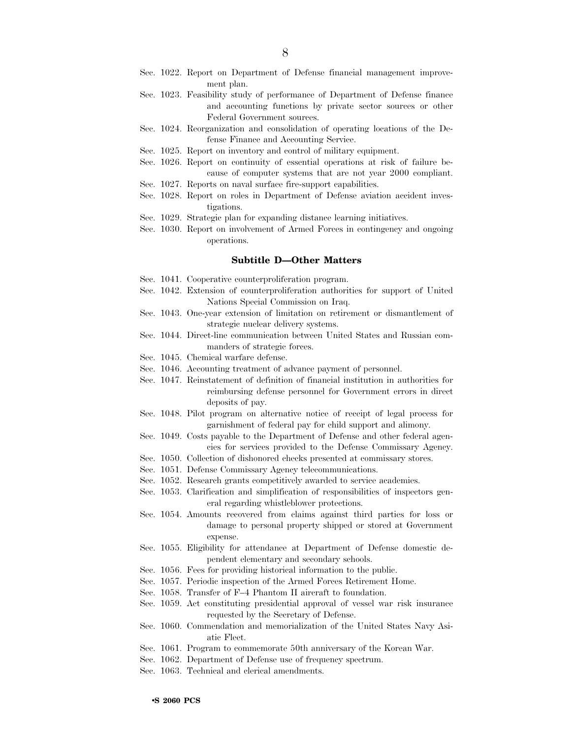Sec. 1022. Report on Department of Defense financial management improvement plan.

Sec. 1023. Feasibility study of performance of Department of Defense finance and accounting functions by private sector sources or other Federal Government sources.

Sec. 1024. Reorganization and consolidation of operating locations of the Defense Finance and Accounting Service.

Sec. 1025. Report on inventory and control of military equipment.

Sec. 1026. Report on continuity of essential operations at risk of failure because of computer systems that are not year 2000 compliant.

Sec. 1027. Reports on naval surface fire-support capabilities.

Sec. 1028. Report on roles in Department of Defense aviation accident investigations.

Sec. 1029. Strategic plan for expanding distance learning initiatives.

Sec. 1030. Report on involvement of Armed Forces in contingency and ongoing operations.

### Subtitle D—Other Matters

Sec. 1041. Cooperative counterproliferation program.

Sec. 1042. Extension of counterproliferation authorities for support of United Nations Special Commission on Iraq.

Sec. 1043. One-year extension of limitation on retirement or dismantlement of strategic nuclear delivery systems.

Sec. 1044. Direct-line communication between United States and Russian commanders of strategic forces.

Sec. 1045. Chemical warfare defense.

Sec. 1046. Accounting treatment of advance payment of personnel.

Sec. 1047. Reinstatement of definition of financial institution in authorities for reimbursing defense personnel for Government errors in direct deposits of pay.

Sec. 1048. Pilot program on alternative notice of receipt of legal process for garnishment of federal pay for child support and alimony.

Sec. 1049. Costs payable to the Department of Defense and other federal agencies for services provided to the Defense Commissary Agency.

Sec. 1050. Collection of dishonored checks presented at commissary stores.

Sec. 1051. Defense Commissary Agency telecommunications.

Sec. 1052. Research grants competitively awarded to service academies.

Sec. 1053. Clarification and simplification of responsibilities of inspectors general regarding whistleblower protections.

Sec. 1054. Amounts recovered from claims against third parties for loss or damage to personal property shipped or stored at Government expense.

Sec. 1055. Eligibility for attendance at Department of Defense domestic dependent elementary and secondary schools.

Sec. 1056. Fees for providing historical information to the public.

Sec. 1057. Periodic inspection of the Armed Forces Retirement Home.

Sec. 1058. Transfer of F–4 Phantom II aircraft to foundation.

Sec. 1059. Act constituting presidential approval of vessel war risk insurance requested by the Secretary of Defense.

Sec. 1060. Commendation and memorialization of the United States Navy Asiatic Fleet.

Sec. 1061. Program to commemorate 50th anniversary of the Korean War.

Sec. 1062. Department of Defense use of frequency spectrum.

Sec. 1063. Technical and clerical amendments.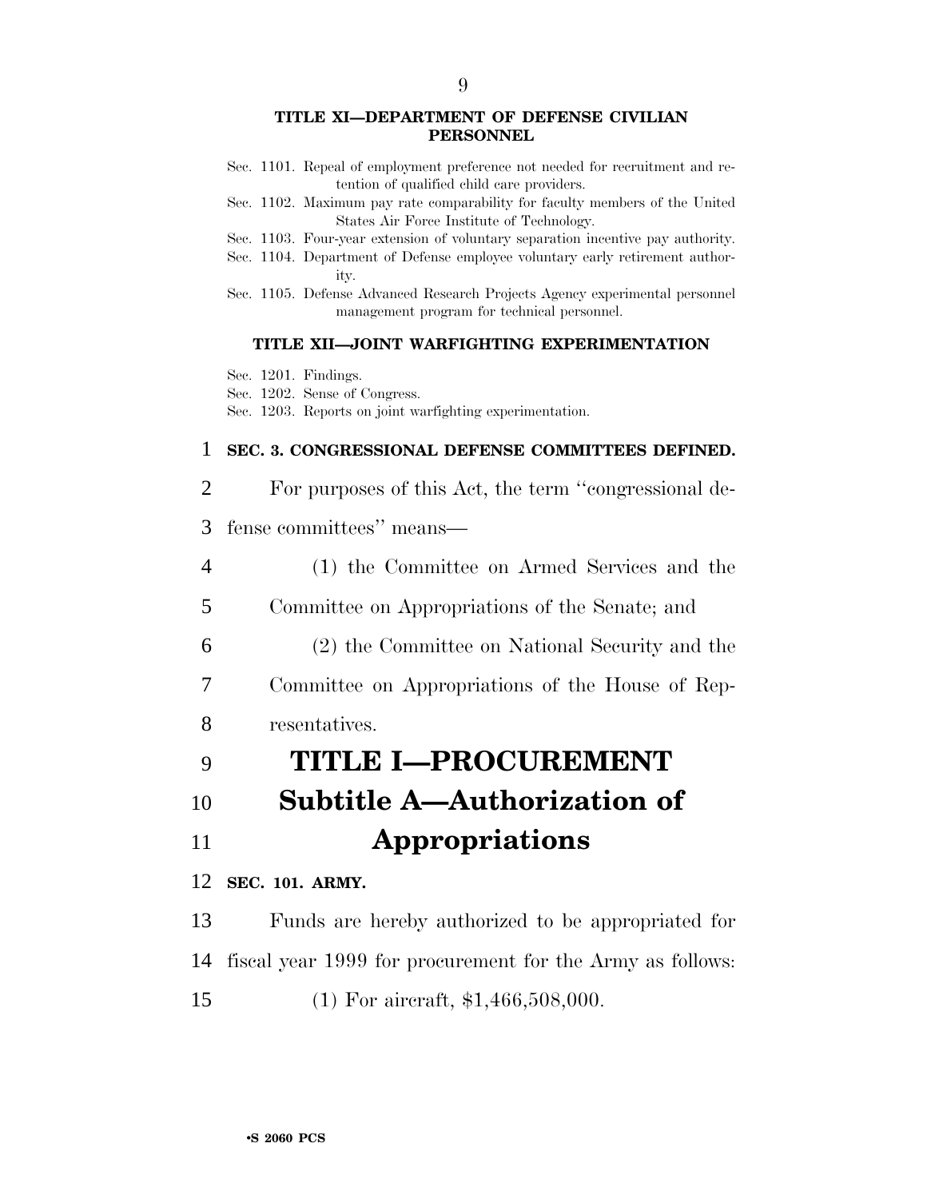**TITLE XI—DEPARTMENT OF DEFENSE CIVILIAN PERSONNEL**

Sec. 1101. Repeal of employment preference not needed for recruitment and retention of qualified child care providers.
Sec. 1102. Maximum pay rate comparability for faculty members of the United States Air Force Institute of Technology.
Sec. 1103. Four-year extension of voluntary separation incentive pay authority.
Sec. 1104. Department of Defense employee voluntary early retirement authority.
Sec. 1105. Defense Advanced Research Projects Agency experimental personnel management program for technical personnel.

**TITLE XII—JOINT WARFIGHTING EXPERIMENTATION**

Sec. 1201. Findings.
Sec. 1202. Sense of Congress.
Sec. 1203. Reports on joint warfighting experimentation.

**SEC. 3. CONGRESSIONAL DEFENSE COMMITTEES DEFINED.**

For purposes of this Act, the term ''congressional defense committees'' means—

(1) the Committee on Armed Services and the Committee on Appropriations of the Senate; and

(2) the Committee on National Security and the Committee on Appropriations of the House of Representatives.

# TITLE I—PROCUREMENT

## Subtitle A—Authorization of Appropriations

**SEC. 101. ARMY.**

Funds are hereby authorized to be appropriated for fiscal year 1999 for procurement for the Army as follows:

(1) For aircraft, $1,466,508,000.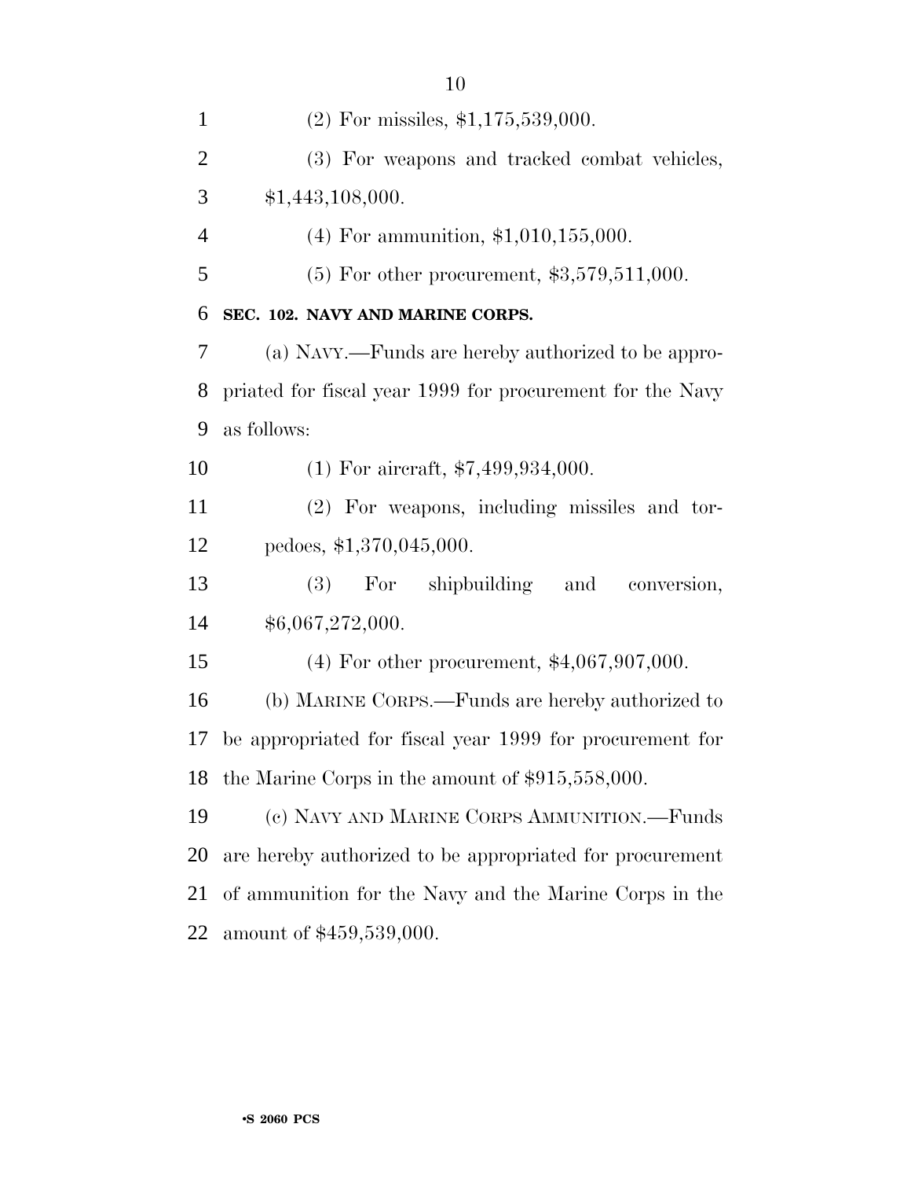(2) For missiles, $1,175,539,000.

(3) For weapons and tracked combat vehicles, $1,443,108,000.

(4) For ammunition, $1,010,155,000.

(5) For other procurement, $3,579,511,000.

**SEC. 102. NAVY AND MARINE CORPS.**

(a) NAVY.—Funds are hereby authorized to be appropriated for fiscal year 1999 for procurement for the Navy as follows:

(1) For aircraft, $7,499,934,000.

(2) For weapons, including missiles and torpedoes, $1,370,045,000.

(3) For shipbuilding and conversion, $6,067,272,000.

(4) For other procurement, $4,067,907,000.

(b) MARINE CORPS.—Funds are hereby authorized to be appropriated for fiscal year 1999 for procurement for the Marine Corps in the amount of $915,558,000.

(c) NAVY AND MARINE CORPS AMMUNITION.—Funds are hereby authorized to be appropriated for procurement of ammunition for the Navy and the Marine Corps in the amount of $459,539,000.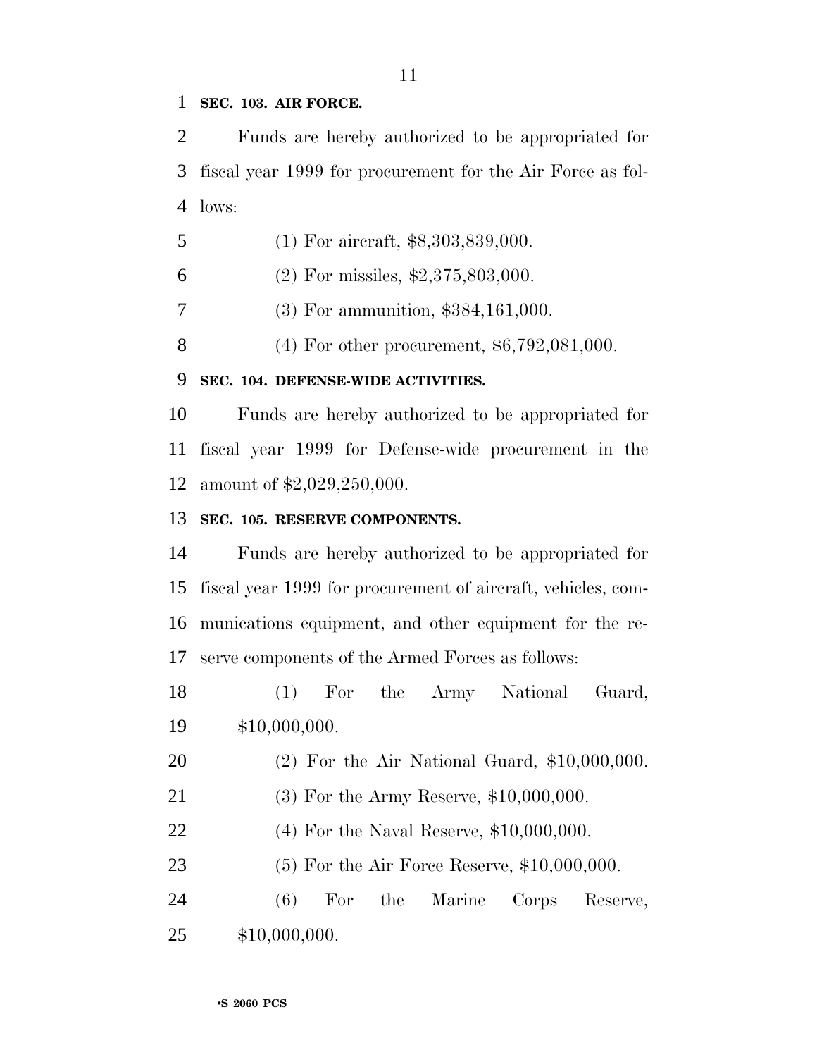**SEC. 103. AIR FORCE.**

Funds are hereby authorized to be appropriated for fiscal year 1999 for procurement for the Air Force as follows:

(1) For aircraft, $8,303,839,000.

(2) For missiles, $2,375,803,000.

(3) For ammunition, $384,161,000.

(4) For other procurement, $6,792,081,000.

**SEC. 104. DEFENSE-WIDE ACTIVITIES.**

Funds are hereby authorized to be appropriated for fiscal year 1999 for Defense-wide procurement in the amount of $2,029,250,000.

**SEC. 105. RESERVE COMPONENTS.**

Funds are hereby authorized to be appropriated for fiscal year 1999 for procurement of aircraft, vehicles, communications equipment, and other equipment for the reserve components of the Armed Forces as follows:

(1) For the Army National Guard, $10,000,000.

(2) For the Air National Guard, $10,000,000.

(3) For the Army Reserve, $10,000,000.

(4) For the Naval Reserve, $10,000,000.

(5) For the Air Force Reserve, $10,000,000.

(6) For the Marine Corps Reserve, $10,000,000.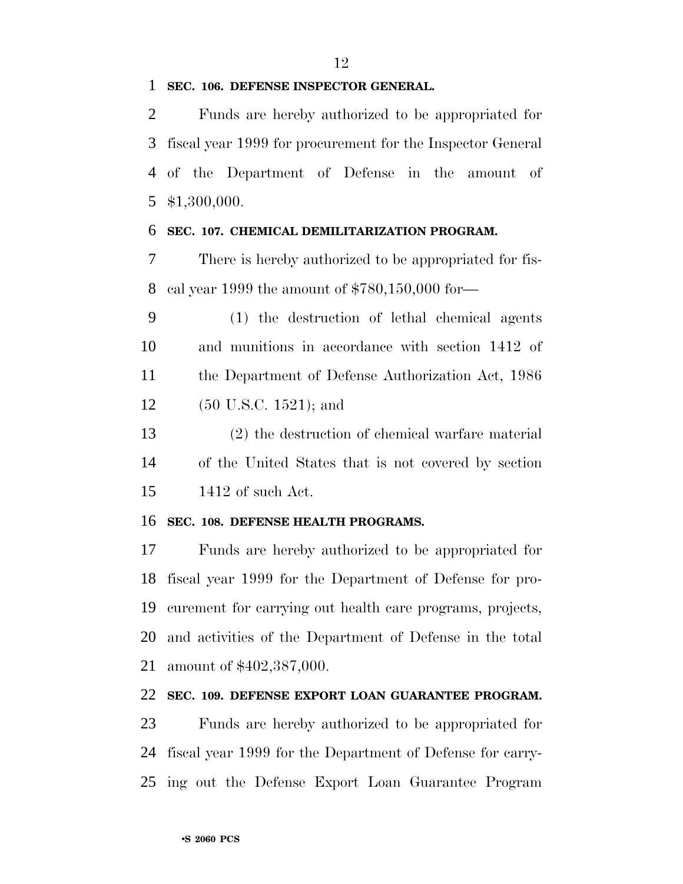**SEC. 106. DEFENSE INSPECTOR GENERAL.**

Funds are hereby authorized to be appropriated for fiscal year 1999 for procurement for the Inspector General of the Department of Defense in the amount of $1,300,000.

**SEC. 107. CHEMICAL DEMILITARIZATION PROGRAM.**

There is hereby authorized to be appropriated for fiscal year 1999 the amount of $780,150,000 for—

(1) the destruction of lethal chemical agents and munitions in accordance with section 1412 of the Department of Defense Authorization Act, 1986 (50 U.S.C. 1521); and

(2) the destruction of chemical warfare material of the United States that is not covered by section 1412 of such Act.

**SEC. 108. DEFENSE HEALTH PROGRAMS.**

Funds are hereby authorized to be appropriated for fiscal year 1999 for the Department of Defense for procurement for carrying out health care programs, projects, and activities of the Department of Defense in the total amount of $402,387,000.

**SEC. 109. DEFENSE EXPORT LOAN GUARANTEE PROGRAM.**

Funds are hereby authorized to be appropriated for fiscal year 1999 for the Department of Defense for carrying out the Defense Export Loan Guarantee Program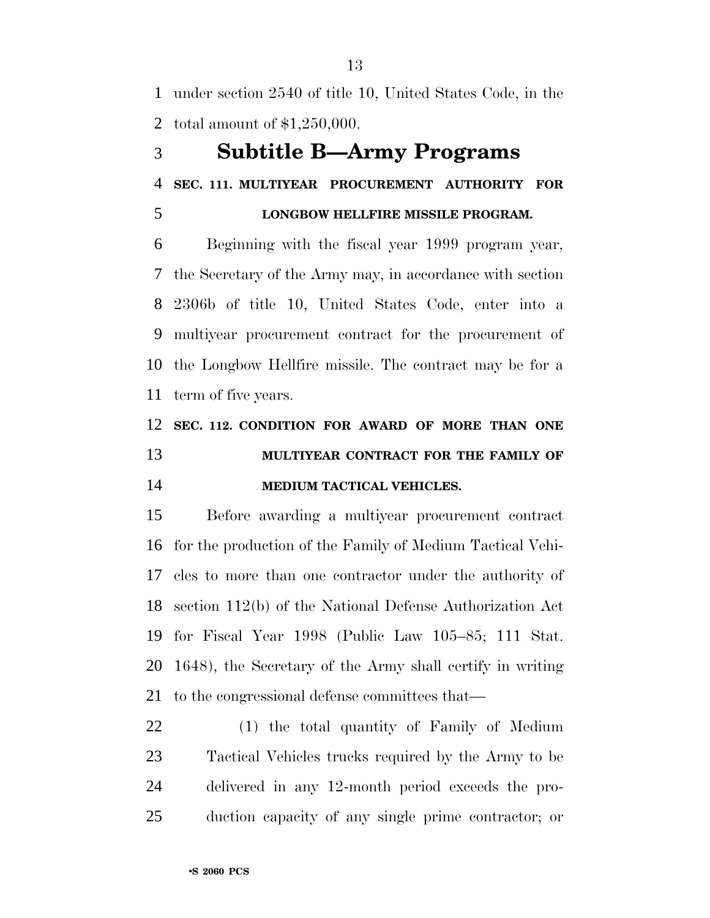under section 2540 of title 10, United States Code, in the total amount of $1,250,000.

## Subtitle B—Army Programs

**SEC. 111. MULTIYEAR PROCUREMENT AUTHORITY FOR LONGBOW HELLFIRE MISSILE PROGRAM.**

Beginning with the fiscal year 1999 program year, the Secretary of the Army may, in accordance with section 2306b of title 10, United States Code, enter into a multiyear procurement contract for the procurement of the Longbow Hellfire missile. The contract may be for a term of five years.

**SEC. 112. CONDITION FOR AWARD OF MORE THAN ONE MULTIYEAR CONTRACT FOR THE FAMILY OF MEDIUM TACTICAL VEHICLES.**

Before awarding a multiyear procurement contract for the production of the Family of Medium Tactical Vehicles to more than one contractor under the authority of section 112(b) of the National Defense Authorization Act for Fiscal Year 1998 (Public Law 105–85; 111 Stat. 1648), the Secretary of the Army shall certify in writing to the congressional defense committees that—

(1) the total quantity of Family of Medium Tactical Vehicles trucks required by the Army to be delivered in any 12-month period exceeds the production capacity of any single prime contractor; or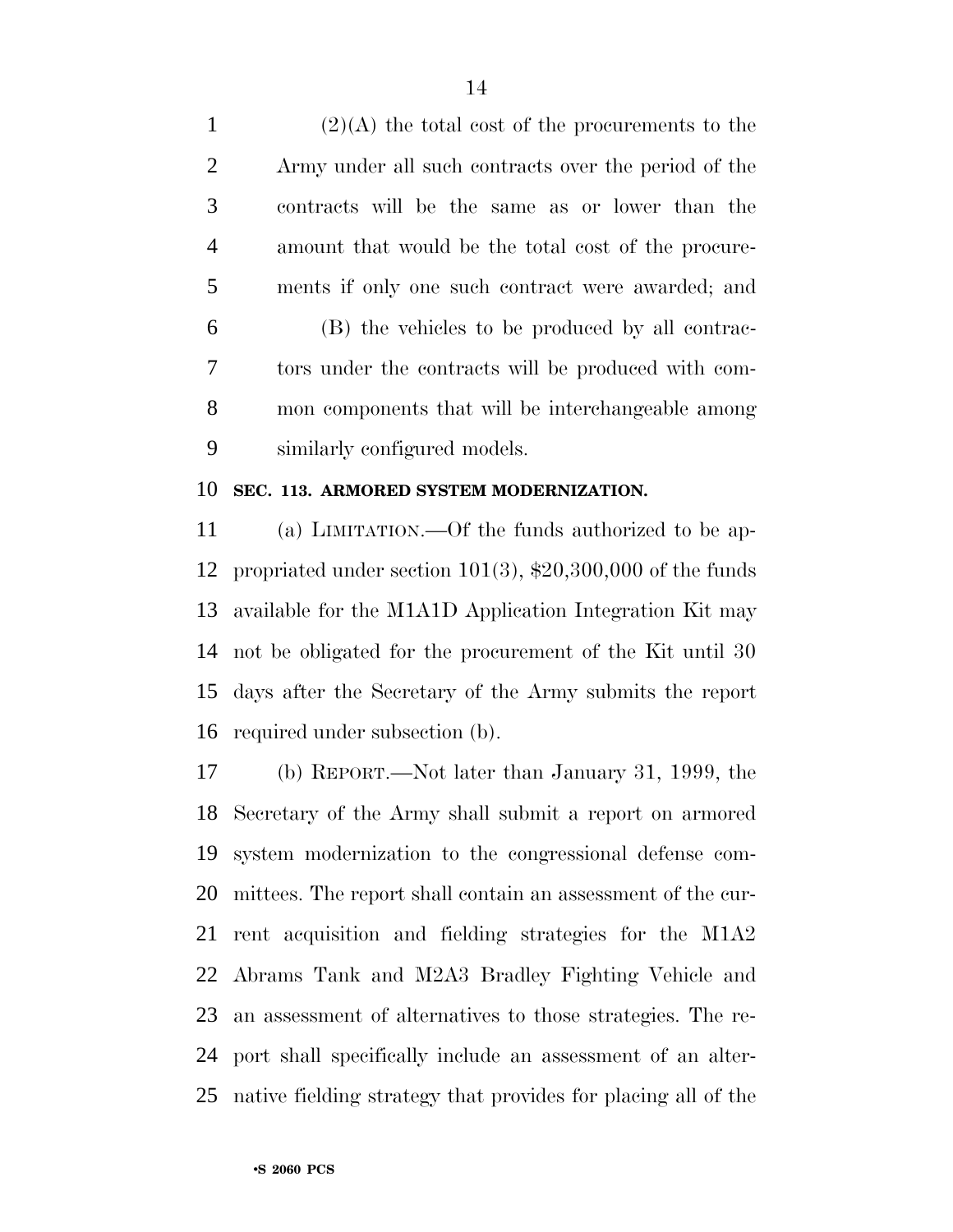(2)(A) the total cost of the procurements to the Army under all such contracts over the period of the contracts will be the same as or lower than the amount that would be the total cost of the procurements if only one such contract were awarded; and

(B) the vehicles to be produced by all contractors under the contracts will be produced with common components that will be interchangeable among similarly configured models.

**SEC. 113. ARMORED SYSTEM MODERNIZATION.**

(a) LIMITATION.—Of the funds authorized to be appropriated under section 101(3), $20,300,000 of the funds available for the M1A1D Application Integration Kit may not be obligated for the procurement of the Kit until 30 days after the Secretary of the Army submits the report required under subsection (b).

(b) REPORT.—Not later than January 31, 1999, the Secretary of the Army shall submit a report on armored system modernization to the congressional defense committees. The report shall contain an assessment of the current acquisition and fielding strategies for the M1A2 Abrams Tank and M2A3 Bradley Fighting Vehicle and an assessment of alternatives to those strategies. The report shall specifically include an assessment of an alternative fielding strategy that provides for placing all of the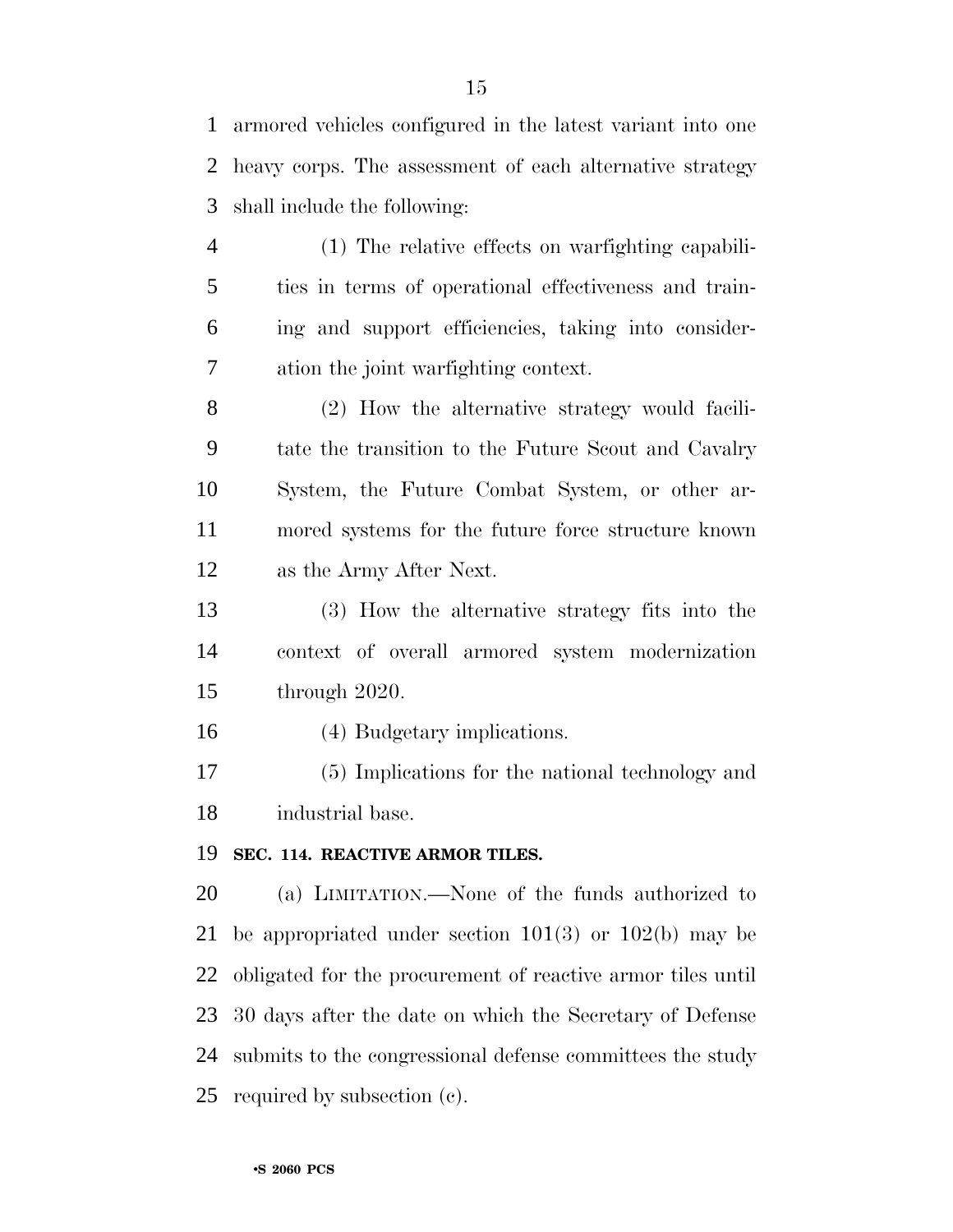armored vehicles configured in the latest variant into one heavy corps. The assessment of each alternative strategy shall include the following:

(1) The relative effects on warfighting capabilities in terms of operational effectiveness and training and support efficiencies, taking into consideration the joint warfighting context.

(2) How the alternative strategy would facilitate the transition to the Future Scout and Cavalry System, the Future Combat System, or other armored systems for the future force structure known as the Army After Next.

(3) How the alternative strategy fits into the context of overall armored system modernization through 2020.

(4) Budgetary implications.

(5) Implications for the national technology and industrial base.

**SEC. 114. REACTIVE ARMOR TILES.**

(a) LIMITATION.—None of the funds authorized to be appropriated under section 101(3) or 102(b) may be obligated for the procurement of reactive armor tiles until 30 days after the date on which the Secretary of Defense submits to the congressional defense committees the study required by subsection (c).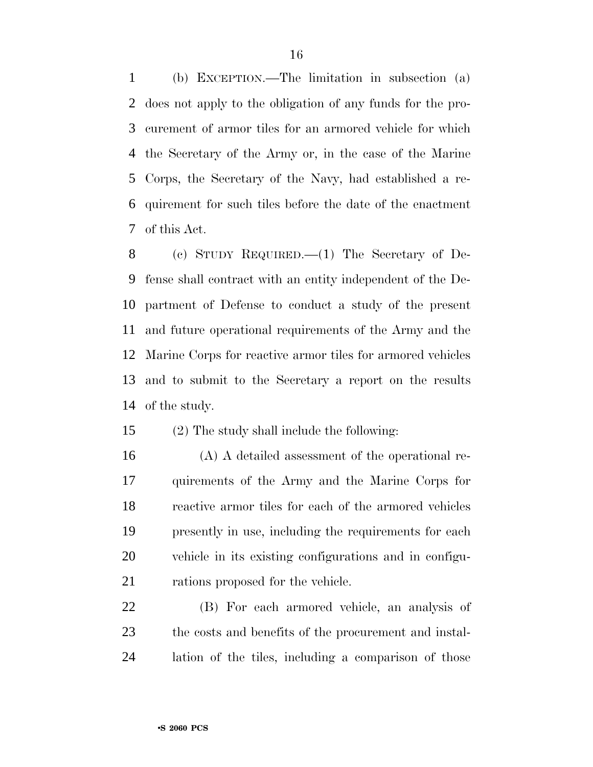(b) EXCEPTION.—The limitation in subsection (a) does not apply to the obligation of any funds for the procurement of armor tiles for an armored vehicle for which the Secretary of the Army or, in the case of the Marine Corps, the Secretary of the Navy, had established a requirement for such tiles before the date of the enactment of this Act.

(c) STUDY REQUIRED.—(1) The Secretary of Defense shall contract with an entity independent of the Department of Defense to conduct a study of the present and future operational requirements of the Army and the Marine Corps for reactive armor tiles for armored vehicles and to submit to the Secretary a report on the results of the study.

(2) The study shall include the following:

(A) A detailed assessment of the operational requirements of the Army and the Marine Corps for reactive armor tiles for each of the armored vehicles presently in use, including the requirements for each vehicle in its existing configurations and in configurations proposed for the vehicle.

(B) For each armored vehicle, an analysis of the costs and benefits of the procurement and installation of the tiles, including a comparison of those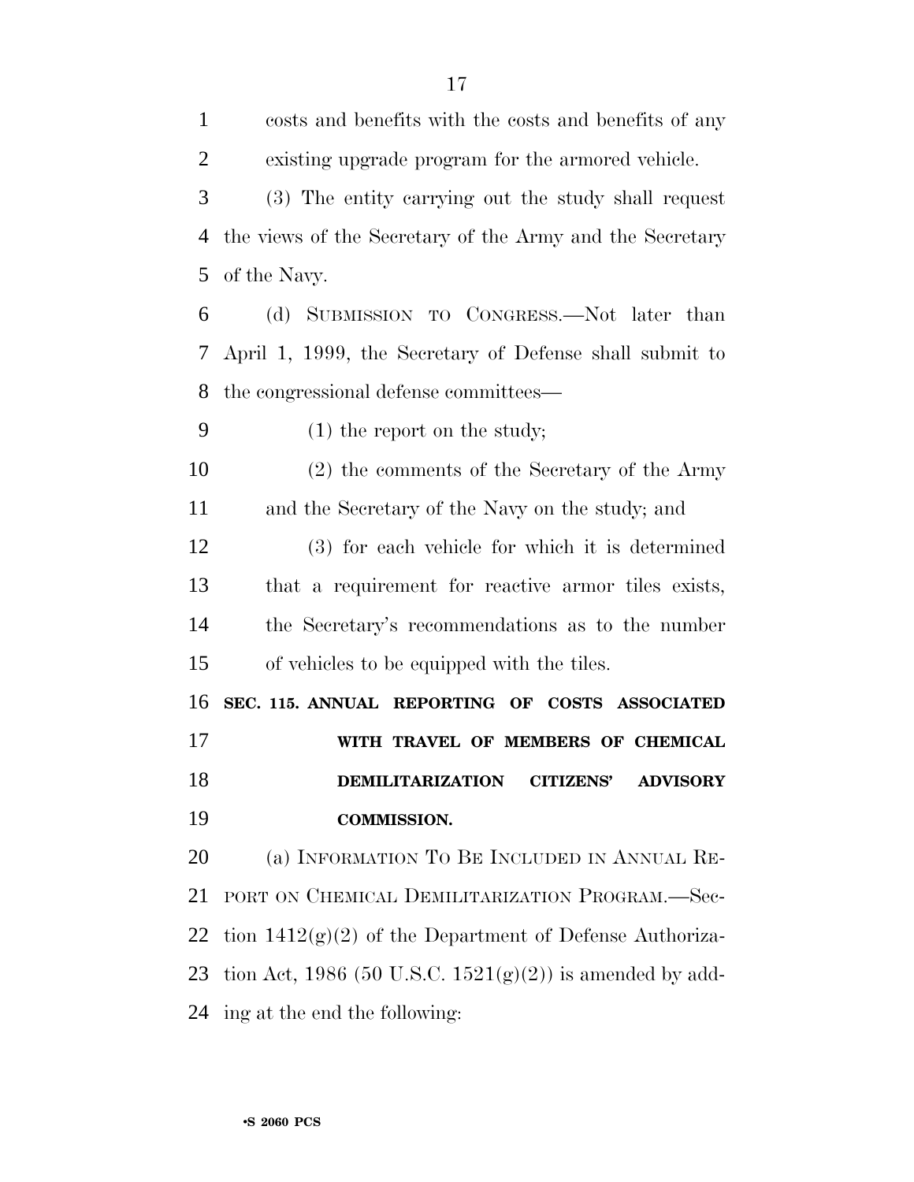costs and benefits with the costs and benefits of any existing upgrade program for the armored vehicle.

(3) The entity carrying out the study shall request the views of the Secretary of the Army and the Secretary of the Navy.

(d) SUBMISSION TO CONGRESS.—Not later than April 1, 1999, the Secretary of Defense shall submit to the congressional defense committees—

(1) the report on the study;

(2) the comments of the Secretary of the Army and the Secretary of the Navy on the study; and

(3) for each vehicle for which it is determined that a requirement for reactive armor tiles exists, the Secretary's recommendations as to the number of vehicles to be equipped with the tiles.

**SEC. 115. ANNUAL REPORTING OF COSTS ASSOCIATED WITH TRAVEL OF MEMBERS OF CHEMICAL DEMILITARIZATION CITIZENS' ADVISORY COMMISSION.**

(a) INFORMATION TO BE INCLUDED IN ANNUAL REPORT ON CHEMICAL DEMILITARIZATION PROGRAM.—Section 1412(g)(2) of the Department of Defense Authorization Act, 1986 (50 U.S.C. 1521(g)(2)) is amended by adding at the end the following: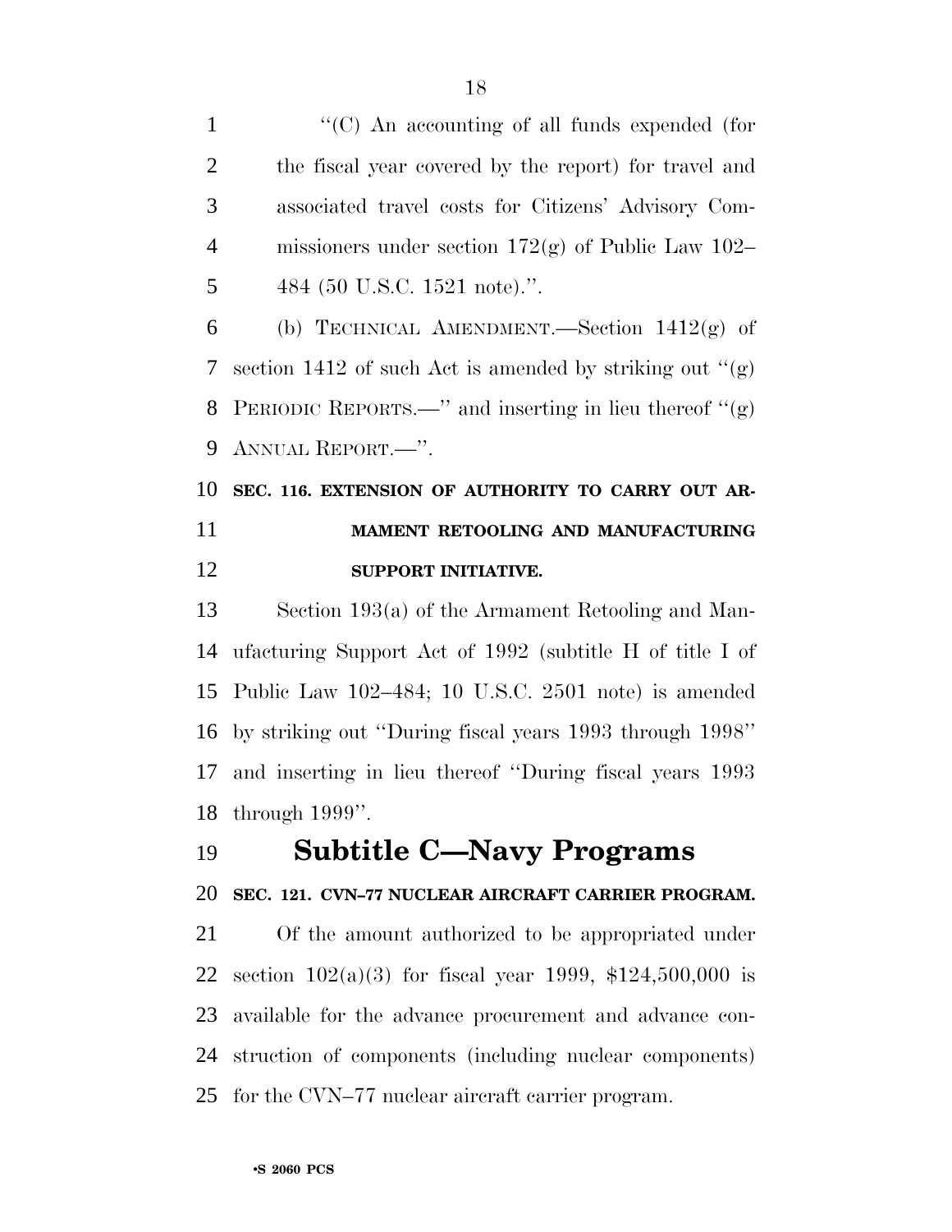"(C) An accounting of all funds expended (for the fiscal year covered by the report) for travel and associated travel costs for Citizens' Advisory Commissioners under section 172(g) of Public Law 102–484 (50 U.S.C. 1521 note).".

(b) TECHNICAL AMENDMENT.—Section 1412(g) of section 1412 of such Act is amended by striking out "(g) PERIODIC REPORTS.—" and inserting in lieu thereof "(g) ANNUAL REPORT.—".

**SEC. 116. EXTENSION OF AUTHORITY TO CARRY OUT ARMAMENT RETOOLING AND MANUFACTURING SUPPORT INITIATIVE.**

Section 193(a) of the Armament Retooling and Manufacturing Support Act of 1992 (subtitle H of title I of Public Law 102–484; 10 U.S.C. 2501 note) is amended by striking out "During fiscal years 1993 through 1998" and inserting in lieu thereof "During fiscal years 1993 through 1999".

## Subtitle C—Navy Programs

**SEC. 121. CVN–77 NUCLEAR AIRCRAFT CARRIER PROGRAM.**

Of the amount authorized to be appropriated under section 102(a)(3) for fiscal year 1999, $124,500,000 is available for the advance procurement and advance construction of components (including nuclear components) for the CVN–77 nuclear aircraft carrier program.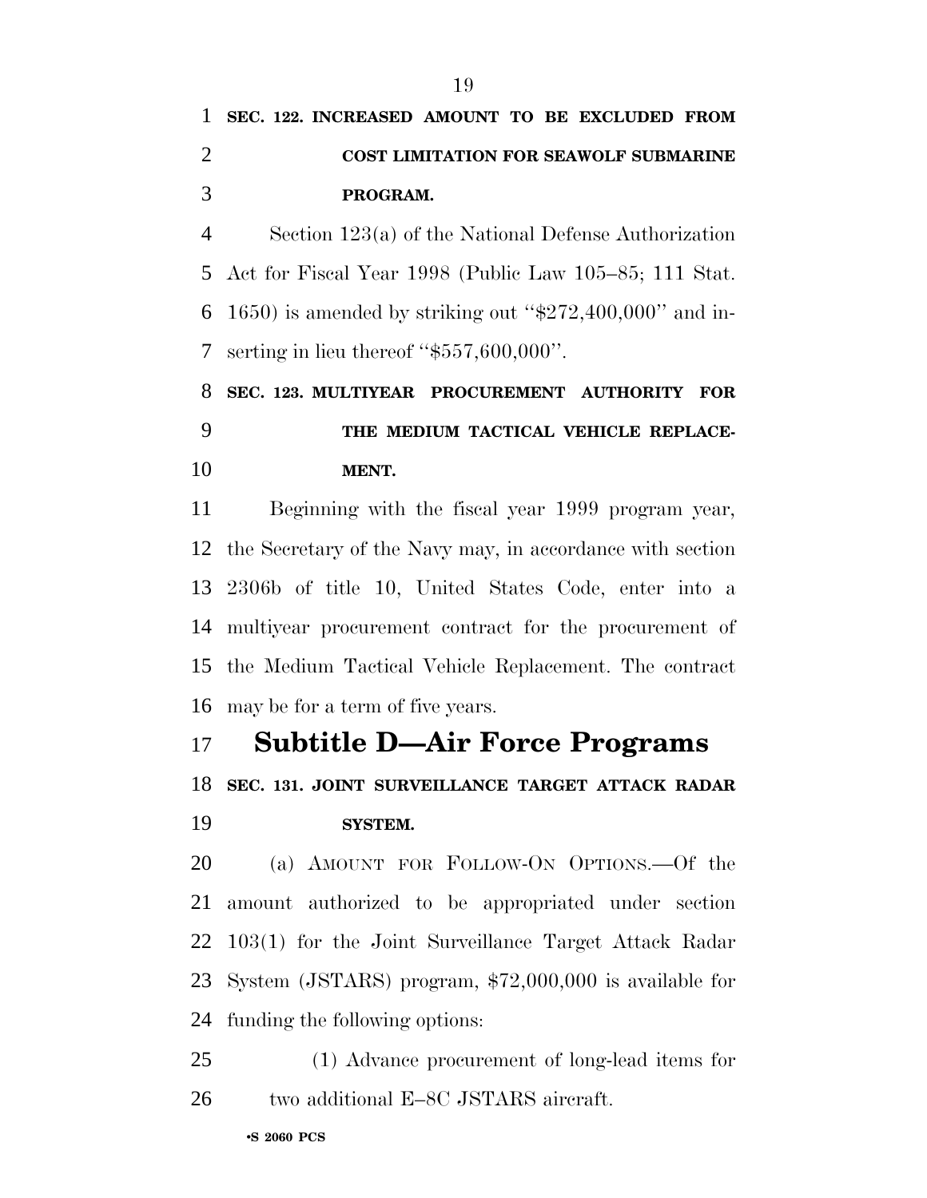**SEC. 122. INCREASED AMOUNT TO BE EXCLUDED FROM COST LIMITATION FOR SEAWOLF SUBMARINE PROGRAM.**

Section 123(a) of the National Defense Authorization Act for Fiscal Year 1998 (Public Law 105–85; 111 Stat. 1650) is amended by striking out ''$272,400,000'' and inserting in lieu thereof ''$557,600,000''.

**SEC. 123. MULTIYEAR PROCUREMENT AUTHORITY FOR THE MEDIUM TACTICAL VEHICLE REPLACEMENT.**

Beginning with the fiscal year 1999 program year, the Secretary of the Navy may, in accordance with section 2306b of title 10, United States Code, enter into a multiyear procurement contract for the procurement of the Medium Tactical Vehicle Replacement. The contract may be for a term of five years.

## Subtitle D—Air Force Programs

**SEC. 131. JOINT SURVEILLANCE TARGET ATTACK RADAR SYSTEM.**

(a) AMOUNT FOR FOLLOW-ON OPTIONS.—Of the amount authorized to be appropriated under section 103(1) for the Joint Surveillance Target Attack Radar System (JSTARS) program, $72,000,000 is available for funding the following options:

(1) Advance procurement of long-lead items for two additional E–8C JSTARS aircraft.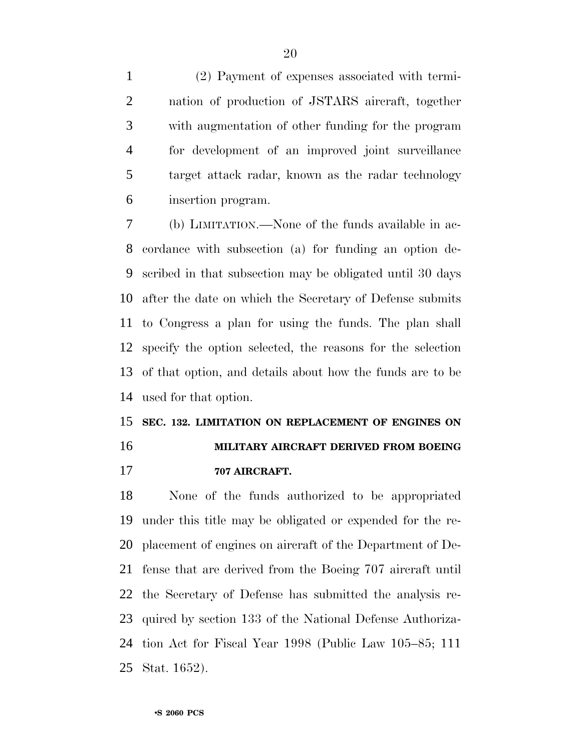(2) Payment of expenses associated with termination of production of JSTARS aircraft, together with augmentation of other funding for the program for development of an improved joint surveillance target attack radar, known as the radar technology insertion program.

(b) LIMITATION.—None of the funds available in accordance with subsection (a) for funding an option described in that subsection may be obligated until 30 days after the date on which the Secretary of Defense submits to Congress a plan for using the funds. The plan shall specify the option selected, the reasons for the selection of that option, and details about how the funds are to be used for that option.

### SEC. 132. LIMITATION ON REPLACEMENT OF ENGINES ON MILITARY AIRCRAFT DERIVED FROM BOEING 707 AIRCRAFT.

None of the funds authorized to be appropriated under this title may be obligated or expended for the replacement of engines on aircraft of the Department of Defense that are derived from the Boeing 707 aircraft until the Secretary of Defense has submitted the analysis required by section 133 of the National Defense Authorization Act for Fiscal Year 1998 (Public Law 105–85; 111 Stat. 1652).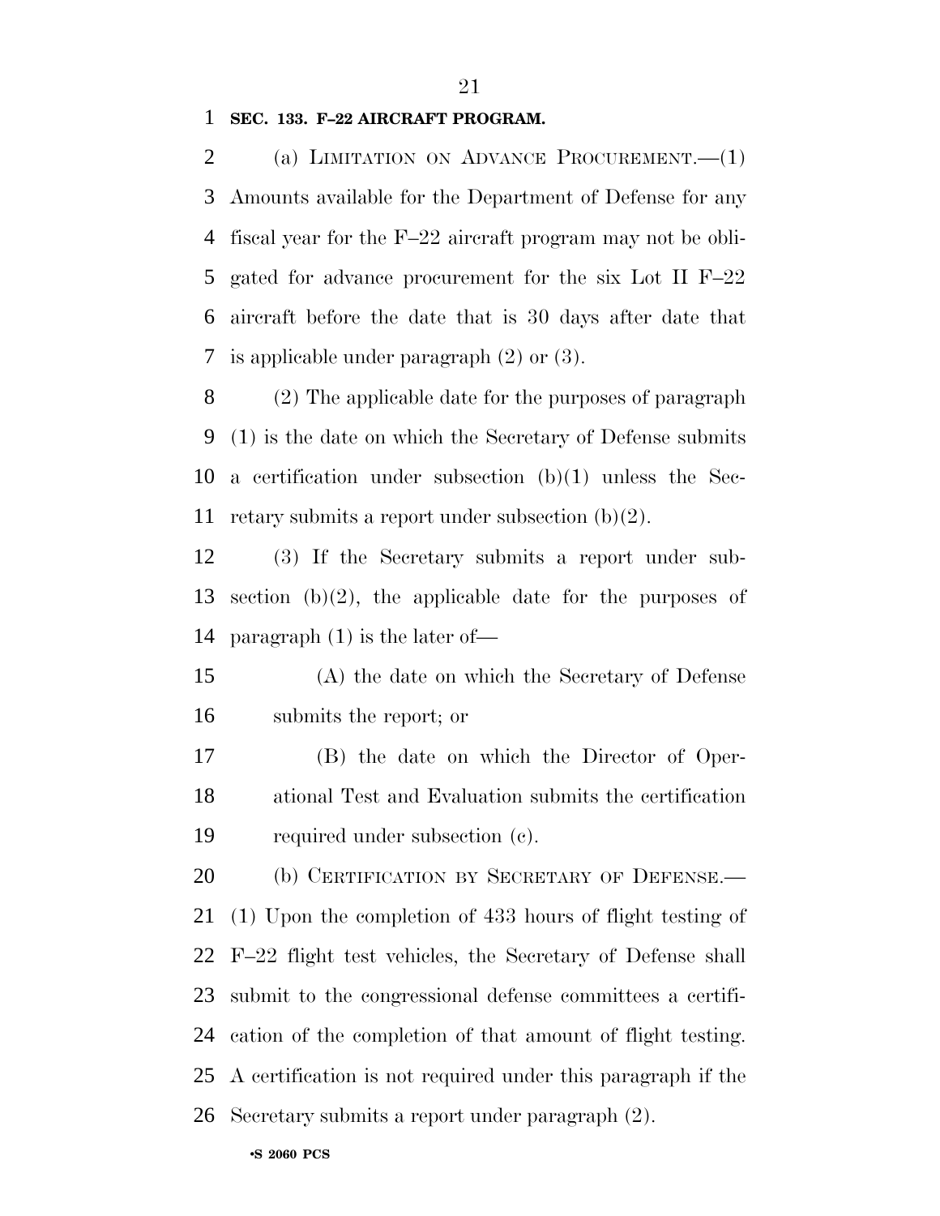**SEC. 133. F–22 AIRCRAFT PROGRAM.**

(a) LIMITATION ON ADVANCE PROCUREMENT.—(1) Amounts available for the Department of Defense for any fiscal year for the F–22 aircraft program may not be obligated for advance procurement for the six Lot II F–22 aircraft before the date that is 30 days after date that is applicable under paragraph (2) or (3).

(2) The applicable date for the purposes of paragraph (1) is the date on which the Secretary of Defense submits a certification under subsection (b)(1) unless the Secretary submits a report under subsection (b)(2).

(3) If the Secretary submits a report under subsection (b)(2), the applicable date for the purposes of paragraph (1) is the later of—

(A) the date on which the Secretary of Defense submits the report; or

(B) the date on which the Director of Operational Test and Evaluation submits the certification required under subsection (c).

(b) CERTIFICATION BY SECRETARY OF DEFENSE.—(1) Upon the completion of 433 hours of flight testing of F–22 flight test vehicles, the Secretary of Defense shall submit to the congressional defense committees a certification of the completion of that amount of flight testing. A certification is not required under this paragraph if the Secretary submits a report under paragraph (2).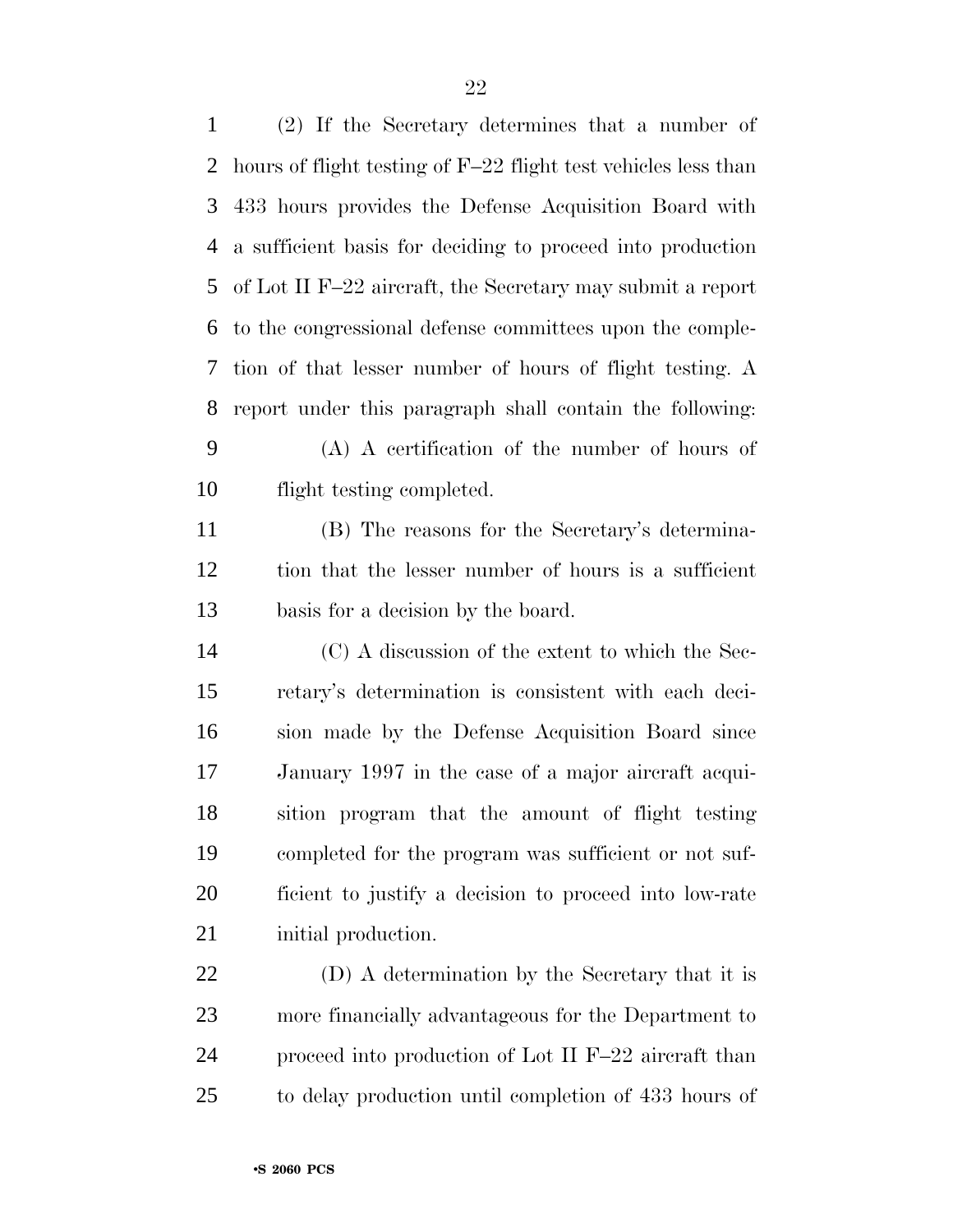(2) If the Secretary determines that a number of hours of flight testing of F–22 flight test vehicles less than 433 hours provides the Defense Acquisition Board with a sufficient basis for deciding to proceed into production of Lot II F–22 aircraft, the Secretary may submit a report to the congressional defense committees upon the completion of that lesser number of hours of flight testing. A report under this paragraph shall contain the following:

(A) A certification of the number of hours of flight testing completed.

(B) The reasons for the Secretary's determination that the lesser number of hours is a sufficient basis for a decision by the board.

(C) A discussion of the extent to which the Secretary's determination is consistent with each decision made by the Defense Acquisition Board since January 1997 in the case of a major aircraft acquisition program that the amount of flight testing completed for the program was sufficient or not sufficient to justify a decision to proceed into low-rate initial production.

(D) A determination by the Secretary that it is more financially advantageous for the Department to proceed into production of Lot II F–22 aircraft than to delay production until completion of 433 hours of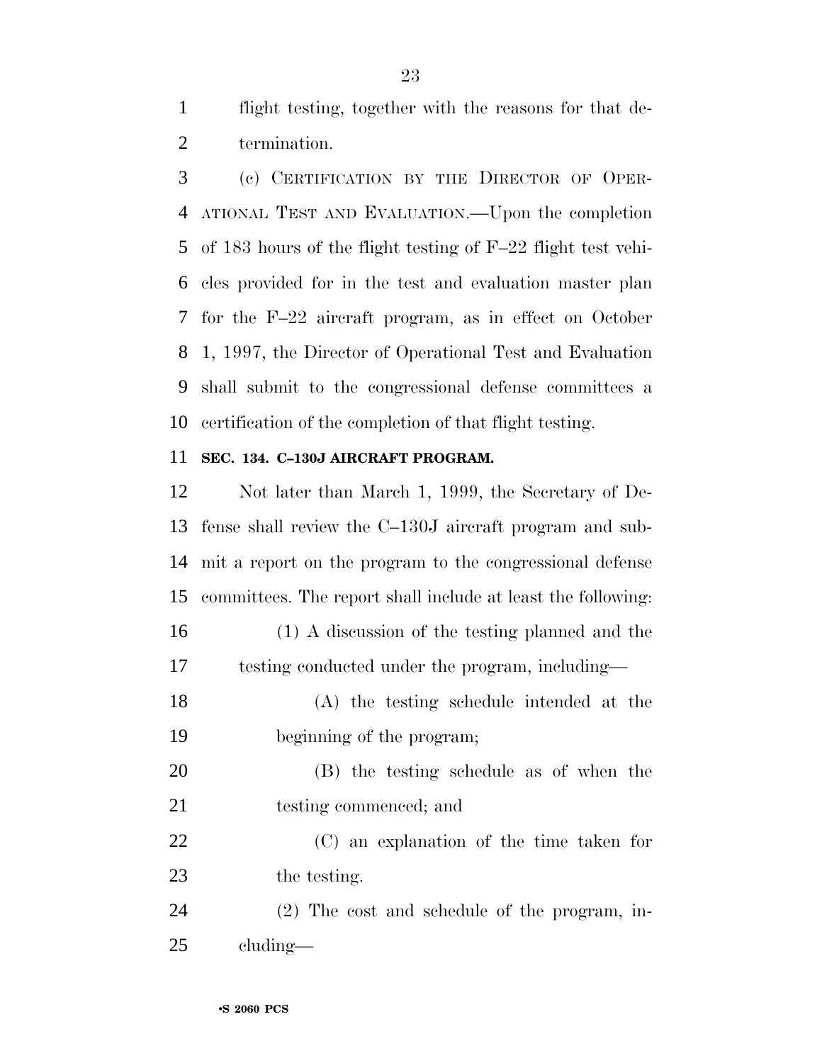flight testing, together with the reasons for that determination.

(c) CERTIFICATION BY THE DIRECTOR OF OPERATIONAL TEST AND EVALUATION.—Upon the completion of 183 hours of the flight testing of F–22 flight test vehicles provided for in the test and evaluation master plan for the F–22 aircraft program, as in effect on October 1, 1997, the Director of Operational Test and Evaluation shall submit to the congressional defense committees a certification of the completion of that flight testing.

**SEC. 134. C–130J AIRCRAFT PROGRAM.**

Not later than March 1, 1999, the Secretary of Defense shall review the C–130J aircraft program and submit a report on the program to the congressional defense committees. The report shall include at least the following:

(1) A discussion of the testing planned and the testing conducted under the program, including—

(A) the testing schedule intended at the beginning of the program;

(B) the testing schedule as of when the testing commenced; and

(C) an explanation of the time taken for the testing.

(2) The cost and schedule of the program, including—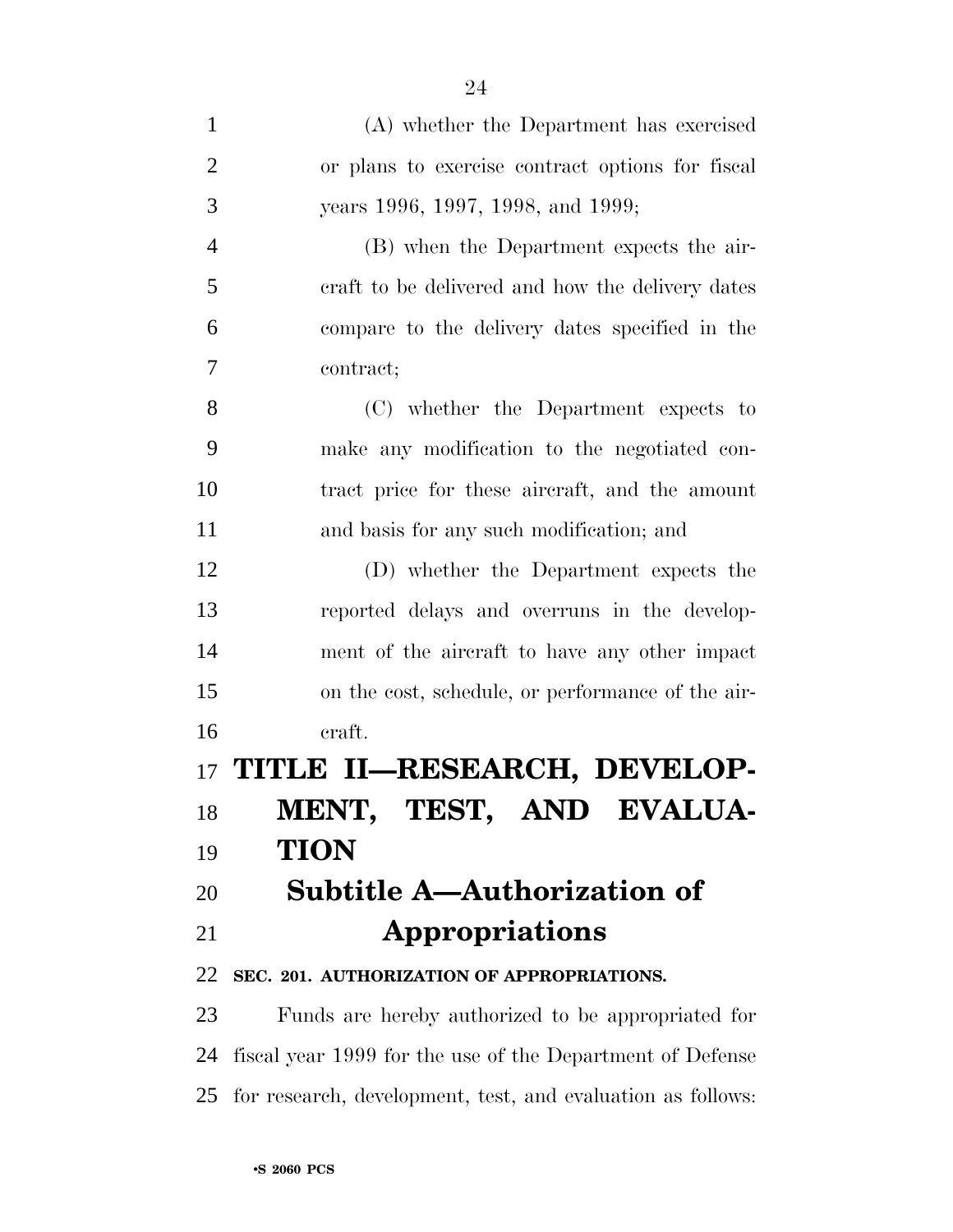(A) whether the Department has exercised or plans to exercise contract options for fiscal years 1996, 1997, 1998, and 1999;

(B) when the Department expects the aircraft to be delivered and how the delivery dates compare to the delivery dates specified in the contract;

(C) whether the Department expects to make any modification to the negotiated contract price for these aircraft, and the amount and basis for any such modification; and

(D) whether the Department expects the reported delays and overruns in the development of the aircraft to have any other impact on the cost, schedule, or performance of the aircraft.

# TITLE II—RESEARCH, DEVELOPMENT, TEST, AND EVALUATION

## Subtitle A—Authorization of Appropriations

### SEC. 201. AUTHORIZATION OF APPROPRIATIONS.

Funds are hereby authorized to be appropriated for fiscal year 1999 for the use of the Department of Defense for research, development, test, and evaluation as follows: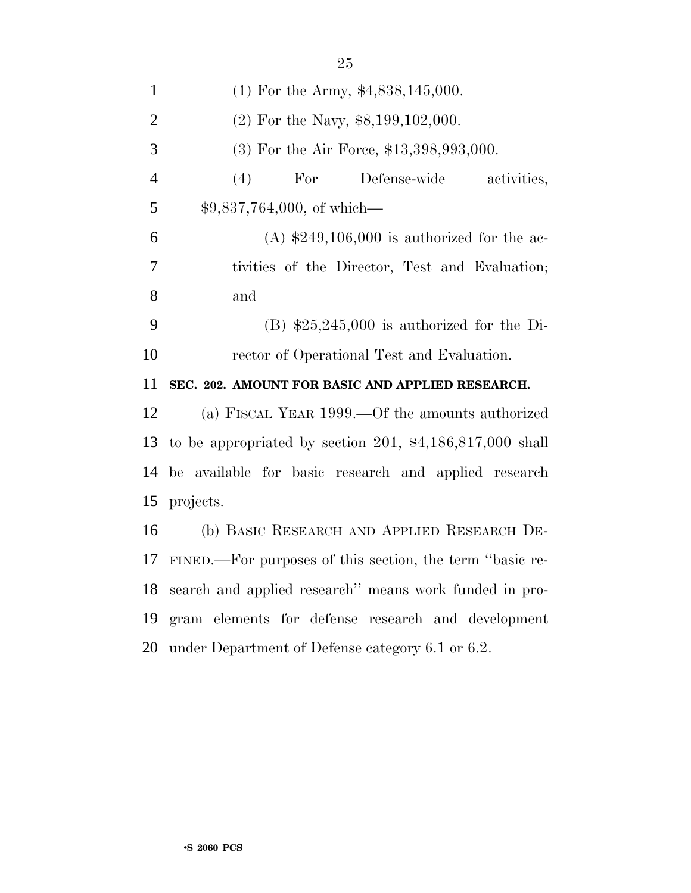(1) For the Army, $4,838,145,000.

(2) For the Navy, $8,199,102,000.

(3) For the Air Force, $13,398,993,000.

(4) For Defense-wide activities, $9,837,764,000, of which—

(A) $249,106,000 is authorized for the activities of the Director, Test and Evaluation; and

(B) $25,245,000 is authorized for the Director of Operational Test and Evaluation.

**SEC. 202. AMOUNT FOR BASIC AND APPLIED RESEARCH.**

(a) FISCAL YEAR 1999.—Of the amounts authorized to be appropriated by section 201, $4,186,817,000 shall be available for basic research and applied research projects.

(b) BASIC RESEARCH AND APPLIED RESEARCH DEFINED.—For purposes of this section, the term ''basic research and applied research'' means work funded in program elements for defense research and development under Department of Defense category 6.1 or 6.2.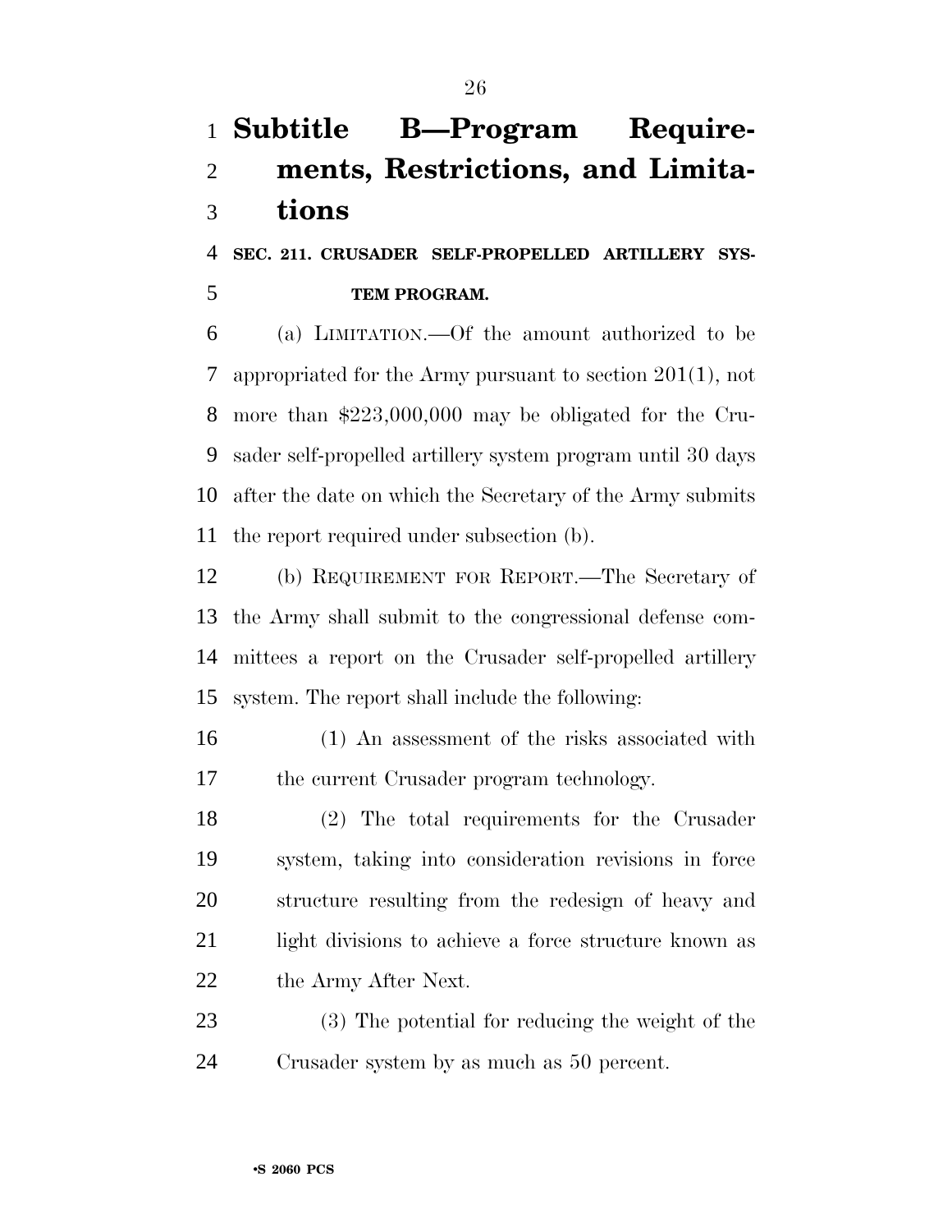## Subtitle B—Program Requirements, Restrictions, and Limitations

**SEC. 211. CRUSADER SELF-PROPELLED ARTILLERY SYSTEM PROGRAM.**

(a) LIMITATION.—Of the amount authorized to be appropriated for the Army pursuant to section 201(1), not more than $223,000,000 may be obligated for the Crusader self-propelled artillery system program until 30 days after the date on which the Secretary of the Army submits the report required under subsection (b).

(b) REQUIREMENT FOR REPORT.—The Secretary of the Army shall submit to the congressional defense committees a report on the Crusader self-propelled artillery system. The report shall include the following:

(1) An assessment of the risks associated with the current Crusader program technology.

(2) The total requirements for the Crusader system, taking into consideration revisions in force structure resulting from the redesign of heavy and light divisions to achieve a force structure known as the Army After Next.

(3) The potential for reducing the weight of the Crusader system by as much as 50 percent.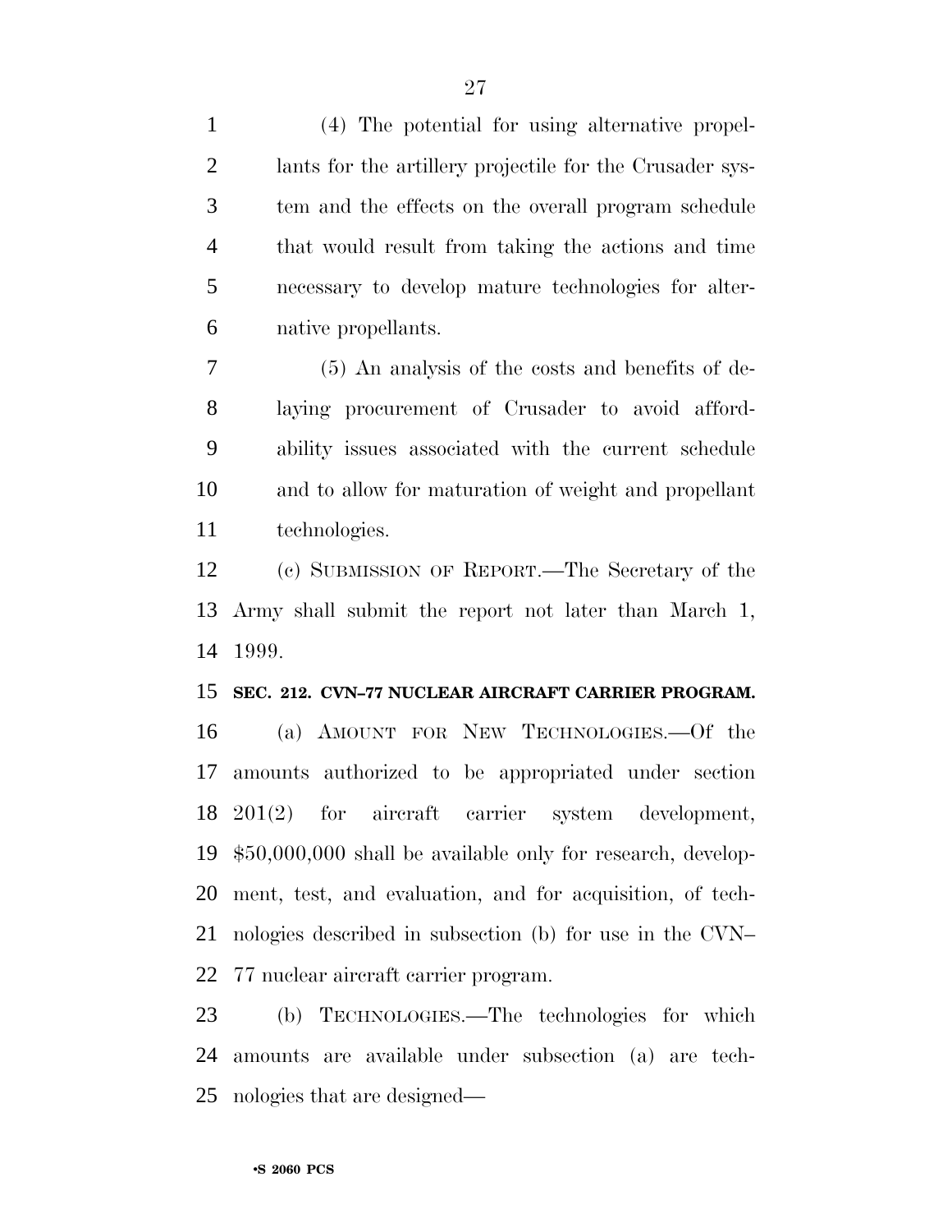(4) The potential for using alternative propellants for the artillery projectile for the Crusader system and the effects on the overall program schedule that would result from taking the actions and time necessary to develop mature technologies for alternative propellants.

(5) An analysis of the costs and benefits of delaying procurement of Crusader to avoid affordability issues associated with the current schedule and to allow for maturation of weight and propellant technologies.

(c) SUBMISSION OF REPORT.—The Secretary of the Army shall submit the report not later than March 1, 1999.

**SEC. 212. CVN–77 NUCLEAR AIRCRAFT CARRIER PROGRAM.**

(a) AMOUNT FOR NEW TECHNOLOGIES.—Of the amounts authorized to be appropriated under section 201(2) for aircraft carrier system development, $50,000,000 shall be available only for research, development, test, and evaluation, and for acquisition, of technologies described in subsection (b) for use in the CVN–77 nuclear aircraft carrier program.

(b) TECHNOLOGIES.—The technologies for which amounts are available under subsection (a) are technologies that are designed—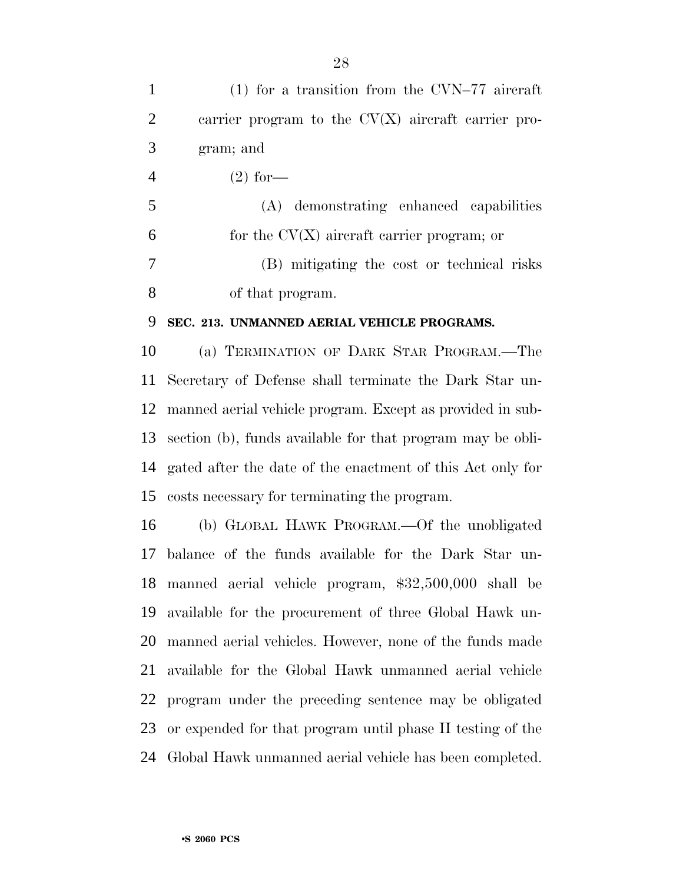(1) for a transition from the CVN–77 aircraft carrier program to the CV(X) aircraft carrier program; and

(2) for—

(A) demonstrating enhanced capabilities for the CV(X) aircraft carrier program; or

(B) mitigating the cost or technical risks of that program.

**SEC. 213. UNMANNED AERIAL VEHICLE PROGRAMS.**

(a) TERMINATION OF DARK STAR PROGRAM.—The Secretary of Defense shall terminate the Dark Star unmanned aerial vehicle program. Except as provided in subsection (b), funds available for that program may be obligated after the date of the enactment of this Act only for costs necessary for terminating the program.

(b) GLOBAL HAWK PROGRAM.—Of the unobligated balance of the funds available for the Dark Star unmanned aerial vehicle program, $32,500,000 shall be available for the procurement of three Global Hawk unmanned aerial vehicles. However, none of the funds made available for the Global Hawk unmanned aerial vehicle program under the preceding sentence may be obligated or expended for that program until phase II testing of the Global Hawk unmanned aerial vehicle has been completed.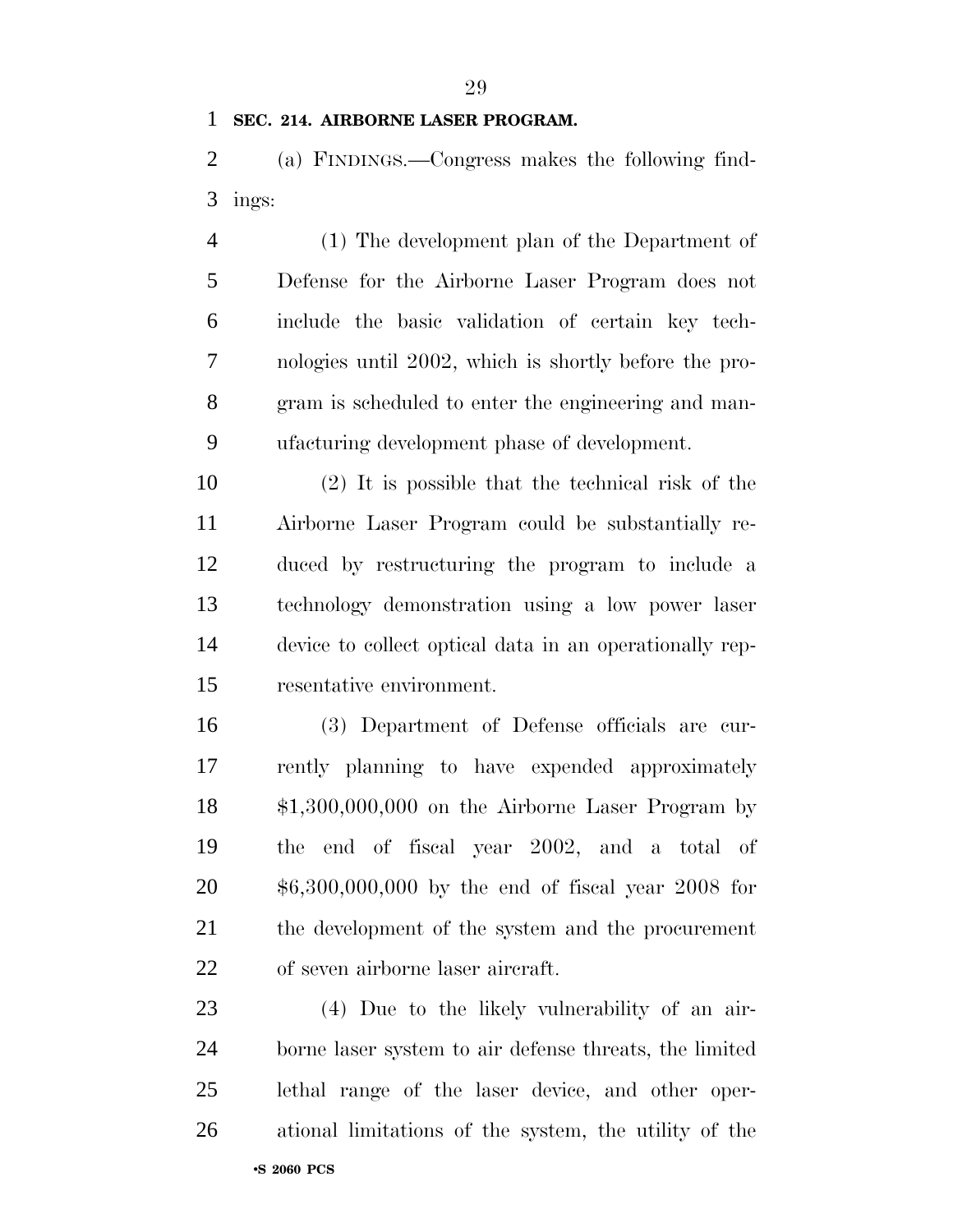**SEC. 214. AIRBORNE LASER PROGRAM.**

(a) FINDINGS.—Congress makes the following findings:

(1) The development plan of the Department of Defense for the Airborne Laser Program does not include the basic validation of certain key technologies until 2002, which is shortly before the program is scheduled to enter the engineering and manufacturing development phase of development.

(2) It is possible that the technical risk of the Airborne Laser Program could be substantially reduced by restructuring the program to include a technology demonstration using a low power laser device to collect optical data in an operationally representative environment.

(3) Department of Defense officials are currently planning to have expended approximately $1,300,000,000 on the Airborne Laser Program by the end of fiscal year 2002, and a total of $6,300,000,000 by the end of fiscal year 2008 for the development of the system and the procurement of seven airborne laser aircraft.

(4) Due to the likely vulnerability of an airborne laser system to air defense threats, the limited lethal range of the laser device, and other operational limitations of the system, the utility of the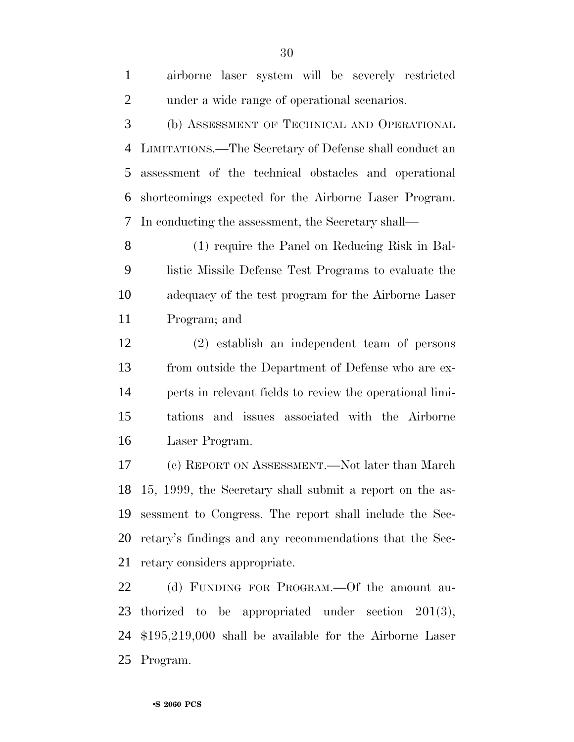airborne laser system will be severely restricted under a wide range of operational scenarios.

(b) ASSESSMENT OF TECHNICAL AND OPERATIONAL LIMITATIONS.—The Secretary of Defense shall conduct an assessment of the technical obstacles and operational shortcomings expected for the Airborne Laser Program. In conducting the assessment, the Secretary shall—

(1) require the Panel on Reducing Risk in Ballistic Missile Defense Test Programs to evaluate the adequacy of the test program for the Airborne Laser Program; and

(2) establish an independent team of persons from outside the Department of Defense who are experts in relevant fields to review the operational limitations and issues associated with the Airborne Laser Program.

(c) REPORT ON ASSESSMENT.—Not later than March 15, 1999, the Secretary shall submit a report on the assessment to Congress. The report shall include the Secretary's findings and any recommendations that the Secretary considers appropriate.

(d) FUNDING FOR PROGRAM.—Of the amount authorized to be appropriated under section 201(3), $195,219,000 shall be available for the Airborne Laser Program.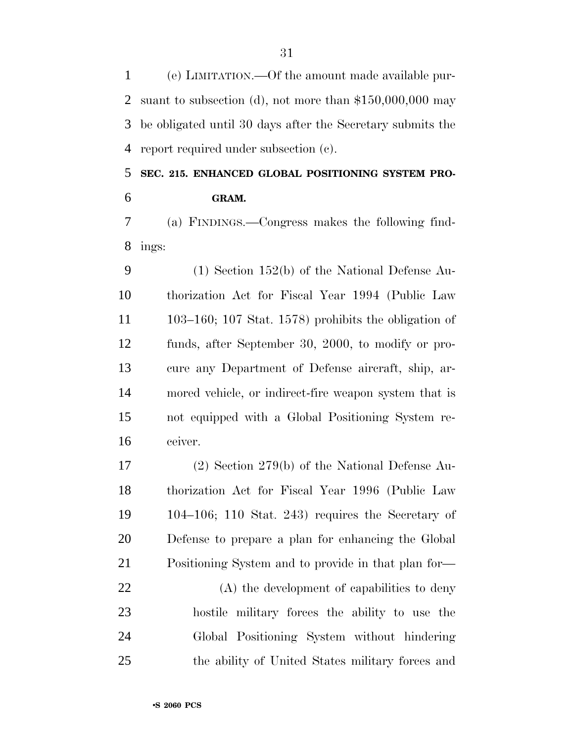(e) LIMITATION.—Of the amount made available pursuant to subsection (d), not more than $150,000,000 may be obligated until 30 days after the Secretary submits the report required under subsection (c).

**SEC. 215. ENHANCED GLOBAL POSITIONING SYSTEM PROGRAM.**

(a) FINDINGS.—Congress makes the following findings:

(1) Section 152(b) of the National Defense Authorization Act for Fiscal Year 1994 (Public Law 103–160; 107 Stat. 1578) prohibits the obligation of funds, after September 30, 2000, to modify or procure any Department of Defense aircraft, ship, armored vehicle, or indirect-fire weapon system that is not equipped with a Global Positioning System receiver.

(2) Section 279(b) of the National Defense Authorization Act for Fiscal Year 1996 (Public Law 104–106; 110 Stat. 243) requires the Secretary of Defense to prepare a plan for enhancing the Global Positioning System and to provide in that plan for—

(A) the development of capabilities to deny hostile military forces the ability to use the Global Positioning System without hindering the ability of United States military forces and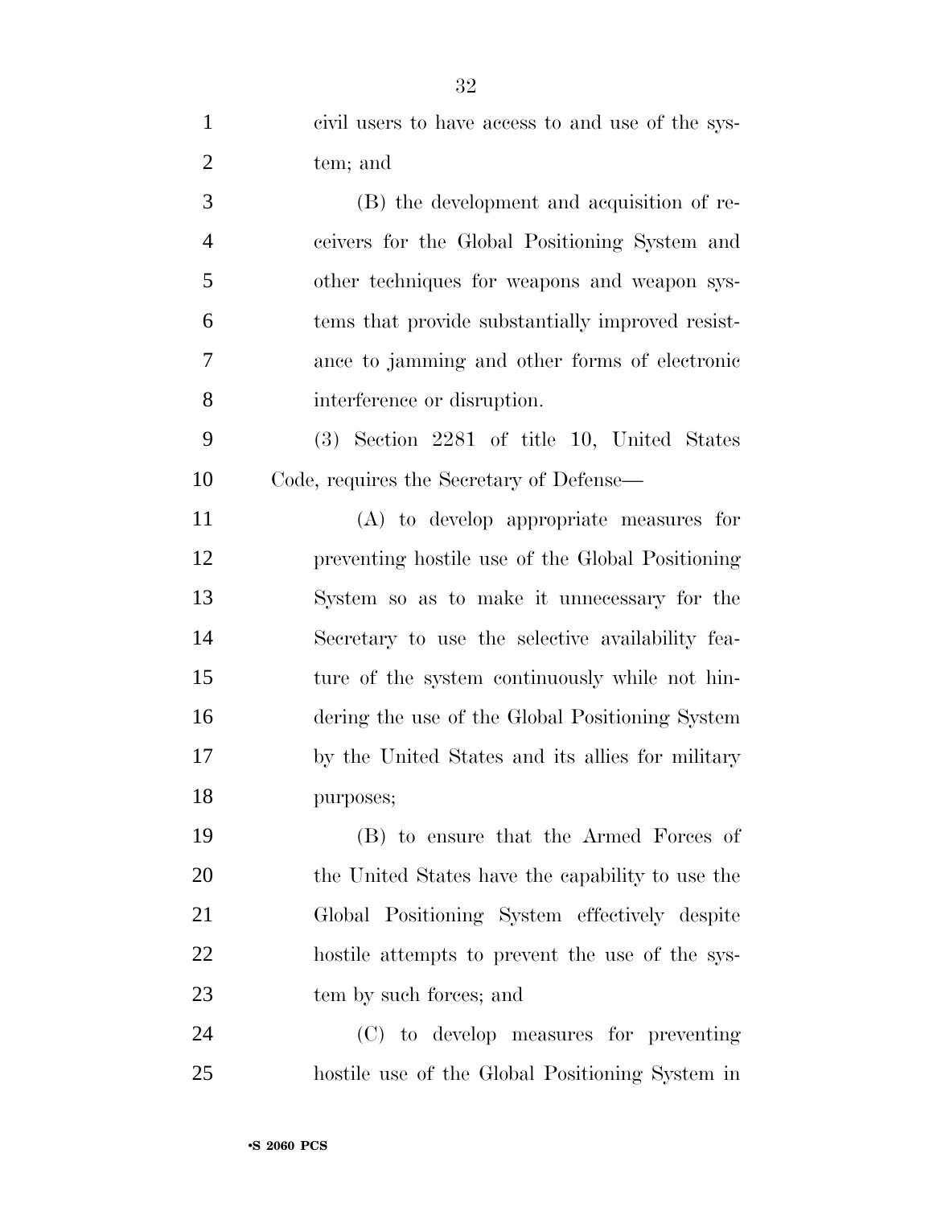civil users to have access to and use of the system; and

(B) the development and acquisition of receivers for the Global Positioning System and other techniques for weapons and weapon systems that provide substantially improved resistance to jamming and other forms of electronic interference or disruption.

(3) Section 2281 of title 10, United States Code, requires the Secretary of Defense—

(A) to develop appropriate measures for preventing hostile use of the Global Positioning System so as to make it unnecessary for the Secretary to use the selective availability feature of the system continuously while not hindering the use of the Global Positioning System by the United States and its allies for military purposes;

(B) to ensure that the Armed Forces of the United States have the capability to use the Global Positioning System effectively despite hostile attempts to prevent the use of the system by such forces; and

(C) to develop measures for preventing hostile use of the Global Positioning System in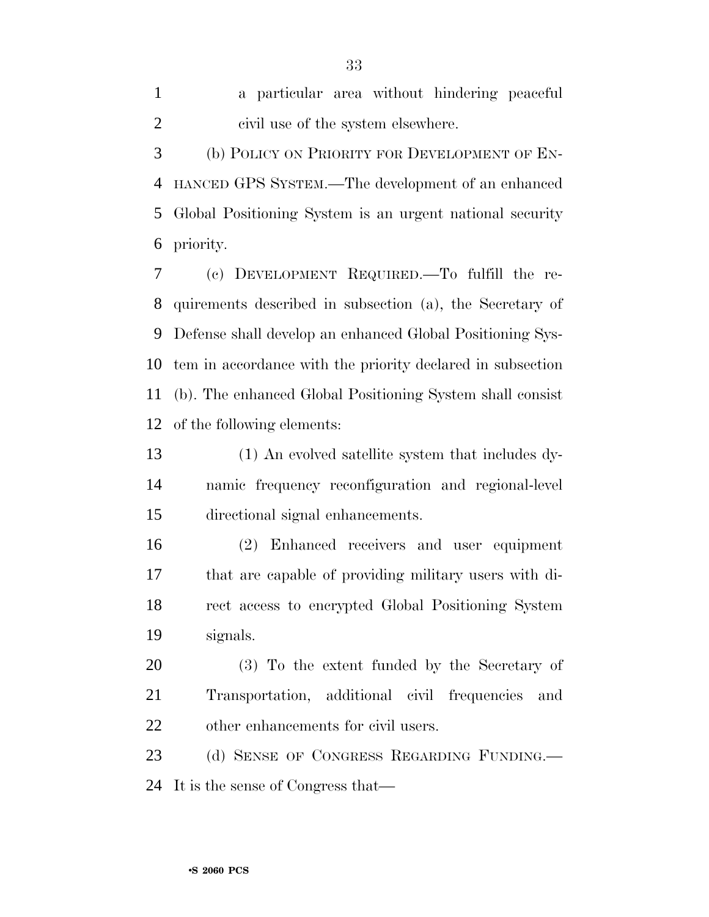a particular area without hindering peaceful civil use of the system elsewhere.

(b) POLICY ON PRIORITY FOR DEVELOPMENT OF ENHANCED GPS SYSTEM.—The development of an enhanced Global Positioning System is an urgent national security priority.

(c) DEVELOPMENT REQUIRED.—To fulfill the requirements described in subsection (a), the Secretary of Defense shall develop an enhanced Global Positioning System in accordance with the priority declared in subsection (b). The enhanced Global Positioning System shall consist of the following elements:

(1) An evolved satellite system that includes dynamic frequency reconfiguration and regional-level directional signal enhancements.

(2) Enhanced receivers and user equipment that are capable of providing military users with direct access to encrypted Global Positioning System signals.

(3) To the extent funded by the Secretary of Transportation, additional civil frequencies and other enhancements for civil users.

(d) SENSE OF CONGRESS REGARDING FUNDING.—It is the sense of Congress that—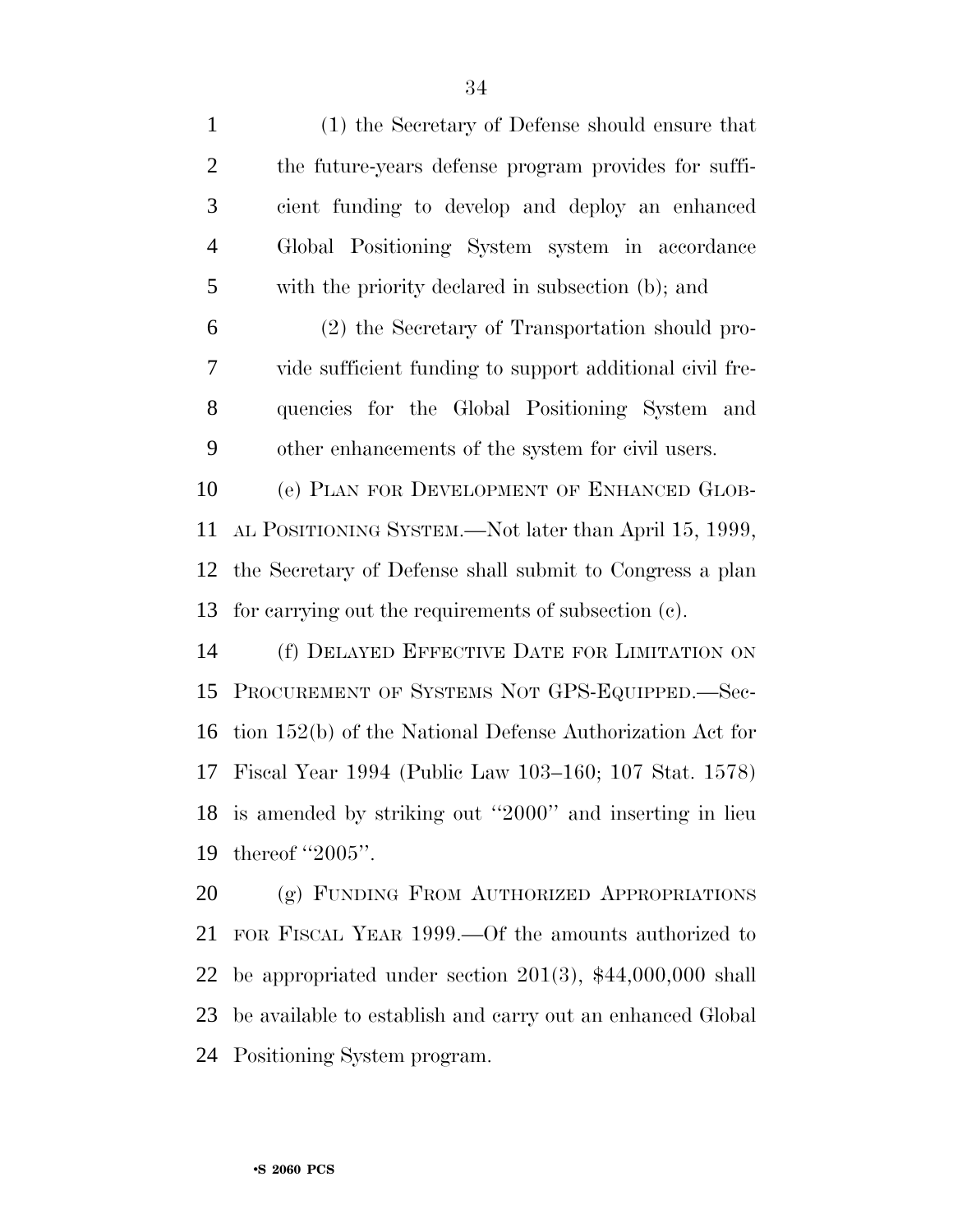(1) the Secretary of Defense should ensure that the future-years defense program provides for sufficient funding to develop and deploy an enhanced Global Positioning System system in accordance with the priority declared in subsection (b); and

(2) the Secretary of Transportation should provide sufficient funding to support additional civil frequencies for the Global Positioning System and other enhancements of the system for civil users.

(e) PLAN FOR DEVELOPMENT OF ENHANCED GLOBAL POSITIONING SYSTEM.—Not later than April 15, 1999, the Secretary of Defense shall submit to Congress a plan for carrying out the requirements of subsection (c).

(f) DELAYED EFFECTIVE DATE FOR LIMITATION ON PROCUREMENT OF SYSTEMS NOT GPS-EQUIPPED.—Section 152(b) of the National Defense Authorization Act for Fiscal Year 1994 (Public Law 103–160; 107 Stat. 1578) is amended by striking out ''2000'' and inserting in lieu thereof ''2005''.

(g) FUNDING FROM AUTHORIZED APPROPRIATIONS FOR FISCAL YEAR 1999.—Of the amounts authorized to be appropriated under section 201(3), $44,000,000 shall be available to establish and carry out an enhanced Global Positioning System program.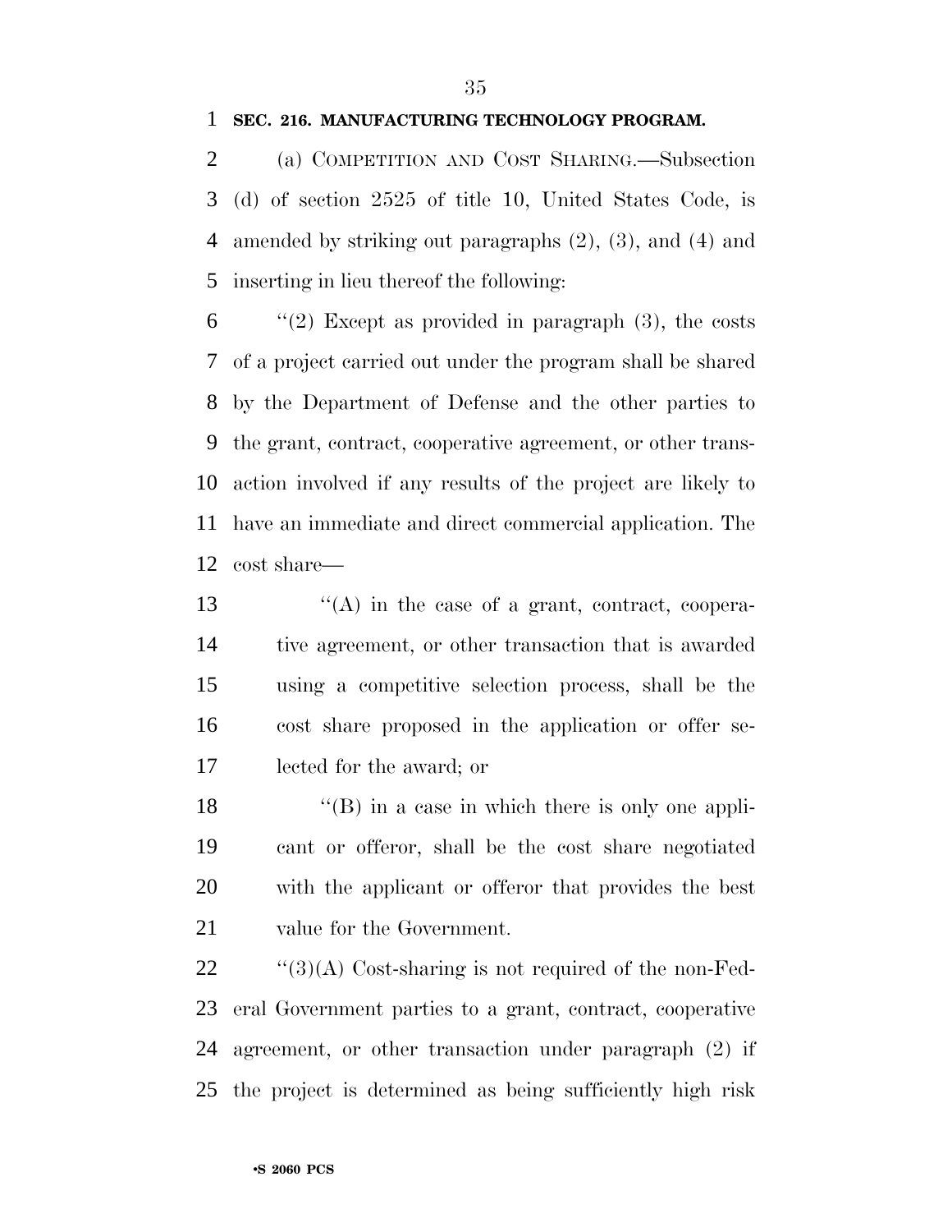**SEC. 216. MANUFACTURING TECHNOLOGY PROGRAM.**

(a) COMPETITION AND COST SHARING.—Subsection (d) of section 2525 of title 10, United States Code, is amended by striking out paragraphs (2), (3), and (4) and inserting in lieu thereof the following:

"(2) Except as provided in paragraph (3), the costs of a project carried out under the program shall be shared by the Department of Defense and the other parties to the grant, contract, cooperative agreement, or other transaction involved if any results of the project are likely to have an immediate and direct commercial application. The cost share—

"(A) in the case of a grant, contract, cooperative agreement, or other transaction that is awarded using a competitive selection process, shall be the cost share proposed in the application or offer selected for the award; or

"(B) in a case in which there is only one applicant or offeror, shall be the cost share negotiated with the applicant or offeror that provides the best value for the Government.

"(3)(A) Cost-sharing is not required of the non-Federal Government parties to a grant, contract, cooperative agreement, or other transaction under paragraph (2) if the project is determined as being sufficiently high risk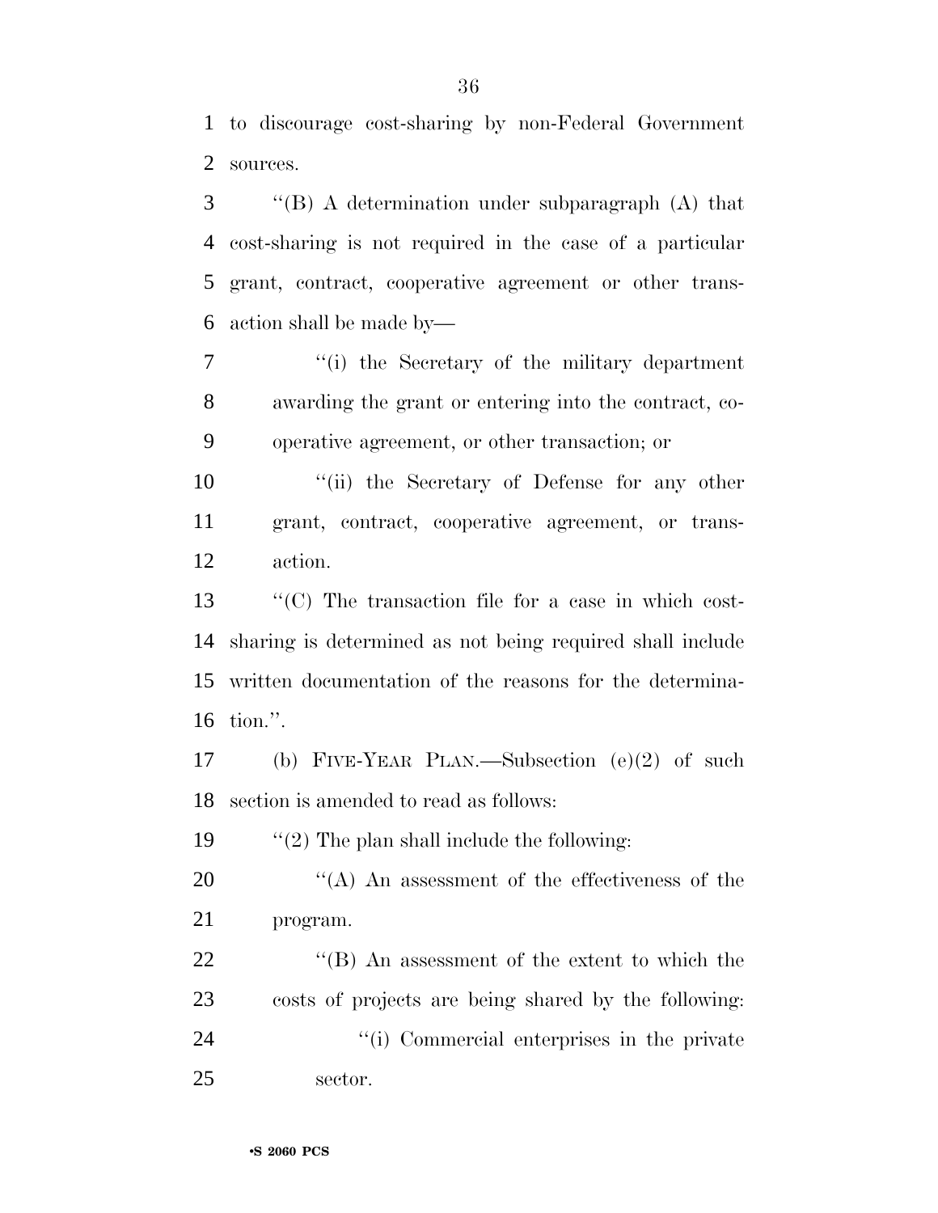to discourage cost-sharing by non-Federal Government sources.

''(B) A determination under subparagraph (A) that cost-sharing is not required in the case of a particular grant, contract, cooperative agreement or other transaction shall be made by—

''(i) the Secretary of the military department awarding the grant or entering into the contract, cooperative agreement, or other transaction; or

''(ii) the Secretary of Defense for any other grant, contract, cooperative agreement, or transaction.

''(C) The transaction file for a case in which cost-sharing is determined as not being required shall include written documentation of the reasons for the determination.''.

(b) FIVE-YEAR PLAN.—Subsection (e)(2) of such section is amended to read as follows:

''(2) The plan shall include the following:

''(A) An assessment of the effectiveness of the program.

''(B) An assessment of the extent to which the costs of projects are being shared by the following:

''(i) Commercial enterprises in the private sector.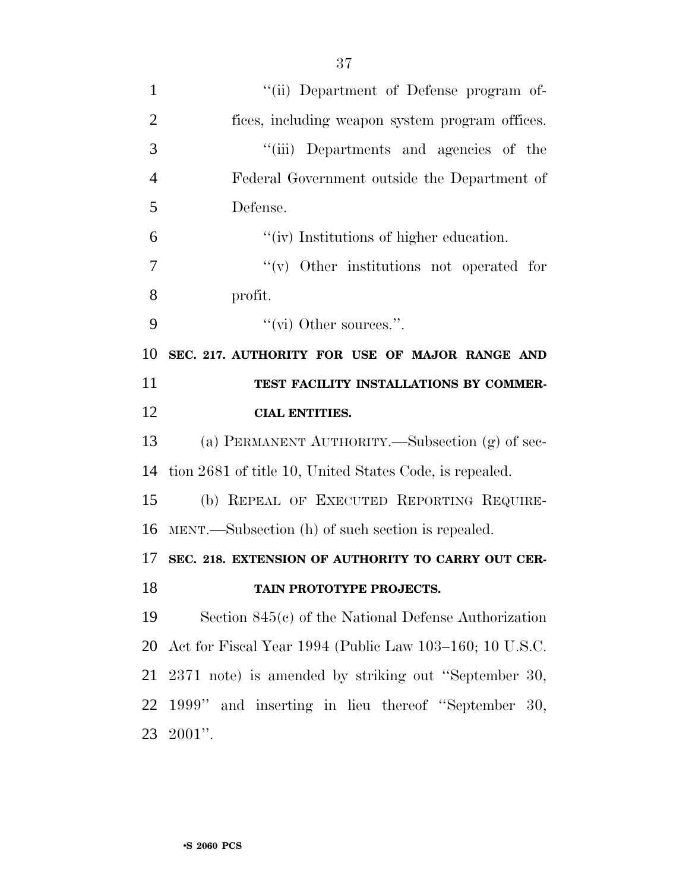''(ii) Department of Defense program offices, including weapon system program offices.

''(iii) Departments and agencies of the Federal Government outside the Department of Defense.

''(iv) Institutions of higher education.

''(v) Other institutions not operated for profit.

''(vi) Other sources.''.

**SEC. 217. AUTHORITY FOR USE OF MAJOR RANGE AND TEST FACILITY INSTALLATIONS BY COMMERCIAL ENTITIES.**

(a) PERMANENT AUTHORITY.—Subsection (g) of section 2681 of title 10, United States Code, is repealed.

(b) REPEAL OF EXECUTED REPORTING REQUIREMENT.—Subsection (h) of such section is repealed.

**SEC. 218. EXTENSION OF AUTHORITY TO CARRY OUT CERTAIN PROTOTYPE PROJECTS.**

Section 845(c) of the National Defense Authorization Act for Fiscal Year 1994 (Public Law 103–160; 10 U.S.C. 2371 note) is amended by striking out ''September 30, 1999'' and inserting in lieu thereof ''September 30, 2001''.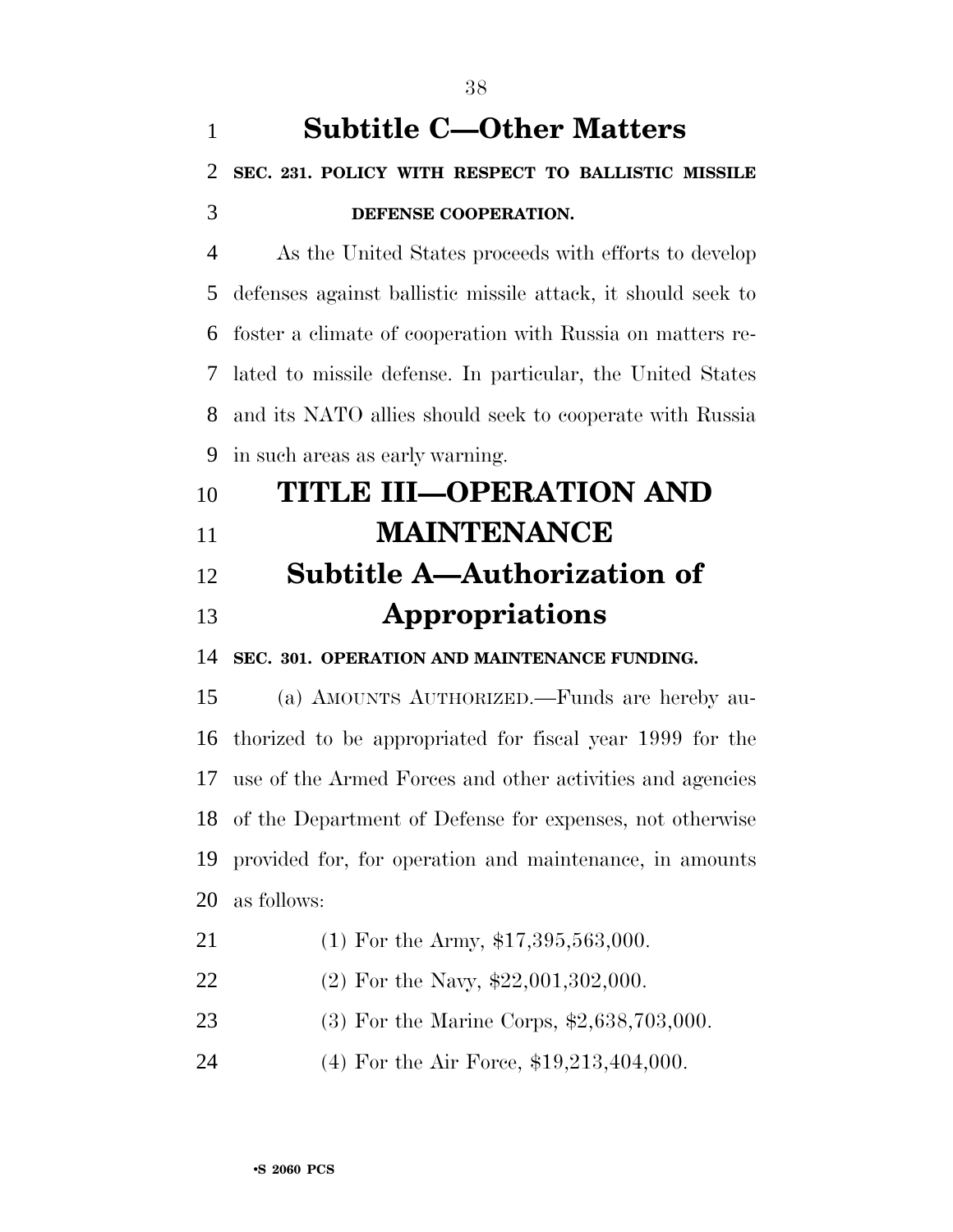## Subtitle C—Other Matters

**SEC. 231. POLICY WITH RESPECT TO BALLISTIC MISSILE DEFENSE COOPERATION.**

As the United States proceeds with efforts to develop defenses against ballistic missile attack, it should seek to foster a climate of cooperation with Russia on matters related to missile defense. In particular, the United States and its NATO allies should seek to cooperate with Russia in such areas as early warning.

# TITLE III—OPERATION AND MAINTENANCE

## Subtitle A—Authorization of Appropriations

**SEC. 301. OPERATION AND MAINTENANCE FUNDING.**

(a) AMOUNTS AUTHORIZED.—Funds are hereby authorized to be appropriated for fiscal year 1999 for the use of the Armed Forces and other activities and agencies of the Department of Defense for expenses, not otherwise provided for, for operation and maintenance, in amounts as follows:

(1) For the Army, $17,395,563,000.

(2) For the Navy, $22,001,302,000.

(3) For the Marine Corps, $2,638,703,000.

(4) For the Air Force, $19,213,404,000.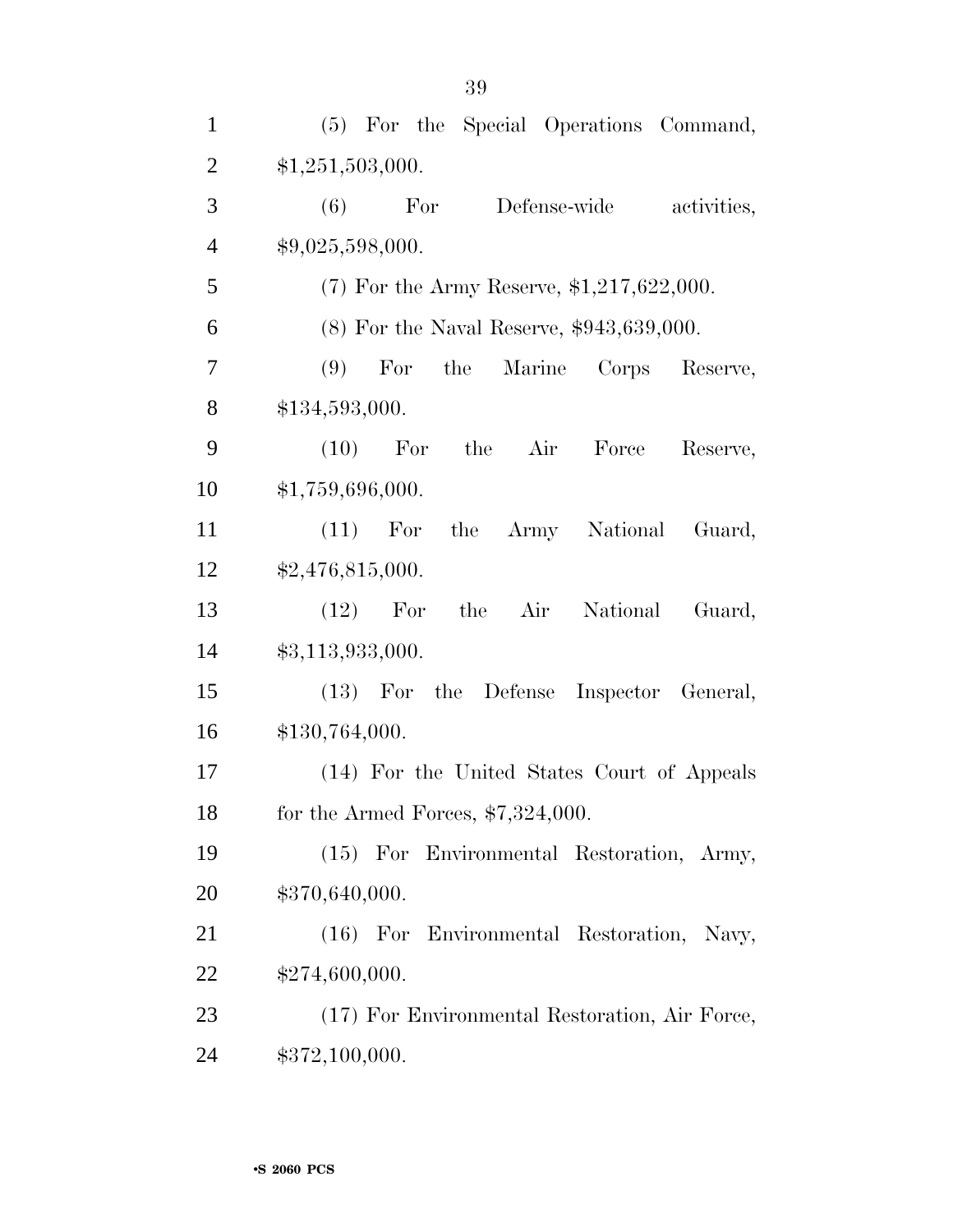(5) For the Special Operations Command, $1,251,503,000.

(6) For Defense-wide activities, $9,025,598,000.

(7) For the Army Reserve, $1,217,622,000.

(8) For the Naval Reserve, $943,639,000.

(9) For the Marine Corps Reserve, $134,593,000.

(10) For the Air Force Reserve, $1,759,696,000.

(11) For the Army National Guard, $2,476,815,000.

(12) For the Air National Guard, $3,113,933,000.

(13) For the Defense Inspector General, $130,764,000.

(14) For the United States Court of Appeals for the Armed Forces, $7,324,000.

(15) For Environmental Restoration, Army, $370,640,000.

(16) For Environmental Restoration, Navy, $274,600,000.

(17) For Environmental Restoration, Air Force, $372,100,000.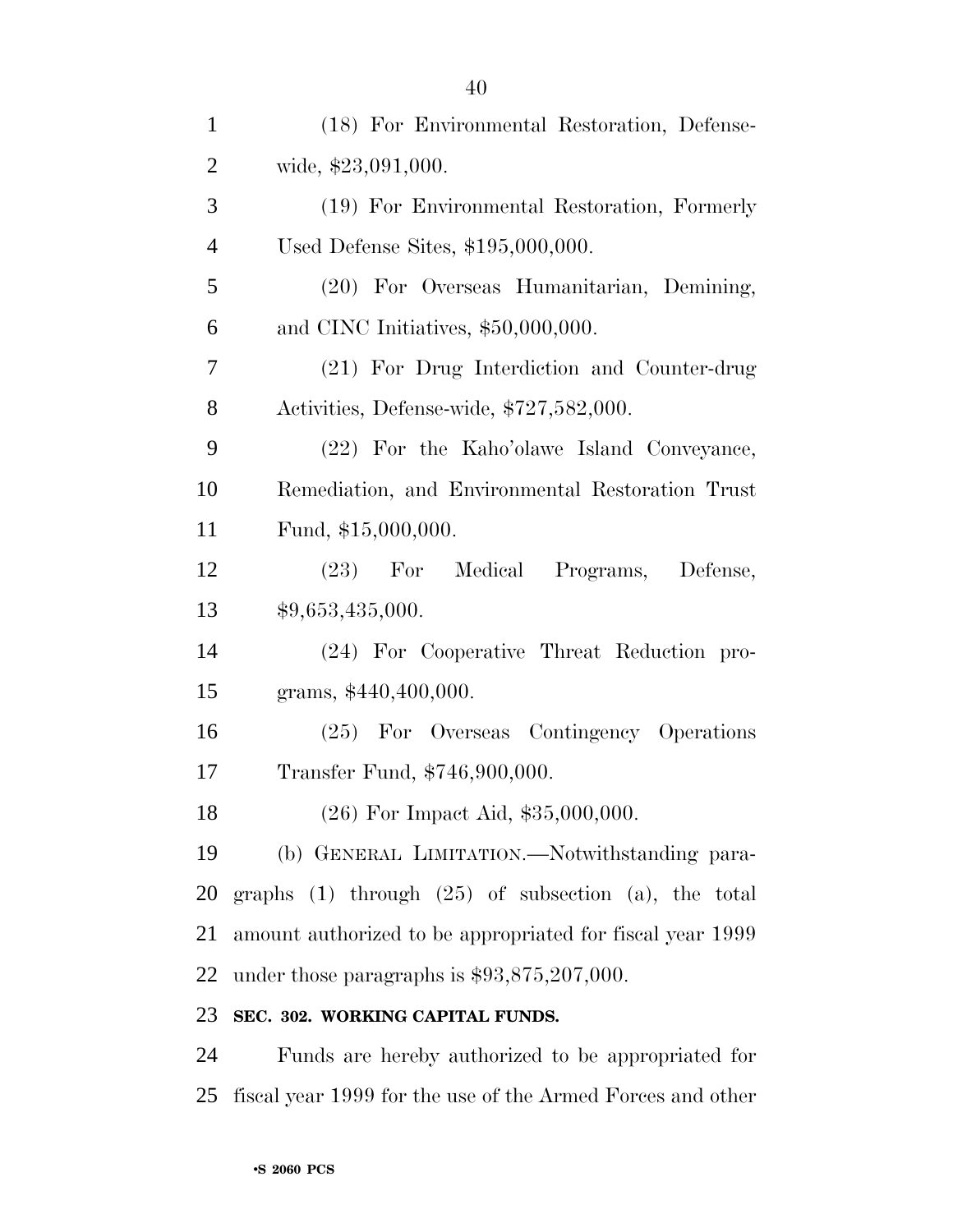(18) For Environmental Restoration, Defense-wide, $23,091,000.

(19) For Environmental Restoration, Formerly Used Defense Sites, $195,000,000.

(20) For Overseas Humanitarian, Demining, and CINC Initiatives, $50,000,000.

(21) For Drug Interdiction and Counter-drug Activities, Defense-wide, $727,582,000.

(22) For the Kaho'olawe Island Conveyance, Remediation, and Environmental Restoration Trust Fund, $15,000,000.

(23) For Medical Programs, Defense, $9,653,435,000.

(24) For Cooperative Threat Reduction programs, $440,400,000.

(25) For Overseas Contingency Operations Transfer Fund, $746,900,000.

(26) For Impact Aid, $35,000,000.

(b) GENERAL LIMITATION.—Notwithstanding paragraphs (1) through (25) of subsection (a), the total amount authorized to be appropriated for fiscal year 1999 under those paragraphs is $93,875,207,000.

**SEC. 302. WORKING CAPITAL FUNDS.**

Funds are hereby authorized to be appropriated for fiscal year 1999 for the use of the Armed Forces and other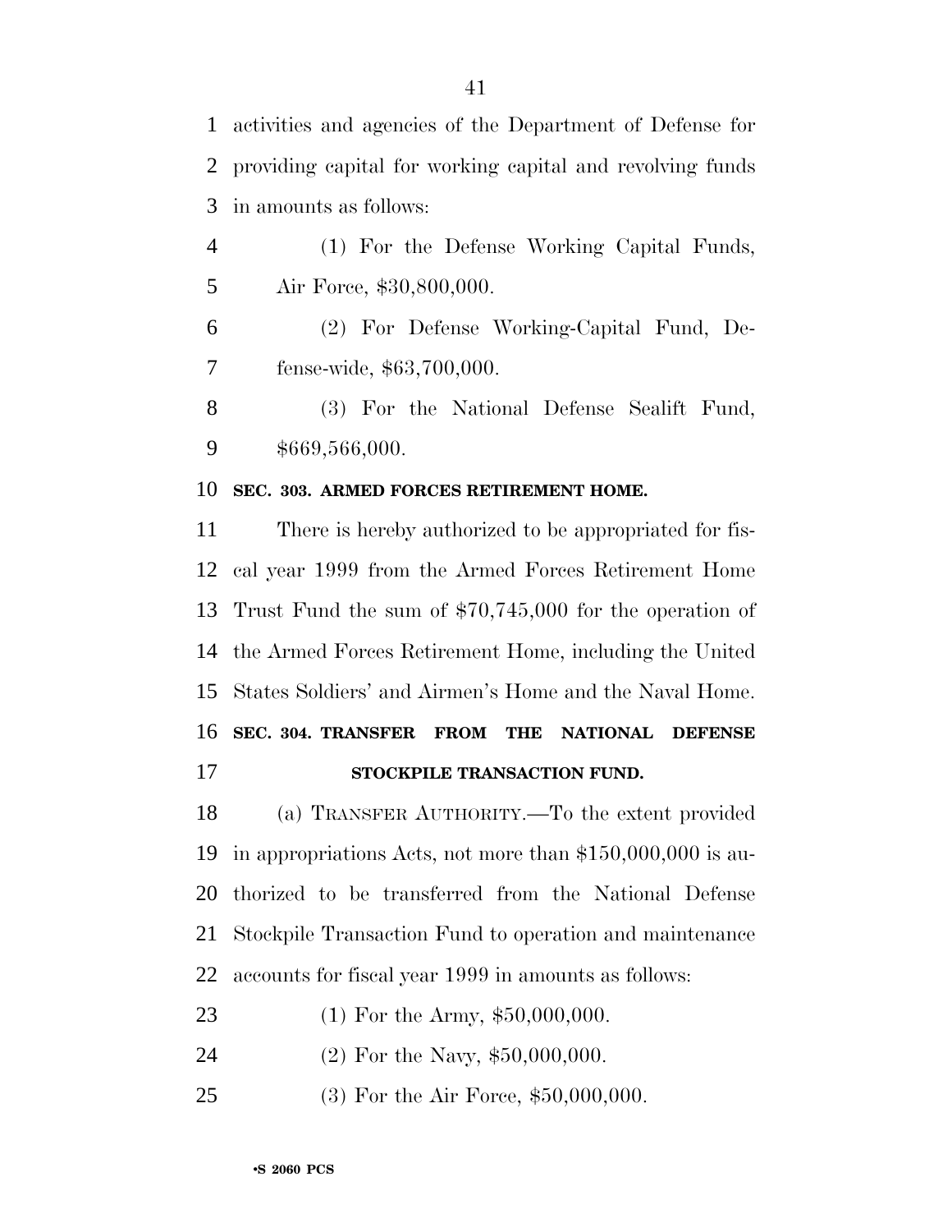activities and agencies of the Department of Defense for providing capital for working capital and revolving funds in amounts as follows:

(1) For the Defense Working Capital Funds, Air Force, $30,800,000.

(2) For Defense Working-Capital Fund, Defense-wide, $63,700,000.

(3) For the National Defense Sealift Fund, $669,566,000.

**SEC. 303. ARMED FORCES RETIREMENT HOME.**

There is hereby authorized to be appropriated for fiscal year 1999 from the Armed Forces Retirement Home Trust Fund the sum of $70,745,000 for the operation of the Armed Forces Retirement Home, including the United States Soldiers' and Airmen's Home and the Naval Home.

**SEC. 304. TRANSFER FROM THE NATIONAL DEFENSE STOCKPILE TRANSACTION FUND.**

(a) TRANSFER AUTHORITY.—To the extent provided in appropriations Acts, not more than $150,000,000 is authorized to be transferred from the National Defense Stockpile Transaction Fund to operation and maintenance accounts for fiscal year 1999 in amounts as follows:

(1) For the Army, $50,000,000.

(2) For the Navy, $50,000,000.

(3) For the Air Force, $50,000,000.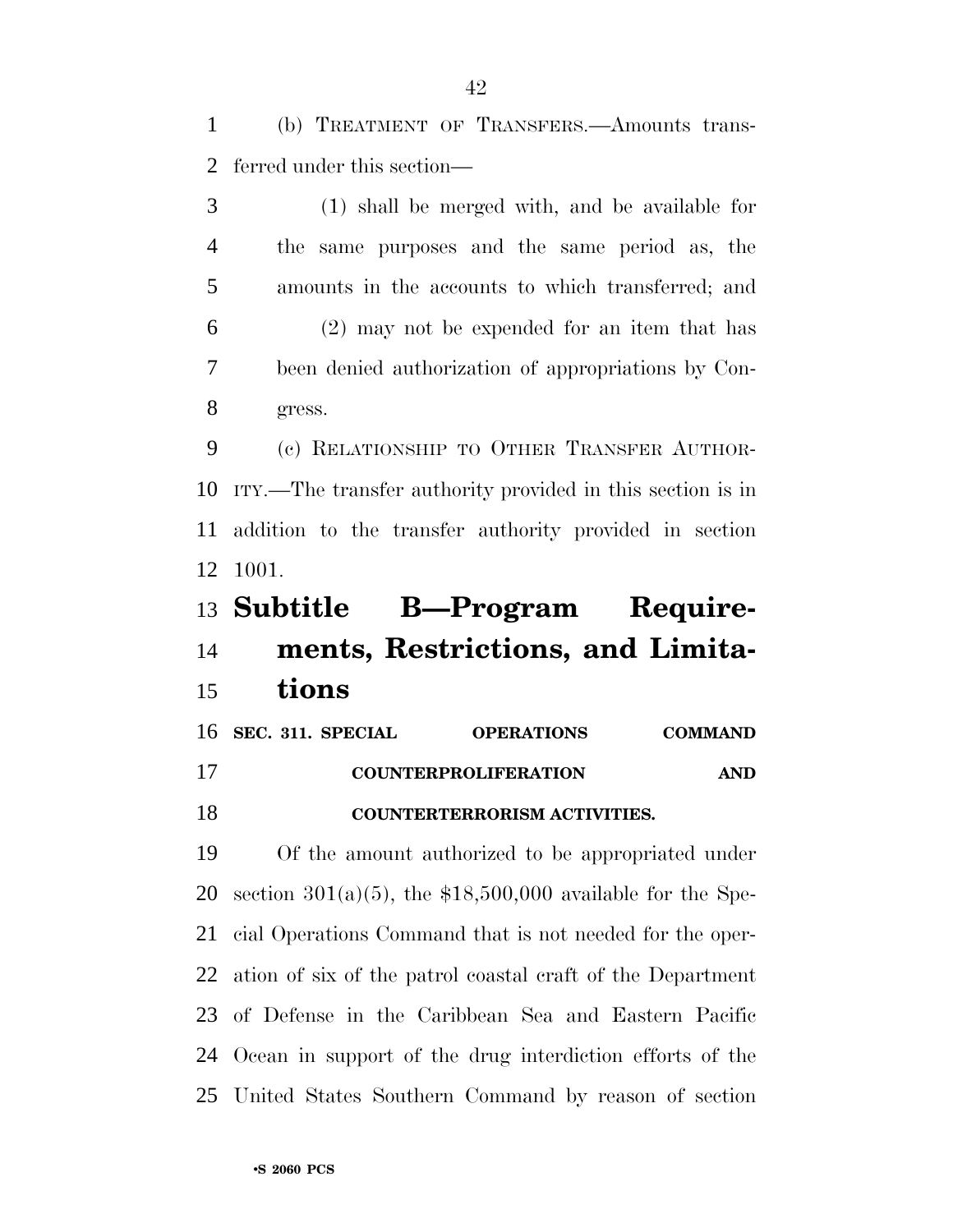(b) TREATMENT OF TRANSFERS.—Amounts transferred under this section—

(1) shall be merged with, and be available for the same purposes and the same period as, the amounts in the accounts to which transferred; and

(2) may not be expended for an item that has been denied authorization of appropriations by Congress.

(c) RELATIONSHIP TO OTHER TRANSFER AUTHORITY.—The transfer authority provided in this section is in addition to the transfer authority provided in section 1001.

## Subtitle B—Program Requirements, Restrictions, and Limitations

**SEC. 311. SPECIAL OPERATIONS COMMAND COUNTERPROLIFERATION AND COUNTERTERRORISM ACTIVITIES.**

Of the amount authorized to be appropriated under section 301(a)(5), the $18,500,000 available for the Special Operations Command that is not needed for the operation of six of the patrol coastal craft of the Department of Defense in the Caribbean Sea and Eastern Pacific Ocean in support of the drug interdiction efforts of the United States Southern Command by reason of section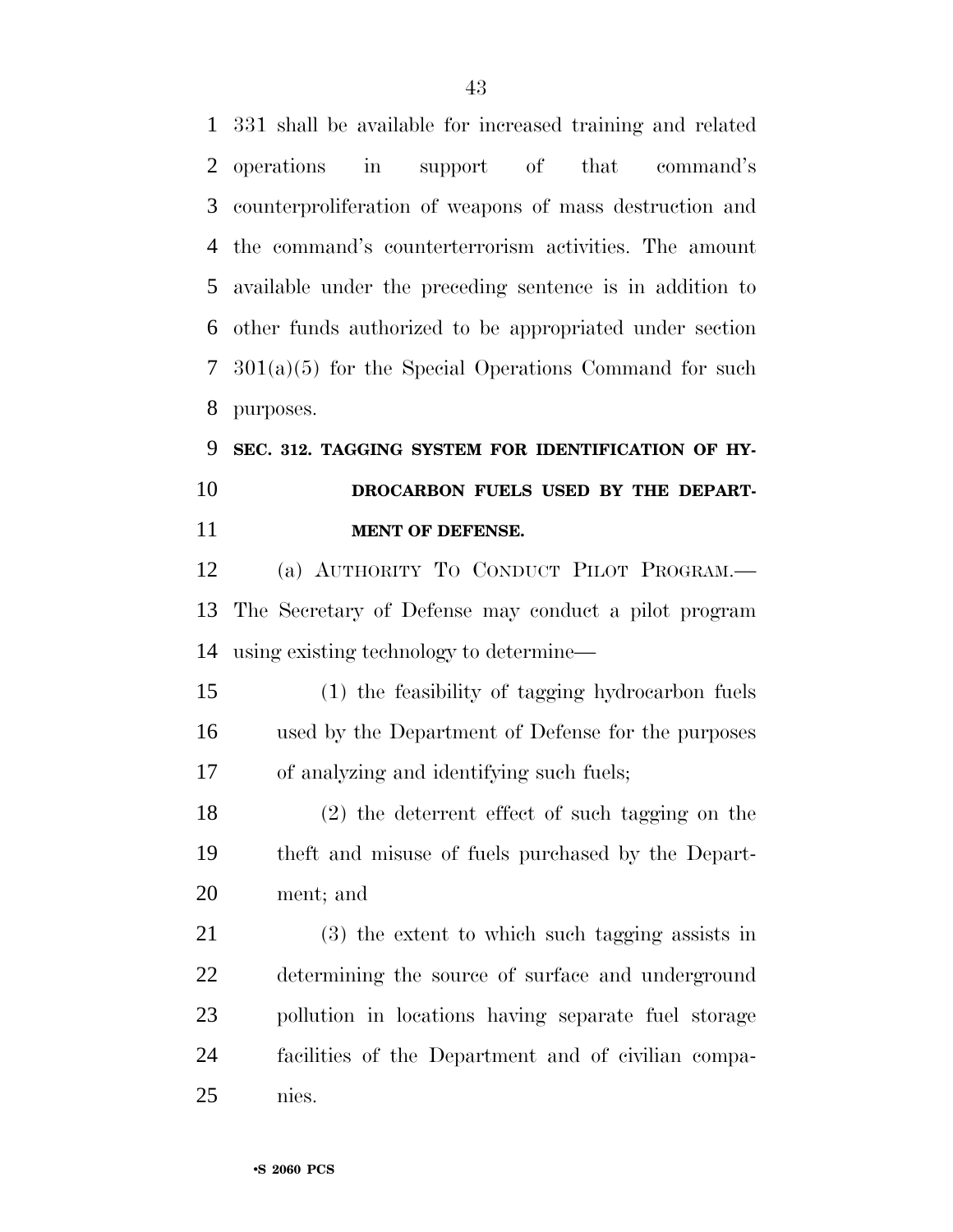331 shall be available for increased training and related operations in support of that command's counterproliferation of weapons of mass destruction and the command's counterterrorism activities. The amount available under the preceding sentence is in addition to other funds authorized to be appropriated under section 301(a)(5) for the Special Operations Command for such purposes.

**SEC. 312. TAGGING SYSTEM FOR IDENTIFICATION OF HYDROCARBON FUELS USED BY THE DEPARTMENT OF DEFENSE.**

(a) AUTHORITY TO CONDUCT PILOT PROGRAM.—The Secretary of Defense may conduct a pilot program using existing technology to determine—

(1) the feasibility of tagging hydrocarbon fuels used by the Department of Defense for the purposes of analyzing and identifying such fuels;

(2) the deterrent effect of such tagging on the theft and misuse of fuels purchased by the Department; and

(3) the extent to which such tagging assists in determining the source of surface and underground pollution in locations having separate fuel storage facilities of the Department and of civilian companies.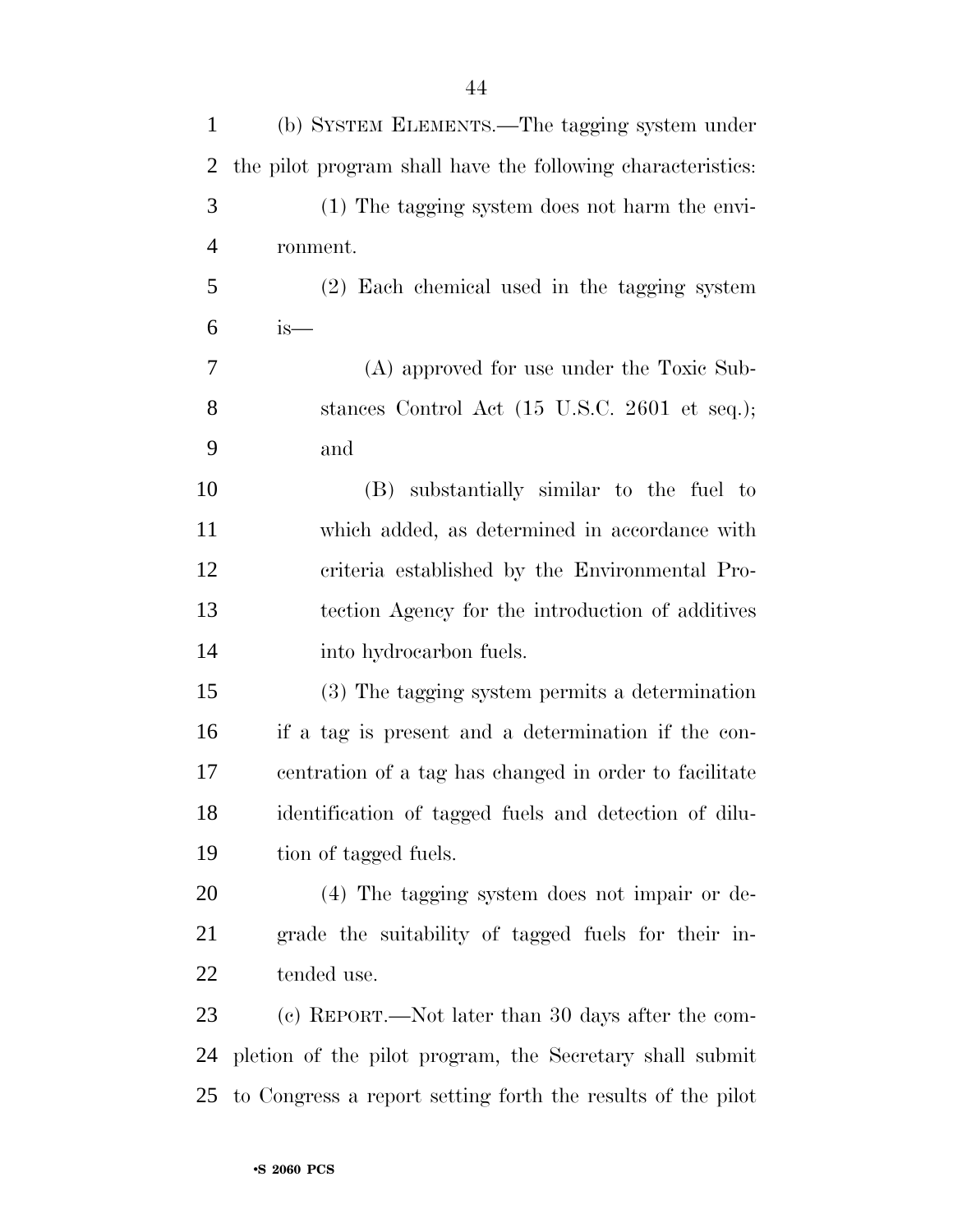(b) SYSTEM ELEMENTS.—The tagging system under the pilot program shall have the following characteristics:

(1) The tagging system does not harm the environment.

(2) Each chemical used in the tagging system is—

(A) approved for use under the Toxic Substances Control Act (15 U.S.C. 2601 et seq.); and

(B) substantially similar to the fuel to which added, as determined in accordance with criteria established by the Environmental Protection Agency for the introduction of additives into hydrocarbon fuels.

(3) The tagging system permits a determination if a tag is present and a determination if the concentration of a tag has changed in order to facilitate identification of tagged fuels and detection of dilution of tagged fuels.

(4) The tagging system does not impair or degrade the suitability of tagged fuels for their intended use.

(c) REPORT.—Not later than 30 days after the completion of the pilot program, the Secretary shall submit to Congress a report setting forth the results of the pilot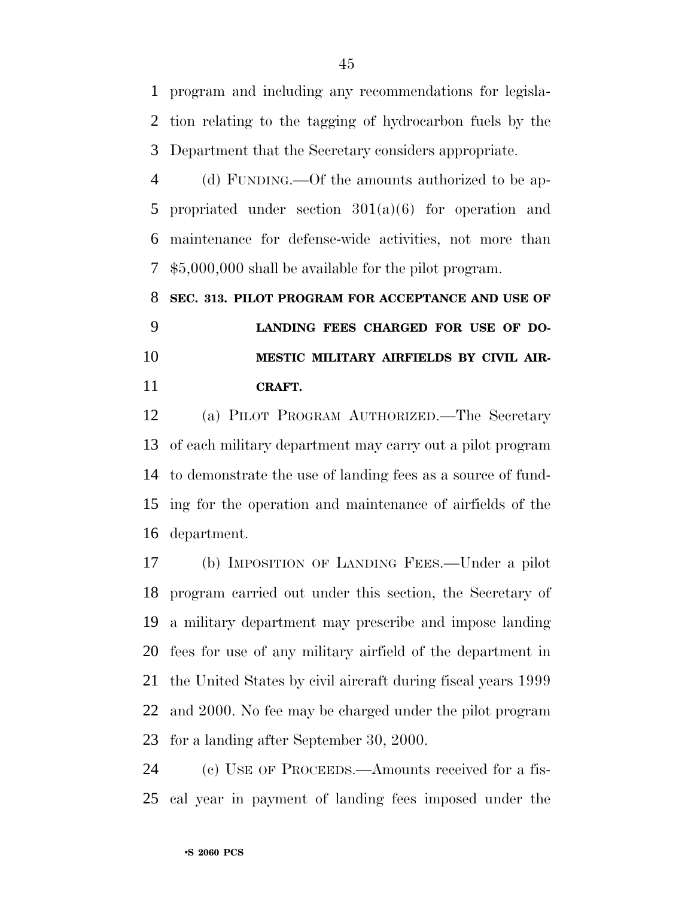program and including any recommendations for legislation relating to the tagging of hydrocarbon fuels by the Department that the Secretary considers appropriate.

(d) FUNDING.—Of the amounts authorized to be appropriated under section 301(a)(6) for operation and maintenance for defense-wide activities, not more than $5,000,000 shall be available for the pilot program.

**SEC. 313. PILOT PROGRAM FOR ACCEPTANCE AND USE OF LANDING FEES CHARGED FOR USE OF DOMESTIC MILITARY AIRFIELDS BY CIVIL AIRCRAFT.**

(a) PILOT PROGRAM AUTHORIZED.—The Secretary of each military department may carry out a pilot program to demonstrate the use of landing fees as a source of funding for the operation and maintenance of airfields of the department.

(b) IMPOSITION OF LANDING FEES.—Under a pilot program carried out under this section, the Secretary of a military department may prescribe and impose landing fees for use of any military airfield of the department in the United States by civil aircraft during fiscal years 1999 and 2000. No fee may be charged under the pilot program for a landing after September 30, 2000.

(c) USE OF PROCEEDS.—Amounts received for a fiscal year in payment of landing fees imposed under the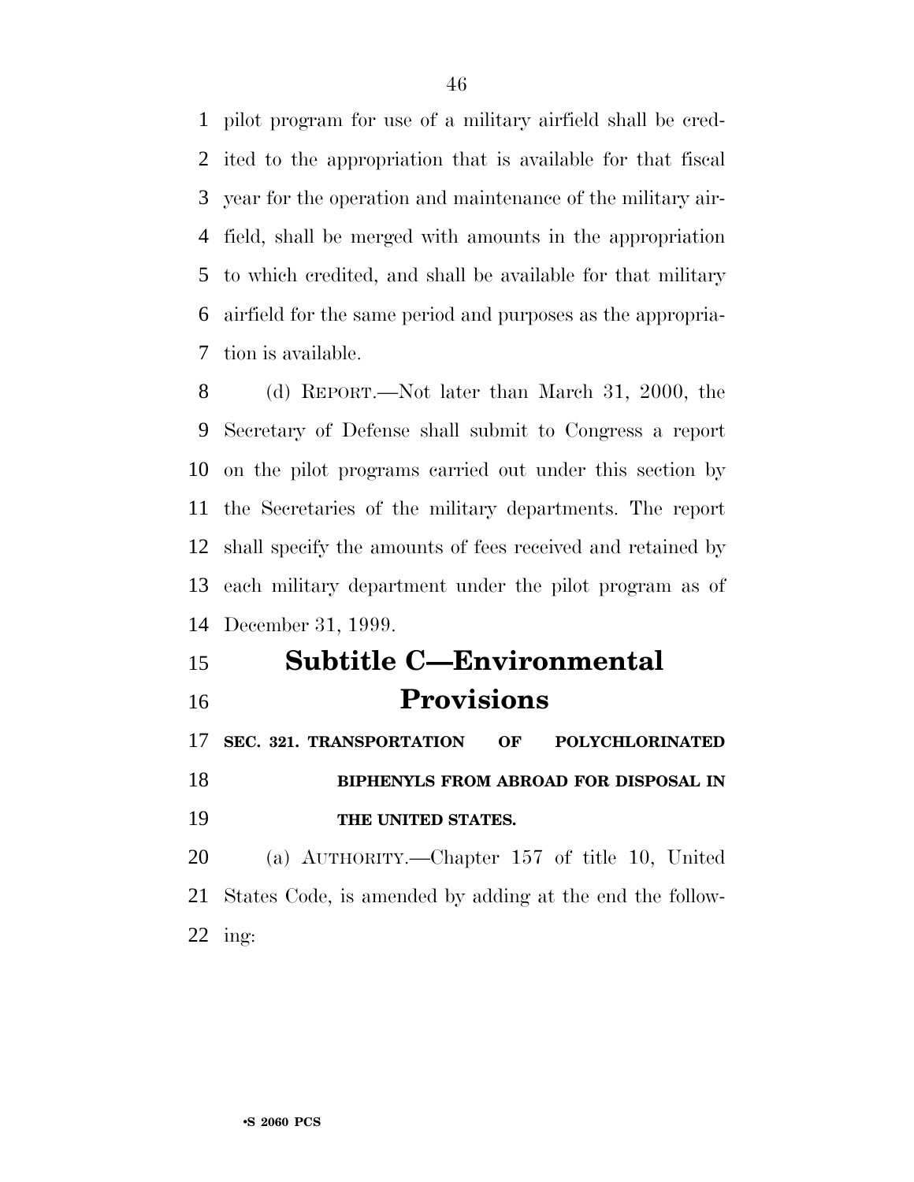pilot program for use of a military airfield shall be credited to the appropriation that is available for that fiscal year for the operation and maintenance of the military airfield, shall be merged with amounts in the appropriation to which credited, and shall be available for that military airfield for the same period and purposes as the appropriation is available.

(d) REPORT.—Not later than March 31, 2000, the Secretary of Defense shall submit to Congress a report on the pilot programs carried out under this section by the Secretaries of the military departments. The report shall specify the amounts of fees received and retained by each military department under the pilot program as of December 31, 1999.

## Subtitle C—Environmental Provisions

**SEC. 321. TRANSPORTATION OF POLYCHLORINATED BIPHENYLS FROM ABROAD FOR DISPOSAL IN THE UNITED STATES.**

(a) AUTHORITY.—Chapter 157 of title 10, United States Code, is amended by adding at the end the following: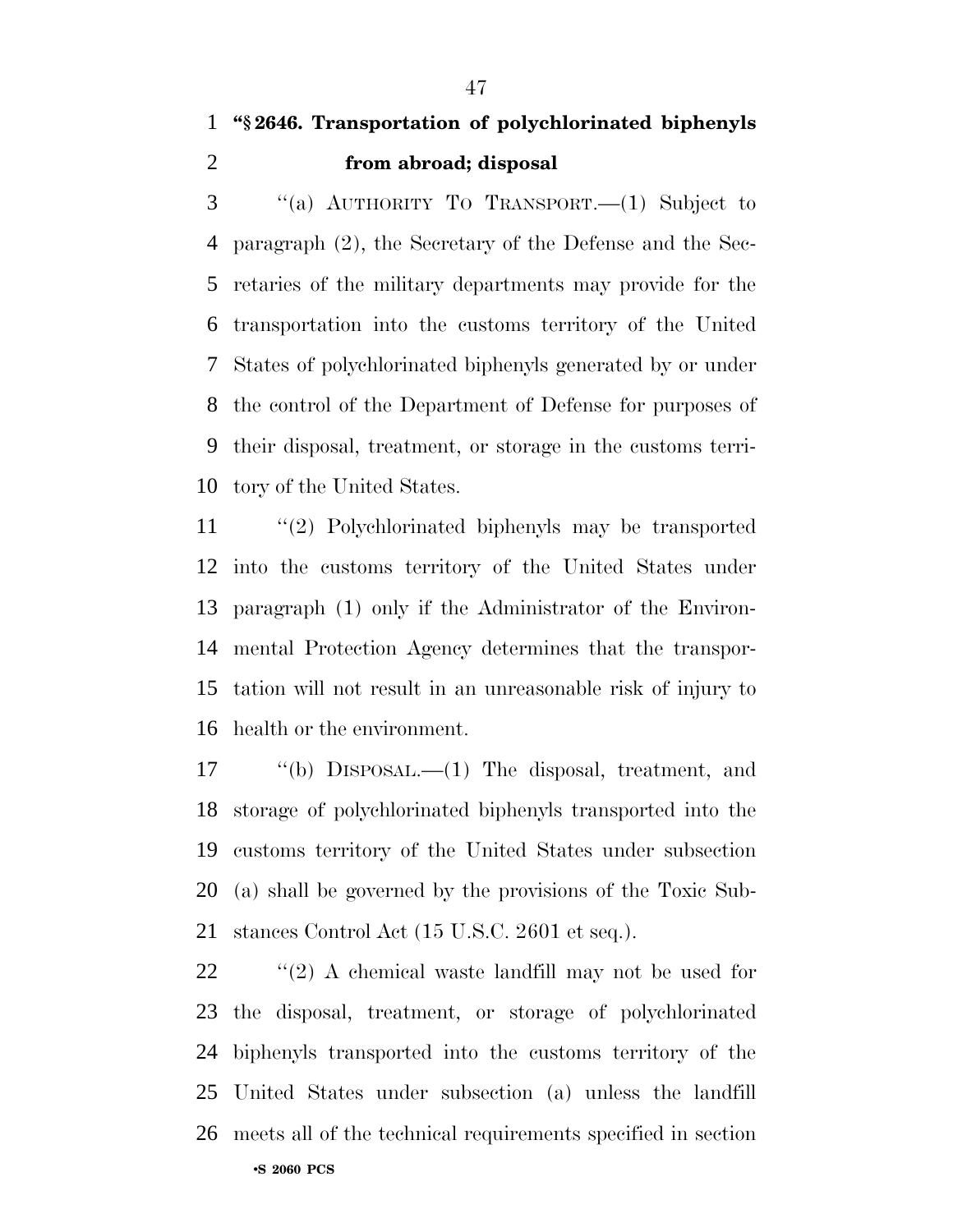**"§ 2646. Transportation of polychlorinated biphenyls from abroad; disposal**

"(a) AUTHORITY TO TRANSPORT.—(1) Subject to paragraph (2), the Secretary of the Defense and the Secretaries of the military departments may provide for the transportation into the customs territory of the United States of polychlorinated biphenyls generated by or under the control of the Department of Defense for purposes of their disposal, treatment, or storage in the customs territory of the United States.

"(2) Polychlorinated biphenyls may be transported into the customs territory of the United States under paragraph (1) only if the Administrator of the Environmental Protection Agency determines that the transportation will not result in an unreasonable risk of injury to health or the environment.

"(b) DISPOSAL.—(1) The disposal, treatment, and storage of polychlorinated biphenyls transported into the customs territory of the United States under subsection (a) shall be governed by the provisions of the Toxic Substances Control Act (15 U.S.C. 2601 et seq.).

"(2) A chemical waste landfill may not be used for the disposal, treatment, or storage of polychlorinated biphenyls transported into the customs territory of the United States under subsection (a) unless the landfill meets all of the technical requirements specified in section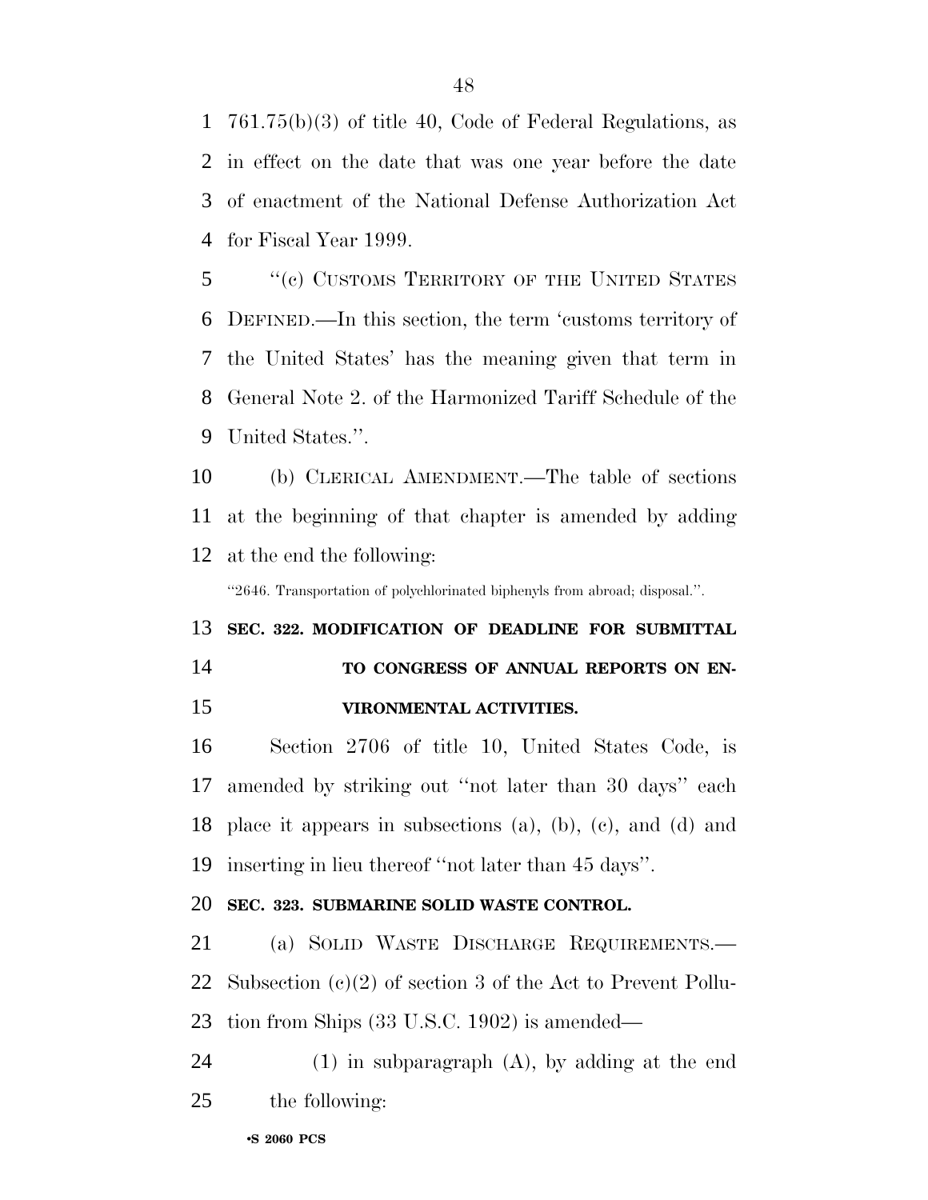761.75(b)(3) of title 40, Code of Federal Regulations, as in effect on the date that was one year before the date of enactment of the National Defense Authorization Act for Fiscal Year 1999.

''(c) CUSTOMS TERRITORY OF THE UNITED STATES DEFINED.—In this section, the term 'customs territory of the United States' has the meaning given that term in General Note 2. of the Harmonized Tariff Schedule of the United States.''.

(b) CLERICAL AMENDMENT.—The table of sections at the beginning of that chapter is amended by adding at the end the following:

''2646. Transportation of polychlorinated biphenyls from abroad; disposal.''.

**SEC. 322. MODIFICATION OF DEADLINE FOR SUBMITTAL TO CONGRESS OF ANNUAL REPORTS ON ENVIRONMENTAL ACTIVITIES.**

Section 2706 of title 10, United States Code, is amended by striking out ''not later than 30 days'' each place it appears in subsections (a), (b), (c), and (d) and inserting in lieu thereof ''not later than 45 days''.

**SEC. 323. SUBMARINE SOLID WASTE CONTROL.**

(a) SOLID WASTE DISCHARGE REQUIREMENTS.—Subsection (c)(2) of section 3 of the Act to Prevent Pollution from Ships (33 U.S.C. 1902) is amended—

(1) in subparagraph (A), by adding at the end the following: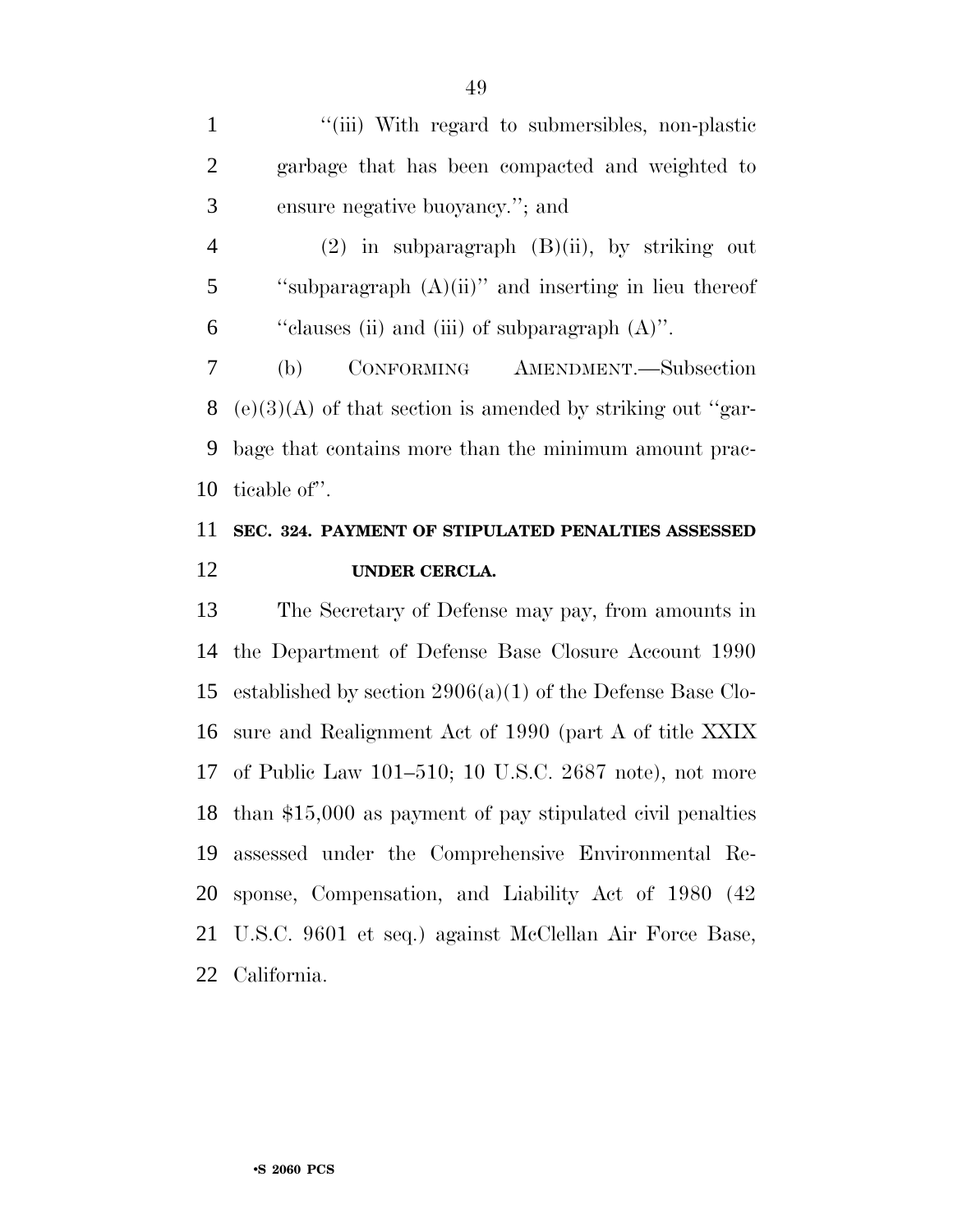"(iii) With regard to submersibles, non-plastic garbage that has been compacted and weighted to ensure negative buoyancy."; and

(2) in subparagraph (B)(ii), by striking out "subparagraph (A)(ii)" and inserting in lieu thereof "clauses (ii) and (iii) of subparagraph (A)".

(b) CONFORMING AMENDMENT.—Subsection (e)(3)(A) of that section is amended by striking out "garbage that contains more than the minimum amount practicable of".

**SEC. 324. PAYMENT OF STIPULATED PENALTIES ASSESSED UNDER CERCLA.**

The Secretary of Defense may pay, from amounts in the Department of Defense Base Closure Account 1990 established by section 2906(a)(1) of the Defense Base Closure and Realignment Act of 1990 (part A of title XXIX of Public Law 101–510; 10 U.S.C. 2687 note), not more than $15,000 as payment of pay stipulated civil penalties assessed under the Comprehensive Environmental Response, Compensation, and Liability Act of 1980 (42 U.S.C. 9601 et seq.) against McClellan Air Force Base, California.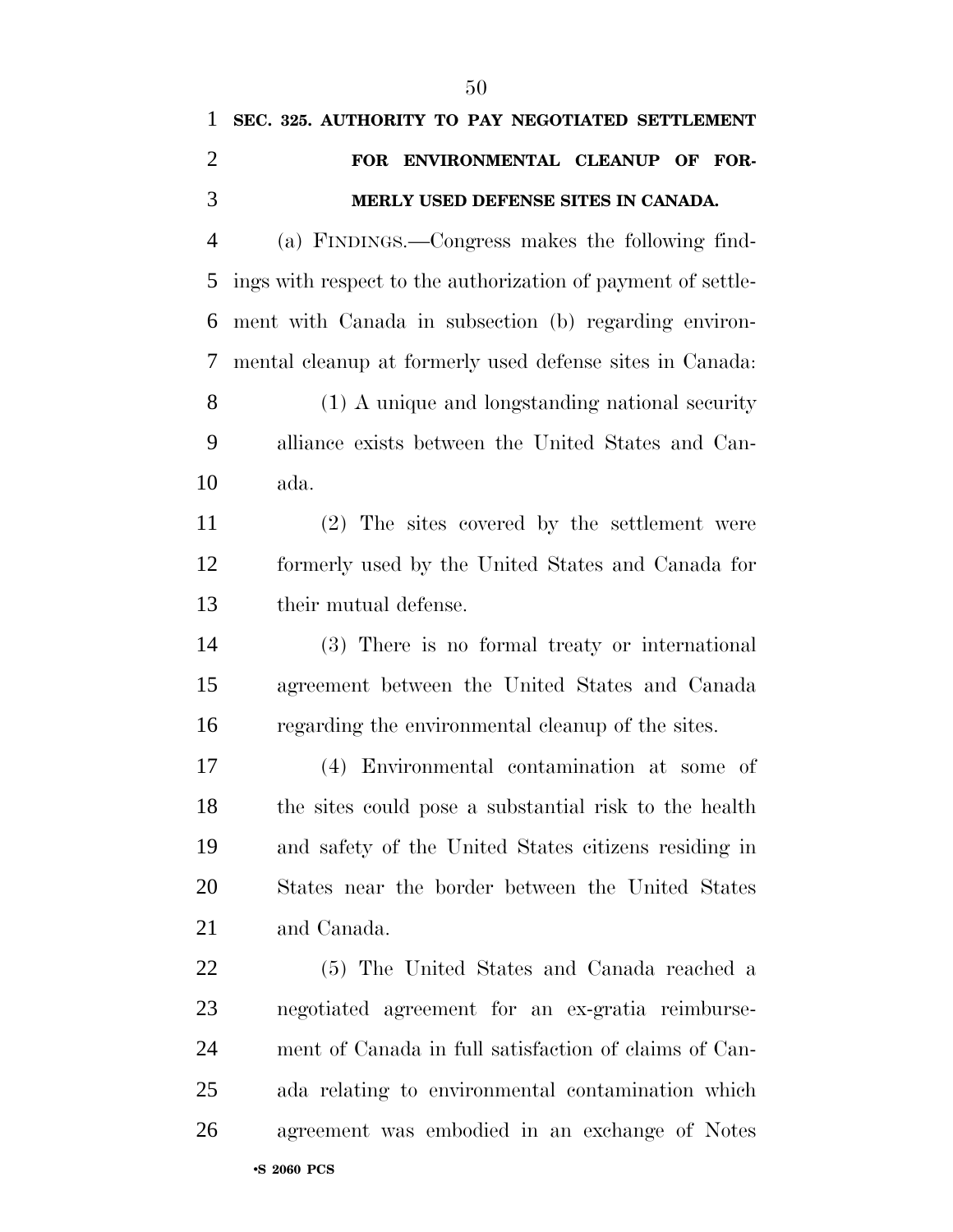**SEC. 325. AUTHORITY TO PAY NEGOTIATED SETTLEMENT FOR ENVIRONMENTAL CLEANUP OF FORMERLY USED DEFENSE SITES IN CANADA.**

(a) FINDINGS.—Congress makes the following findings with respect to the authorization of payment of settlement with Canada in subsection (b) regarding environmental cleanup at formerly used defense sites in Canada:

(1) A unique and longstanding national security alliance exists between the United States and Canada.

(2) The sites covered by the settlement were formerly used by the United States and Canada for their mutual defense.

(3) There is no formal treaty or international agreement between the United States and Canada regarding the environmental cleanup of the sites.

(4) Environmental contamination at some of the sites could pose a substantial risk to the health and safety of the United States citizens residing in States near the border between the United States and Canada.

(5) The United States and Canada reached a negotiated agreement for an ex-gratia reimbursement of Canada in full satisfaction of claims of Canada relating to environmental contamination which agreement was embodied in an exchange of Notes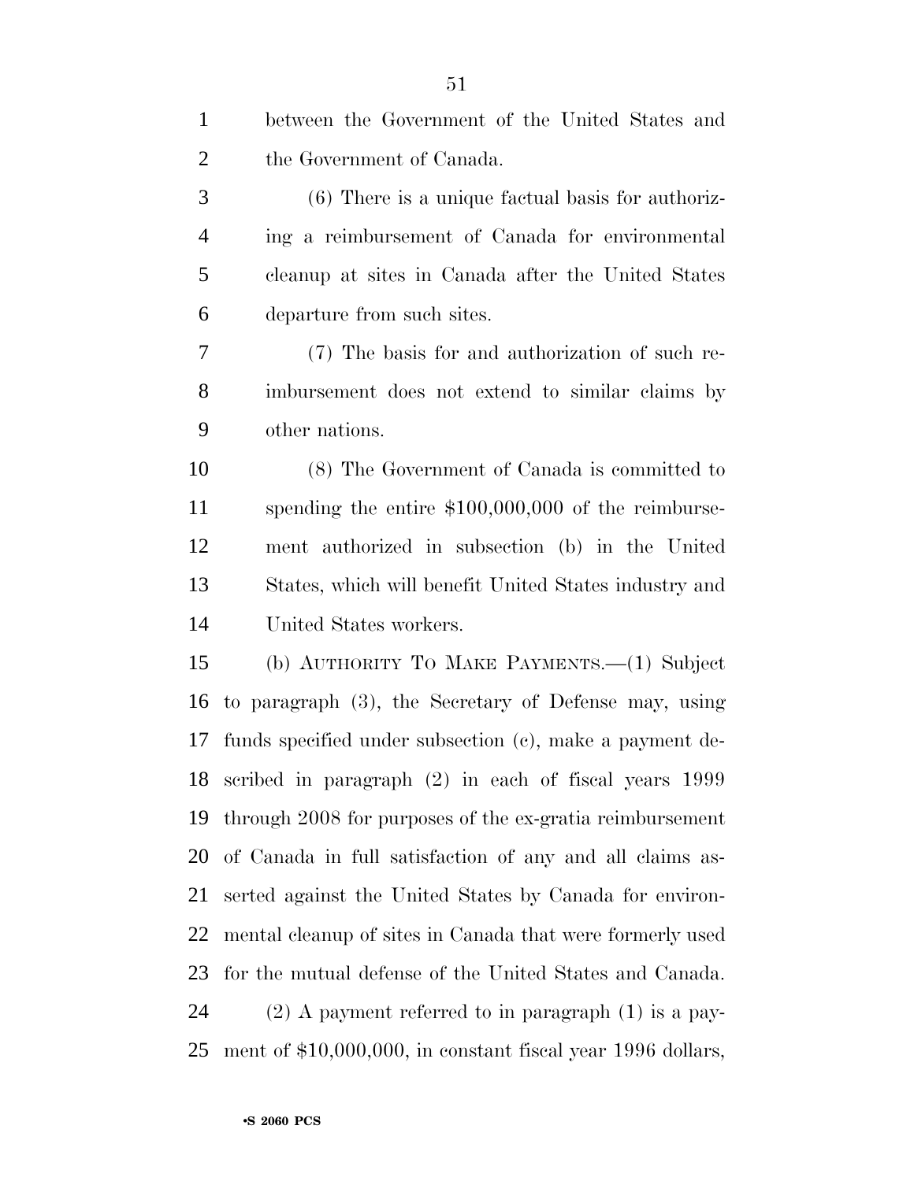between the Government of the United States and the Government of Canada.

(6) There is a unique factual basis for authorizing a reimbursement of Canada for environmental cleanup at sites in Canada after the United States departure from such sites.

(7) The basis for and authorization of such reimbursement does not extend to similar claims by other nations.

(8) The Government of Canada is committed to spending the entire $100,000,000 of the reimbursement authorized in subsection (b) in the United States, which will benefit United States industry and United States workers.

(b) AUTHORITY TO MAKE PAYMENTS.—(1) Subject to paragraph (3), the Secretary of Defense may, using funds specified under subsection (c), make a payment described in paragraph (2) in each of fiscal years 1999 through 2008 for purposes of the ex-gratia reimbursement of Canada in full satisfaction of any and all claims asserted against the United States by Canada for environmental cleanup of sites in Canada that were formerly used for the mutual defense of the United States and Canada.

(2) A payment referred to in paragraph (1) is a payment of $10,000,000, in constant fiscal year 1996 dollars,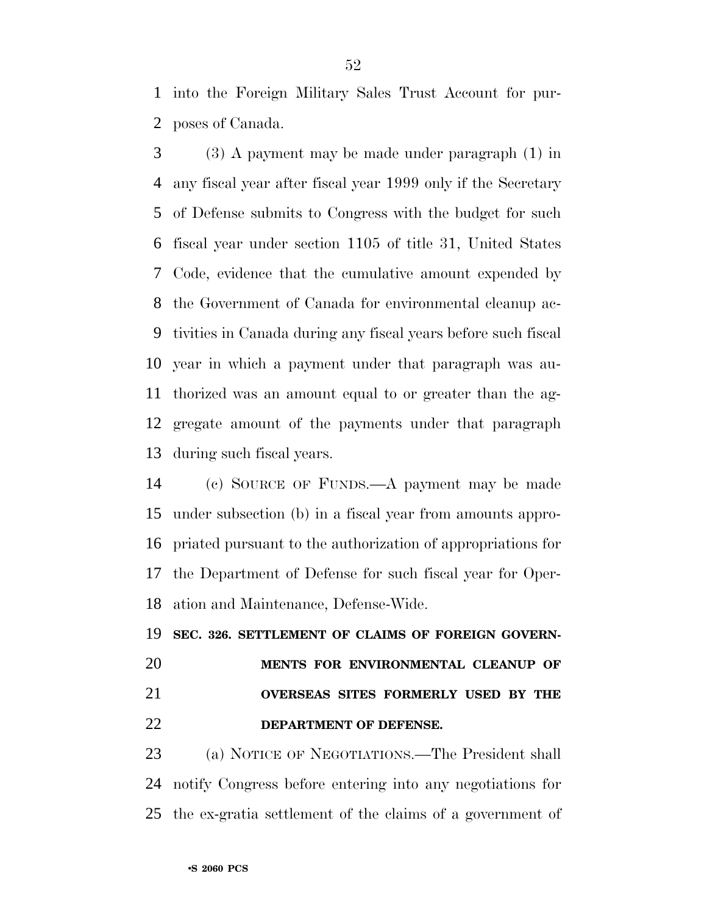into the Foreign Military Sales Trust Account for purposes of Canada.

(3) A payment may be made under paragraph (1) in any fiscal year after fiscal year 1999 only if the Secretary of Defense submits to Congress with the budget for such fiscal year under section 1105 of title 31, United States Code, evidence that the cumulative amount expended by the Government of Canada for environmental cleanup activities in Canada during any fiscal years before such fiscal year in which a payment under that paragraph was authorized was an amount equal to or greater than the aggregate amount of the payments under that paragraph during such fiscal years.

(c) SOURCE OF FUNDS.—A payment may be made under subsection (b) in a fiscal year from amounts appropriated pursuant to the authorization of appropriations for the Department of Defense for such fiscal year for Operation and Maintenance, Defense-Wide.

**SEC. 326. SETTLEMENT OF CLAIMS OF FOREIGN GOVERNMENTS FOR ENVIRONMENTAL CLEANUP OF OVERSEAS SITES FORMERLY USED BY THE DEPARTMENT OF DEFENSE.**

(a) NOTICE OF NEGOTIATIONS.—The President shall notify Congress before entering into any negotiations for the ex-gratia settlement of the claims of a government of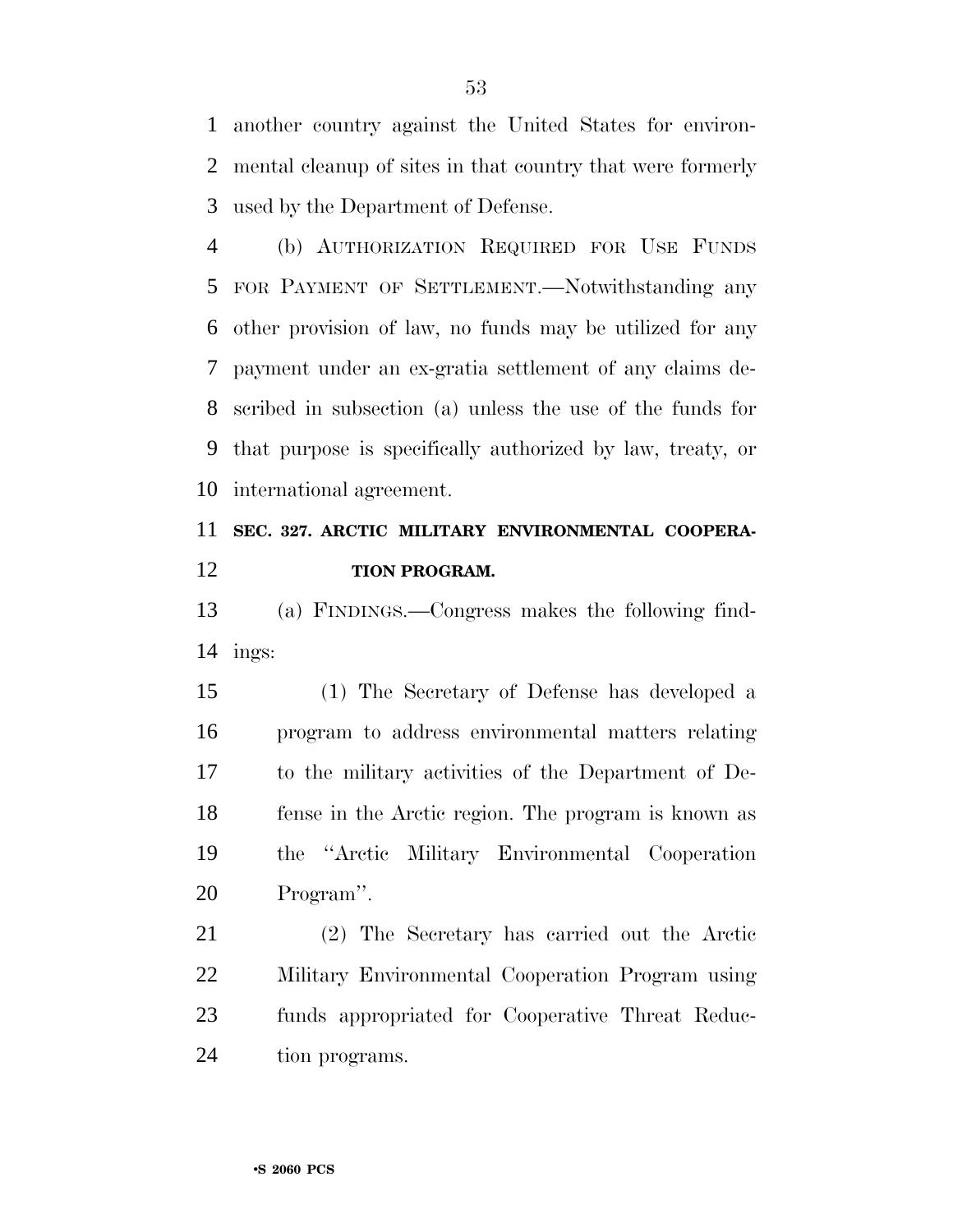another country against the United States for environmental cleanup of sites in that country that were formerly used by the Department of Defense.

(b) AUTHORIZATION REQUIRED FOR USE FUNDS FOR PAYMENT OF SETTLEMENT.—Notwithstanding any other provision of law, no funds may be utilized for any payment under an ex-gratia settlement of any claims described in subsection (a) unless the use of the funds for that purpose is specifically authorized by law, treaty, or international agreement.

**SEC. 327. ARCTIC MILITARY ENVIRONMENTAL COOPERATION PROGRAM.**

(a) FINDINGS.—Congress makes the following findings:

(1) The Secretary of Defense has developed a program to address environmental matters relating to the military activities of the Department of Defense in the Arctic region. The program is known as the "Arctic Military Environmental Cooperation Program".

(2) The Secretary has carried out the Arctic Military Environmental Cooperation Program using funds appropriated for Cooperative Threat Reduction programs.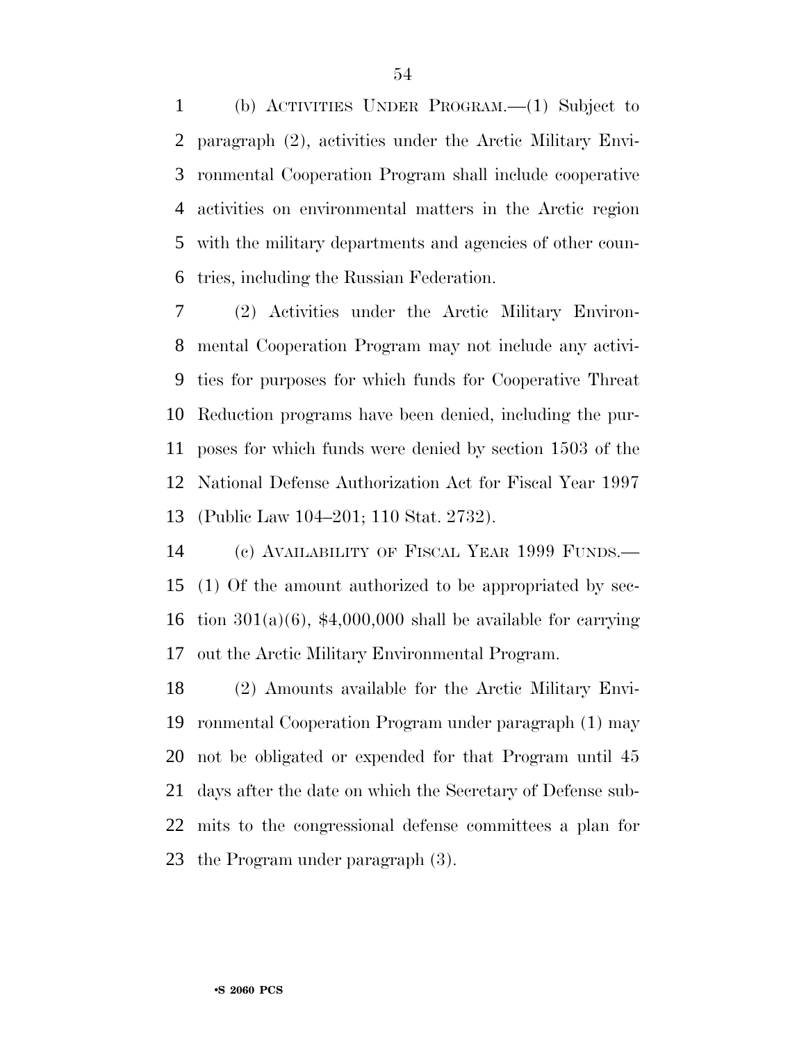(b) ACTIVITIES UNDER PROGRAM.—(1) Subject to paragraph (2), activities under the Arctic Military Environmental Cooperation Program shall include cooperative activities on environmental matters in the Arctic region with the military departments and agencies of other countries, including the Russian Federation.

(2) Activities under the Arctic Military Environmental Cooperation Program may not include any activities for purposes for which funds for Cooperative Threat Reduction programs have been denied, including the purposes for which funds were denied by section 1503 of the National Defense Authorization Act for Fiscal Year 1997 (Public Law 104–201; 110 Stat. 2732).

(c) AVAILABILITY OF FISCAL YEAR 1999 FUNDS.—(1) Of the amount authorized to be appropriated by section 301(a)(6), $4,000,000 shall be available for carrying out the Arctic Military Environmental Program.

(2) Amounts available for the Arctic Military Environmental Cooperation Program under paragraph (1) may not be obligated or expended for that Program until 45 days after the date on which the Secretary of Defense submits to the congressional defense committees a plan for the Program under paragraph (3).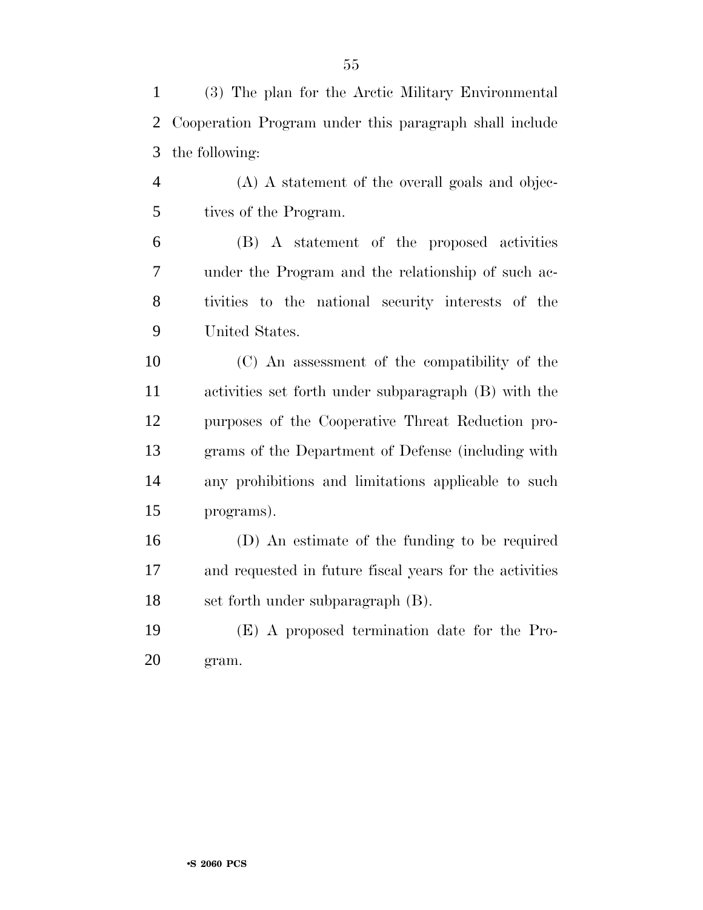(3) The plan for the Arctic Military Environmental Cooperation Program under this paragraph shall include the following:

(A) A statement of the overall goals and objectives of the Program.

(B) A statement of the proposed activities under the Program and the relationship of such activities to the national security interests of the United States.

(C) An assessment of the compatibility of the activities set forth under subparagraph (B) with the purposes of the Cooperative Threat Reduction programs of the Department of Defense (including with any prohibitions and limitations applicable to such programs).

(D) An estimate of the funding to be required and requested in future fiscal years for the activities set forth under subparagraph (B).

(E) A proposed termination date for the Program.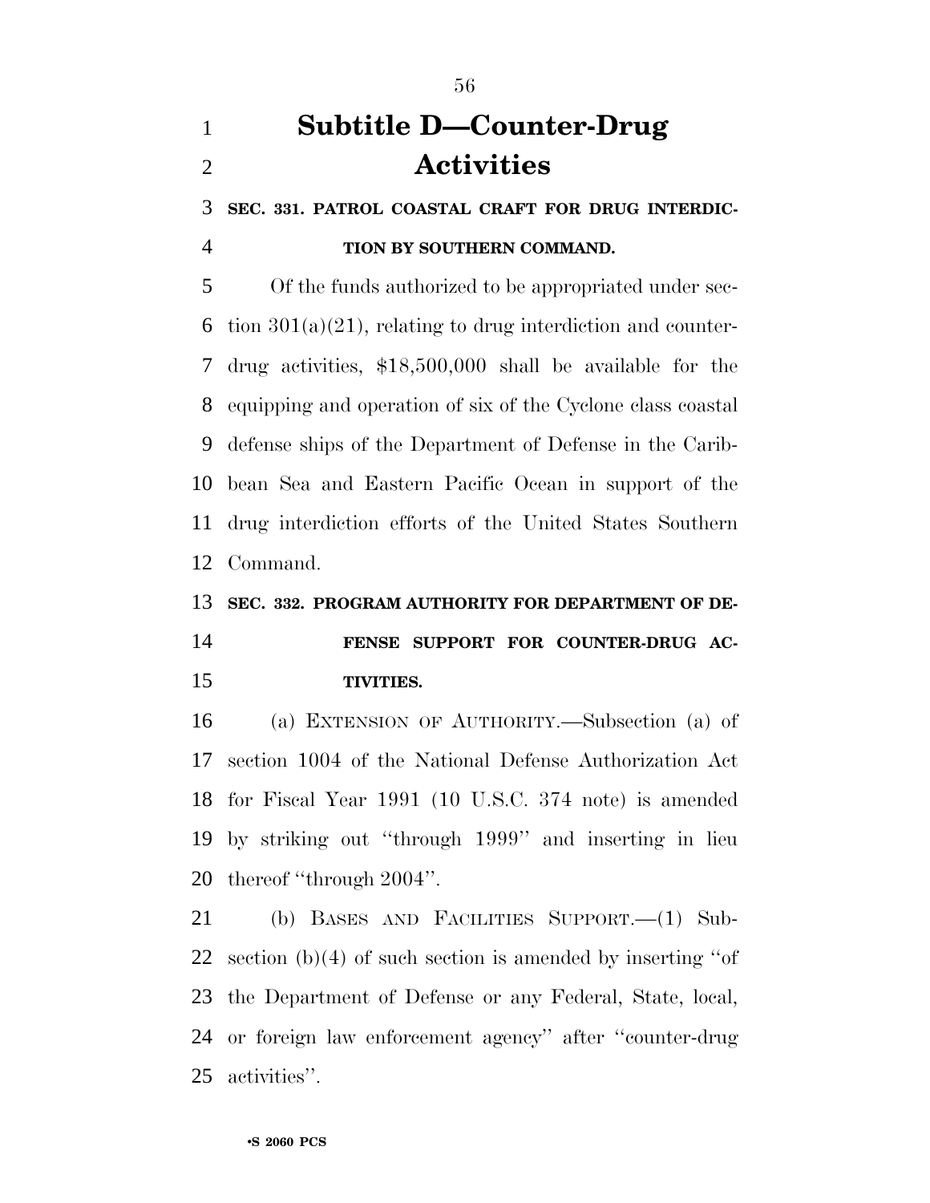# Subtitle D—Counter-Drug Activities

### SEC. 331. PATROL COASTAL CRAFT FOR DRUG INTERDICTION BY SOUTHERN COMMAND.

Of the funds authorized to be appropriated under section 301(a)(21), relating to drug interdiction and counter-drug activities, $18,500,000 shall be available for the equipping and operation of six of the Cyclone class coastal defense ships of the Department of Defense in the Caribbean Sea and Eastern Pacific Ocean in support of the drug interdiction efforts of the United States Southern Command.

### SEC. 332. PROGRAM AUTHORITY FOR DEPARTMENT OF DEFENSE SUPPORT FOR COUNTER-DRUG ACTIVITIES.

(a) EXTENSION OF AUTHORITY.—Subsection (a) of section 1004 of the National Defense Authorization Act for Fiscal Year 1991 (10 U.S.C. 374 note) is amended by striking out ''through 1999'' and inserting in lieu thereof ''through 2004''.

(b) BASES AND FACILITIES SUPPORT.—(1) Subsection (b)(4) of such section is amended by inserting ''of the Department of Defense or any Federal, State, local, or foreign law enforcement agency'' after ''counter-drug activities''.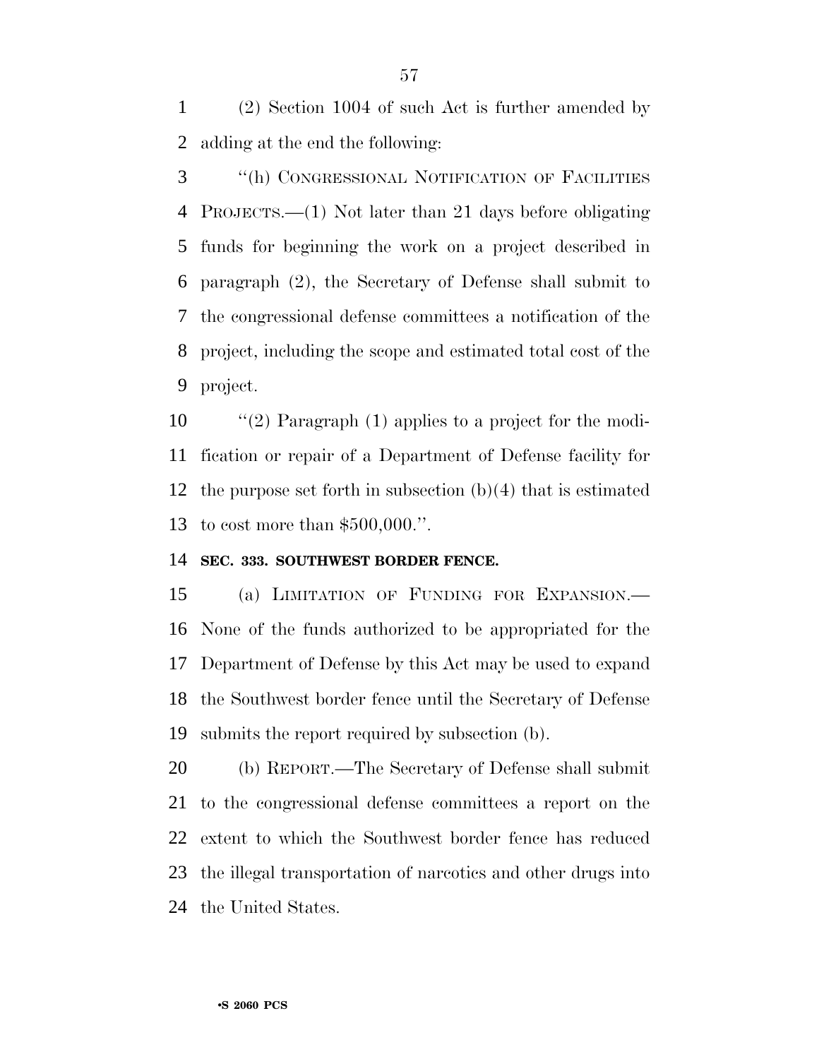(2) Section 1004 of such Act is further amended by adding at the end the following:

"(h) CONGRESSIONAL NOTIFICATION OF FACILITIES PROJECTS.—(1) Not later than 21 days before obligating funds for beginning the work on a project described in paragraph (2), the Secretary of Defense shall submit to the congressional defense committees a notification of the project, including the scope and estimated total cost of the project.

"(2) Paragraph (1) applies to a project for the modification or repair of a Department of Defense facility for the purpose set forth in subsection (b)(4) that is estimated to cost more than $500,000.".

**SEC. 333. SOUTHWEST BORDER FENCE.**

(a) LIMITATION OF FUNDING FOR EXPANSION.—None of the funds authorized to be appropriated for the Department of Defense by this Act may be used to expand the Southwest border fence until the Secretary of Defense submits the report required by subsection (b).

(b) REPORT.—The Secretary of Defense shall submit to the congressional defense committees a report on the extent to which the Southwest border fence has reduced the illegal transportation of narcotics and other drugs into the United States.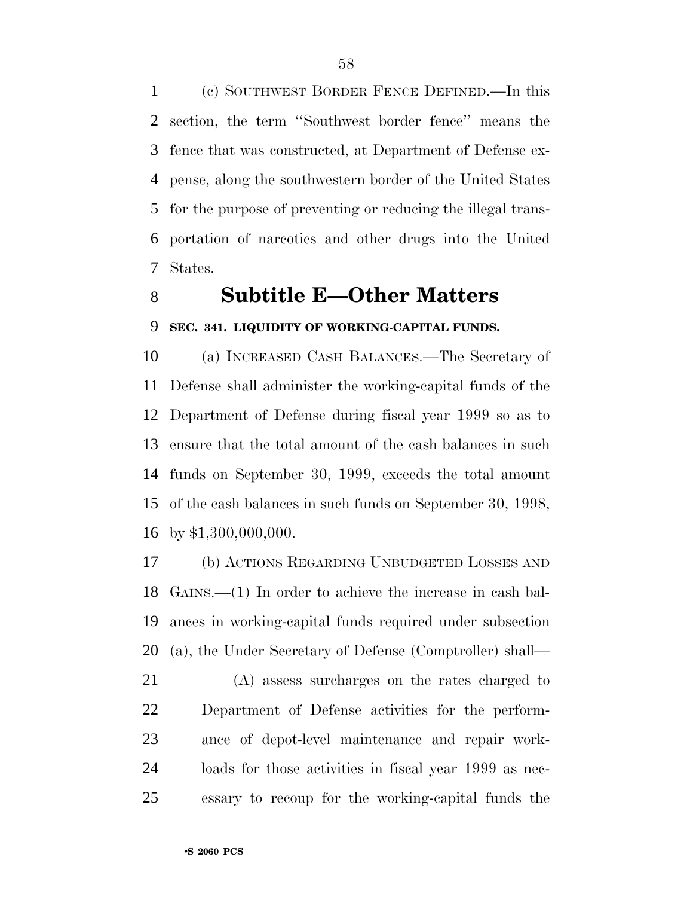(c) SOUTHWEST BORDER FENCE DEFINED.—In this section, the term ''Southwest border fence'' means the fence that was constructed, at Department of Defense expense, along the southwestern border of the United States for the purpose of preventing or reducing the illegal transportation of narcotics and other drugs into the United States.

## Subtitle E—Other Matters

**SEC. 341. LIQUIDITY OF WORKING-CAPITAL FUNDS.**

(a) INCREASED CASH BALANCES.—The Secretary of Defense shall administer the working-capital funds of the Department of Defense during fiscal year 1999 so as to ensure that the total amount of the cash balances in such funds on September 30, 1999, exceeds the total amount of the cash balances in such funds on September 30, 1998, by $1,300,000,000.

(b) ACTIONS REGARDING UNBUDGETED LOSSES AND GAINS.—(1) In order to achieve the increase in cash balances in working-capital funds required under subsection (a), the Under Secretary of Defense (Comptroller) shall—

(A) assess surcharges on the rates charged to Department of Defense activities for the performance of depot-level maintenance and repair workloads for those activities in fiscal year 1999 as necessary to recoup for the working-capital funds the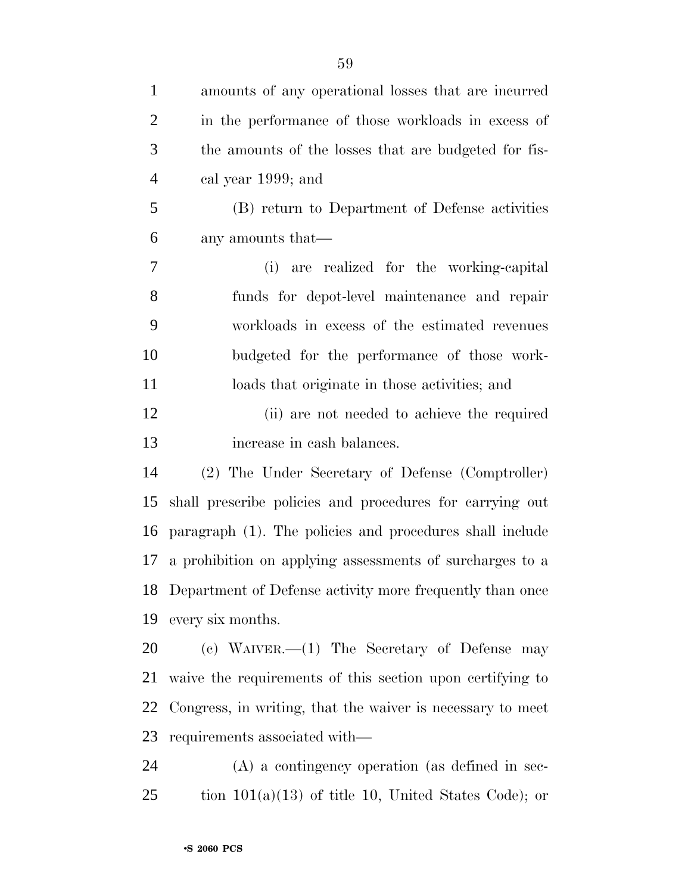amounts of any operational losses that are incurred in the performance of those workloads in excess of the amounts of the losses that are budgeted for fiscal year 1999; and

(B) return to Department of Defense activities any amounts that—

(i) are realized for the working-capital funds for depot-level maintenance and repair workloads in excess of the estimated revenues budgeted for the performance of those workloads that originate in those activities; and

(ii) are not needed to achieve the required increase in cash balances.

(2) The Under Secretary of Defense (Comptroller) shall prescribe policies and procedures for carrying out paragraph (1). The policies and procedures shall include a prohibition on applying assessments of surcharges to a Department of Defense activity more frequently than once every six months.

(c) WAIVER.—(1) The Secretary of Defense may waive the requirements of this section upon certifying to Congress, in writing, that the waiver is necessary to meet requirements associated with—

(A) a contingency operation (as defined in section 101(a)(13) of title 10, United States Code); or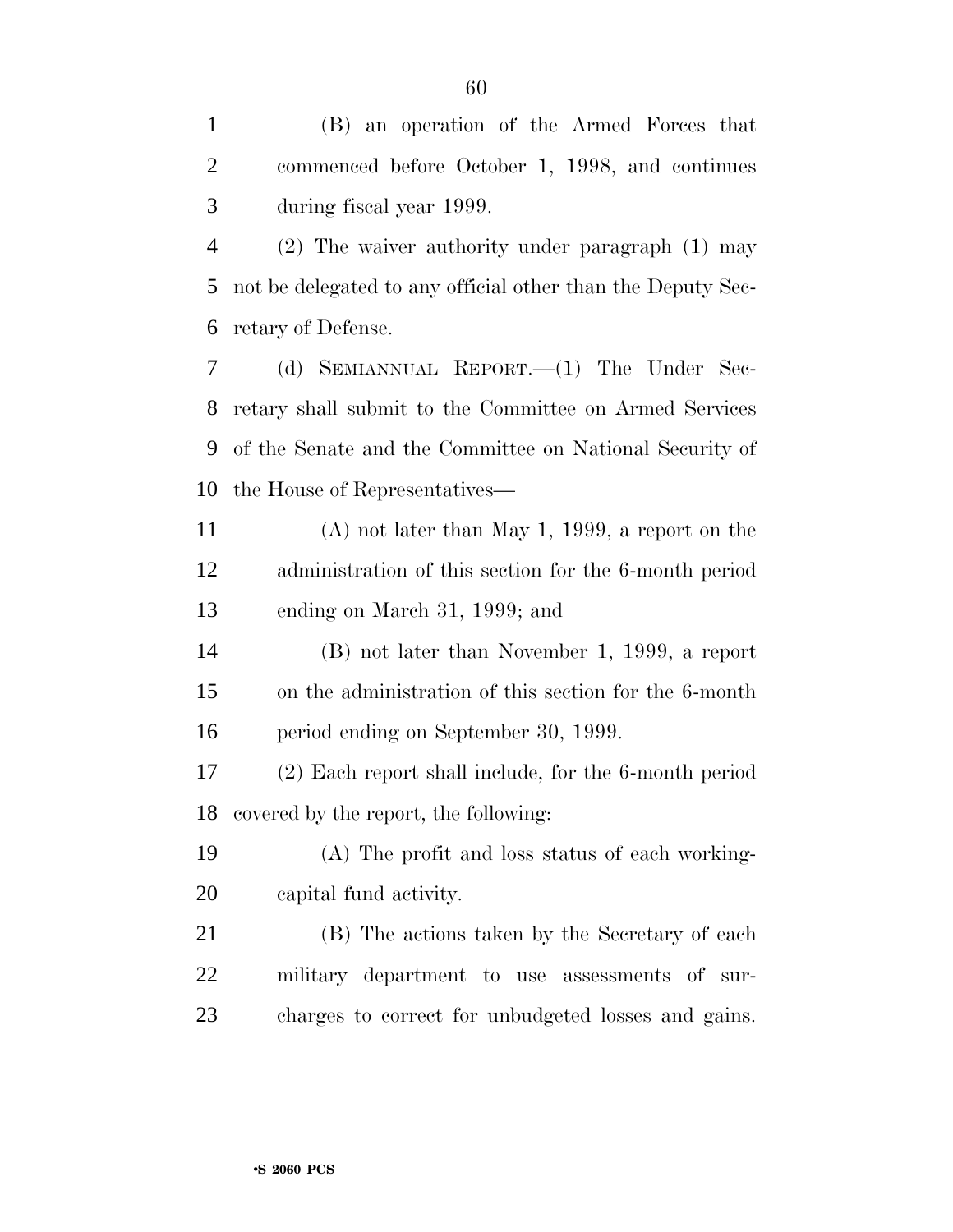(B) an operation of the Armed Forces that commenced before October 1, 1998, and continues during fiscal year 1999.

(2) The waiver authority under paragraph (1) may not be delegated to any official other than the Deputy Secretary of Defense.

(d) SEMIANNUAL REPORT.—(1) The Under Secretary shall submit to the Committee on Armed Services of the Senate and the Committee on National Security of the House of Representatives—

(A) not later than May 1, 1999, a report on the administration of this section for the 6-month period ending on March 31, 1999; and

(B) not later than November 1, 1999, a report on the administration of this section for the 6-month period ending on September 30, 1999.

(2) Each report shall include, for the 6-month period covered by the report, the following:

(A) The profit and loss status of each working-capital fund activity.

(B) The actions taken by the Secretary of each military department to use assessments of surcharges to correct for unbudgeted losses and gains.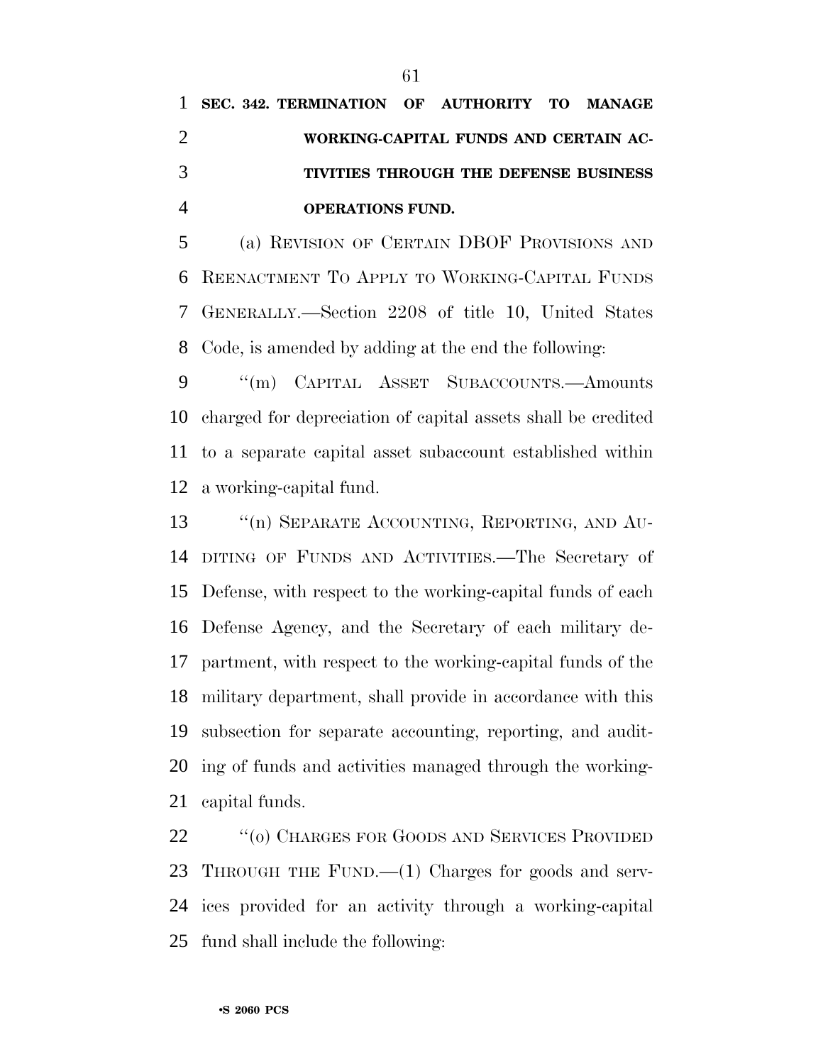**SEC. 342. TERMINATION OF AUTHORITY TO MANAGE WORKING-CAPITAL FUNDS AND CERTAIN ACTIVITIES THROUGH THE DEFENSE BUSINESS OPERATIONS FUND.**

(a) REVISION OF CERTAIN DBOF PROVISIONS AND REENACTMENT TO APPLY TO WORKING-CAPITAL FUNDS GENERALLY.—Section 2208 of title 10, United States Code, is amended by adding at the end the following:

"(m) CAPITAL ASSET SUBACCOUNTS.—Amounts charged for depreciation of capital assets shall be credited to a separate capital asset subaccount established within a working-capital fund.

"(n) SEPARATE ACCOUNTING, REPORTING, AND AUDITING OF FUNDS AND ACTIVITIES.—The Secretary of Defense, with respect to the working-capital funds of each Defense Agency, and the Secretary of each military department, with respect to the working-capital funds of the military department, shall provide in accordance with this subsection for separate accounting, reporting, and auditing of funds and activities managed through the working-capital funds.

"(o) CHARGES FOR GOODS AND SERVICES PROVIDED THROUGH THE FUND.—(1) Charges for goods and services provided for an activity through a working-capital fund shall include the following: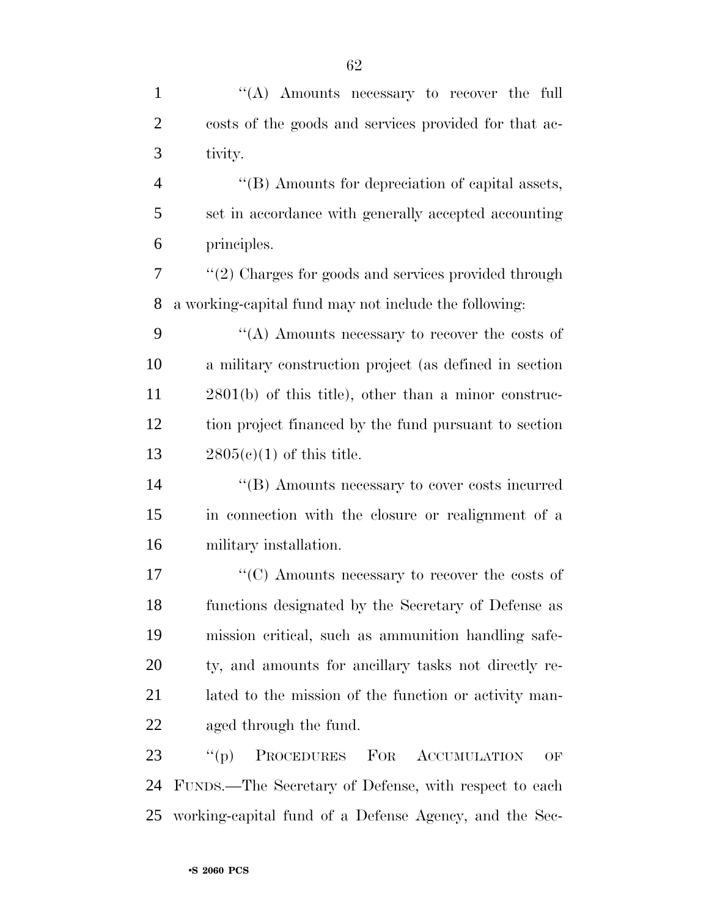''(A) Amounts necessary to recover the full costs of the goods and services provided for that activity.

''(B) Amounts for depreciation of capital assets, set in accordance with generally accepted accounting principles.

''(2) Charges for goods and services provided through a working-capital fund may not include the following:

''(A) Amounts necessary to recover the costs of a military construction project (as defined in section 2801(b) of this title), other than a minor construction project financed by the fund pursuant to section 2805(c)(1) of this title.

''(B) Amounts necessary to cover costs incurred in connection with the closure or realignment of a military installation.

''(C) Amounts necessary to recover the costs of functions designated by the Secretary of Defense as mission critical, such as ammunition handling safety, and amounts for ancillary tasks not directly related to the mission of the function or activity managed through the fund.

''(p) PROCEDURES FOR ACCUMULATION OF FUNDS.—The Secretary of Defense, with respect to each working-capital fund of a Defense Agency, and the Sec-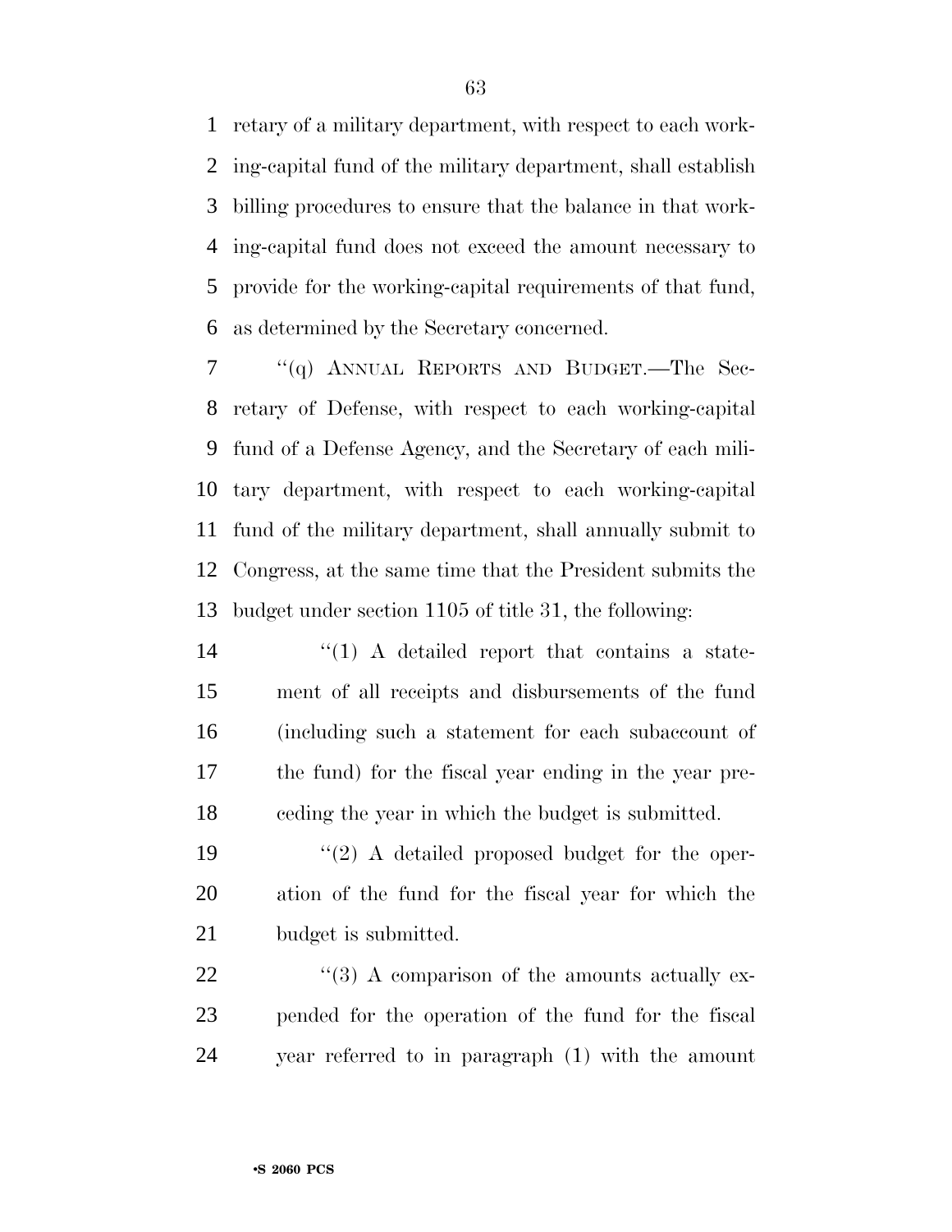retary of a military department, with respect to each working-capital fund of the military department, shall establish billing procedures to ensure that the balance in that working-capital fund does not exceed the amount necessary to provide for the working-capital requirements of that fund, as determined by the Secretary concerned.

''(q) ANNUAL REPORTS AND BUDGET.—The Secretary of Defense, with respect to each working-capital fund of a Defense Agency, and the Secretary of each military department, with respect to each working-capital fund of the military department, shall annually submit to Congress, at the same time that the President submits the budget under section 1105 of title 31, the following:

''(1) A detailed report that contains a statement of all receipts and disbursements of the fund (including such a statement for each subaccount of the fund) for the fiscal year ending in the year preceding the year in which the budget is submitted.

''(2) A detailed proposed budget for the operation of the fund for the fiscal year for which the budget is submitted.

''(3) A comparison of the amounts actually expended for the operation of the fund for the fiscal year referred to in paragraph (1) with the amount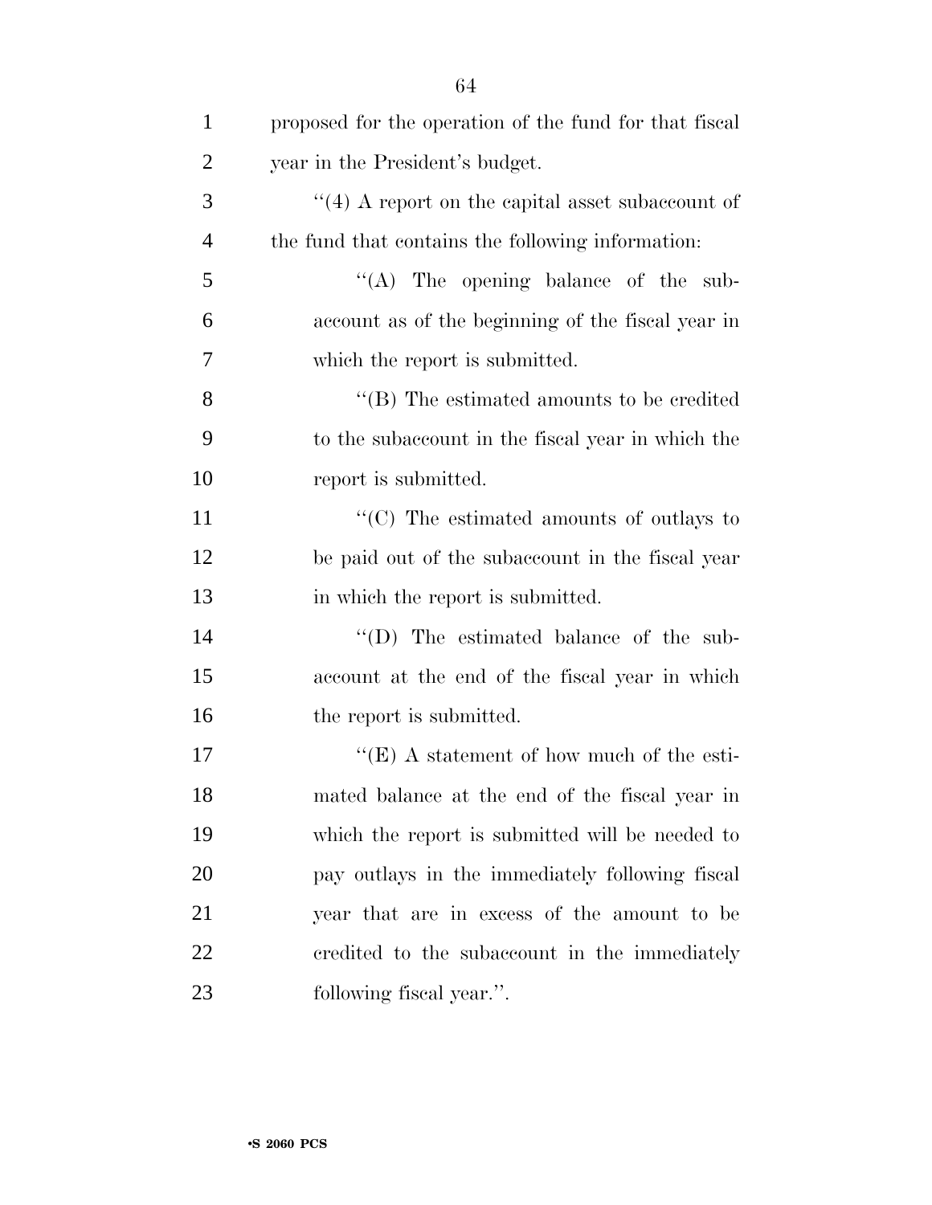proposed for the operation of the fund for that fiscal year in the President's budget.

''(4) A report on the capital asset subaccount of the fund that contains the following information:

''(A) The opening balance of the subaccount as of the beginning of the fiscal year in which the report is submitted.

''(B) The estimated amounts to be credited to the subaccount in the fiscal year in which the report is submitted.

''(C) The estimated amounts of outlays to be paid out of the subaccount in the fiscal year in which the report is submitted.

''(D) The estimated balance of the subaccount at the end of the fiscal year in which the report is submitted.

''(E) A statement of how much of the estimated balance at the end of the fiscal year in which the report is submitted will be needed to pay outlays in the immediately following fiscal year that are in excess of the amount to be credited to the subaccount in the immediately following fiscal year.''.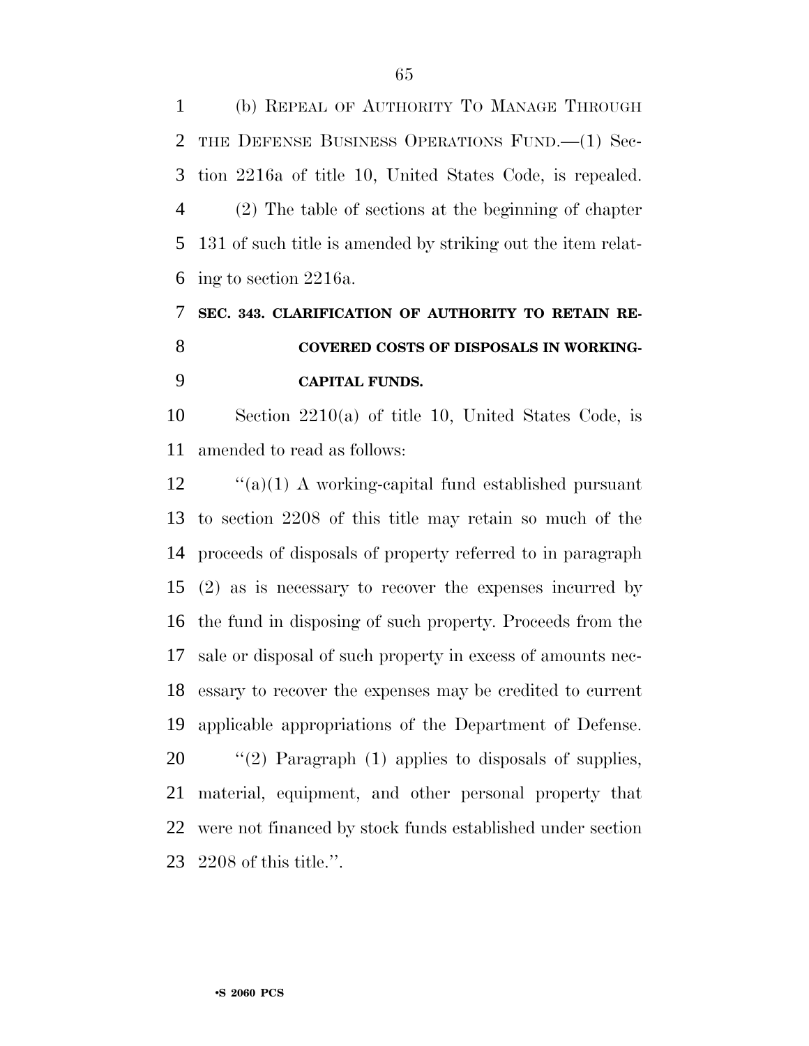(b) REPEAL OF AUTHORITY TO MANAGE THROUGH THE DEFENSE BUSINESS OPERATIONS FUND.—(1) Section 2216a of title 10, United States Code, is repealed.

(2) The table of sections at the beginning of chapter 131 of such title is amended by striking out the item relating to section 2216a.

## SEC. 343. CLARIFICATION OF AUTHORITY TO RETAIN RECOVERED COSTS OF DISPOSALS IN WORKING-CAPITAL FUNDS.

Section 2210(a) of title 10, United States Code, is amended to read as follows:

''(a)(1) A working-capital fund established pursuant to section 2208 of this title may retain so much of the proceeds of disposals of property referred to in paragraph (2) as is necessary to recover the expenses incurred by the fund in disposing of such property. Proceeds from the sale or disposal of such property in excess of amounts necessary to recover the expenses may be credited to current applicable appropriations of the Department of Defense.

''(2) Paragraph (1) applies to disposals of supplies, material, equipment, and other personal property that were not financed by stock funds established under section 2208 of this title.''.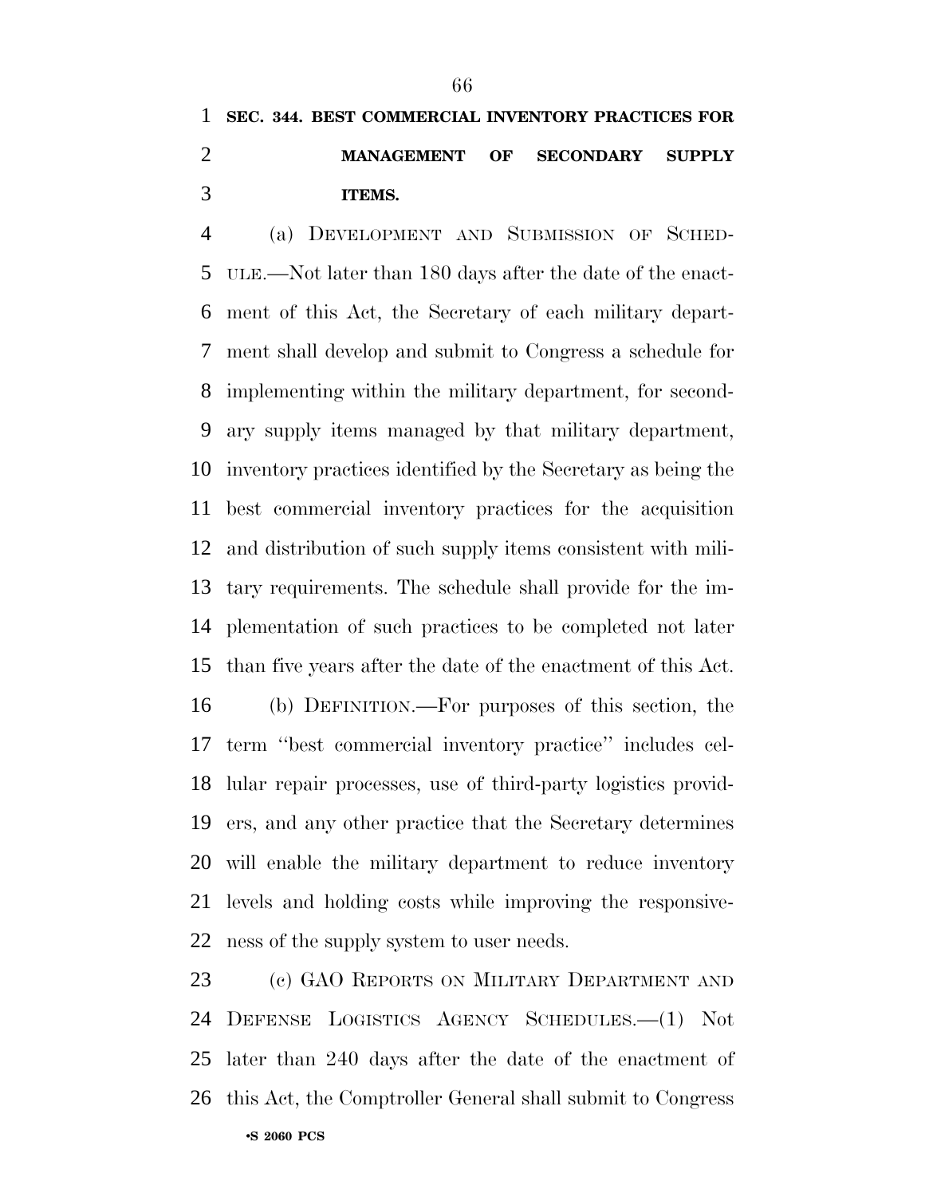**SEC. 344. BEST COMMERCIAL INVENTORY PRACTICES FOR MANAGEMENT OF SECONDARY SUPPLY ITEMS.**

(a) DEVELOPMENT AND SUBMISSION OF SCHEDULE.—Not later than 180 days after the date of the enactment of this Act, the Secretary of each military department shall develop and submit to Congress a schedule for implementing within the military department, for secondary supply items managed by that military department, inventory practices identified by the Secretary as being the best commercial inventory practices for the acquisition and distribution of such supply items consistent with military requirements. The schedule shall provide for the implementation of such practices to be completed not later than five years after the date of the enactment of this Act.

(b) DEFINITION.—For purposes of this section, the term ''best commercial inventory practice'' includes cellular repair processes, use of third-party logistics providers, and any other practice that the Secretary determines will enable the military department to reduce inventory levels and holding costs while improving the responsiveness of the supply system to user needs.

(c) GAO REPORTS ON MILITARY DEPARTMENT AND DEFENSE LOGISTICS AGENCY SCHEDULES.—(1) Not later than 240 days after the date of the enactment of this Act, the Comptroller General shall submit to Congress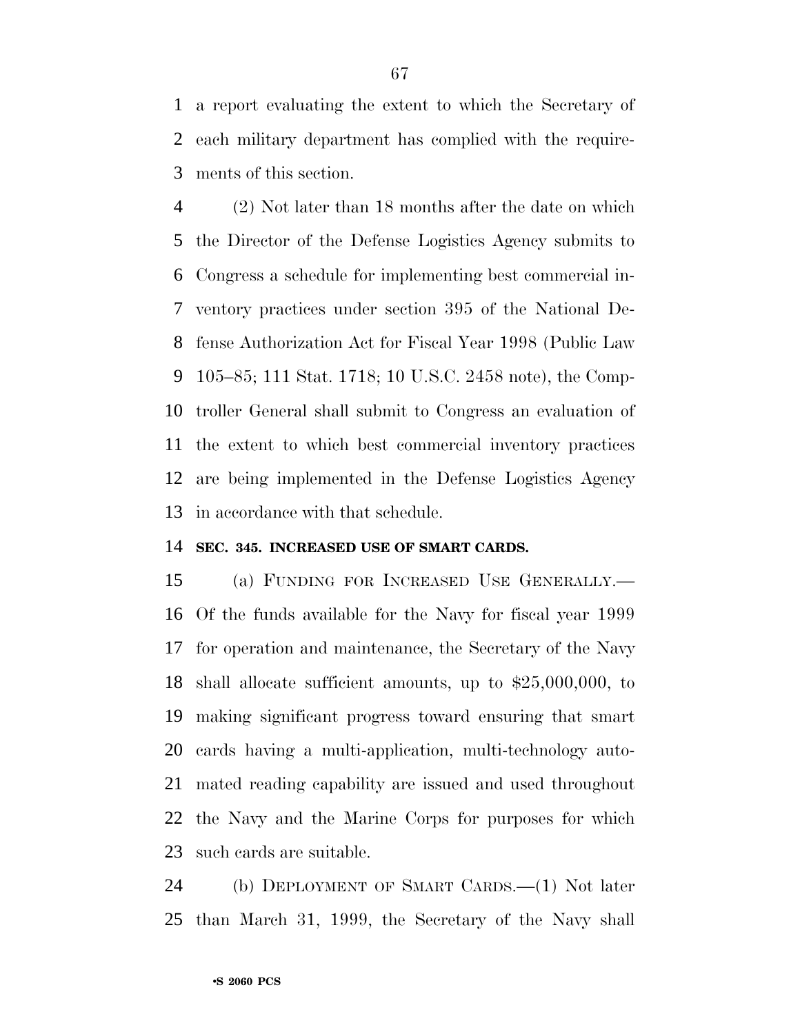a report evaluating the extent to which the Secretary of each military department has complied with the requirements of this section.

(2) Not later than 18 months after the date on which the Director of the Defense Logistics Agency submits to Congress a schedule for implementing best commercial inventory practices under section 395 of the National Defense Authorization Act for Fiscal Year 1998 (Public Law 105–85; 111 Stat. 1718; 10 U.S.C. 2458 note), the Comptroller General shall submit to Congress an evaluation of the extent to which best commercial inventory practices are being implemented in the Defense Logistics Agency in accordance with that schedule.

**SEC. 345. INCREASED USE OF SMART CARDS.**

(a) FUNDING FOR INCREASED USE GENERALLY.—Of the funds available for the Navy for fiscal year 1999 for operation and maintenance, the Secretary of the Navy shall allocate sufficient amounts, up to $25,000,000, to making significant progress toward ensuring that smart cards having a multi-application, multi-technology automated reading capability are issued and used throughout the Navy and the Marine Corps for purposes for which such cards are suitable.

(b) DEPLOYMENT OF SMART CARDS.—(1) Not later than March 31, 1999, the Secretary of the Navy shall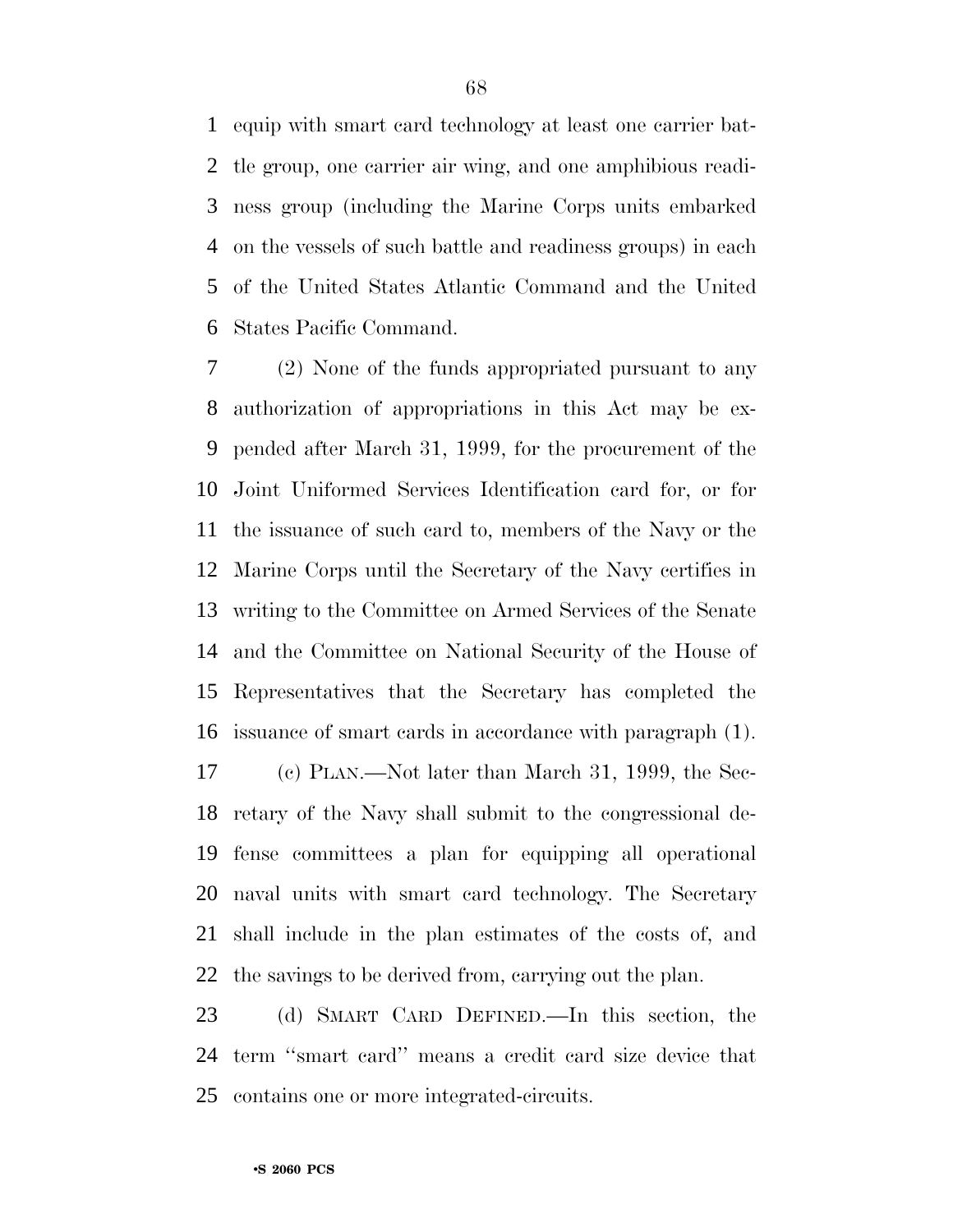equip with smart card technology at least one carrier battle group, one carrier air wing, and one amphibious readiness group (including the Marine Corps units embarked on the vessels of such battle and readiness groups) in each of the United States Atlantic Command and the United States Pacific Command.

(2) None of the funds appropriated pursuant to any authorization of appropriations in this Act may be expended after March 31, 1999, for the procurement of the Joint Uniformed Services Identification card for, or for the issuance of such card to, members of the Navy or the Marine Corps until the Secretary of the Navy certifies in writing to the Committee on Armed Services of the Senate and the Committee on National Security of the House of Representatives that the Secretary has completed the issuance of smart cards in accordance with paragraph (1).

(c) PLAN.—Not later than March 31, 1999, the Secretary of the Navy shall submit to the congressional defense committees a plan for equipping all operational naval units with smart card technology. The Secretary shall include in the plan estimates of the costs of, and the savings to be derived from, carrying out the plan.

(d) SMART CARD DEFINED.—In this section, the term ''smart card'' means a credit card size device that contains one or more integrated-circuits.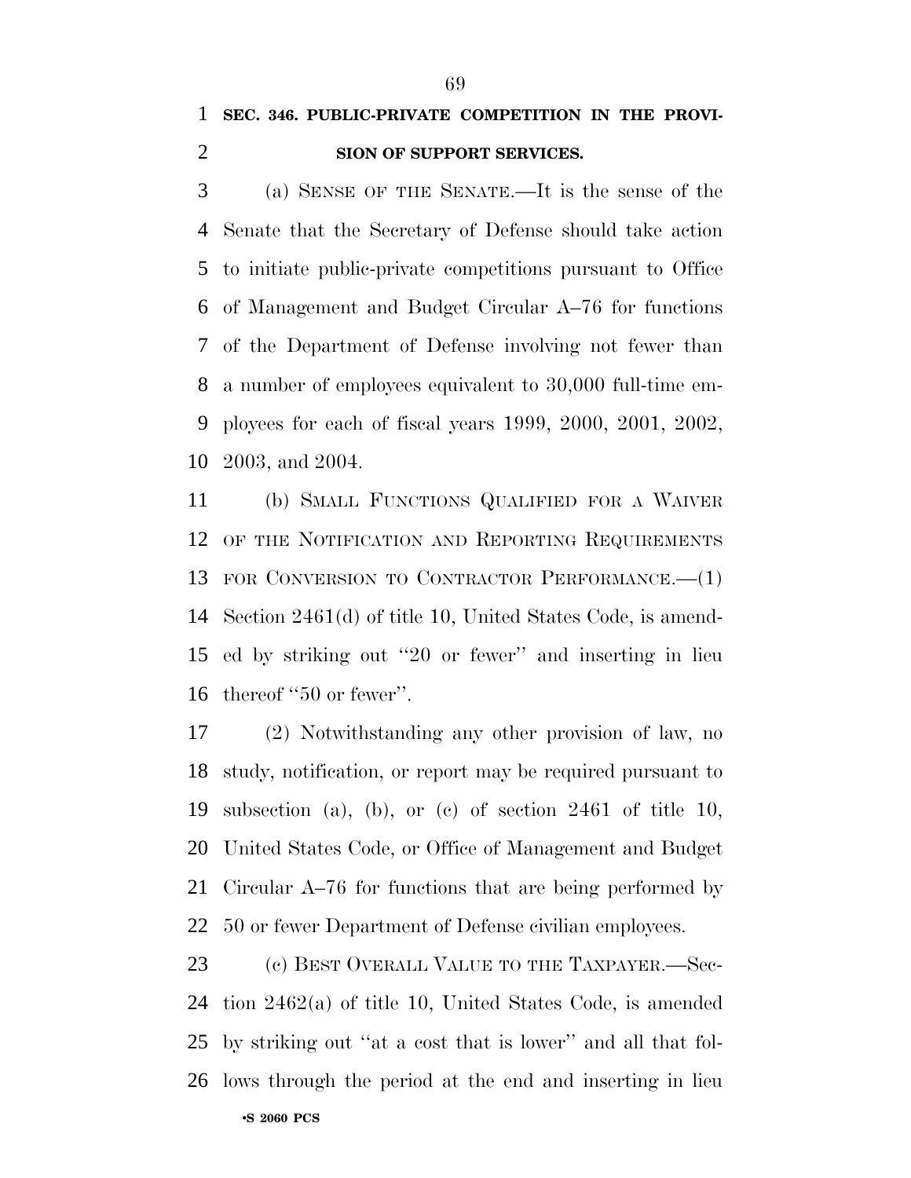**SEC. 346. PUBLIC-PRIVATE COMPETITION IN THE PROVISION OF SUPPORT SERVICES.**

(a) SENSE OF THE SENATE.—It is the sense of the Senate that the Secretary of Defense should take action to initiate public-private competitions pursuant to Office of Management and Budget Circular A–76 for functions of the Department of Defense involving not fewer than a number of employees equivalent to 30,000 full-time employees for each of fiscal years 1999, 2000, 2001, 2002, 2003, and 2004.

(b) SMALL FUNCTIONS QUALIFIED FOR A WAIVER OF THE NOTIFICATION AND REPORTING REQUIREMENTS FOR CONVERSION TO CONTRACTOR PERFORMANCE.—(1) Section 2461(d) of title 10, United States Code, is amended by striking out "20 or fewer" and inserting in lieu thereof "50 or fewer".

(2) Notwithstanding any other provision of law, no study, notification, or report may be required pursuant to subsection (a), (b), or (c) of section 2461 of title 10, United States Code, or Office of Management and Budget Circular A–76 for functions that are being performed by 50 or fewer Department of Defense civilian employees.

(c) BEST OVERALL VALUE TO THE TAXPAYER.—Section 2462(a) of title 10, United States Code, is amended by striking out "at a cost that is lower" and all that follows through the period at the end and inserting in lieu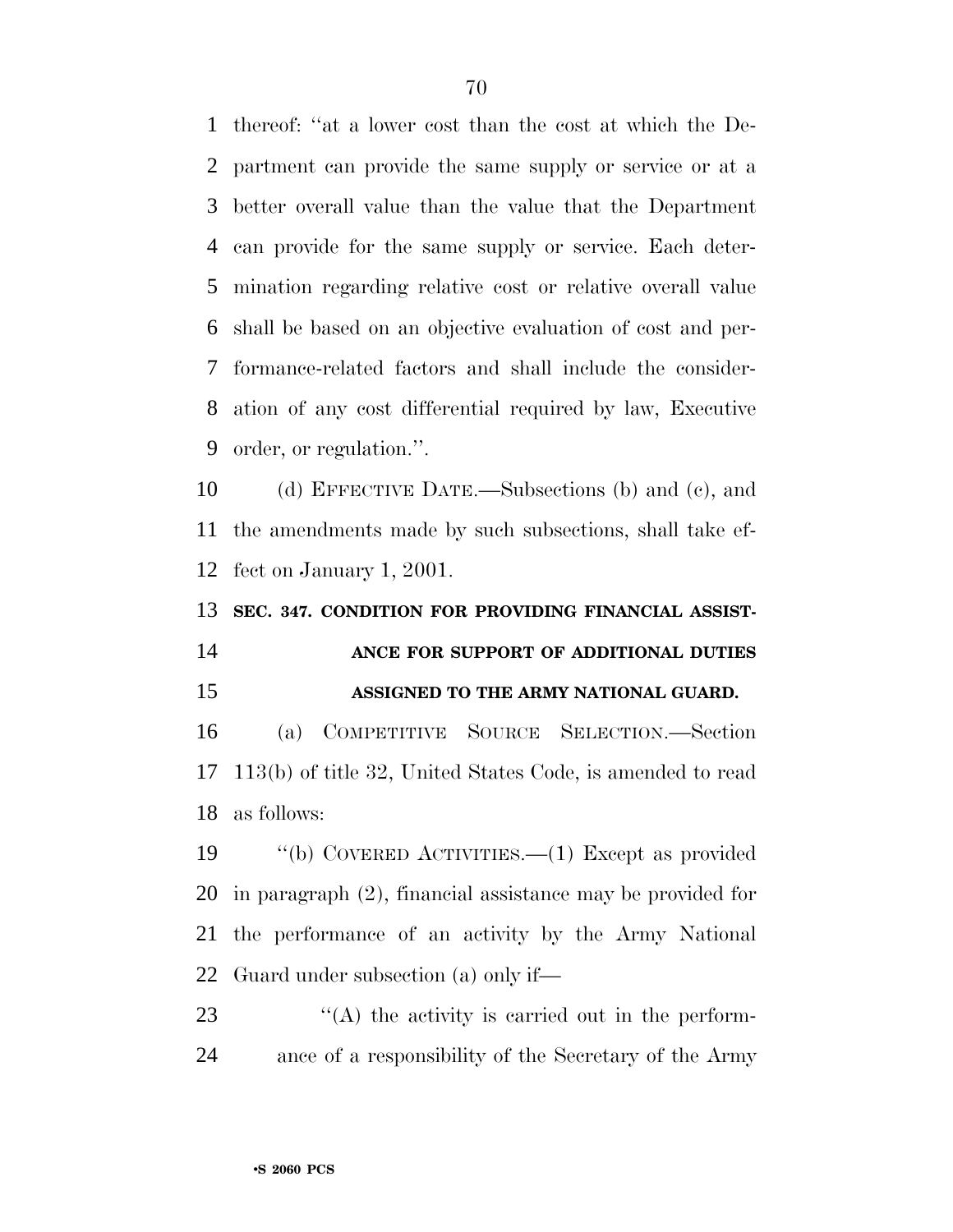thereof: ''at a lower cost than the cost at which the Department can provide the same supply or service or at a better overall value than the value that the Department can provide for the same supply or service. Each determination regarding relative cost or relative overall value shall be based on an objective evaluation of cost and performance-related factors and shall include the consideration of any cost differential required by law, Executive order, or regulation.''.

(d) EFFECTIVE DATE.—Subsections (b) and (c), and the amendments made by such subsections, shall take effect on January 1, 2001.

**SEC. 347. CONDITION FOR PROVIDING FINANCIAL ASSISTANCE FOR SUPPORT OF ADDITIONAL DUTIES ASSIGNED TO THE ARMY NATIONAL GUARD.**

(a) COMPETITIVE SOURCE SELECTION.—Section 113(b) of title 32, United States Code, is amended to read as follows:

''(b) COVERED ACTIVITIES.—(1) Except as provided in paragraph (2), financial assistance may be provided for the performance of an activity by the Army National Guard under subsection (a) only if—

''(A) the activity is carried out in the performance of a responsibility of the Secretary of the Army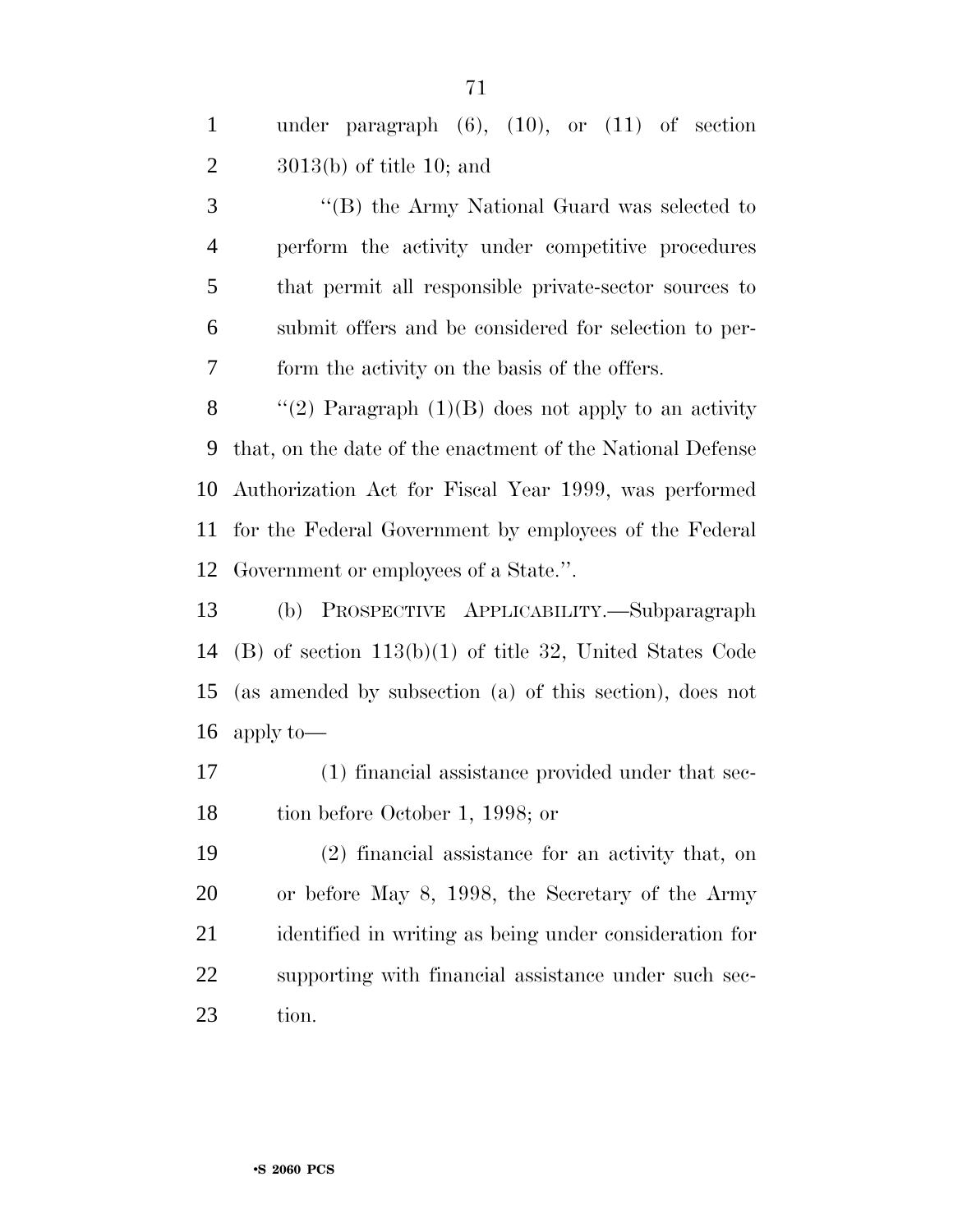under paragraph (6), (10), or (11) of section 3013(b) of title 10; and

''(B) the Army National Guard was selected to perform the activity under competitive procedures that permit all responsible private-sector sources to submit offers and be considered for selection to perform the activity on the basis of the offers.

''(2) Paragraph (1)(B) does not apply to an activity that, on the date of the enactment of the National Defense Authorization Act for Fiscal Year 1999, was performed for the Federal Government by employees of the Federal Government or employees of a State.''.

(b) PROSPECTIVE APPLICABILITY.—Subparagraph (B) of section 113(b)(1) of title 32, United States Code (as amended by subsection (a) of this section), does not apply to—

(1) financial assistance provided under that section before October 1, 1998; or

(2) financial assistance for an activity that, on or before May 8, 1998, the Secretary of the Army identified in writing as being under consideration for supporting with financial assistance under such section.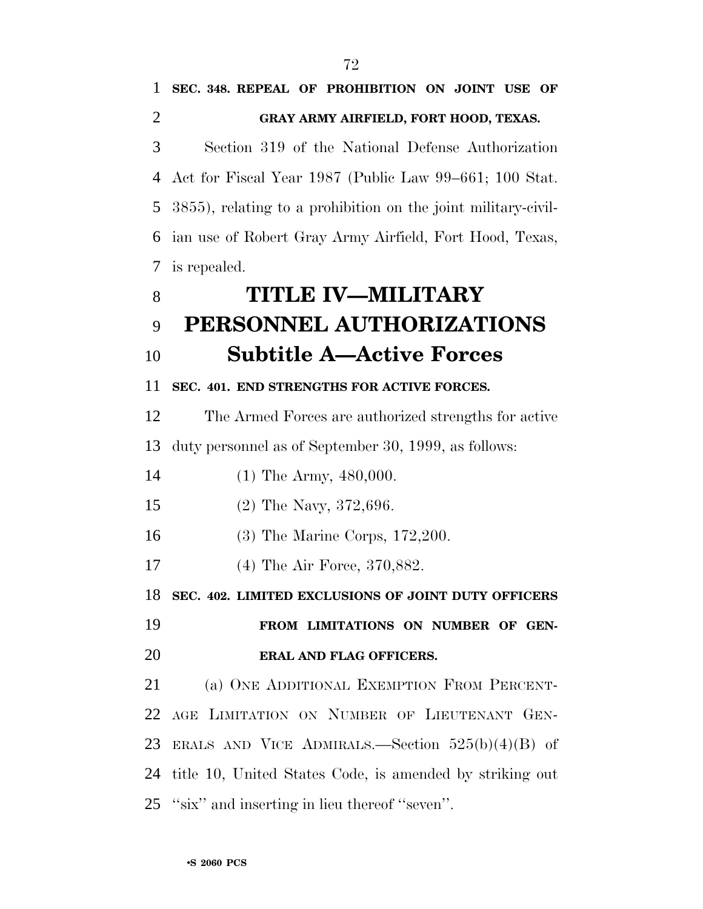**SEC. 348. REPEAL OF PROHIBITION ON JOINT USE OF GRAY ARMY AIRFIELD, FORT HOOD, TEXAS.**

Section 319 of the National Defense Authorization Act for Fiscal Year 1987 (Public Law 99–661; 100 Stat. 3855), relating to a prohibition on the joint military-civilian use of Robert Gray Army Airfield, Fort Hood, Texas, is repealed.

# TITLE IV—MILITARY PERSONNEL AUTHORIZATIONS

## Subtitle A—Active Forces

**SEC. 401. END STRENGTHS FOR ACTIVE FORCES.**

The Armed Forces are authorized strengths for active duty personnel as of September 30, 1999, as follows:

(1) The Army, 480,000.

(2) The Navy, 372,696.

(3) The Marine Corps, 172,200.

(4) The Air Force, 370,882.

**SEC. 402. LIMITED EXCLUSIONS OF JOINT DUTY OFFICERS FROM LIMITATIONS ON NUMBER OF GENERAL AND FLAG OFFICERS.**

(a) ONE ADDITIONAL EXEMPTION FROM PERCENTAGE LIMITATION ON NUMBER OF LIEUTENANT GENERALS AND VICE ADMIRALS.—Section 525(b)(4)(B) of title 10, United States Code, is amended by striking out ''six'' and inserting in lieu thereof ''seven''.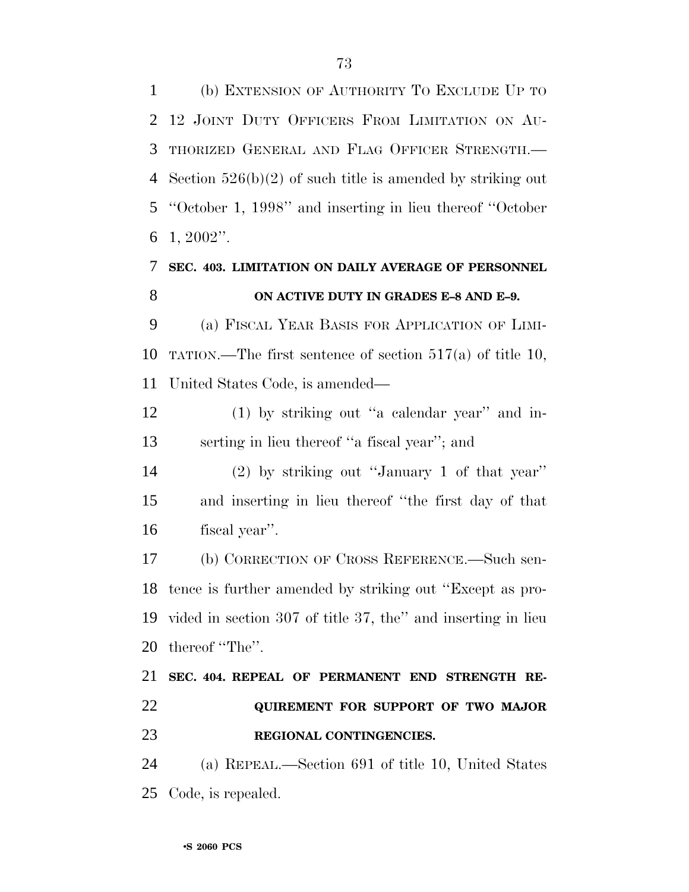(b) EXTENSION OF AUTHORITY TO EXCLUDE UP TO 12 JOINT DUTY OFFICERS FROM LIMITATION ON AUTHORIZED GENERAL AND FLAG OFFICER STRENGTH.—Section 526(b)(2) of such title is amended by striking out ''October 1, 1998'' and inserting in lieu thereof ''October 1, 2002''.

**SEC. 403. LIMITATION ON DAILY AVERAGE OF PERSONNEL ON ACTIVE DUTY IN GRADES E–8 AND E–9.**

(a) FISCAL YEAR BASIS FOR APPLICATION OF LIMITATION.—The first sentence of section 517(a) of title 10, United States Code, is amended—

(1) by striking out ''a calendar year'' and inserting in lieu thereof ''a fiscal year''; and

(2) by striking out ''January 1 of that year'' and inserting in lieu thereof ''the first day of that fiscal year''.

(b) CORRECTION OF CROSS REFERENCE.—Such sentence is further amended by striking out ''Except as provided in section 307 of title 37, the'' and inserting in lieu thereof ''The''.

**SEC. 404. REPEAL OF PERMANENT END STRENGTH REQUIREMENT FOR SUPPORT OF TWO MAJOR REGIONAL CONTINGENCIES.**

(a) REPEAL.—Section 691 of title 10, United States Code, is repealed.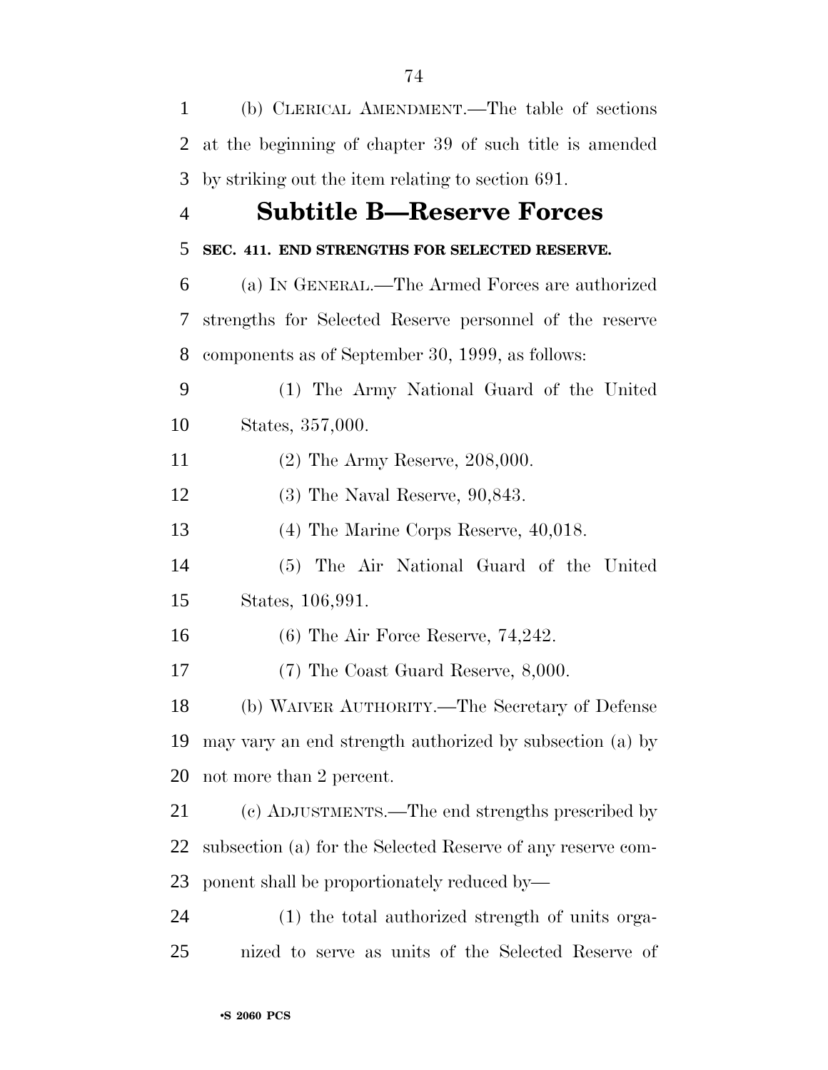(b) CLERICAL AMENDMENT.—The table of sections at the beginning of chapter 39 of such title is amended by striking out the item relating to section 691.

## Subtitle B—Reserve Forces

**SEC. 411. END STRENGTHS FOR SELECTED RESERVE.**

(a) IN GENERAL.—The Armed Forces are authorized strengths for Selected Reserve personnel of the reserve components as of September 30, 1999, as follows:

(1) The Army National Guard of the United States, 357,000.

(2) The Army Reserve, 208,000.

(3) The Naval Reserve, 90,843.

(4) The Marine Corps Reserve, 40,018.

(5) The Air National Guard of the United States, 106,991.

(6) The Air Force Reserve, 74,242.

(7) The Coast Guard Reserve, 8,000.

(b) WAIVER AUTHORITY.—The Secretary of Defense may vary an end strength authorized by subsection (a) by not more than 2 percent.

(c) ADJUSTMENTS.—The end strengths prescribed by subsection (a) for the Selected Reserve of any reserve component shall be proportionately reduced by—

(1) the total authorized strength of units organized to serve as units of the Selected Reserve of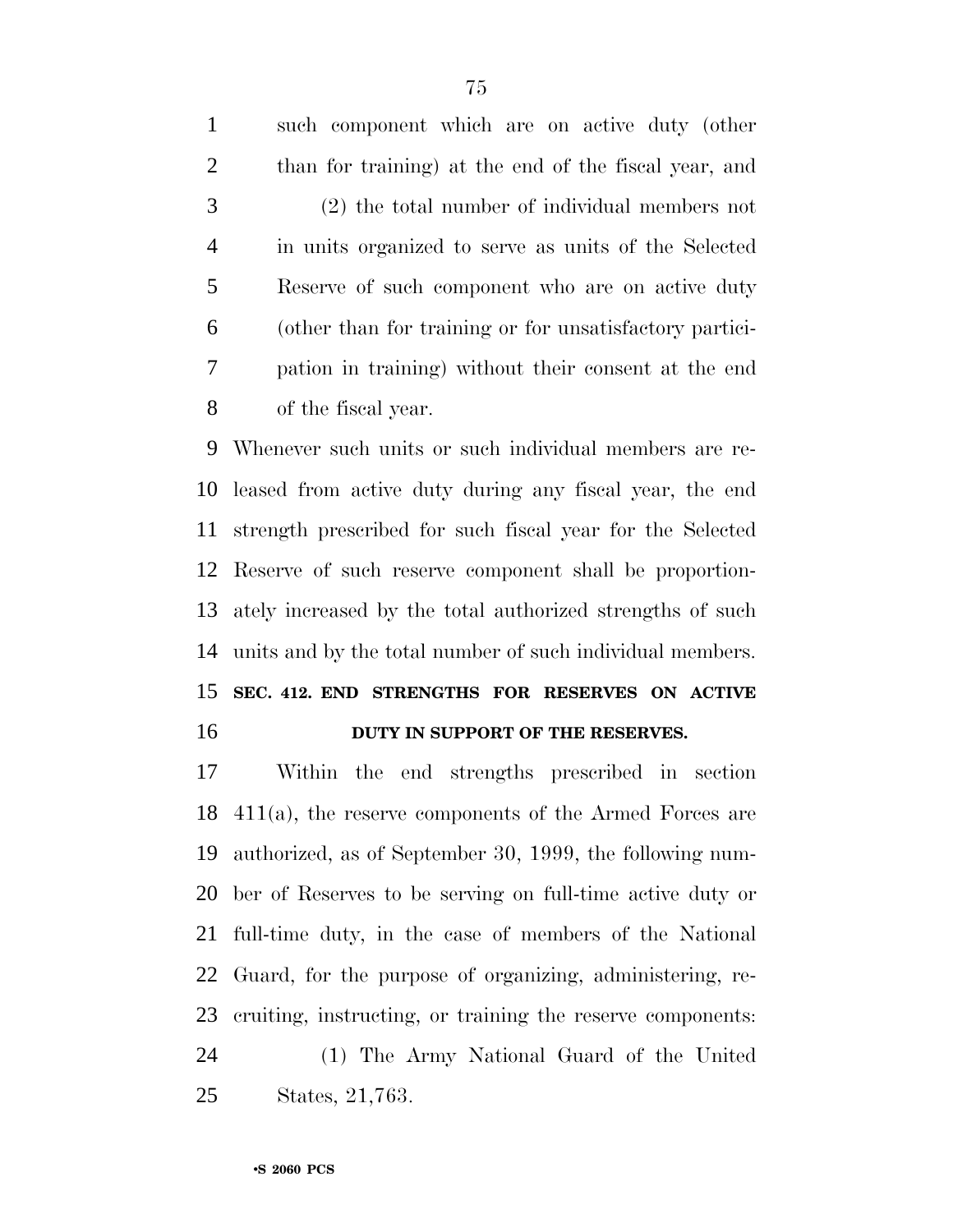such component which are on active duty (other than for training) at the end of the fiscal year, and

(2) the total number of individual members not in units organized to serve as units of the Selected Reserve of such component who are on active duty (other than for training or for unsatisfactory participation in training) without their consent at the end of the fiscal year.

Whenever such units or such individual members are released from active duty during any fiscal year, the end strength prescribed for such fiscal year for the Selected Reserve of such reserve component shall be proportionately increased by the total authorized strengths of such units and by the total number of such individual members.

**SEC. 412. END STRENGTHS FOR RESERVES ON ACTIVE DUTY IN SUPPORT OF THE RESERVES.**

Within the end strengths prescribed in section 411(a), the reserve components of the Armed Forces are authorized, as of September 30, 1999, the following number of Reserves to be serving on full-time active duty or full-time duty, in the case of members of the National Guard, for the purpose of organizing, administering, recruiting, instructing, or training the reserve components:

(1) The Army National Guard of the United States, 21,763.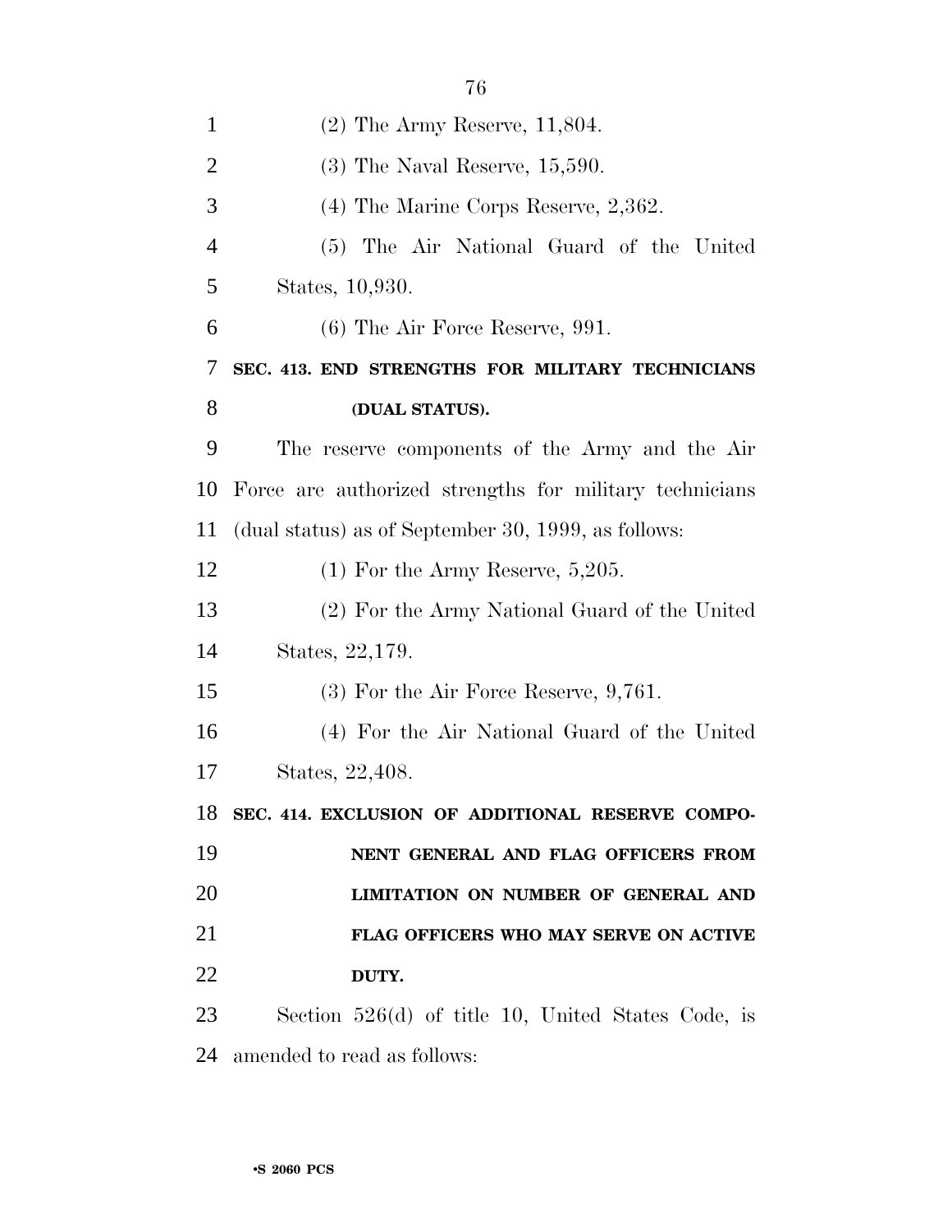(2) The Army Reserve, 11,804.

(3) The Naval Reserve, 15,590.

(4) The Marine Corps Reserve, 2,362.

(5) The Air National Guard of the United States, 10,930.

(6) The Air Force Reserve, 991.

**SEC. 413. END STRENGTHS FOR MILITARY TECHNICIANS (DUAL STATUS).**

The reserve components of the Army and the Air Force are authorized strengths for military technicians (dual status) as of September 30, 1999, as follows:

(1) For the Army Reserve, 5,205.

(2) For the Army National Guard of the United States, 22,179.

(3) For the Air Force Reserve, 9,761.

(4) For the Air National Guard of the United States, 22,408.

**SEC. 414. EXCLUSION OF ADDITIONAL RESERVE COMPONENT GENERAL AND FLAG OFFICERS FROM LIMITATION ON NUMBER OF GENERAL AND FLAG OFFICERS WHO MAY SERVE ON ACTIVE DUTY.**

Section 526(d) of title 10, United States Code, is amended to read as follows: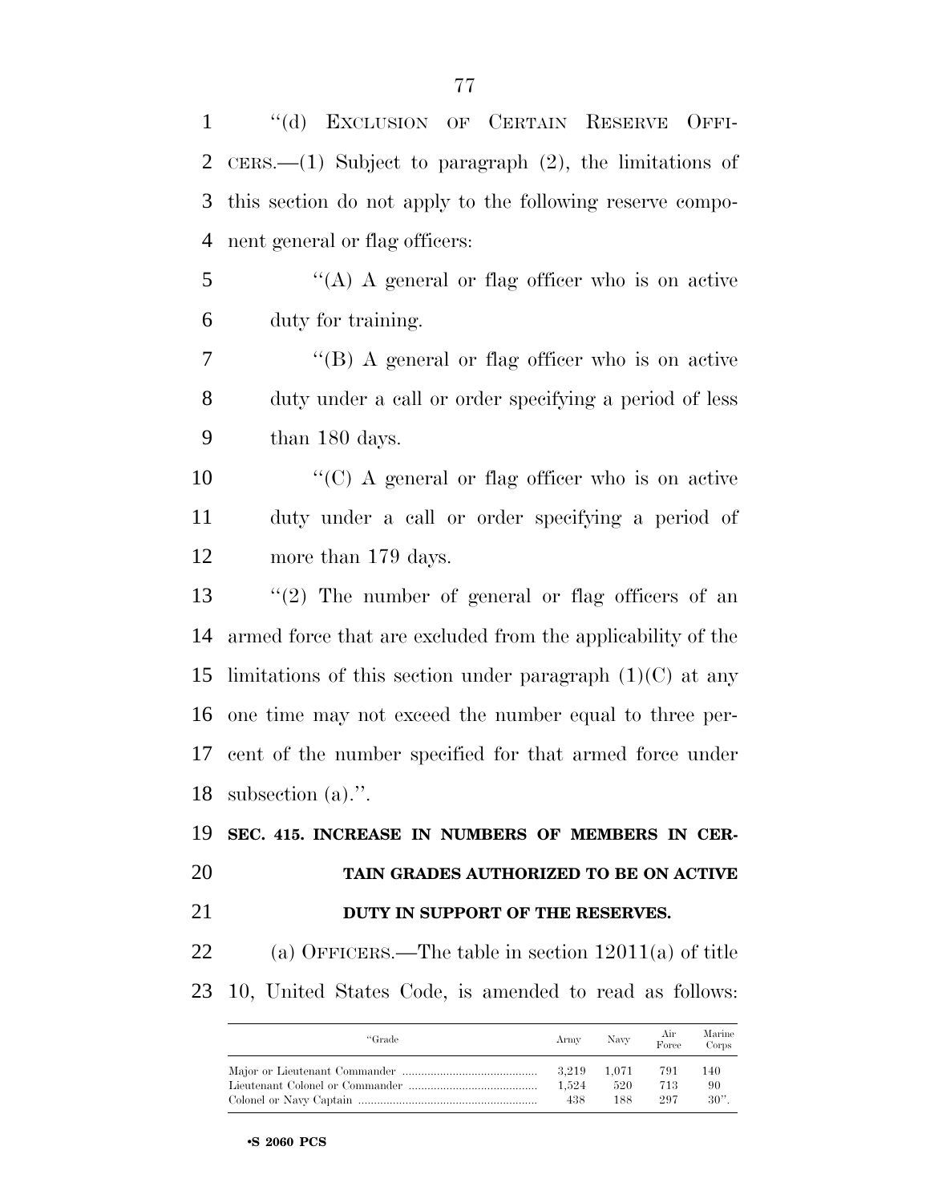"(d) EXCLUSION OF CERTAIN RESERVE OFFICERS.—(1) Subject to paragraph (2), the limitations of this section do not apply to the following reserve component general or flag officers:

"(A) A general or flag officer who is on active duty for training.

"(B) A general or flag officer who is on active duty under a call or order specifying a period of less than 180 days.

"(C) A general or flag officer who is on active duty under a call or order specifying a period of more than 179 days.

"(2) The number of general or flag officers of an armed force that are excluded from the applicability of the limitations of this section under paragraph (1)(C) at any one time may not exceed the number equal to three percent of the number specified for that armed force under subsection (a).".

**SEC. 415. INCREASE IN NUMBERS OF MEMBERS IN CERTAIN GRADES AUTHORIZED TO BE ON ACTIVE DUTY IN SUPPORT OF THE RESERVES.**

(a) OFFICERS.—The table in section 12011(a) of title 10, United States Code, is amended to read as follows:

| "Grade | Army | Navy | Air Force | Marine Corps |
|---|---|---|---|---|
| Major or Lieutenant Commander | 3,219 | 1,071 | 791 | 140 |
| Lieutenant Colonel or Commander | 1,524 | 520 | 713 | 90 |
| Colonel or Navy Captain | 438 | 188 | 297 | 30". |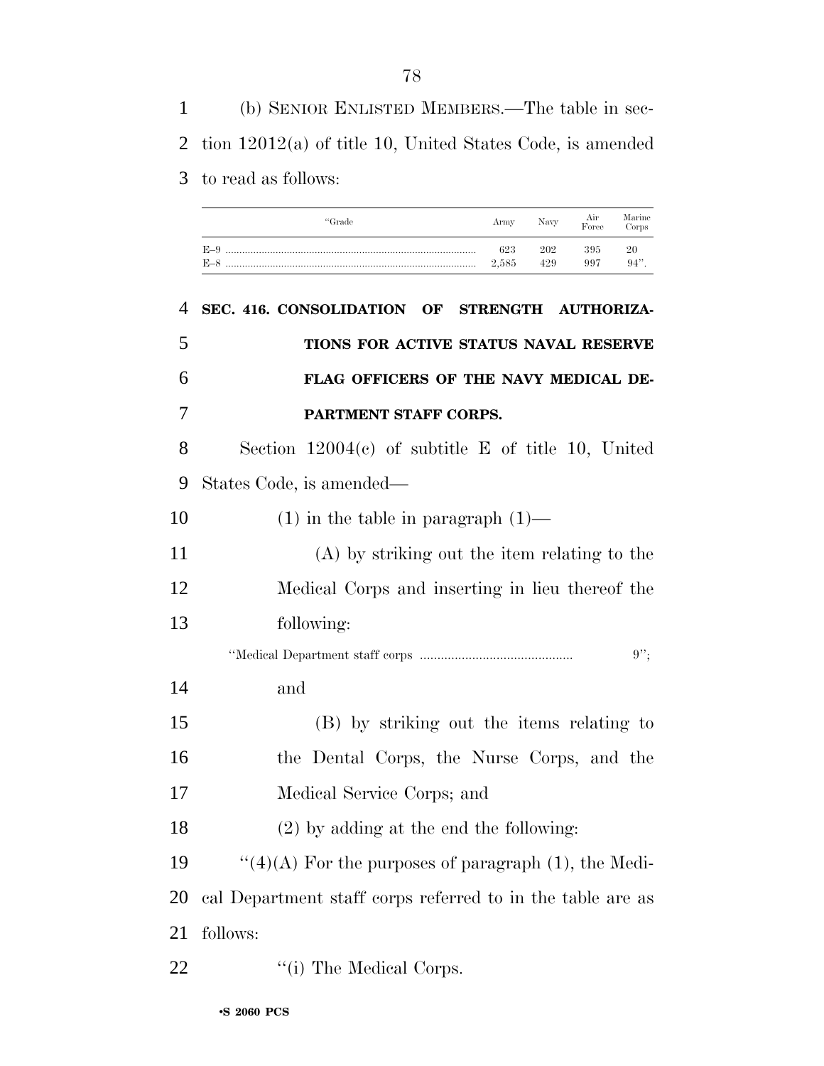(b) SENIOR ENLISTED MEMBERS.—The table in section 12012(a) of title 10, United States Code, is amended to read as follows:

| "Grade | Army | Navy | Air Force | Marine Corps |
|---|---|---|---|---|
| E–9 | 623 | 202 | 395 | 20 |
| E–8 | 2,585 | 429 | 997 | 94". |

**SEC. 416. CONSOLIDATION OF STRENGTH AUTHORIZATIONS FOR ACTIVE STATUS NAVAL RESERVE FLAG OFFICERS OF THE NAVY MEDICAL DEPARTMENT STAFF CORPS.**

Section 12004(c) of subtitle E of title 10, United States Code, is amended—

(1) in the table in paragraph (1)—

(A) by striking out the item relating to the Medical Corps and inserting in lieu thereof the following:

"Medical Department staff corps ............................................ 9";

and

(B) by striking out the items relating to the Dental Corps, the Nurse Corps, and the Medical Service Corps; and

(2) by adding at the end the following:

"(4)(A) For the purposes of paragraph (1), the Medical Department staff corps referred to in the table are as follows:

"(i) The Medical Corps.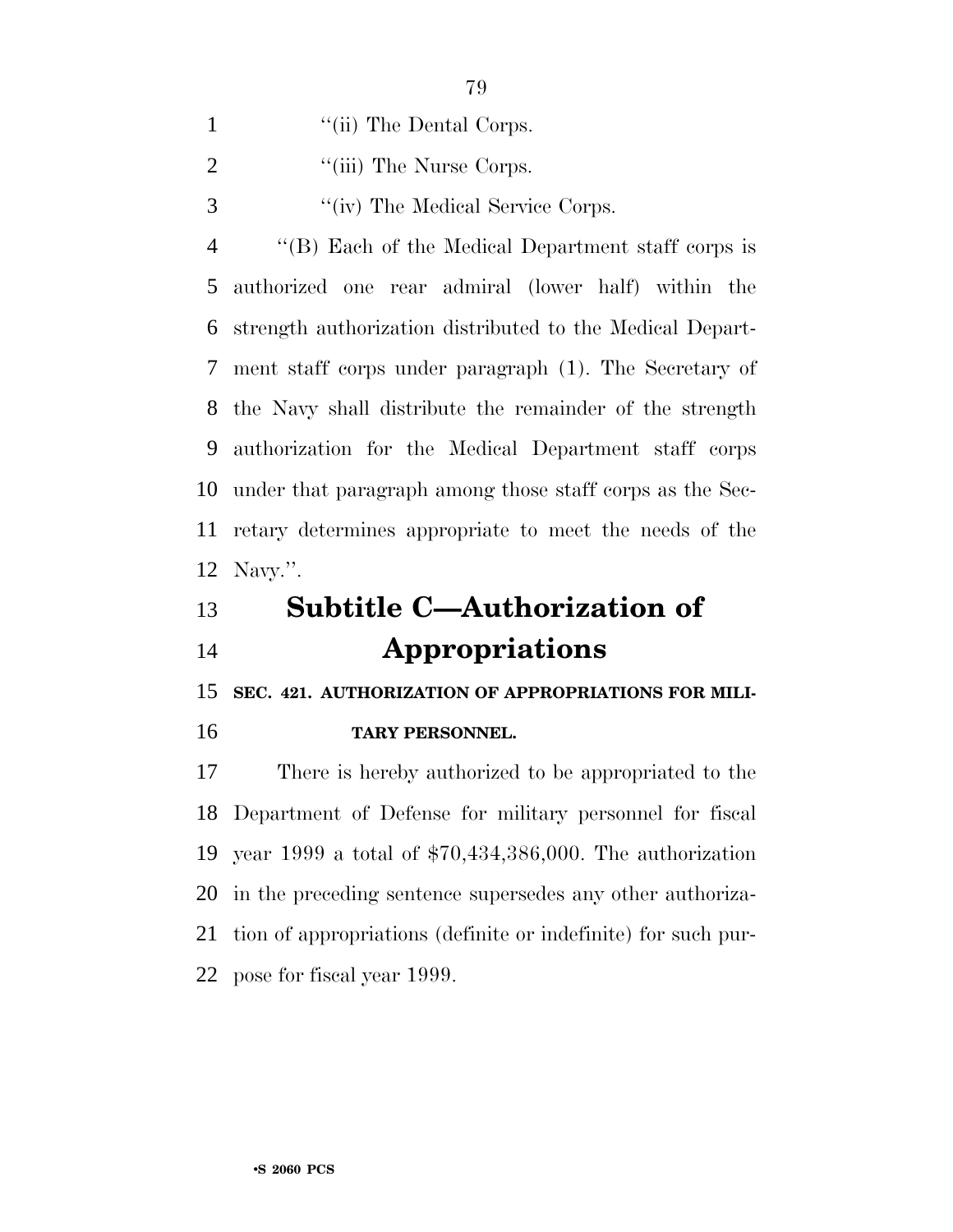''(ii) The Dental Corps.

''(iii) The Nurse Corps.

''(iv) The Medical Service Corps.

''(B) Each of the Medical Department staff corps is authorized one rear admiral (lower half) within the strength authorization distributed to the Medical Department staff corps under paragraph (1). The Secretary of the Navy shall distribute the remainder of the strength authorization for the Medical Department staff corps under that paragraph among those staff corps as the Secretary determines appropriate to meet the needs of the Navy.''.

# Subtitle C—Authorization of Appropriations

**SEC. 421. AUTHORIZATION OF APPROPRIATIONS FOR MILITARY PERSONNEL.**

There is hereby authorized to be appropriated to the Department of Defense for military personnel for fiscal year 1999 a total of $70,434,386,000. The authorization in the preceding sentence supersedes any other authorization of appropriations (definite or indefinite) for such purpose for fiscal year 1999.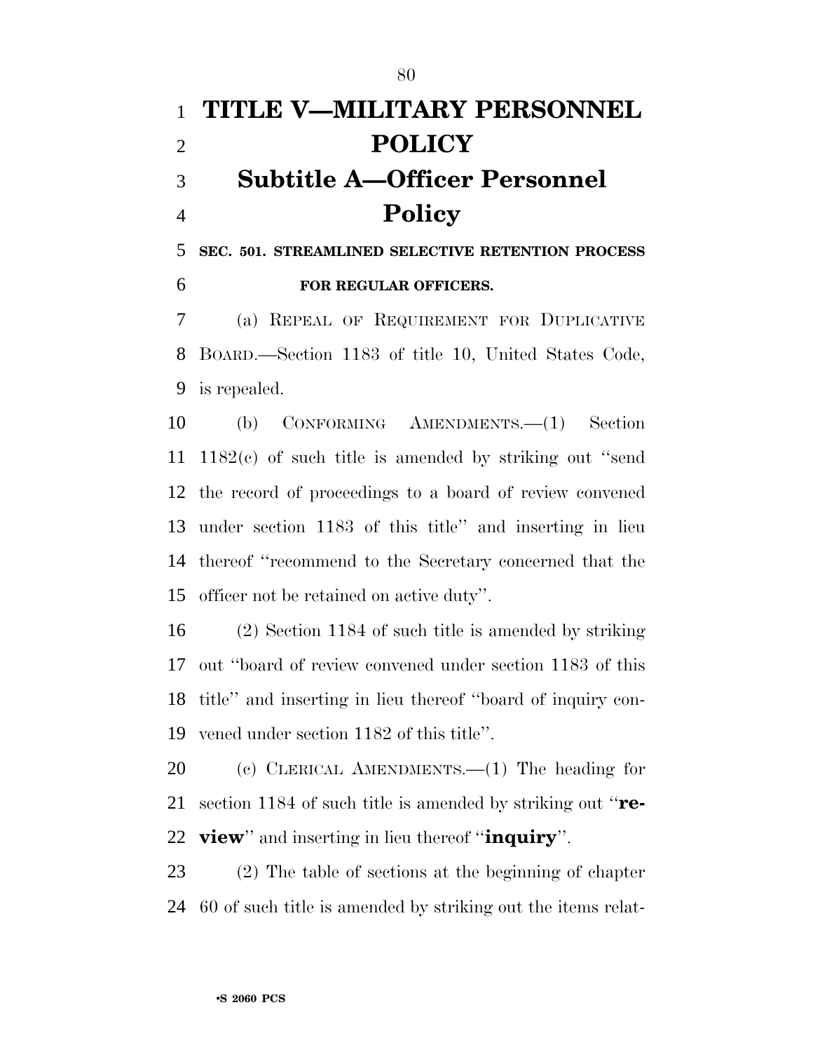# TITLE V—MILITARY PERSONNEL POLICY

## Subtitle A—Officer Personnel Policy

### SEC. 501. STREAMLINED SELECTIVE RETENTION PROCESS FOR REGULAR OFFICERS.

(a) REPEAL OF REQUIREMENT FOR DUPLICATIVE BOARD.—Section 1183 of title 10, United States Code, is repealed.

(b) CONFORMING AMENDMENTS.—(1) Section 1182(c) of such title is amended by striking out ''send the record of proceedings to a board of review convened under section 1183 of this title'' and inserting in lieu thereof ''recommend to the Secretary concerned that the officer not be retained on active duty''.

(2) Section 1184 of such title is amended by striking out ''board of review convened under section 1183 of this title'' and inserting in lieu thereof ''board of inquiry convened under section 1182 of this title''.

(c) CLERICAL AMENDMENTS.—(1) The heading for section 1184 of such title is amended by striking out ''**review**'' and inserting in lieu thereof ''**inquiry**''.

(2) The table of sections at the beginning of chapter 60 of such title is amended by striking out the items relat-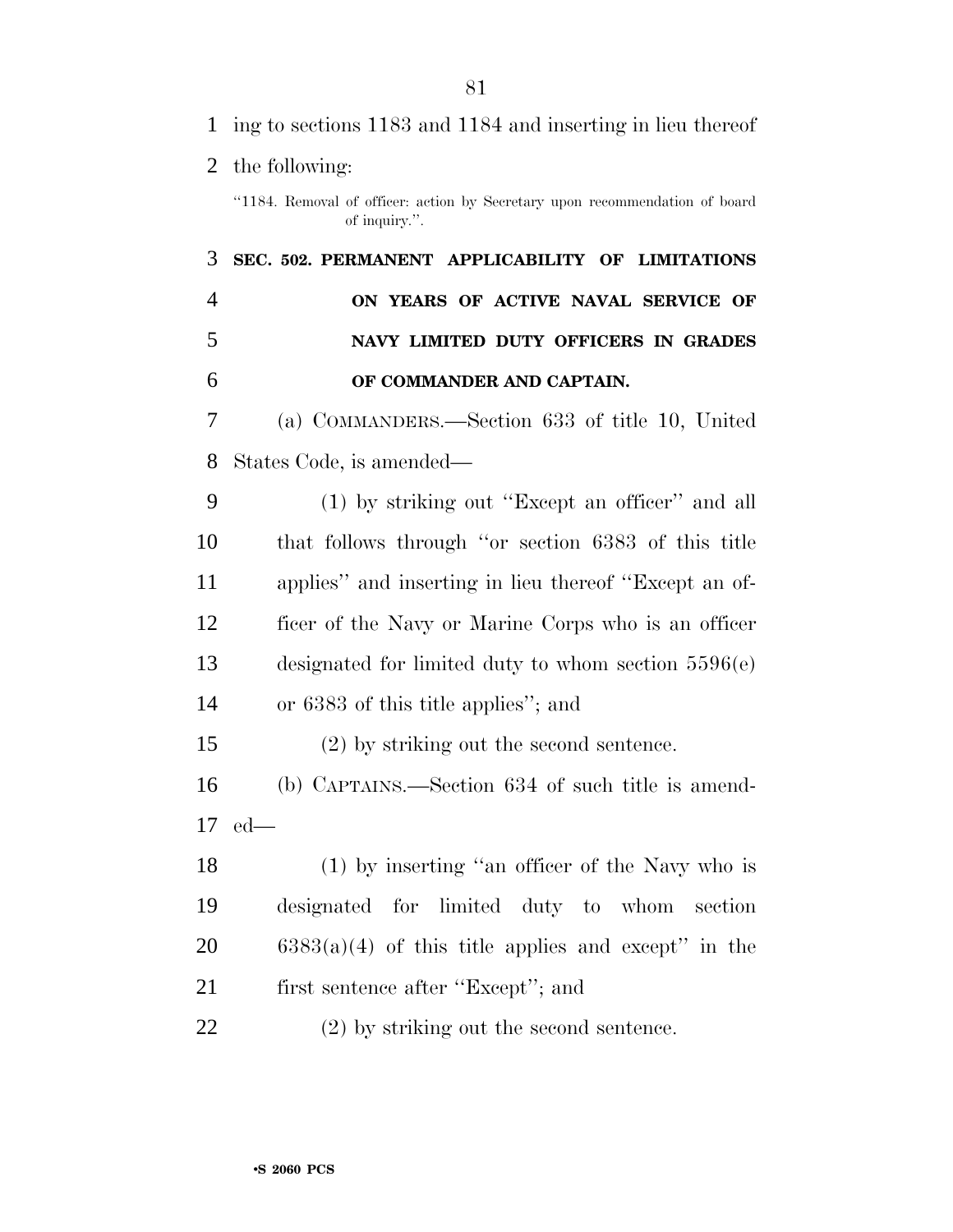ing to sections 1183 and 1184 and inserting in lieu thereof the following:

"1184. Removal of officer: action by Secretary upon recommendation of board of inquiry.".

**SEC. 502. PERMANENT APPLICABILITY OF LIMITATIONS ON YEARS OF ACTIVE NAVAL SERVICE OF NAVY LIMITED DUTY OFFICERS IN GRADES OF COMMANDER AND CAPTAIN.**

(a) COMMANDERS.—Section 633 of title 10, United States Code, is amended—

(1) by striking out "Except an officer" and all that follows through "or section 6383 of this title applies" and inserting in lieu thereof "Except an officer of the Navy or Marine Corps who is an officer designated for limited duty to whom section 5596(e) or 6383 of this title applies"; and

(2) by striking out the second sentence.

(b) CAPTAINS.—Section 634 of such title is amended—

(1) by inserting "an officer of the Navy who is designated for limited duty to whom section 6383(a)(4) of this title applies and except" in the first sentence after "Except"; and

(2) by striking out the second sentence.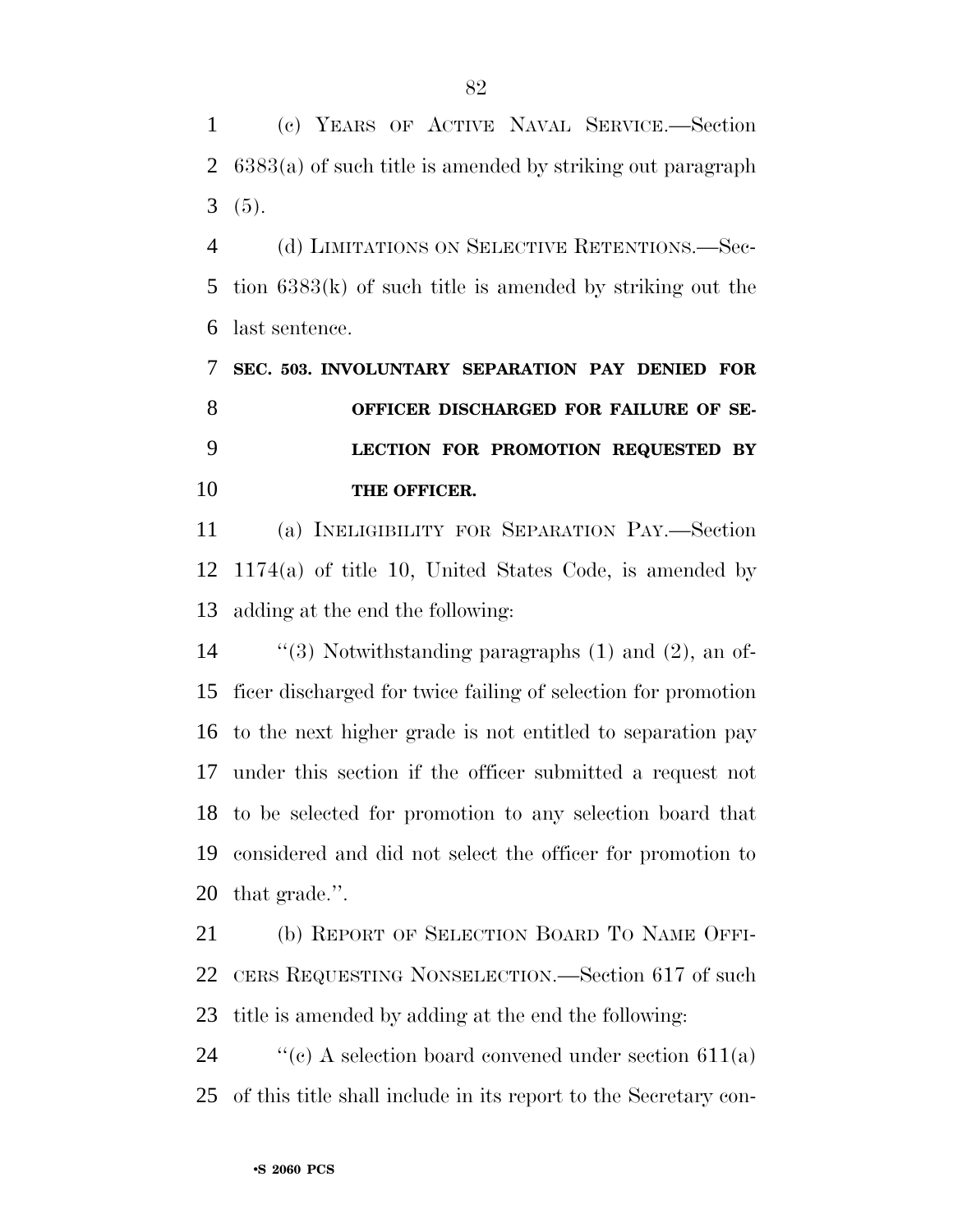(c) YEARS OF ACTIVE NAVAL SERVICE.—Section 6383(a) of such title is amended by striking out paragraph (5).

(d) LIMITATIONS ON SELECTIVE RETENTIONS.—Section 6383(k) of such title is amended by striking out the last sentence.

**SEC. 503. INVOLUNTARY SEPARATION PAY DENIED FOR OFFICER DISCHARGED FOR FAILURE OF SELECTION FOR PROMOTION REQUESTED BY THE OFFICER.**

(a) INELIGIBILITY FOR SEPARATION PAY.—Section 1174(a) of title 10, United States Code, is amended by adding at the end the following:

"(3) Notwithstanding paragraphs (1) and (2), an officer discharged for twice failing of selection for promotion to the next higher grade is not entitled to separation pay under this section if the officer submitted a request not to be selected for promotion to any selection board that considered and did not select the officer for promotion to that grade.".

(b) REPORT OF SELECTION BOARD TO NAME OFFICERS REQUESTING NONSELECTION.—Section 617 of such title is amended by adding at the end the following:

"(c) A selection board convened under section 611(a) of this title shall include in its report to the Secretary con-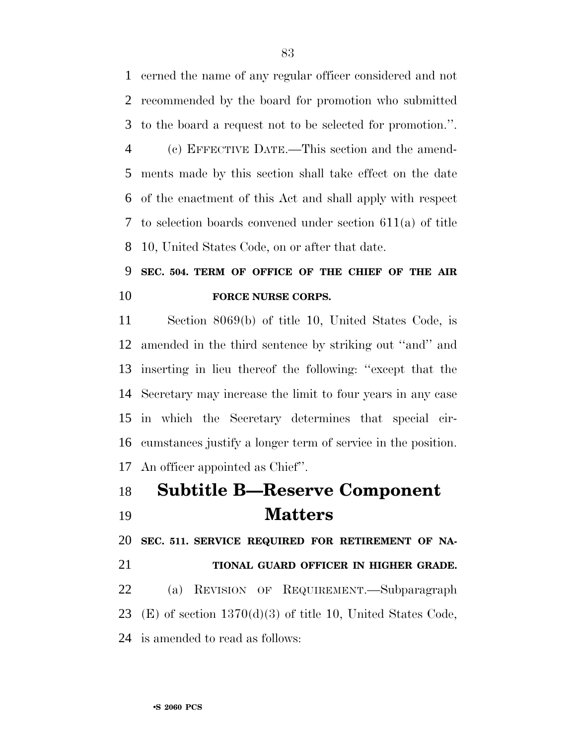cerned the name of any regular officer considered and not recommended by the board for promotion who submitted to the board a request not to be selected for promotion.''.

(c) EFFECTIVE DATE.—This section and the amendments made by this section shall take effect on the date of the enactment of this Act and shall apply with respect to selection boards convened under section 611(a) of title 10, United States Code, on or after that date.

**SEC. 504. TERM OF OFFICE OF THE CHIEF OF THE AIR FORCE NURSE CORPS.**

Section 8069(b) of title 10, United States Code, is amended in the third sentence by striking out ''and'' and inserting in lieu thereof the following: ''except that the Secretary may increase the limit to four years in any case in which the Secretary determines that special circumstances justify a longer term of service in the position. An officer appointed as Chief''.

# Subtitle B—Reserve Component Matters

**SEC. 511. SERVICE REQUIRED FOR RETIREMENT OF NATIONAL GUARD OFFICER IN HIGHER GRADE.**

(a) REVISION OF REQUIREMENT.—Subparagraph (E) of section 1370(d)(3) of title 10, United States Code, is amended to read as follows: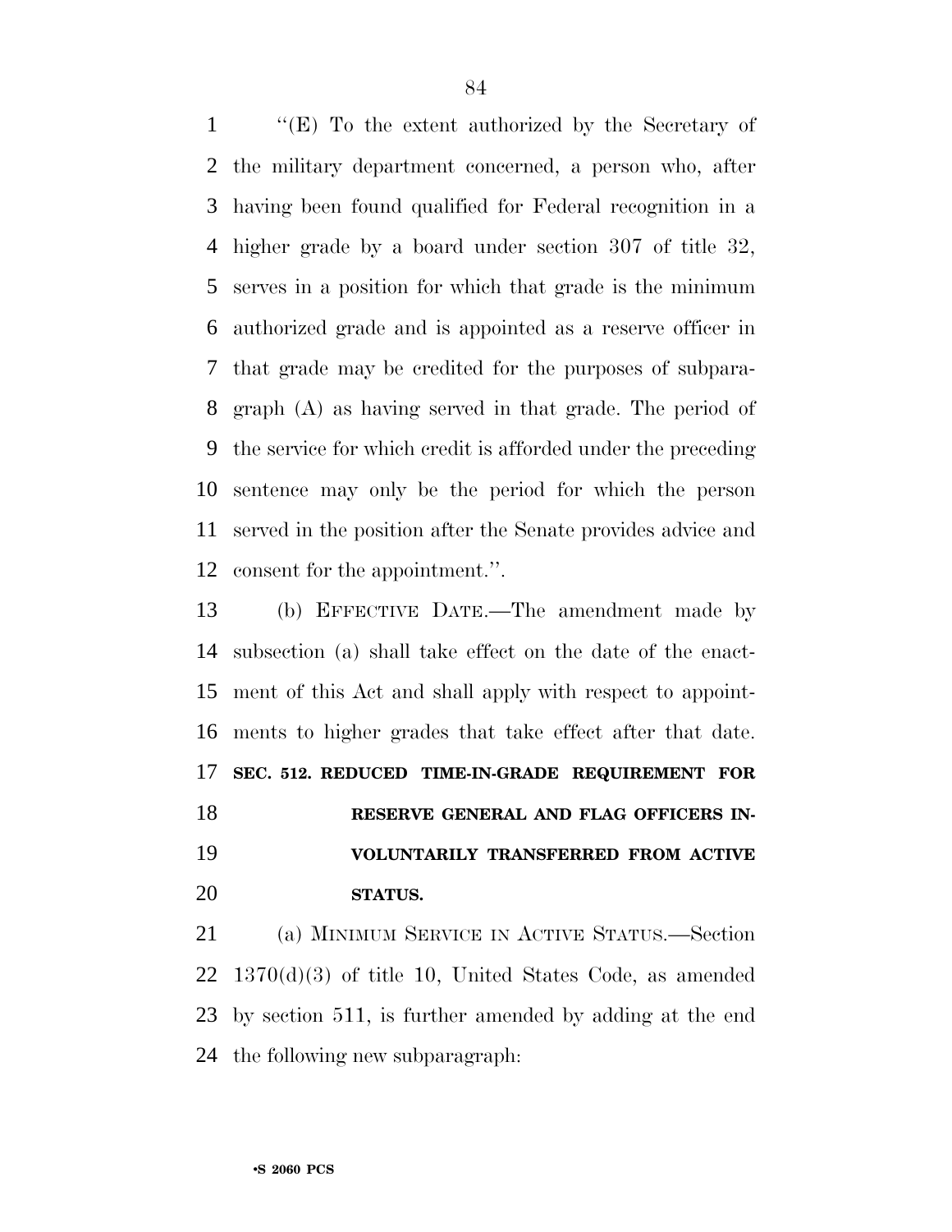"(E) To the extent authorized by the Secretary of the military department concerned, a person who, after having been found qualified for Federal recognition in a higher grade by a board under section 307 of title 32, serves in a position for which that grade is the minimum authorized grade and is appointed as a reserve officer in that grade may be credited for the purposes of subparagraph (A) as having served in that grade. The period of the service for which credit is afforded under the preceding sentence may only be the period for which the person served in the position after the Senate provides advice and consent for the appointment.".

(b) EFFECTIVE DATE.—The amendment made by subsection (a) shall take effect on the date of the enactment of this Act and shall apply with respect to appointments to higher grades that take effect after that date.

### SEC. 512. REDUCED TIME-IN-GRADE REQUIREMENT FOR RESERVE GENERAL AND FLAG OFFICERS INVOLUNTARILY TRANSFERRED FROM ACTIVE STATUS.

(a) MINIMUM SERVICE IN ACTIVE STATUS.—Section 1370(d)(3) of title 10, United States Code, as amended by section 511, is further amended by adding at the end the following new subparagraph: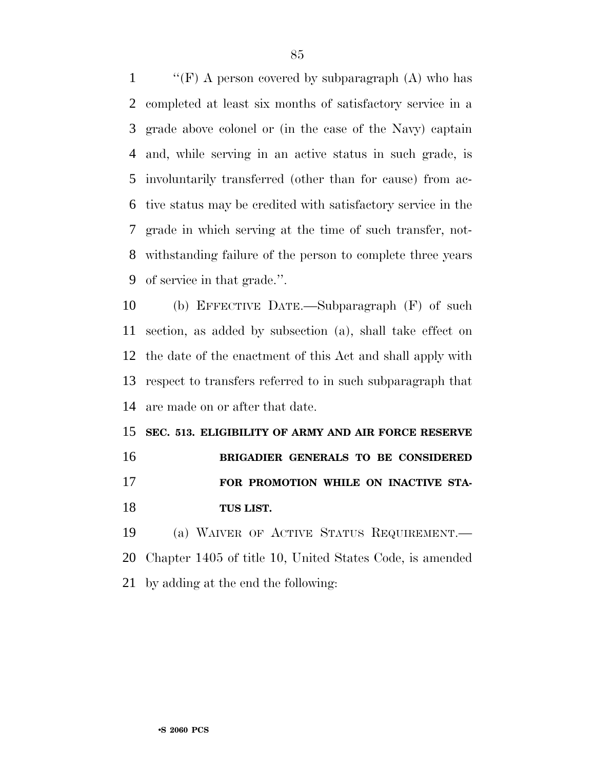''(F) A person covered by subparagraph (A) who has completed at least six months of satisfactory service in a grade above colonel or (in the case of the Navy) captain and, while serving in an active status in such grade, is involuntarily transferred (other than for cause) from active status may be credited with satisfactory service in the grade in which serving at the time of such transfer, notwithstanding failure of the person to complete three years of service in that grade.''.

(b) EFFECTIVE DATE.—Subparagraph (F) of such section, as added by subsection (a), shall take effect on the date of the enactment of this Act and shall apply with respect to transfers referred to in such subparagraph that are made on or after that date.

**SEC. 513. ELIGIBILITY OF ARMY AND AIR FORCE RESERVE BRIGADIER GENERALS TO BE CONSIDERED FOR PROMOTION WHILE ON INACTIVE STATUS LIST.**

(a) WAIVER OF ACTIVE STATUS REQUIREMENT.—Chapter 1405 of title 10, United States Code, is amended by adding at the end the following: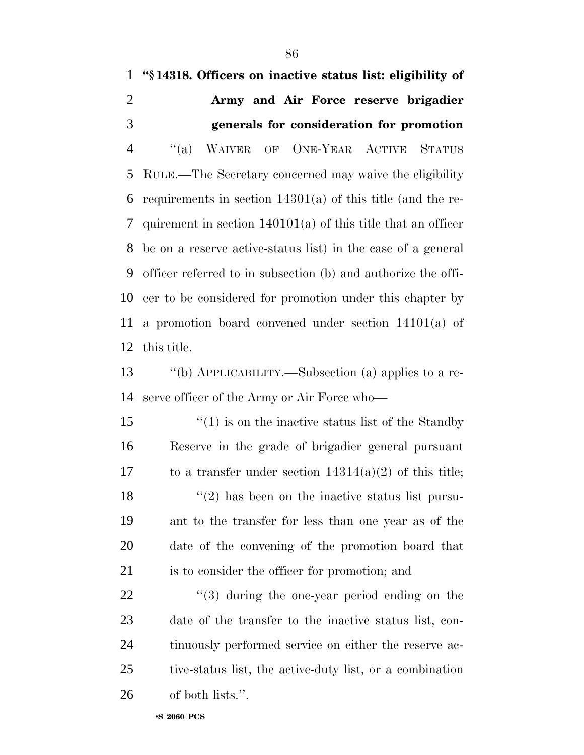**"§ 14318. Officers on inactive status list: eligibility of Army and Air Force reserve brigadier generals for consideration for promotion**

"(a) WAIVER OF ONE-YEAR ACTIVE STATUS RULE.—The Secretary concerned may waive the eligibility requirements in section 14301(a) of this title (and the requirement in section 140101(a) of this title that an officer be on a reserve active-status list) in the case of a general officer referred to in subsection (b) and authorize the officer to be considered for promotion under this chapter by a promotion board convened under section 14101(a) of this title.

"(b) APPLICABILITY.—Subsection (a) applies to a reserve officer of the Army or Air Force who—

"(1) is on the inactive status list of the Standby Reserve in the grade of brigadier general pursuant to a transfer under section 14314(a)(2) of this title;

"(2) has been on the inactive status list pursuant to the transfer for less than one year as of the date of the convening of the promotion board that is to consider the officer for promotion; and

"(3) during the one-year period ending on the date of the transfer to the inactive status list, continuously performed service on either the reserve active-status list, the active-duty list, or a combination of both lists.".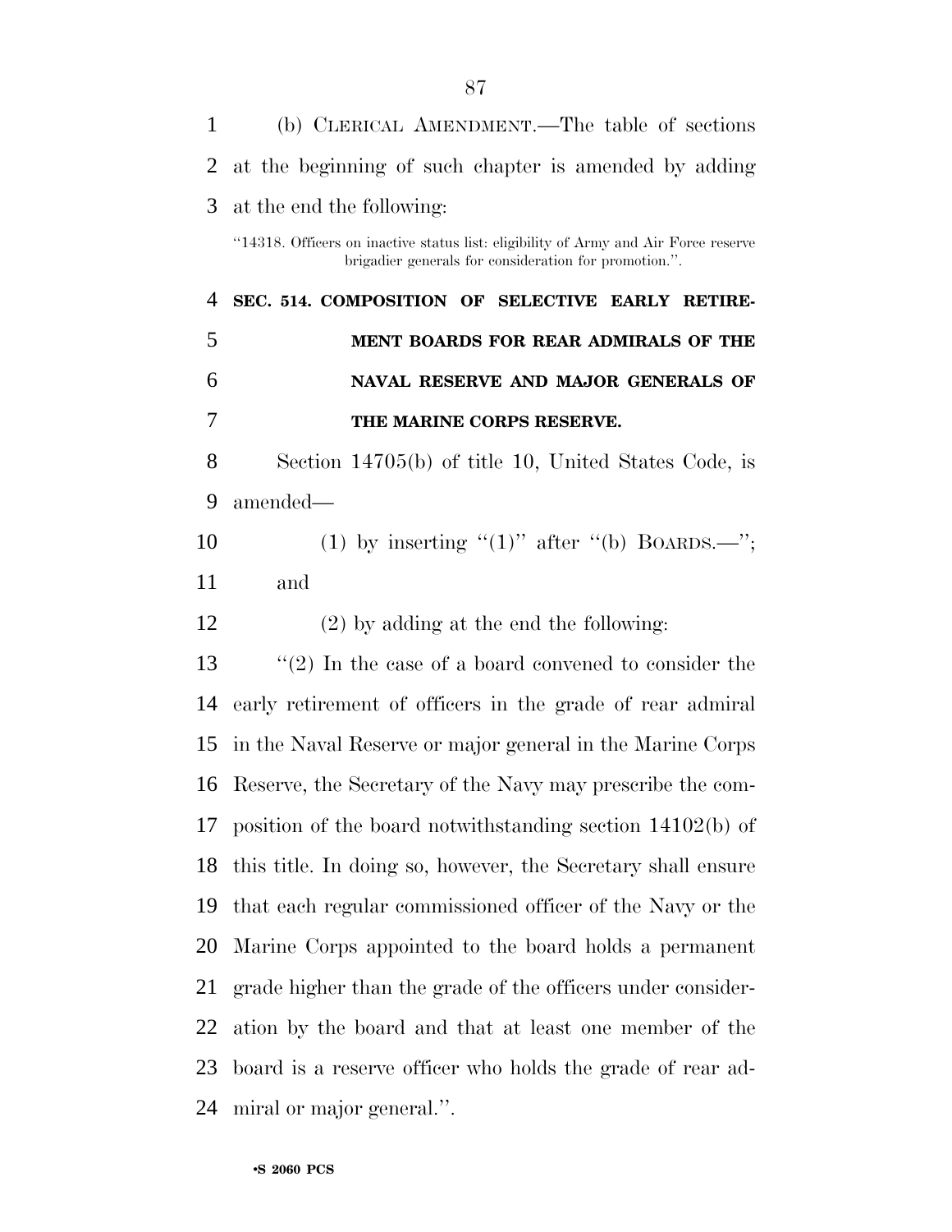(b) CLERICAL AMENDMENT.—The table of sections at the beginning of such chapter is amended by adding at the end the following:

"14318. Officers on inactive status list: eligibility of Army and Air Force reserve brigadier generals for consideration for promotion.".

**SEC. 514. COMPOSITION OF SELECTIVE EARLY RETIREMENT BOARDS FOR REAR ADMIRALS OF THE NAVAL RESERVE AND MAJOR GENERALS OF THE MARINE CORPS RESERVE.**

Section 14705(b) of title 10, United States Code, is amended—

(1) by inserting "(1)" after "(b) BOARDS.—"; and

(2) by adding at the end the following:

"(2) In the case of a board convened to consider the early retirement of officers in the grade of rear admiral in the Naval Reserve or major general in the Marine Corps Reserve, the Secretary of the Navy may prescribe the composition of the board notwithstanding section 14102(b) of this title. In doing so, however, the Secretary shall ensure that each regular commissioned officer of the Navy or the Marine Corps appointed to the board holds a permanent grade higher than the grade of the officers under consideration by the board and that at least one member of the board is a reserve officer who holds the grade of rear admiral or major general.".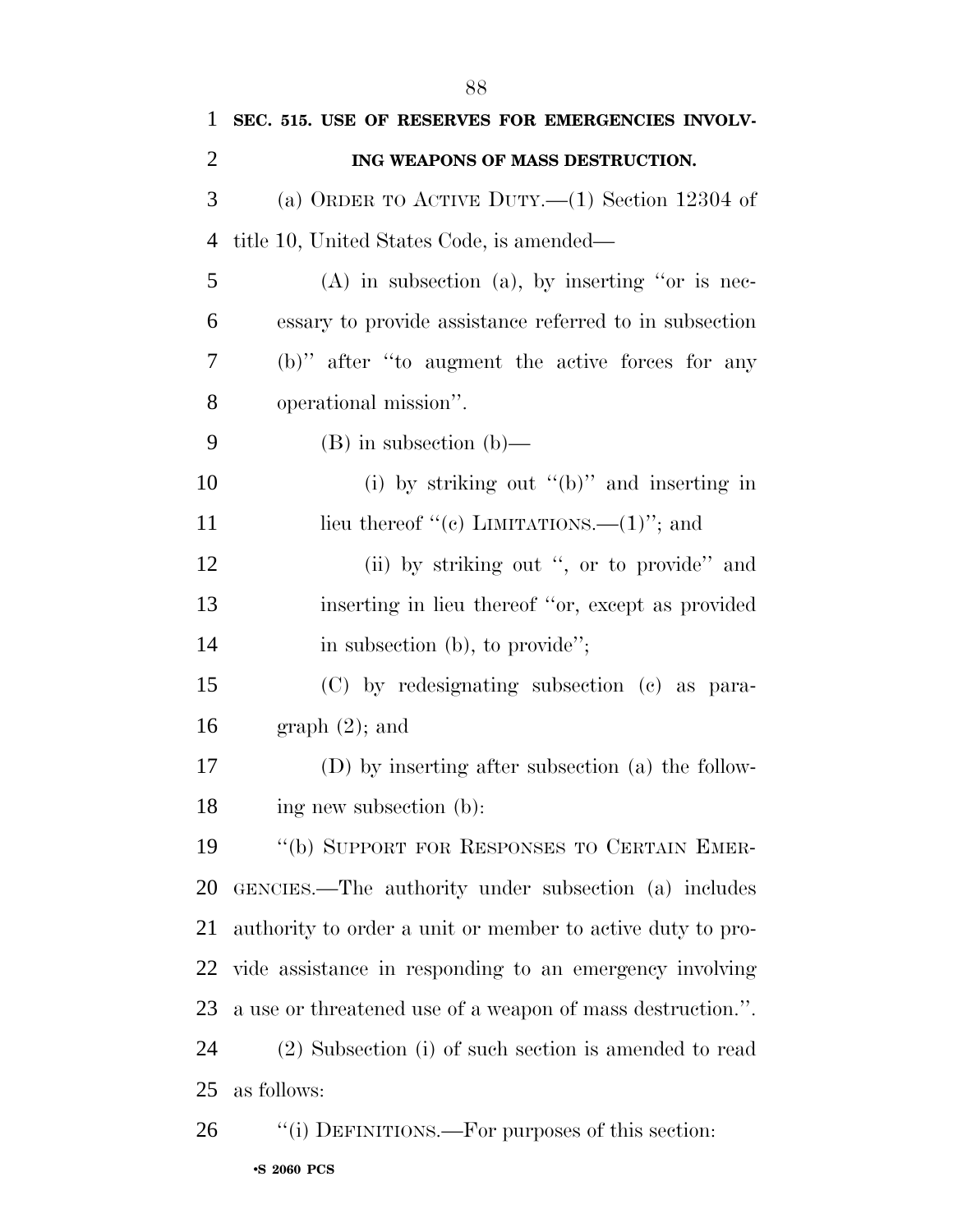**SEC. 515. USE OF RESERVES FOR EMERGENCIES INVOLVING WEAPONS OF MASS DESTRUCTION.**

(a) ORDER TO ACTIVE DUTY.—(1) Section 12304 of title 10, United States Code, is amended—

(A) in subsection (a), by inserting ''or is necessary to provide assistance referred to in subsection (b)'' after ''to augment the active forces for any operational mission''.

(B) in subsection (b)—

(i) by striking out ''(b)'' and inserting in lieu thereof ''(c) LIMITATIONS.—(1)''; and

(ii) by striking out '', or to provide'' and inserting in lieu thereof ''or, except as provided in subsection (b), to provide'';

(C) by redesignating subsection (c) as paragraph (2); and

(D) by inserting after subsection (a) the following new subsection (b):

''(b) SUPPORT FOR RESPONSES TO CERTAIN EMERGENCIES.—The authority under subsection (a) includes authority to order a unit or member to active duty to provide assistance in responding to an emergency involving a use or threatened use of a weapon of mass destruction.''.

(2) Subsection (i) of such section is amended to read as follows:

''(i) DEFINITIONS.—For purposes of this section: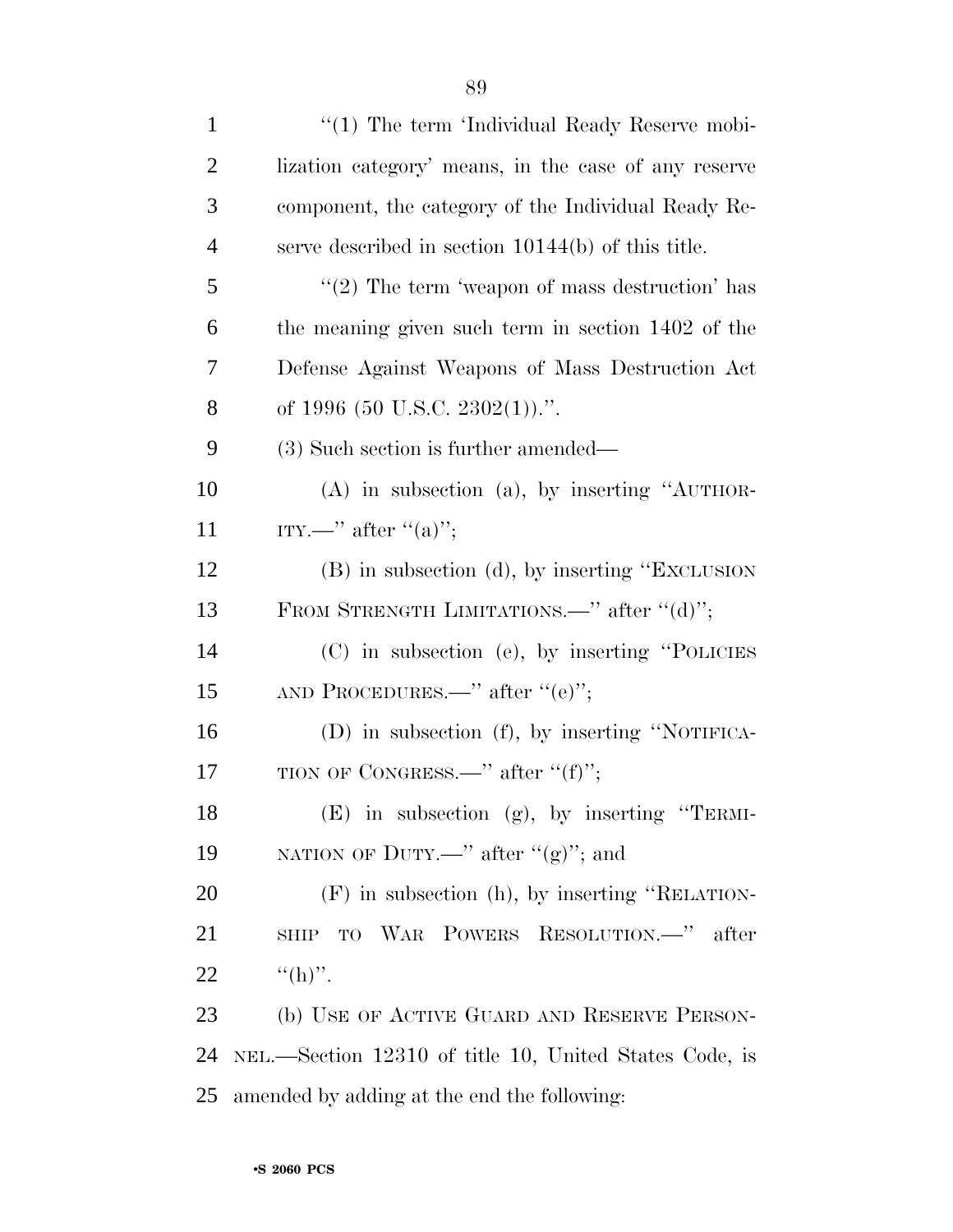"(1) The term 'Individual Ready Reserve mobilization category' means, in the case of any reserve component, the category of the Individual Ready Reserve described in section 10144(b) of this title.

"(2) The term 'weapon of mass destruction' has the meaning given such term in section 1402 of the Defense Against Weapons of Mass Destruction Act of 1996 (50 U.S.C. 2302(1)).".

(3) Such section is further amended—

(A) in subsection (a), by inserting "AUTHORITY.—" after "(a)";

(B) in subsection (d), by inserting "EXCLUSION FROM STRENGTH LIMITATIONS.—" after "(d)";

(C) in subsection (e), by inserting "POLICIES AND PROCEDURES.—" after "(e)";

(D) in subsection (f), by inserting "NOTIFICATION OF CONGRESS.—" after "(f)";

(E) in subsection (g), by inserting "TERMINATION OF DUTY.—" after "(g)"; and

(F) in subsection (h), by inserting "RELATIONSHIP TO WAR POWERS RESOLUTION.—" after "(h)".

(b) USE OF ACTIVE GUARD AND RESERVE PERSONNEL.—Section 12310 of title 10, United States Code, is amended by adding at the end the following: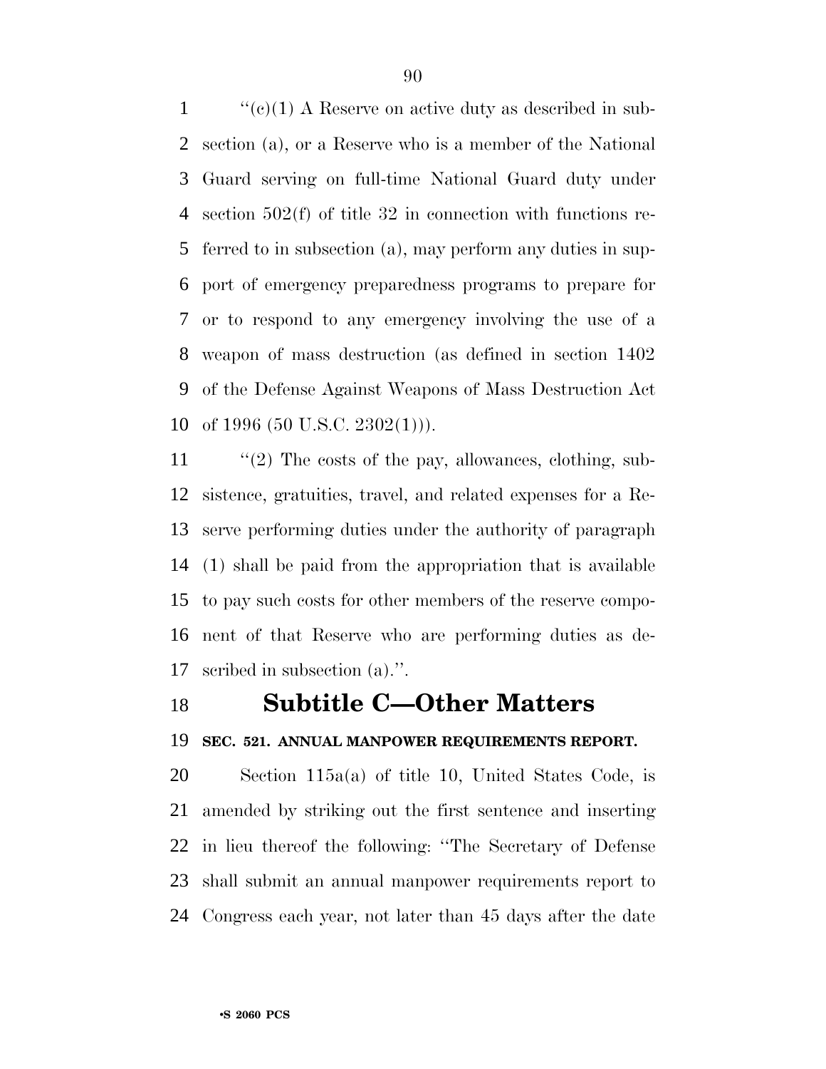''(c)(1) A Reserve on active duty as described in subsection (a), or a Reserve who is a member of the National Guard serving on full-time National Guard duty under section 502(f) of title 32 in connection with functions referred to in subsection (a), may perform any duties in support of emergency preparedness programs to prepare for or to respond to any emergency involving the use of a weapon of mass destruction (as defined in section 1402 of the Defense Against Weapons of Mass Destruction Act of 1996 (50 U.S.C. 2302(1))).

''(2) The costs of the pay, allowances, clothing, subsistence, gratuities, travel, and related expenses for a Reserve performing duties under the authority of paragraph (1) shall be paid from the appropriation that is available to pay such costs for other members of the reserve component of that Reserve who are performing duties as described in subsection (a).''.

## Subtitle C—Other Matters

**SEC. 521. ANNUAL MANPOWER REQUIREMENTS REPORT.**

Section 115a(a) of title 10, United States Code, is amended by striking out the first sentence and inserting in lieu thereof the following: ''The Secretary of Defense shall submit an annual manpower requirements report to Congress each year, not later than 45 days after the date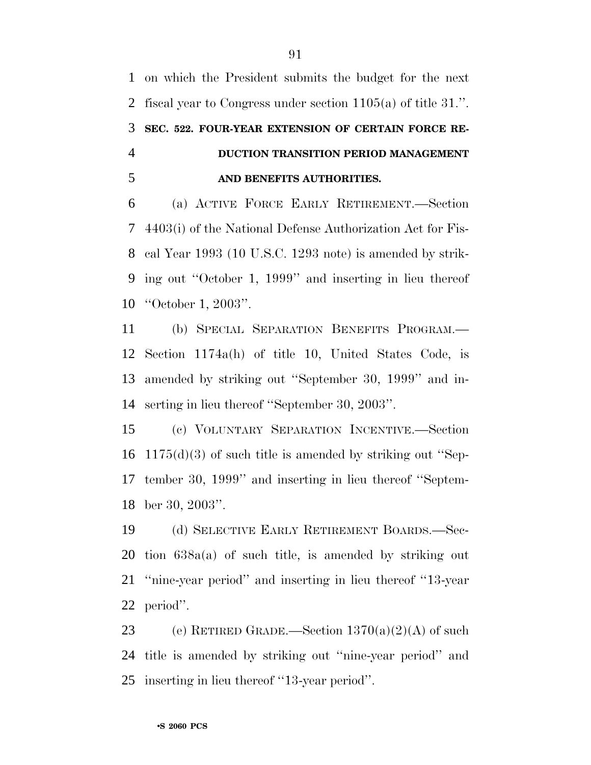on which the President submits the budget for the next fiscal year to Congress under section 1105(a) of title 31.''.

## SEC. 522. FOUR-YEAR EXTENSION OF CERTAIN FORCE REDUCTION TRANSITION PERIOD MANAGEMENT AND BENEFITS AUTHORITIES.

(a) ACTIVE FORCE EARLY RETIREMENT.—Section 4403(i) of the National Defense Authorization Act for Fiscal Year 1993 (10 U.S.C. 1293 note) is amended by striking out ''October 1, 1999'' and inserting in lieu thereof ''October 1, 2003''.

(b) SPECIAL SEPARATION BENEFITS PROGRAM.—Section 1174a(h) of title 10, United States Code, is amended by striking out ''September 30, 1999'' and inserting in lieu thereof ''September 30, 2003''.

(c) VOLUNTARY SEPARATION INCENTIVE.—Section 1175(d)(3) of such title is amended by striking out ''September 30, 1999'' and inserting in lieu thereof ''September 30, 2003''.

(d) SELECTIVE EARLY RETIREMENT BOARDS.—Section 638a(a) of such title, is amended by striking out ''nine-year period'' and inserting in lieu thereof ''13-year period''.

(e) RETIRED GRADE.—Section 1370(a)(2)(A) of such title is amended by striking out ''nine-year period'' and inserting in lieu thereof ''13-year period''.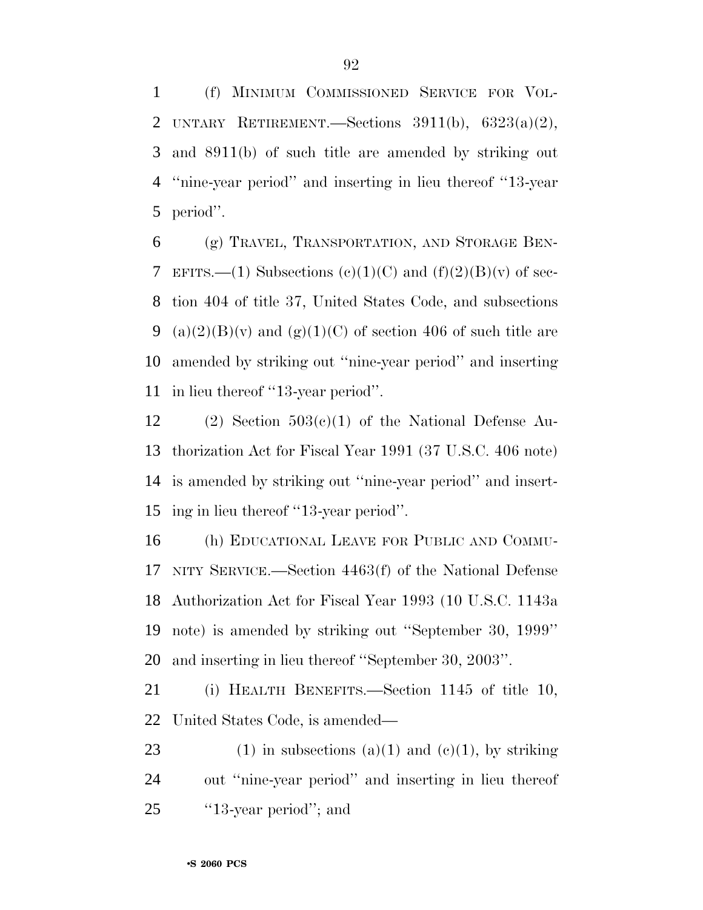(f) MINIMUM COMMISSIONED SERVICE FOR VOLUNTARY RETIREMENT.—Sections 3911(b), 6323(a)(2), and 8911(b) of such title are amended by striking out ''nine-year period'' and inserting in lieu thereof ''13-year period''.

(g) TRAVEL, TRANSPORTATION, AND STORAGE BENEFITS.—(1) Subsections (c)(1)(C) and (f)(2)(B)(v) of section 404 of title 37, United States Code, and subsections (a)(2)(B)(v) and (g)(1)(C) of section 406 of such title are amended by striking out ''nine-year period'' and inserting in lieu thereof ''13-year period''.

(2) Section 503(c)(1) of the National Defense Authorization Act for Fiscal Year 1991 (37 U.S.C. 406 note) is amended by striking out ''nine-year period'' and inserting in lieu thereof ''13-year period''.

(h) EDUCATIONAL LEAVE FOR PUBLIC AND COMMUNITY SERVICE.—Section 4463(f) of the National Defense Authorization Act for Fiscal Year 1993 (10 U.S.C. 1143a note) is amended by striking out ''September 30, 1999'' and inserting in lieu thereof ''September 30, 2003''.

(i) HEALTH BENEFITS.—Section 1145 of title 10, United States Code, is amended—

(1) in subsections (a)(1) and (c)(1), by striking out ''nine-year period'' and inserting in lieu thereof ''13-year period''; and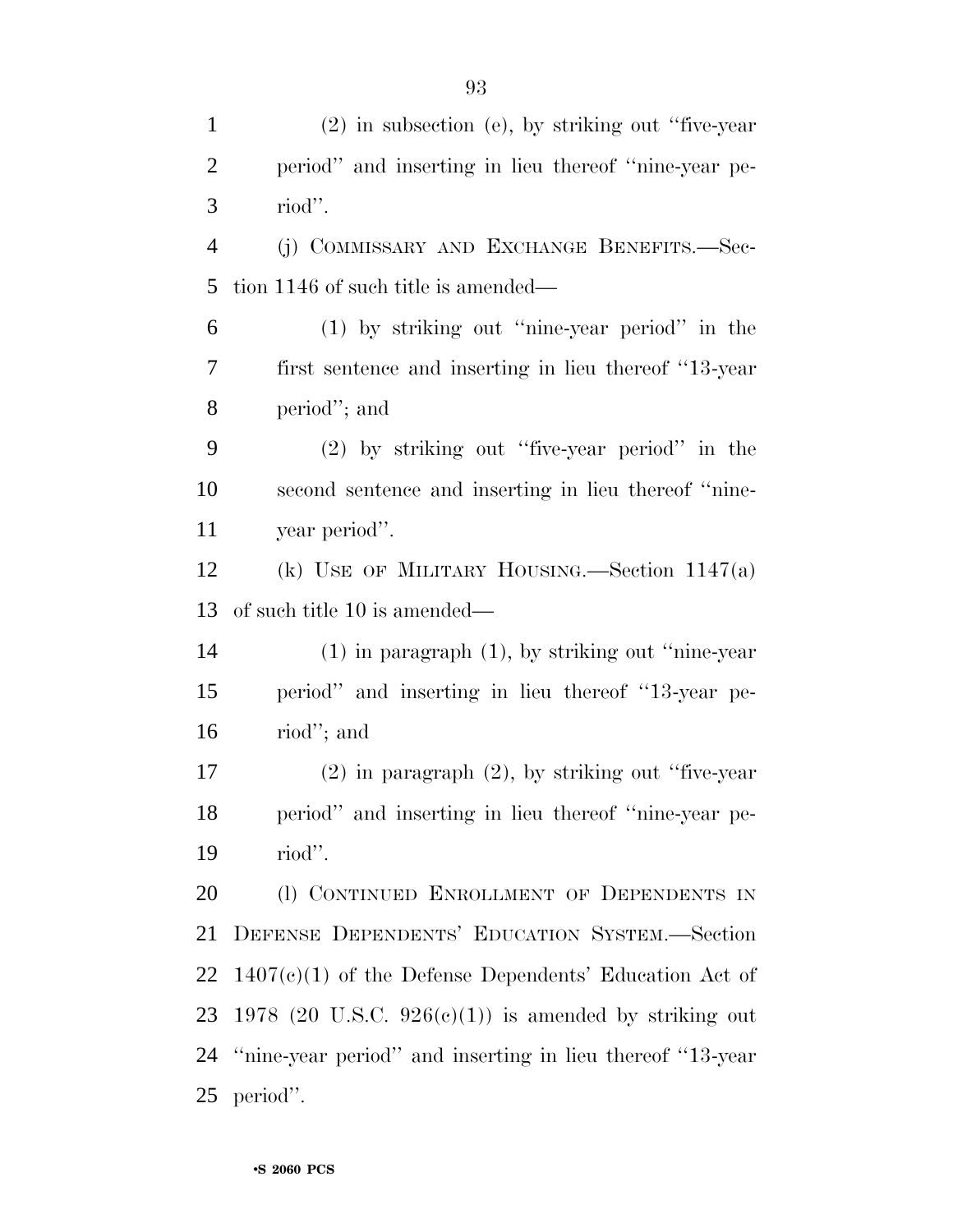(2) in subsection (e), by striking out ''five-year period'' and inserting in lieu thereof ''nine-year period''.

(j) COMMISSARY AND EXCHANGE BENEFITS.—Section 1146 of such title is amended—

(1) by striking out ''nine-year period'' in the first sentence and inserting in lieu thereof ''13-year period''; and

(2) by striking out ''five-year period'' in the second sentence and inserting in lieu thereof ''nine-year period''.

(k) USE OF MILITARY HOUSING.—Section 1147(a) of such title 10 is amended—

(1) in paragraph (1), by striking out ''nine-year period'' and inserting in lieu thereof ''13-year period''; and

(2) in paragraph (2), by striking out ''five-year period'' and inserting in lieu thereof ''nine-year period''.

(l) CONTINUED ENROLLMENT OF DEPENDENTS IN DEFENSE DEPENDENTS' EDUCATION SYSTEM.—Section 1407(c)(1) of the Defense Dependents' Education Act of 1978 (20 U.S.C. 926(c)(1)) is amended by striking out ''nine-year period'' and inserting in lieu thereof ''13-year period''.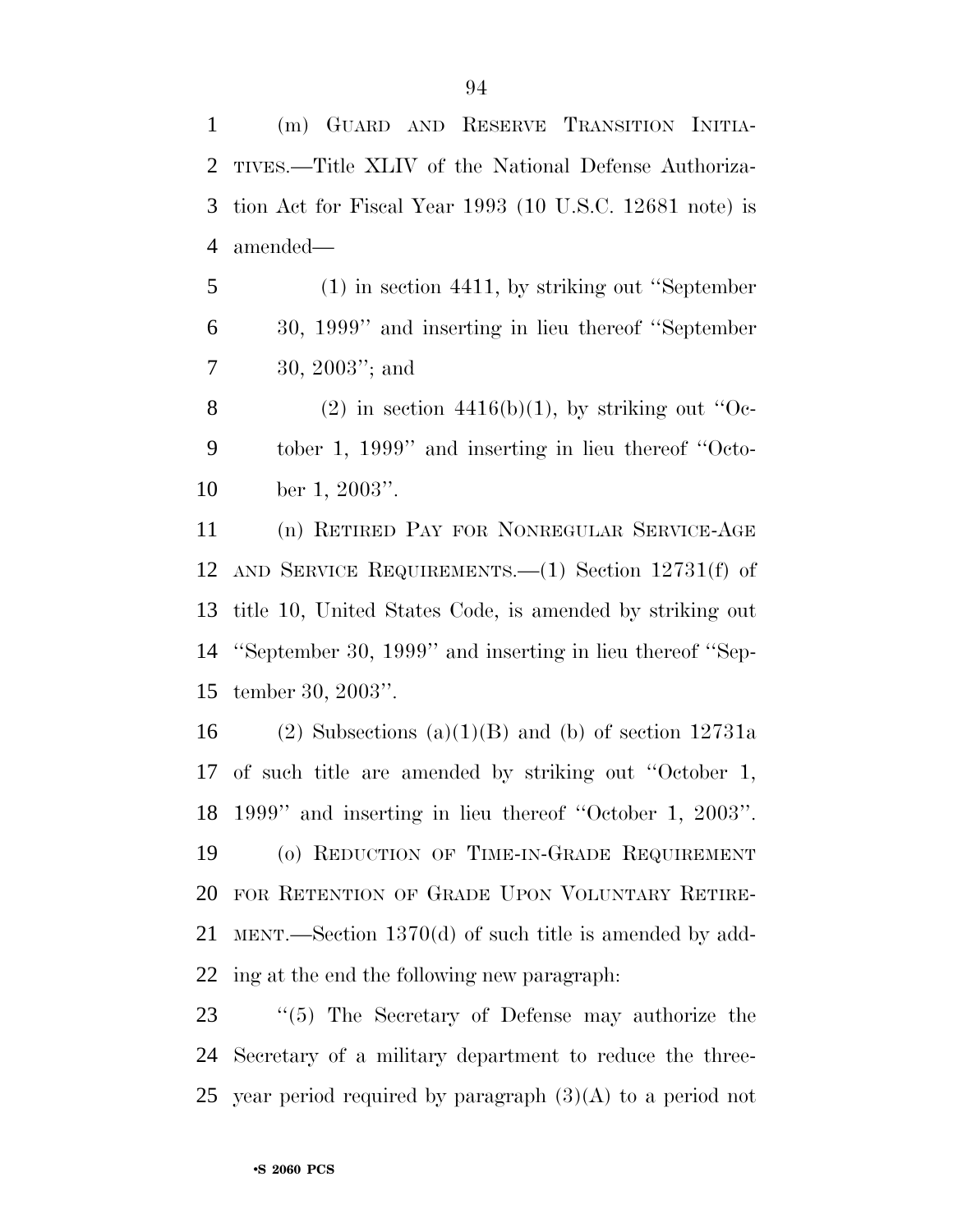(m) GUARD AND RESERVE TRANSITION INITIATIVES.—Title XLIV of the National Defense Authorization Act for Fiscal Year 1993 (10 U.S.C. 12681 note) is amended—

(1) in section 4411, by striking out ''September 30, 1999'' and inserting in lieu thereof ''September 30, 2003''; and

(2) in section 4416(b)(1), by striking out ''October 1, 1999'' and inserting in lieu thereof ''October 1, 2003''.

(n) RETIRED PAY FOR NONREGULAR SERVICE-AGE AND SERVICE REQUIREMENTS.—(1) Section 12731(f) of title 10, United States Code, is amended by striking out ''September 30, 1999'' and inserting in lieu thereof ''September 30, 2003''.

(2) Subsections (a)(1)(B) and (b) of section 12731a of such title are amended by striking out ''October 1, 1999'' and inserting in lieu thereof ''October 1, 2003''.

(o) REDUCTION OF TIME-IN-GRADE REQUIREMENT FOR RETENTION OF GRADE UPON VOLUNTARY RETIREMENT.—Section 1370(d) of such title is amended by adding at the end the following new paragraph:

''(5) The Secretary of Defense may authorize the Secretary of a military department to reduce the three-year period required by paragraph (3)(A) to a period not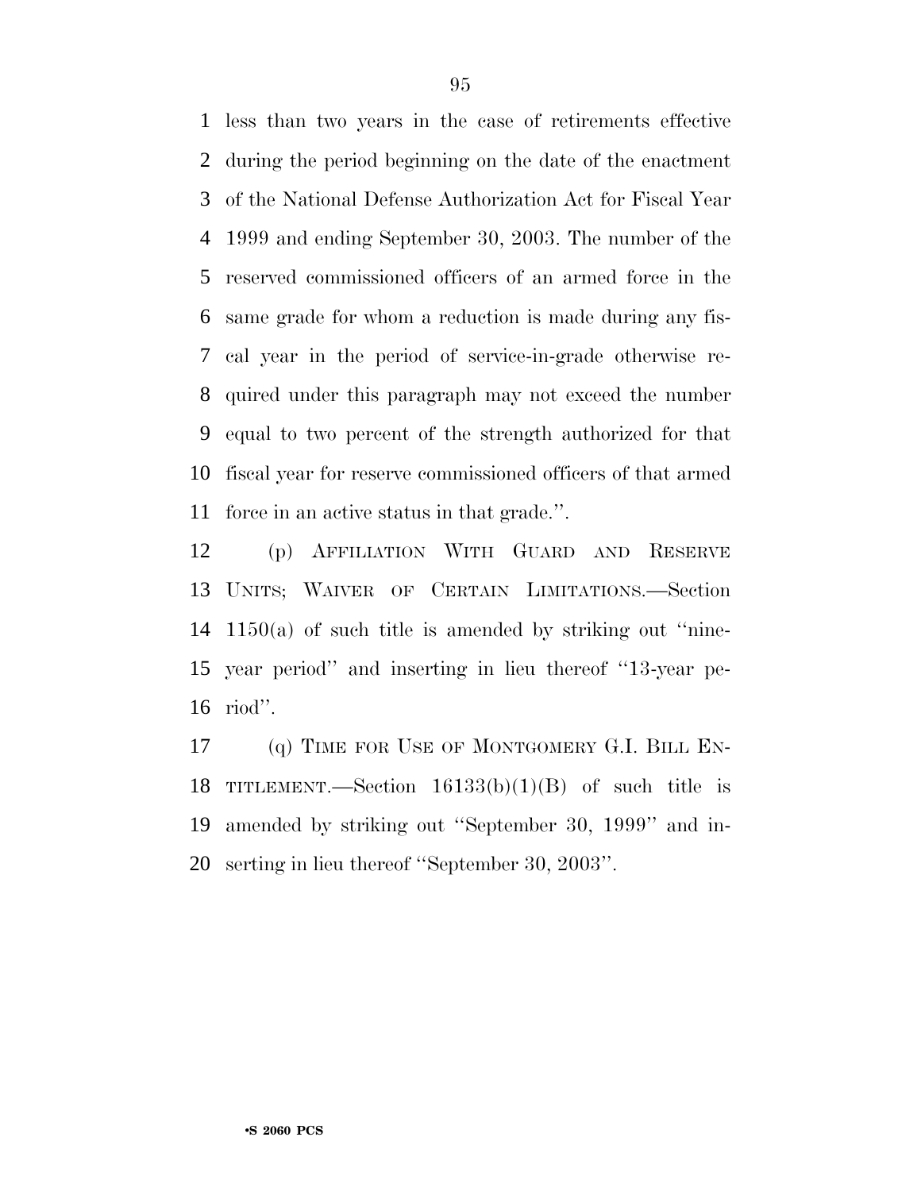less than two years in the case of retirements effective during the period beginning on the date of the enactment of the National Defense Authorization Act for Fiscal Year 1999 and ending September 30, 2003. The number of the reserved commissioned officers of an armed force in the same grade for whom a reduction is made during any fiscal year in the period of service-in-grade otherwise required under this paragraph may not exceed the number equal to two percent of the strength authorized for that fiscal year for reserve commissioned officers of that armed force in an active status in that grade.''.

(p) AFFILIATION WITH GUARD AND RESERVE UNITS; WAIVER OF CERTAIN LIMITATIONS.—Section 1150(a) of such title is amended by striking out ''nine-year period'' and inserting in lieu thereof ''13-year period''.

(q) TIME FOR USE OF MONTGOMERY G.I. BILL ENTITLEMENT.—Section 16133(b)(1)(B) of such title is amended by striking out ''September 30, 1999'' and inserting in lieu thereof ''September 30, 2003''.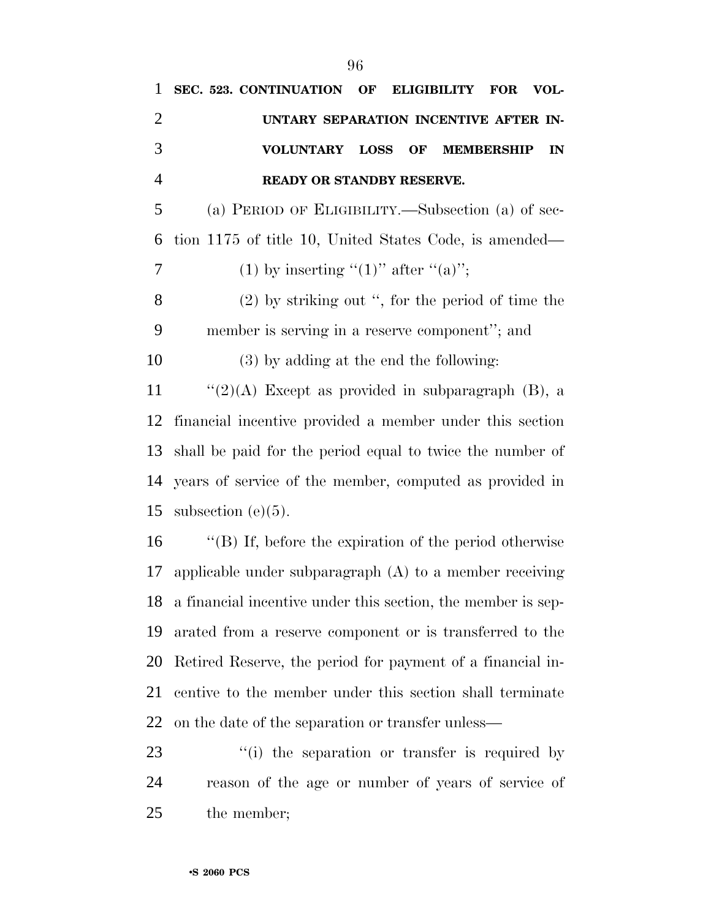**SEC. 523. CONTINUATION OF ELIGIBILITY FOR VOLUNTARY SEPARATION INCENTIVE AFTER INVOLUNTARY LOSS OF MEMBERSHIP IN READY OR STANDBY RESERVE.**

(a) PERIOD OF ELIGIBILITY.—Subsection (a) of section 1175 of title 10, United States Code, is amended—

(1) by inserting "(1)" after "(a)";

(2) by striking out ", for the period of time the member is serving in a reserve component"; and

(3) by adding at the end the following:

"(2)(A) Except as provided in subparagraph (B), a financial incentive provided a member under this section shall be paid for the period equal to twice the number of years of service of the member, computed as provided in subsection (e)(5).

"(B) If, before the expiration of the period otherwise applicable under subparagraph (A) to a member receiving a financial incentive under this section, the member is separated from a reserve component or is transferred to the Retired Reserve, the period for payment of a financial incentive to the member under this section shall terminate on the date of the separation or transfer unless—

"(i) the separation or transfer is required by reason of the age or number of years of service of the member;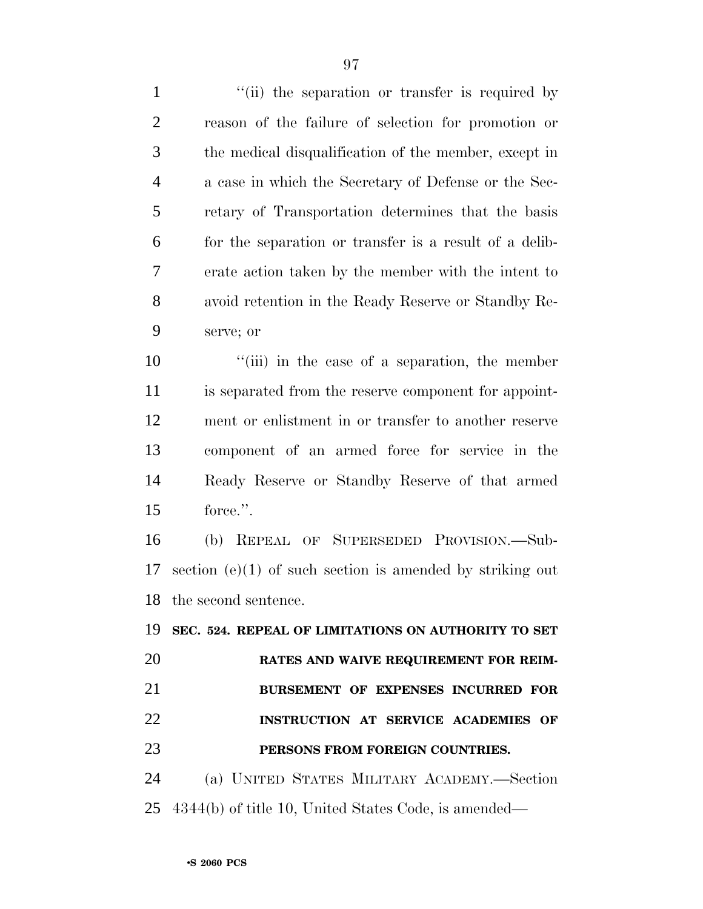"(ii) the separation or transfer is required by reason of the failure of selection for promotion or the medical disqualification of the member, except in a case in which the Secretary of Defense or the Secretary of Transportation determines that the basis for the separation or transfer is a result of a deliberate action taken by the member with the intent to avoid retention in the Ready Reserve or Standby Reserve; or

"(iii) in the case of a separation, the member is separated from the reserve component for appointment or enlistment in or transfer to another reserve component of an armed force for service in the Ready Reserve or Standby Reserve of that armed force.".

(b) REPEAL OF SUPERSEDED PROVISION.—Subsection (e)(1) of such section is amended by striking out the second sentence.

**SEC. 524. REPEAL OF LIMITATIONS ON AUTHORITY TO SET RATES AND WAIVE REQUIREMENT FOR REIMBURSEMENT OF EXPENSES INCURRED FOR INSTRUCTION AT SERVICE ACADEMIES OF PERSONS FROM FOREIGN COUNTRIES.**

(a) UNITED STATES MILITARY ACADEMY.—Section 4344(b) of title 10, United States Code, is amended—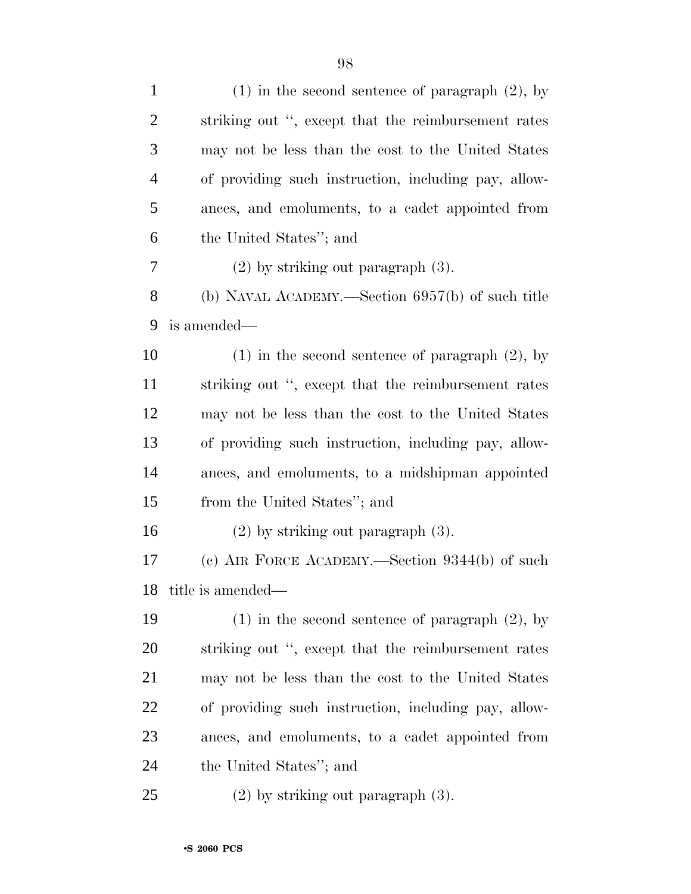(1) in the second sentence of paragraph (2), by striking out ", except that the reimbursement rates may not be less than the cost to the United States of providing such instruction, including pay, allowances, and emoluments, to a cadet appointed from the United States"; and

(2) by striking out paragraph (3).

(b) NAVAL ACADEMY.—Section 6957(b) of such title is amended—

(1) in the second sentence of paragraph (2), by striking out ", except that the reimbursement rates may not be less than the cost to the United States of providing such instruction, including pay, allowances, and emoluments, to a midshipman appointed from the United States"; and

(2) by striking out paragraph (3).

(c) AIR FORCE ACADEMY.—Section 9344(b) of such title is amended—

(1) in the second sentence of paragraph (2), by striking out ", except that the reimbursement rates may not be less than the cost to the United States of providing such instruction, including pay, allowances, and emoluments, to a cadet appointed from the United States"; and

(2) by striking out paragraph (3).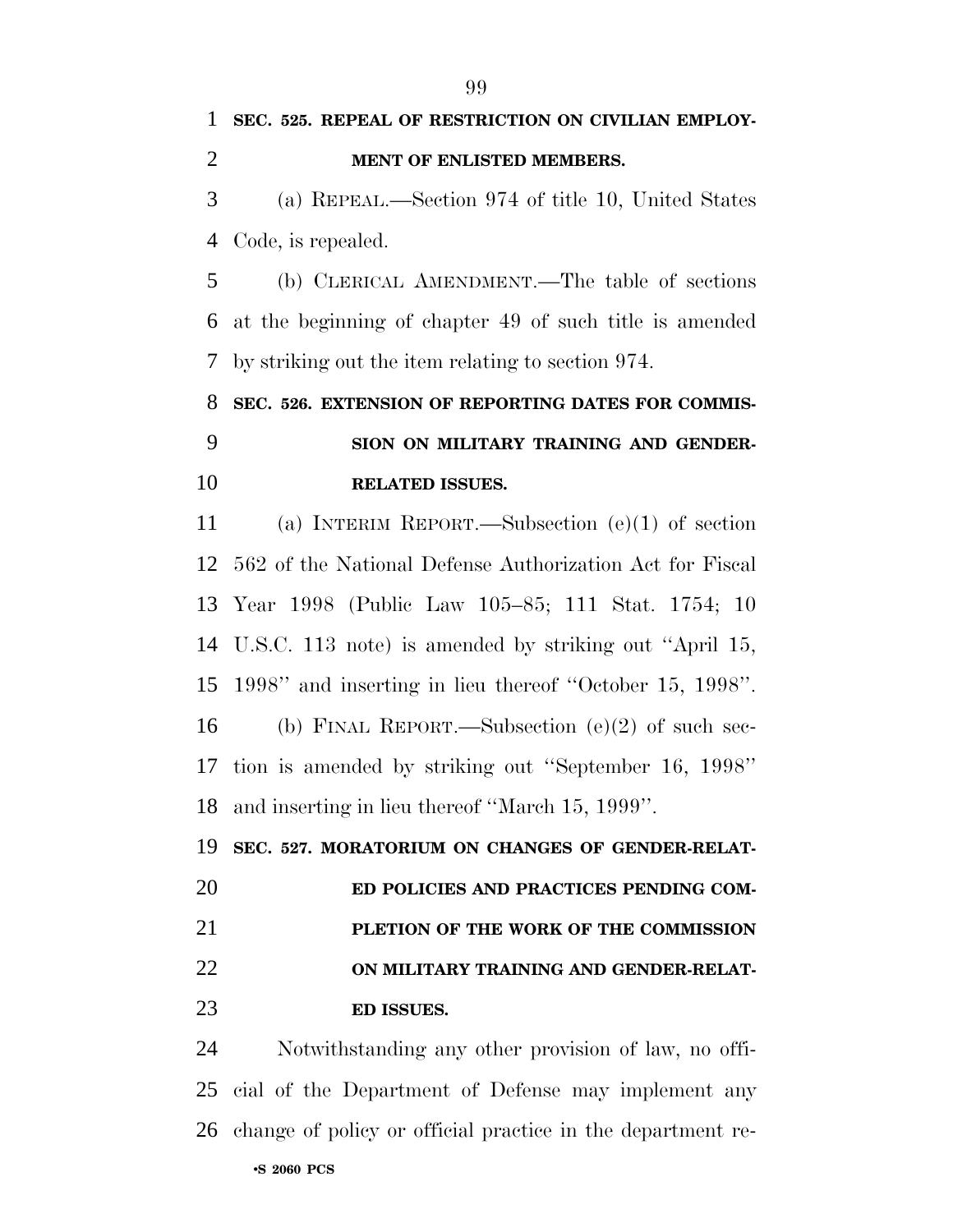**SEC. 525. REPEAL OF RESTRICTION ON CIVILIAN EMPLOYMENT OF ENLISTED MEMBERS.**

(a) REPEAL.—Section 974 of title 10, United States Code, is repealed.

(b) CLERICAL AMENDMENT.—The table of sections at the beginning of chapter 49 of such title is amended by striking out the item relating to section 974.

**SEC. 526. EXTENSION OF REPORTING DATES FOR COMMISSION ON MILITARY TRAINING AND GENDER-RELATED ISSUES.**

(a) INTERIM REPORT.—Subsection (e)(1) of section 562 of the National Defense Authorization Act for Fiscal Year 1998 (Public Law 105–85; 111 Stat. 1754; 10 U.S.C. 113 note) is amended by striking out ''April 15, 1998'' and inserting in lieu thereof ''October 15, 1998''.

(b) FINAL REPORT.—Subsection (e)(2) of such section is amended by striking out ''September 16, 1998'' and inserting in lieu thereof ''March 15, 1999''.

**SEC. 527. MORATORIUM ON CHANGES OF GENDER-RELATED POLICIES AND PRACTICES PENDING COMPLETION OF THE WORK OF THE COMMISSION ON MILITARY TRAINING AND GENDER-RELATED ISSUES.**

Notwithstanding any other provision of law, no official of the Department of Defense may implement any change of policy or official practice in the department re-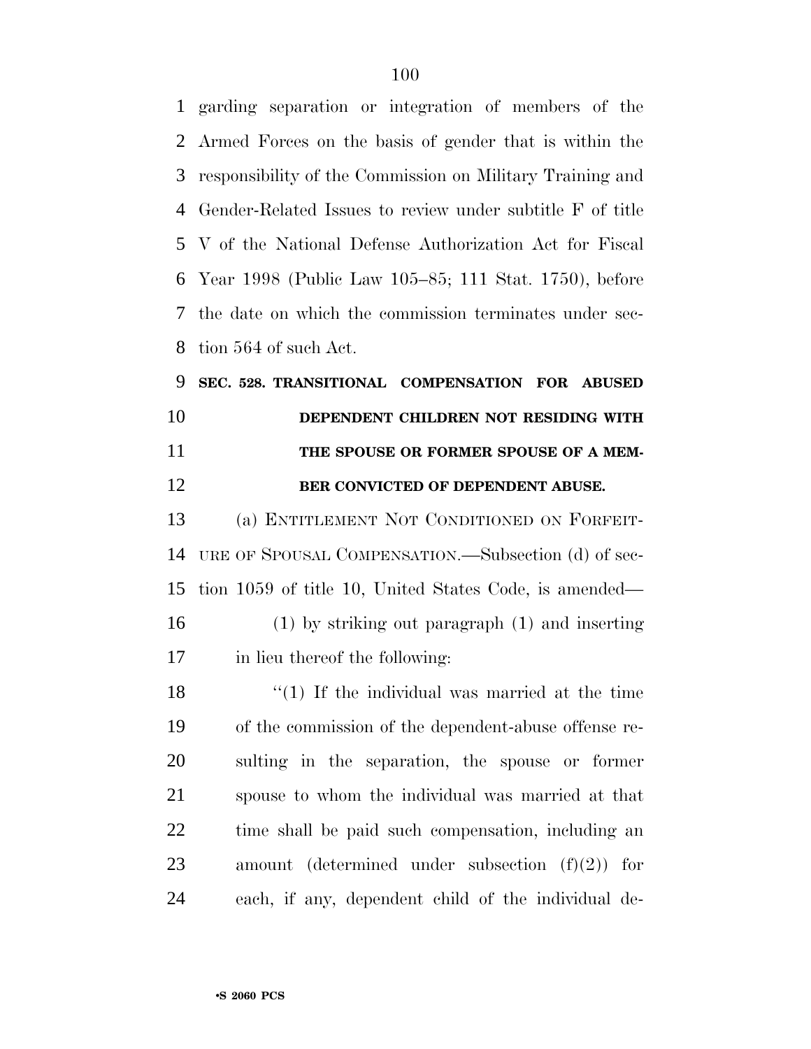garding separation or integration of members of the Armed Forces on the basis of gender that is within the responsibility of the Commission on Military Training and Gender-Related Issues to review under subtitle F of title V of the National Defense Authorization Act for Fiscal Year 1998 (Public Law 105–85; 111 Stat. 1750), before the date on which the commission terminates under section 564 of such Act.

**SEC. 528. TRANSITIONAL COMPENSATION FOR ABUSED DEPENDENT CHILDREN NOT RESIDING WITH THE SPOUSE OR FORMER SPOUSE OF A MEMBER CONVICTED OF DEPENDENT ABUSE.**

(a) ENTITLEMENT NOT CONDITIONED ON FORFEITURE OF SPOUSAL COMPENSATION.—Subsection (d) of section 1059 of title 10, United States Code, is amended—

(1) by striking out paragraph (1) and inserting in lieu thereof the following:

"(1) If the individual was married at the time of the commission of the dependent-abuse offense resulting in the separation, the spouse or former spouse to whom the individual was married at that time shall be paid such compensation, including an amount (determined under subsection (f)(2)) for each, if any, dependent child of the individual de-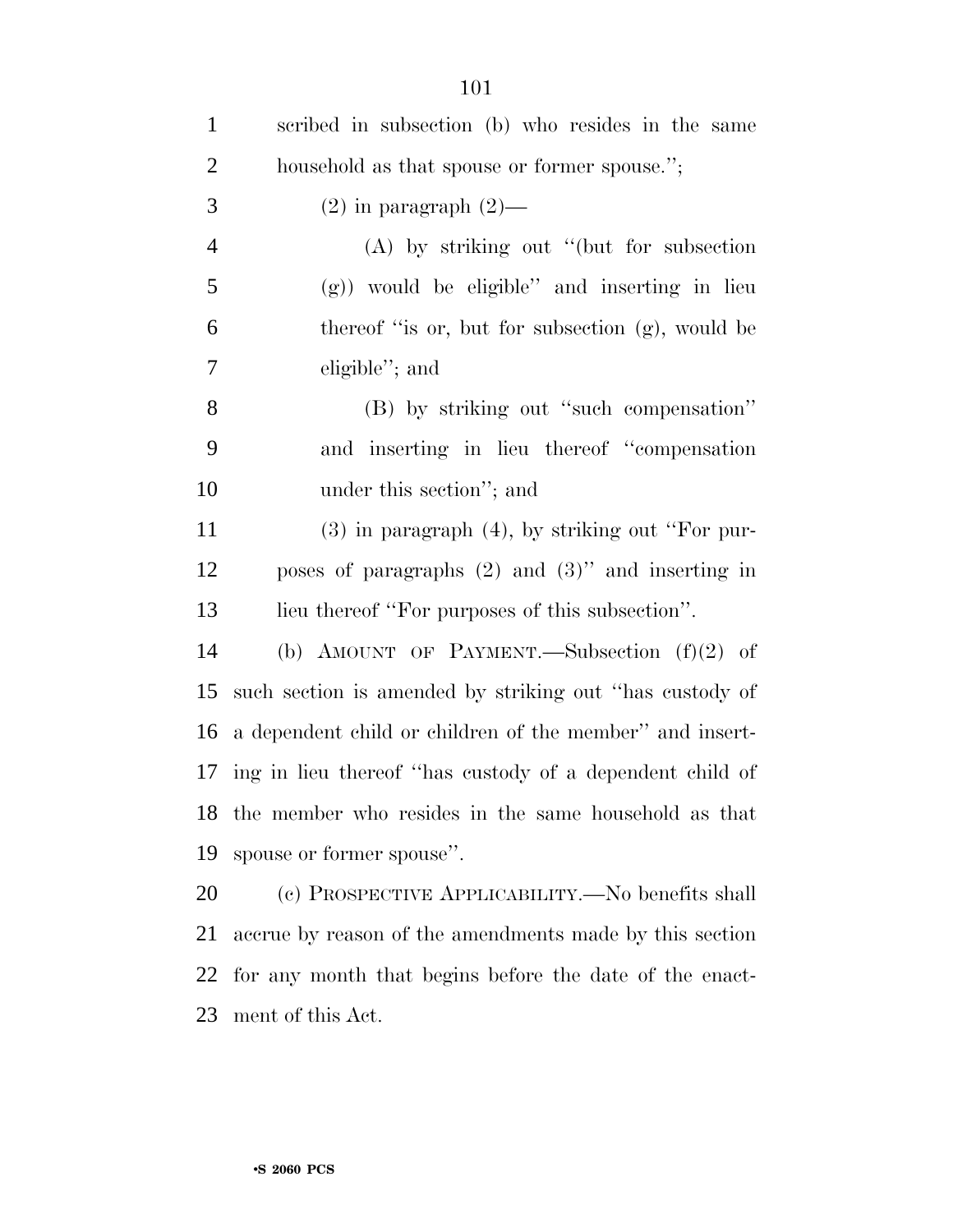scribed in subsection (b) who resides in the same household as that spouse or former spouse.'';

(2) in paragraph (2)—

(A) by striking out ''(but for subsection (g)) would be eligible'' and inserting in lieu thereof ''is or, but for subsection (g), would be eligible''; and

(B) by striking out ''such compensation'' and inserting in lieu thereof ''compensation under this section''; and

(3) in paragraph (4), by striking out ''For purposes of paragraphs (2) and (3)'' and inserting in lieu thereof ''For purposes of this subsection''.

(b) AMOUNT OF PAYMENT.—Subsection (f)(2) of such section is amended by striking out ''has custody of a dependent child or children of the member'' and inserting in lieu thereof ''has custody of a dependent child of the member who resides in the same household as that spouse or former spouse''.

(c) PROSPECTIVE APPLICABILITY.—No benefits shall accrue by reason of the amendments made by this section for any month that begins before the date of the enactment of this Act.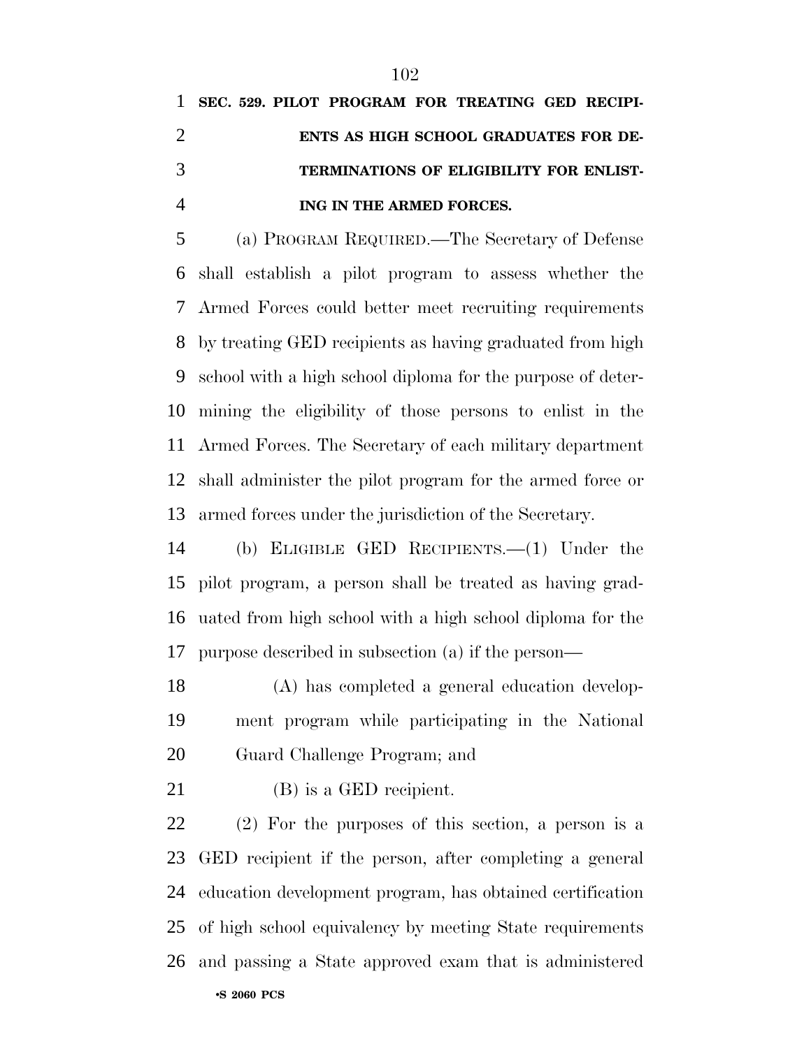**SEC. 529. PILOT PROGRAM FOR TREATING GED RECIPIENTS AS HIGH SCHOOL GRADUATES FOR DETERMINATIONS OF ELIGIBILITY FOR ENLISTING IN THE ARMED FORCES.**

(a) PROGRAM REQUIRED.—The Secretary of Defense shall establish a pilot program to assess whether the Armed Forces could better meet recruiting requirements by treating GED recipients as having graduated from high school with a high school diploma for the purpose of determining the eligibility of those persons to enlist in the Armed Forces. The Secretary of each military department shall administer the pilot program for the armed force or armed forces under the jurisdiction of the Secretary.

(b) ELIGIBLE GED RECIPIENTS.—(1) Under the pilot program, a person shall be treated as having graduated from high school with a high school diploma for the purpose described in subsection (a) if the person—

(A) has completed a general education development program while participating in the National Guard Challenge Program; and

(B) is a GED recipient.

(2) For the purposes of this section, a person is a GED recipient if the person, after completing a general education development program, has obtained certification of high school equivalency by meeting State requirements and passing a State approved exam that is administered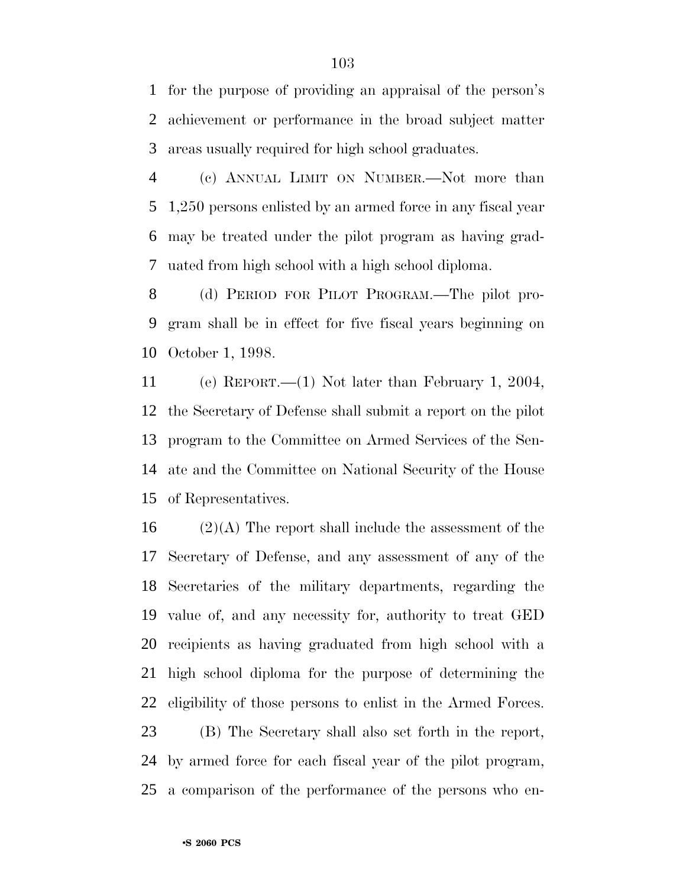for the purpose of providing an appraisal of the person's achievement or performance in the broad subject matter areas usually required for high school graduates.

(c) ANNUAL LIMIT ON NUMBER.—Not more than 1,250 persons enlisted by an armed force in any fiscal year may be treated under the pilot program as having graduated from high school with a high school diploma.

(d) PERIOD FOR PILOT PROGRAM.—The pilot program shall be in effect for five fiscal years beginning on October 1, 1998.

(e) REPORT.—(1) Not later than February 1, 2004, the Secretary of Defense shall submit a report on the pilot program to the Committee on Armed Services of the Senate and the Committee on National Security of the House of Representatives.

(2)(A) The report shall include the assessment of the Secretary of Defense, and any assessment of any of the Secretaries of the military departments, regarding the value of, and any necessity for, authority to treat GED recipients as having graduated from high school with a high school diploma for the purpose of determining the eligibility of those persons to enlist in the Armed Forces.

(B) The Secretary shall also set forth in the report, by armed force for each fiscal year of the pilot program, a comparison of the performance of the persons who en-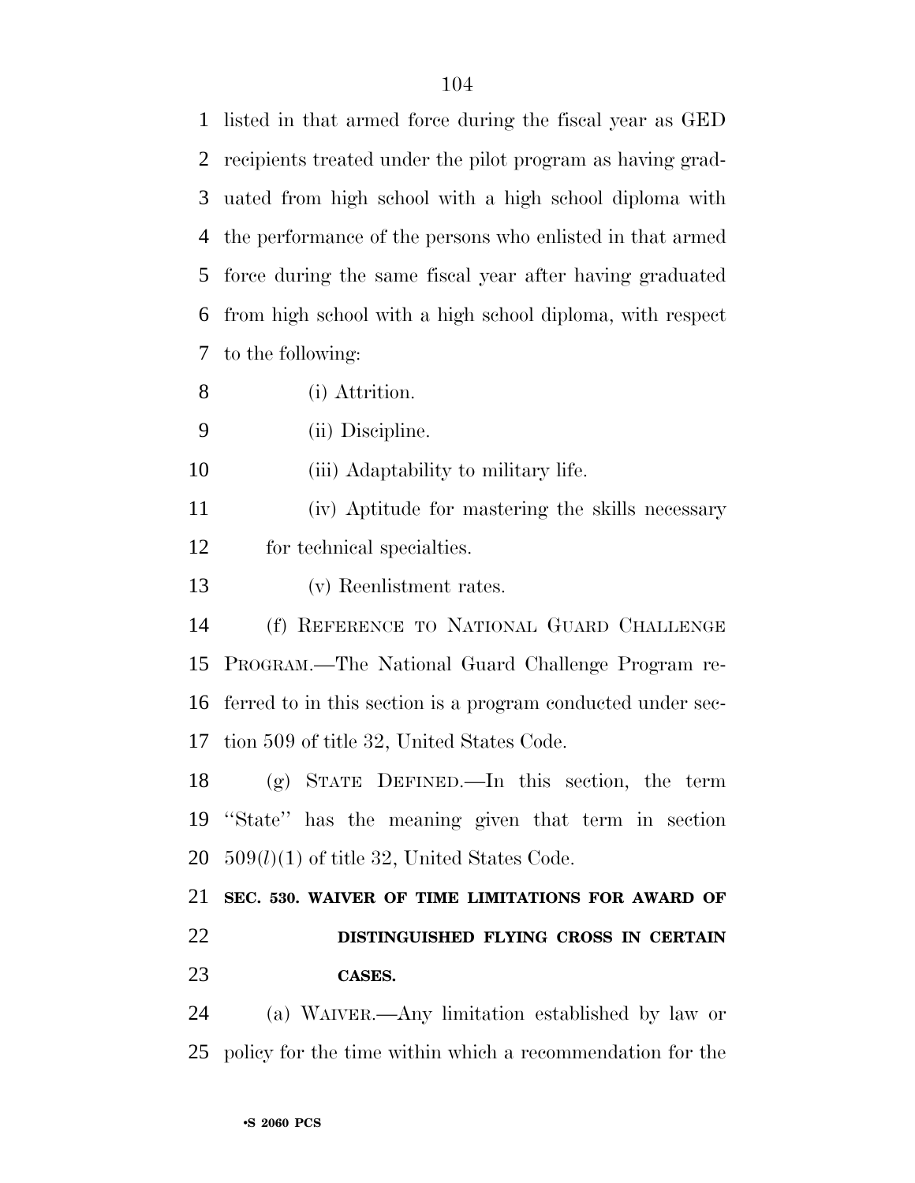listed in that armed force during the fiscal year as GED recipients treated under the pilot program as having graduated from high school with a high school diploma with the performance of the persons who enlisted in that armed force during the same fiscal year after having graduated from high school with a high school diploma, with respect to the following:

(i) Attrition.

(ii) Discipline.

(iii) Adaptability to military life.

(iv) Aptitude for mastering the skills necessary for technical specialties.

(v) Reenlistment rates.

(f) REFERENCE TO NATIONAL GUARD CHALLENGE PROGRAM.—The National Guard Challenge Program referred to in this section is a program conducted under section 509 of title 32, United States Code.

(g) STATE DEFINED.—In this section, the term "State" has the meaning given that term in section 509(*l*)(1) of title 32, United States Code.

**SEC. 530. WAIVER OF TIME LIMITATIONS FOR AWARD OF DISTINGUISHED FLYING CROSS IN CERTAIN CASES.**

(a) WAIVER.—Any limitation established by law or policy for the time within which a recommendation for the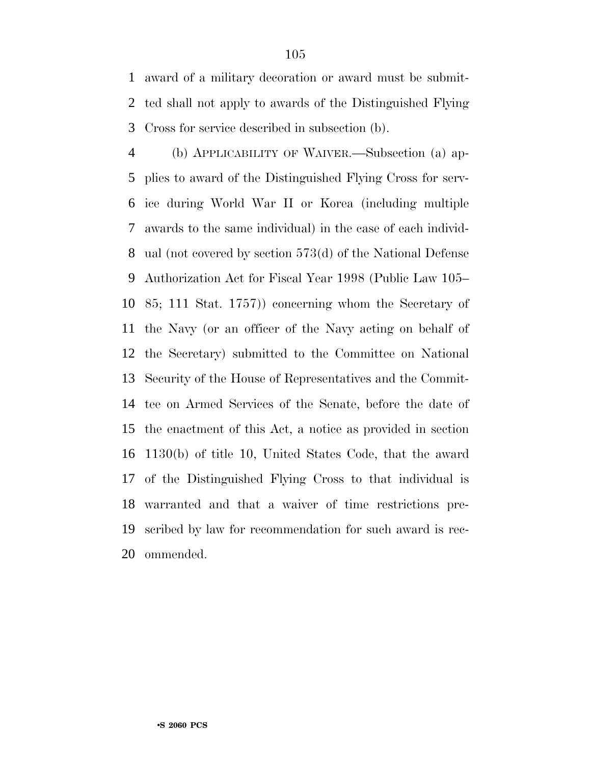award of a military decoration or award must be submitted shall not apply to awards of the Distinguished Flying Cross for service described in subsection (b).

(b) APPLICABILITY OF WAIVER.—Subsection (a) applies to award of the Distinguished Flying Cross for service during World War II or Korea (including multiple awards to the same individual) in the case of each individual (not covered by section 573(d) of the National Defense Authorization Act for Fiscal Year 1998 (Public Law 105–85; 111 Stat. 1757)) concerning whom the Secretary of the Navy (or an officer of the Navy acting on behalf of the Secretary) submitted to the Committee on National Security of the House of Representatives and the Committee on Armed Services of the Senate, before the date of the enactment of this Act, a notice as provided in section 1130(b) of title 10, United States Code, that the award of the Distinguished Flying Cross to that individual is warranted and that a waiver of time restrictions prescribed by law for recommendation for such award is recommended.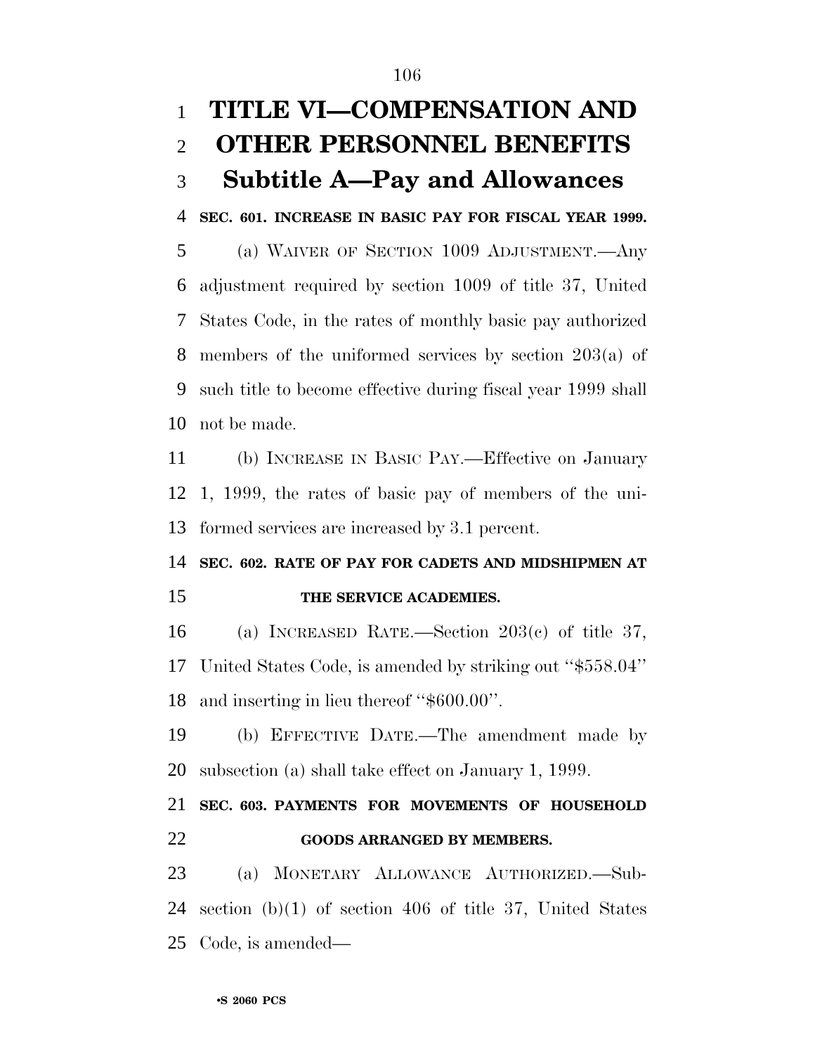# TITLE VI—COMPENSATION AND OTHER PERSONNEL BENEFITS

## Subtitle A—Pay and Allowances

**SEC. 601. INCREASE IN BASIC PAY FOR FISCAL YEAR 1999.**

(a) WAIVER OF SECTION 1009 ADJUSTMENT.—Any adjustment required by section 1009 of title 37, United States Code, in the rates of monthly basic pay authorized members of the uniformed services by section 203(a) of such title to become effective during fiscal year 1999 shall not be made.

(b) INCREASE IN BASIC PAY.—Effective on January 1, 1999, the rates of basic pay of members of the uniformed services are increased by 3.1 percent.

**SEC. 602. RATE OF PAY FOR CADETS AND MIDSHIPMEN AT THE SERVICE ACADEMIES.**

(a) INCREASED RATE.—Section 203(c) of title 37, United States Code, is amended by striking out ''$558.04'' and inserting in lieu thereof ''$600.00''.

(b) EFFECTIVE DATE.—The amendment made by subsection (a) shall take effect on January 1, 1999.

**SEC. 603. PAYMENTS FOR MOVEMENTS OF HOUSEHOLD GOODS ARRANGED BY MEMBERS.**

(a) MONETARY ALLOWANCE AUTHORIZED.—Subsection (b)(1) of section 406 of title 37, United States Code, is amended—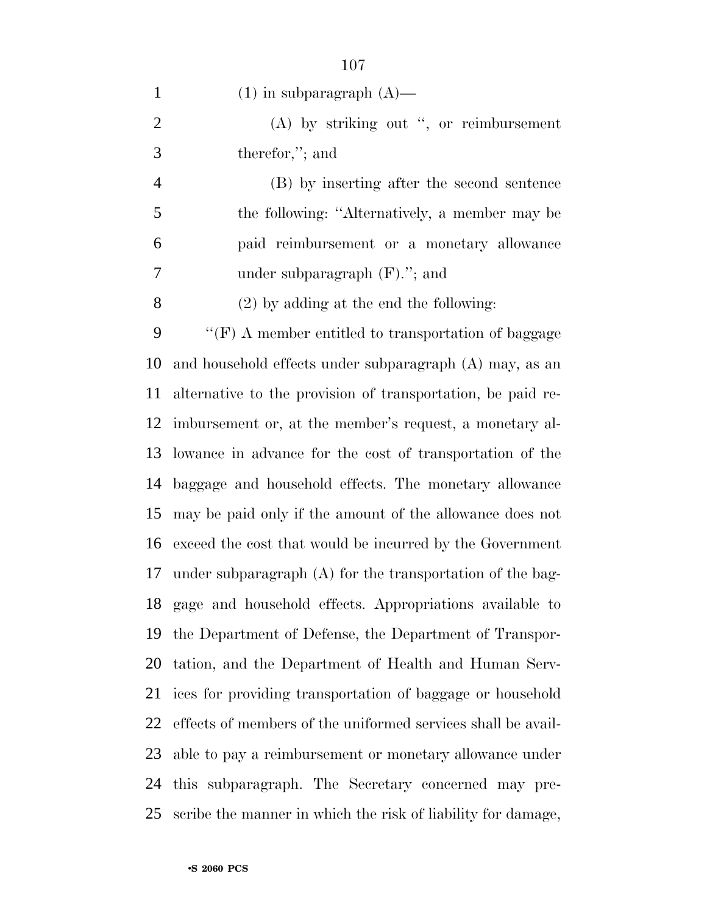(1) in subparagraph (A)—

(A) by striking out ", or reimbursement therefor,"; and

(B) by inserting after the second sentence the following: "Alternatively, a member may be paid reimbursement or a monetary allowance under subparagraph (F)."; and

(2) by adding at the end the following:

"(F) A member entitled to transportation of baggage and household effects under subparagraph (A) may, as an alternative to the provision of transportation, be paid reimbursement or, at the member's request, a monetary allowance in advance for the cost of transportation of the baggage and household effects. The monetary allowance may be paid only if the amount of the allowance does not exceed the cost that would be incurred by the Government under subparagraph (A) for the transportation of the baggage and household effects. Appropriations available to the Department of Defense, the Department of Transportation, and the Department of Health and Human Services for providing transportation of baggage or household effects of members of the uniformed services shall be available to pay a reimbursement or monetary allowance under this subparagraph. The Secretary concerned may prescribe the manner in which the risk of liability for damage,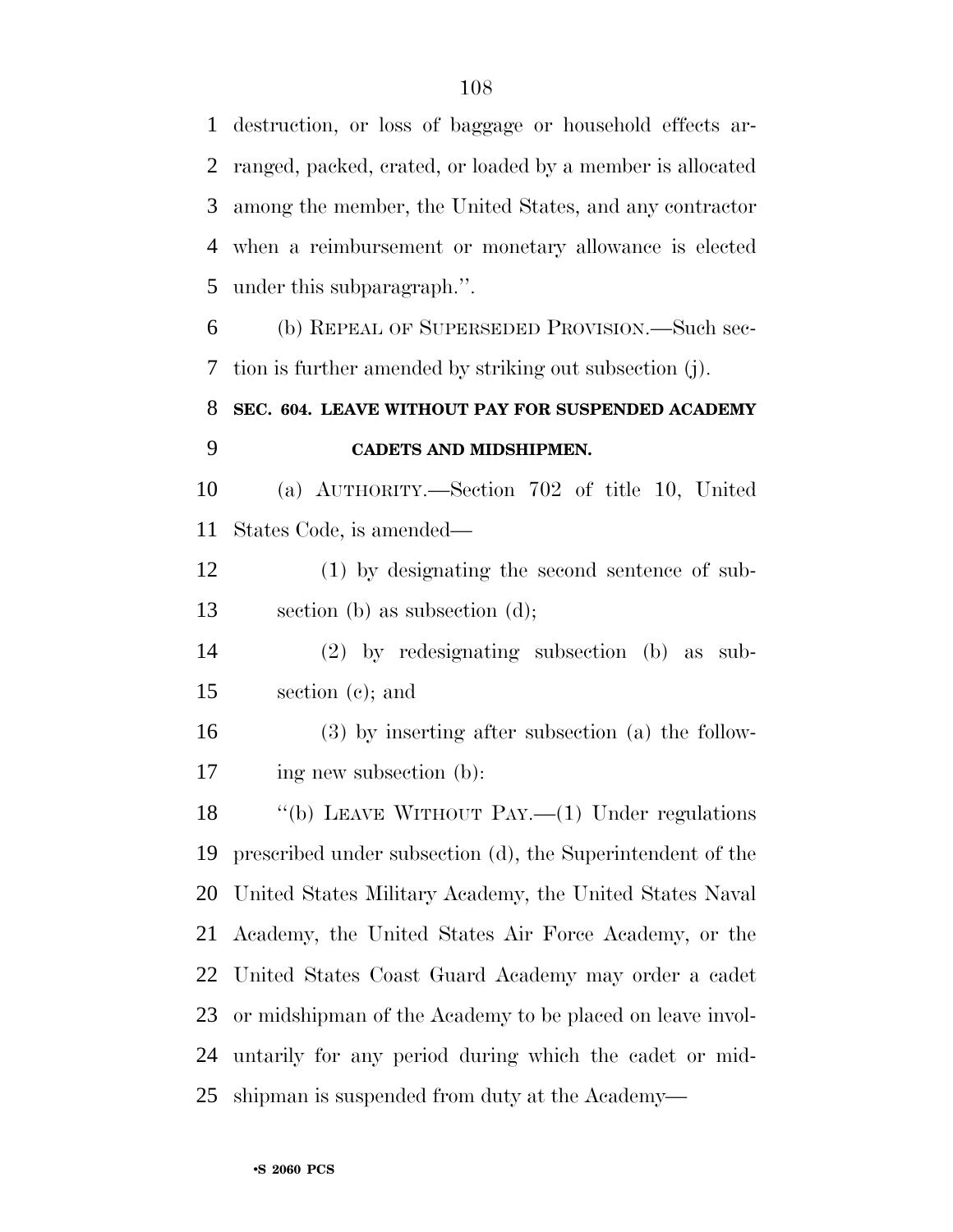destruction, or loss of baggage or household effects arranged, packed, crated, or loaded by a member is allocated among the member, the United States, and any contractor when a reimbursement or monetary allowance is elected under this subparagraph.''.

(b) REPEAL OF SUPERSEDED PROVISION.—Such section is further amended by striking out subsection (j).

**SEC. 604. LEAVE WITHOUT PAY FOR SUSPENDED ACADEMY CADETS AND MIDSHIPMEN.**

(a) AUTHORITY.—Section 702 of title 10, United States Code, is amended—

(1) by designating the second sentence of subsection (b) as subsection (d);

(2) by redesignating subsection (b) as subsection (c); and

(3) by inserting after subsection (a) the following new subsection (b):

''(b) LEAVE WITHOUT PAY.—(1) Under regulations prescribed under subsection (d), the Superintendent of the United States Military Academy, the United States Naval Academy, the United States Air Force Academy, or the United States Coast Guard Academy may order a cadet or midshipman of the Academy to be placed on leave involuntarily for any period during which the cadet or midshipman is suspended from duty at the Academy—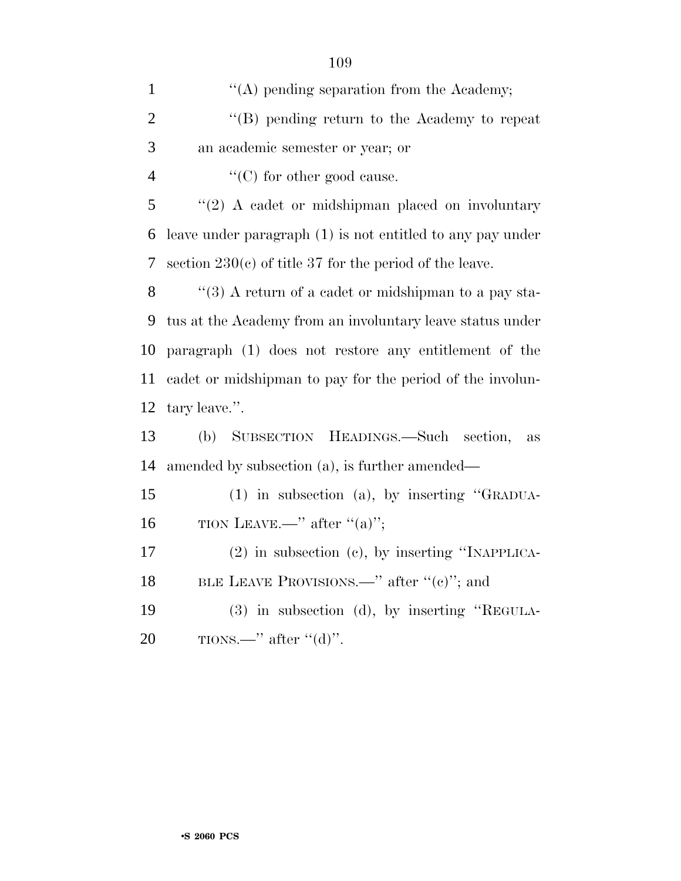''(A) pending separation from the Academy;

''(B) pending return to the Academy to repeat an academic semester or year; or

''(C) for other good cause.

''(2) A cadet or midshipman placed on involuntary leave under paragraph (1) is not entitled to any pay under section 230(c) of title 37 for the period of the leave.

''(3) A return of a cadet or midshipman to a pay status at the Academy from an involuntary leave status under paragraph (1) does not restore any entitlement of the cadet or midshipman to pay for the period of the involuntary leave.''.

(b) SUBSECTION HEADINGS.—Such section, as amended by subsection (a), is further amended—

(1) in subsection (a), by inserting ''GRADUATION LEAVE.—'' after ''(a)'';

(2) in subsection (c), by inserting ''INAPPLICABLE LEAVE PROVISIONS.—'' after ''(c)''; and

(3) in subsection (d), by inserting ''REGULATIONS.—'' after ''(d)''.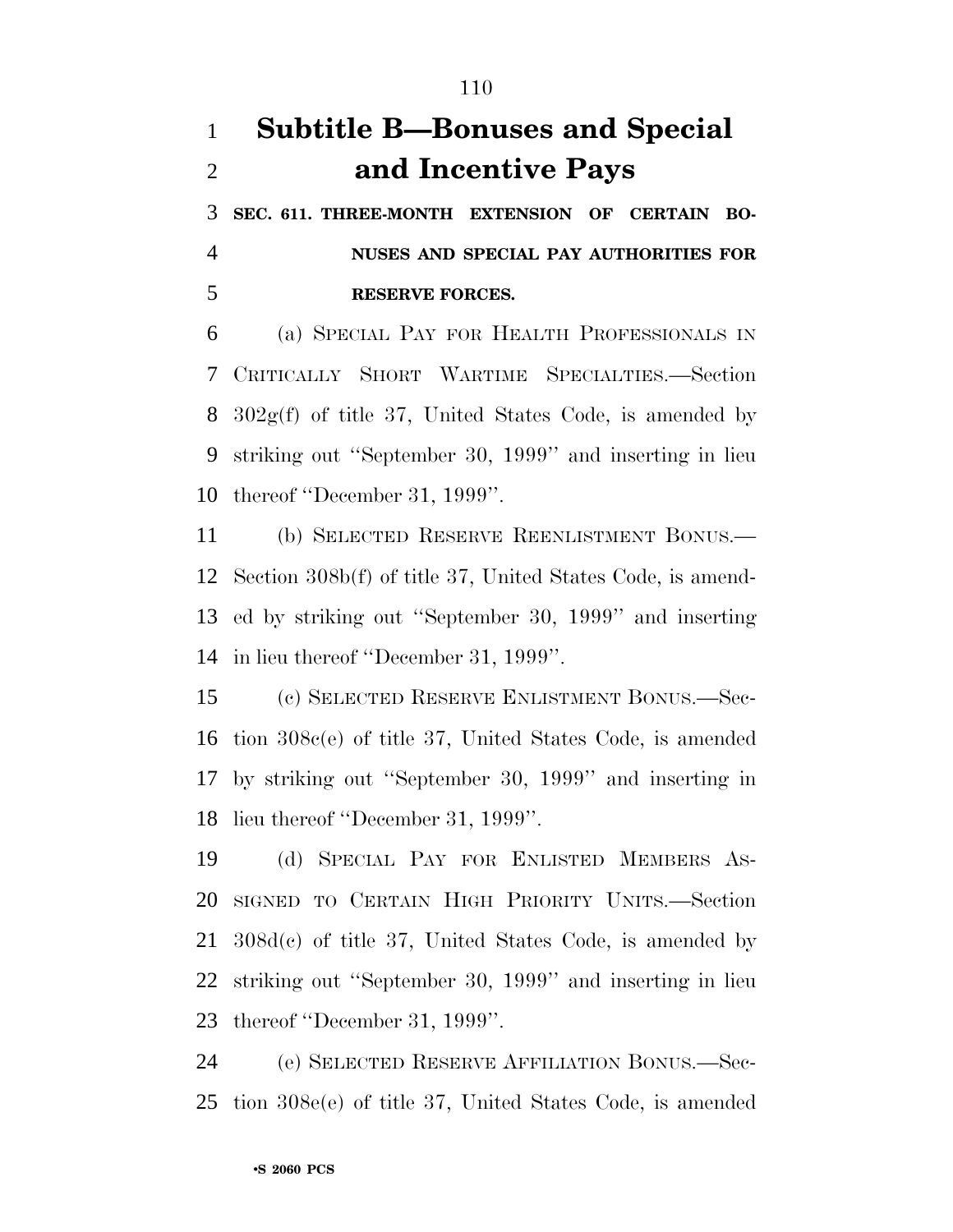## Subtitle B—Bonuses and Special and Incentive Pays

**SEC. 611. THREE-MONTH EXTENSION OF CERTAIN BONUSES AND SPECIAL PAY AUTHORITIES FOR RESERVE FORCES.**

(a) SPECIAL PAY FOR HEALTH PROFESSIONALS IN CRITICALLY SHORT WARTIME SPECIALTIES.—Section 302g(f) of title 37, United States Code, is amended by striking out ''September 30, 1999'' and inserting in lieu thereof ''December 31, 1999''.

(b) SELECTED RESERVE REENLISTMENT BONUS.—Section 308b(f) of title 37, United States Code, is amended by striking out ''September 30, 1999'' and inserting in lieu thereof ''December 31, 1999''.

(c) SELECTED RESERVE ENLISTMENT BONUS.—Section 308c(e) of title 37, United States Code, is amended by striking out ''September 30, 1999'' and inserting in lieu thereof ''December 31, 1999''.

(d) SPECIAL PAY FOR ENLISTED MEMBERS ASSIGNED TO CERTAIN HIGH PRIORITY UNITS.—Section 308d(c) of title 37, United States Code, is amended by striking out ''September 30, 1999'' and inserting in lieu thereof ''December 31, 1999''.

(e) SELECTED RESERVE AFFILIATION BONUS.—Section 308e(e) of title 37, United States Code, is amended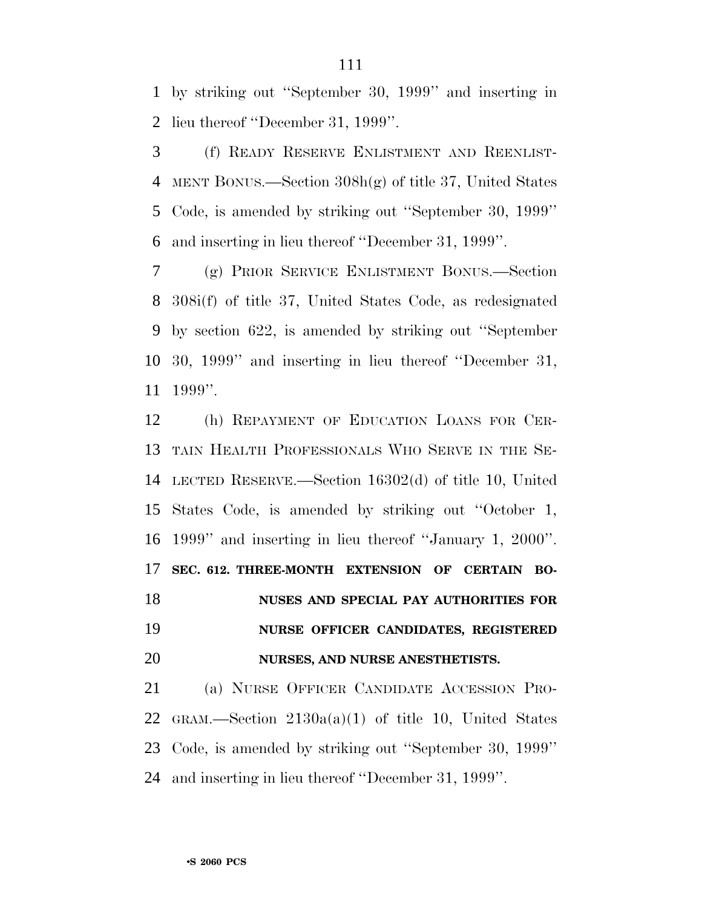by striking out ''September 30, 1999'' and inserting in lieu thereof ''December 31, 1999''.

(f) READY RESERVE ENLISTMENT AND REENLISTMENT BONUS.—Section 308h(g) of title 37, United States Code, is amended by striking out ''September 30, 1999'' and inserting in lieu thereof ''December 31, 1999''.

(g) PRIOR SERVICE ENLISTMENT BONUS.—Section 308i(f) of title 37, United States Code, as redesignated by section 622, is amended by striking out ''September 30, 1999'' and inserting in lieu thereof ''December 31, 1999''.

(h) REPAYMENT OF EDUCATION LOANS FOR CERTAIN HEALTH PROFESSIONALS WHO SERVE IN THE SELECTED RESERVE.—Section 16302(d) of title 10, United States Code, is amended by striking out ''October 1, 1999'' and inserting in lieu thereof ''January 1, 2000''.

**SEC. 612. THREE-MONTH EXTENSION OF CERTAIN BONUSES AND SPECIAL PAY AUTHORITIES FOR NURSE OFFICER CANDIDATES, REGISTERED NURSES, AND NURSE ANESTHETISTS.**

(a) NURSE OFFICER CANDIDATE ACCESSION PROGRAM.—Section 2130a(a)(1) of title 10, United States Code, is amended by striking out ''September 30, 1999'' and inserting in lieu thereof ''December 31, 1999''.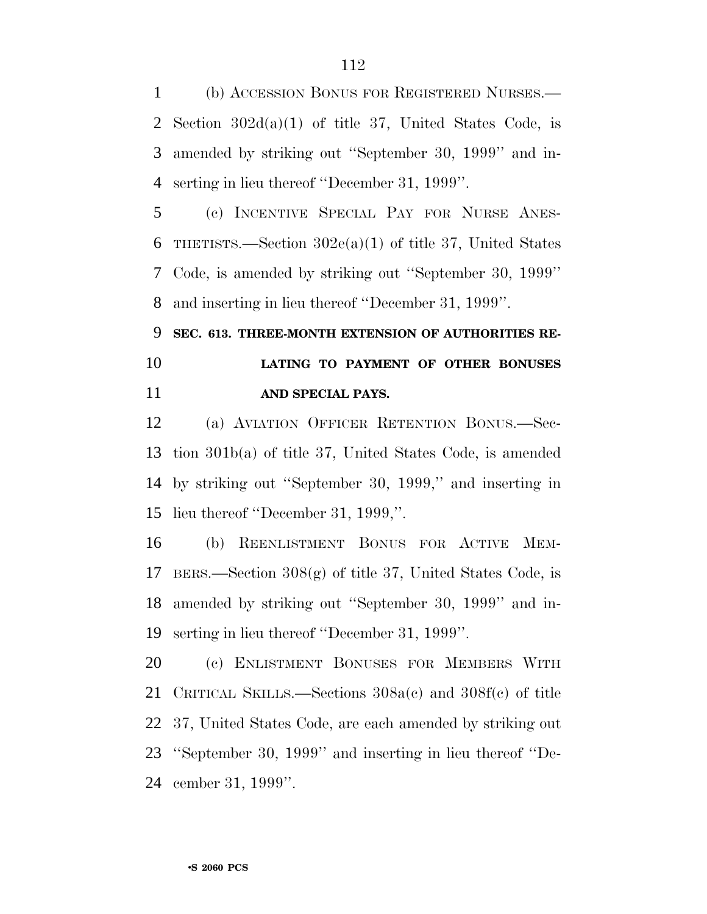(b) ACCESSION BONUS FOR REGISTERED NURSES.—Section 302d(a)(1) of title 37, United States Code, is amended by striking out ''September 30, 1999'' and inserting in lieu thereof ''December 31, 1999''.

(c) INCENTIVE SPECIAL PAY FOR NURSE ANESTHETISTS.—Section 302e(a)(1) of title 37, United States Code, is amended by striking out ''September 30, 1999'' and inserting in lieu thereof ''December 31, 1999''.

**SEC. 613. THREE-MONTH EXTENSION OF AUTHORITIES RELATING TO PAYMENT OF OTHER BONUSES AND SPECIAL PAYS.**

(a) AVIATION OFFICER RETENTION BONUS.—Section 301b(a) of title 37, United States Code, is amended by striking out ''September 30, 1999,'' and inserting in lieu thereof ''December 31, 1999,''.

(b) REENLISTMENT BONUS FOR ACTIVE MEMBERS.—Section 308(g) of title 37, United States Code, is amended by striking out ''September 30, 1999'' and inserting in lieu thereof ''December 31, 1999''.

(c) ENLISTMENT BONUSES FOR MEMBERS WITH CRITICAL SKILLS.—Sections 308a(c) and 308f(c) of title 37, United States Code, are each amended by striking out ''September 30, 1999'' and inserting in lieu thereof ''December 31, 1999''.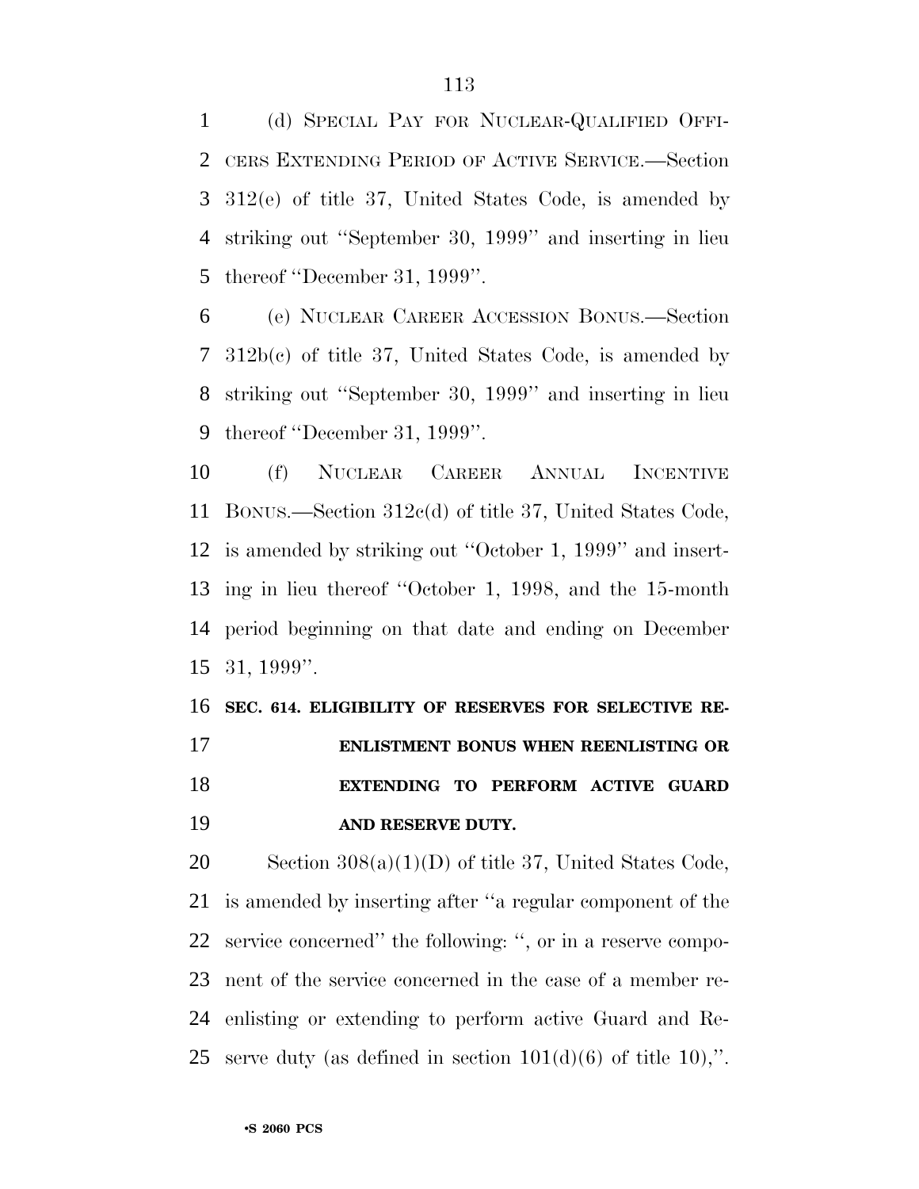(d) SPECIAL PAY FOR NUCLEAR-QUALIFIED OFFICERS EXTENDING PERIOD OF ACTIVE SERVICE.—Section 312(e) of title 37, United States Code, is amended by striking out ''September 30, 1999'' and inserting in lieu thereof ''December 31, 1999''.

(e) NUCLEAR CAREER ACCESSION BONUS.—Section 312b(c) of title 37, United States Code, is amended by striking out ''September 30, 1999'' and inserting in lieu thereof ''December 31, 1999''.

(f) NUCLEAR CAREER ANNUAL INCENTIVE BONUS.—Section 312c(d) of title 37, United States Code, is amended by striking out ''October 1, 1999'' and inserting in lieu thereof ''October 1, 1998, and the 15-month period beginning on that date and ending on December 31, 1999''.

**SEC. 614. ELIGIBILITY OF RESERVES FOR SELECTIVE REENLISTMENT BONUS WHEN REENLISTING OR EXTENDING TO PERFORM ACTIVE GUARD AND RESERVE DUTY.**

Section 308(a)(1)(D) of title 37, United States Code, is amended by inserting after ''a regular component of the service concerned'' the following: '', or in a reserve component of the service concerned in the case of a member reenlisting or extending to perform active Guard and Reserve duty (as defined in section 101(d)(6) of title 10),''.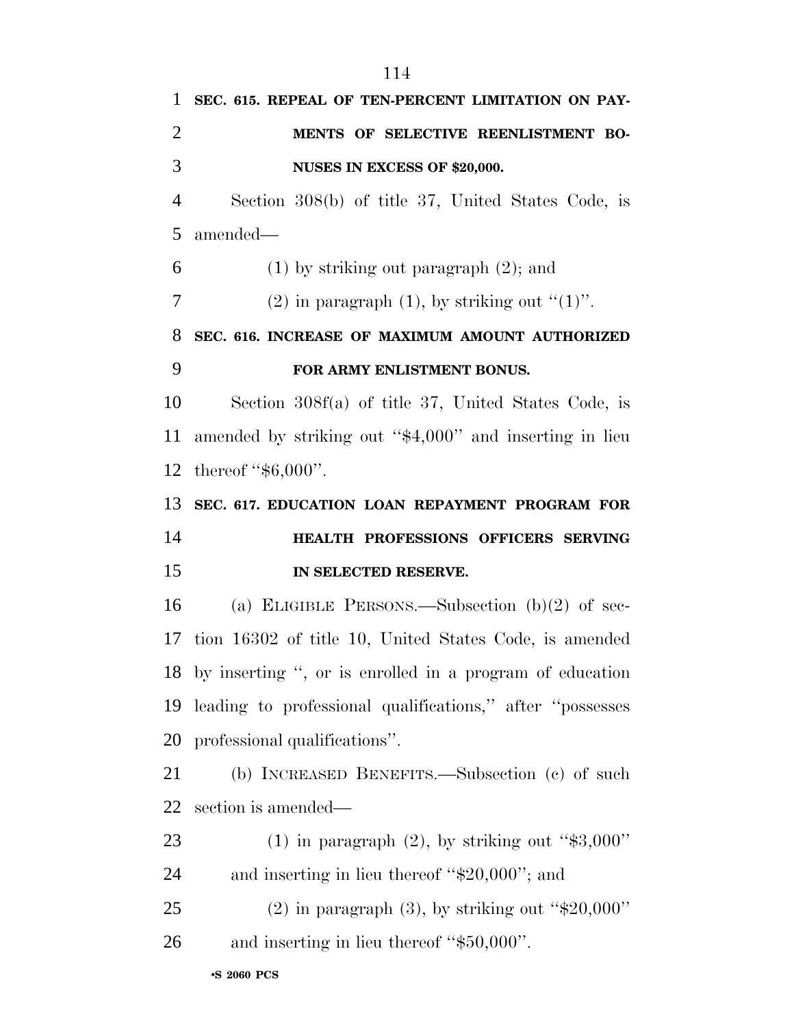**SEC. 615. REPEAL OF TEN-PERCENT LIMITATION ON PAYMENTS OF SELECTIVE REENLISTMENT BONUSES IN EXCESS OF $20,000.**

Section 308(b) of title 37, United States Code, is amended—

(1) by striking out paragraph (2); and

(2) in paragraph (1), by striking out ''(1)''.

**SEC. 616. INCREASE OF MAXIMUM AMOUNT AUTHORIZED FOR ARMY ENLISTMENT BONUS.**

Section 308f(a) of title 37, United States Code, is amended by striking out ''$4,000'' and inserting in lieu thereof ''$6,000''.

**SEC. 617. EDUCATION LOAN REPAYMENT PROGRAM FOR HEALTH PROFESSIONS OFFICERS SERVING IN SELECTED RESERVE.**

(a) ELIGIBLE PERSONS.—Subsection (b)(2) of section 16302 of title 10, United States Code, is amended by inserting '', or is enrolled in a program of education leading to professional qualifications,'' after ''possesses professional qualifications''.

(b) INCREASED BENEFITS.—Subsection (c) of such section is amended—

(1) in paragraph (2), by striking out ''$3,000'' and inserting in lieu thereof ''$20,000''; and

(2) in paragraph (3), by striking out ''$20,000'' and inserting in lieu thereof ''$50,000''.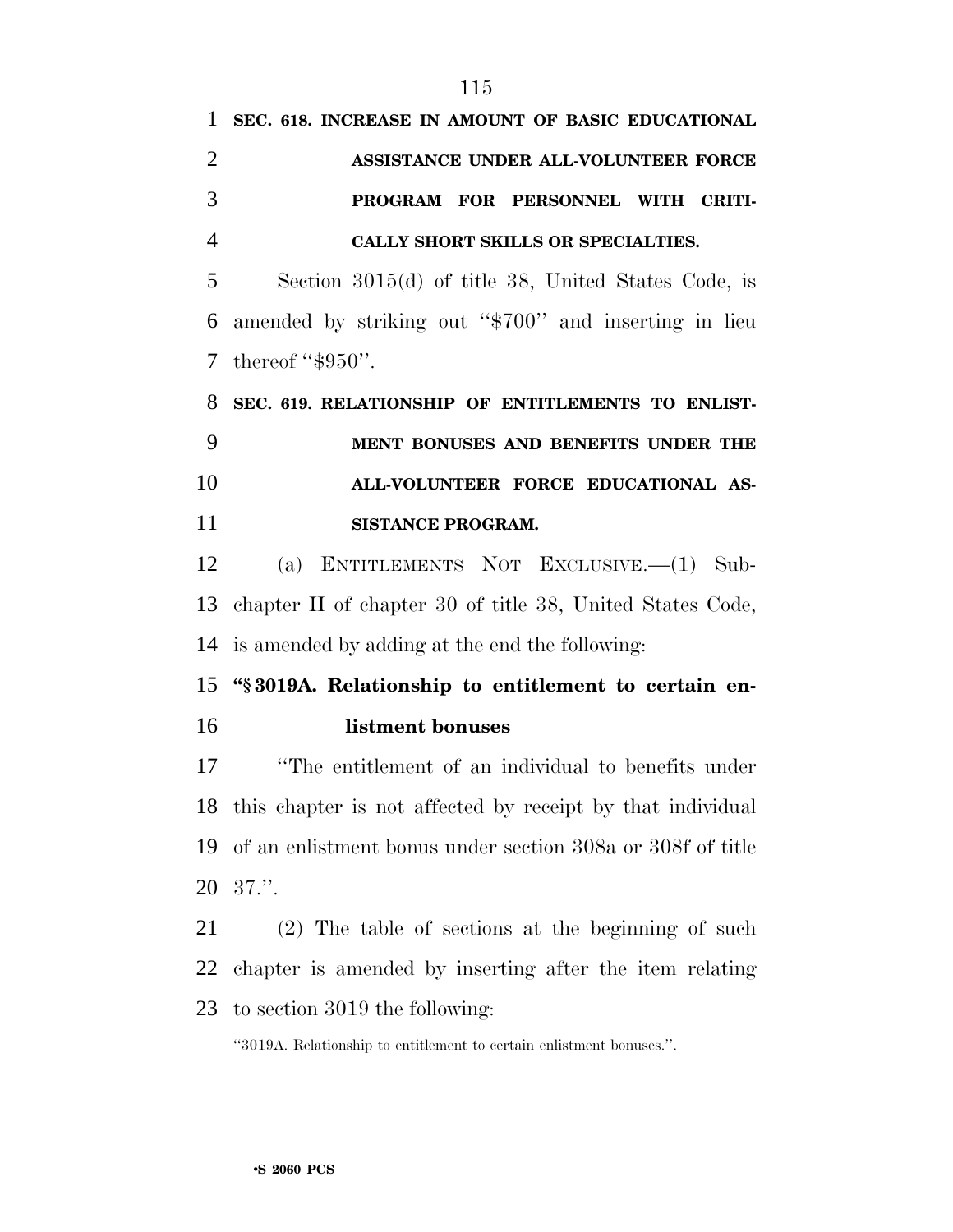**SEC. 618. INCREASE IN AMOUNT OF BASIC EDUCATIONAL ASSISTANCE UNDER ALL-VOLUNTEER FORCE PROGRAM FOR PERSONNEL WITH CRITICALLY SHORT SKILLS OR SPECIALTIES.**

Section 3015(d) of title 38, United States Code, is amended by striking out "$700" and inserting in lieu thereof "$950".

**SEC. 619. RELATIONSHIP OF ENTITLEMENTS TO ENLISTMENT BONUSES AND BENEFITS UNDER THE ALL-VOLUNTEER FORCE EDUCATIONAL ASSISTANCE PROGRAM.**

(a) ENTITLEMENTS NOT EXCLUSIVE.—(1) Subchapter II of chapter 30 of title 38, United States Code, is amended by adding at the end the following:

**"§ 3019A. Relationship to entitlement to certain enlistment bonuses**

"The entitlement of an individual to benefits under this chapter is not affected by receipt by that individual of an enlistment bonus under section 308a or 308f of title 37.".

(2) The table of sections at the beginning of such chapter is amended by inserting after the item relating to section 3019 the following:

"3019A. Relationship to entitlement to certain enlistment bonuses.".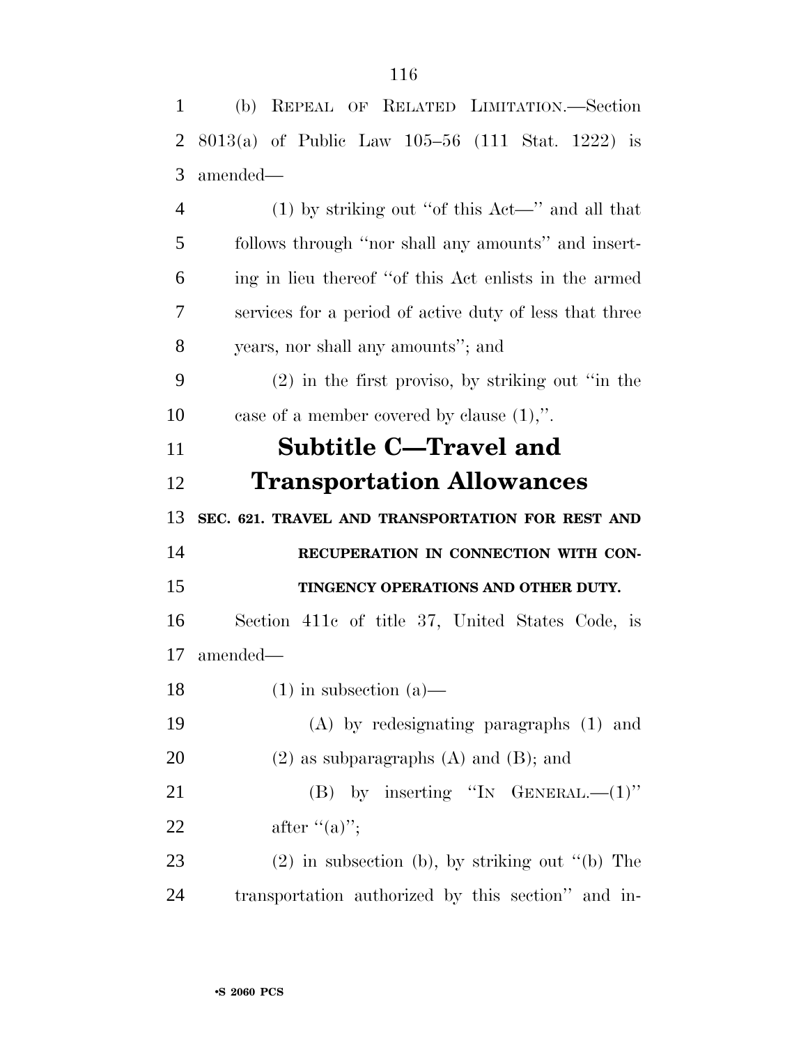(b) REPEAL OF RELATED LIMITATION.—Section 8013(a) of Public Law 105–56 (111 Stat. 1222) is amended—

(1) by striking out ''of this Act—'' and all that follows through ''nor shall any amounts'' and inserting in lieu thereof ''of this Act enlists in the armed services for a period of active duty of less that three years, nor shall any amounts''; and

(2) in the first proviso, by striking out ''in the case of a member covered by clause (1),''.

## Subtitle C—Travel and Transportation Allowances

**SEC. 621. TRAVEL AND TRANSPORTATION FOR REST AND RECUPERATION IN CONNECTION WITH CONTINGENCY OPERATIONS AND OTHER DUTY.**

Section 411c of title 37, United States Code, is amended—

(1) in subsection (a)—

(A) by redesignating paragraphs (1) and (2) as subparagraphs (A) and (B); and

(B) by inserting ''IN GENERAL.—(1)'' after ''(a)'';

(2) in subsection (b), by striking out ''(b) The transportation authorized by this section'' and in-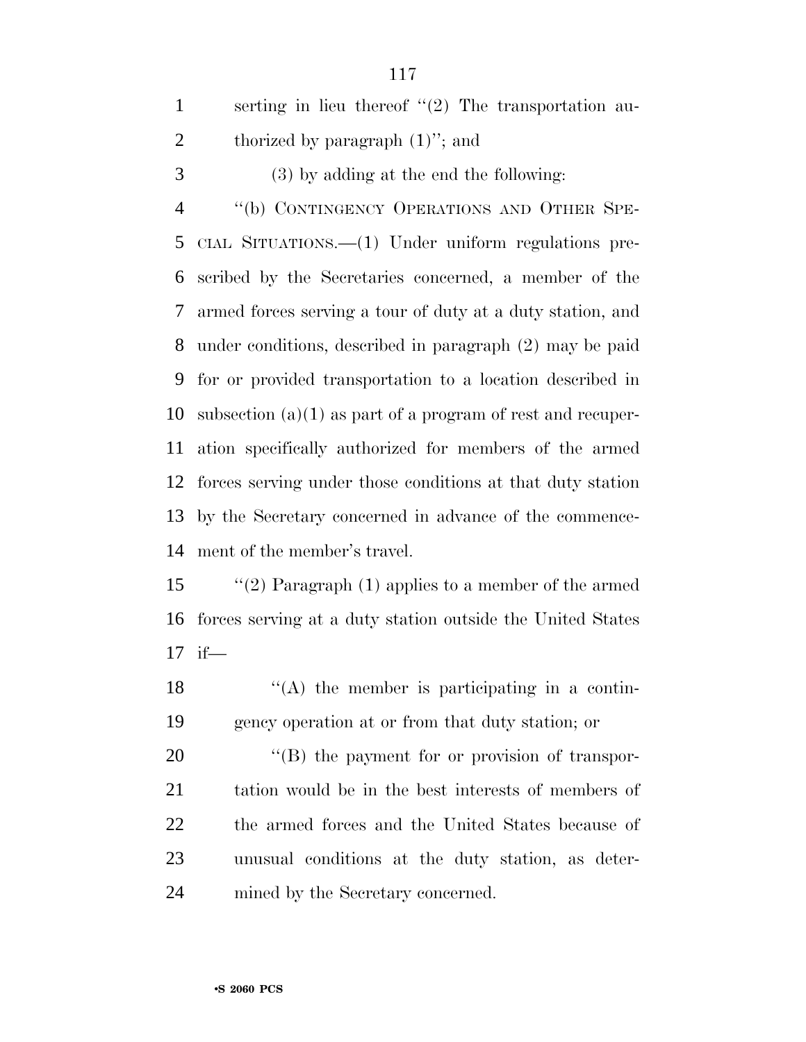serting in lieu thereof ''(2) The transportation authorized by paragraph (1)''; and

(3) by adding at the end the following:

''(b) CONTINGENCY OPERATIONS AND OTHER SPECIAL SITUATIONS.—(1) Under uniform regulations prescribed by the Secretaries concerned, a member of the armed forces serving a tour of duty at a duty station, and under conditions, described in paragraph (2) may be paid for or provided transportation to a location described in subsection (a)(1) as part of a program of rest and recuperation specifically authorized for members of the armed forces serving under those conditions at that duty station by the Secretary concerned in advance of the commencement of the member's travel.

''(2) Paragraph (1) applies to a member of the armed forces serving at a duty station outside the United States if—

''(A) the member is participating in a contingency operation at or from that duty station; or

''(B) the payment for or provision of transportation would be in the best interests of members of the armed forces and the United States because of unusual conditions at the duty station, as determined by the Secretary concerned.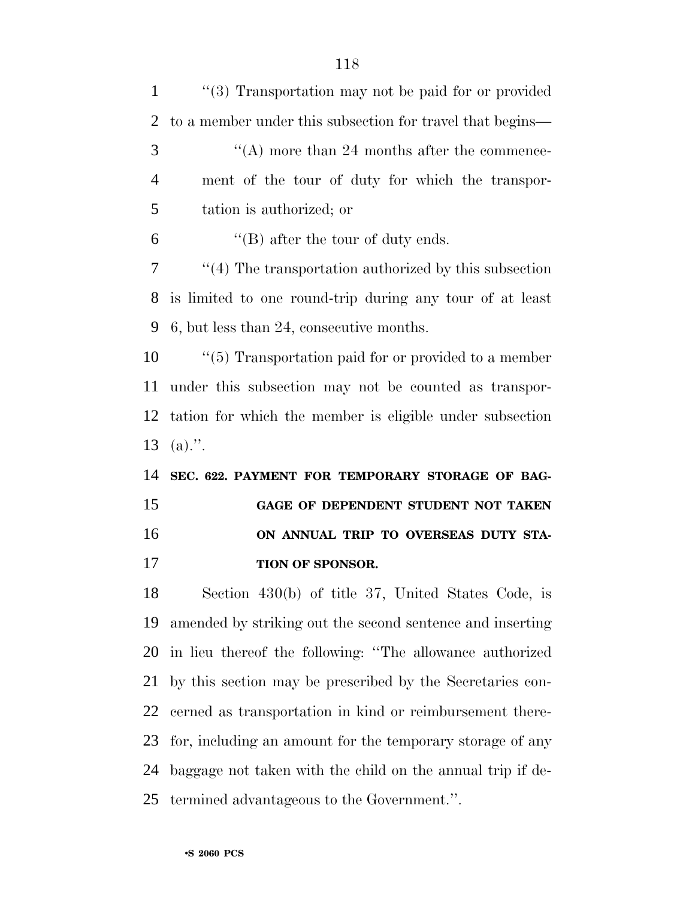''(3) Transportation may not be paid for or provided to a member under this subsection for travel that begins—

''(A) more than 24 months after the commencement of the tour of duty for which the transportation is authorized; or

''(B) after the tour of duty ends.

''(4) The transportation authorized by this subsection is limited to one round-trip during any tour of at least 6, but less than 24, consecutive months.

''(5) Transportation paid for or provided to a member under this subsection may not be counted as transportation for which the member is eligible under subsection (a).''.

**SEC. 622. PAYMENT FOR TEMPORARY STORAGE OF BAGGAGE OF DEPENDENT STUDENT NOT TAKEN ON ANNUAL TRIP TO OVERSEAS DUTY STATION OF SPONSOR.**

Section 430(b) of title 37, United States Code, is amended by striking out the second sentence and inserting in lieu thereof the following: ''The allowance authorized by this section may be prescribed by the Secretaries concerned as transportation in kind or reimbursement therefor, including an amount for the temporary storage of any baggage not taken with the child on the annual trip if determined advantageous to the Government.''.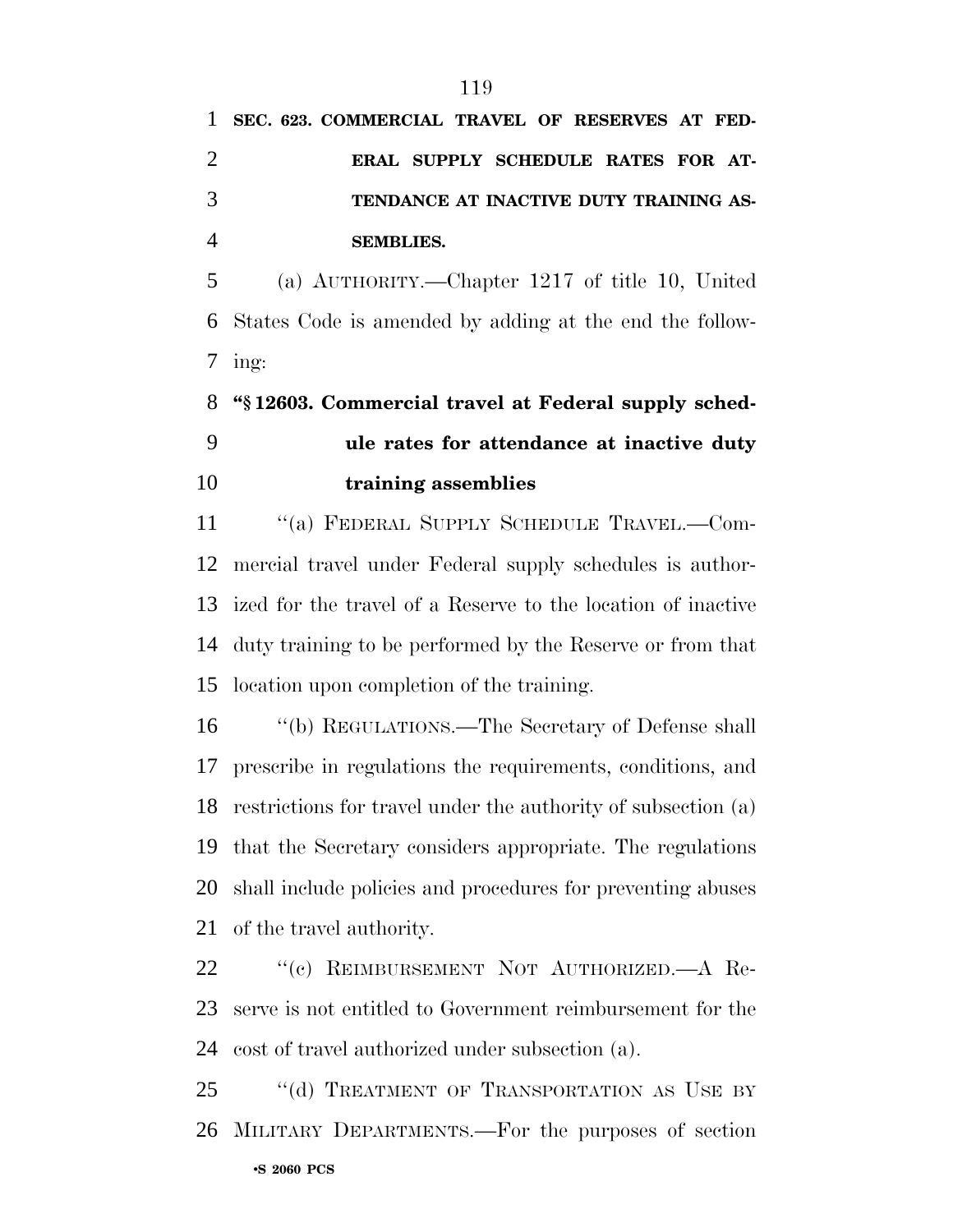**SEC. 623. COMMERCIAL TRAVEL OF RESERVES AT FEDERAL SUPPLY SCHEDULE RATES FOR ATTENDANCE AT INACTIVE DUTY TRAINING ASSEMBLIES.**

(a) AUTHORITY.—Chapter 1217 of title 10, United States Code is amended by adding at the end the following:

**"§ 12603. Commercial travel at Federal supply schedule rates for attendance at inactive duty training assemblies**

"(a) FEDERAL SUPPLY SCHEDULE TRAVEL.—Commercial travel under Federal supply schedules is authorized for the travel of a Reserve to the location of inactive duty training to be performed by the Reserve or from that location upon completion of the training.

"(b) REGULATIONS.—The Secretary of Defense shall prescribe in regulations the requirements, conditions, and restrictions for travel under the authority of subsection (a) that the Secretary considers appropriate. The regulations shall include policies and procedures for preventing abuses of the travel authority.

"(c) REIMBURSEMENT NOT AUTHORIZED.—A Reserve is not entitled to Government reimbursement for the cost of travel authorized under subsection (a).

"(d) TREATMENT OF TRANSPORTATION AS USE BY MILITARY DEPARTMENTS.—For the purposes of section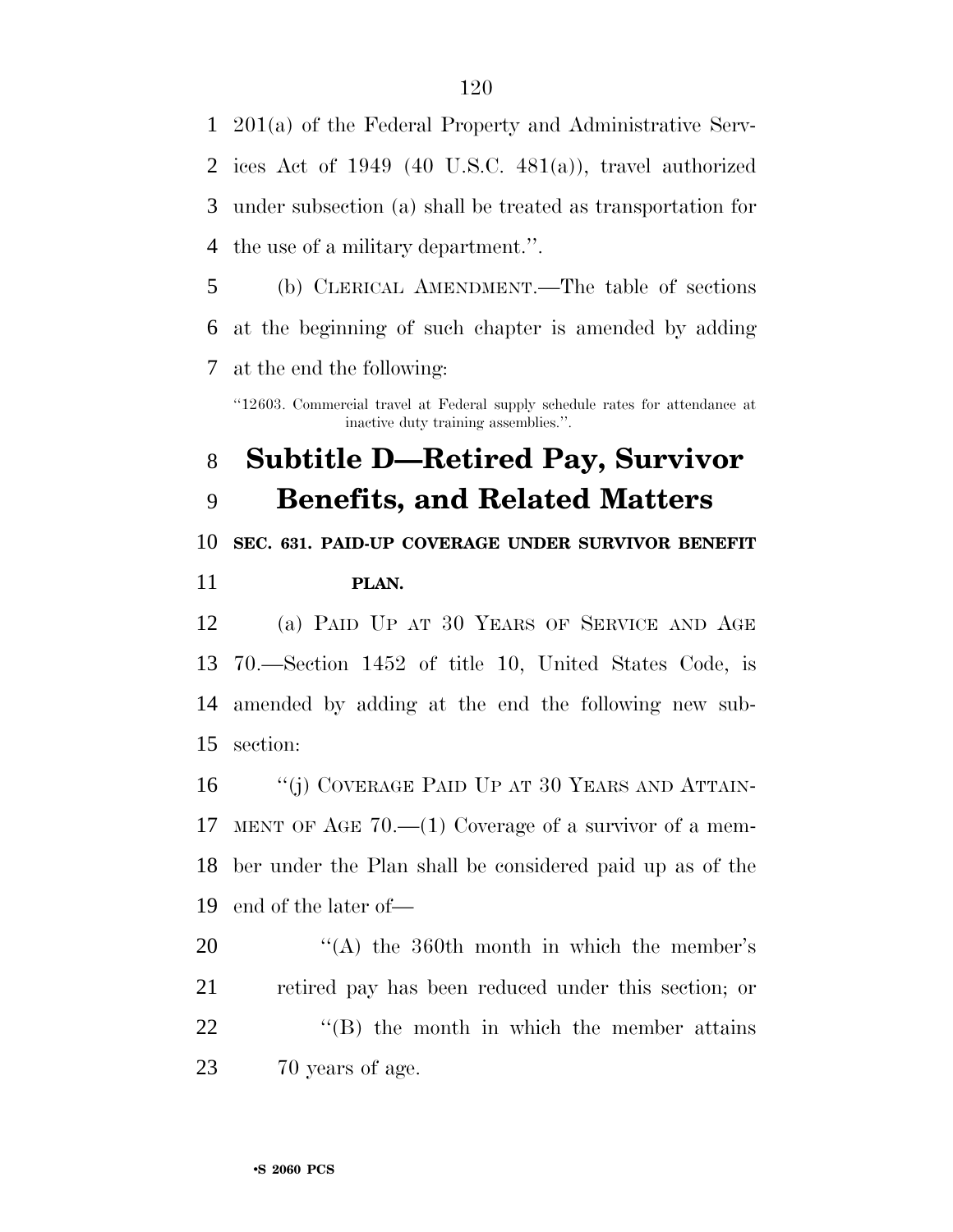201(a) of the Federal Property and Administrative Services Act of 1949 (40 U.S.C. 481(a)), travel authorized under subsection (a) shall be treated as transportation for the use of a military department.''.

(b) CLERICAL AMENDMENT.—The table of sections at the beginning of such chapter is amended by adding at the end the following:

''12603. Commercial travel at Federal supply schedule rates for attendance at inactive duty training assemblies.''.

# Subtitle D—Retired Pay, Survivor Benefits, and Related Matters

**SEC. 631. PAID-UP COVERAGE UNDER SURVIVOR BENEFIT PLAN.**

(a) PAID UP AT 30 YEARS OF SERVICE AND AGE 70.—Section 1452 of title 10, United States Code, is amended by adding at the end the following new subsection:

''(j) COVERAGE PAID UP AT 30 YEARS AND ATTAINMENT OF AGE 70.—(1) Coverage of a survivor of a member under the Plan shall be considered paid up as of the end of the later of—

''(A) the 360th month in which the member's retired pay has been reduced under this section; or

''(B) the month in which the member attains 70 years of age.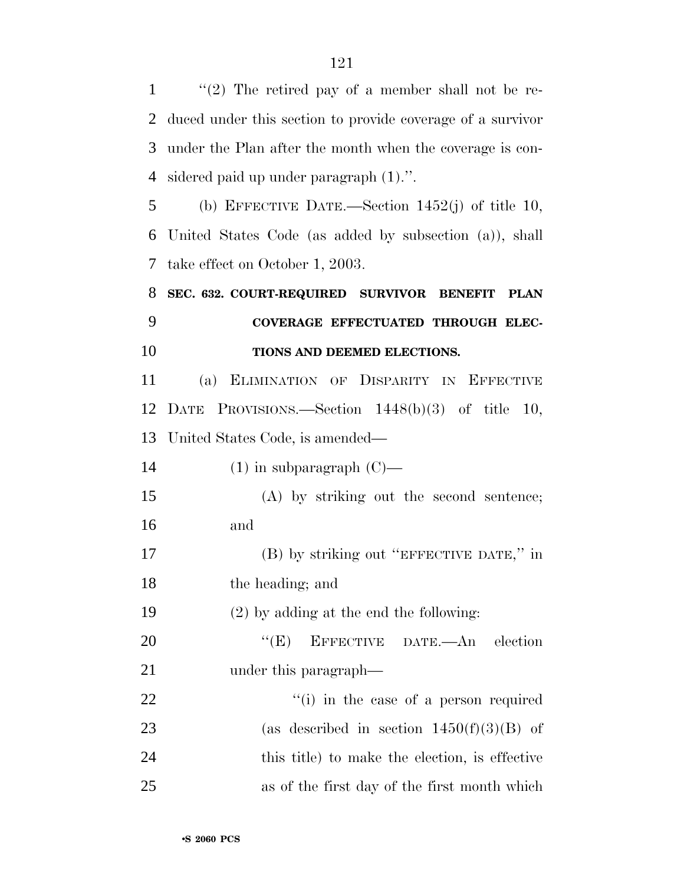"(2) The retired pay of a member shall not be reduced under this section to provide coverage of a survivor under the Plan after the month when the coverage is considered paid up under paragraph (1).".

(b) EFFECTIVE DATE.—Section 1452(j) of title 10, United States Code (as added by subsection (a)), shall take effect on October 1, 2003.

**SEC. 632. COURT-REQUIRED SURVIVOR BENEFIT PLAN COVERAGE EFFECTUATED THROUGH ELECTIONS AND DEEMED ELECTIONS.**

(a) ELIMINATION OF DISPARITY IN EFFECTIVE DATE PROVISIONS.—Section 1448(b)(3) of title 10, United States Code, is amended—

(1) in subparagraph (C)—

(A) by striking out the second sentence; and

(B) by striking out "EFFECTIVE DATE," in the heading; and

(2) by adding at the end the following:

"(E) EFFECTIVE DATE.—An election under this paragraph—

"(i) in the case of a person required (as described in section 1450(f)(3)(B) of this title) to make the election, is effective as of the first day of the first month which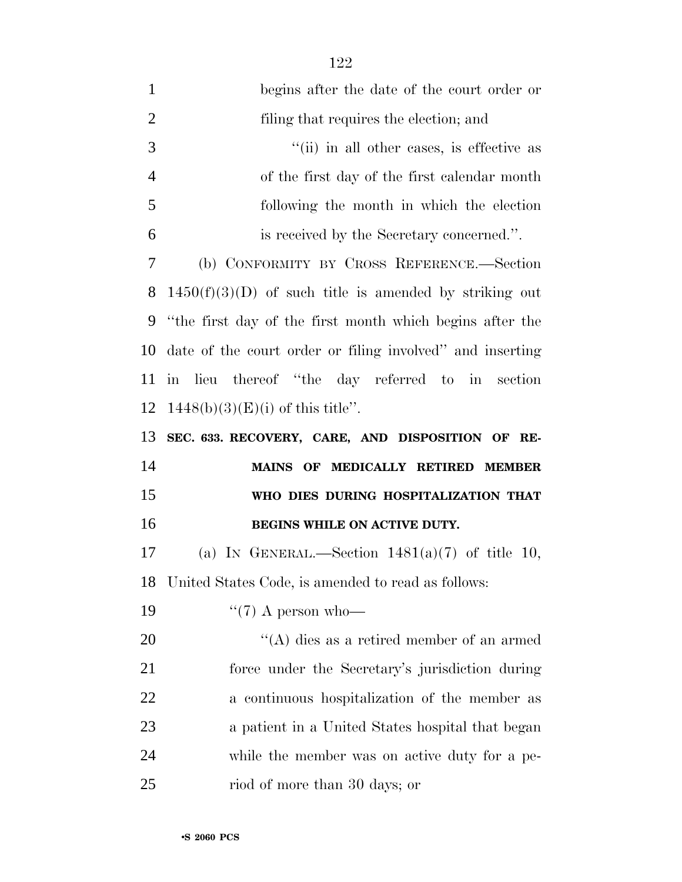begins after the date of the court order or filing that requires the election; and

''(ii) in all other cases, is effective as of the first day of the first calendar month following the month in which the election is received by the Secretary concerned.''.

(b) CONFORMITY BY CROSS REFERENCE.—Section 1450(f)(3)(D) of such title is amended by striking out ''the first day of the first month which begins after the date of the court order or filing involved'' and inserting in lieu thereof ''the day referred to in section 1448(b)(3)(E)(i) of this title''.

**SEC. 633. RECOVERY, CARE, AND DISPOSITION OF REMAINS OF MEDICALLY RETIRED MEMBER WHO DIES DURING HOSPITALIZATION THAT BEGINS WHILE ON ACTIVE DUTY.**

(a) IN GENERAL.—Section 1481(a)(7) of title 10, United States Code, is amended to read as follows:

''(7) A person who—

''(A) dies as a retired member of an armed force under the Secretary's jurisdiction during a continuous hospitalization of the member as a patient in a United States hospital that began while the member was on active duty for a period of more than 30 days; or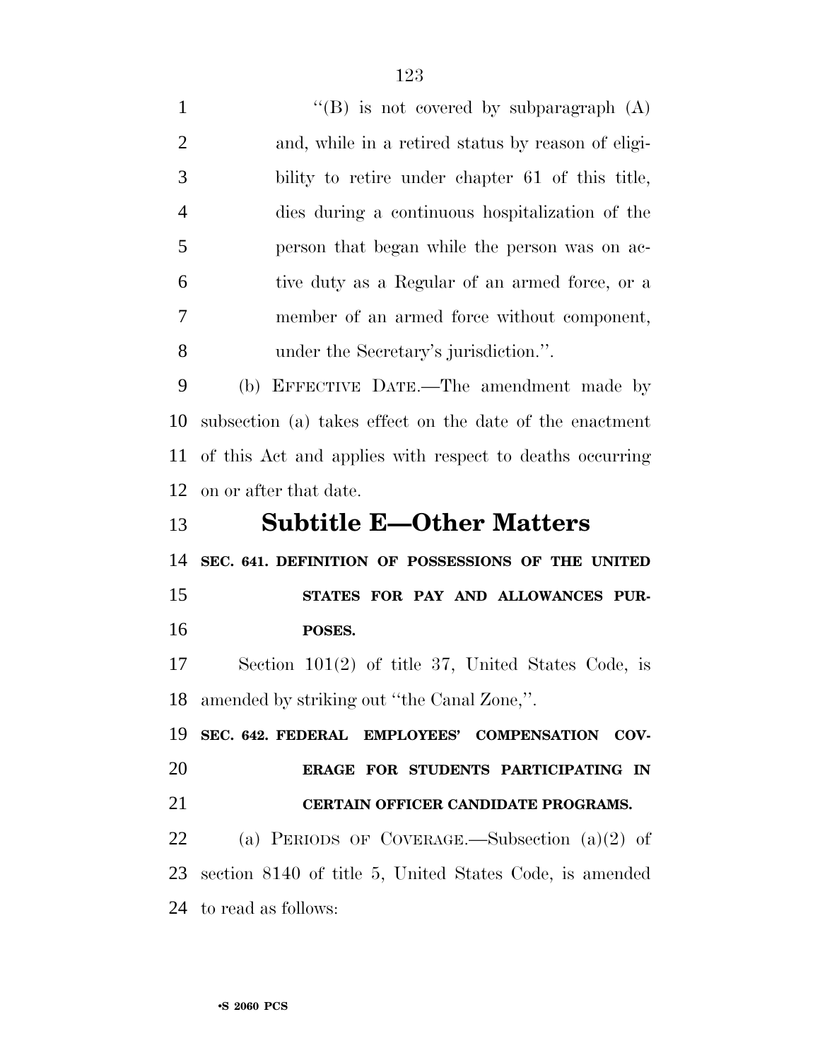"(B) is not covered by subparagraph (A) and, while in a retired status by reason of eligibility to retire under chapter 61 of this title, dies during a continuous hospitalization of the person that began while the person was on active duty as a Regular of an armed force, or a member of an armed force without component, under the Secretary's jurisdiction.".

(b) EFFECTIVE DATE.—The amendment made by subsection (a) takes effect on the date of the enactment of this Act and applies with respect to deaths occurring on or after that date.

## Subtitle E—Other Matters

**SEC. 641. DEFINITION OF POSSESSIONS OF THE UNITED STATES FOR PAY AND ALLOWANCES PURPOSES.**

Section 101(2) of title 37, United States Code, is amended by striking out "the Canal Zone,".

**SEC. 642. FEDERAL EMPLOYEES' COMPENSATION COVERAGE FOR STUDENTS PARTICIPATING IN CERTAIN OFFICER CANDIDATE PROGRAMS.**

(a) PERIODS OF COVERAGE.—Subsection (a)(2) of section 8140 of title 5, United States Code, is amended to read as follows: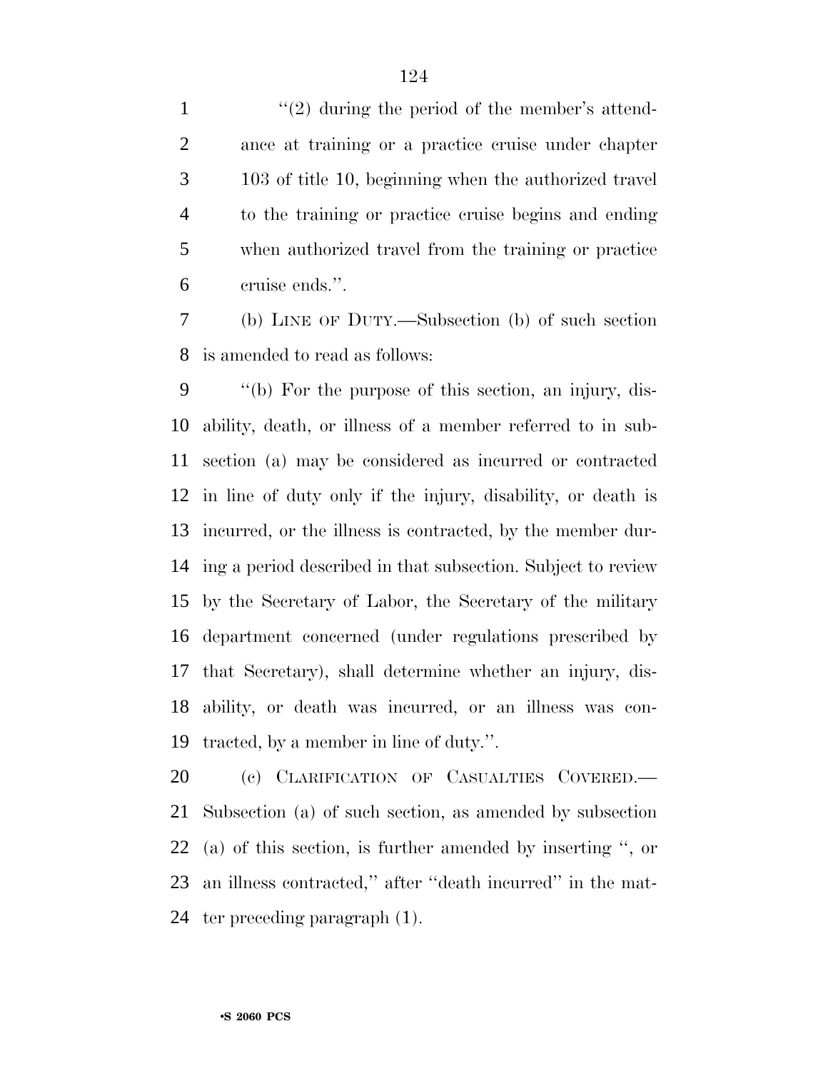"(2) during the period of the member's attendance at training or a practice cruise under chapter 103 of title 10, beginning when the authorized travel to the training or practice cruise begins and ending when authorized travel from the training or practice cruise ends.".

(b) LINE OF DUTY.—Subsection (b) of such section is amended to read as follows:

"(b) For the purpose of this section, an injury, disability, death, or illness of a member referred to in subsection (a) may be considered as incurred or contracted in line of duty only if the injury, disability, or death is incurred, or the illness is contracted, by the member during a period described in that subsection. Subject to review by the Secretary of Labor, the Secretary of the military department concerned (under regulations prescribed by that Secretary), shall determine whether an injury, disability, or death was incurred, or an illness was contracted, by a member in line of duty.".

(c) CLARIFICATION OF CASUALTIES COVERED.—Subsection (a) of such section, as amended by subsection (a) of this section, is further amended by inserting ", or an illness contracted," after "death incurred" in the matter preceding paragraph (1).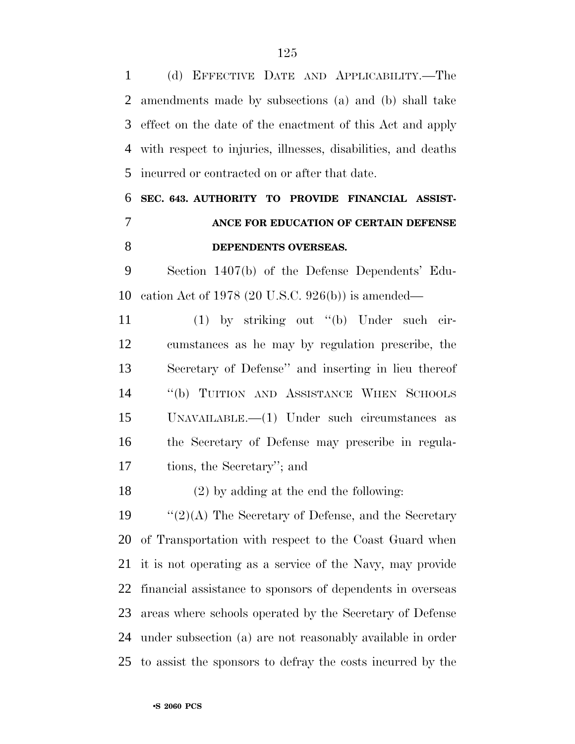(d) EFFECTIVE DATE AND APPLICABILITY.—The amendments made by subsections (a) and (b) shall take effect on the date of the enactment of this Act and apply with respect to injuries, illnesses, disabilities, and deaths incurred or contracted on or after that date.

**SEC. 643. AUTHORITY TO PROVIDE FINANCIAL ASSISTANCE FOR EDUCATION OF CERTAIN DEFENSE DEPENDENTS OVERSEAS.**

Section 1407(b) of the Defense Dependents' Education Act of 1978 (20 U.S.C. 926(b)) is amended—

(1) by striking out "(b) Under such circumstances as he may by regulation prescribe, the Secretary of Defense" and inserting in lieu thereof "(b) TUITION AND ASSISTANCE WHEN SCHOOLS UNAVAILABLE.—(1) Under such circumstances as the Secretary of Defense may prescribe in regulations, the Secretary"; and

(2) by adding at the end the following:

"(2)(A) The Secretary of Defense, and the Secretary of Transportation with respect to the Coast Guard when it is not operating as a service of the Navy, may provide financial assistance to sponsors of dependents in overseas areas where schools operated by the Secretary of Defense under subsection (a) are not reasonably available in order to assist the sponsors to defray the costs incurred by the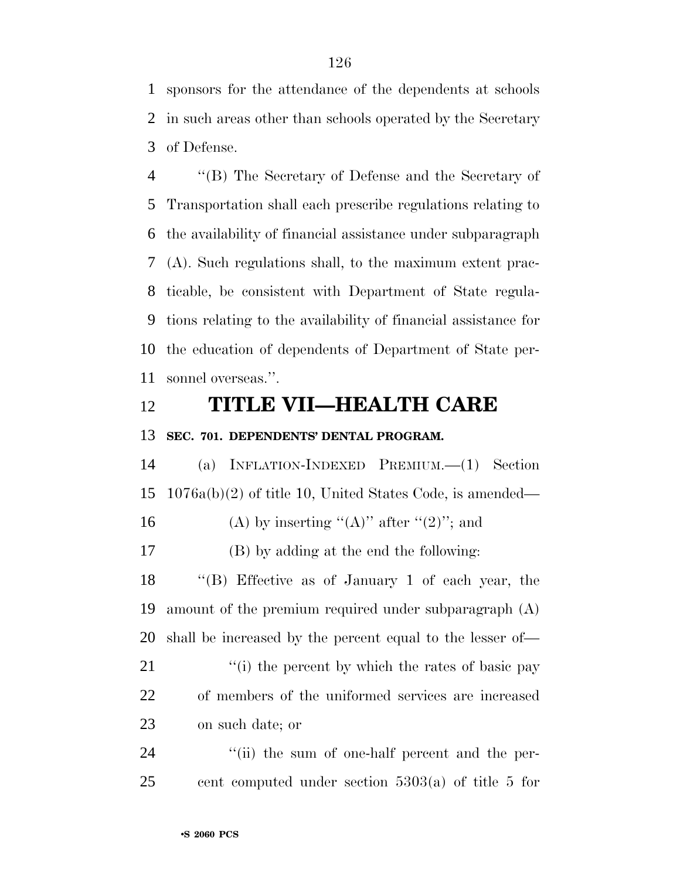sponsors for the attendance of the dependents at schools in such areas other than schools operated by the Secretary of Defense.

"(B) The Secretary of Defense and the Secretary of Transportation shall each prescribe regulations relating to the availability of financial assistance under subparagraph (A). Such regulations shall, to the maximum extent practicable, be consistent with Department of State regulations relating to the availability of financial assistance for the education of dependents of Department of State personnel overseas.".

# TITLE VII—HEALTH CARE

### SEC. 701. DEPENDENTS' DENTAL PROGRAM.

(a) INFLATION-INDEXED PREMIUM.—(1) Section 1076a(b)(2) of title 10, United States Code, is amended—

(A) by inserting "(A)" after "(2)"; and

(B) by adding at the end the following:

"(B) Effective as of January 1 of each year, the amount of the premium required under subparagraph (A) shall be increased by the percent equal to the lesser of—

"(i) the percent by which the rates of basic pay of members of the uniformed services are increased on such date; or

"(ii) the sum of one-half percent and the percent computed under section 5303(a) of title 5 for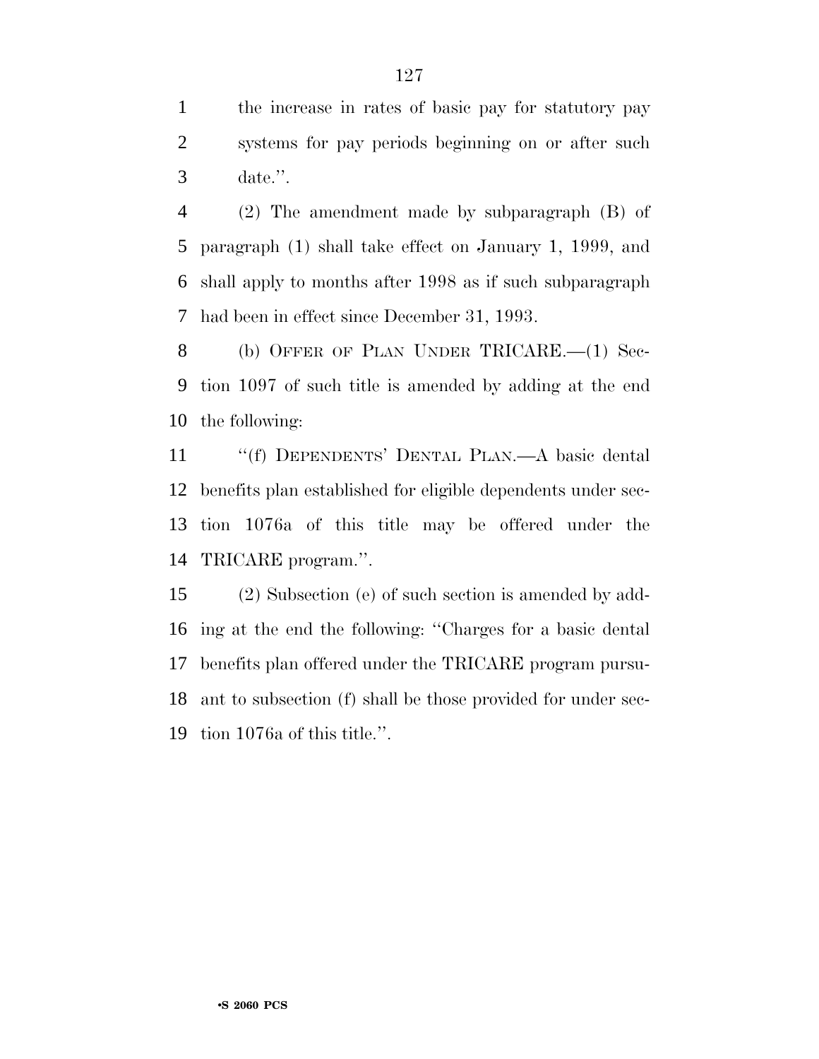the increase in rates of basic pay for statutory pay systems for pay periods beginning on or after such date.''.

(2) The amendment made by subparagraph (B) of paragraph (1) shall take effect on January 1, 1999, and shall apply to months after 1998 as if such subparagraph had been in effect since December 31, 1993.

(b) OFFER OF PLAN UNDER TRICARE.—(1) Section 1097 of such title is amended by adding at the end the following:

''(f) DEPENDENTS' DENTAL PLAN.—A basic dental benefits plan established for eligible dependents under section 1076a of this title may be offered under the TRICARE program.''.

(2) Subsection (e) of such section is amended by adding at the end the following: ''Charges for a basic dental benefits plan offered under the TRICARE program pursuant to subsection (f) shall be those provided for under section 1076a of this title.''.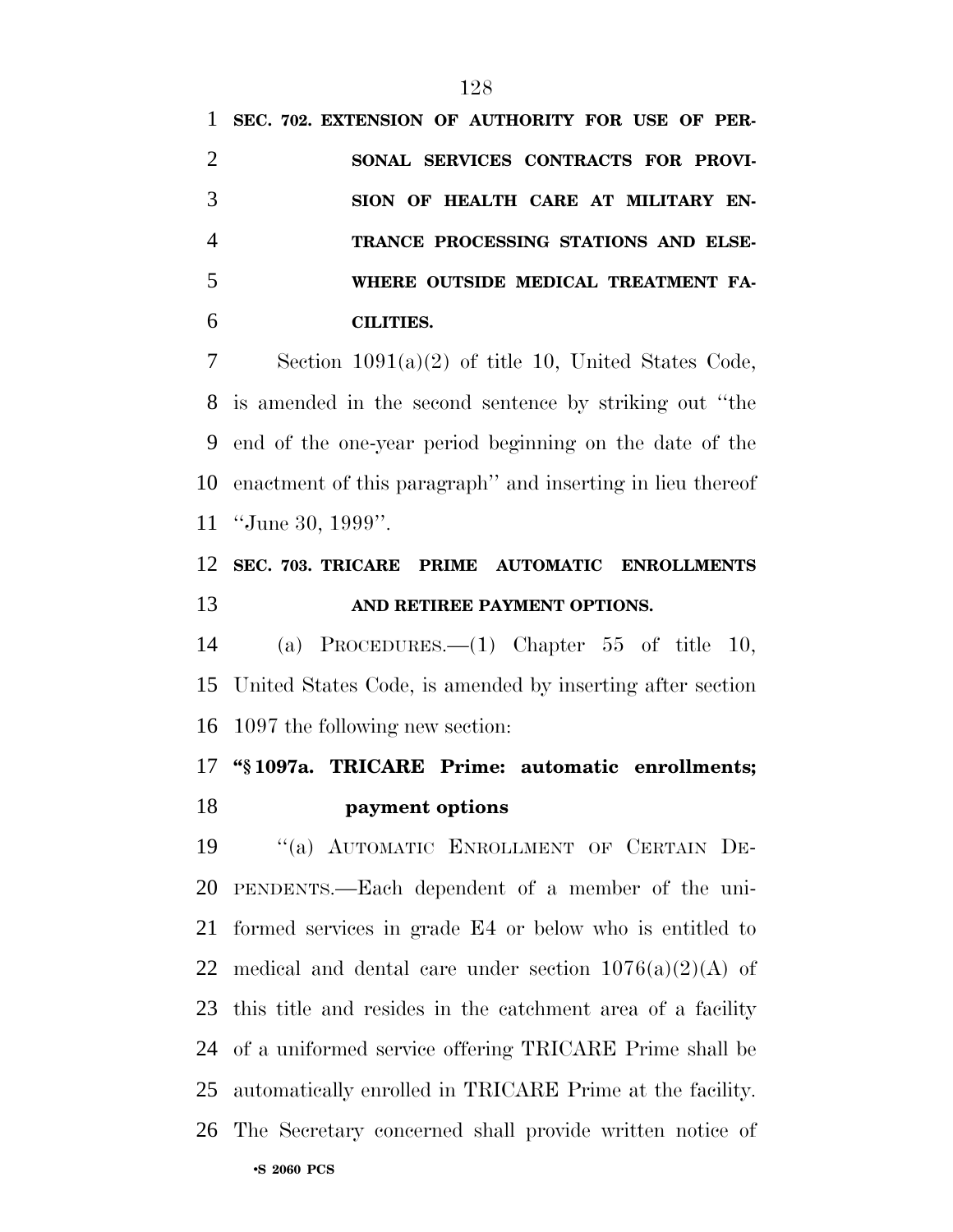**SEC. 702. EXTENSION OF AUTHORITY FOR USE OF PERSONAL SERVICES CONTRACTS FOR PROVISION OF HEALTH CARE AT MILITARY ENTRANCE PROCESSING STATIONS AND ELSEWHERE OUTSIDE MEDICAL TREATMENT FACILITIES.**

Section 1091(a)(2) of title 10, United States Code, is amended in the second sentence by striking out ''the end of the one-year period beginning on the date of the enactment of this paragraph'' and inserting in lieu thereof ''June 30, 1999''.

**SEC. 703. TRICARE PRIME AUTOMATIC ENROLLMENTS AND RETIREE PAYMENT OPTIONS.**

(a) PROCEDURES.—(1) Chapter 55 of title 10, United States Code, is amended by inserting after section 1097 the following new section:

**''§ 1097a. TRICARE Prime: automatic enrollments; payment options**

''(a) AUTOMATIC ENROLLMENT OF CERTAIN DEPENDENTS.—Each dependent of a member of the uniformed services in grade E4 or below who is entitled to medical and dental care under section 1076(a)(2)(A) of this title and resides in the catchment area of a facility of a uniformed service offering TRICARE Prime shall be automatically enrolled in TRICARE Prime at the facility. The Secretary concerned shall provide written notice of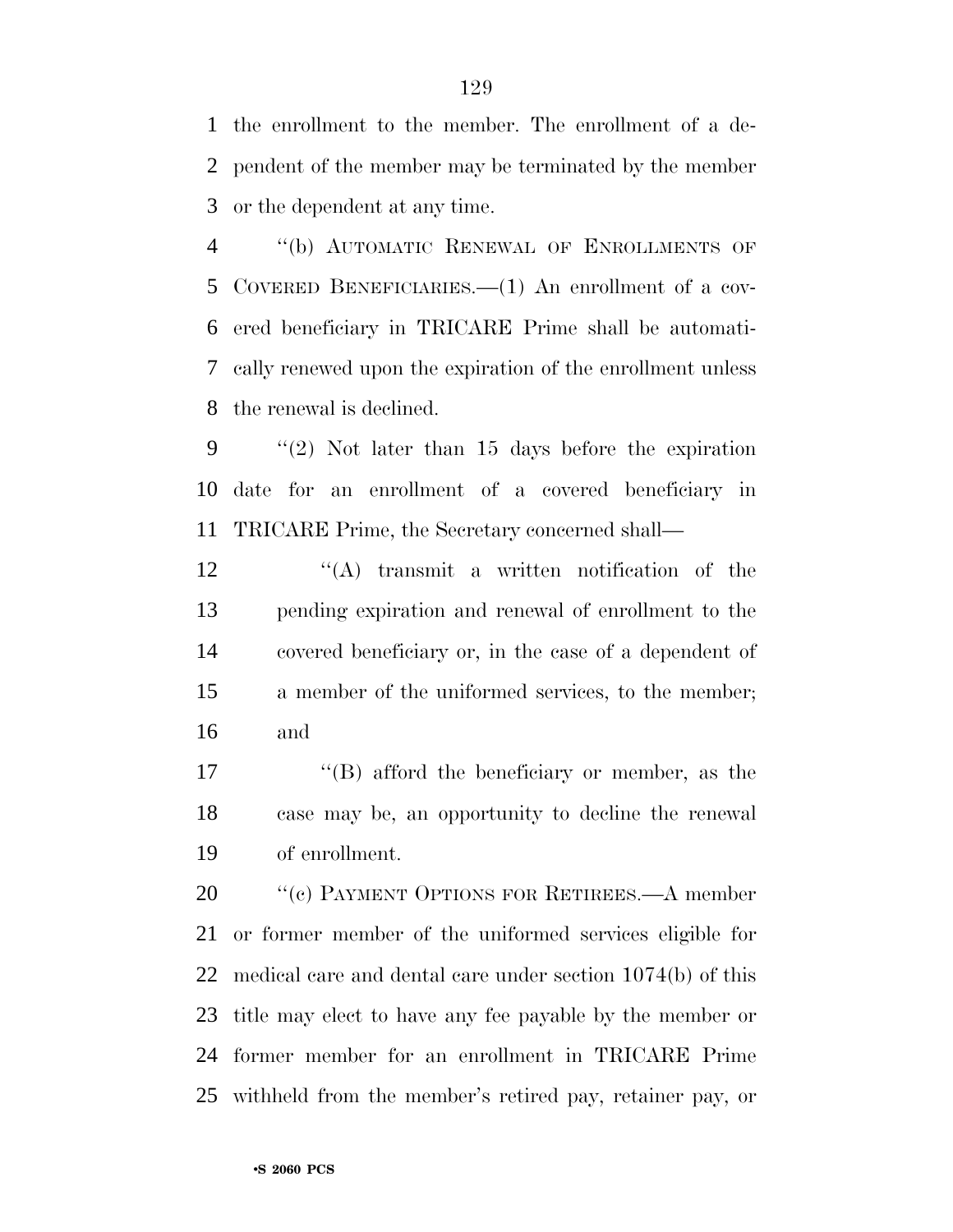the enrollment to the member. The enrollment of a dependent of the member may be terminated by the member or the dependent at any time.

"(b) AUTOMATIC RENEWAL OF ENROLLMENTS OF COVERED BENEFICIARIES.—(1) An enrollment of a covered beneficiary in TRICARE Prime shall be automatically renewed upon the expiration of the enrollment unless the renewal is declined.

"(2) Not later than 15 days before the expiration date for an enrollment of a covered beneficiary in TRICARE Prime, the Secretary concerned shall—

"(A) transmit a written notification of the pending expiration and renewal of enrollment to the covered beneficiary or, in the case of a dependent of a member of the uniformed services, to the member; and

"(B) afford the beneficiary or member, as the case may be, an opportunity to decline the renewal of enrollment.

"(c) PAYMENT OPTIONS FOR RETIREES.—A member or former member of the uniformed services eligible for medical care and dental care under section 1074(b) of this title may elect to have any fee payable by the member or former member for an enrollment in TRICARE Prime withheld from the member's retired pay, retainer pay, or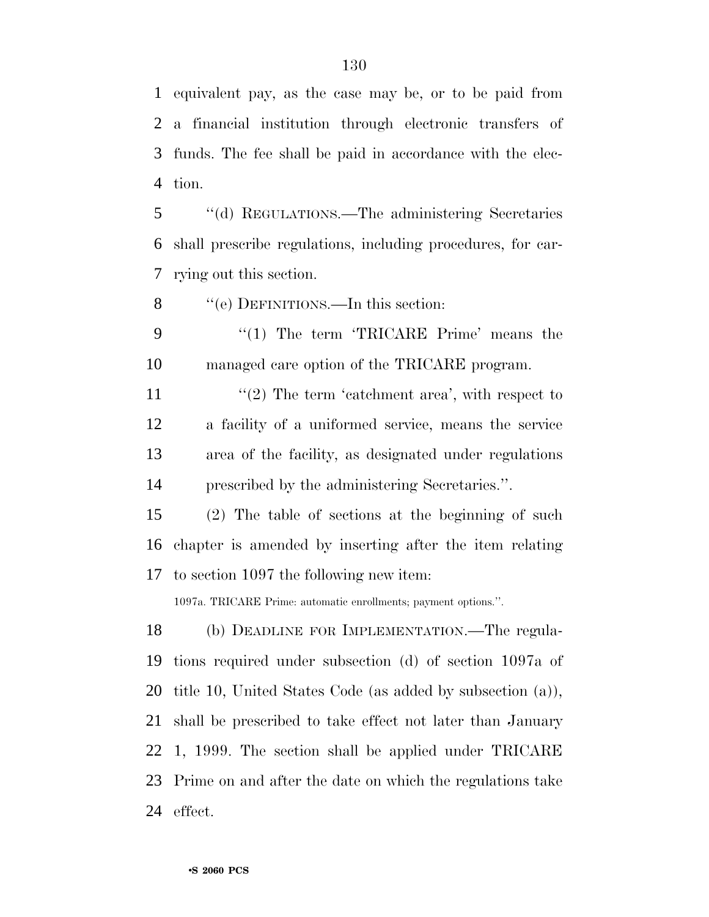equivalent pay, as the case may be, or to be paid from a financial institution through electronic transfers of funds. The fee shall be paid in accordance with the election.

''(d) REGULATIONS.—The administering Secretaries shall prescribe regulations, including procedures, for carrying out this section.

''(e) DEFINITIONS.—In this section:

''(1) The term 'TRICARE Prime' means the managed care option of the TRICARE program.

''(2) The term 'catchment area', with respect to a facility of a uniformed service, means the service area of the facility, as designated under regulations prescribed by the administering Secretaries.''.

(2) The table of sections at the beginning of such chapter is amended by inserting after the item relating to section 1097 the following new item:

1097a. TRICARE Prime: automatic enrollments; payment options.''.

(b) DEADLINE FOR IMPLEMENTATION.—The regulations required under subsection (d) of section 1097a of title 10, United States Code (as added by subsection (a)), shall be prescribed to take effect not later than January 1, 1999. The section shall be applied under TRICARE Prime on and after the date on which the regulations take effect.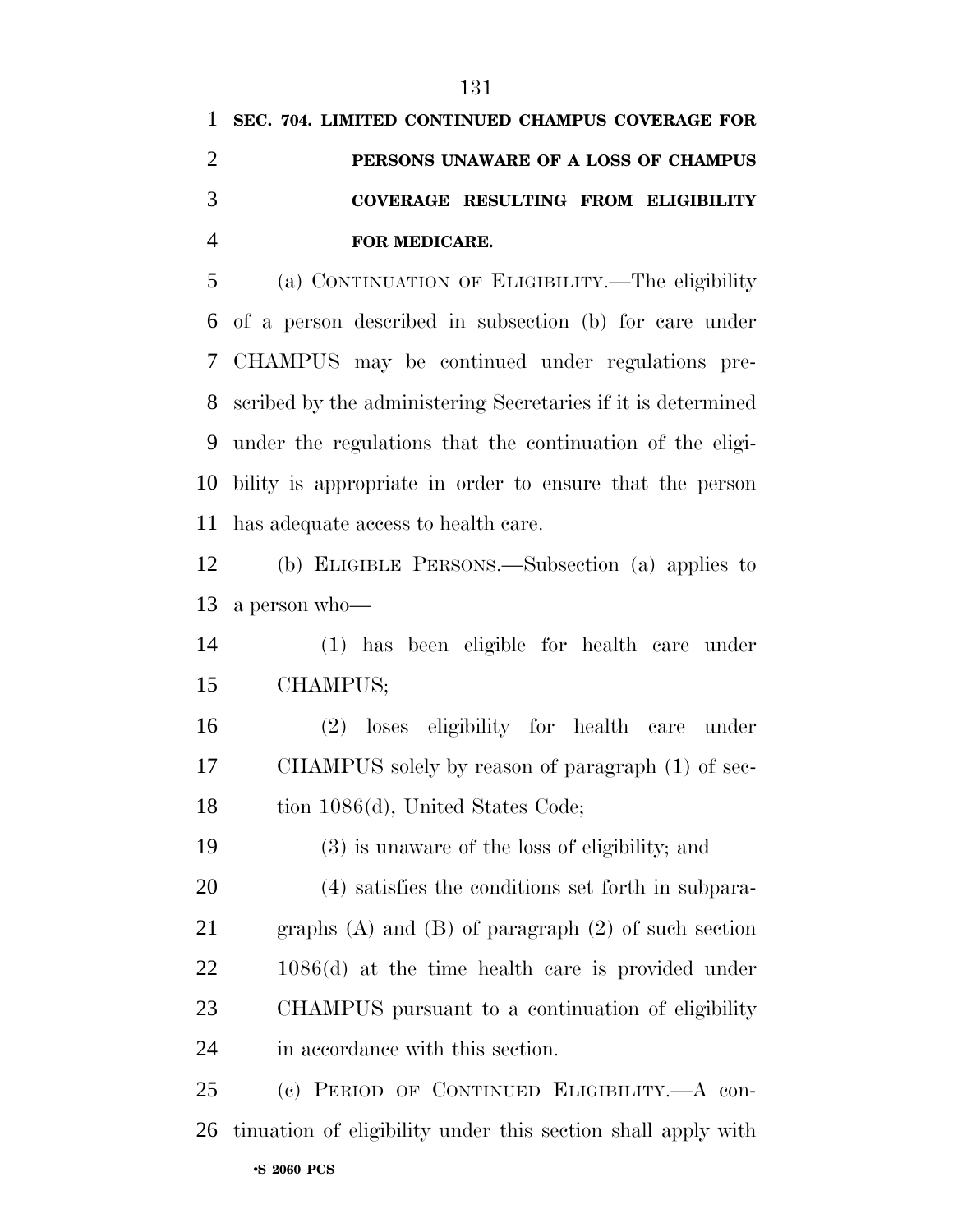**SEC. 704. LIMITED CONTINUED CHAMPUS COVERAGE FOR PERSONS UNAWARE OF A LOSS OF CHAMPUS COVERAGE RESULTING FROM ELIGIBILITY FOR MEDICARE.**

(a) CONTINUATION OF ELIGIBILITY.—The eligibility of a person described in subsection (b) for care under CHAMPUS may be continued under regulations prescribed by the administering Secretaries if it is determined under the regulations that the continuation of the eligibility is appropriate in order to ensure that the person has adequate access to health care.

(b) ELIGIBLE PERSONS.—Subsection (a) applies to a person who—

(1) has been eligible for health care under CHAMPUS;

(2) loses eligibility for health care under CHAMPUS solely by reason of paragraph (1) of section 1086(d), United States Code;

(3) is unaware of the loss of eligibility; and

(4) satisfies the conditions set forth in subparagraphs (A) and (B) of paragraph (2) of such section 1086(d) at the time health care is provided under CHAMPUS pursuant to a continuation of eligibility in accordance with this section.

(c) PERIOD OF CONTINUED ELIGIBILITY.—A continuation of eligibility under this section shall apply with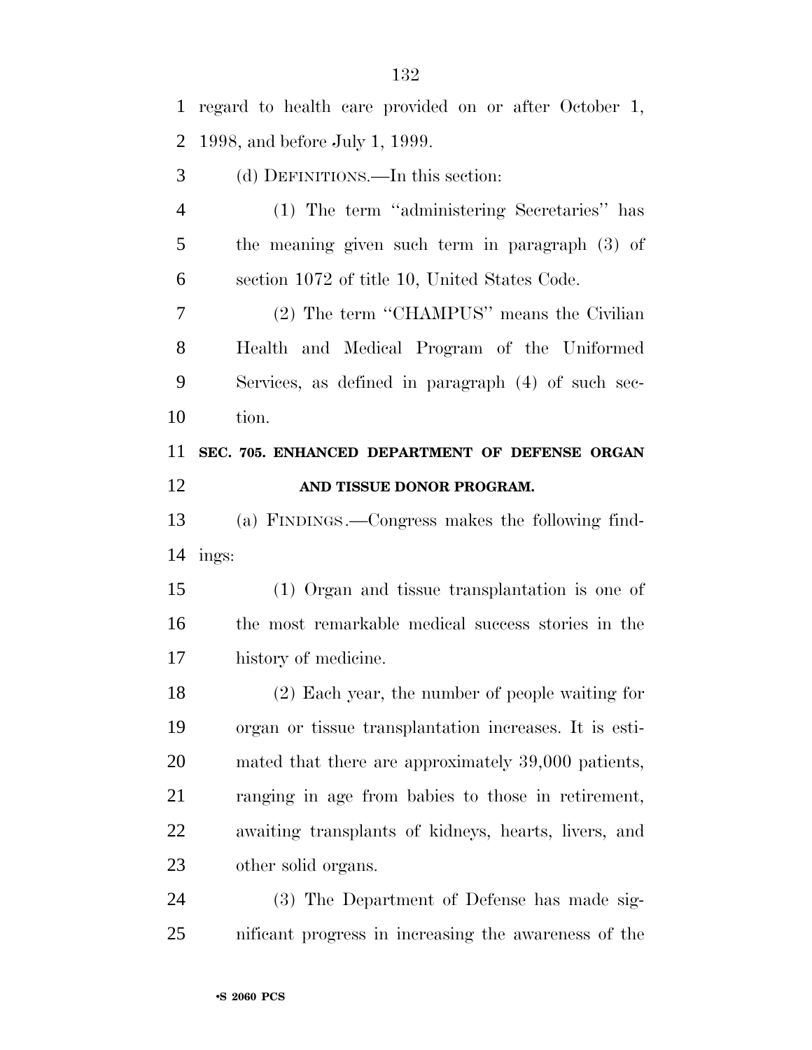regard to health care provided on or after October 1, 1998, and before July 1, 1999.

(d) DEFINITIONS.—In this section:

(1) The term ''administering Secretaries'' has the meaning given such term in paragraph (3) of section 1072 of title 10, United States Code.

(2) The term ''CHAMPUS'' means the Civilian Health and Medical Program of the Uniformed Services, as defined in paragraph (4) of such section.

**SEC. 705. ENHANCED DEPARTMENT OF DEFENSE ORGAN AND TISSUE DONOR PROGRAM.**

(a) FINDINGS.—Congress makes the following findings:

(1) Organ and tissue transplantation is one of the most remarkable medical success stories in the history of medicine.

(2) Each year, the number of people waiting for organ or tissue transplantation increases. It is estimated that there are approximately 39,000 patients, ranging in age from babies to those in retirement, awaiting transplants of kidneys, hearts, livers, and other solid organs.

(3) The Department of Defense has made significant progress in increasing the awareness of the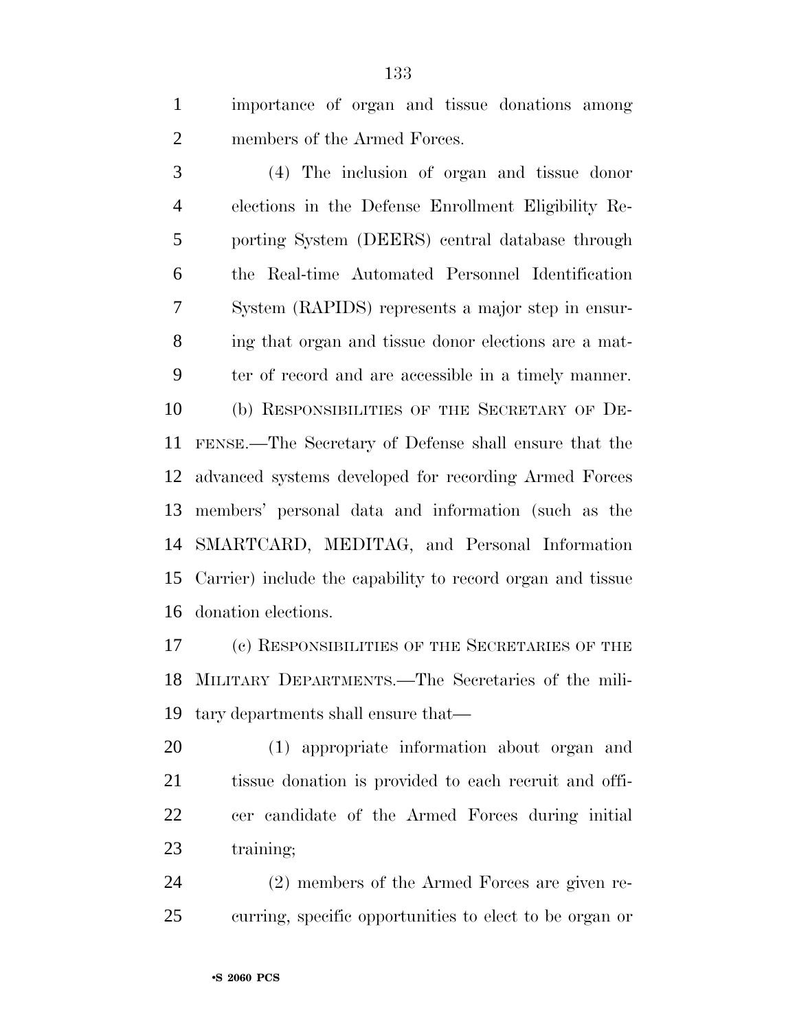importance of organ and tissue donations among members of the Armed Forces.

(4) The inclusion of organ and tissue donor elections in the Defense Enrollment Eligibility Reporting System (DEERS) central database through the Real-time Automated Personnel Identification System (RAPIDS) represents a major step in ensuring that organ and tissue donor elections are a matter of record and are accessible in a timely manner.

(b) RESPONSIBILITIES OF THE SECRETARY OF DEFENSE.—The Secretary of Defense shall ensure that the advanced systems developed for recording Armed Forces members' personal data and information (such as the SMARTCARD, MEDITAG, and Personal Information Carrier) include the capability to record organ and tissue donation elections.

(c) RESPONSIBILITIES OF THE SECRETARIES OF THE MILITARY DEPARTMENTS.—The Secretaries of the military departments shall ensure that—

(1) appropriate information about organ and tissue donation is provided to each recruit and officer candidate of the Armed Forces during initial training;

(2) members of the Armed Forces are given recurring, specific opportunities to elect to be organ or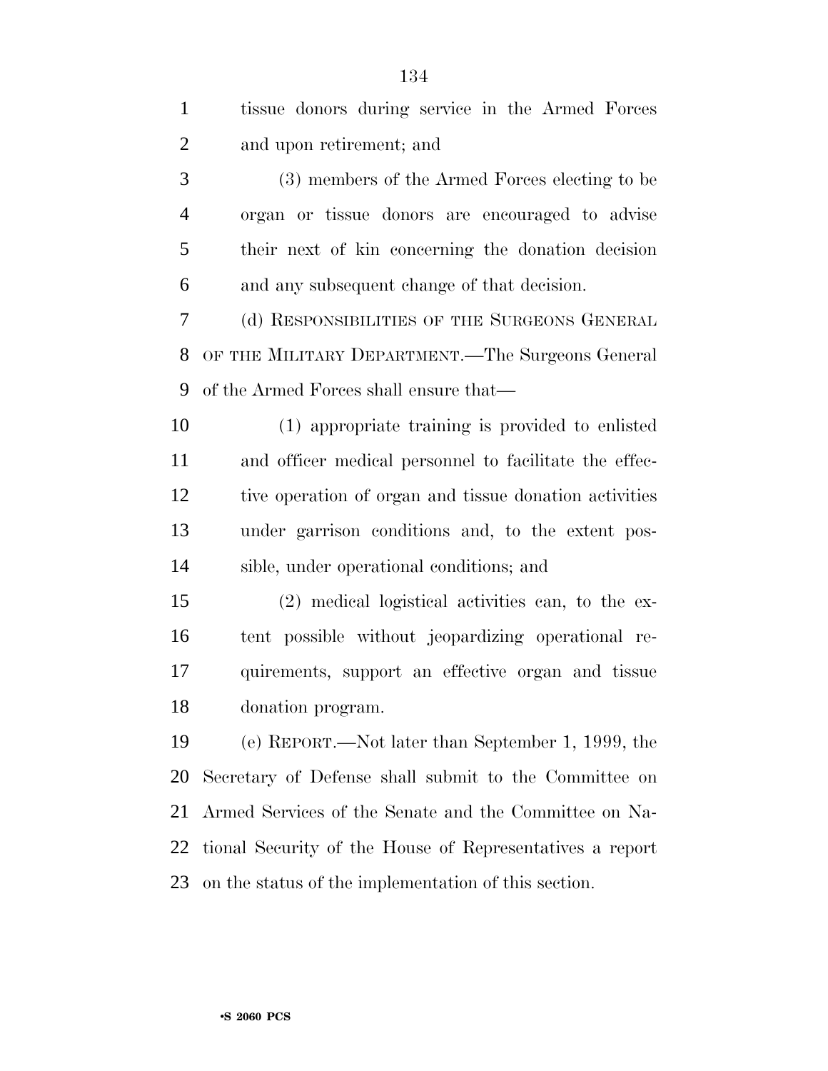tissue donors during service in the Armed Forces and upon retirement; and

(3) members of the Armed Forces electing to be organ or tissue donors are encouraged to advise their next of kin concerning the donation decision and any subsequent change of that decision.

(d) RESPONSIBILITIES OF THE SURGEONS GENERAL OF THE MILITARY DEPARTMENT.—The Surgeons General of the Armed Forces shall ensure that—

(1) appropriate training is provided to enlisted and officer medical personnel to facilitate the effective operation of organ and tissue donation activities under garrison conditions and, to the extent possible, under operational conditions; and

(2) medical logistical activities can, to the extent possible without jeopardizing operational requirements, support an effective organ and tissue donation program.

(e) REPORT.—Not later than September 1, 1999, the Secretary of Defense shall submit to the Committee on Armed Services of the Senate and the Committee on National Security of the House of Representatives a report on the status of the implementation of this section.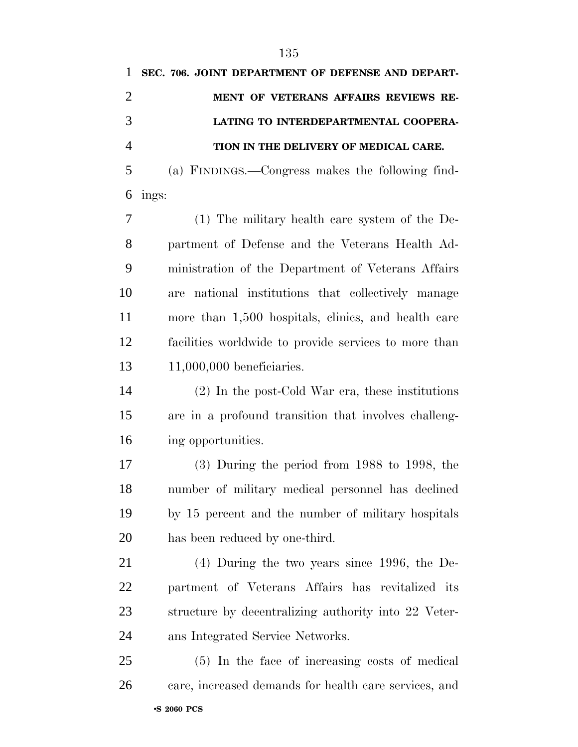**SEC. 706. JOINT DEPARTMENT OF DEFENSE AND DEPARTMENT OF VETERANS AFFAIRS REVIEWS RELATING TO INTERDEPARTMENTAL COOPERATION IN THE DELIVERY OF MEDICAL CARE.**

(a) FINDINGS.—Congress makes the following findings:

(1) The military health care system of the Department of Defense and the Veterans Health Administration of the Department of Veterans Affairs are national institutions that collectively manage more than 1,500 hospitals, clinics, and health care facilities worldwide to provide services to more than 11,000,000 beneficiaries.

(2) In the post-Cold War era, these institutions are in a profound transition that involves challenging opportunities.

(3) During the period from 1988 to 1998, the number of military medical personnel has declined by 15 percent and the number of military hospitals has been reduced by one-third.

(4) During the two years since 1996, the Department of Veterans Affairs has revitalized its structure by decentralizing authority into 22 Veterans Integrated Service Networks.

(5) In the face of increasing costs of medical care, increased demands for health care services, and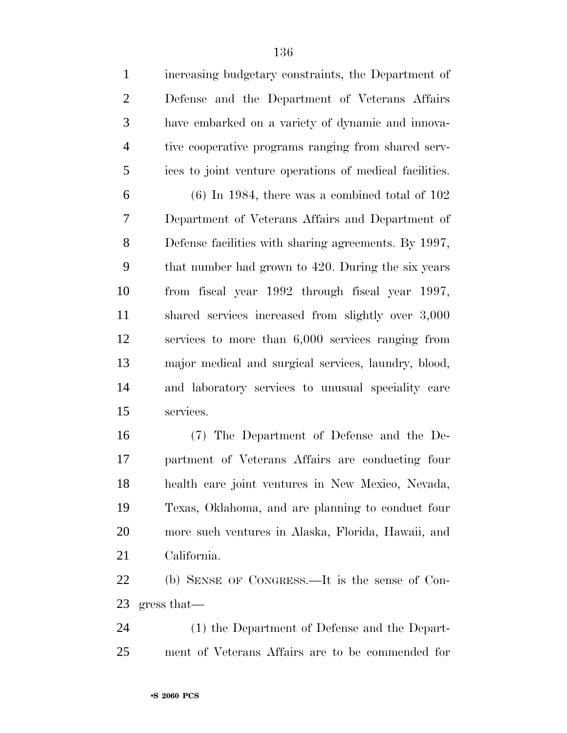increasing budgetary constraints, the Department of Defense and the Department of Veterans Affairs have embarked on a variety of dynamic and innovative cooperative programs ranging from shared services to joint venture operations of medical facilities.

(6) In 1984, there was a combined total of 102 Department of Veterans Affairs and Department of Defense facilities with sharing agreements. By 1997, that number had grown to 420. During the six years from fiscal year 1992 through fiscal year 1997, shared services increased from slightly over 3,000 services to more than 6,000 services ranging from major medical and surgical services, laundry, blood, and laboratory services to unusual speciality care services.

(7) The Department of Defense and the Department of Veterans Affairs are conducting four health care joint ventures in New Mexico, Nevada, Texas, Oklahoma, and are planning to conduct four more such ventures in Alaska, Florida, Hawaii, and California.

(b) SENSE OF CONGRESS.—It is the sense of Congress that—

(1) the Department of Defense and the Department of Veterans Affairs are to be commended for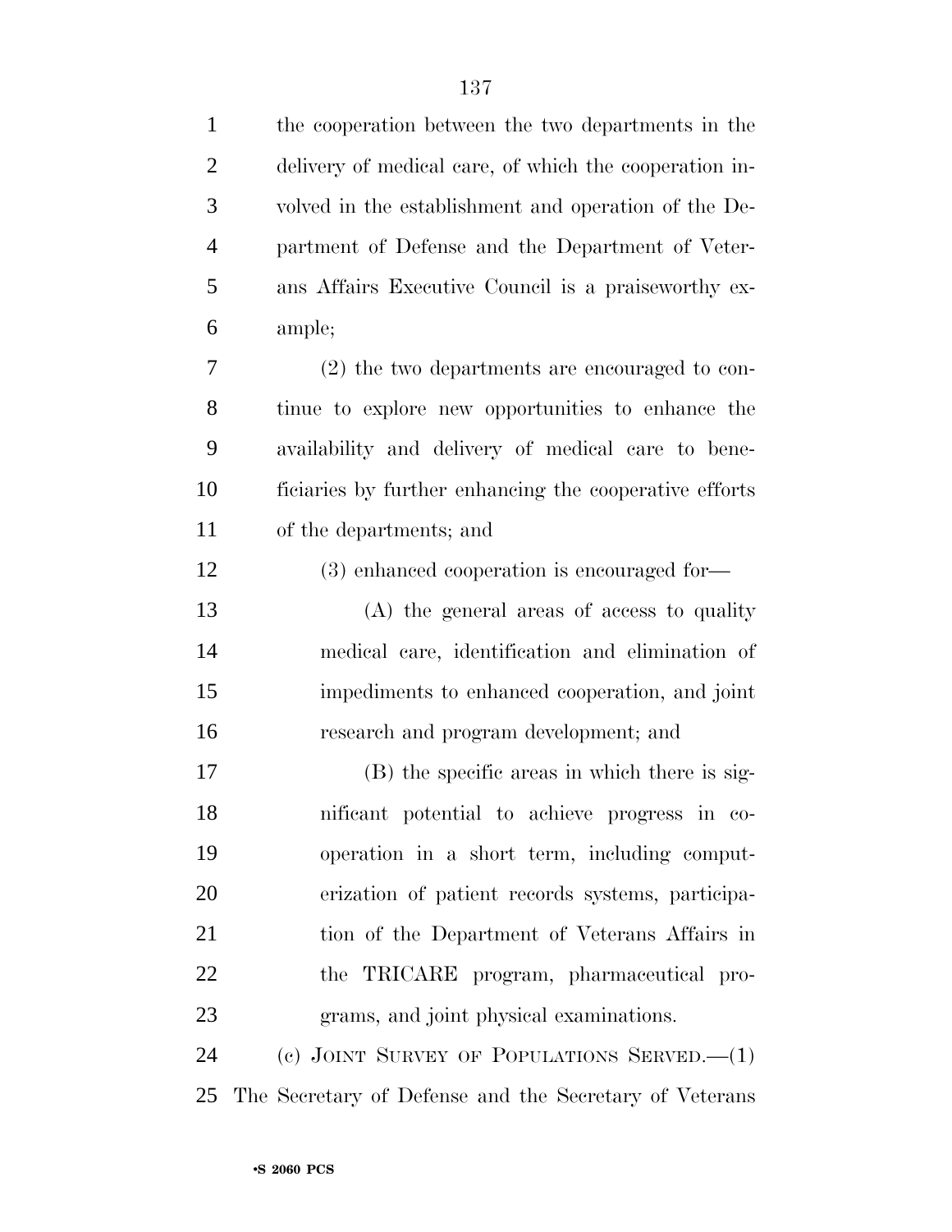the cooperation between the two departments in the delivery of medical care, of which the cooperation involved in the establishment and operation of the Department of Defense and the Department of Veterans Affairs Executive Council is a praiseworthy example;

(2) the two departments are encouraged to continue to explore new opportunities to enhance the availability and delivery of medical care to beneficiaries by further enhancing the cooperative efforts of the departments; and

(3) enhanced cooperation is encouraged for—

(A) the general areas of access to quality medical care, identification and elimination of impediments to enhanced cooperation, and joint research and program development; and

(B) the specific areas in which there is significant potential to achieve progress in cooperation in a short term, including computerization of patient records systems, participation of the Department of Veterans Affairs in the TRICARE program, pharmaceutical programs, and joint physical examinations.

(c) JOINT SURVEY OF POPULATIONS SERVED.—(1) The Secretary of Defense and the Secretary of Veterans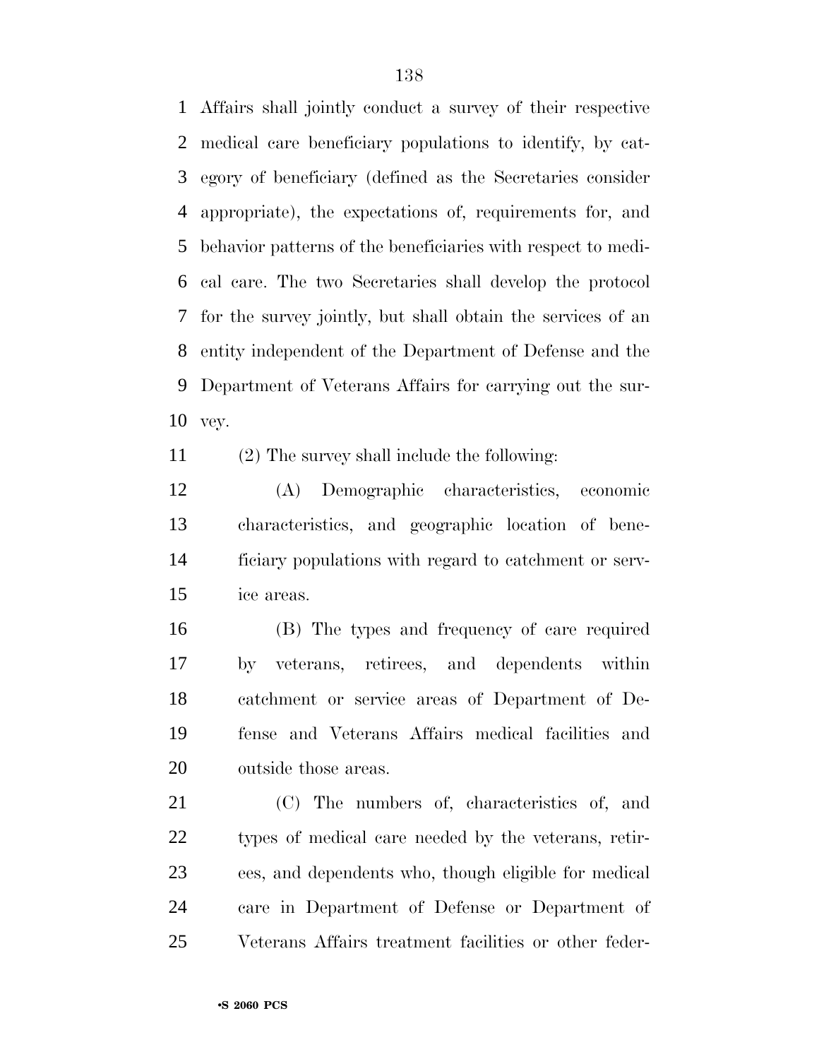Affairs shall jointly conduct a survey of their respective medical care beneficiary populations to identify, by category of beneficiary (defined as the Secretaries consider appropriate), the expectations of, requirements for, and behavior patterns of the beneficiaries with respect to medical care. The two Secretaries shall develop the protocol for the survey jointly, but shall obtain the services of an entity independent of the Department of Defense and the Department of Veterans Affairs for carrying out the survey.

(2) The survey shall include the following:

(A) Demographic characteristics, economic characteristics, and geographic location of beneficiary populations with regard to catchment or service areas.

(B) The types and frequency of care required by veterans, retirees, and dependents within catchment or service areas of Department of Defense and Veterans Affairs medical facilities and outside those areas.

(C) The numbers of, characteristics of, and types of medical care needed by the veterans, retirees, and dependents who, though eligible for medical care in Department of Defense or Department of Veterans Affairs treatment facilities or other feder-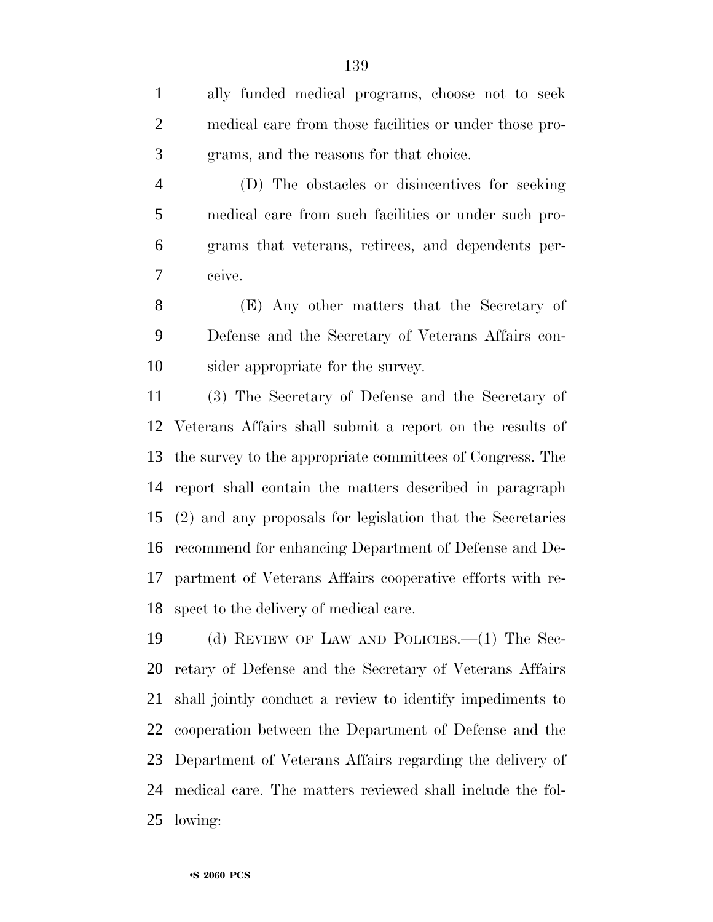ally funded medical programs, choose not to seek medical care from those facilities or under those programs, and the reasons for that choice.

(D) The obstacles or disincentives for seeking medical care from such facilities or under such programs that veterans, retirees, and dependents perceive.

(E) Any other matters that the Secretary of Defense and the Secretary of Veterans Affairs consider appropriate for the survey.

(3) The Secretary of Defense and the Secretary of Veterans Affairs shall submit a report on the results of the survey to the appropriate committees of Congress. The report shall contain the matters described in paragraph (2) and any proposals for legislation that the Secretaries recommend for enhancing Department of Defense and Department of Veterans Affairs cooperative efforts with respect to the delivery of medical care.

(d) REVIEW OF LAW AND POLICIES.—(1) The Secretary of Defense and the Secretary of Veterans Affairs shall jointly conduct a review to identify impediments to cooperation between the Department of Defense and the Department of Veterans Affairs regarding the delivery of medical care. The matters reviewed shall include the following: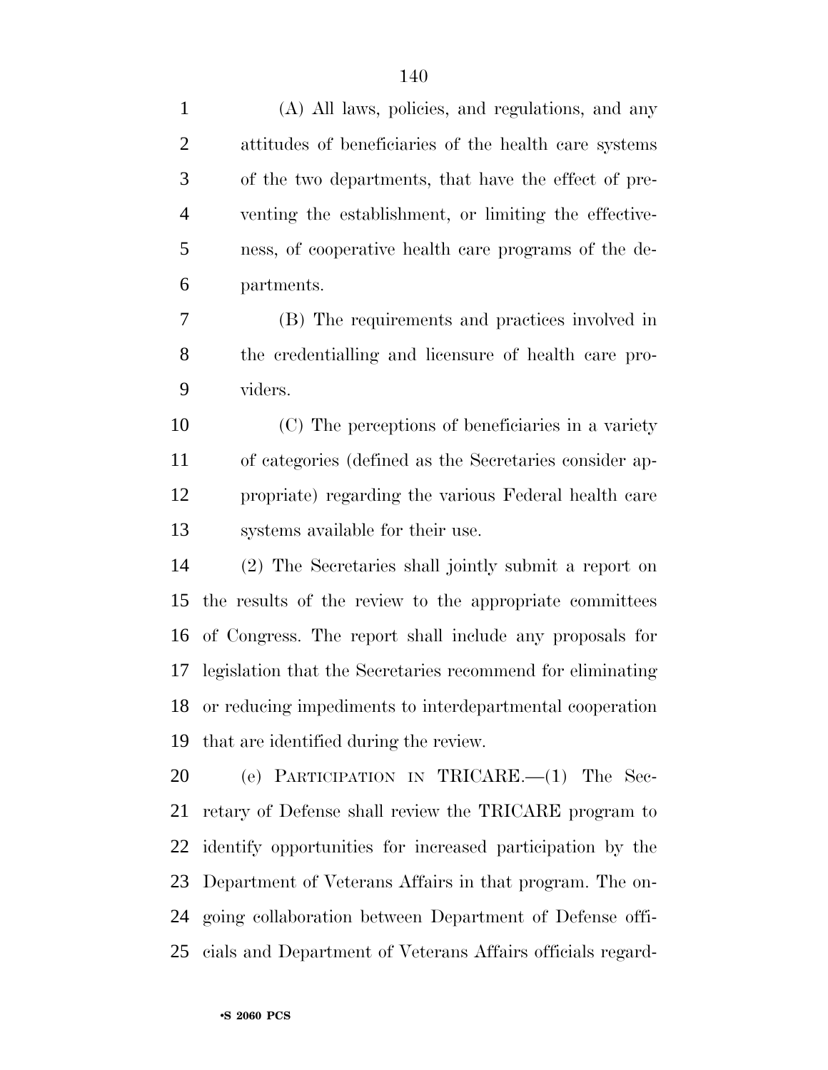(A) All laws, policies, and regulations, and any attitudes of beneficiaries of the health care systems of the two departments, that have the effect of preventing the establishment, or limiting the effectiveness, of cooperative health care programs of the departments.

(B) The requirements and practices involved in the credentialling and licensure of health care providers.

(C) The perceptions of beneficiaries in a variety of categories (defined as the Secretaries consider appropriate) regarding the various Federal health care systems available for their use.

(2) The Secretaries shall jointly submit a report on the results of the review to the appropriate committees of Congress. The report shall include any proposals for legislation that the Secretaries recommend for eliminating or reducing impediments to interdepartmental cooperation that are identified during the review.

(e) PARTICIPATION IN TRICARE.—(1) The Secretary of Defense shall review the TRICARE program to identify opportunities for increased participation by the Department of Veterans Affairs in that program. The ongoing collaboration between Department of Defense officials and Department of Veterans Affairs officials regard-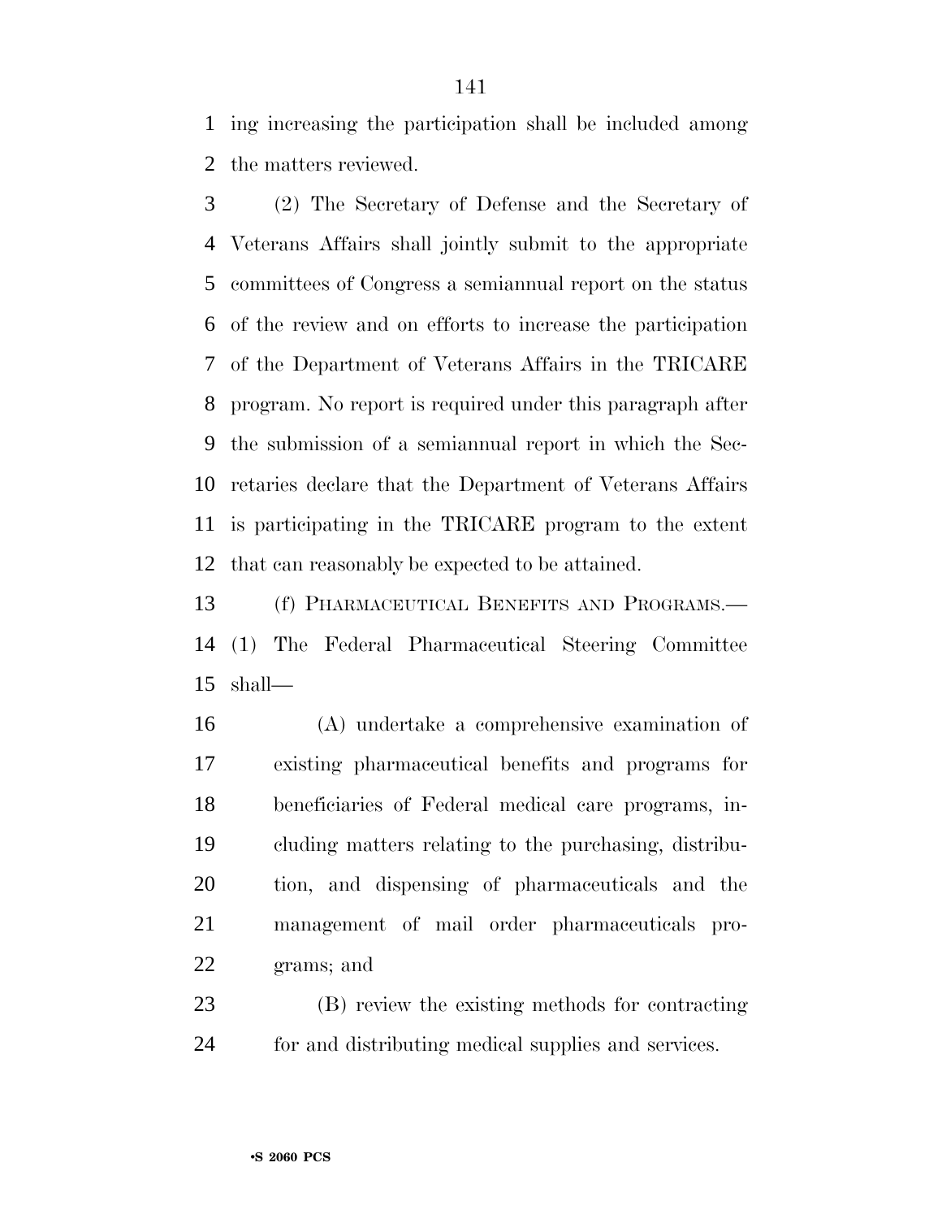ing increasing the participation shall be included among the matters reviewed.

(2) The Secretary of Defense and the Secretary of Veterans Affairs shall jointly submit to the appropriate committees of Congress a semiannual report on the status of the review and on efforts to increase the participation of the Department of Veterans Affairs in the TRICARE program. No report is required under this paragraph after the submission of a semiannual report in which the Secretaries declare that the Department of Veterans Affairs is participating in the TRICARE program to the extent that can reasonably be expected to be attained.

(f) PHARMACEUTICAL BENEFITS AND PROGRAMS.—(1) The Federal Pharmaceutical Steering Committee shall—

(A) undertake a comprehensive examination of existing pharmaceutical benefits and programs for beneficiaries of Federal medical care programs, including matters relating to the purchasing, distribution, and dispensing of pharmaceuticals and the management of mail order pharmaceuticals programs; and

(B) review the existing methods for contracting for and distributing medical supplies and services.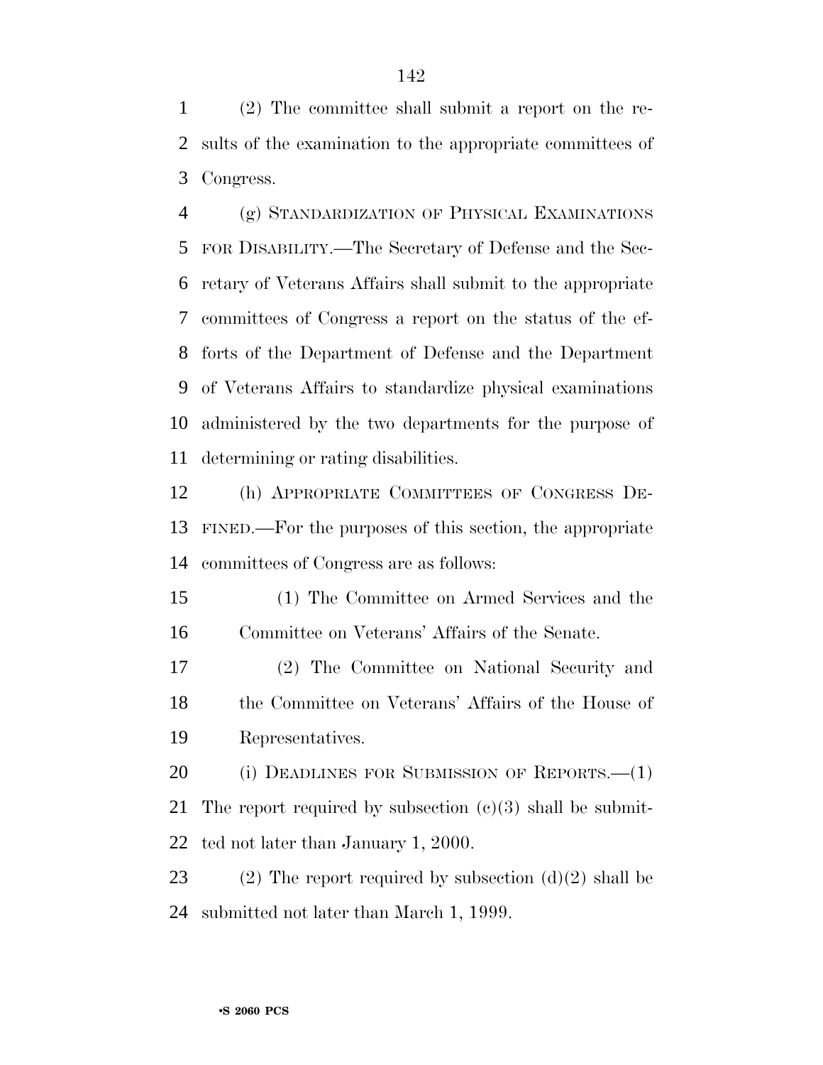(2) The committee shall submit a report on the results of the examination to the appropriate committees of Congress.

(g) STANDARDIZATION OF PHYSICAL EXAMINATIONS FOR DISABILITY.—The Secretary of Defense and the Secretary of Veterans Affairs shall submit to the appropriate committees of Congress a report on the status of the efforts of the Department of Defense and the Department of Veterans Affairs to standardize physical examinations administered by the two departments for the purpose of determining or rating disabilities.

(h) APPROPRIATE COMMITTEES OF CONGRESS DEFINED.—For the purposes of this section, the appropriate committees of Congress are as follows:

(1) The Committee on Armed Services and the Committee on Veterans' Affairs of the Senate.

(2) The Committee on National Security and the Committee on Veterans' Affairs of the House of Representatives.

(i) DEADLINES FOR SUBMISSION OF REPORTS.—(1) The report required by subsection (c)(3) shall be submitted not later than January 1, 2000.

(2) The report required by subsection (d)(2) shall be submitted not later than March 1, 1999.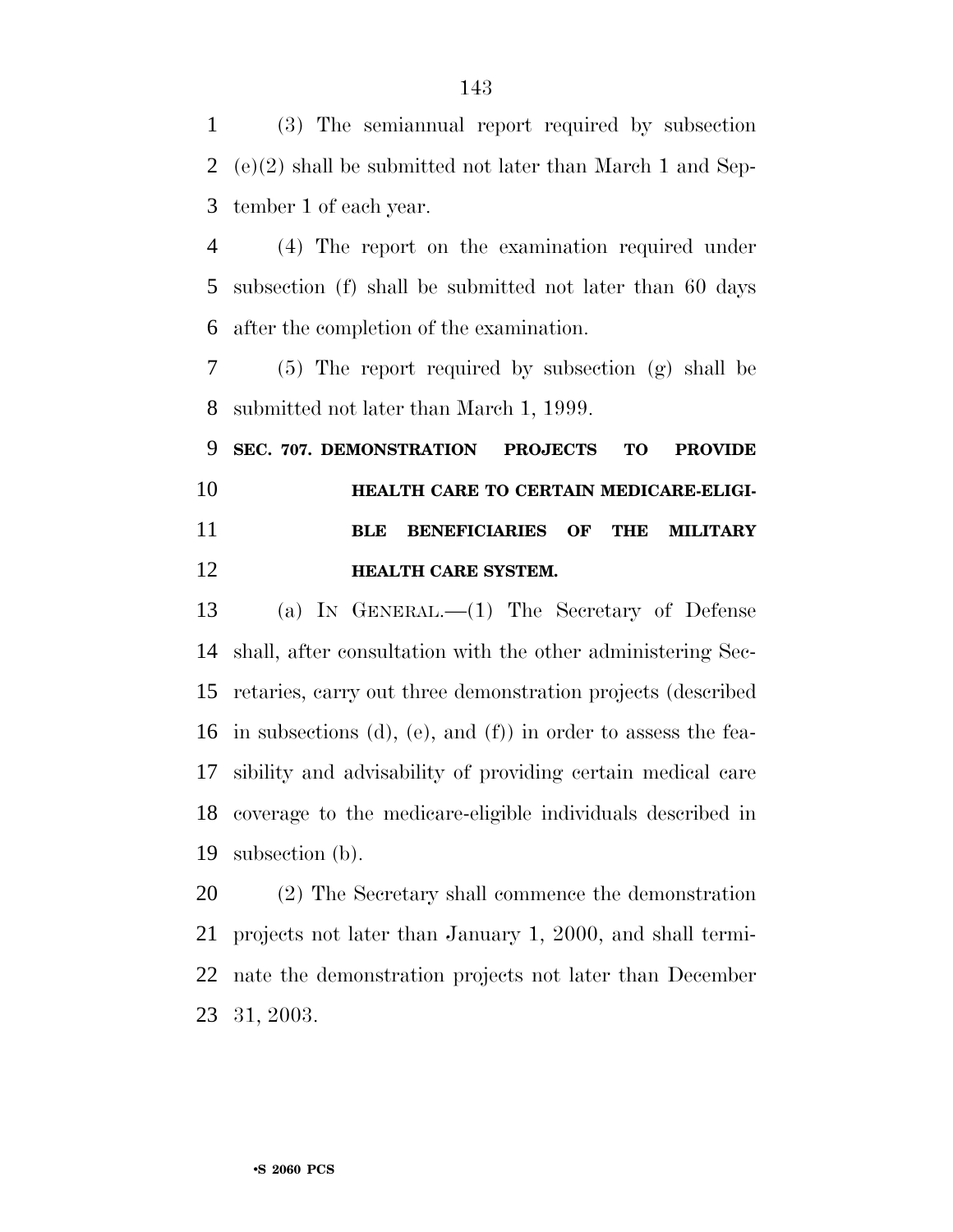(3) The semiannual report required by subsection (e)(2) shall be submitted not later than March 1 and September 1 of each year.

(4) The report on the examination required under subsection (f) shall be submitted not later than 60 days after the completion of the examination.

(5) The report required by subsection (g) shall be submitted not later than March 1, 1999.

**SEC. 707. DEMONSTRATION PROJECTS TO PROVIDE HEALTH CARE TO CERTAIN MEDICARE-ELIGIBLE BENEFICIARIES OF THE MILITARY HEALTH CARE SYSTEM.**

(a) IN GENERAL.—(1) The Secretary of Defense shall, after consultation with the other administering Secretaries, carry out three demonstration projects (described in subsections (d), (e), and (f)) in order to assess the feasibility and advisability of providing certain medical care coverage to the medicare-eligible individuals described in subsection (b).

(2) The Secretary shall commence the demonstration projects not later than January 1, 2000, and shall terminate the demonstration projects not later than December 31, 2003.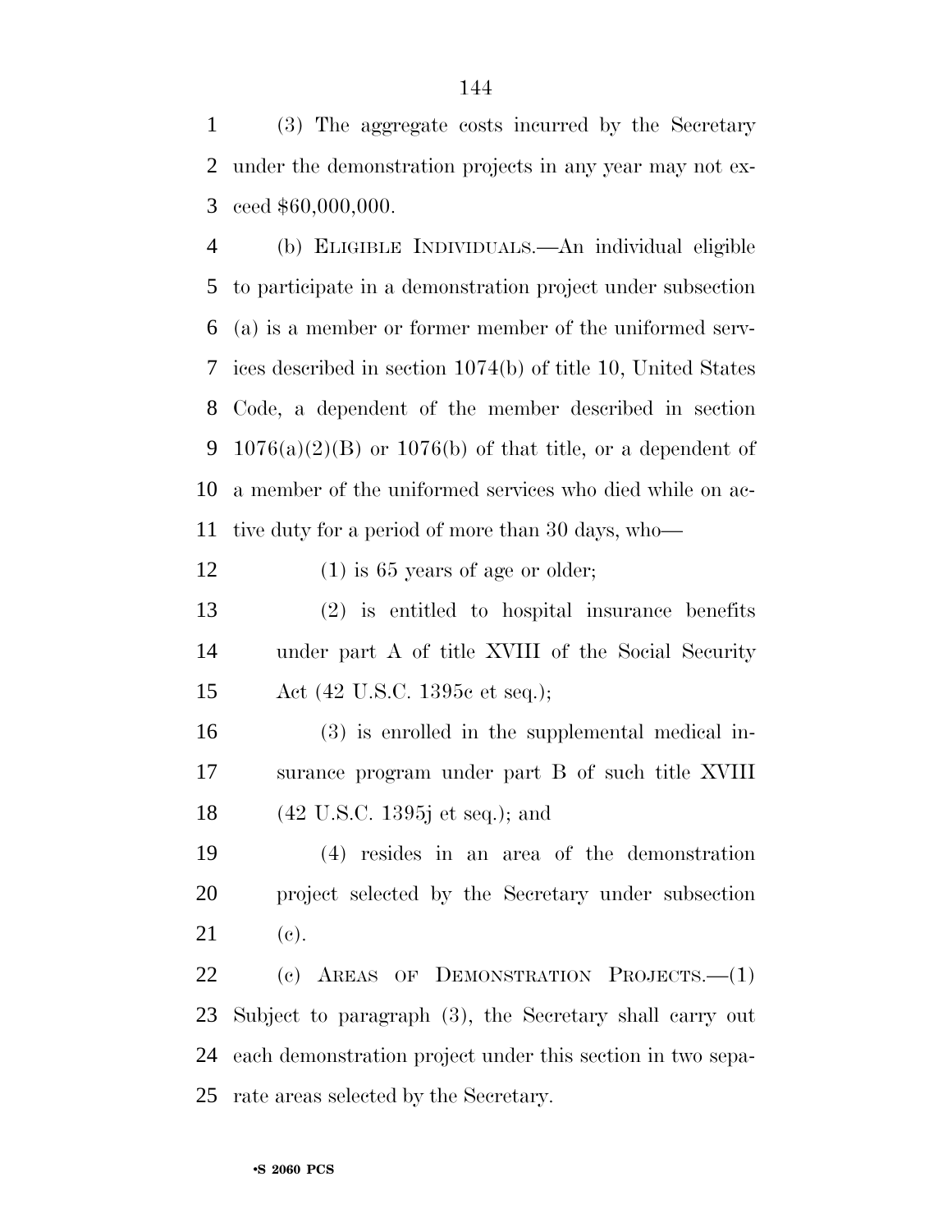(3) The aggregate costs incurred by the Secretary under the demonstration projects in any year may not exceed $60,000,000.

(b) ELIGIBLE INDIVIDUALS.—An individual eligible to participate in a demonstration project under subsection (a) is a member or former member of the uniformed services described in section 1074(b) of title 10, United States Code, a dependent of the member described in section 1076(a)(2)(B) or 1076(b) of that title, or a dependent of a member of the uniformed services who died while on active duty for a period of more than 30 days, who—

(1) is 65 years of age or older;

(2) is entitled to hospital insurance benefits under part A of title XVIII of the Social Security Act (42 U.S.C. 1395c et seq.);

(3) is enrolled in the supplemental medical insurance program under part B of such title XVIII (42 U.S.C. 1395j et seq.); and

(4) resides in an area of the demonstration project selected by the Secretary under subsection (c).

(c) AREAS OF DEMONSTRATION PROJECTS.—(1) Subject to paragraph (3), the Secretary shall carry out each demonstration project under this section in two separate areas selected by the Secretary.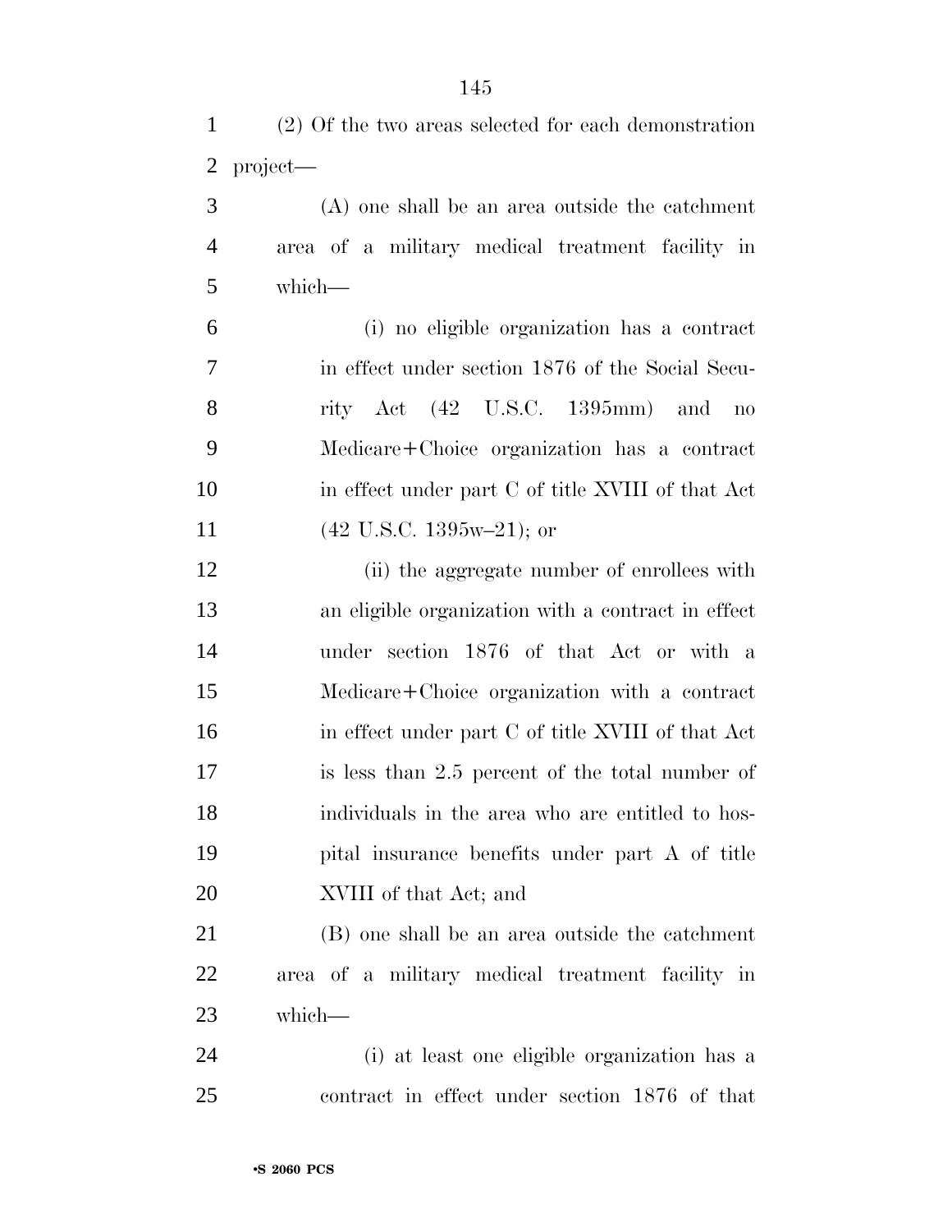(2) Of the two areas selected for each demonstration project—

(A) one shall be an area outside the catchment area of a military medical treatment facility in which—

(i) no eligible organization has a contract in effect under section 1876 of the Social Security Act (42 U.S.C. 1395mm) and no Medicare+Choice organization has a contract in effect under part C of title XVIII of that Act (42 U.S.C. 1395w–21); or

(ii) the aggregate number of enrollees with an eligible organization with a contract in effect under section 1876 of that Act or with a Medicare+Choice organization with a contract in effect under part C of title XVIII of that Act is less than 2.5 percent of the total number of individuals in the area who are entitled to hospital insurance benefits under part A of title XVIII of that Act; and

(B) one shall be an area outside the catchment area of a military medical treatment facility in which—

(i) at least one eligible organization has a contract in effect under section 1876 of that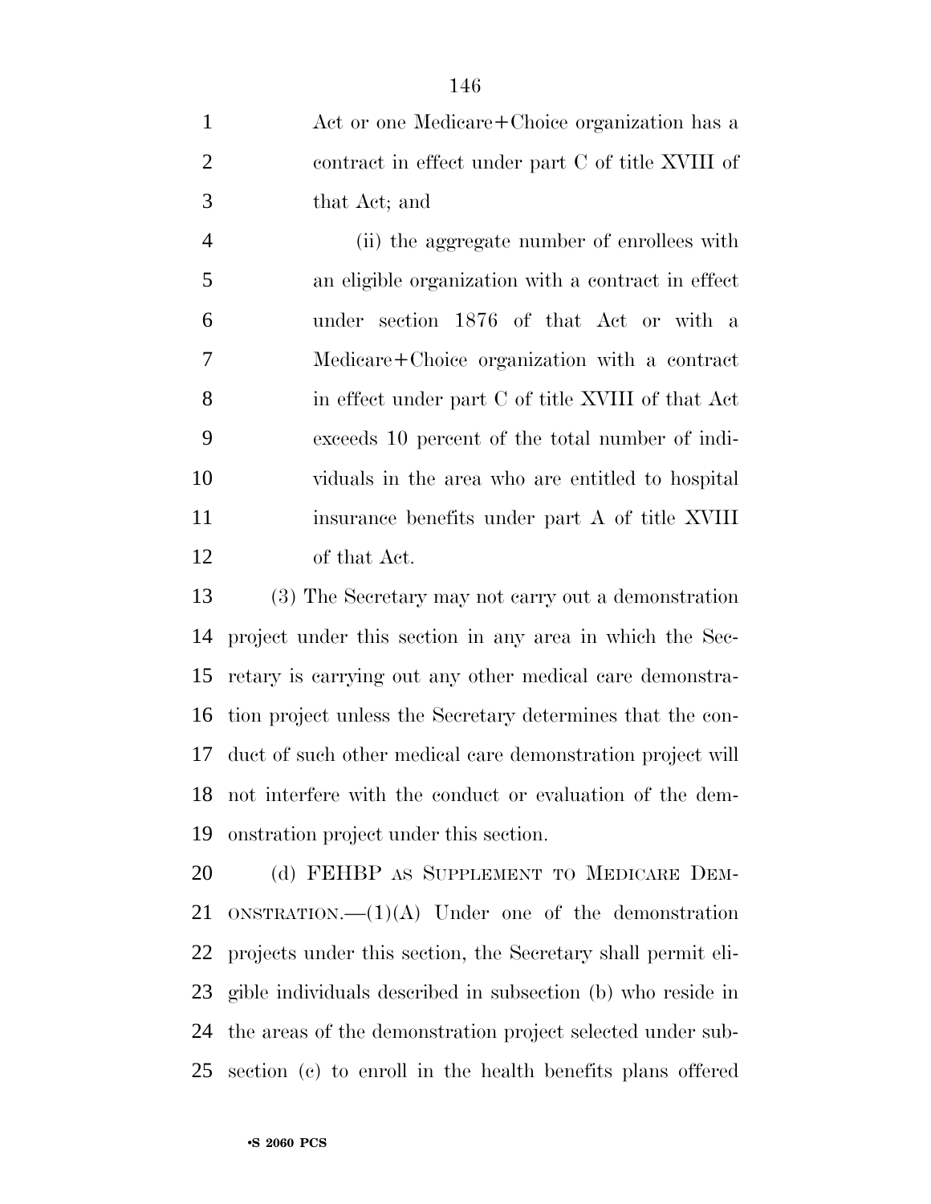Act or one Medicare+Choice organization has a contract in effect under part C of title XVIII of that Act; and

(ii) the aggregate number of enrollees with an eligible organization with a contract in effect under section 1876 of that Act or with a Medicare+Choice organization with a contract in effect under part C of title XVIII of that Act exceeds 10 percent of the total number of individuals in the area who are entitled to hospital insurance benefits under part A of title XVIII of that Act.

(3) The Secretary may not carry out a demonstration project under this section in any area in which the Secretary is carrying out any other medical care demonstration project unless the Secretary determines that the conduct of such other medical care demonstration project will not interfere with the conduct or evaluation of the demonstration project under this section.

(d) FEHBP AS SUPPLEMENT TO MEDICARE DEMONSTRATION.—(1)(A) Under one of the demonstration projects under this section, the Secretary shall permit eligible individuals described in subsection (b) who reside in the areas of the demonstration project selected under subsection (c) to enroll in the health benefits plans offered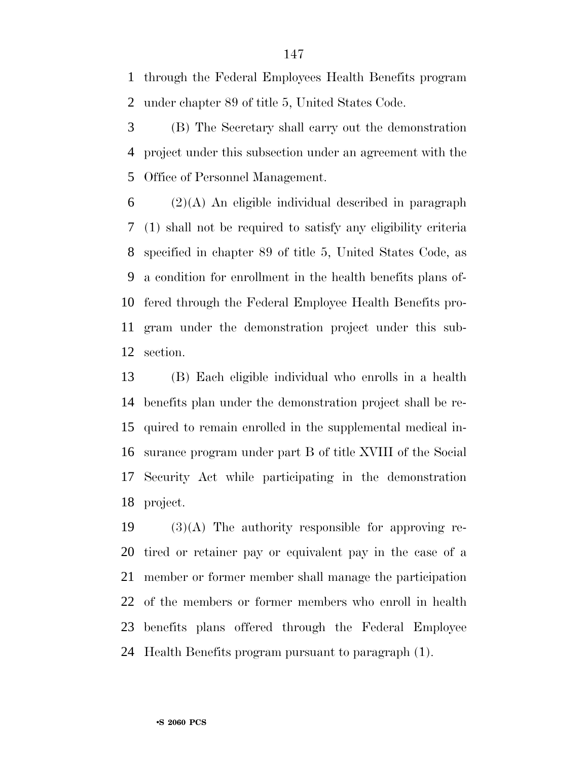through the Federal Employees Health Benefits program under chapter 89 of title 5, United States Code.

(B) The Secretary shall carry out the demonstration project under this subsection under an agreement with the Office of Personnel Management.

(2)(A) An eligible individual described in paragraph (1) shall not be required to satisfy any eligibility criteria specified in chapter 89 of title 5, United States Code, as a condition for enrollment in the health benefits plans offered through the Federal Employee Health Benefits program under the demonstration project under this subsection.

(B) Each eligible individual who enrolls in a health benefits plan under the demonstration project shall be required to remain enrolled in the supplemental medical insurance program under part B of title XVIII of the Social Security Act while participating in the demonstration project.

(3)(A) The authority responsible for approving retired or retainer pay or equivalent pay in the case of a member or former member shall manage the participation of the members or former members who enroll in health benefits plans offered through the Federal Employee Health Benefits program pursuant to paragraph (1).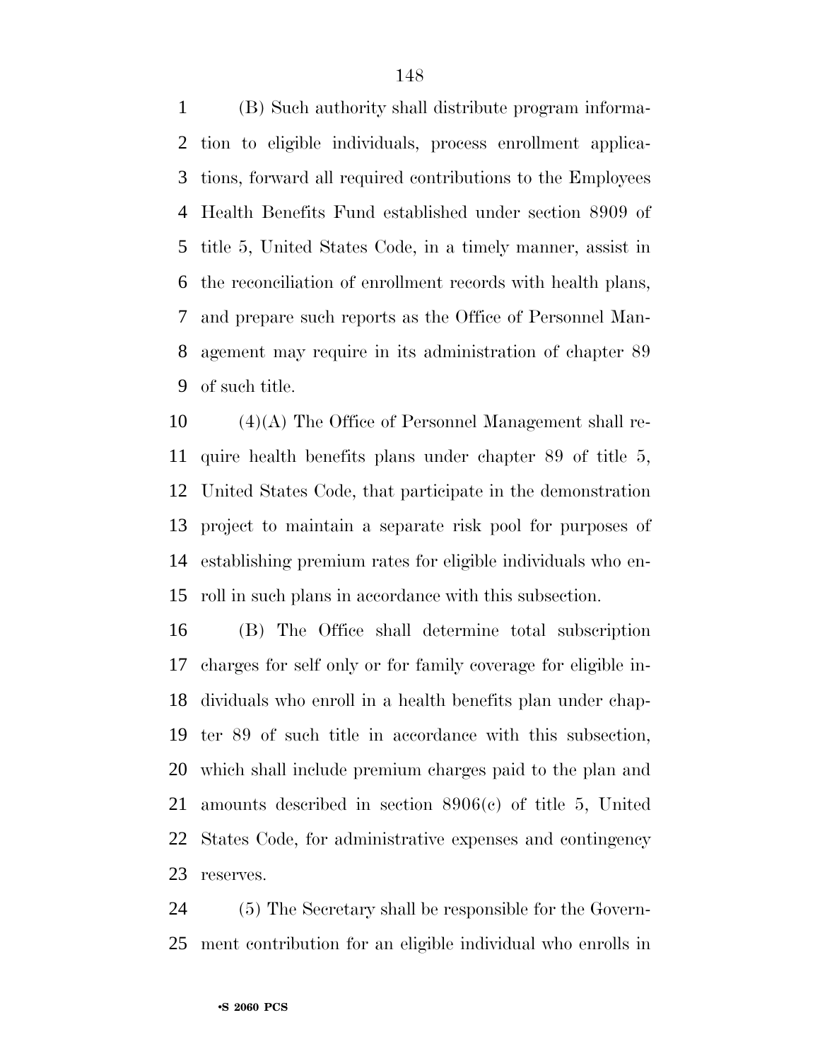(B) Such authority shall distribute program information to eligible individuals, process enrollment applications, forward all required contributions to the Employees Health Benefits Fund established under section 8909 of title 5, United States Code, in a timely manner, assist in the reconciliation of enrollment records with health plans, and prepare such reports as the Office of Personnel Management may require in its administration of chapter 89 of such title.

(4)(A) The Office of Personnel Management shall require health benefits plans under chapter 89 of title 5, United States Code, that participate in the demonstration project to maintain a separate risk pool for purposes of establishing premium rates for eligible individuals who enroll in such plans in accordance with this subsection.

(B) The Office shall determine total subscription charges for self only or for family coverage for eligible individuals who enroll in a health benefits plan under chapter 89 of such title in accordance with this subsection, which shall include premium charges paid to the plan and amounts described in section 8906(c) of title 5, United States Code, for administrative expenses and contingency reserves.

(5) The Secretary shall be responsible for the Government contribution for an eligible individual who enrolls in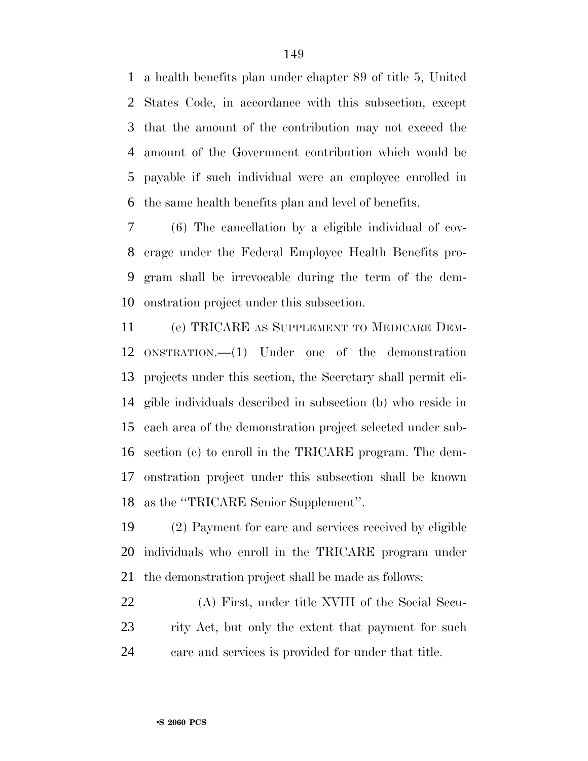a health benefits plan under chapter 89 of title 5, United States Code, in accordance with this subsection, except that the amount of the contribution may not exceed the amount of the Government contribution which would be payable if such individual were an employee enrolled in the same health benefits plan and level of benefits.

(6) The cancellation by a eligible individual of coverage under the Federal Employee Health Benefits program shall be irrevocable during the term of the demonstration project under this subsection.

(e) TRICARE AS SUPPLEMENT TO MEDICARE DEMONSTRATION.—(1) Under one of the demonstration projects under this section, the Secretary shall permit eligible individuals described in subsection (b) who reside in each area of the demonstration project selected under subsection (c) to enroll in the TRICARE program. The demonstration project under this subsection shall be known as the ''TRICARE Senior Supplement''.

(2) Payment for care and services received by eligible individuals who enroll in the TRICARE program under the demonstration project shall be made as follows:

(A) First, under title XVIII of the Social Security Act, but only the extent that payment for such care and services is provided for under that title.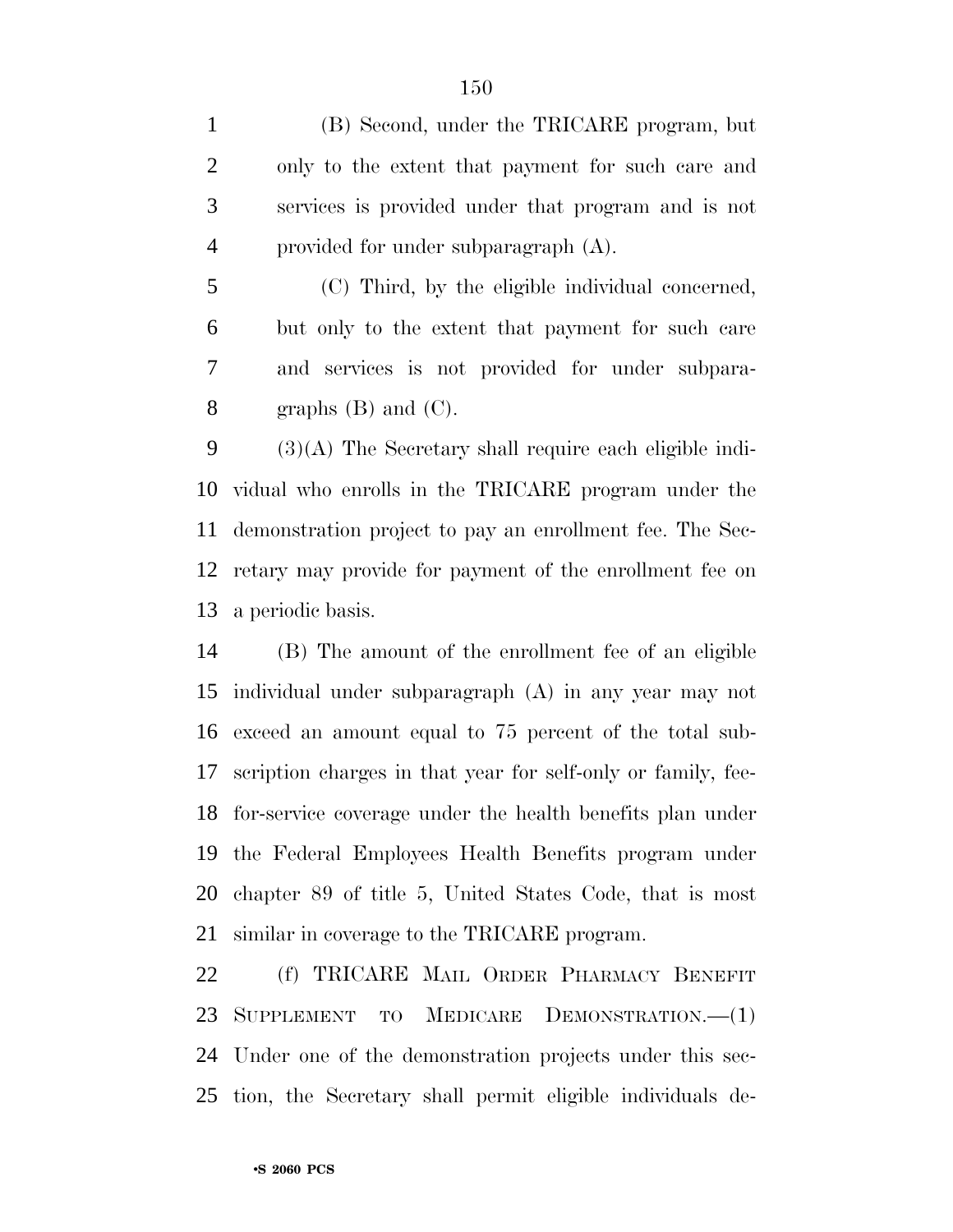(B) Second, under the TRICARE program, but only to the extent that payment for such care and services is provided under that program and is not provided for under subparagraph (A).

(C) Third, by the eligible individual concerned, but only to the extent that payment for such care and services is not provided for under subparagraphs (B) and (C).

(3)(A) The Secretary shall require each eligible individual who enrolls in the TRICARE program under the demonstration project to pay an enrollment fee. The Secretary may provide for payment of the enrollment fee on a periodic basis.

(B) The amount of the enrollment fee of an eligible individual under subparagraph (A) in any year may not exceed an amount equal to 75 percent of the total subscription charges in that year for self-only or family, fee-for-service coverage under the health benefits plan under the Federal Employees Health Benefits program under chapter 89 of title 5, United States Code, that is most similar in coverage to the TRICARE program.

(f) TRICARE MAIL ORDER PHARMACY BENEFIT SUPPLEMENT TO MEDICARE DEMONSTRATION.—(1) Under one of the demonstration projects under this section, the Secretary shall permit eligible individuals de-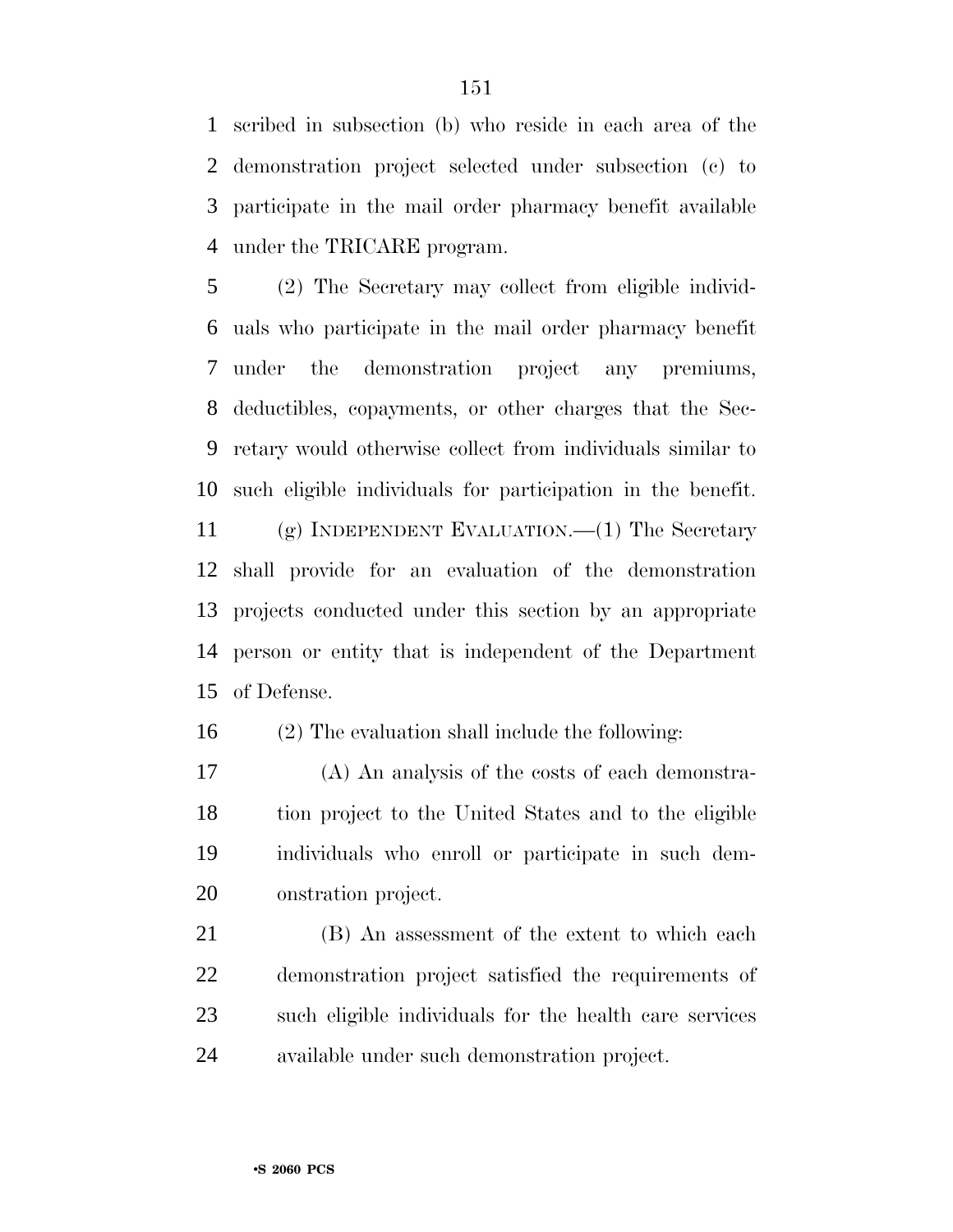scribed in subsection (b) who reside in each area of the demonstration project selected under subsection (c) to participate in the mail order pharmacy benefit available under the TRICARE program.

(2) The Secretary may collect from eligible individuals who participate in the mail order pharmacy benefit under the demonstration project any premiums, deductibles, copayments, or other charges that the Secretary would otherwise collect from individuals similar to such eligible individuals for participation in the benefit.

(g) INDEPENDENT EVALUATION.—(1) The Secretary shall provide for an evaluation of the demonstration projects conducted under this section by an appropriate person or entity that is independent of the Department of Defense.

(2) The evaluation shall include the following:

(A) An analysis of the costs of each demonstration project to the United States and to the eligible individuals who enroll or participate in such demonstration project.

(B) An assessment of the extent to which each demonstration project satisfied the requirements of such eligible individuals for the health care services available under such demonstration project.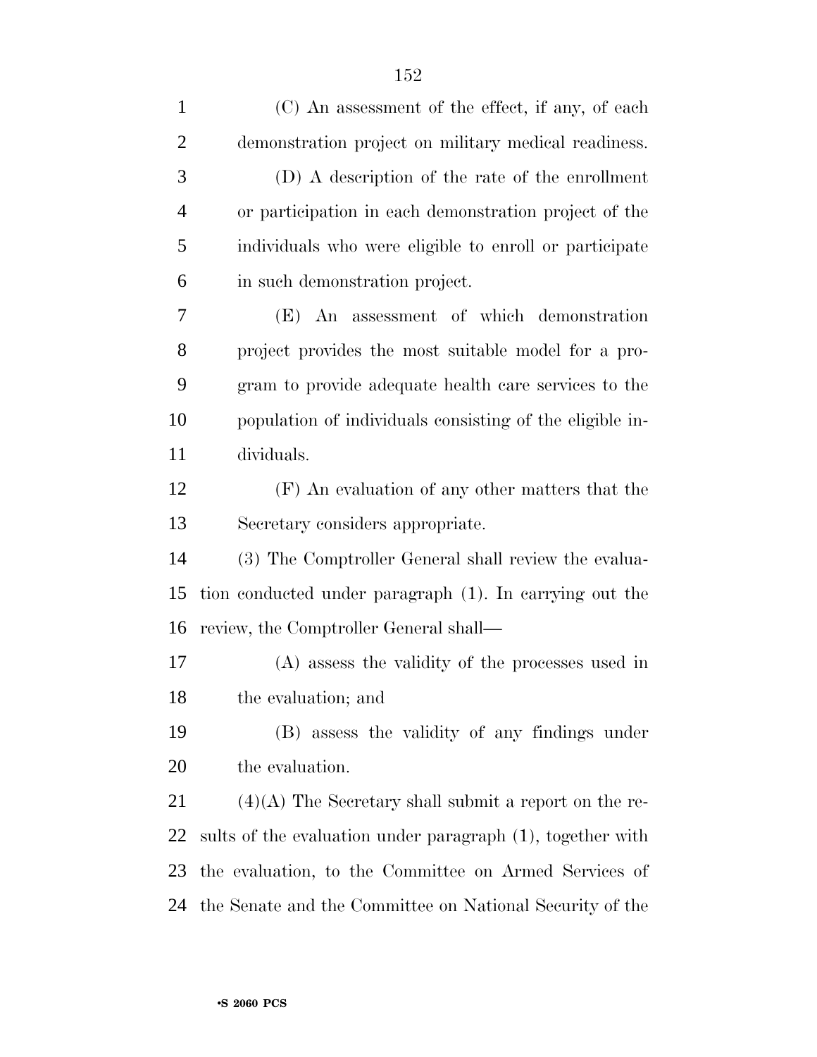(C) An assessment of the effect, if any, of each demonstration project on military medical readiness.

(D) A description of the rate of the enrollment or participation in each demonstration project of the individuals who were eligible to enroll or participate in such demonstration project.

(E) An assessment of which demonstration project provides the most suitable model for a program to provide adequate health care services to the population of individuals consisting of the eligible individuals.

(F) An evaluation of any other matters that the Secretary considers appropriate.

(3) The Comptroller General shall review the evaluation conducted under paragraph (1). In carrying out the review, the Comptroller General shall—

(A) assess the validity of the processes used in the evaluation; and

(B) assess the validity of any findings under the evaluation.

(4)(A) The Secretary shall submit a report on the results of the evaluation under paragraph (1), together with the evaluation, to the Committee on Armed Services of the Senate and the Committee on National Security of the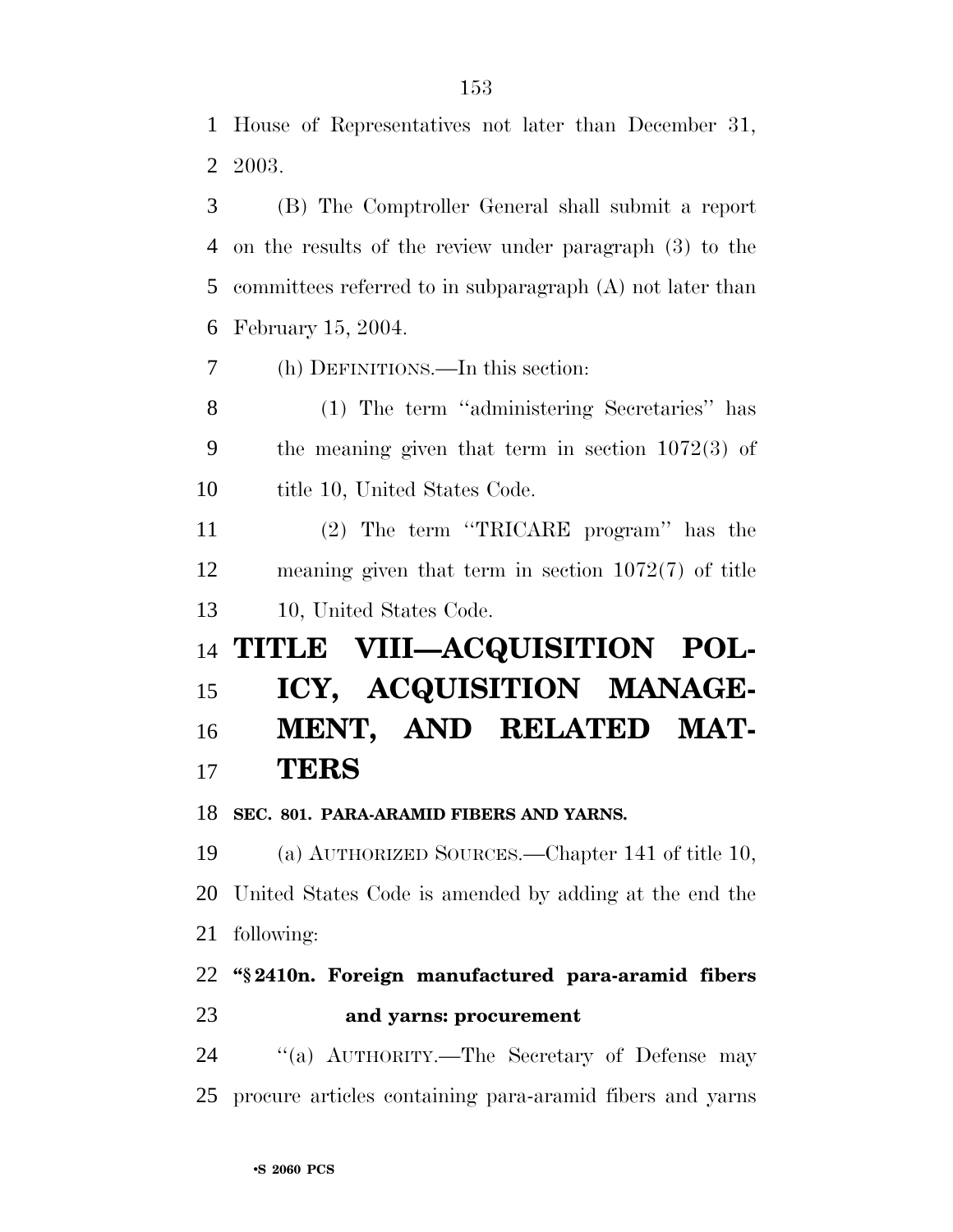House of Representatives not later than December 31, 2003.

(B) The Comptroller General shall submit a report on the results of the review under paragraph (3) to the committees referred to in subparagraph (A) not later than February 15, 2004.

(h) DEFINITIONS.—In this section:

(1) The term ''administering Secretaries'' has the meaning given that term in section 1072(3) of title 10, United States Code.

(2) The term ''TRICARE program'' has the meaning given that term in section 1072(7) of title 10, United States Code.

# TITLE VIII—ACQUISITION POLICY, ACQUISITION MANAGEMENT, AND RELATED MATTERS

**SEC. 801. PARA-ARAMID FIBERS AND YARNS.**

(a) AUTHORIZED SOURCES.—Chapter 141 of title 10, United States Code is amended by adding at the end the following:

**''§ 2410n. Foreign manufactured para-aramid fibers and yarns: procurement**

''(a) AUTHORITY.—The Secretary of Defense may procure articles containing para-aramid fibers and yarns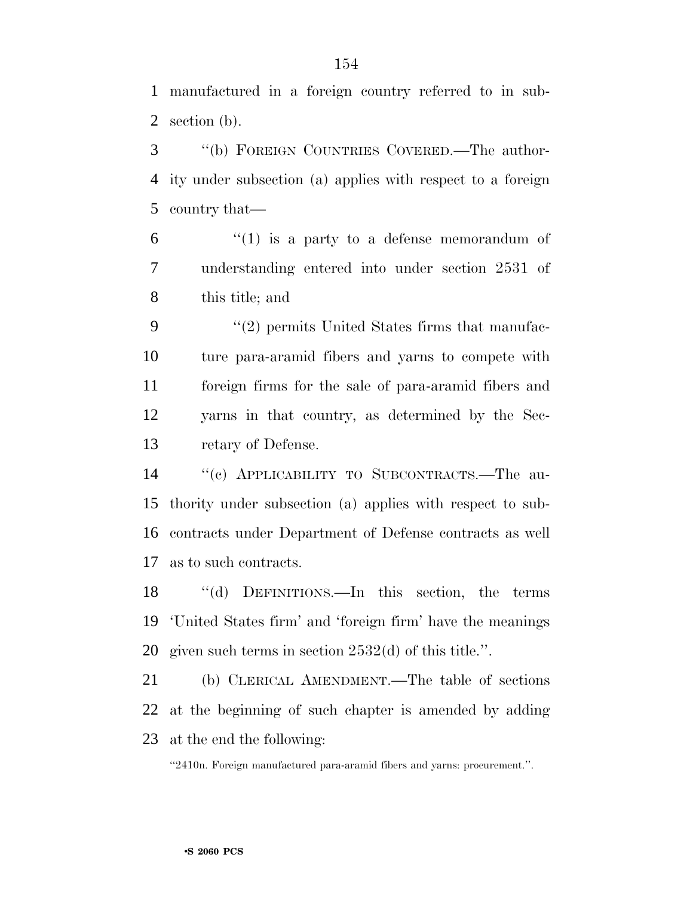manufactured in a foreign country referred to in subsection (b).

"(b) FOREIGN COUNTRIES COVERED.—The authority under subsection (a) applies with respect to a foreign country that—

"(1) is a party to a defense memorandum of understanding entered into under section 2531 of this title; and

"(2) permits United States firms that manufacture para-aramid fibers and yarns to compete with foreign firms for the sale of para-aramid fibers and yarns in that country, as determined by the Secretary of Defense.

"(c) APPLICABILITY TO SUBCONTRACTS.—The authority under subsection (a) applies with respect to subcontracts under Department of Defense contracts as well as to such contracts.

"(d) DEFINITIONS.—In this section, the terms 'United States firm' and 'foreign firm' have the meanings given such terms in section 2532(d) of this title.".

(b) CLERICAL AMENDMENT.—The table of sections at the beginning of such chapter is amended by adding at the end the following:

"2410n. Foreign manufactured para-aramid fibers and yarns: procurement.".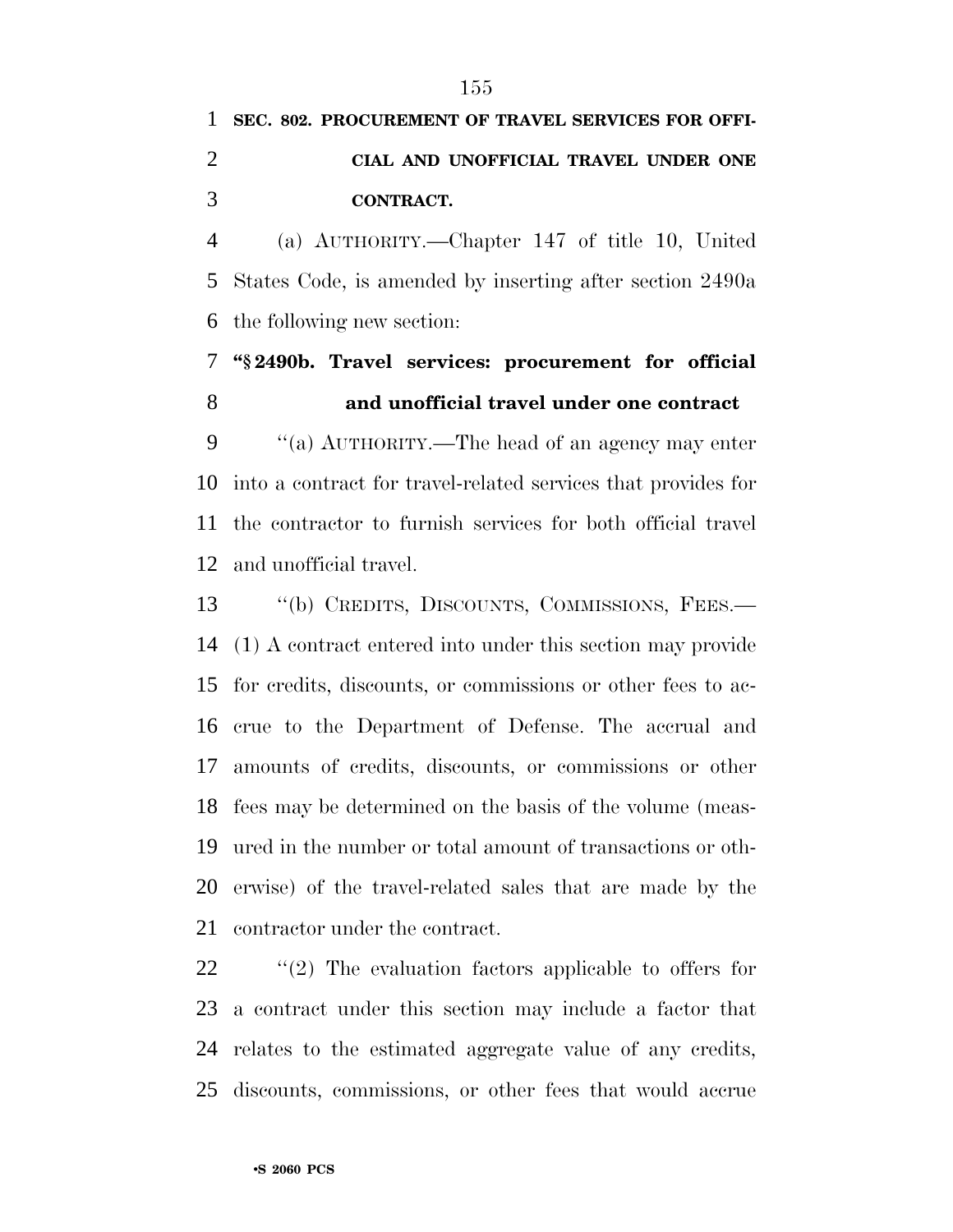**SEC. 802. PROCUREMENT OF TRAVEL SERVICES FOR OFFICIAL AND UNOFFICIAL TRAVEL UNDER ONE CONTRACT.**

(a) AUTHORITY.—Chapter 147 of title 10, United States Code, is amended by inserting after section 2490a the following new section:

**"§ 2490b. Travel services: procurement for official and unofficial travel under one contract**

"(a) AUTHORITY.—The head of an agency may enter into a contract for travel-related services that provides for the contractor to furnish services for both official travel and unofficial travel.

"(b) CREDITS, DISCOUNTS, COMMISSIONS, FEES.—(1) A contract entered into under this section may provide for credits, discounts, or commissions or other fees to accrue to the Department of Defense. The accrual and amounts of credits, discounts, or commissions or other fees may be determined on the basis of the volume (measured in the number or total amount of transactions or otherwise) of the travel-related sales that are made by the contractor under the contract.

"(2) The evaluation factors applicable to offers for a contract under this section may include a factor that relates to the estimated aggregate value of any credits, discounts, commissions, or other fees that would accrue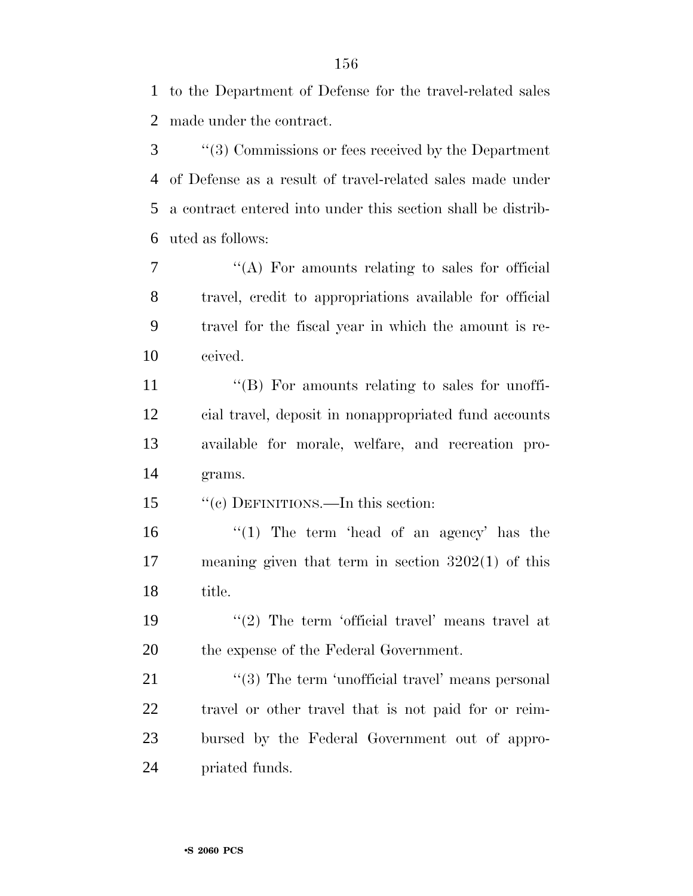to the Department of Defense for the travel-related sales made under the contract.

''(3) Commissions or fees received by the Department of Defense as a result of travel-related sales made under a contract entered into under this section shall be distributed as follows:

''(A) For amounts relating to sales for official travel, credit to appropriations available for official travel for the fiscal year in which the amount is received.

''(B) For amounts relating to sales for unofficial travel, deposit in nonappropriated fund accounts available for morale, welfare, and recreation programs.

''(c) DEFINITIONS.—In this section:

''(1) The term 'head of an agency' has the meaning given that term in section 3202(1) of this title.

''(2) The term 'official travel' means travel at the expense of the Federal Government.

''(3) The term 'unofficial travel' means personal travel or other travel that is not paid for or reimbursed by the Federal Government out of appropriated funds.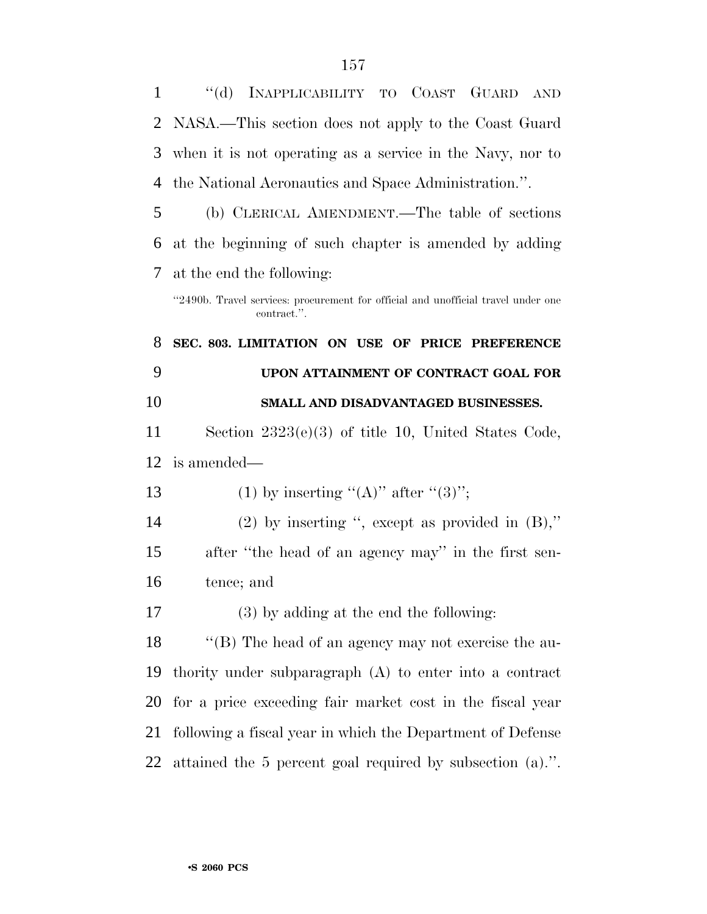"(d) INAPPLICABILITY TO COAST GUARD AND NASA.—This section does not apply to the Coast Guard when it is not operating as a service in the Navy, nor to the National Aeronautics and Space Administration.".

(b) CLERICAL AMENDMENT.—The table of sections at the beginning of such chapter is amended by adding at the end the following:

"2490b. Travel services: procurement for official and unofficial travel under one contract.".

**SEC. 803. LIMITATION ON USE OF PRICE PREFERENCE UPON ATTAINMENT OF CONTRACT GOAL FOR SMALL AND DISADVANTAGED BUSINESSES.**

Section 2323(e)(3) of title 10, United States Code, is amended—

(1) by inserting "(A)" after "(3)";

(2) by inserting ", except as provided in (B)," after "the head of an agency may" in the first sentence; and

(3) by adding at the end the following:

"(B) The head of an agency may not exercise the authority under subparagraph (A) to enter into a contract for a price exceeding fair market cost in the fiscal year following a fiscal year in which the Department of Defense attained the 5 percent goal required by subsection (a).".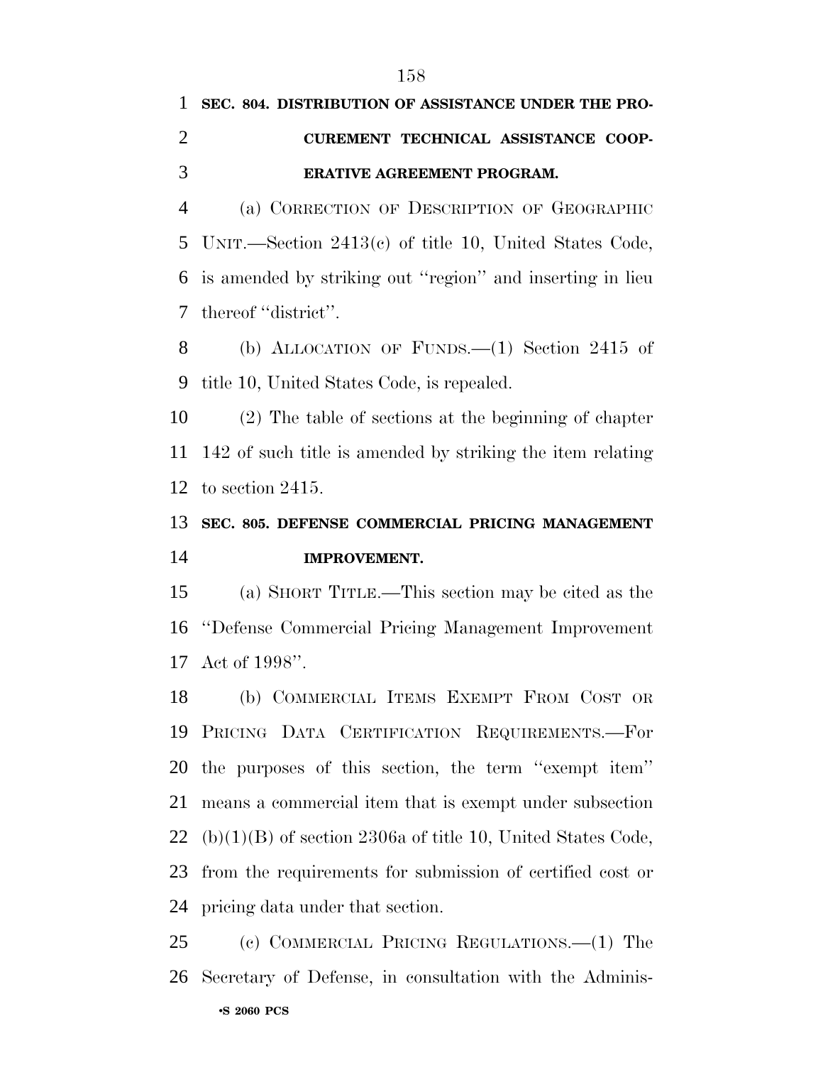**SEC. 804. DISTRIBUTION OF ASSISTANCE UNDER THE PROCUREMENT TECHNICAL ASSISTANCE COOPERATIVE AGREEMENT PROGRAM.**

(a) CORRECTION OF DESCRIPTION OF GEOGRAPHIC UNIT.—Section 2413(c) of title 10, United States Code, is amended by striking out ''region'' and inserting in lieu thereof ''district''.

(b) ALLOCATION OF FUNDS.—(1) Section 2415 of title 10, United States Code, is repealed.

(2) The table of sections at the beginning of chapter 142 of such title is amended by striking the item relating to section 2415.

**SEC. 805. DEFENSE COMMERCIAL PRICING MANAGEMENT IMPROVEMENT.**

(a) SHORT TITLE.—This section may be cited as the ''Defense Commercial Pricing Management Improvement Act of 1998''.

(b) COMMERCIAL ITEMS EXEMPT FROM COST OR PRICING DATA CERTIFICATION REQUIREMENTS.—For the purposes of this section, the term ''exempt item'' means a commercial item that is exempt under subsection (b)(1)(B) of section 2306a of title 10, United States Code, from the requirements for submission of certified cost or pricing data under that section.

(c) COMMERCIAL PRICING REGULATIONS.—(1) The Secretary of Defense, in consultation with the Adminis-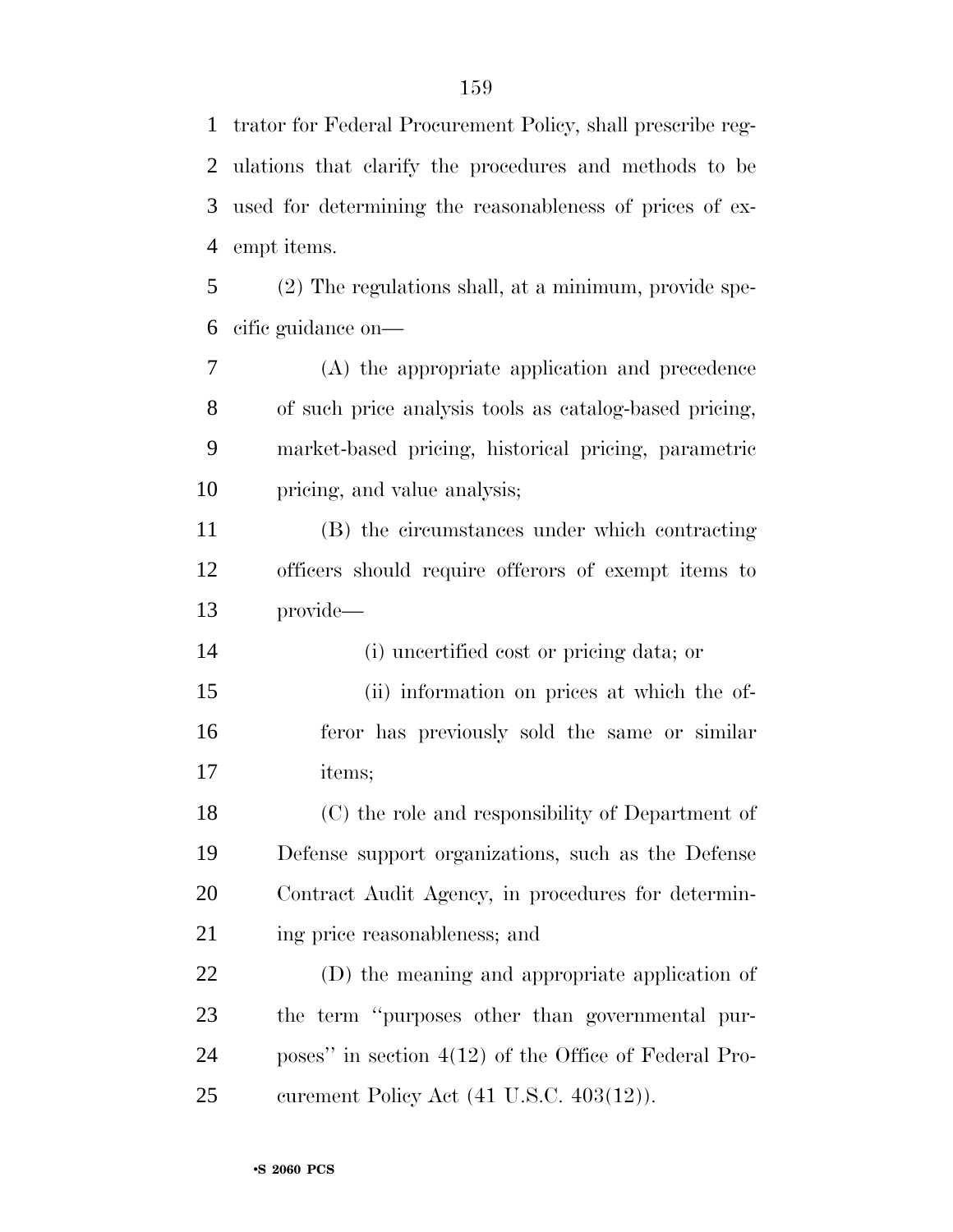trator for Federal Procurement Policy, shall prescribe regulations that clarify the procedures and methods to be used for determining the reasonableness of prices of exempt items.

(2) The regulations shall, at a minimum, provide specific guidance on—

(A) the appropriate application and precedence of such price analysis tools as catalog-based pricing, market-based pricing, historical pricing, parametric pricing, and value analysis;

(B) the circumstances under which contracting officers should require offerors of exempt items to provide—

(i) uncertified cost or pricing data; or

(ii) information on prices at which the offeror has previously sold the same or similar items;

(C) the role and responsibility of Department of Defense support organizations, such as the Defense Contract Audit Agency, in procedures for determining price reasonableness; and

(D) the meaning and appropriate application of the term ''purposes other than governmental purposes'' in section 4(12) of the Office of Federal Procurement Policy Act (41 U.S.C. 403(12)).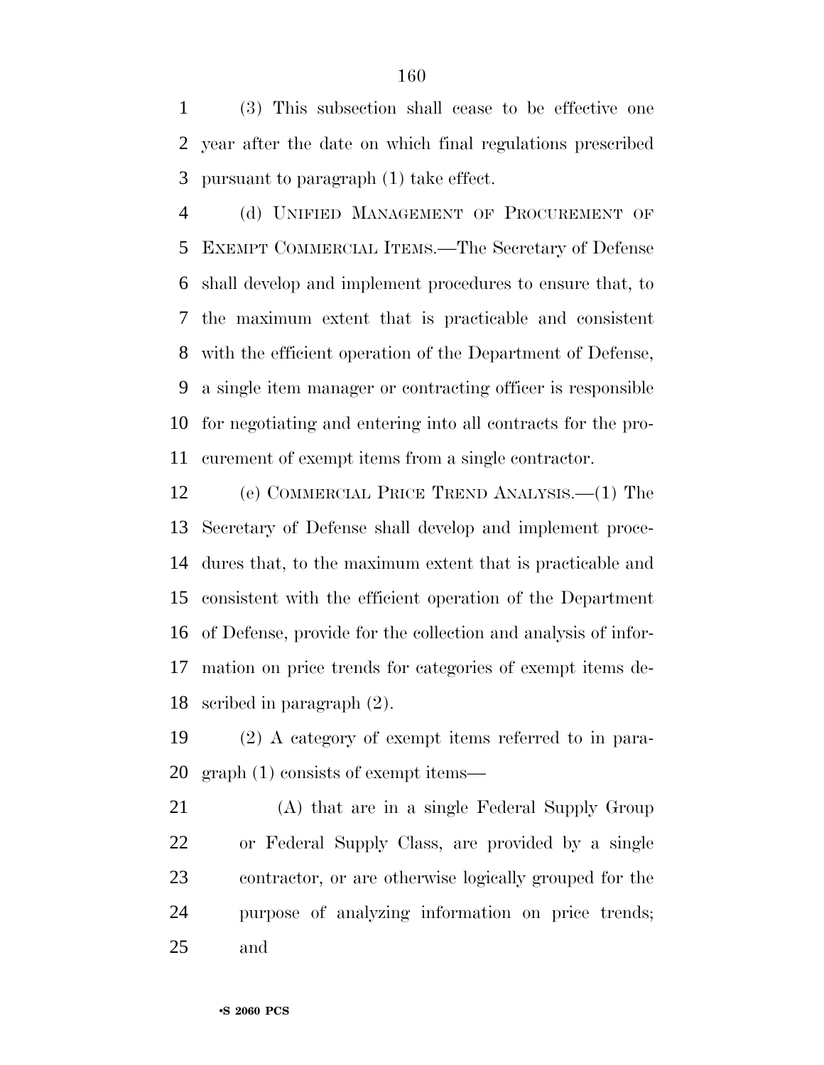(3) This subsection shall cease to be effective one year after the date on which final regulations prescribed pursuant to paragraph (1) take effect.

(d) UNIFIED MANAGEMENT OF PROCUREMENT OF EXEMPT COMMERCIAL ITEMS.—The Secretary of Defense shall develop and implement procedures to ensure that, to the maximum extent that is practicable and consistent with the efficient operation of the Department of Defense, a single item manager or contracting officer is responsible for negotiating and entering into all contracts for the procurement of exempt items from a single contractor.

(e) COMMERCIAL PRICE TREND ANALYSIS.—(1) The Secretary of Defense shall develop and implement procedures that, to the maximum extent that is practicable and consistent with the efficient operation of the Department of Defense, provide for the collection and analysis of information on price trends for categories of exempt items described in paragraph (2).

(2) A category of exempt items referred to in paragraph (1) consists of exempt items—

(A) that are in a single Federal Supply Group or Federal Supply Class, are provided by a single contractor, or are otherwise logically grouped for the purpose of analyzing information on price trends; and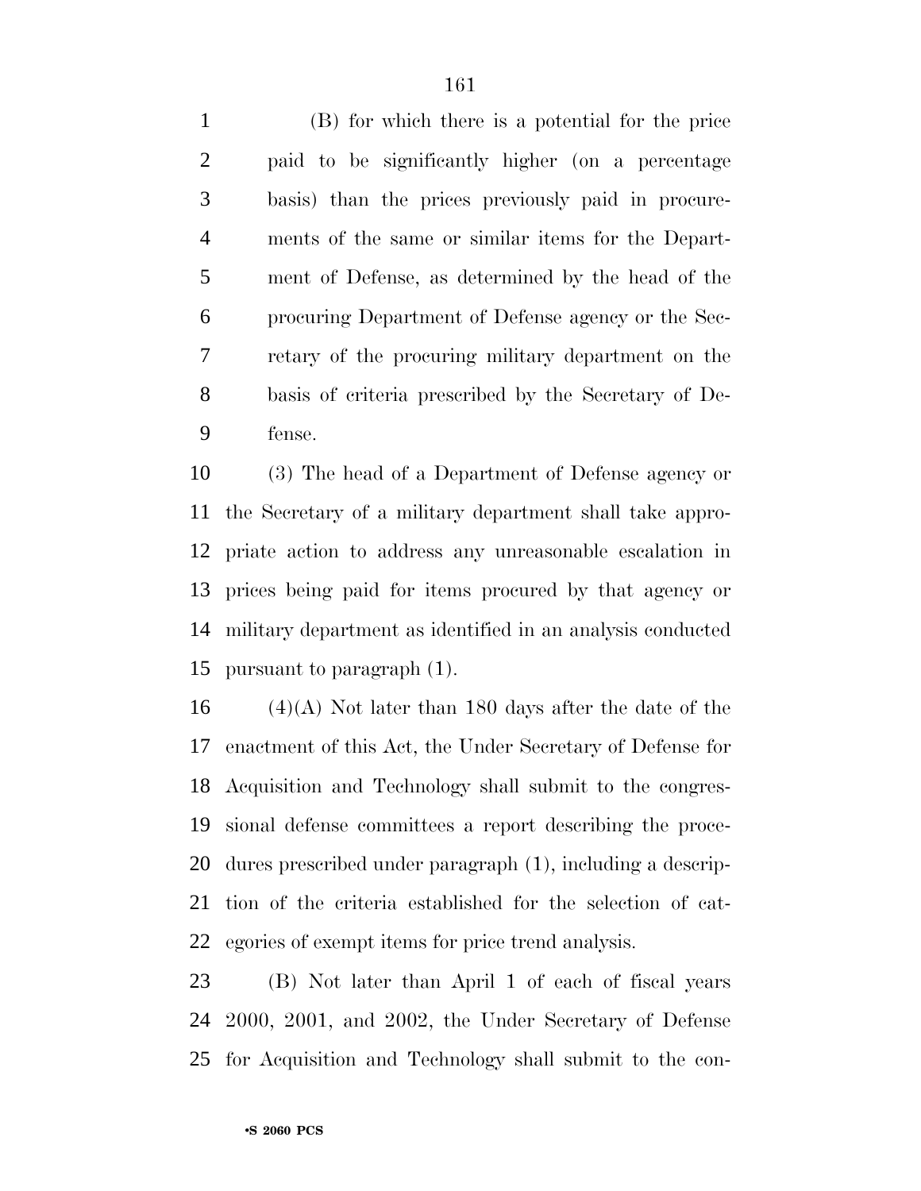(B) for which there is a potential for the price paid to be significantly higher (on a percentage basis) than the prices previously paid in procurements of the same or similar items for the Department of Defense, as determined by the head of the procuring Department of Defense agency or the Secretary of the procuring military department on the basis of criteria prescribed by the Secretary of Defense.

(3) The head of a Department of Defense agency or the Secretary of a military department shall take appropriate action to address any unreasonable escalation in prices being paid for items procured by that agency or military department as identified in an analysis conducted pursuant to paragraph (1).

(4)(A) Not later than 180 days after the date of the enactment of this Act, the Under Secretary of Defense for Acquisition and Technology shall submit to the congressional defense committees a report describing the procedures prescribed under paragraph (1), including a description of the criteria established for the selection of categories of exempt items for price trend analysis.

(B) Not later than April 1 of each of fiscal years 2000, 2001, and 2002, the Under Secretary of Defense for Acquisition and Technology shall submit to the con-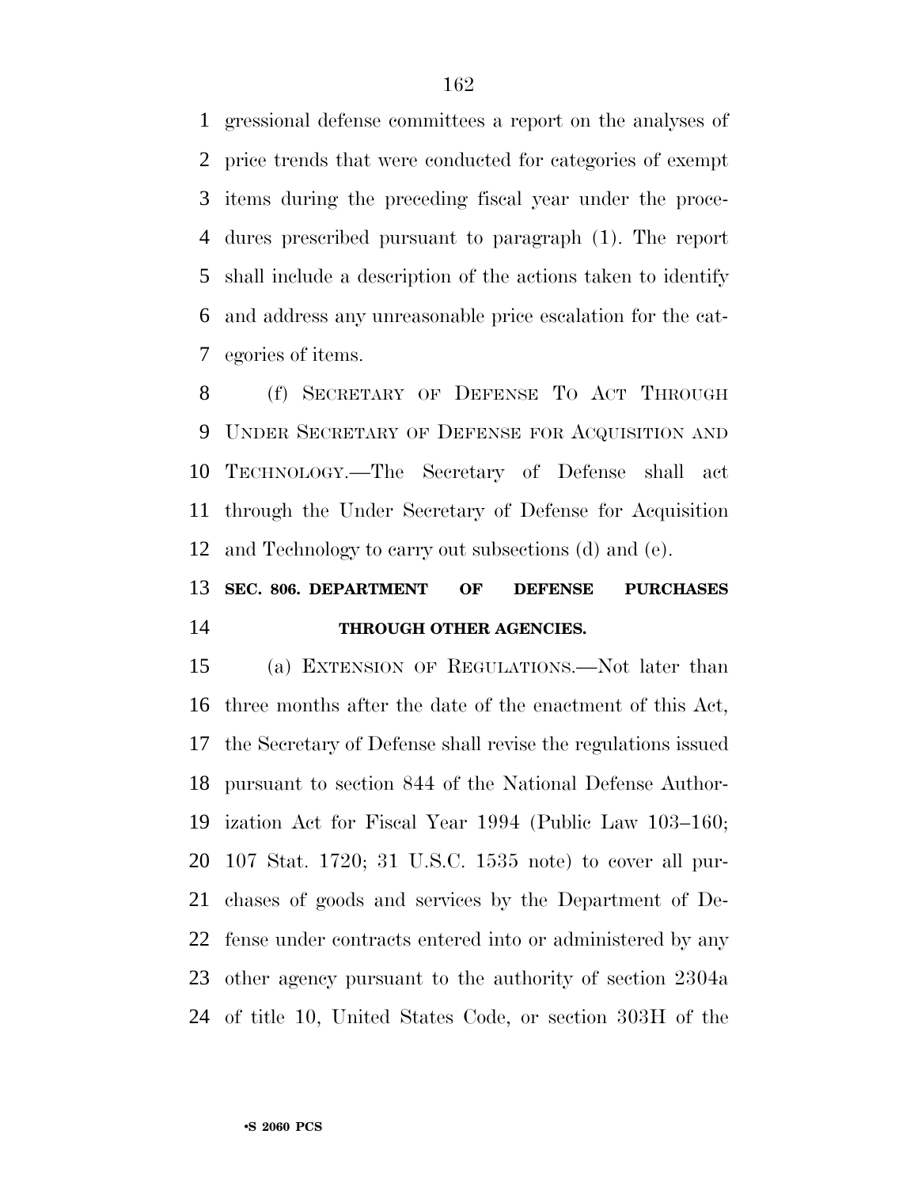gressional defense committees a report on the analyses of price trends that were conducted for categories of exempt items during the preceding fiscal year under the procedures prescribed pursuant to paragraph (1). The report shall include a description of the actions taken to identify and address any unreasonable price escalation for the categories of items.

(f) SECRETARY OF DEFENSE TO ACT THROUGH UNDER SECRETARY OF DEFENSE FOR ACQUISITION AND TECHNOLOGY.—The Secretary of Defense shall act through the Under Secretary of Defense for Acquisition and Technology to carry out subsections (d) and (e).

**SEC. 806. DEPARTMENT OF DEFENSE PURCHASES THROUGH OTHER AGENCIES.**

(a) EXTENSION OF REGULATIONS.—Not later than three months after the date of the enactment of this Act, the Secretary of Defense shall revise the regulations issued pursuant to section 844 of the National Defense Authorization Act for Fiscal Year 1994 (Public Law 103–160; 107 Stat. 1720; 31 U.S.C. 1535 note) to cover all purchases of goods and services by the Department of Defense under contracts entered into or administered by any other agency pursuant to the authority of section 2304a of title 10, United States Code, or section 303H of the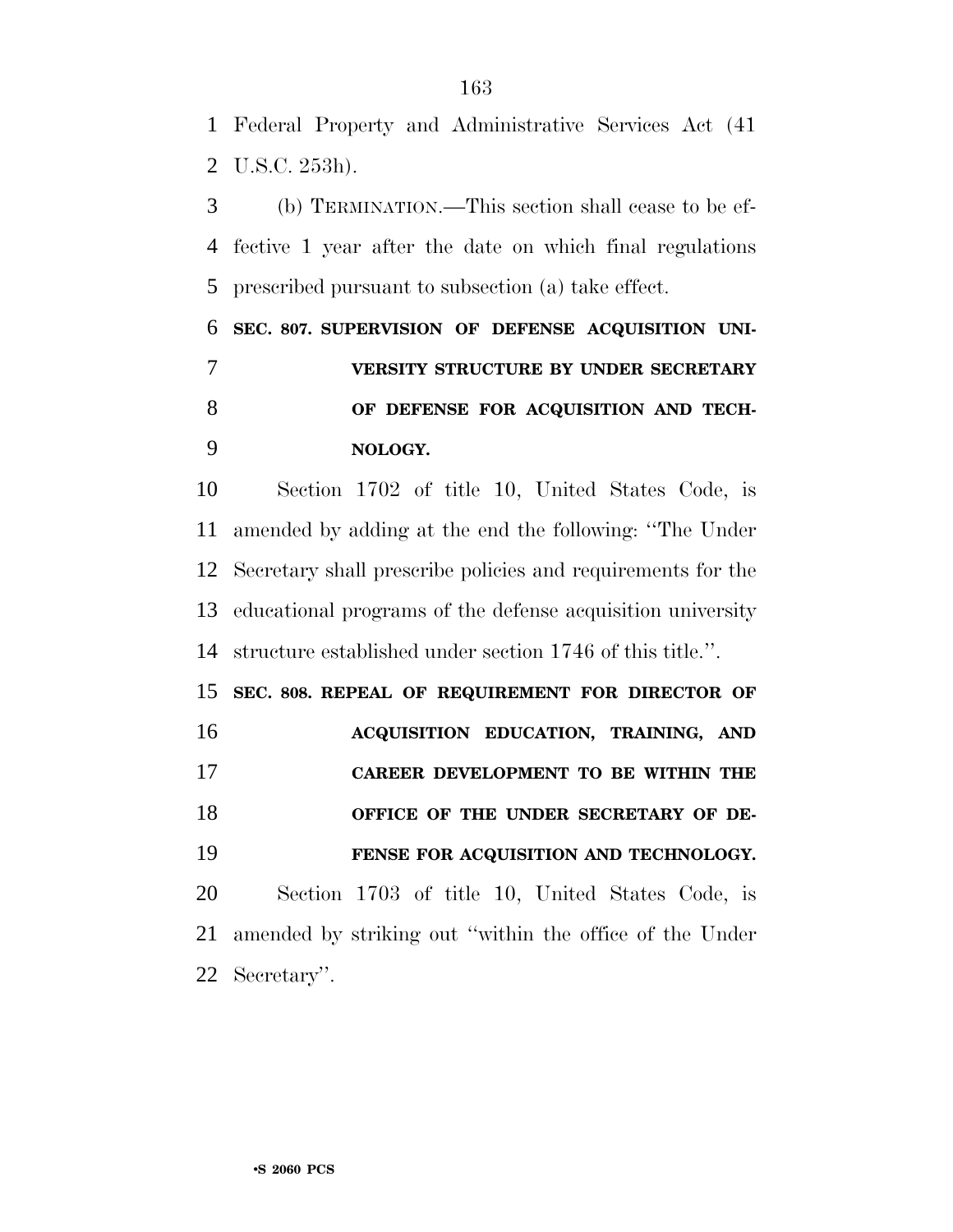Federal Property and Administrative Services Act (41 U.S.C. 253h).

(b) TERMINATION.—This section shall cease to be effective 1 year after the date on which final regulations prescribed pursuant to subsection (a) take effect.

**SEC. 807. SUPERVISION OF DEFENSE ACQUISITION UNIVERSITY STRUCTURE BY UNDER SECRETARY OF DEFENSE FOR ACQUISITION AND TECHNOLOGY.**

Section 1702 of title 10, United States Code, is amended by adding at the end the following: ''The Under Secretary shall prescribe policies and requirements for the educational programs of the defense acquisition university structure established under section 1746 of this title.''.

**SEC. 808. REPEAL OF REQUIREMENT FOR DIRECTOR OF ACQUISITION EDUCATION, TRAINING, AND CAREER DEVELOPMENT TO BE WITHIN THE OFFICE OF THE UNDER SECRETARY OF DEFENSE FOR ACQUISITION AND TECHNOLOGY.**

Section 1703 of title 10, United States Code, is amended by striking out ''within the office of the Under Secretary''.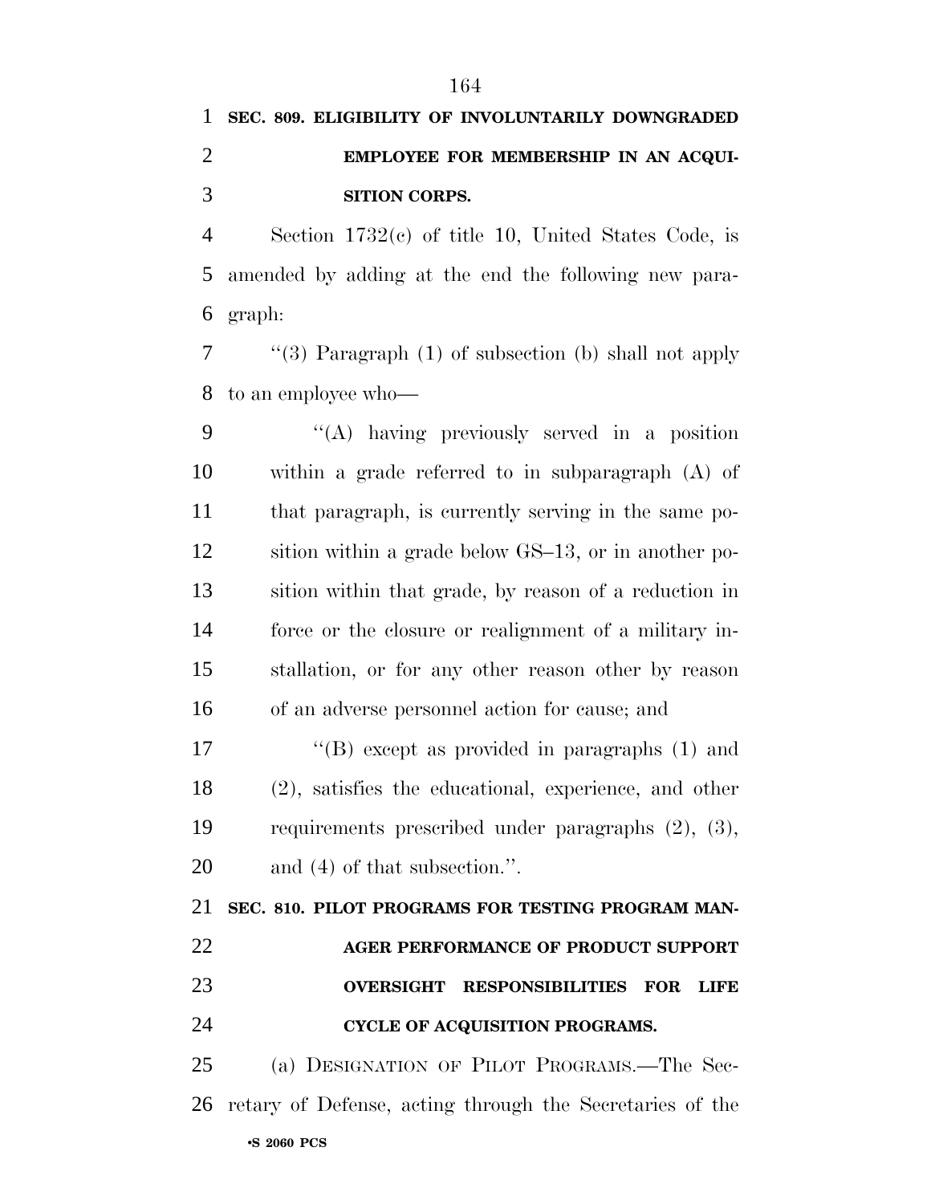**SEC. 809. ELIGIBILITY OF INVOLUNTARILY DOWNGRADED EMPLOYEE FOR MEMBERSHIP IN AN ACQUISITION CORPS.**

Section 1732(c) of title 10, United States Code, is amended by adding at the end the following new paragraph:

''(3) Paragraph (1) of subsection (b) shall not apply to an employee who—

''(A) having previously served in a position within a grade referred to in subparagraph (A) of that paragraph, is currently serving in the same position within a grade below GS–13, or in another position within that grade, by reason of a reduction in force or the closure or realignment of a military installation, or for any other reason other by reason of an adverse personnel action for cause; and

''(B) except as provided in paragraphs (1) and (2), satisfies the educational, experience, and other requirements prescribed under paragraphs (2), (3), and (4) of that subsection.''.

**SEC. 810. PILOT PROGRAMS FOR TESTING PROGRAM MANAGER PERFORMANCE OF PRODUCT SUPPORT OVERSIGHT RESPONSIBILITIES FOR LIFE CYCLE OF ACQUISITION PROGRAMS.**

(a) DESIGNATION OF PILOT PROGRAMS.—The Secretary of Defense, acting through the Secretaries of the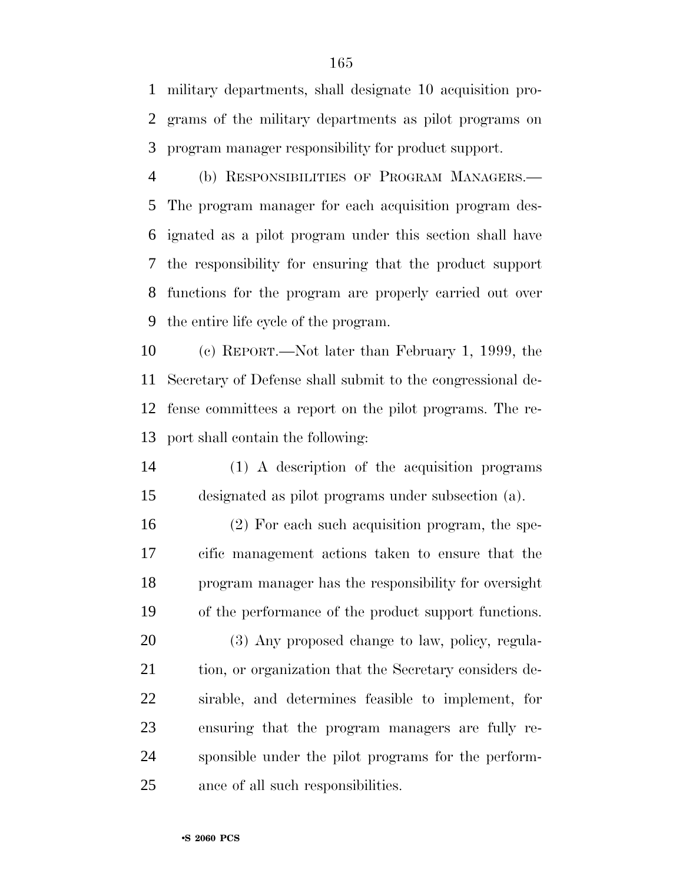military departments, shall designate 10 acquisition programs of the military departments as pilot programs on program manager responsibility for product support.

(b) RESPONSIBILITIES OF PROGRAM MANAGERS.—The program manager for each acquisition program designated as a pilot program under this section shall have the responsibility for ensuring that the product support functions for the program are properly carried out over the entire life cycle of the program.

(c) REPORT.—Not later than February 1, 1999, the Secretary of Defense shall submit to the congressional defense committees a report on the pilot programs. The report shall contain the following:

(1) A description of the acquisition programs designated as pilot programs under subsection (a).

(2) For each such acquisition program, the specific management actions taken to ensure that the program manager has the responsibility for oversight of the performance of the product support functions.

(3) Any proposed change to law, policy, regulation, or organization that the Secretary considers desirable, and determines feasible to implement, for ensuring that the program managers are fully responsible under the pilot programs for the performance of all such responsibilities.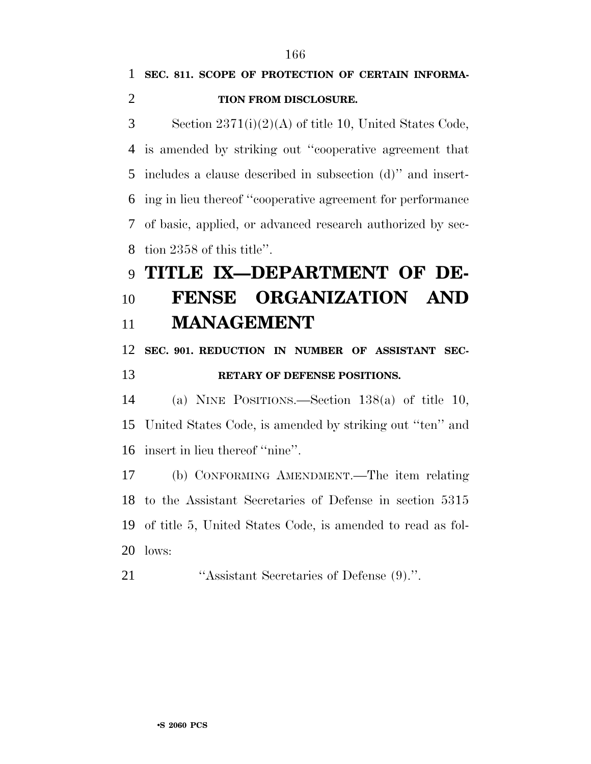**SEC. 811. SCOPE OF PROTECTION OF CERTAIN INFORMATION FROM DISCLOSURE.**

Section 2371(i)(2)(A) of title 10, United States Code, is amended by striking out ''cooperative agreement that includes a clause described in subsection (d)'' and inserting in lieu thereof ''cooperative agreement for performance of basic, applied, or advanced research authorized by section 2358 of this title''.

# TITLE IX—DEPARTMENT OF DEFENSE ORGANIZATION AND MANAGEMENT

**SEC. 901. REDUCTION IN NUMBER OF ASSISTANT SECRETARY OF DEFENSE POSITIONS.**

(a) NINE POSITIONS.—Section 138(a) of title 10, United States Code, is amended by striking out ''ten'' and insert in lieu thereof ''nine''.

(b) CONFORMING AMENDMENT.—The item relating to the Assistant Secretaries of Defense in section 5315 of title 5, United States Code, is amended to read as follows:

''Assistant Secretaries of Defense (9).''.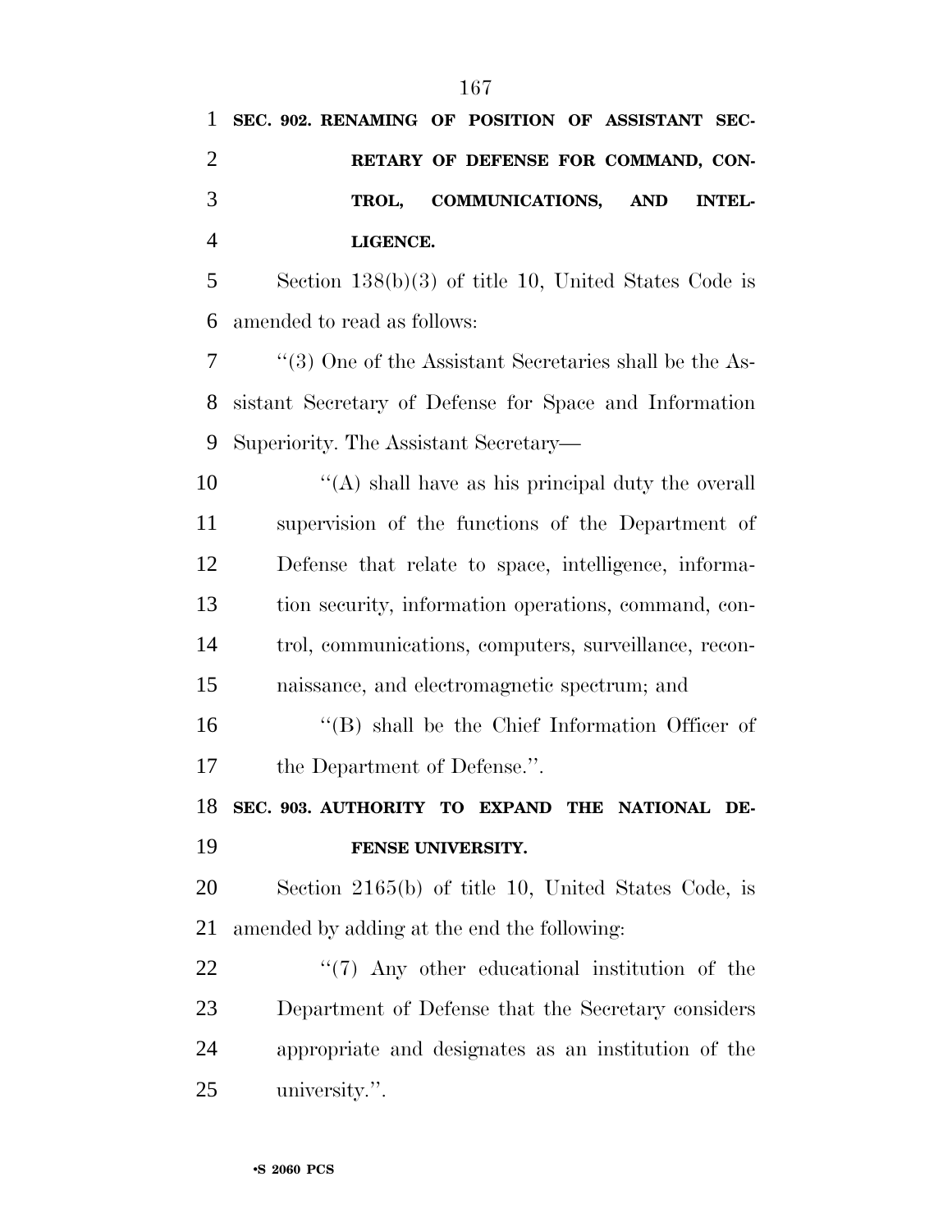**SEC. 902. RENAMING OF POSITION OF ASSISTANT SECRETARY OF DEFENSE FOR COMMAND, CONTROL, COMMUNICATIONS, AND INTELLIGENCE.**

Section 138(b)(3) of title 10, United States Code is amended to read as follows:

''(3) One of the Assistant Secretaries shall be the Assistant Secretary of Defense for Space and Information Superiority. The Assistant Secretary—

''(A) shall have as his principal duty the overall supervision of the functions of the Department of Defense that relate to space, intelligence, information security, information operations, command, control, communications, computers, surveillance, reconnaissance, and electromagnetic spectrum; and

''(B) shall be the Chief Information Officer of the Department of Defense.''.

**SEC. 903. AUTHORITY TO EXPAND THE NATIONAL DEFENSE UNIVERSITY.**

Section 2165(b) of title 10, United States Code, is amended by adding at the end the following:

''(7) Any other educational institution of the Department of Defense that the Secretary considers appropriate and designates as an institution of the university.''.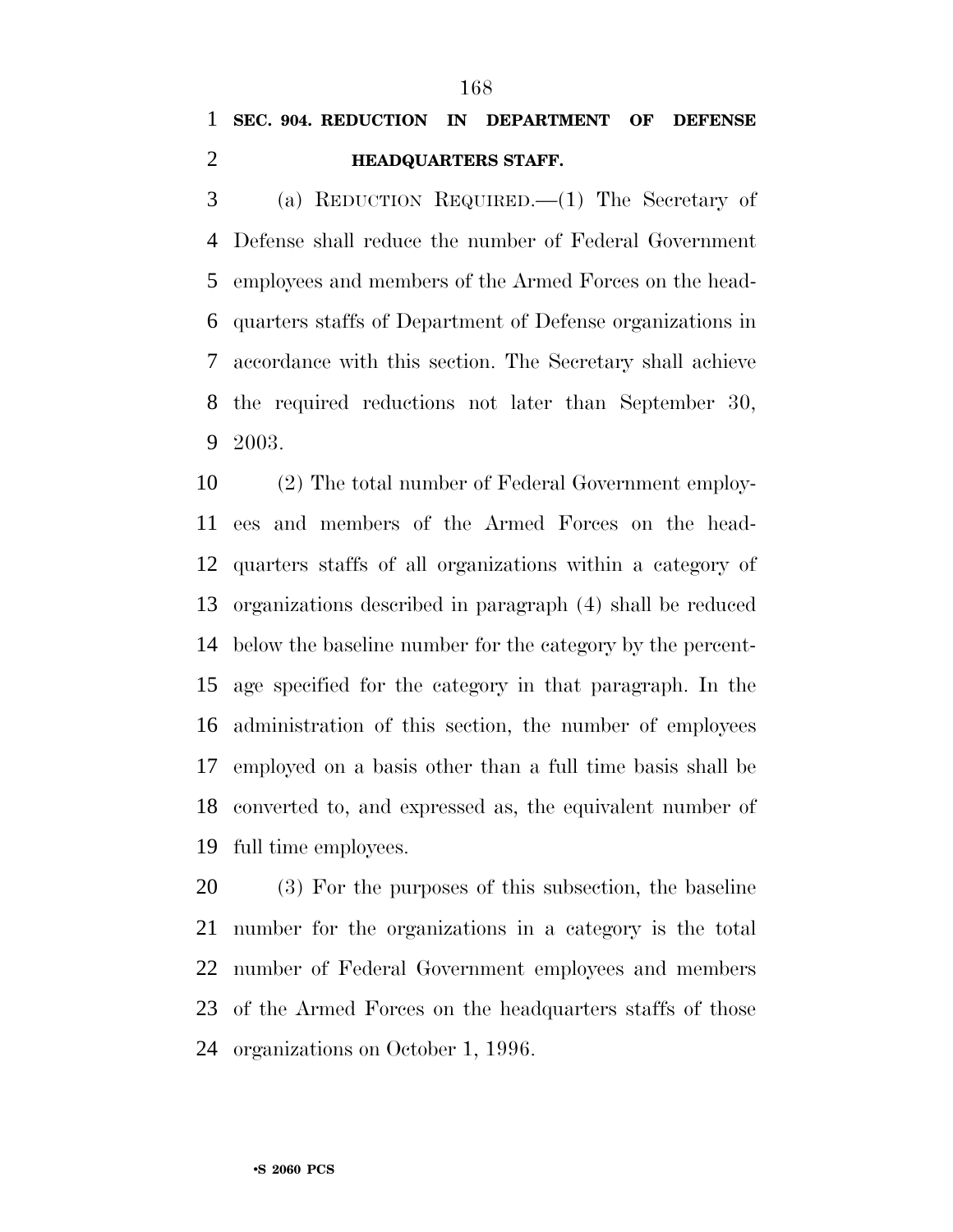**SEC. 904. REDUCTION IN DEPARTMENT OF DEFENSE HEADQUARTERS STAFF.**

(a) REDUCTION REQUIRED.—(1) The Secretary of Defense shall reduce the number of Federal Government employees and members of the Armed Forces on the headquarters staffs of Department of Defense organizations in accordance with this section. The Secretary shall achieve the required reductions not later than September 30, 2003.

(2) The total number of Federal Government employees and members of the Armed Forces on the headquarters staffs of all organizations within a category of organizations described in paragraph (4) shall be reduced below the baseline number for the category by the percentage specified for the category in that paragraph. In the administration of this section, the number of employees employed on a basis other than a full time basis shall be converted to, and expressed as, the equivalent number of full time employees.

(3) For the purposes of this subsection, the baseline number for the organizations in a category is the total number of Federal Government employees and members of the Armed Forces on the headquarters staffs of those organizations on October 1, 1996.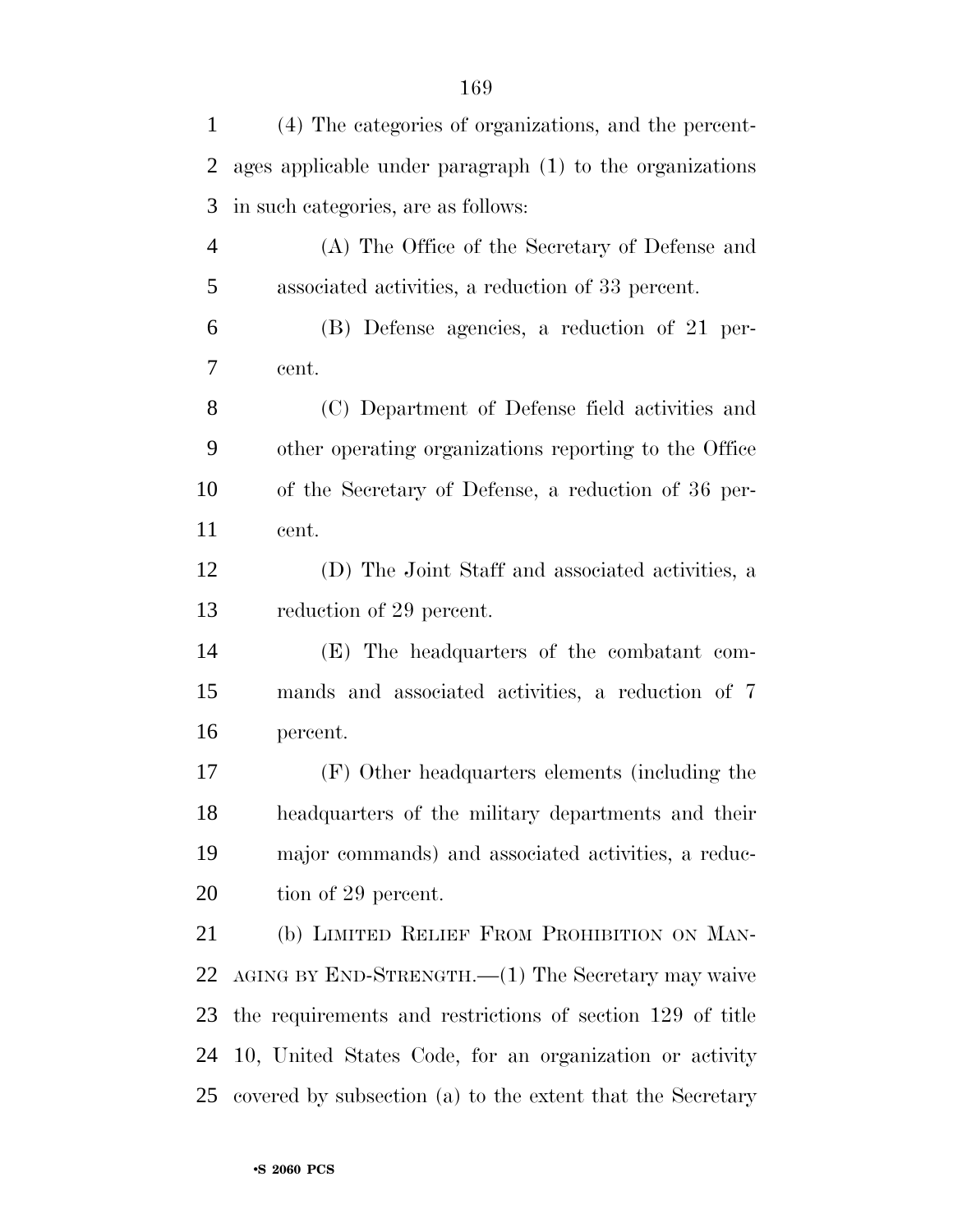(4) The categories of organizations, and the percentages applicable under paragraph (1) to the organizations in such categories, are as follows:

(A) The Office of the Secretary of Defense and associated activities, a reduction of 33 percent.

(B) Defense agencies, a reduction of 21 percent.

(C) Department of Defense field activities and other operating organizations reporting to the Office of the Secretary of Defense, a reduction of 36 percent.

(D) The Joint Staff and associated activities, a reduction of 29 percent.

(E) The headquarters of the combatant commands and associated activities, a reduction of 7 percent.

(F) Other headquarters elements (including the headquarters of the military departments and their major commands) and associated activities, a reduction of 29 percent.

(b) LIMITED RELIEF FROM PROHIBITION ON MANAGING BY END-STRENGTH.—(1) The Secretary may waive the requirements and restrictions of section 129 of title 10, United States Code, for an organization or activity covered by subsection (a) to the extent that the Secretary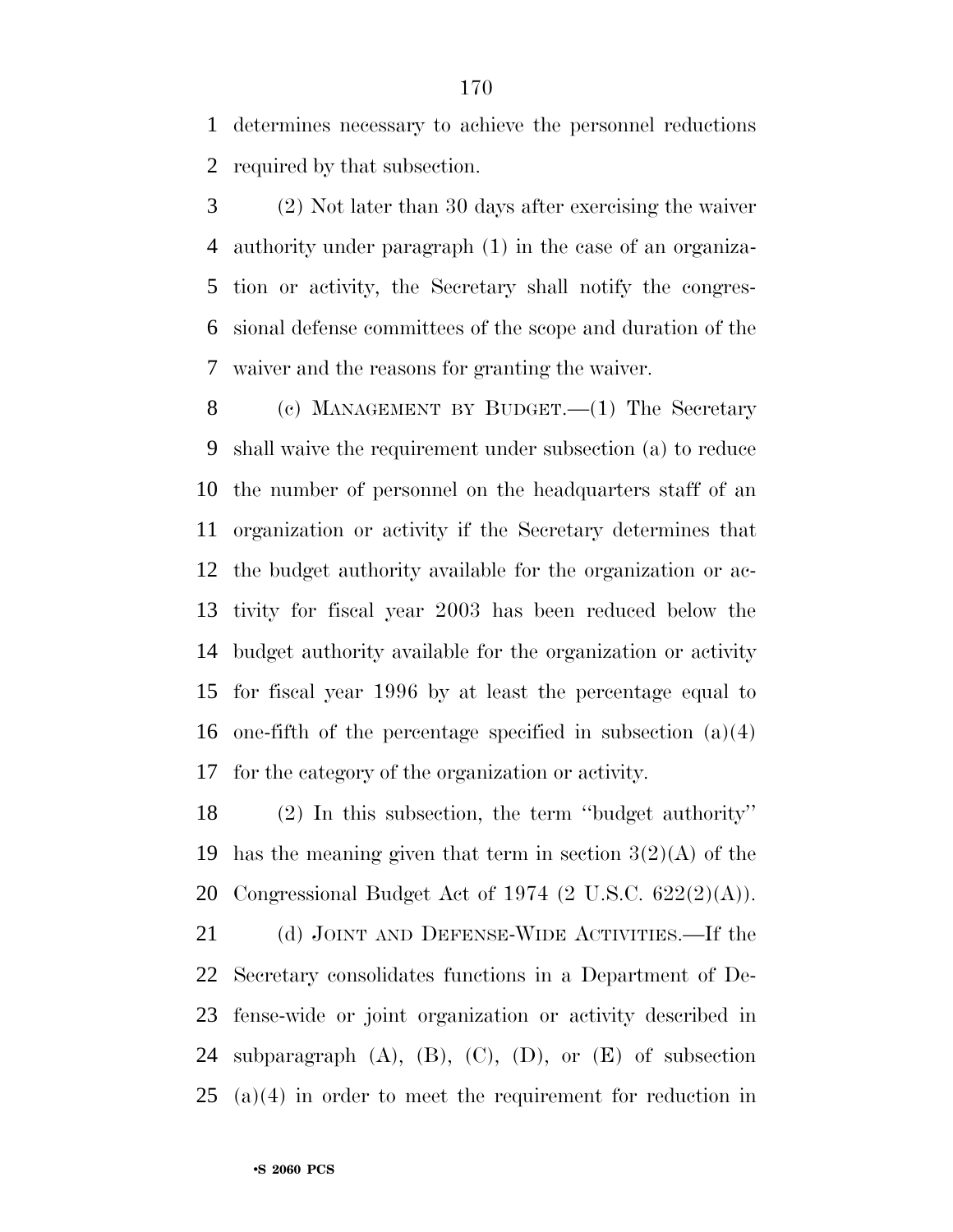determines necessary to achieve the personnel reductions required by that subsection.

(2) Not later than 30 days after exercising the waiver authority under paragraph (1) in the case of an organization or activity, the Secretary shall notify the congressional defense committees of the scope and duration of the waiver and the reasons for granting the waiver.

(c) MANAGEMENT BY BUDGET.—(1) The Secretary shall waive the requirement under subsection (a) to reduce the number of personnel on the headquarters staff of an organization or activity if the Secretary determines that the budget authority available for the organization or activity for fiscal year 2003 has been reduced below the budget authority available for the organization or activity for fiscal year 1996 by at least the percentage equal to one-fifth of the percentage specified in subsection (a)(4) for the category of the organization or activity.

(2) In this subsection, the term ''budget authority'' has the meaning given that term in section 3(2)(A) of the Congressional Budget Act of 1974 (2 U.S.C. 622(2)(A)).

(d) JOINT AND DEFENSE-WIDE ACTIVITIES.—If the Secretary consolidates functions in a Department of Defense-wide or joint organization or activity described in subparagraph (A), (B), (C), (D), or (E) of subsection (a)(4) in order to meet the requirement for reduction in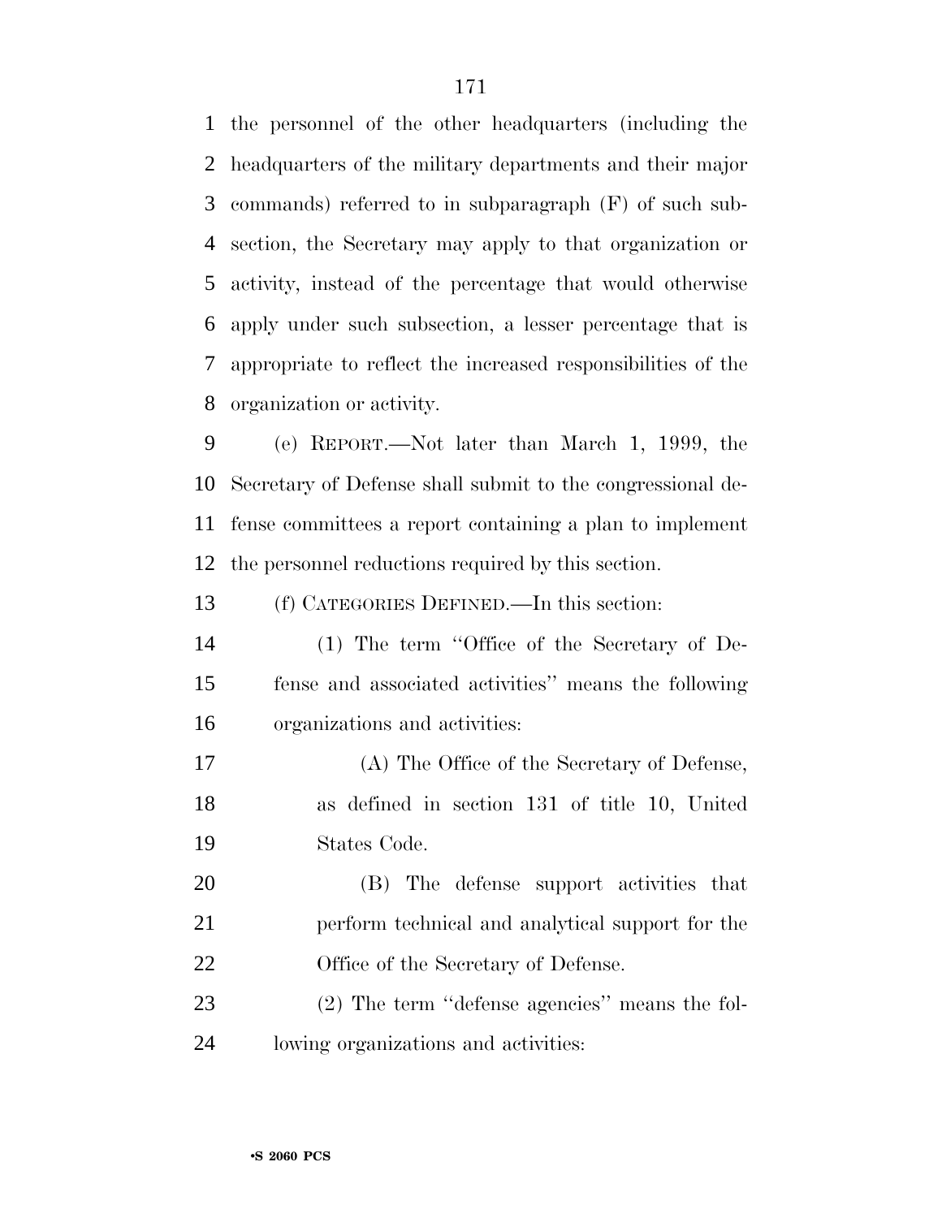the personnel of the other headquarters (including the headquarters of the military departments and their major commands) referred to in subparagraph (F) of such subsection, the Secretary may apply to that organization or activity, instead of the percentage that would otherwise apply under such subsection, a lesser percentage that is appropriate to reflect the increased responsibilities of the organization or activity.

(e) REPORT.—Not later than March 1, 1999, the Secretary of Defense shall submit to the congressional defense committees a report containing a plan to implement the personnel reductions required by this section.

(f) CATEGORIES DEFINED.—In this section:

(1) The term ''Office of the Secretary of Defense and associated activities'' means the following organizations and activities:

(A) The Office of the Secretary of Defense, as defined in section 131 of title 10, United States Code.

(B) The defense support activities that perform technical and analytical support for the Office of the Secretary of Defense.

(2) The term ''defense agencies'' means the following organizations and activities: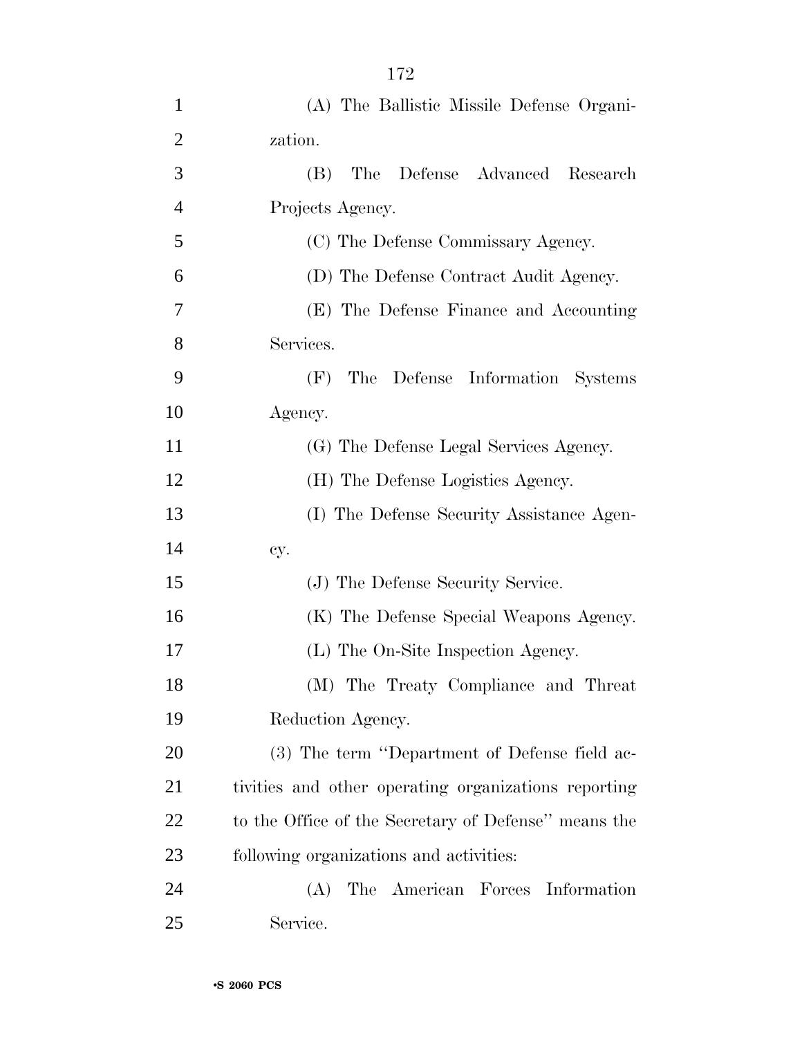(A) The Ballistic Missile Defense Organization.

(B) The Defense Advanced Research Projects Agency.

(C) The Defense Commissary Agency.

(D) The Defense Contract Audit Agency.

(E) The Defense Finance and Accounting Services.

(F) The Defense Information Systems Agency.

(G) The Defense Legal Services Agency.

(H) The Defense Logistics Agency.

(I) The Defense Security Assistance Agency.

(J) The Defense Security Service.

(K) The Defense Special Weapons Agency.

(L) The On-Site Inspection Agency.

(M) The Treaty Compliance and Threat Reduction Agency.

(3) The term ''Department of Defense field activities and other operating organizations reporting to the Office of the Secretary of Defense'' means the following organizations and activities:

(A) The American Forces Information Service.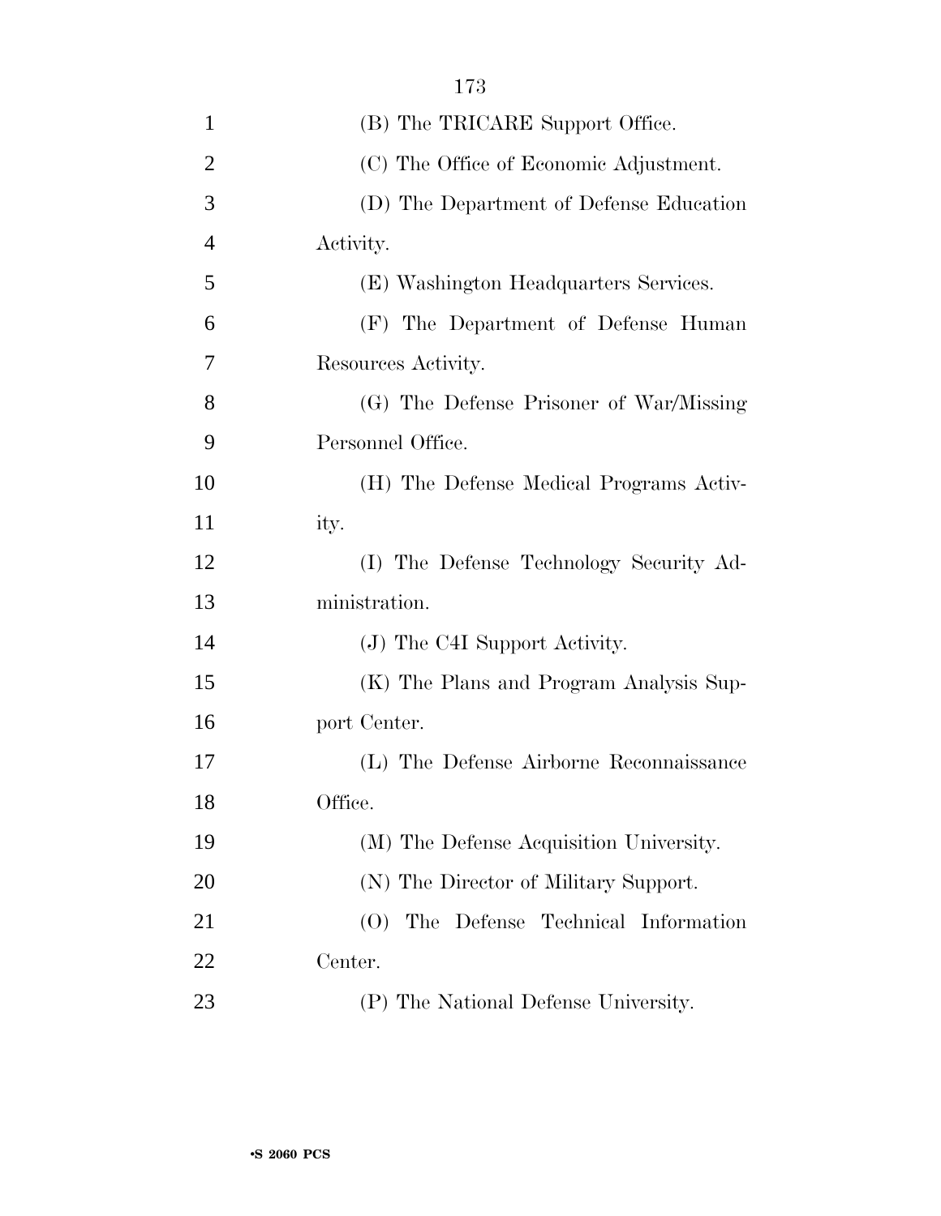(B) The TRICARE Support Office.

(C) The Office of Economic Adjustment.

(D) The Department of Defense Education Activity.

(E) Washington Headquarters Services.

(F) The Department of Defense Human Resources Activity.

(G) The Defense Prisoner of War/Missing Personnel Office.

(H) The Defense Medical Programs Activity.

(I) The Defense Technology Security Administration.

(J) The C4I Support Activity.

(K) The Plans and Program Analysis Support Center.

(L) The Defense Airborne Reconnaissance Office.

(M) The Defense Acquisition University.

(N) The Director of Military Support.

(O) The Defense Technical Information Center.

(P) The National Defense University.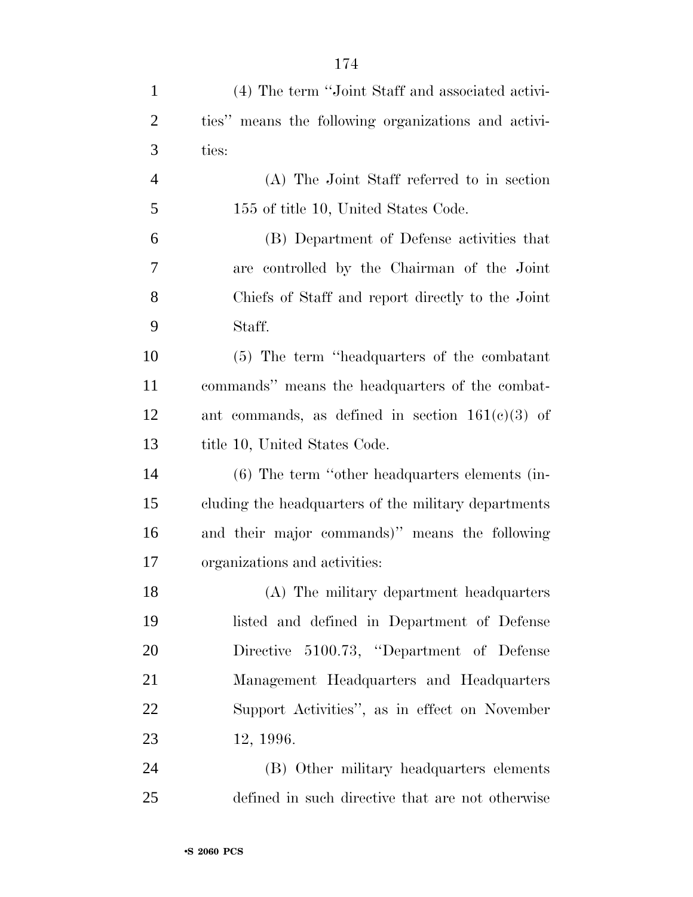(4) The term "Joint Staff and associated activities" means the following organizations and activities:

(A) The Joint Staff referred to in section 155 of title 10, United States Code.

(B) Department of Defense activities that are controlled by the Chairman of the Joint Chiefs of Staff and report directly to the Joint Staff.

(5) The term "headquarters of the combatant commands" means the headquarters of the combatant commands, as defined in section 161(c)(3) of title 10, United States Code.

(6) The term "other headquarters elements (including the headquarters of the military departments and their major commands)" means the following organizations and activities:

(A) The military department headquarters listed and defined in Department of Defense Directive 5100.73, "Department of Defense Management Headquarters and Headquarters Support Activities", as in effect on November 12, 1996.

(B) Other military headquarters elements defined in such directive that are not otherwise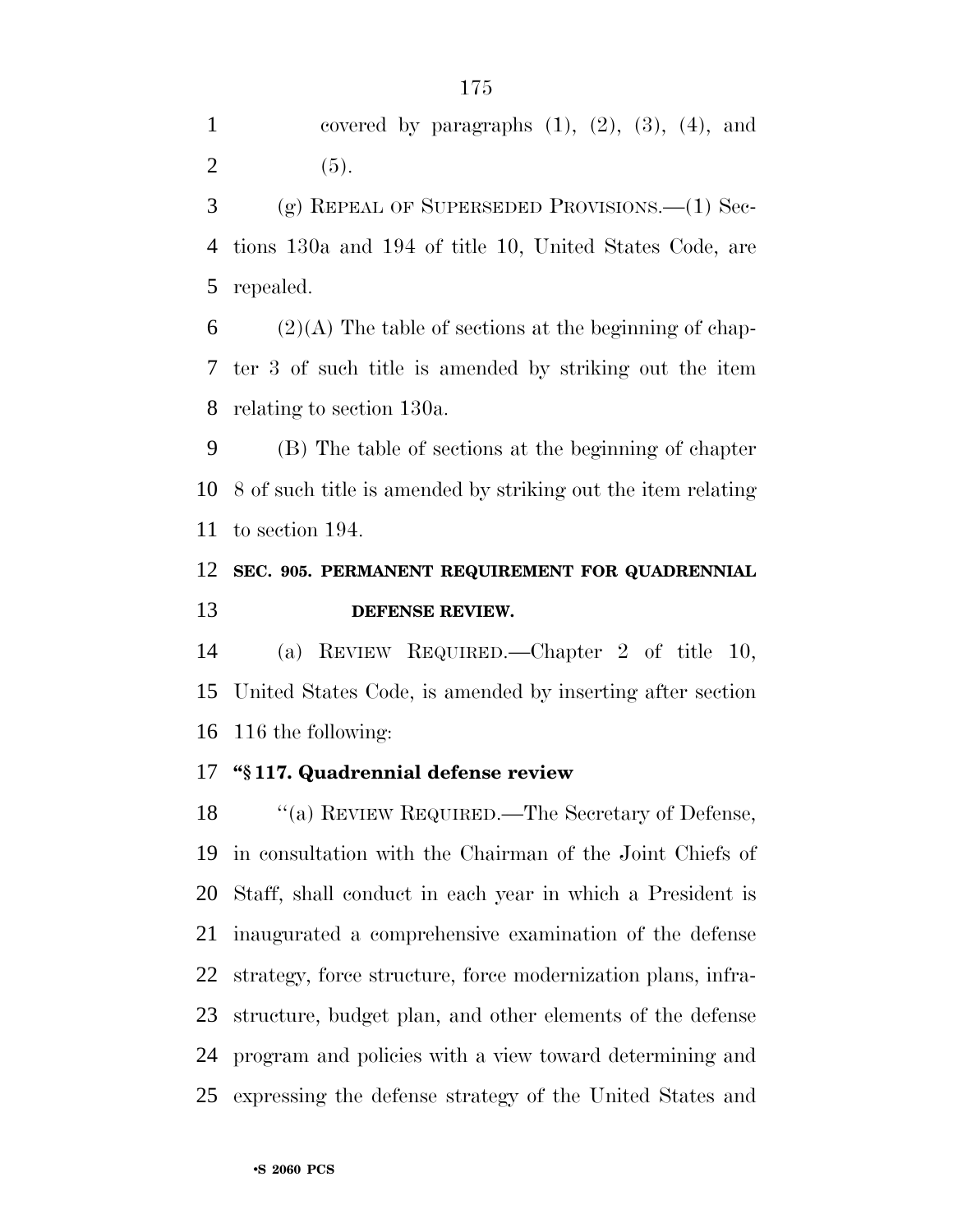covered by paragraphs (1), (2), (3), (4), and (5).

(g) REPEAL OF SUPERSEDED PROVISIONS.—(1) Sections 130a and 194 of title 10, United States Code, are repealed.

(2)(A) The table of sections at the beginning of chapter 3 of such title is amended by striking out the item relating to section 130a.

(B) The table of sections at the beginning of chapter 8 of such title is amended by striking out the item relating to section 194.

**SEC. 905. PERMANENT REQUIREMENT FOR QUADRENNIAL DEFENSE REVIEW.**

(a) REVIEW REQUIRED.—Chapter 2 of title 10, United States Code, is amended by inserting after section 116 the following:

**"§ 117. Quadrennial defense review**

"(a) REVIEW REQUIRED.—The Secretary of Defense, in consultation with the Chairman of the Joint Chiefs of Staff, shall conduct in each year in which a President is inaugurated a comprehensive examination of the defense strategy, force structure, force modernization plans, infrastructure, budget plan, and other elements of the defense program and policies with a view toward determining and expressing the defense strategy of the United States and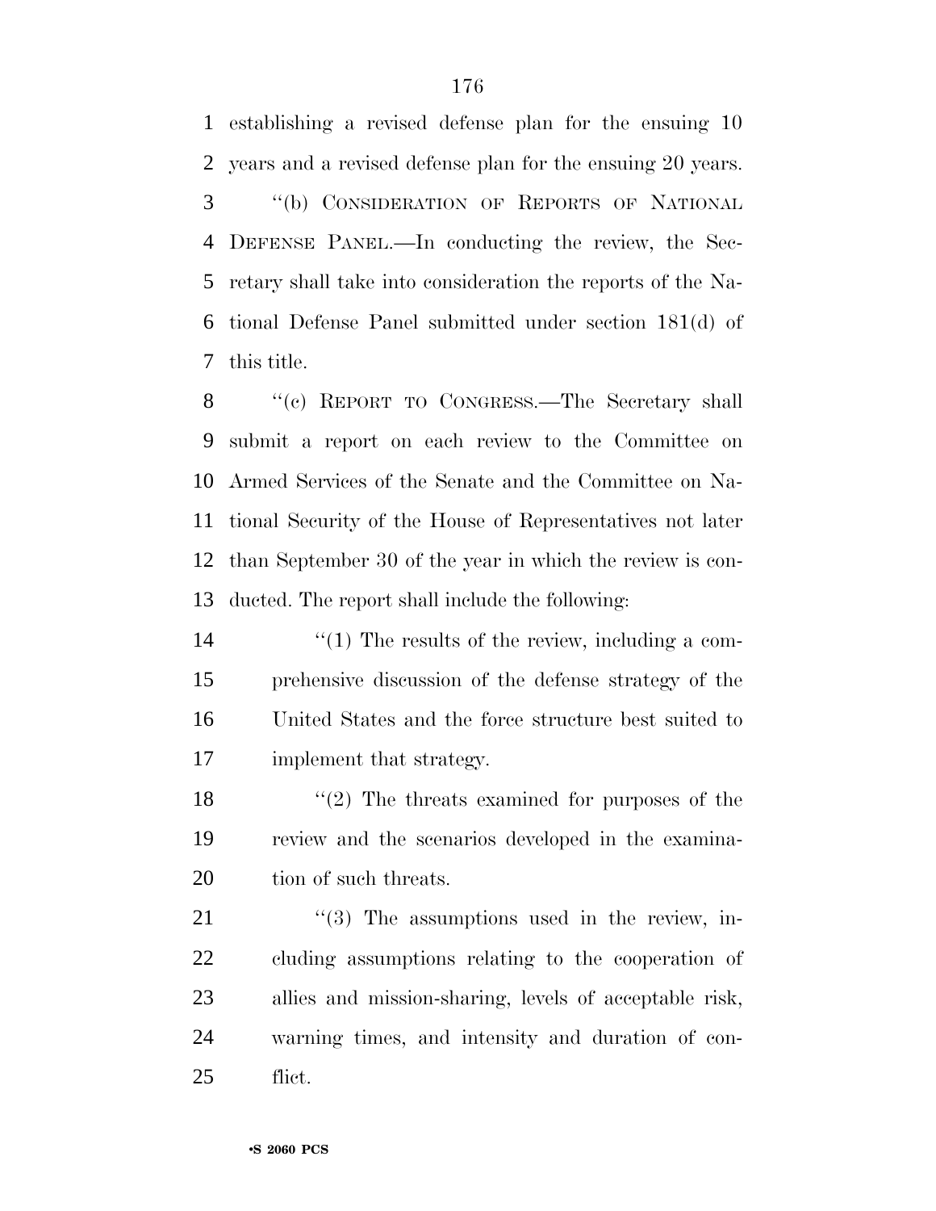establishing a revised defense plan for the ensuing 10 years and a revised defense plan for the ensuing 20 years.

''(b) CONSIDERATION OF REPORTS OF NATIONAL DEFENSE PANEL.—In conducting the review, the Secretary shall take into consideration the reports of the National Defense Panel submitted under section 181(d) of this title.

''(c) REPORT TO CONGRESS.—The Secretary shall submit a report on each review to the Committee on Armed Services of the Senate and the Committee on National Security of the House of Representatives not later than September 30 of the year in which the review is conducted. The report shall include the following:

''(1) The results of the review, including a comprehensive discussion of the defense strategy of the United States and the force structure best suited to implement that strategy.

''(2) The threats examined for purposes of the review and the scenarios developed in the examination of such threats.

''(3) The assumptions used in the review, including assumptions relating to the cooperation of allies and mission-sharing, levels of acceptable risk, warning times, and intensity and duration of conflict.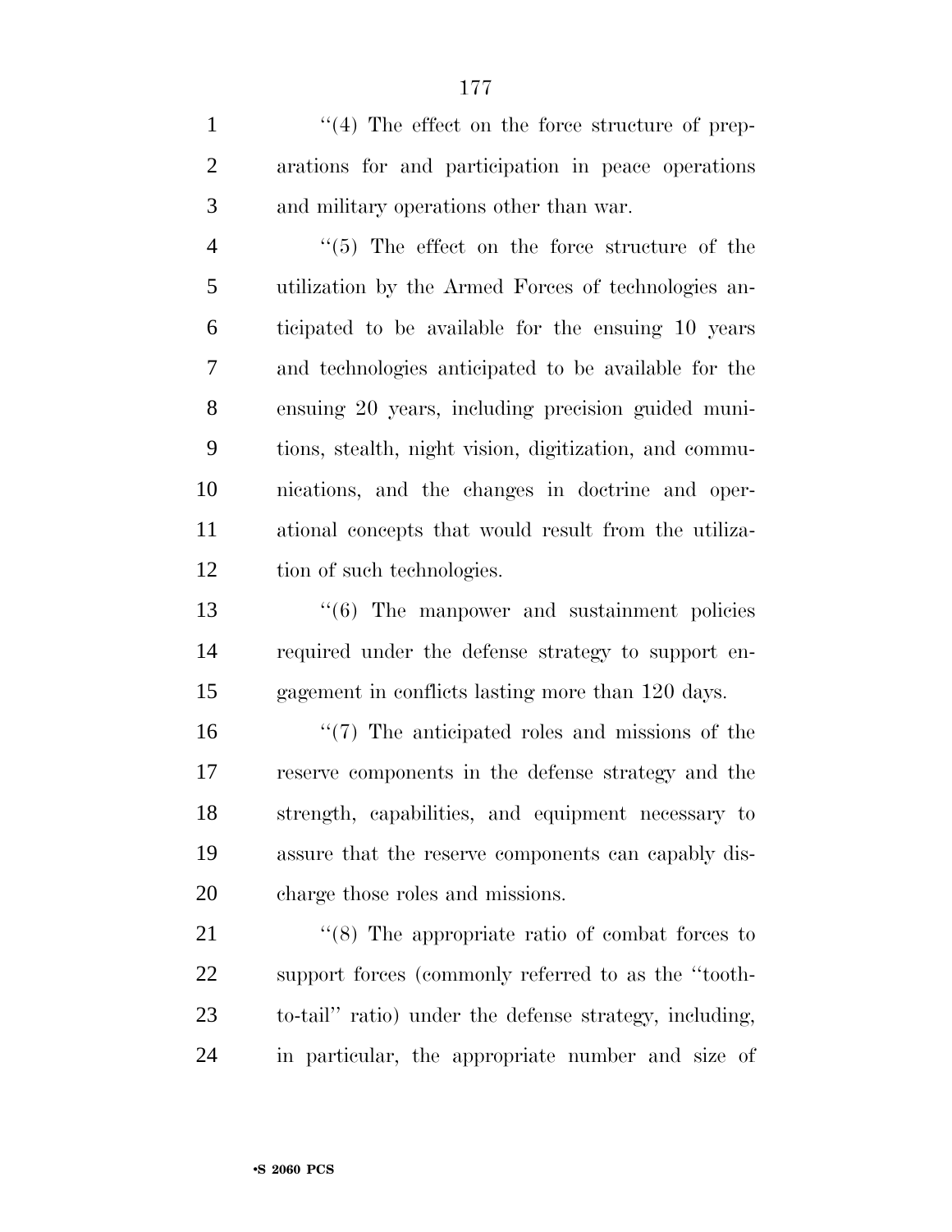''(4) The effect on the force structure of preparations for and participation in peace operations and military operations other than war.

''(5) The effect on the force structure of the utilization by the Armed Forces of technologies anticipated to be available for the ensuing 10 years and technologies anticipated to be available for the ensuing 20 years, including precision guided munitions, stealth, night vision, digitization, and communications, and the changes in doctrine and operational concepts that would result from the utilization of such technologies.

''(6) The manpower and sustainment policies required under the defense strategy to support engagement in conflicts lasting more than 120 days.

''(7) The anticipated roles and missions of the reserve components in the defense strategy and the strength, capabilities, and equipment necessary to assure that the reserve components can capably discharge those roles and missions.

''(8) The appropriate ratio of combat forces to support forces (commonly referred to as the ''tooth-to-tail'' ratio) under the defense strategy, including, in particular, the appropriate number and size of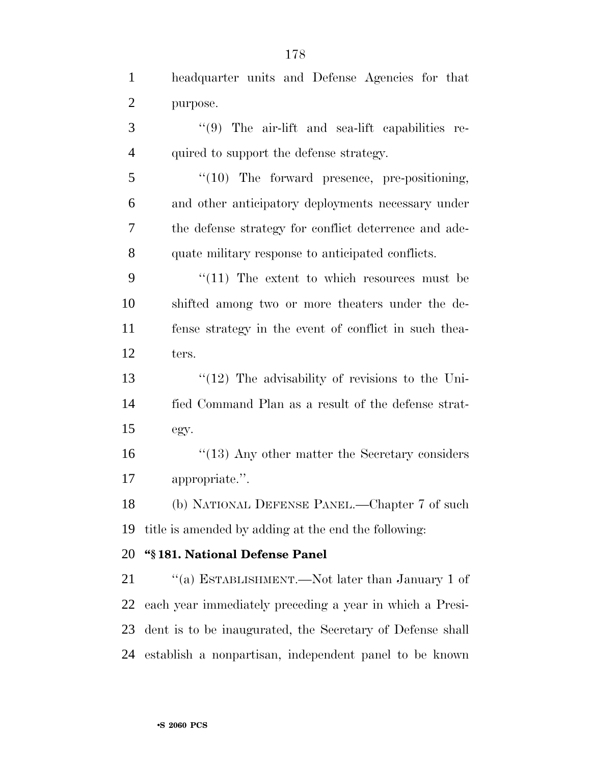headquarter units and Defense Agencies for that purpose.

''(9) The air-lift and sea-lift capabilities required to support the defense strategy.

''(10) The forward presence, pre-positioning, and other anticipatory deployments necessary under the defense strategy for conflict deterrence and adequate military response to anticipated conflicts.

''(11) The extent to which resources must be shifted among two or more theaters under the defense strategy in the event of conflict in such theaters.

''(12) The advisability of revisions to the Unified Command Plan as a result of the defense strategy.

''(13) Any other matter the Secretary considers appropriate.''.

(b) NATIONAL DEFENSE PANEL.—Chapter 7 of such title is amended by adding at the end the following:

**''§ 181. National Defense Panel**

''(a) ESTABLISHMENT.—Not later than January 1 of each year immediately preceding a year in which a President is to be inaugurated, the Secretary of Defense shall establish a nonpartisan, independent panel to be known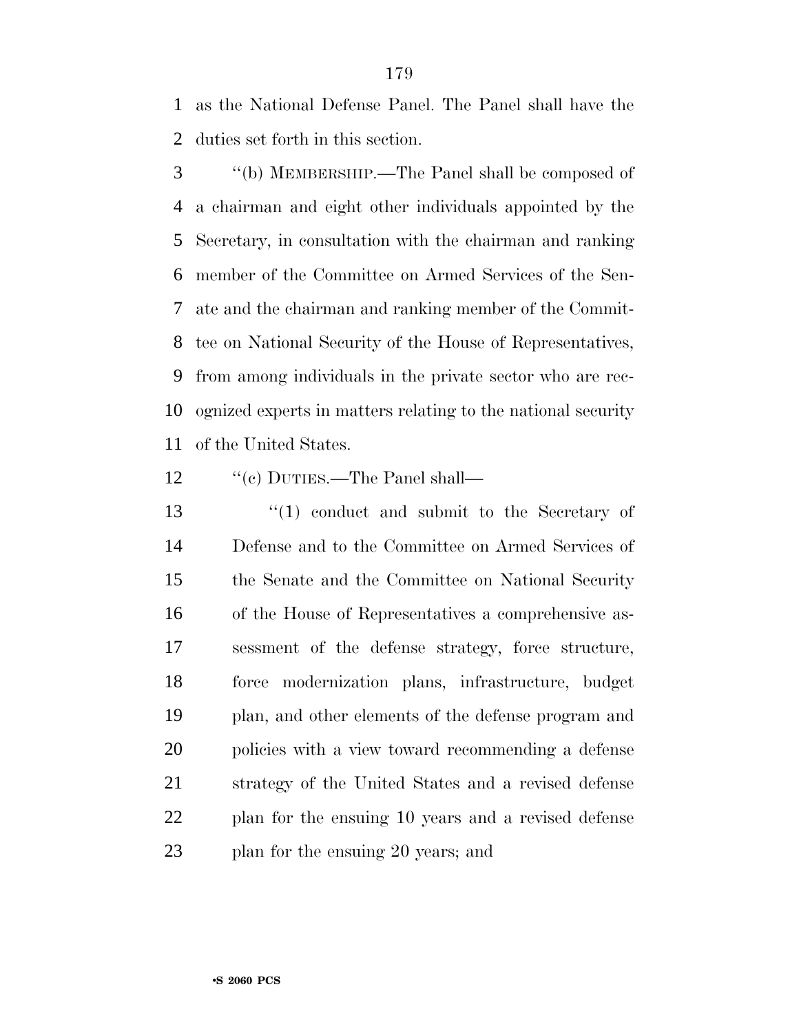as the National Defense Panel. The Panel shall have the duties set forth in this section.

''(b) MEMBERSHIP.—The Panel shall be composed of a chairman and eight other individuals appointed by the Secretary, in consultation with the chairman and ranking member of the Committee on Armed Services of the Senate and the chairman and ranking member of the Committee on National Security of the House of Representatives, from among individuals in the private sector who are recognized experts in matters relating to the national security of the United States.

''(c) DUTIES.—The Panel shall—

''(1) conduct and submit to the Secretary of Defense and to the Committee on Armed Services of the Senate and the Committee on National Security of the House of Representatives a comprehensive assessment of the defense strategy, force structure, force modernization plans, infrastructure, budget plan, and other elements of the defense program and policies with a view toward recommending a defense strategy of the United States and a revised defense plan for the ensuing 10 years and a revised defense plan for the ensuing 20 years; and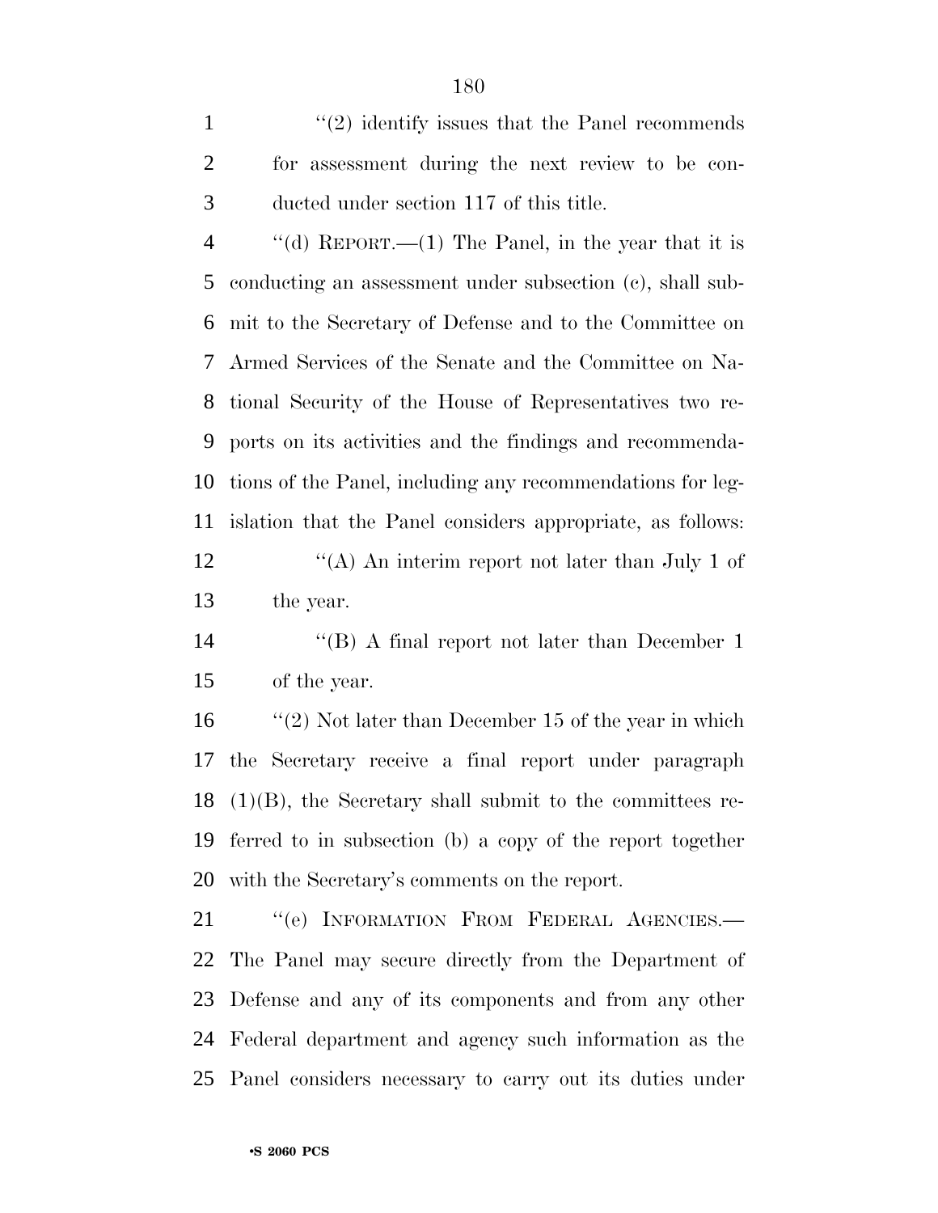''(2) identify issues that the Panel recommends for assessment during the next review to be conducted under section 117 of this title.

''(d) REPORT.—(1) The Panel, in the year that it is conducting an assessment under subsection (c), shall submit to the Secretary of Defense and to the Committee on Armed Services of the Senate and the Committee on National Security of the House of Representatives two reports on its activities and the findings and recommendations of the Panel, including any recommendations for legislation that the Panel considers appropriate, as follows:

''(A) An interim report not later than July 1 of the year.

''(B) A final report not later than December 1 of the year.

''(2) Not later than December 15 of the year in which the Secretary receive a final report under paragraph (1)(B), the Secretary shall submit to the committees referred to in subsection (b) a copy of the report together with the Secretary's comments on the report.

''(e) INFORMATION FROM FEDERAL AGENCIES.— The Panel may secure directly from the Department of Defense and any of its components and from any other Federal department and agency such information as the Panel considers necessary to carry out its duties under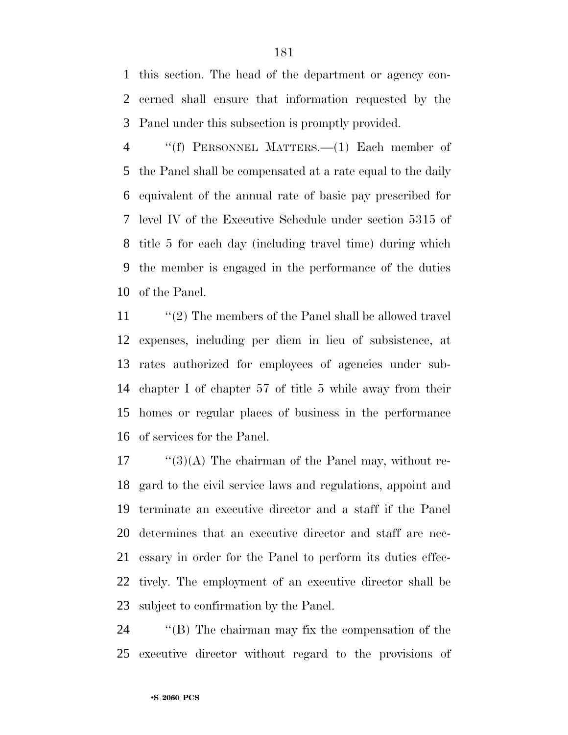this section. The head of the department or agency concerned shall ensure that information requested by the Panel under this subsection is promptly provided.

''(f) PERSONNEL MATTERS.—(1) Each member of the Panel shall be compensated at a rate equal to the daily equivalent of the annual rate of basic pay prescribed for level IV of the Executive Schedule under section 5315 of title 5 for each day (including travel time) during which the member is engaged in the performance of the duties of the Panel.

''(2) The members of the Panel shall be allowed travel expenses, including per diem in lieu of subsistence, at rates authorized for employees of agencies under subchapter I of chapter 57 of title 5 while away from their homes or regular places of business in the performance of services for the Panel.

''(3)(A) The chairman of the Panel may, without regard to the civil service laws and regulations, appoint and terminate an executive director and a staff if the Panel determines that an executive director and staff are necessary in order for the Panel to perform its duties effectively. The employment of an executive director shall be subject to confirmation by the Panel.

''(B) The chairman may fix the compensation of the executive director without regard to the provisions of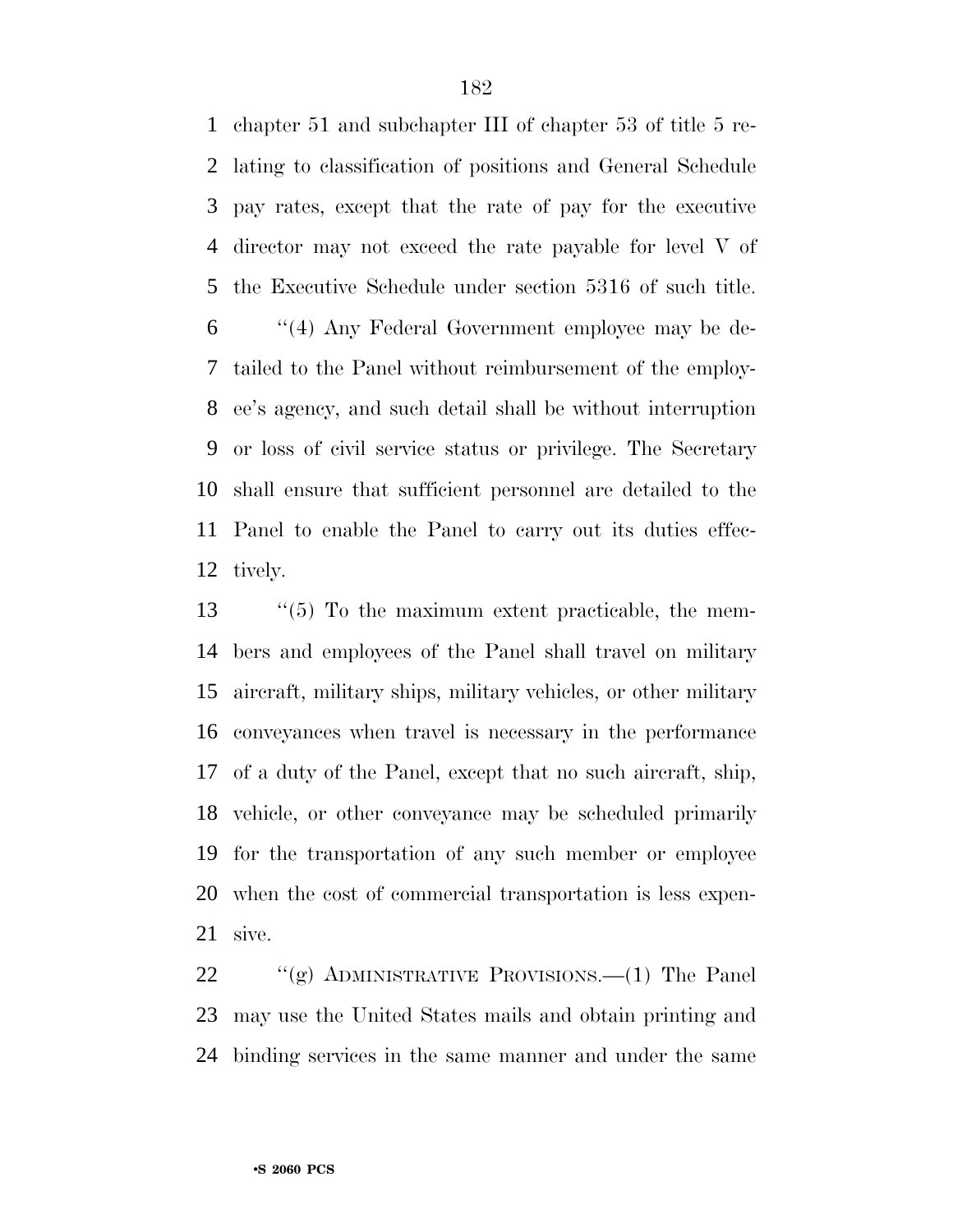chapter 51 and subchapter III of chapter 53 of title 5 relating to classification of positions and General Schedule pay rates, except that the rate of pay for the executive director may not exceed the rate payable for level V of the Executive Schedule under section 5316 of such title.

''(4) Any Federal Government employee may be detailed to the Panel without reimbursement of the employee's agency, and such detail shall be without interruption or loss of civil service status or privilege. The Secretary shall ensure that sufficient personnel are detailed to the Panel to enable the Panel to carry out its duties effectively.

''(5) To the maximum extent practicable, the members and employees of the Panel shall travel on military aircraft, military ships, military vehicles, or other military conveyances when travel is necessary in the performance of a duty of the Panel, except that no such aircraft, ship, vehicle, or other conveyance may be scheduled primarily for the transportation of any such member or employee when the cost of commercial transportation is less expensive.

''(g) ADMINISTRATIVE PROVISIONS.—(1) The Panel may use the United States mails and obtain printing and binding services in the same manner and under the same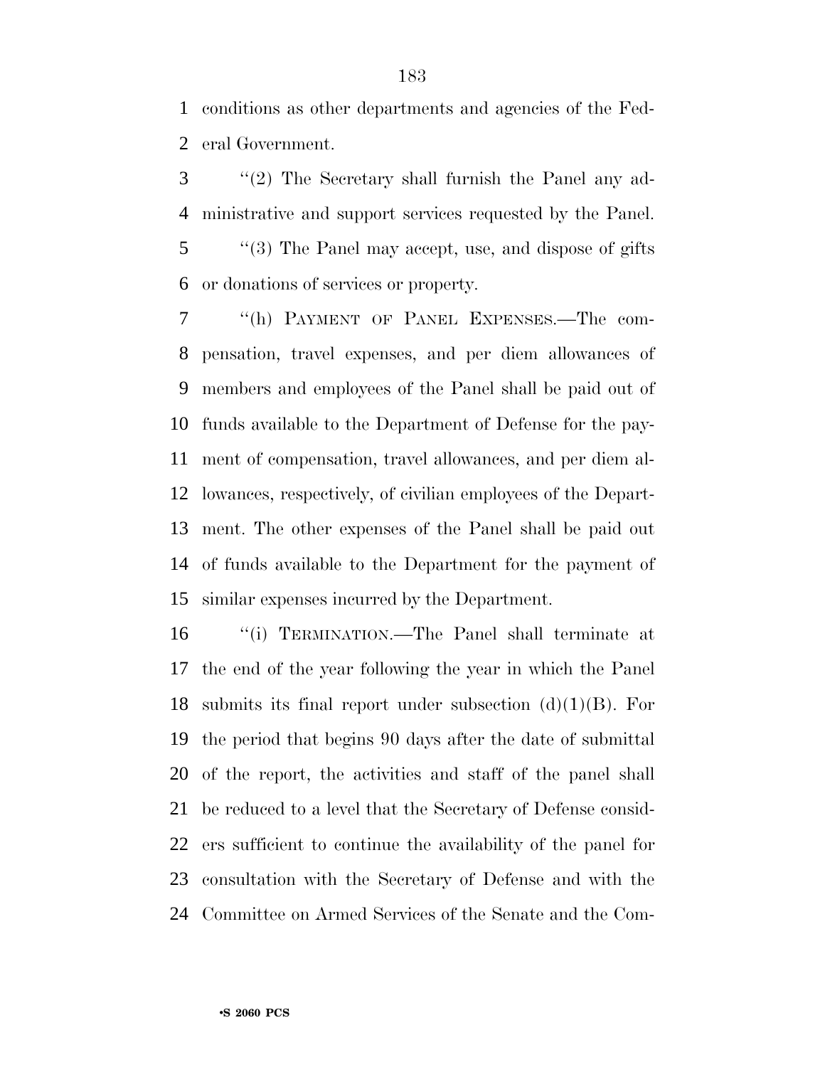conditions as other departments and agencies of the Federal Government.

''(2) The Secretary shall furnish the Panel any administrative and support services requested by the Panel.

''(3) The Panel may accept, use, and dispose of gifts or donations of services or property.

''(h) PAYMENT OF PANEL EXPENSES.—The compensation, travel expenses, and per diem allowances of members and employees of the Panel shall be paid out of funds available to the Department of Defense for the payment of compensation, travel allowances, and per diem allowances, respectively, of civilian employees of the Department. The other expenses of the Panel shall be paid out of funds available to the Department for the payment of similar expenses incurred by the Department.

''(i) TERMINATION.—The Panel shall terminate at the end of the year following the year in which the Panel submits its final report under subsection (d)(1)(B). For the period that begins 90 days after the date of submittal of the report, the activities and staff of the panel shall be reduced to a level that the Secretary of Defense considers sufficient to continue the availability of the panel for consultation with the Secretary of Defense and with the Committee on Armed Services of the Senate and the Com-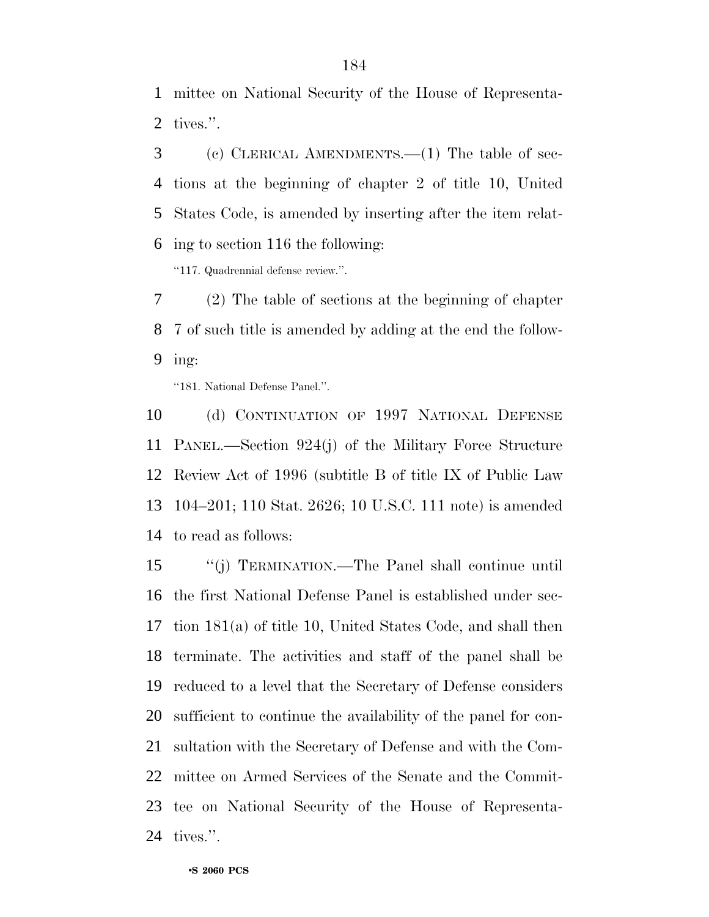mittee on National Security of the House of Representatives.''.

(c) CLERICAL AMENDMENTS.—(1) The table of sections at the beginning of chapter 2 of title 10, United States Code, is amended by inserting after the item relating to section 116 the following:

''117. Quadrennial defense review.''.

(2) The table of sections at the beginning of chapter 7 of such title is amended by adding at the end the following:

''181. National Defense Panel.''.

(d) CONTINUATION OF 1997 NATIONAL DEFENSE PANEL.—Section 924(j) of the Military Force Structure Review Act of 1996 (subtitle B of title IX of Public Law 104–201; 110 Stat. 2626; 10 U.S.C. 111 note) is amended to read as follows:

''(j) TERMINATION.—The Panel shall continue until the first National Defense Panel is established under section 181(a) of title 10, United States Code, and shall then terminate. The activities and staff of the panel shall be reduced to a level that the Secretary of Defense considers sufficient to continue the availability of the panel for consultation with the Secretary of Defense and with the Committee on Armed Services of the Senate and the Committee on National Security of the House of Representatives.''.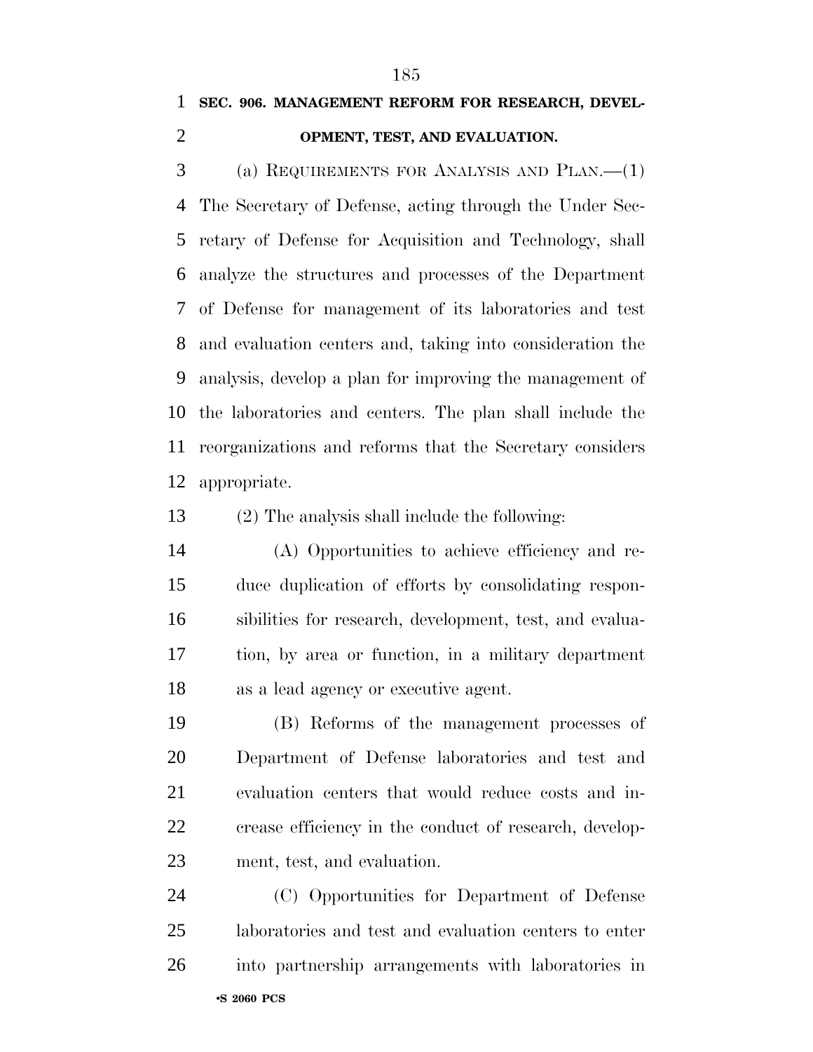**SEC. 906. MANAGEMENT REFORM FOR RESEARCH, DEVELOPMENT, TEST, AND EVALUATION.**

(a) REQUIREMENTS FOR ANALYSIS AND PLAN.—(1) The Secretary of Defense, acting through the Under Secretary of Defense for Acquisition and Technology, shall analyze the structures and processes of the Department of Defense for management of its laboratories and test and evaluation centers and, taking into consideration the analysis, develop a plan for improving the management of the laboratories and centers. The plan shall include the reorganizations and reforms that the Secretary considers appropriate.

(2) The analysis shall include the following:

(A) Opportunities to achieve efficiency and reduce duplication of efforts by consolidating responsibilities for research, development, test, and evaluation, by area or function, in a military department as a lead agency or executive agent.

(B) Reforms of the management processes of Department of Defense laboratories and test and evaluation centers that would reduce costs and increase efficiency in the conduct of research, development, test, and evaluation.

(C) Opportunities for Department of Defense laboratories and test and evaluation centers to enter into partnership arrangements with laboratories in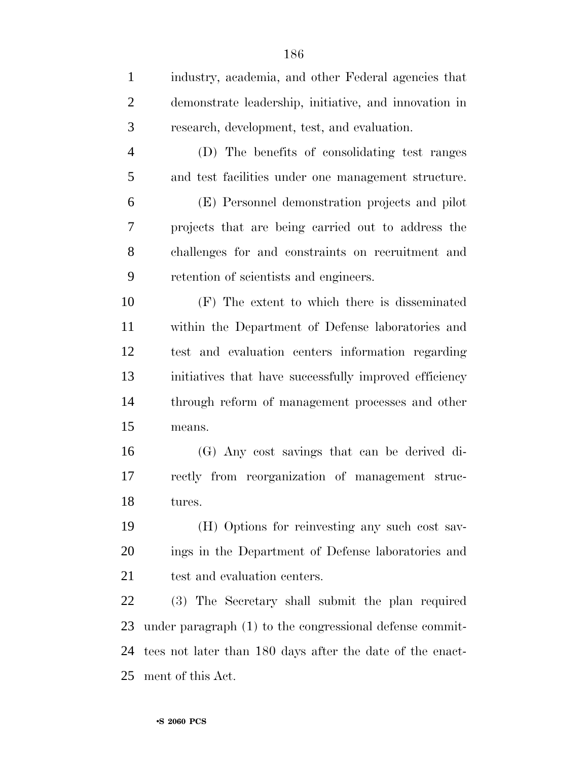industry, academia, and other Federal agencies that demonstrate leadership, initiative, and innovation in research, development, test, and evaluation.

(D) The benefits of consolidating test ranges and test facilities under one management structure.

(E) Personnel demonstration projects and pilot projects that are being carried out to address the challenges for and constraints on recruitment and retention of scientists and engineers.

(F) The extent to which there is disseminated within the Department of Defense laboratories and test and evaluation centers information regarding initiatives that have successfully improved efficiency through reform of management processes and other means.

(G) Any cost savings that can be derived directly from reorganization of management structures.

(H) Options for reinvesting any such cost savings in the Department of Defense laboratories and test and evaluation centers.

(3) The Secretary shall submit the plan required under paragraph (1) to the congressional defense committees not later than 180 days after the date of the enactment of this Act.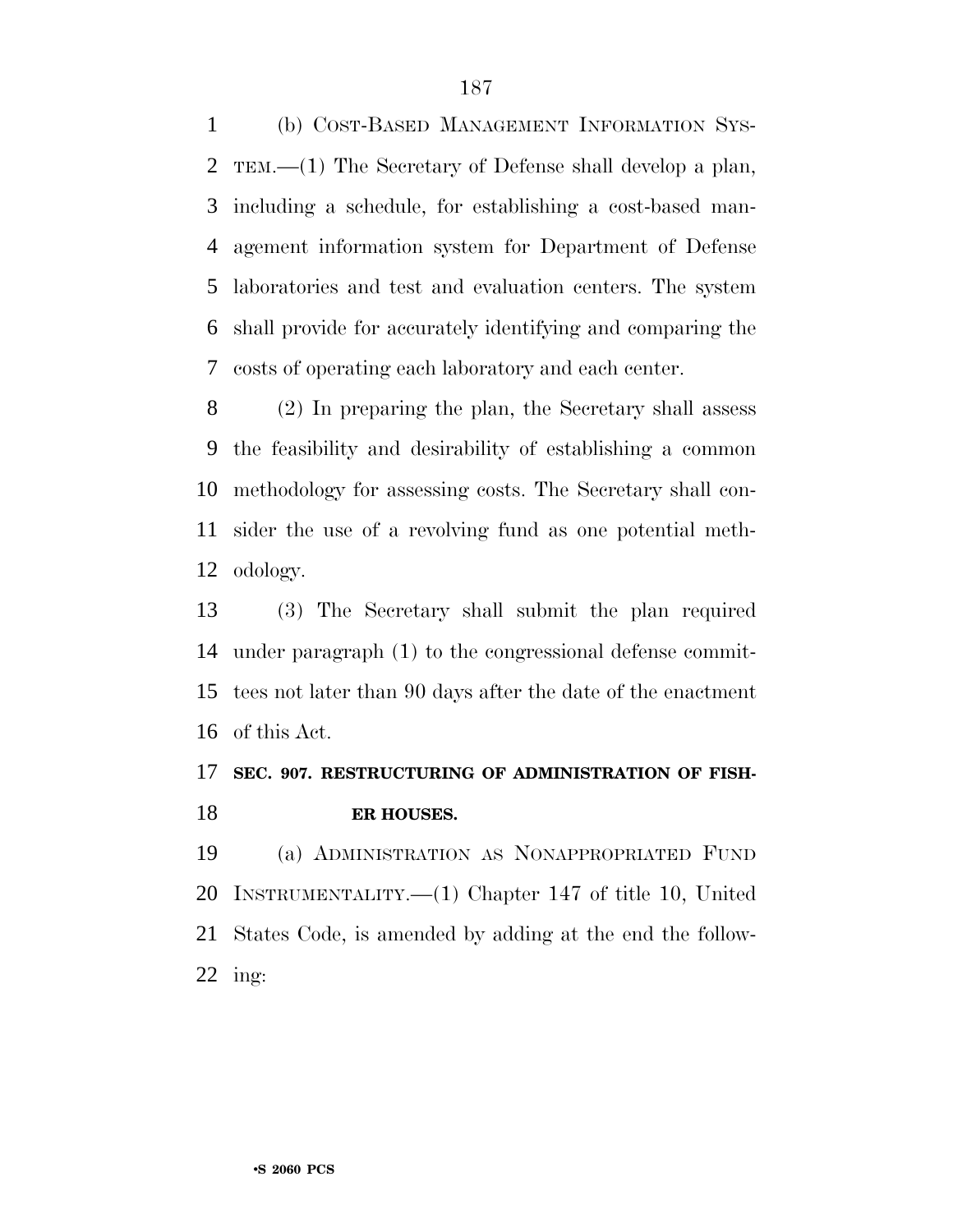(b) COST-BASED MANAGEMENT INFORMATION SYSTEM.—(1) The Secretary of Defense shall develop a plan, including a schedule, for establishing a cost-based management information system for Department of Defense laboratories and test and evaluation centers. The system shall provide for accurately identifying and comparing the costs of operating each laboratory and each center.

(2) In preparing the plan, the Secretary shall assess the feasibility and desirability of establishing a common methodology for assessing costs. The Secretary shall consider the use of a revolving fund as one potential methodology.

(3) The Secretary shall submit the plan required under paragraph (1) to the congressional defense committees not later than 90 days after the date of the enactment of this Act.

**SEC. 907. RESTRUCTURING OF ADMINISTRATION OF FISHER HOUSES.**

(a) ADMINISTRATION AS NONAPPROPRIATED FUND INSTRUMENTALITY.—(1) Chapter 147 of title 10, United States Code, is amended by adding at the end the following: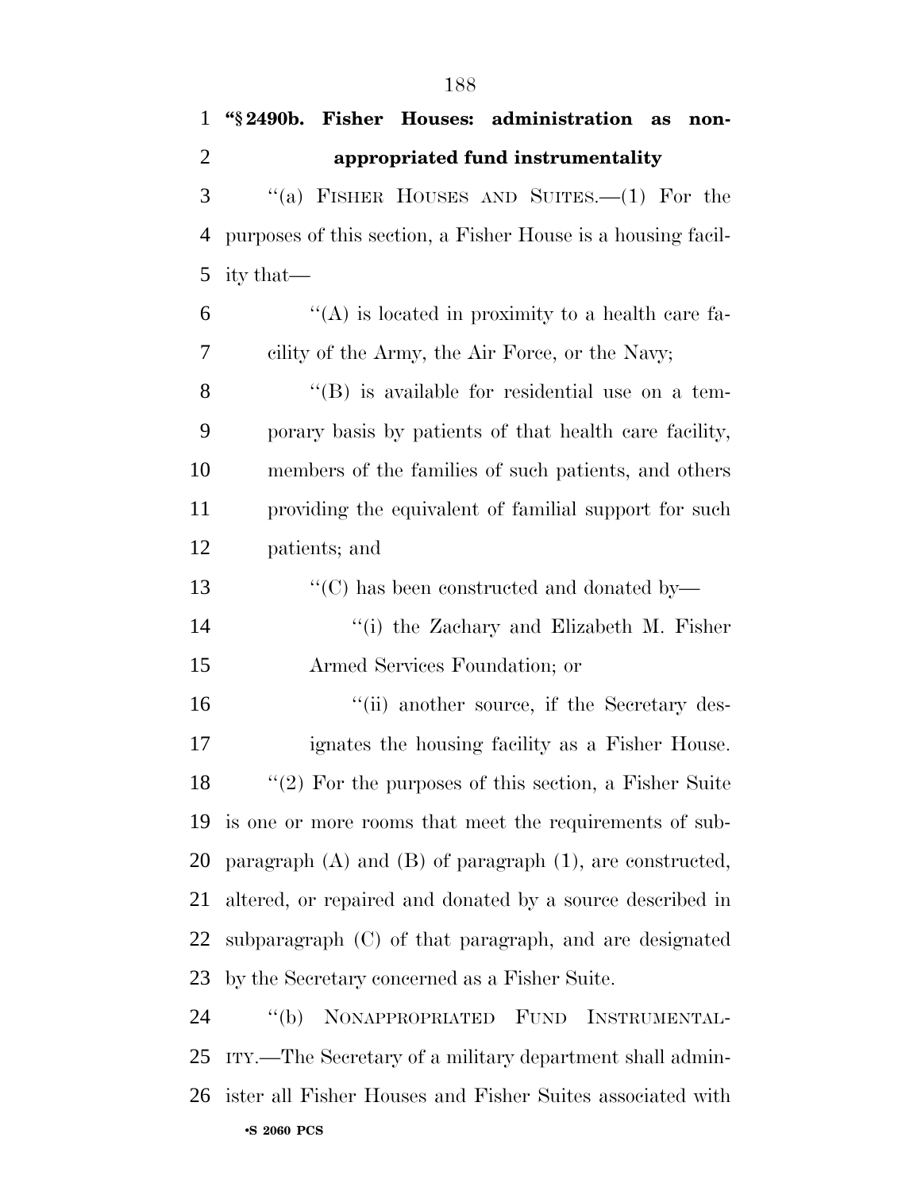**"§ 2490b. Fisher Houses: administration as non-appropriated fund instrumentality**

"(a) FISHER HOUSES AND SUITES.—(1) For the purposes of this section, a Fisher House is a housing facility that—

"(A) is located in proximity to a health care facility of the Army, the Air Force, or the Navy;

"(B) is available for residential use on a temporary basis by patients of that health care facility, members of the families of such patients, and others providing the equivalent of familial support for such patients; and

"(C) has been constructed and donated by—

"(i) the Zachary and Elizabeth M. Fisher Armed Services Foundation; or

"(ii) another source, if the Secretary designates the housing facility as a Fisher House.

"(2) For the purposes of this section, a Fisher Suite is one or more rooms that meet the requirements of subparagraph (A) and (B) of paragraph (1), are constructed, altered, or repaired and donated by a source described in subparagraph (C) of that paragraph, and are designated by the Secretary concerned as a Fisher Suite.

"(b) NONAPPROPRIATED FUND INSTRUMENTALITY.—The Secretary of a military department shall administer all Fisher Houses and Fisher Suites associated with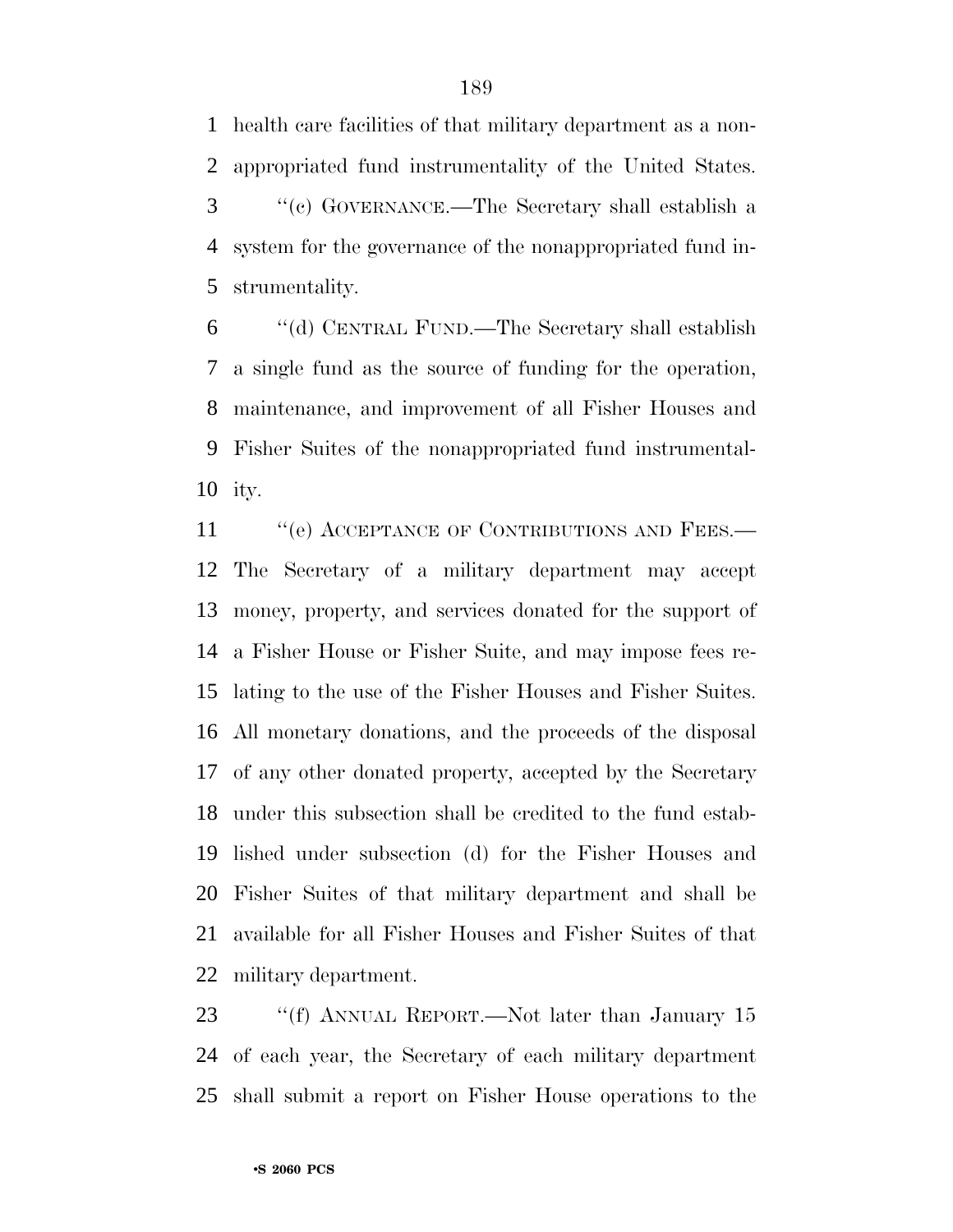health care facilities of that military department as a nonappropriated fund instrumentality of the United States.

''(c) GOVERNANCE.—The Secretary shall establish a system for the governance of the nonappropriated fund instrumentality.

''(d) CENTRAL FUND.—The Secretary shall establish a single fund as the source of funding for the operation, maintenance, and improvement of all Fisher Houses and Fisher Suites of the nonappropriated fund instrumentality.

''(e) ACCEPTANCE OF CONTRIBUTIONS AND FEES.—The Secretary of a military department may accept money, property, and services donated for the support of a Fisher House or Fisher Suite, and may impose fees relating to the use of the Fisher Houses and Fisher Suites. All monetary donations, and the proceeds of the disposal of any other donated property, accepted by the Secretary under this subsection shall be credited to the fund established under subsection (d) for the Fisher Houses and Fisher Suites of that military department and shall be available for all Fisher Houses and Fisher Suites of that military department.

''(f) ANNUAL REPORT.—Not later than January 15 of each year, the Secretary of each military department shall submit a report on Fisher House operations to the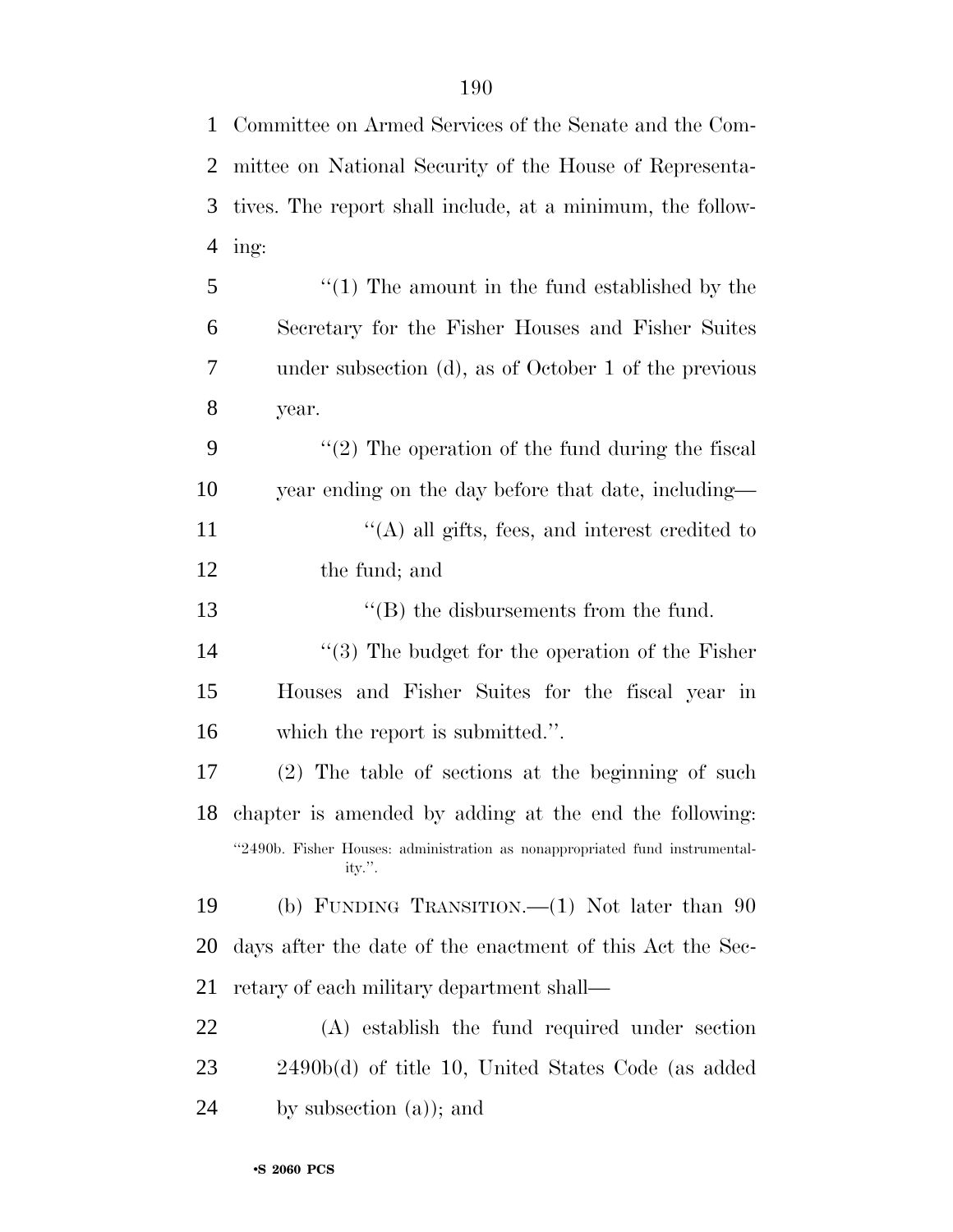Committee on Armed Services of the Senate and the Committee on National Security of the House of Representatives. The report shall include, at a minimum, the following:

"(1) The amount in the fund established by the Secretary for the Fisher Houses and Fisher Suites under subsection (d), as of October 1 of the previous year.

"(2) The operation of the fund during the fiscal year ending on the day before that date, including—

"(A) all gifts, fees, and interest credited to the fund; and

"(B) the disbursements from the fund.

"(3) The budget for the operation of the Fisher Houses and Fisher Suites for the fiscal year in which the report is submitted.".

(2) The table of sections at the beginning of such chapter is amended by adding at the end the following:

"2490b. Fisher Houses: administration as nonappropriated fund instrumentality.".

(b) FUNDING TRANSITION.—(1) Not later than 90 days after the date of the enactment of this Act the Secretary of each military department shall—

(A) establish the fund required under section 2490b(d) of title 10, United States Code (as added by subsection (a)); and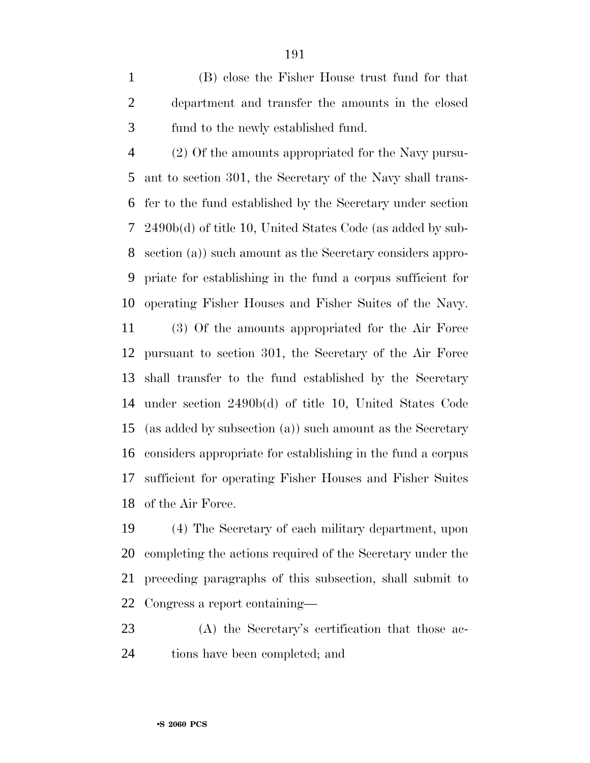(B) close the Fisher House trust fund for that department and transfer the amounts in the closed fund to the newly established fund.

(2) Of the amounts appropriated for the Navy pursuant to section 301, the Secretary of the Navy shall transfer to the fund established by the Secretary under section 2490b(d) of title 10, United States Code (as added by subsection (a)) such amount as the Secretary considers appropriate for establishing in the fund a corpus sufficient for operating Fisher Houses and Fisher Suites of the Navy.

(3) Of the amounts appropriated for the Air Force pursuant to section 301, the Secretary of the Air Force shall transfer to the fund established by the Secretary under section 2490b(d) of title 10, United States Code (as added by subsection (a)) such amount as the Secretary considers appropriate for establishing in the fund a corpus sufficient for operating Fisher Houses and Fisher Suites of the Air Force.

(4) The Secretary of each military department, upon completing the actions required of the Secretary under the preceding paragraphs of this subsection, shall submit to Congress a report containing—

(A) the Secretary's certification that those actions have been completed; and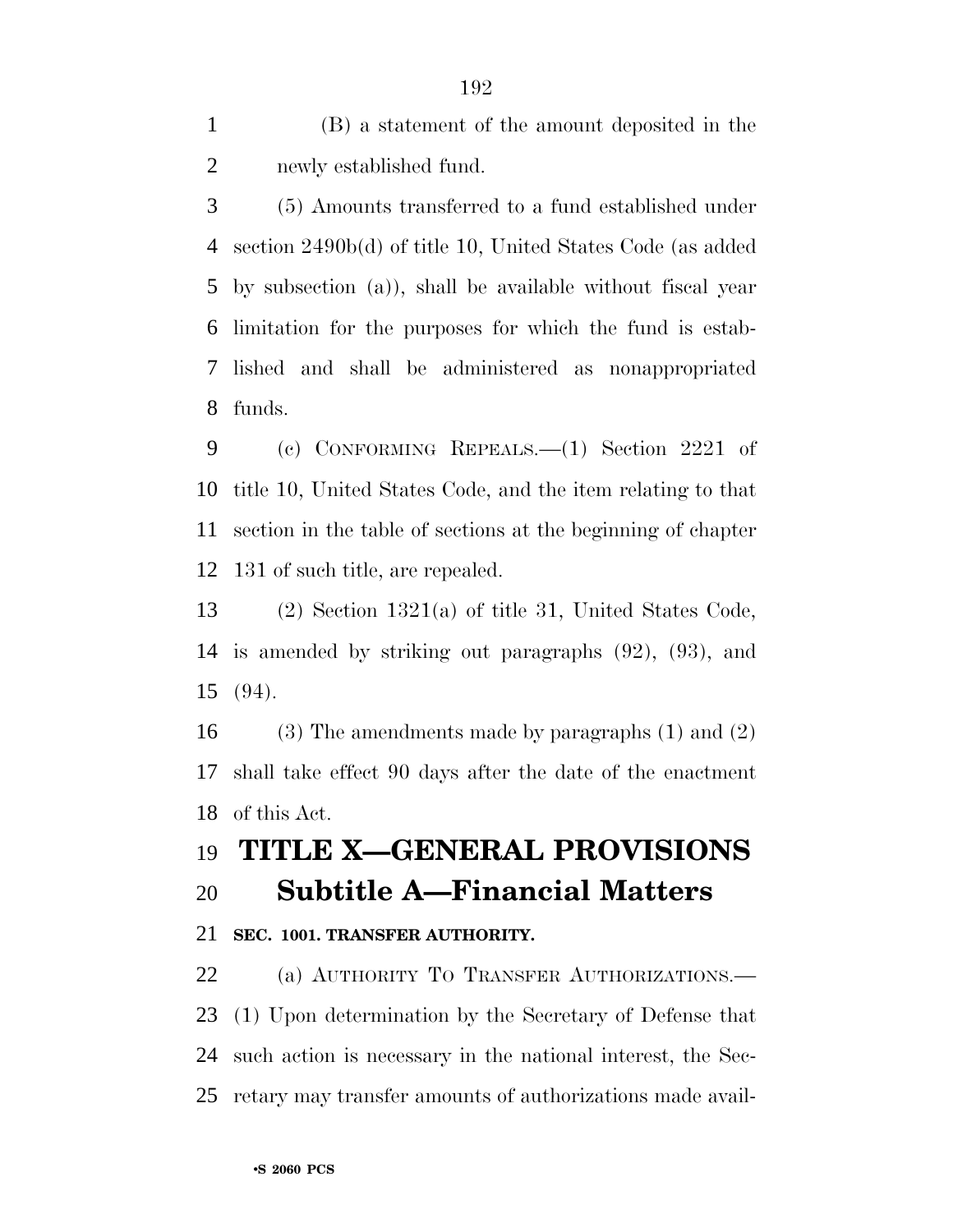(B) a statement of the amount deposited in the newly established fund.

(5) Amounts transferred to a fund established under section 2490b(d) of title 10, United States Code (as added by subsection (a)), shall be available without fiscal year limitation for the purposes for which the fund is established and shall be administered as nonappropriated funds.

(c) CONFORMING REPEALS.—(1) Section 2221 of title 10, United States Code, and the item relating to that section in the table of sections at the beginning of chapter 131 of such title, are repealed.

(2) Section 1321(a) of title 31, United States Code, is amended by striking out paragraphs (92), (93), and (94).

(3) The amendments made by paragraphs (1) and (2) shall take effect 90 days after the date of the enactment of this Act.

# TITLE X—GENERAL PROVISIONS

## Subtitle A—Financial Matters

### SEC. 1001. TRANSFER AUTHORITY.

(a) AUTHORITY TO TRANSFER AUTHORIZATIONS.—(1) Upon determination by the Secretary of Defense that such action is necessary in the national interest, the Secretary may transfer amounts of authorizations made avail-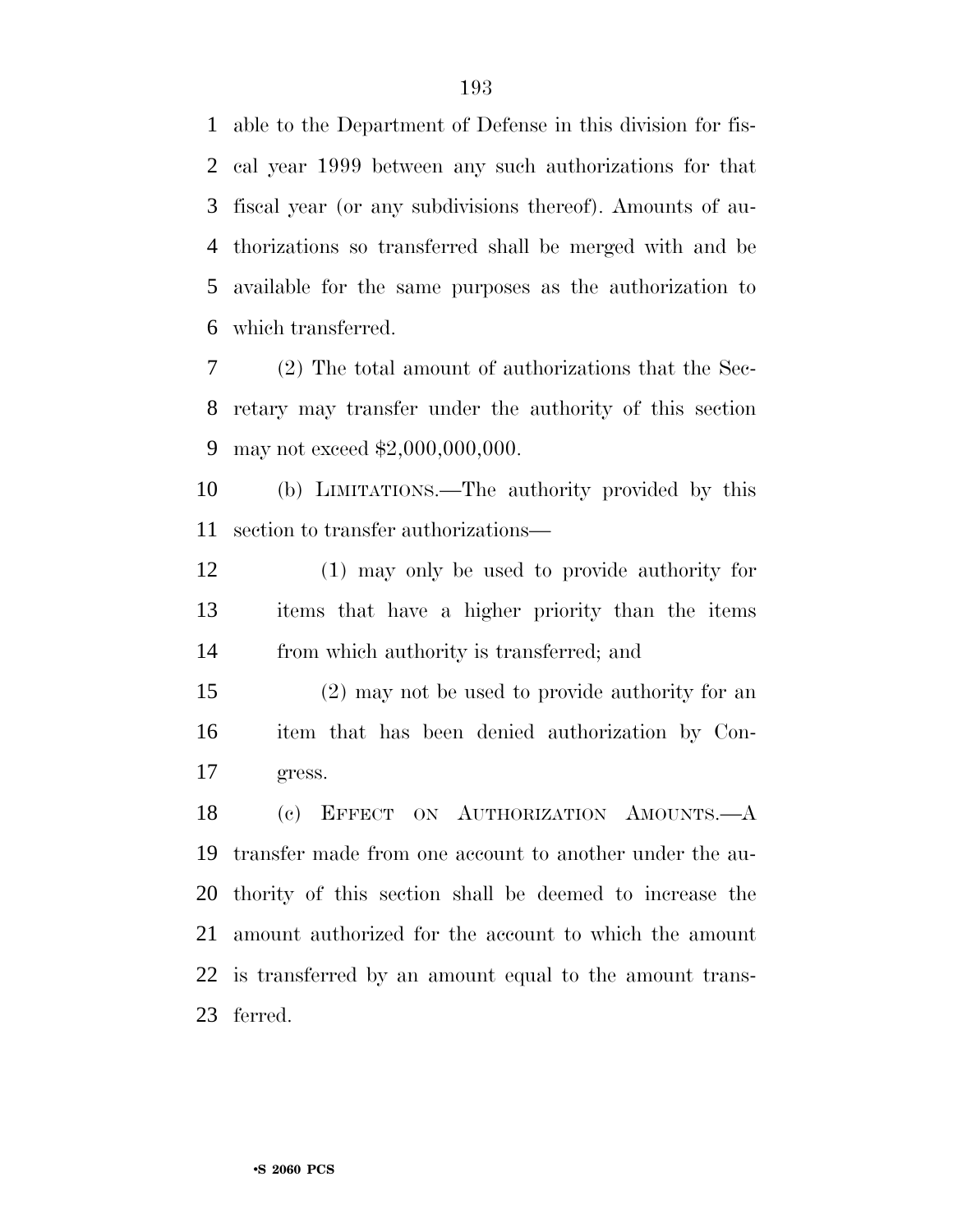able to the Department of Defense in this division for fiscal year 1999 between any such authorizations for that fiscal year (or any subdivisions thereof). Amounts of authorizations so transferred shall be merged with and be available for the same purposes as the authorization to which transferred.

(2) The total amount of authorizations that the Secretary may transfer under the authority of this section may not exceed $2,000,000,000.

(b) LIMITATIONS.—The authority provided by this section to transfer authorizations—

(1) may only be used to provide authority for items that have a higher priority than the items from which authority is transferred; and

(2) may not be used to provide authority for an item that has been denied authorization by Congress.

(c) EFFECT ON AUTHORIZATION AMOUNTS.—A transfer made from one account to another under the authority of this section shall be deemed to increase the amount authorized for the account to which the amount is transferred by an amount equal to the amount transferred.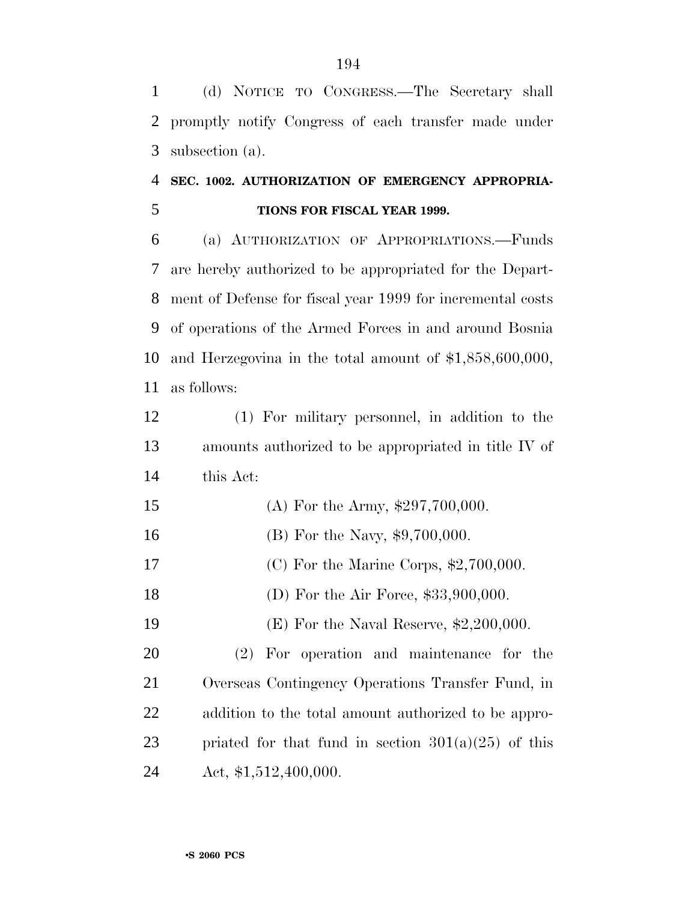(d) NOTICE TO CONGRESS.—The Secretary shall promptly notify Congress of each transfer made under subsection (a).

**SEC. 1002. AUTHORIZATION OF EMERGENCY APPROPRIATIONS FOR FISCAL YEAR 1999.**

(a) AUTHORIZATION OF APPROPRIATIONS.—Funds are hereby authorized to be appropriated for the Department of Defense for fiscal year 1999 for incremental costs of operations of the Armed Forces in and around Bosnia and Herzegovina in the total amount of $1,858,600,000, as follows:

(1) For military personnel, in addition to the amounts authorized to be appropriated in title IV of this Act:

(A) For the Army, $297,700,000.

(B) For the Navy, $9,700,000.

(C) For the Marine Corps, $2,700,000.

(D) For the Air Force, $33,900,000.

(E) For the Naval Reserve, $2,200,000.

(2) For operation and maintenance for the Overseas Contingency Operations Transfer Fund, in addition to the total amount authorized to be appropriated for that fund in section 301(a)(25) of this Act, $1,512,400,000.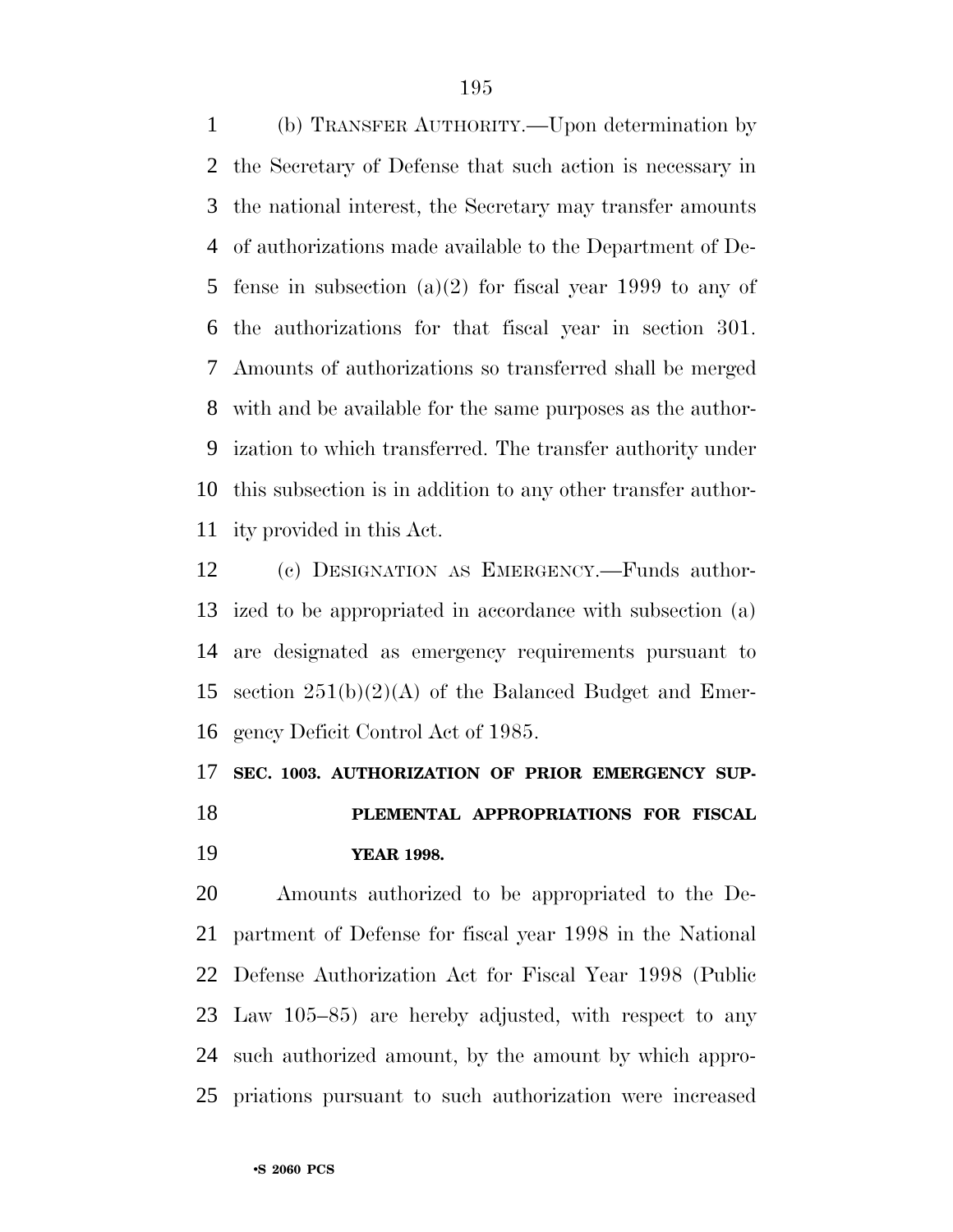(b) TRANSFER AUTHORITY.—Upon determination by the Secretary of Defense that such action is necessary in the national interest, the Secretary may transfer amounts of authorizations made available to the Department of Defense in subsection (a)(2) for fiscal year 1999 to any of the authorizations for that fiscal year in section 301. Amounts of authorizations so transferred shall be merged with and be available for the same purposes as the authorization to which transferred. The transfer authority under this subsection is in addition to any other transfer authority provided in this Act.

(c) DESIGNATION AS EMERGENCY.—Funds authorized to be appropriated in accordance with subsection (a) are designated as emergency requirements pursuant to section 251(b)(2)(A) of the Balanced Budget and Emergency Deficit Control Act of 1985.

**SEC. 1003. AUTHORIZATION OF PRIOR EMERGENCY SUPPLEMENTAL APPROPRIATIONS FOR FISCAL YEAR 1998.**

Amounts authorized to be appropriated to the Department of Defense for fiscal year 1998 in the National Defense Authorization Act for Fiscal Year 1998 (Public Law 105–85) are hereby adjusted, with respect to any such authorized amount, by the amount by which appropriations pursuant to such authorization were increased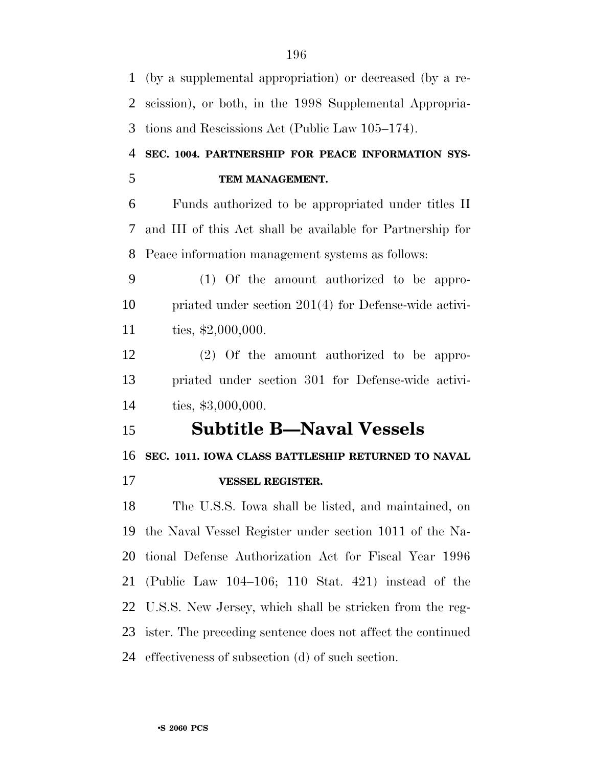(by a supplemental appropriation) or decreased (by a rescission), or both, in the 1998 Supplemental Appropriations and Rescissions Act (Public Law 105–174).

**SEC. 1004. PARTNERSHIP FOR PEACE INFORMATION SYSTEM MANAGEMENT.**

Funds authorized to be appropriated under titles II and III of this Act shall be available for Partnership for Peace information management systems as follows:

(1) Of the amount authorized to be appropriated under section 201(4) for Defense-wide activities, $2,000,000.

(2) Of the amount authorized to be appropriated under section 301 for Defense-wide activities, $3,000,000.

## Subtitle B—Naval Vessels

**SEC. 1011. IOWA CLASS BATTLESHIP RETURNED TO NAVAL VESSEL REGISTER.**

The U.S.S. Iowa shall be listed, and maintained, on the Naval Vessel Register under section 1011 of the National Defense Authorization Act for Fiscal Year 1996 (Public Law 104–106; 110 Stat. 421) instead of the U.S.S. New Jersey, which shall be stricken from the register. The preceding sentence does not affect the continued effectiveness of subsection (d) of such section.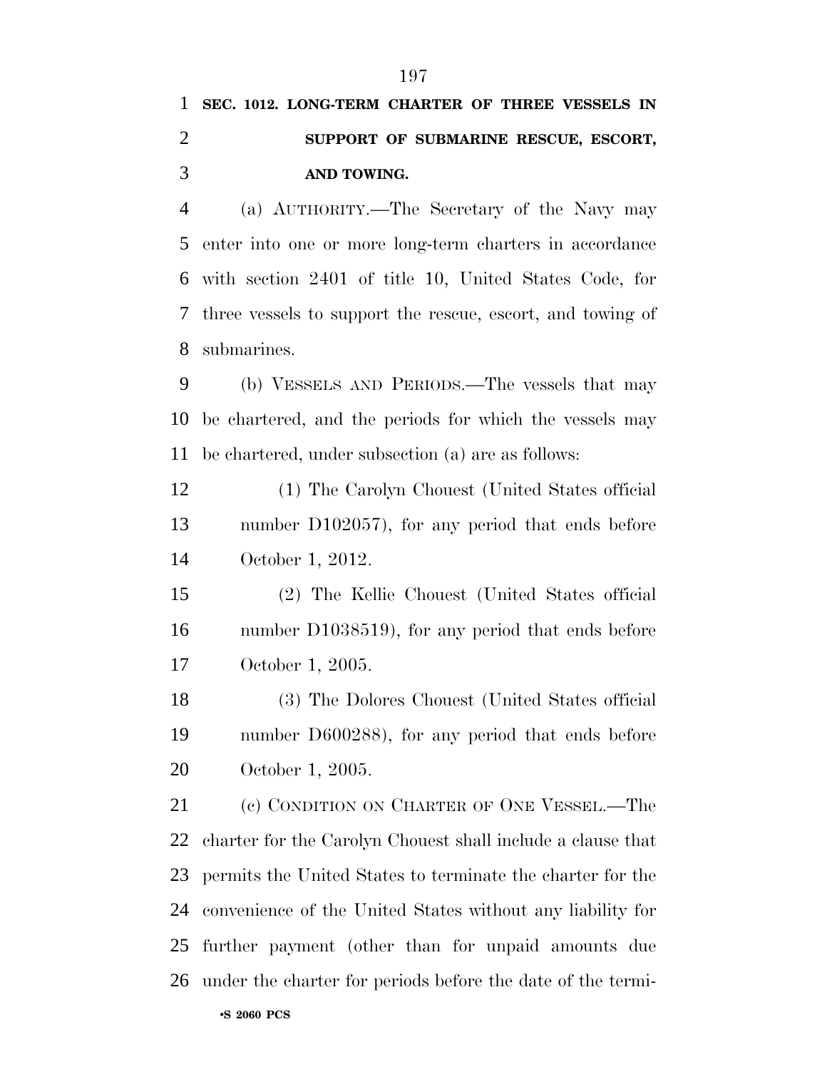**SEC. 1012. LONG-TERM CHARTER OF THREE VESSELS IN SUPPORT OF SUBMARINE RESCUE, ESCORT, AND TOWING.**

(a) AUTHORITY.—The Secretary of the Navy may enter into one or more long-term charters in accordance with section 2401 of title 10, United States Code, for three vessels to support the rescue, escort, and towing of submarines.

(b) VESSELS AND PERIODS.—The vessels that may be chartered, and the periods for which the vessels may be chartered, under subsection (a) are as follows:

(1) The Carolyn Chouest (United States official number D102057), for any period that ends before October 1, 2012.

(2) The Kellie Chouest (United States official number D1038519), for any period that ends before October 1, 2005.

(3) The Dolores Chouest (United States official number D600288), for any period that ends before October 1, 2005.

(c) CONDITION ON CHARTER OF ONE VESSEL.—The charter for the Carolyn Chouest shall include a clause that permits the United States to terminate the charter for the convenience of the United States without any liability for further payment (other than for unpaid amounts due under the charter for periods before the date of the termi-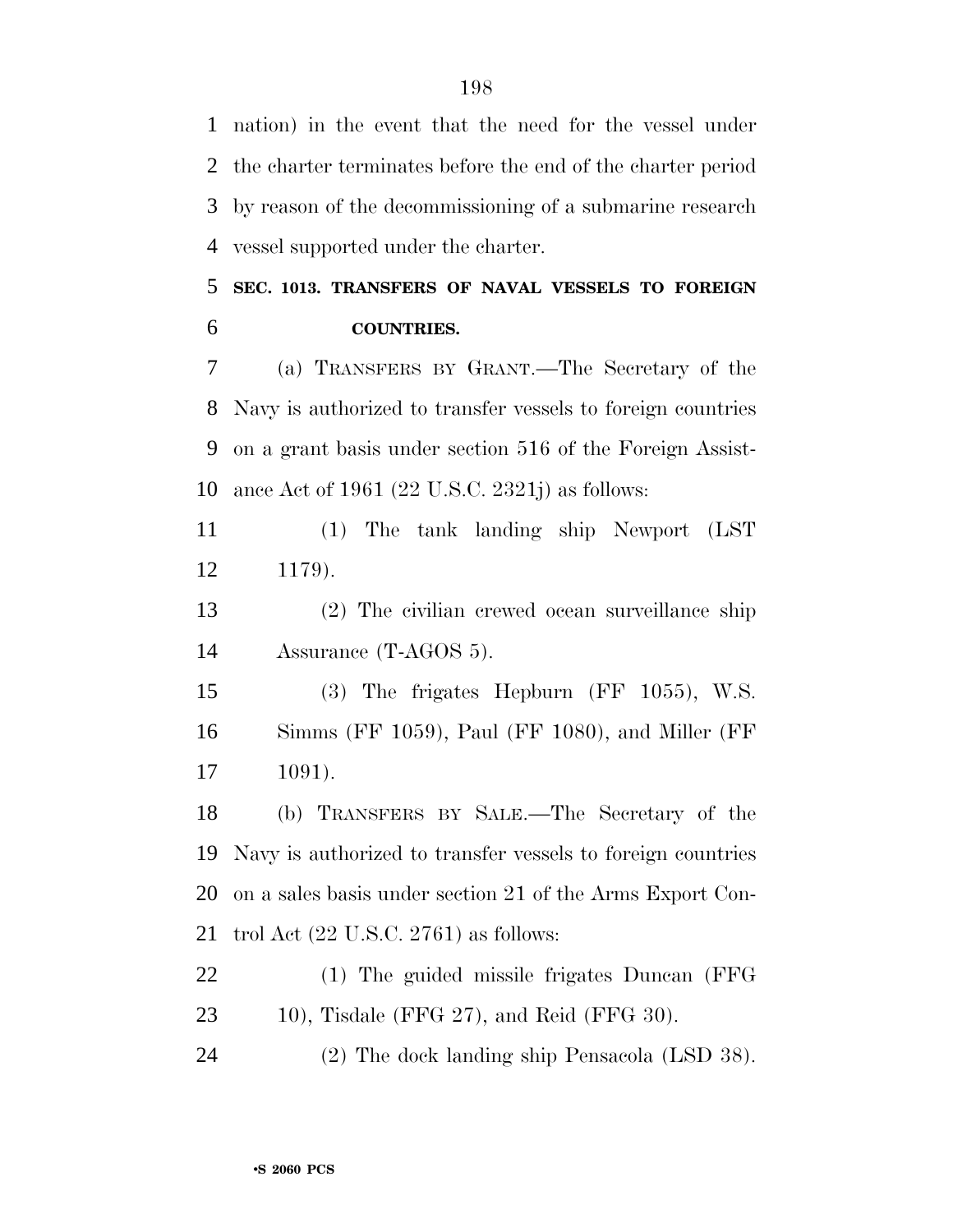nation) in the event that the need for the vessel under the charter terminates before the end of the charter period by reason of the decommissioning of a submarine research vessel supported under the charter.

### SEC. 1013. TRANSFERS OF NAVAL VESSELS TO FOREIGN COUNTRIES.

(a) TRANSFERS BY GRANT.—The Secretary of the Navy is authorized to transfer vessels to foreign countries on a grant basis under section 516 of the Foreign Assistance Act of 1961 (22 U.S.C. 2321j) as follows:

(1) The tank landing ship Newport (LST 1179).

(2) The civilian crewed ocean surveillance ship Assurance (T-AGOS 5).

(3) The frigates Hepburn (FF 1055), W.S. Simms (FF 1059), Paul (FF 1080), and Miller (FF 1091).

(b) TRANSFERS BY SALE.—The Secretary of the Navy is authorized to transfer vessels to foreign countries on a sales basis under section 21 of the Arms Export Control Act (22 U.S.C. 2761) as follows:

(1) The guided missile frigates Duncan (FFG 10), Tisdale (FFG 27), and Reid (FFG 30).

(2) The dock landing ship Pensacola (LSD 38).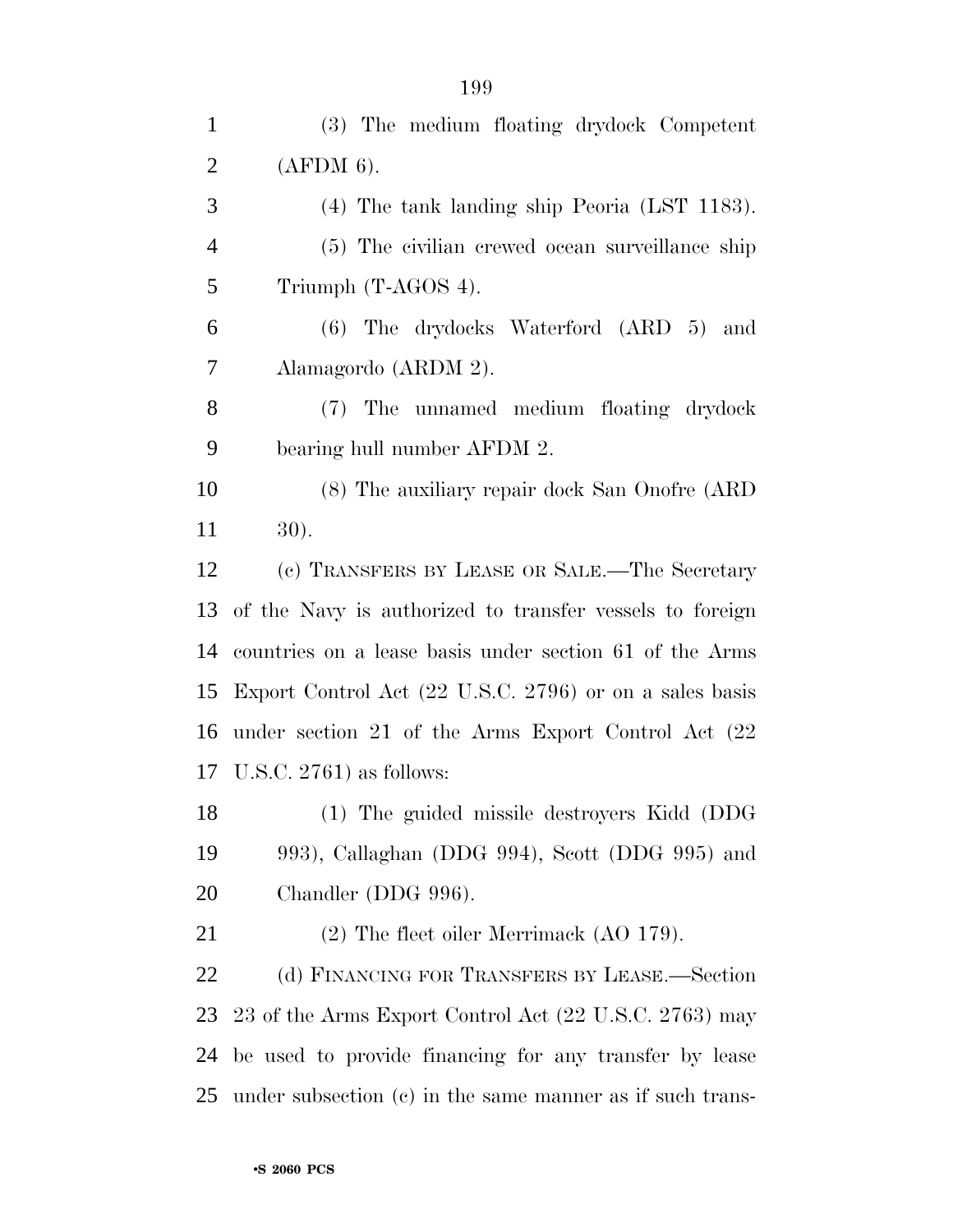(3) The medium floating drydock Competent (AFDM 6).

(4) The tank landing ship Peoria (LST 1183).

(5) The civilian crewed ocean surveillance ship Triumph (T-AGOS 4).

(6) The drydocks Waterford (ARD 5) and Alamagordo (ARDM 2).

(7) The unnamed medium floating drydock bearing hull number AFDM 2.

(8) The auxiliary repair dock San Onofre (ARD 30).

(c) TRANSFERS BY LEASE OR SALE.—The Secretary of the Navy is authorized to transfer vessels to foreign countries on a lease basis under section 61 of the Arms Export Control Act (22 U.S.C. 2796) or on a sales basis under section 21 of the Arms Export Control Act (22 U.S.C. 2761) as follows:

(1) The guided missile destroyers Kidd (DDG 993), Callaghan (DDG 994), Scott (DDG 995) and Chandler (DDG 996).

(2) The fleet oiler Merrimack (AO 179).

(d) FINANCING FOR TRANSFERS BY LEASE.—Section 23 of the Arms Export Control Act (22 U.S.C. 2763) may be used to provide financing for any transfer by lease under subsection (c) in the same manner as if such trans-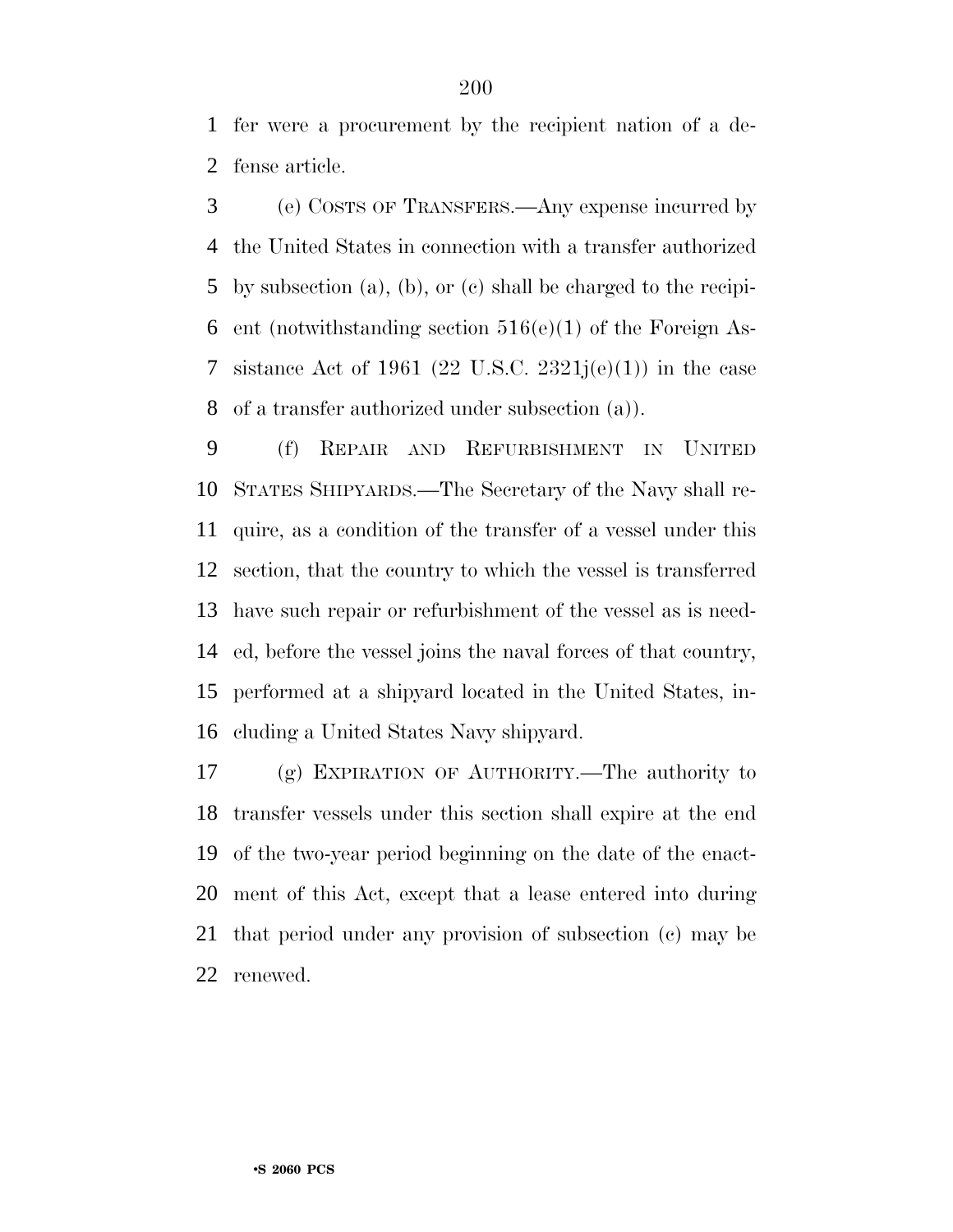fer were a procurement by the recipient nation of a defense article.

(e) COSTS OF TRANSFERS.—Any expense incurred by the United States in connection with a transfer authorized by subsection (a), (b), or (c) shall be charged to the recipient (notwithstanding section 516(e)(1) of the Foreign Assistance Act of 1961 (22 U.S.C. 2321j(e)(1)) in the case of a transfer authorized under subsection (a)).

(f) REPAIR AND REFURBISHMENT IN UNITED STATES SHIPYARDS.—The Secretary of the Navy shall require, as a condition of the transfer of a vessel under this section, that the country to which the vessel is transferred have such repair or refurbishment of the vessel as is needed, before the vessel joins the naval forces of that country, performed at a shipyard located in the United States, including a United States Navy shipyard.

(g) EXPIRATION OF AUTHORITY.—The authority to transfer vessels under this section shall expire at the end of the two-year period beginning on the date of the enactment of this Act, except that a lease entered into during that period under any provision of subsection (c) may be renewed.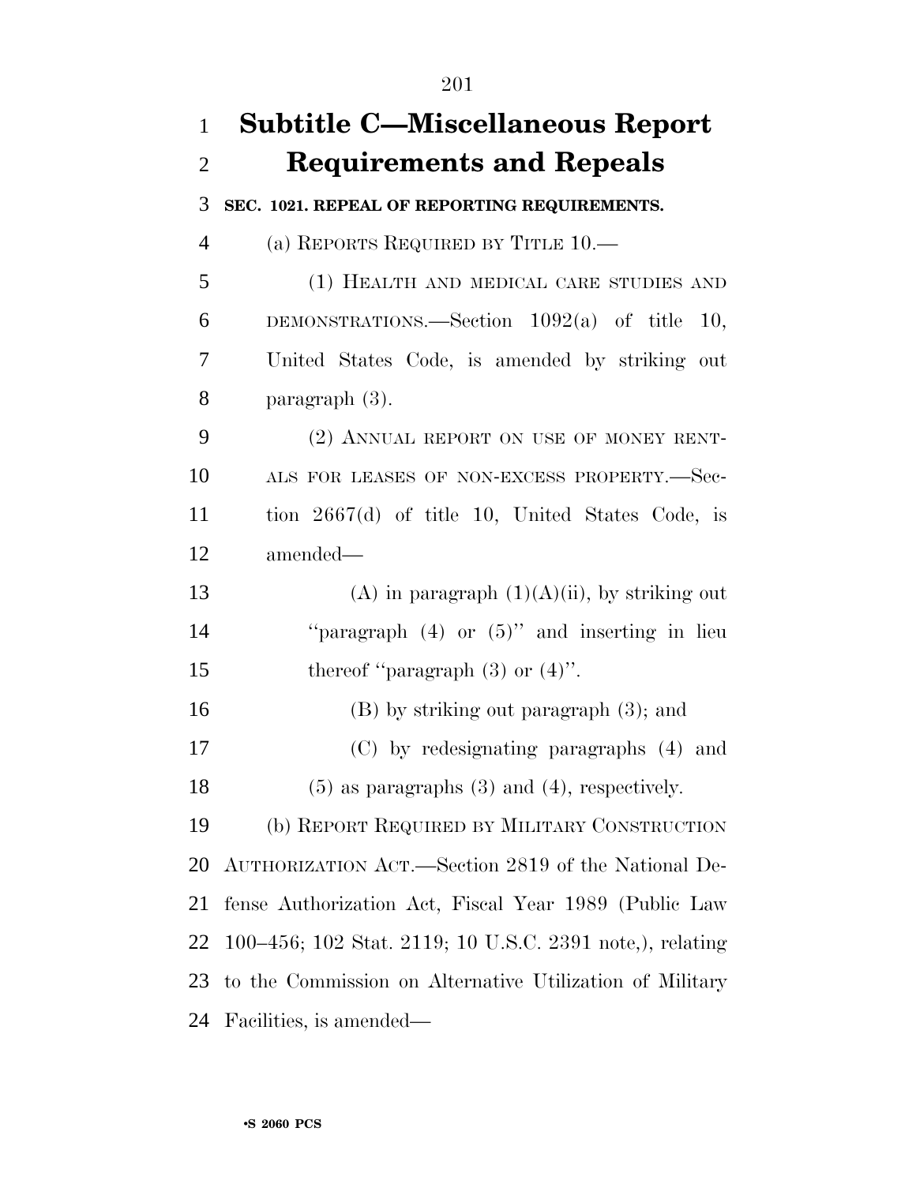# Subtitle C—Miscellaneous Report Requirements and Repeals

**SEC. 1021. REPEAL OF REPORTING REQUIREMENTS.**

(a) REPORTS REQUIRED BY TITLE 10.—

(1) HEALTH AND MEDICAL CARE STUDIES AND DEMONSTRATIONS.—Section 1092(a) of title 10, United States Code, is amended by striking out paragraph (3).

(2) ANNUAL REPORT ON USE OF MONEY RENTALS FOR LEASES OF NON-EXCESS PROPERTY.—Section 2667(d) of title 10, United States Code, is amended—

(A) in paragraph (1)(A)(ii), by striking out ''paragraph (4) or (5)'' and inserting in lieu thereof ''paragraph (3) or (4)''.

(B) by striking out paragraph (3); and

(C) by redesignating paragraphs (4) and (5) as paragraphs (3) and (4), respectively.

(b) REPORT REQUIRED BY MILITARY CONSTRUCTION AUTHORIZATION ACT.—Section 2819 of the National Defense Authorization Act, Fiscal Year 1989 (Public Law 100–456; 102 Stat. 2119; 10 U.S.C. 2391 note,), relating to the Commission on Alternative Utilization of Military Facilities, is amended—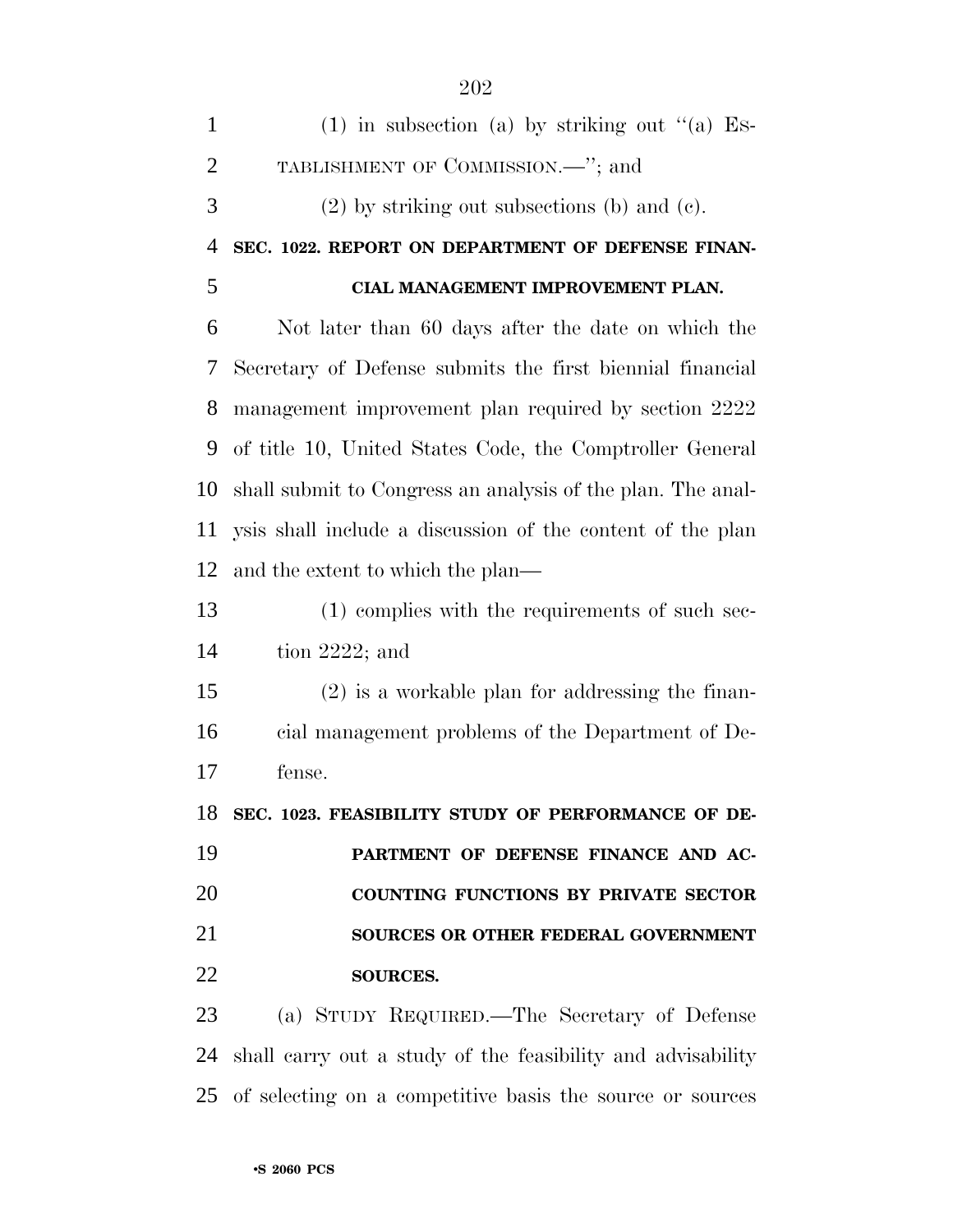(1) in subsection (a) by striking out "(a) ESTABLISHMENT OF COMMISSION.—"; and

(2) by striking out subsections (b) and (c).

**SEC. 1022. REPORT ON DEPARTMENT OF DEFENSE FINANCIAL MANAGEMENT IMPROVEMENT PLAN.**

Not later than 60 days after the date on which the Secretary of Defense submits the first biennial financial management improvement plan required by section 2222 of title 10, United States Code, the Comptroller General shall submit to Congress an analysis of the plan. The analysis shall include a discussion of the content of the plan and the extent to which the plan—

(1) complies with the requirements of such section 2222; and

(2) is a workable plan for addressing the financial management problems of the Department of Defense.

**SEC. 1023. FEASIBILITY STUDY OF PERFORMANCE OF DEPARTMENT OF DEFENSE FINANCE AND ACCOUNTING FUNCTIONS BY PRIVATE SECTOR SOURCES OR OTHER FEDERAL GOVERNMENT SOURCES.**

(a) STUDY REQUIRED.—The Secretary of Defense shall carry out a study of the feasibility and advisability of selecting on a competitive basis the source or sources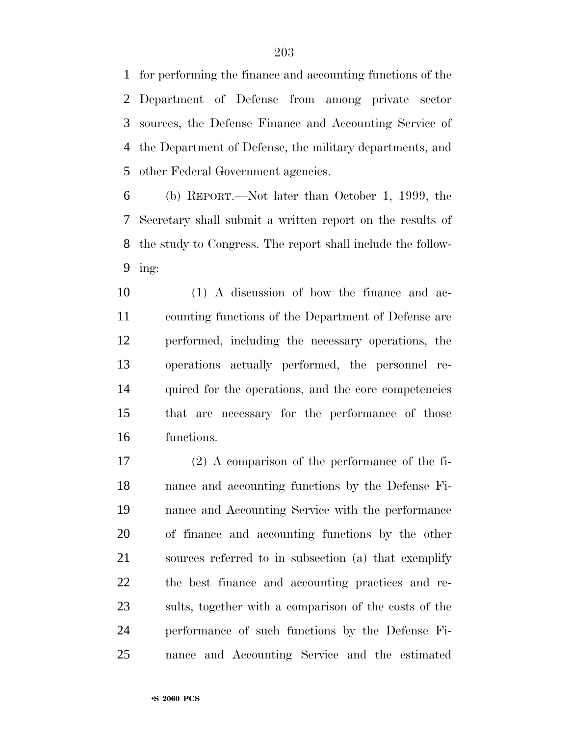for performing the finance and accounting functions of the Department of Defense from among private sector sources, the Defense Finance and Accounting Service of the Department of Defense, the military departments, and other Federal Government agencies.

(b) REPORT.—Not later than October 1, 1999, the Secretary shall submit a written report on the results of the study to Congress. The report shall include the following:

(1) A discussion of how the finance and accounting functions of the Department of Defense are performed, including the necessary operations, the operations actually performed, the personnel required for the operations, and the core competencies that are necessary for the performance of those functions.

(2) A comparison of the performance of the finance and accounting functions by the Defense Finance and Accounting Service with the performance of finance and accounting functions by the other sources referred to in subsection (a) that exemplify the best finance and accounting practices and results, together with a comparison of the costs of the performance of such functions by the Defense Finance and Accounting Service and the estimated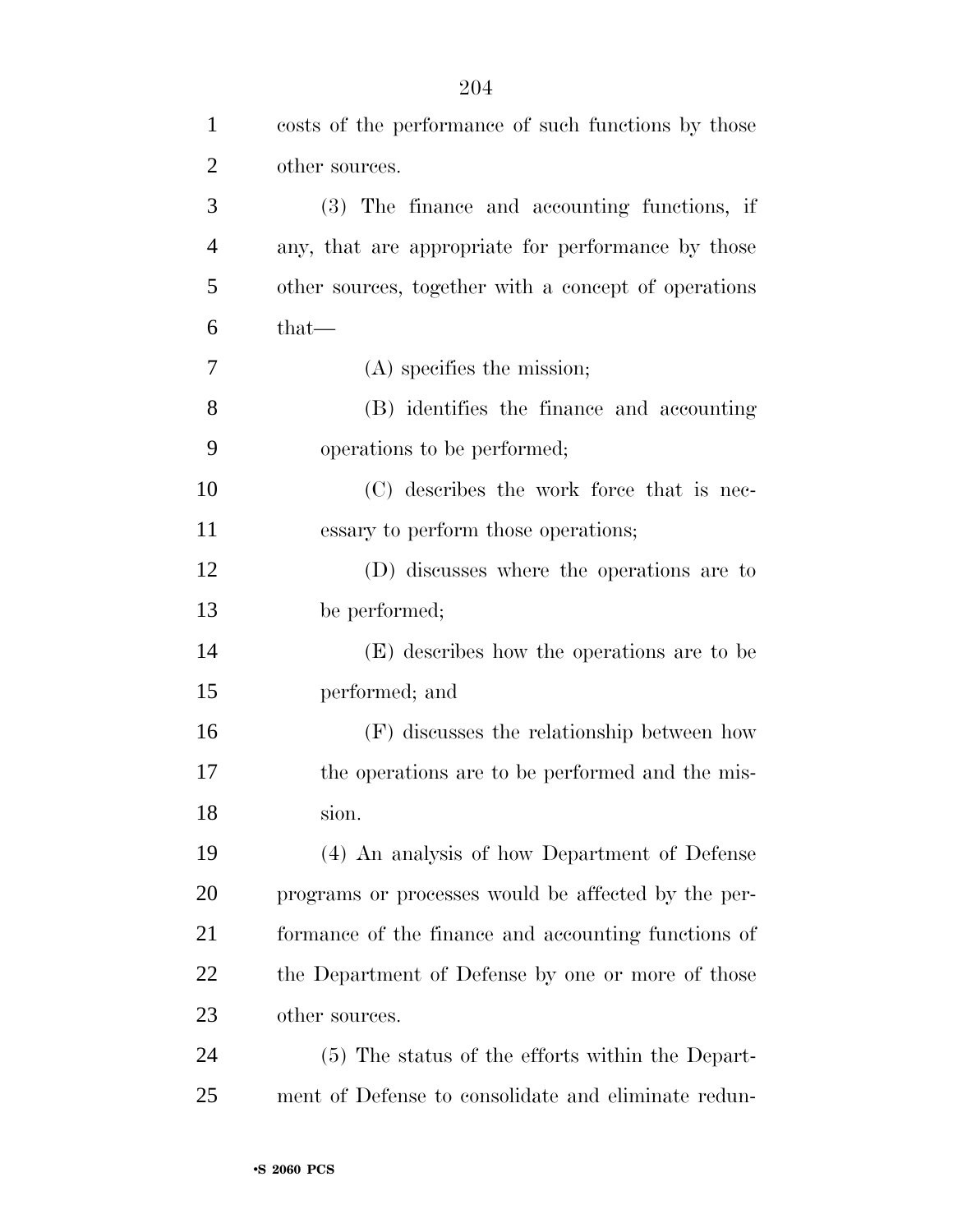costs of the performance of such functions by those other sources.

(3) The finance and accounting functions, if any, that are appropriate for performance by those other sources, together with a concept of operations that—

(A) specifies the mission;

(B) identifies the finance and accounting operations to be performed;

(C) describes the work force that is necessary to perform those operations;

(D) discusses where the operations are to be performed;

(E) describes how the operations are to be performed; and

(F) discusses the relationship between how the operations are to be performed and the mission.

(4) An analysis of how Department of Defense programs or processes would be affected by the performance of the finance and accounting functions of the Department of Defense by one or more of those other sources.

(5) The status of the efforts within the Department of Defense to consolidate and eliminate redun-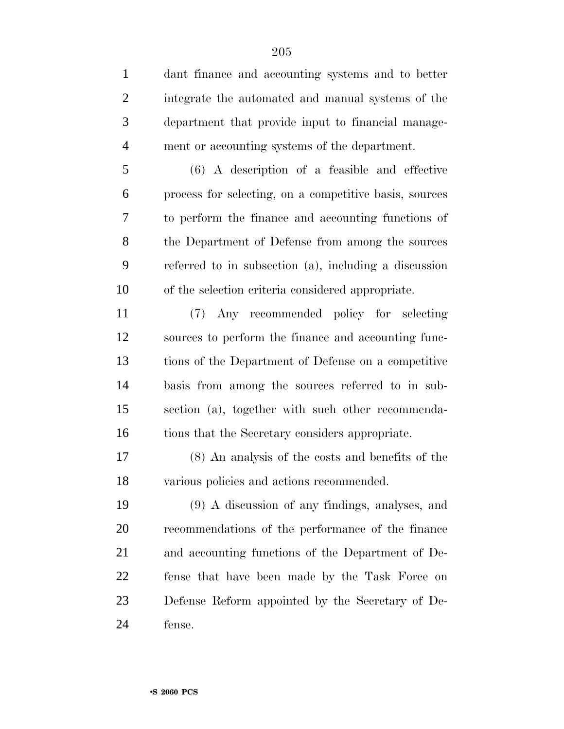dant finance and accounting systems and to better integrate the automated and manual systems of the department that provide input to financial management or accounting systems of the department.

(6) A description of a feasible and effective process for selecting, on a competitive basis, sources to perform the finance and accounting functions of the Department of Defense from among the sources referred to in subsection (a), including a discussion of the selection criteria considered appropriate.

(7) Any recommended policy for selecting sources to perform the finance and accounting functions of the Department of Defense on a competitive basis from among the sources referred to in subsection (a), together with such other recommendations that the Secretary considers appropriate.

(8) An analysis of the costs and benefits of the various policies and actions recommended.

(9) A discussion of any findings, analyses, and recommendations of the performance of the finance and accounting functions of the Department of Defense that have been made by the Task Force on Defense Reform appointed by the Secretary of Defense.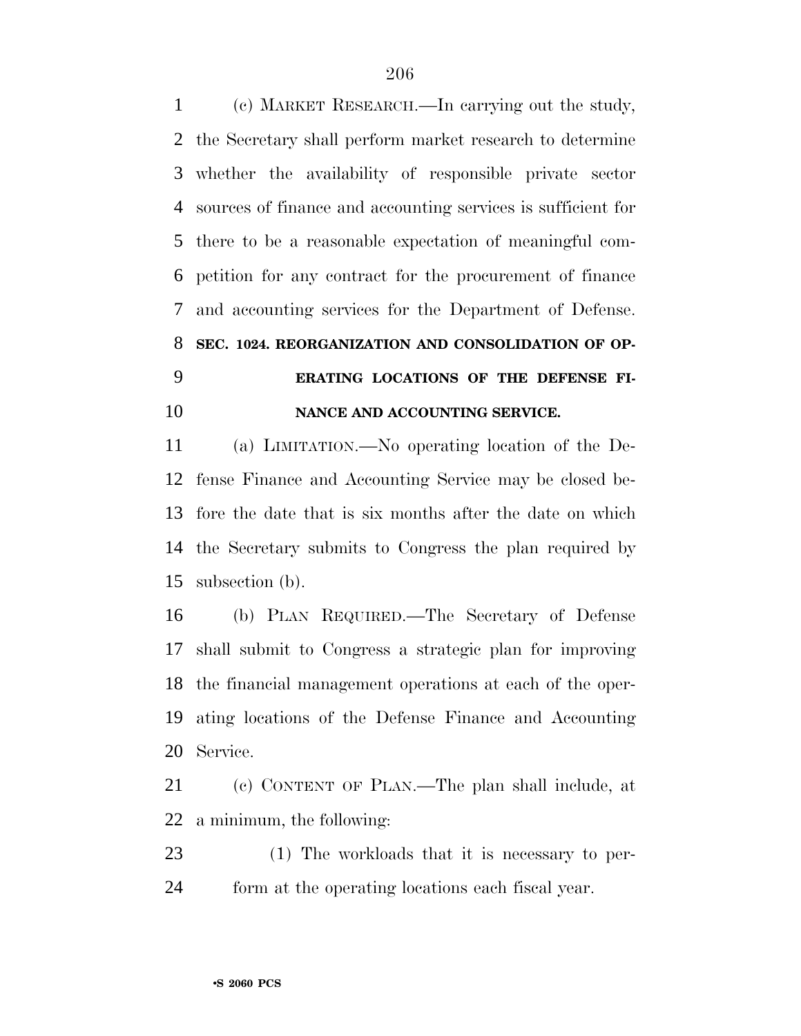(c) MARKET RESEARCH.—In carrying out the study, the Secretary shall perform market research to determine whether the availability of responsible private sector sources of finance and accounting services is sufficient for there to be a reasonable expectation of meaningful competition for any contract for the procurement of finance and accounting services for the Department of Defense.

**SEC. 1024. REORGANIZATION AND CONSOLIDATION OF OPERATING LOCATIONS OF THE DEFENSE FINANCE AND ACCOUNTING SERVICE.**

(a) LIMITATION.—No operating location of the Defense Finance and Accounting Service may be closed before the date that is six months after the date on which the Secretary submits to Congress the plan required by subsection (b).

(b) PLAN REQUIRED.—The Secretary of Defense shall submit to Congress a strategic plan for improving the financial management operations at each of the operating locations of the Defense Finance and Accounting Service.

(c) CONTENT OF PLAN.—The plan shall include, at a minimum, the following:

(1) The workloads that it is necessary to perform at the operating locations each fiscal year.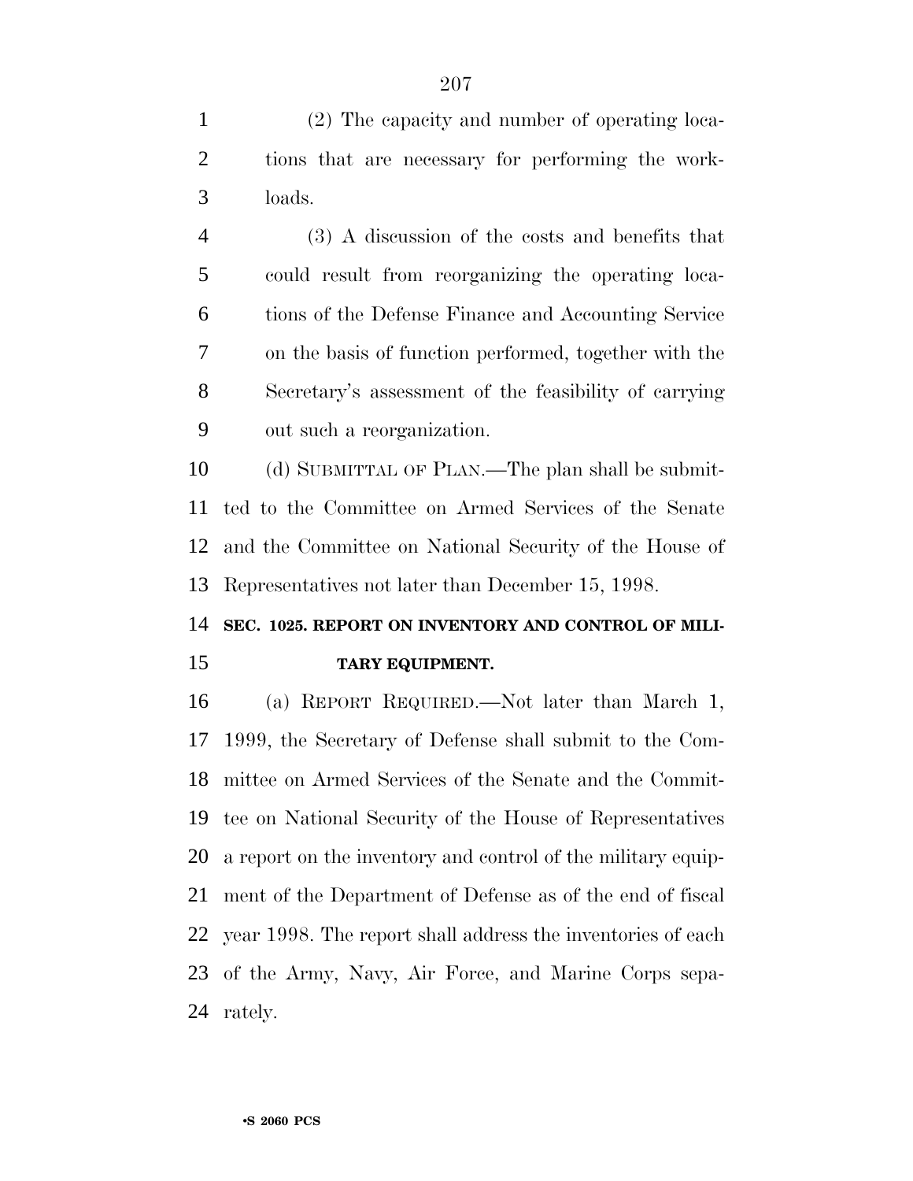(2) The capacity and number of operating locations that are necessary for performing the workloads.

(3) A discussion of the costs and benefits that could result from reorganizing the operating locations of the Defense Finance and Accounting Service on the basis of function performed, together with the Secretary's assessment of the feasibility of carrying out such a reorganization.

(d) SUBMITTAL OF PLAN.—The plan shall be submitted to the Committee on Armed Services of the Senate and the Committee on National Security of the House of Representatives not later than December 15, 1998.

**SEC. 1025. REPORT ON INVENTORY AND CONTROL OF MILITARY EQUIPMENT.**

(a) REPORT REQUIRED.—Not later than March 1, 1999, the Secretary of Defense shall submit to the Committee on Armed Services of the Senate and the Committee on National Security of the House of Representatives a report on the inventory and control of the military equipment of the Department of Defense as of the end of fiscal year 1998. The report shall address the inventories of each of the Army, Navy, Air Force, and Marine Corps separately.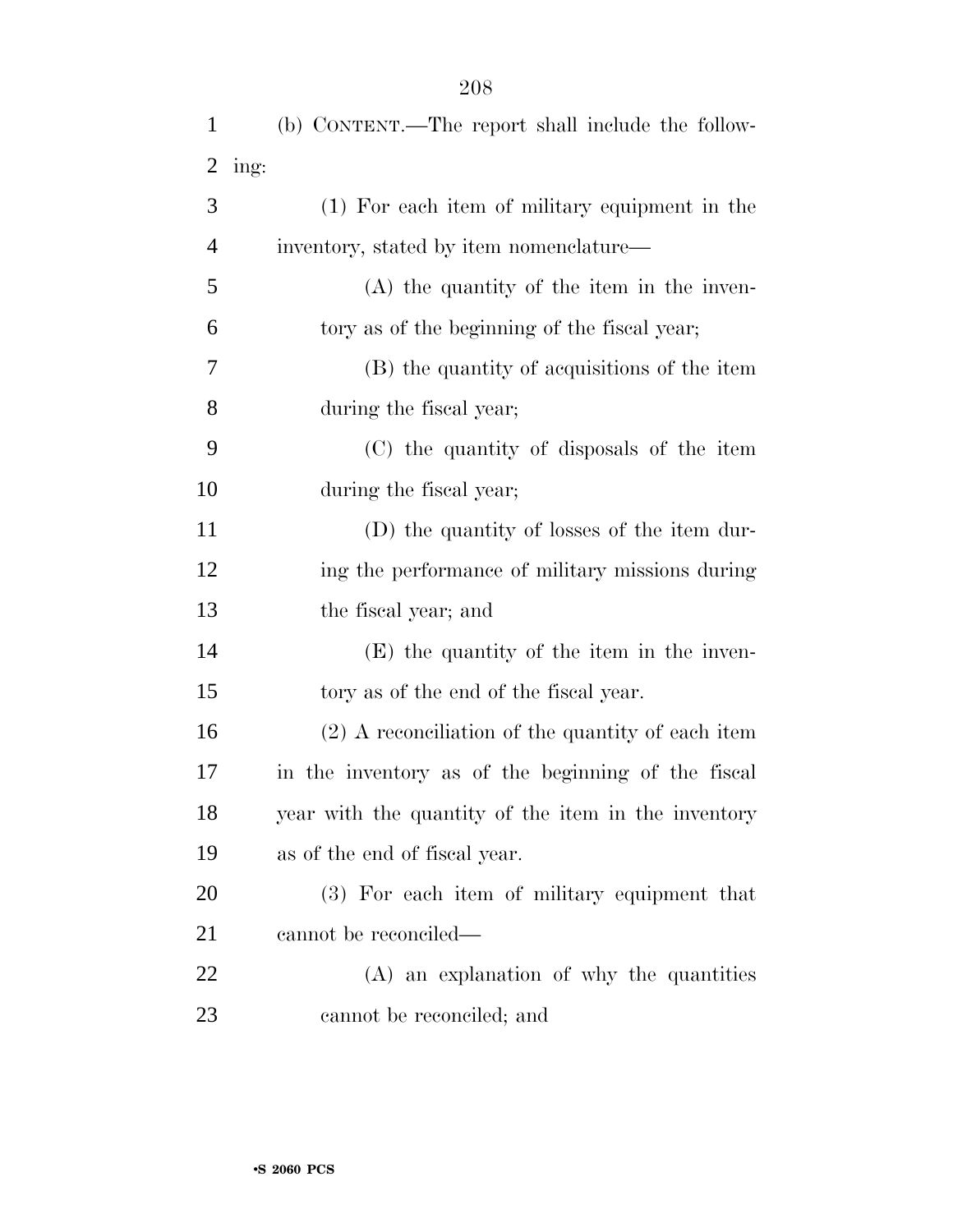(b) CONTENT.—The report shall include the following:

(1) For each item of military equipment in the inventory, stated by item nomenclature—

(A) the quantity of the item in the inventory as of the beginning of the fiscal year;

(B) the quantity of acquisitions of the item during the fiscal year;

(C) the quantity of disposals of the item during the fiscal year;

(D) the quantity of losses of the item during the performance of military missions during the fiscal year; and

(E) the quantity of the item in the inventory as of the end of the fiscal year.

(2) A reconciliation of the quantity of each item in the inventory as of the beginning of the fiscal year with the quantity of the item in the inventory as of the end of fiscal year.

(3) For each item of military equipment that cannot be reconciled—

(A) an explanation of why the quantities cannot be reconciled; and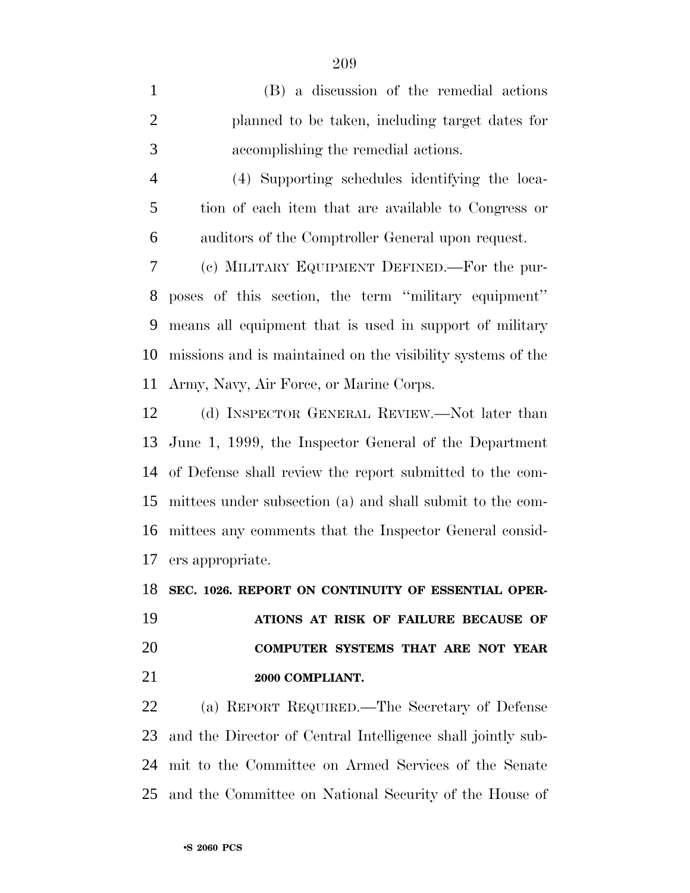(B) a discussion of the remedial actions planned to be taken, including target dates for accomplishing the remedial actions.

(4) Supporting schedules identifying the location of each item that are available to Congress or auditors of the Comptroller General upon request.

(c) MILITARY EQUIPMENT DEFINED.—For the purposes of this section, the term ''military equipment'' means all equipment that is used in support of military missions and is maintained on the visibility systems of the Army, Navy, Air Force, or Marine Corps.

(d) INSPECTOR GENERAL REVIEW.—Not later than June 1, 1999, the Inspector General of the Department of Defense shall review the report submitted to the committees under subsection (a) and shall submit to the committees any comments that the Inspector General considers appropriate.

**SEC. 1026. REPORT ON CONTINUITY OF ESSENTIAL OPERATIONS AT RISK OF FAILURE BECAUSE OF COMPUTER SYSTEMS THAT ARE NOT YEAR 2000 COMPLIANT.**

(a) REPORT REQUIRED.—The Secretary of Defense and the Director of Central Intelligence shall jointly submit to the Committee on Armed Services of the Senate and the Committee on National Security of the House of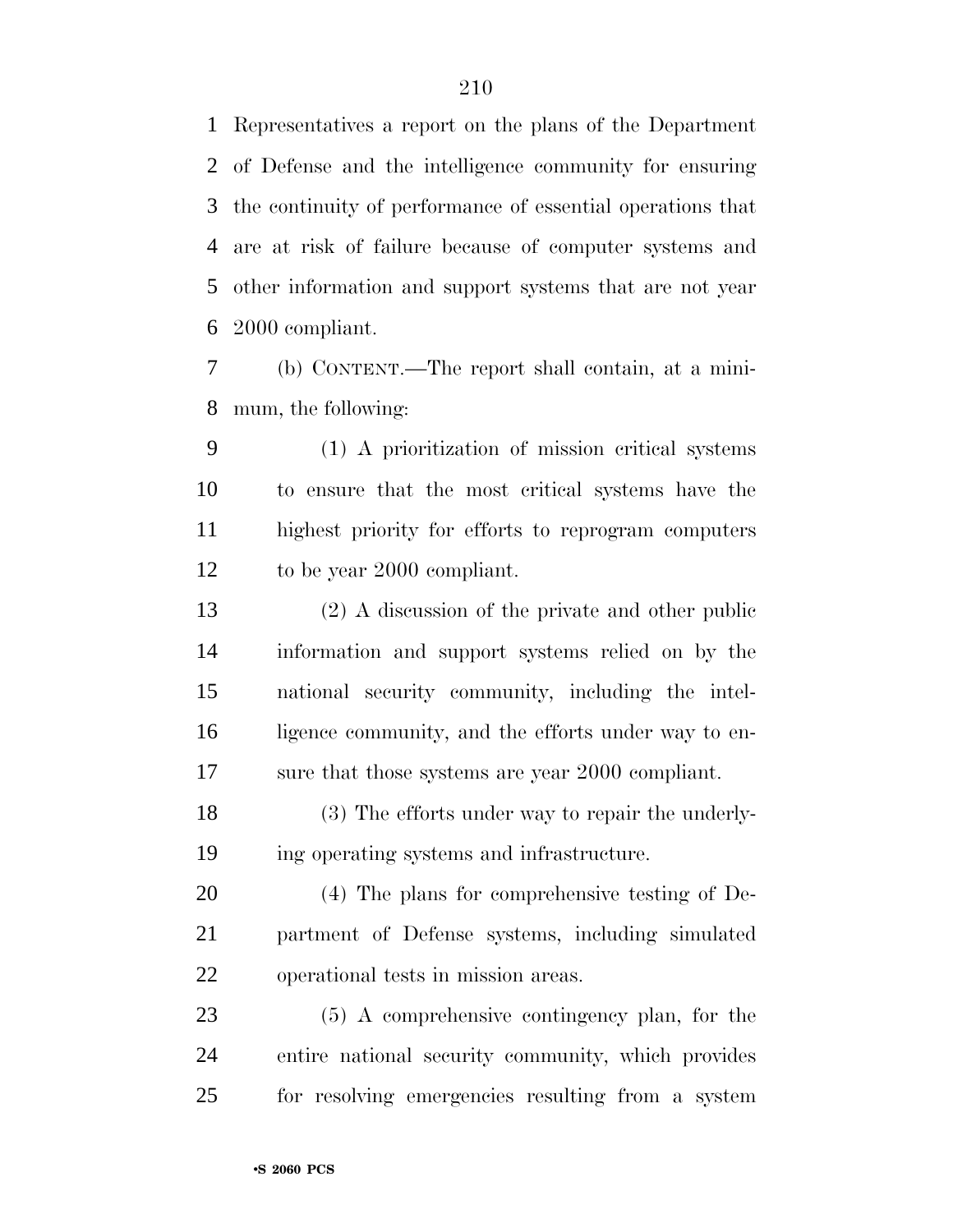Representatives a report on the plans of the Department of Defense and the intelligence community for ensuring the continuity of performance of essential operations that are at risk of failure because of computer systems and other information and support systems that are not year 2000 compliant.

(b) CONTENT.—The report shall contain, at a minimum, the following:

(1) A prioritization of mission critical systems to ensure that the most critical systems have the highest priority for efforts to reprogram computers to be year 2000 compliant.

(2) A discussion of the private and other public information and support systems relied on by the national security community, including the intelligence community, and the efforts under way to ensure that those systems are year 2000 compliant.

(3) The efforts under way to repair the underlying operating systems and infrastructure.

(4) The plans for comprehensive testing of Department of Defense systems, including simulated operational tests in mission areas.

(5) A comprehensive contingency plan, for the entire national security community, which provides for resolving emergencies resulting from a system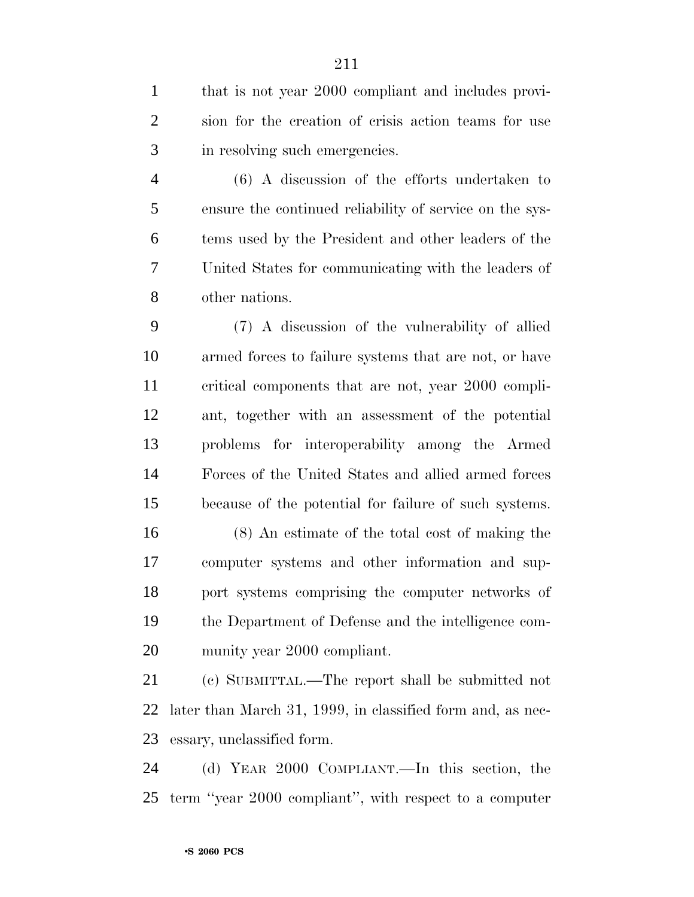that is not year 2000 compliant and includes provision for the creation of crisis action teams for use in resolving such emergencies.

(6) A discussion of the efforts undertaken to ensure the continued reliability of service on the systems used by the President and other leaders of the United States for communicating with the leaders of other nations.

(7) A discussion of the vulnerability of allied armed forces to failure systems that are not, or have critical components that are not, year 2000 compliant, together with an assessment of the potential problems for interoperability among the Armed Forces of the United States and allied armed forces because of the potential for failure of such systems.

(8) An estimate of the total cost of making the computer systems and other information and support systems comprising the computer networks of the Department of Defense and the intelligence community year 2000 compliant.

(c) SUBMITTAL.—The report shall be submitted not later than March 31, 1999, in classified form and, as necessary, unclassified form.

(d) YEAR 2000 COMPLIANT.—In this section, the term ''year 2000 compliant'', with respect to a computer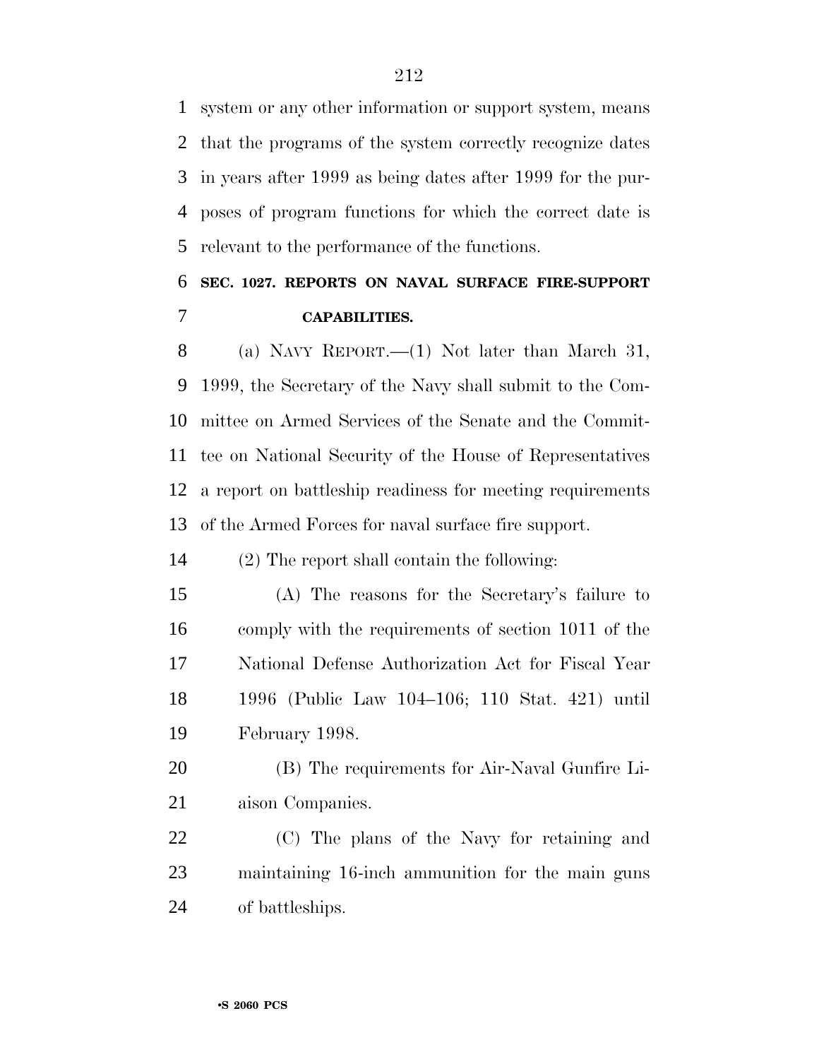system or any other information or support system, means that the programs of the system correctly recognize dates in years after 1999 as being dates after 1999 for the purposes of program functions for which the correct date is relevant to the performance of the functions.

**SEC. 1027. REPORTS ON NAVAL SURFACE FIRE-SUPPORT CAPABILITIES.**

(a) NAVY REPORT.—(1) Not later than March 31, 1999, the Secretary of the Navy shall submit to the Committee on Armed Services of the Senate and the Committee on National Security of the House of Representatives a report on battleship readiness for meeting requirements of the Armed Forces for naval surface fire support.

(2) The report shall contain the following:

(A) The reasons for the Secretary's failure to comply with the requirements of section 1011 of the National Defense Authorization Act for Fiscal Year 1996 (Public Law 104–106; 110 Stat. 421) until February 1998.

(B) The requirements for Air-Naval Gunfire Liaison Companies.

(C) The plans of the Navy for retaining and maintaining 16-inch ammunition for the main guns of battleships.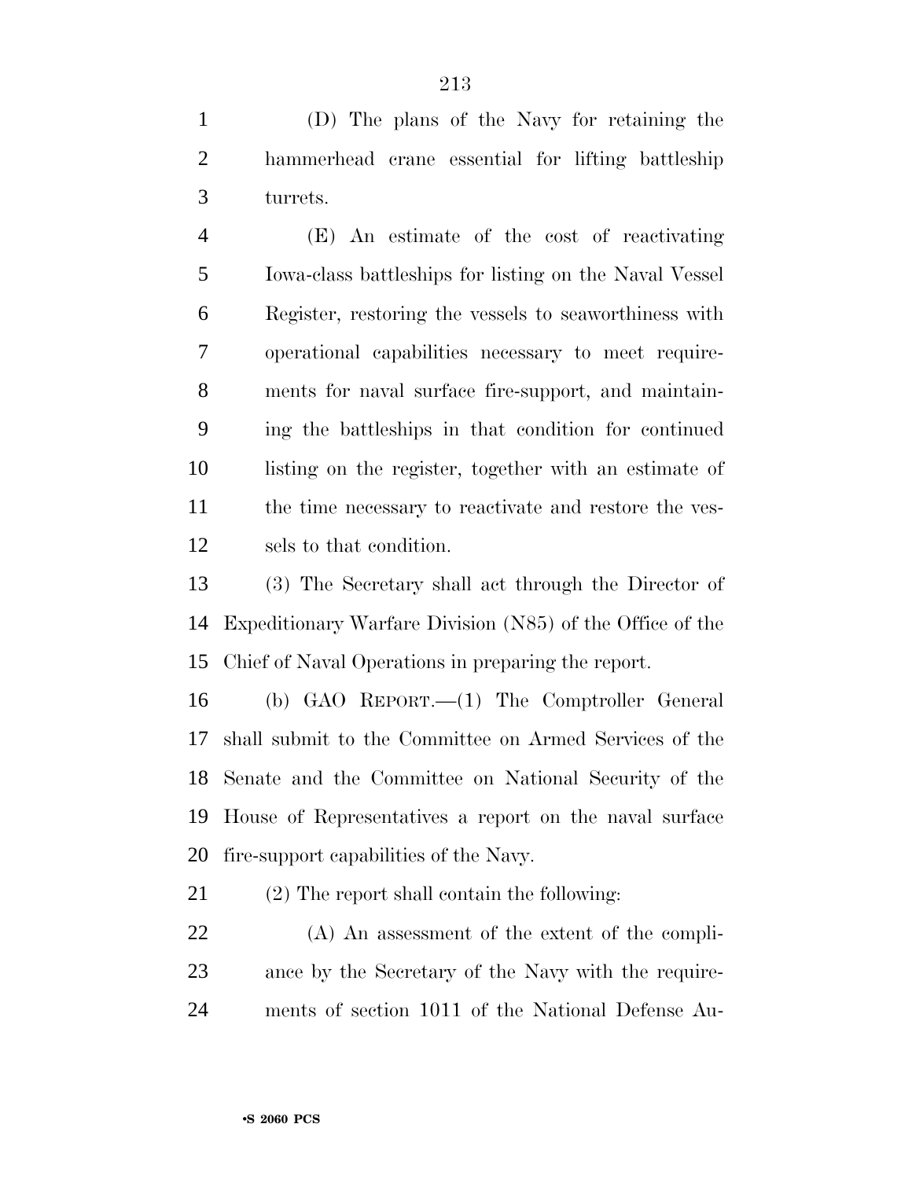(D) The plans of the Navy for retaining the hammerhead crane essential for lifting battleship turrets.

(E) An estimate of the cost of reactivating Iowa-class battleships for listing on the Naval Vessel Register, restoring the vessels to seaworthiness with operational capabilities necessary to meet requirements for naval surface fire-support, and maintaining the battleships in that condition for continued listing on the register, together with an estimate of the time necessary to reactivate and restore the vessels to that condition.

(3) The Secretary shall act through the Director of Expeditionary Warfare Division (N85) of the Office of the Chief of Naval Operations in preparing the report.

(b) GAO REPORT.—(1) The Comptroller General shall submit to the Committee on Armed Services of the Senate and the Committee on National Security of the House of Representatives a report on the naval surface fire-support capabilities of the Navy.

(2) The report shall contain the following:

(A) An assessment of the extent of the compliance by the Secretary of the Navy with the requirements of section 1011 of the National Defense Au-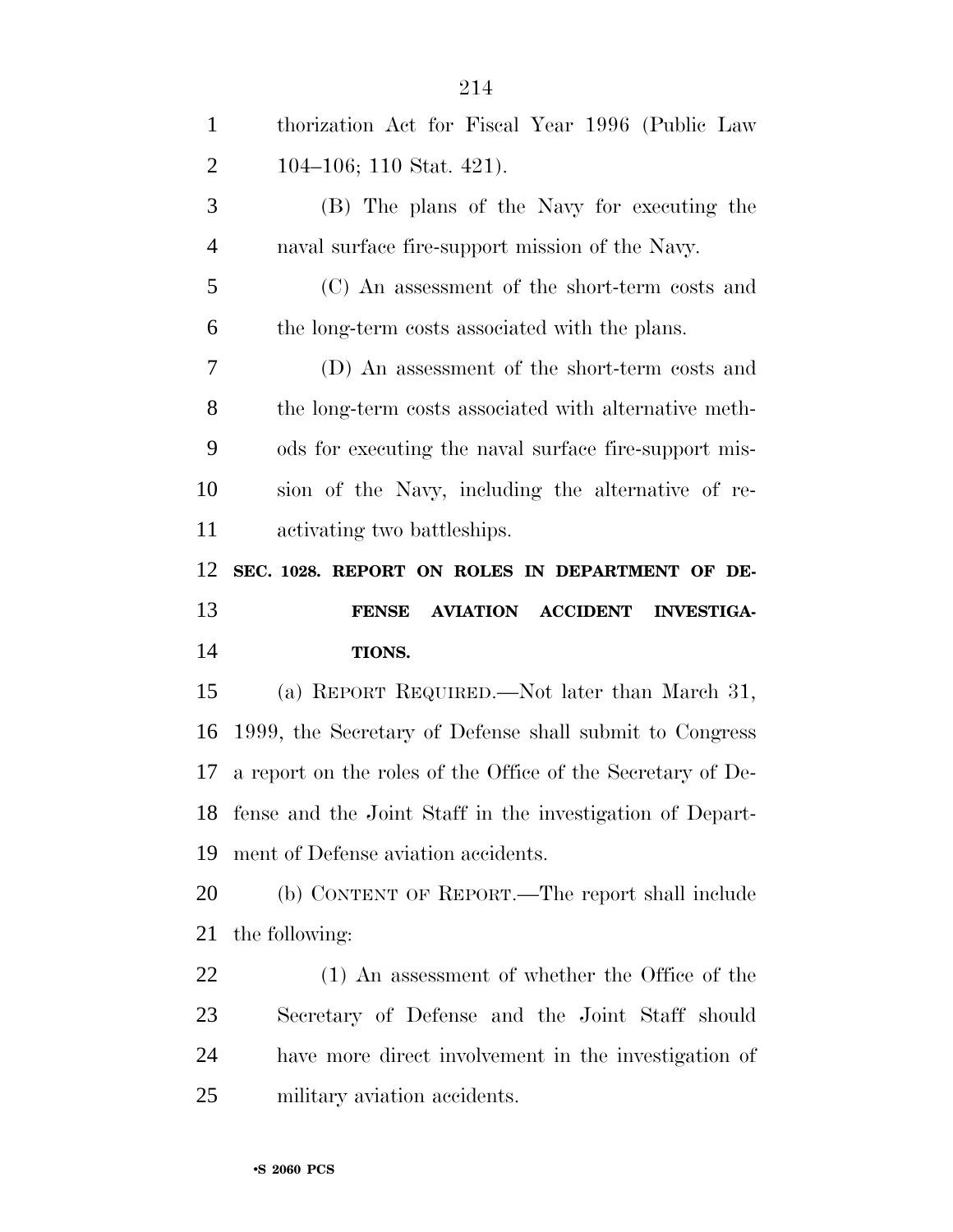thorization Act for Fiscal Year 1996 (Public Law 104–106; 110 Stat. 421).

(B) The plans of the Navy for executing the naval surface fire-support mission of the Navy.

(C) An assessment of the short-term costs and the long-term costs associated with the plans.

(D) An assessment of the short-term costs and the long-term costs associated with alternative methods for executing the naval surface fire-support mission of the Navy, including the alternative of reactivating two battleships.

**SEC. 1028. REPORT ON ROLES IN DEPARTMENT OF DEFENSE AVIATION ACCIDENT INVESTIGATIONS.**

(a) REPORT REQUIRED.—Not later than March 31, 1999, the Secretary of Defense shall submit to Congress a report on the roles of the Office of the Secretary of Defense and the Joint Staff in the investigation of Department of Defense aviation accidents.

(b) CONTENT OF REPORT.—The report shall include the following:

(1) An assessment of whether the Office of the Secretary of Defense and the Joint Staff should have more direct involvement in the investigation of military aviation accidents.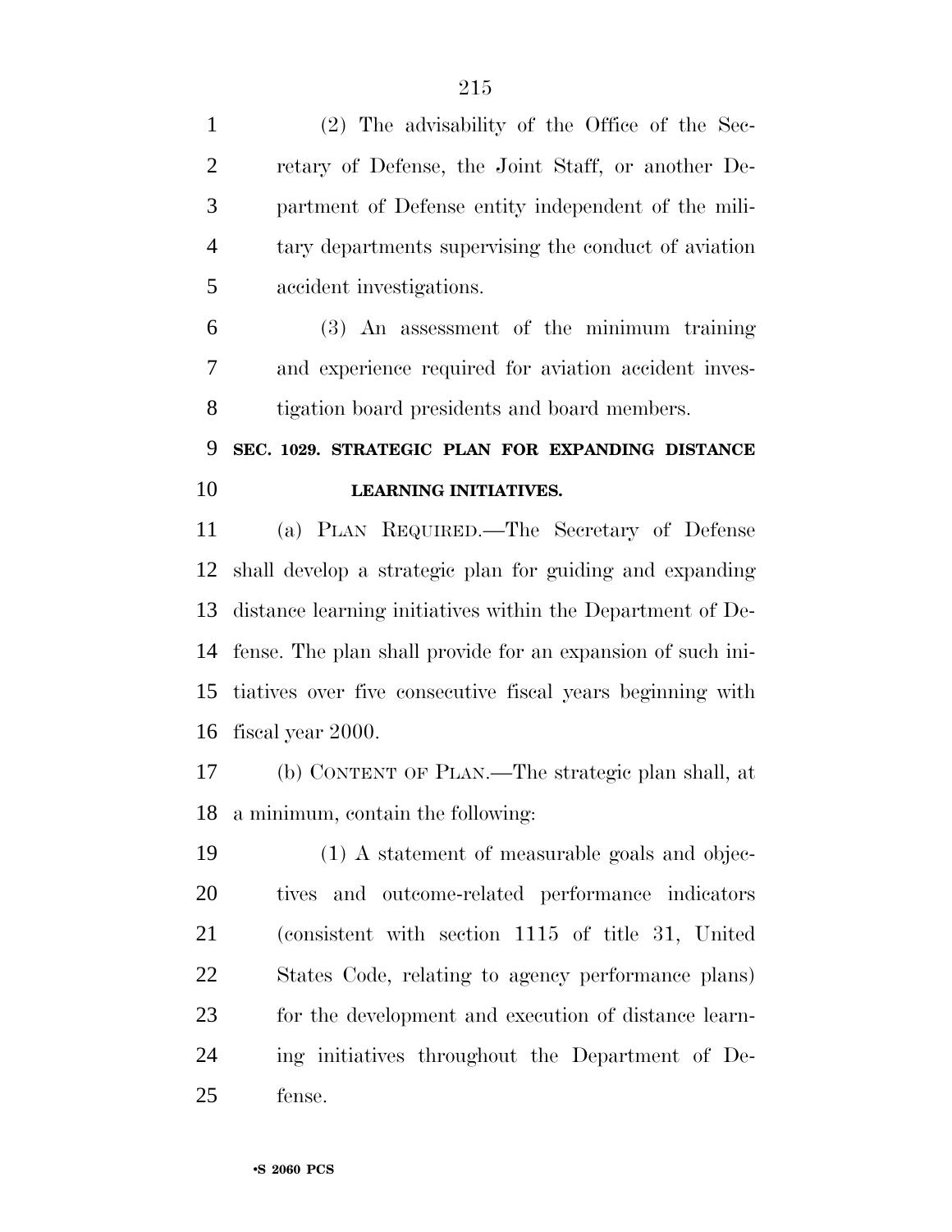(2) The advisability of the Office of the Secretary of Defense, the Joint Staff, or another Department of Defense entity independent of the military departments supervising the conduct of aviation accident investigations.

(3) An assessment of the minimum training and experience required for aviation accident investigation board presidents and board members.

**SEC. 1029. STRATEGIC PLAN FOR EXPANDING DISTANCE LEARNING INITIATIVES.**

(a) PLAN REQUIRED.—The Secretary of Defense shall develop a strategic plan for guiding and expanding distance learning initiatives within the Department of Defense. The plan shall provide for an expansion of such initiatives over five consecutive fiscal years beginning with fiscal year 2000.

(b) CONTENT OF PLAN.—The strategic plan shall, at a minimum, contain the following:

(1) A statement of measurable goals and objectives and outcome-related performance indicators (consistent with section 1115 of title 31, United States Code, relating to agency performance plans) for the development and execution of distance learning initiatives throughout the Department of Defense.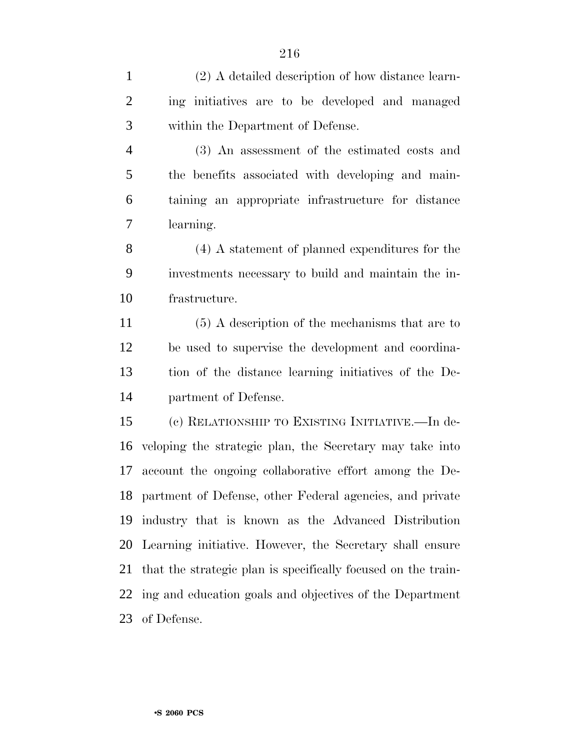(2) A detailed description of how distance learning initiatives are to be developed and managed within the Department of Defense.

(3) An assessment of the estimated costs and the benefits associated with developing and maintaining an appropriate infrastructure for distance learning.

(4) A statement of planned expenditures for the investments necessary to build and maintain the infrastructure.

(5) A description of the mechanisms that are to be used to supervise the development and coordination of the distance learning initiatives of the Department of Defense.

(c) RELATIONSHIP TO EXISTING INITIATIVE.—In developing the strategic plan, the Secretary may take into account the ongoing collaborative effort among the Department of Defense, other Federal agencies, and private industry that is known as the Advanced Distribution Learning initiative. However, the Secretary shall ensure that the strategic plan is specifically focused on the training and education goals and objectives of the Department of Defense.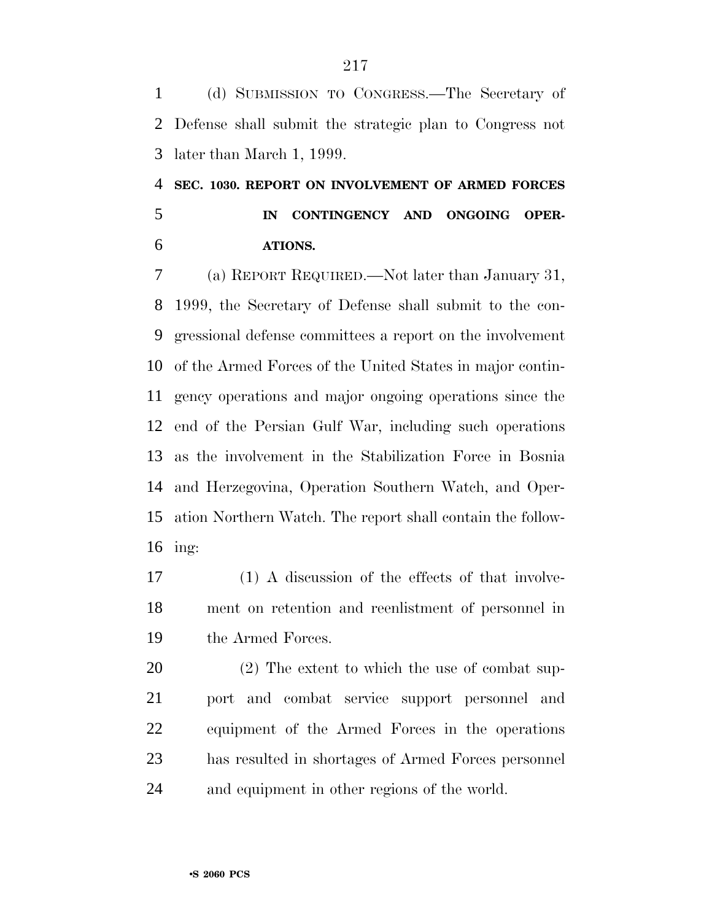(d) SUBMISSION TO CONGRESS.—The Secretary of Defense shall submit the strategic plan to Congress not later than March 1, 1999.

### SEC. 1030. REPORT ON INVOLVEMENT OF ARMED FORCES IN CONTINGENCY AND ONGOING OPERATIONS.

(a) REPORT REQUIRED.—Not later than January 31, 1999, the Secretary of Defense shall submit to the congressional defense committees a report on the involvement of the Armed Forces of the United States in major contingency operations and major ongoing operations since the end of the Persian Gulf War, including such operations as the involvement in the Stabilization Force in Bosnia and Herzegovina, Operation Southern Watch, and Operation Northern Watch. The report shall contain the following:

(1) A discussion of the effects of that involvement on retention and reenlistment of personnel in the Armed Forces.

(2) The extent to which the use of combat support and combat service support personnel and equipment of the Armed Forces in the operations has resulted in shortages of Armed Forces personnel and equipment in other regions of the world.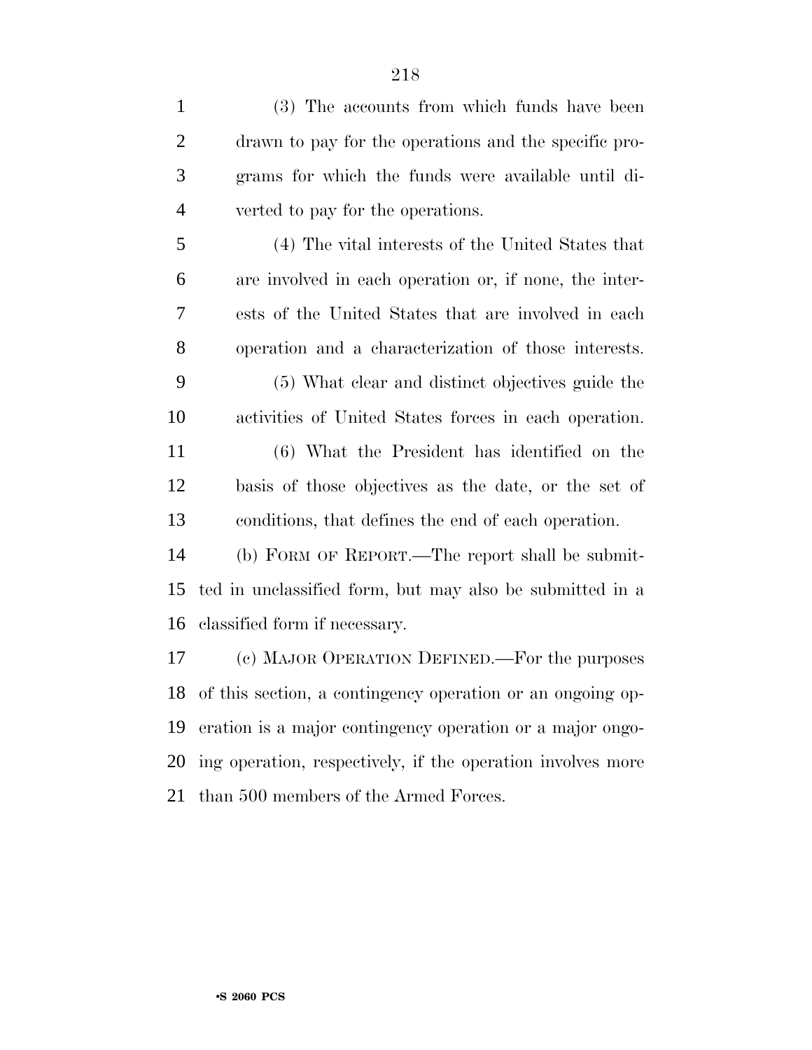(3) The accounts from which funds have been drawn to pay for the operations and the specific programs for which the funds were available until diverted to pay for the operations.

(4) The vital interests of the United States that are involved in each operation or, if none, the interests of the United States that are involved in each operation and a characterization of those interests.

(5) What clear and distinct objectives guide the activities of United States forces in each operation.

(6) What the President has identified on the basis of those objectives as the date, or the set of conditions, that defines the end of each operation.

(b) FORM OF REPORT.—The report shall be submitted in unclassified form, but may also be submitted in a classified form if necessary.

(c) MAJOR OPERATION DEFINED.—For the purposes of this section, a contingency operation or an ongoing operation is a major contingency operation or a major ongoing operation, respectively, if the operation involves more than 500 members of the Armed Forces.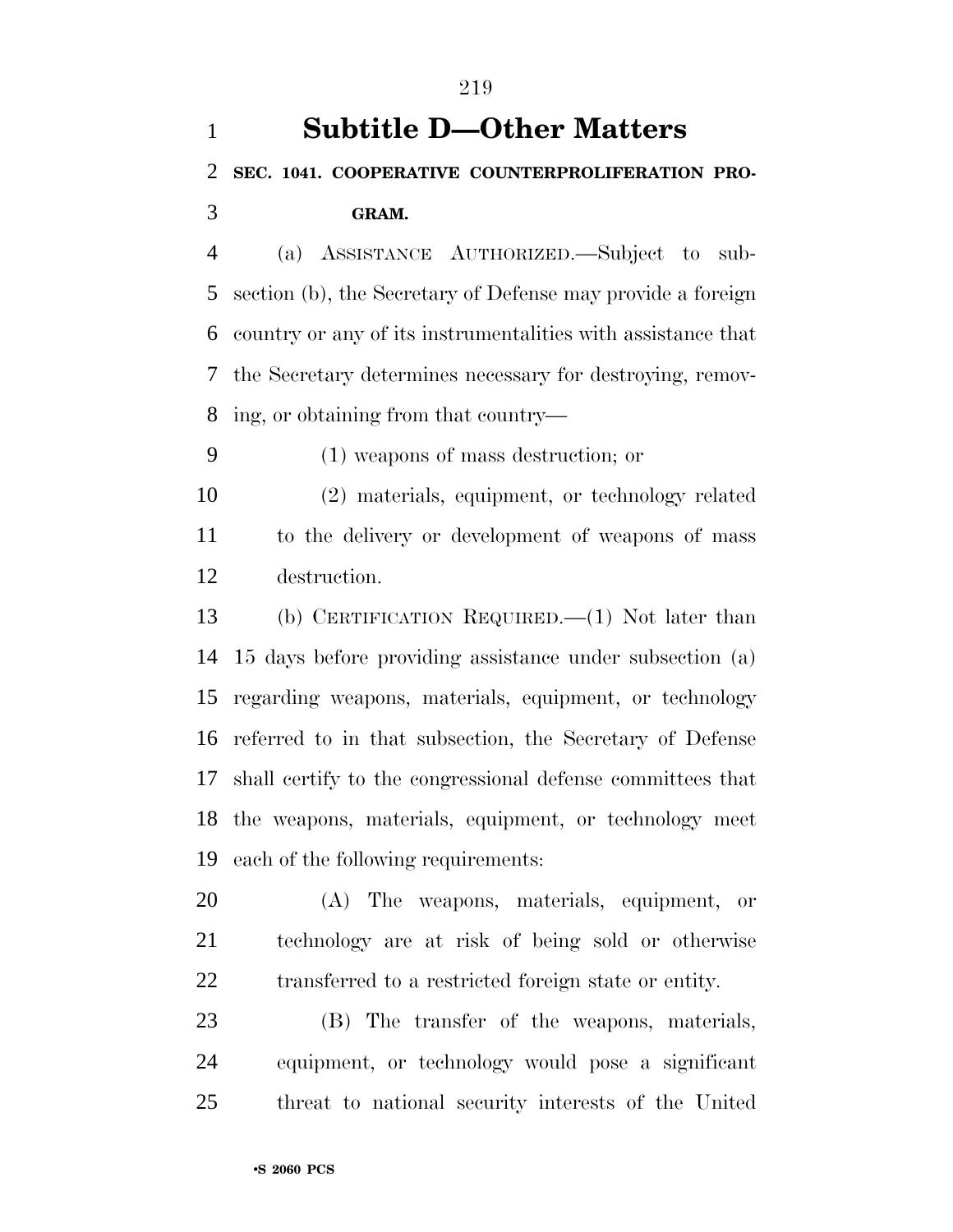# Subtitle D—Other Matters

## SEC. 1041. COOPERATIVE COUNTERPROLIFERATION PROGRAM.

(a) ASSISTANCE AUTHORIZED.—Subject to subsection (b), the Secretary of Defense may provide a foreign country or any of its instrumentalities with assistance that the Secretary determines necessary for destroying, removing, or obtaining from that country—

(1) weapons of mass destruction; or

(2) materials, equipment, or technology related to the delivery or development of weapons of mass destruction.

(b) CERTIFICATION REQUIRED.—(1) Not later than 15 days before providing assistance under subsection (a) regarding weapons, materials, equipment, or technology referred to in that subsection, the Secretary of Defense shall certify to the congressional defense committees that the weapons, materials, equipment, or technology meet each of the following requirements:

(A) The weapons, materials, equipment, or technology are at risk of being sold or otherwise transferred to a restricted foreign state or entity.

(B) The transfer of the weapons, materials, equipment, or technology would pose a significant threat to national security interests of the United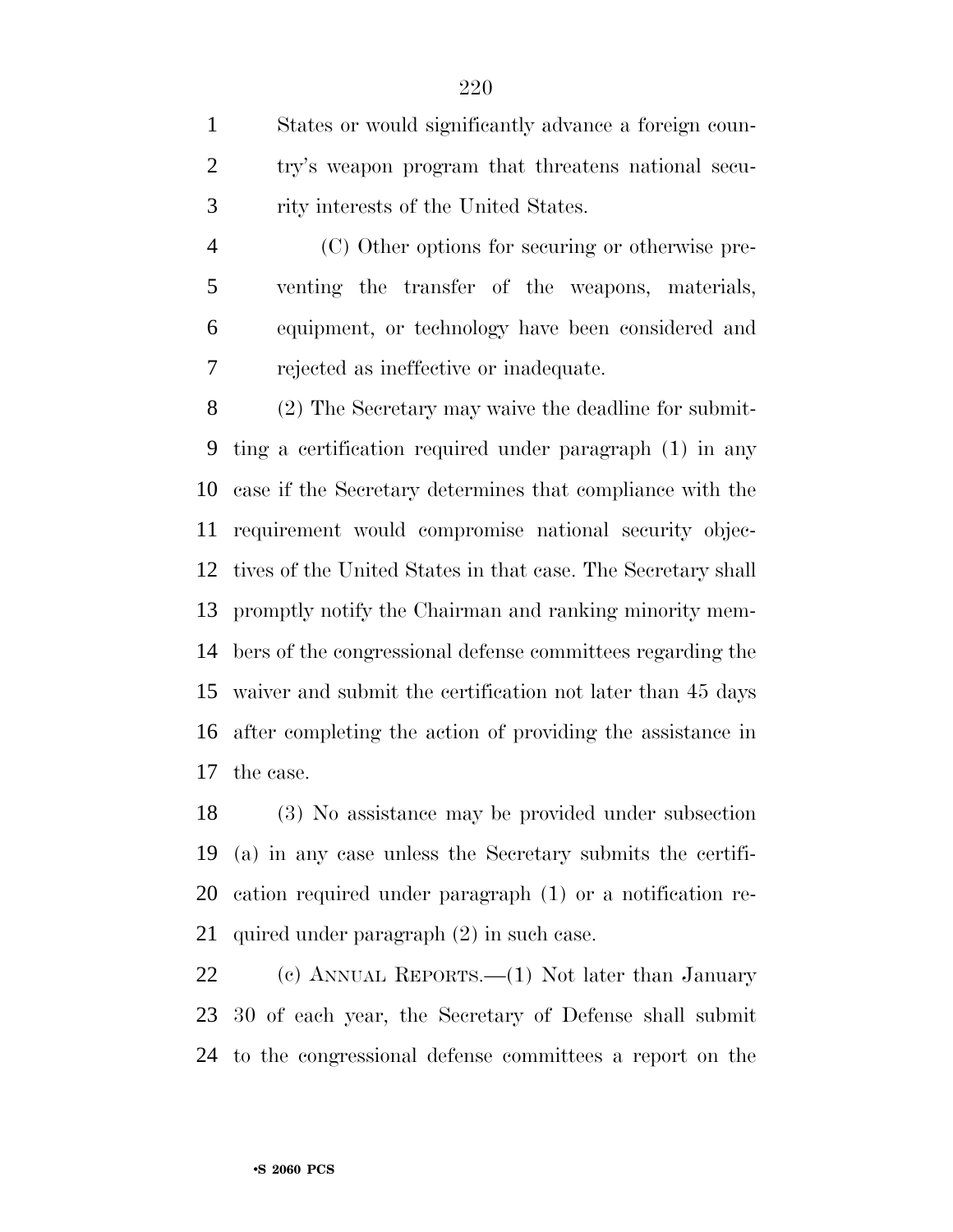States or would significantly advance a foreign country's weapon program that threatens national security interests of the United States.

(C) Other options for securing or otherwise preventing the transfer of the weapons, materials, equipment, or technology have been considered and rejected as ineffective or inadequate.

(2) The Secretary may waive the deadline for submitting a certification required under paragraph (1) in any case if the Secretary determines that compliance with the requirement would compromise national security objectives of the United States in that case. The Secretary shall promptly notify the Chairman and ranking minority members of the congressional defense committees regarding the waiver and submit the certification not later than 45 days after completing the action of providing the assistance in the case.

(3) No assistance may be provided under subsection (a) in any case unless the Secretary submits the certification required under paragraph (1) or a notification required under paragraph (2) in such case.

(c) ANNUAL REPORTS.—(1) Not later than January 30 of each year, the Secretary of Defense shall submit to the congressional defense committees a report on the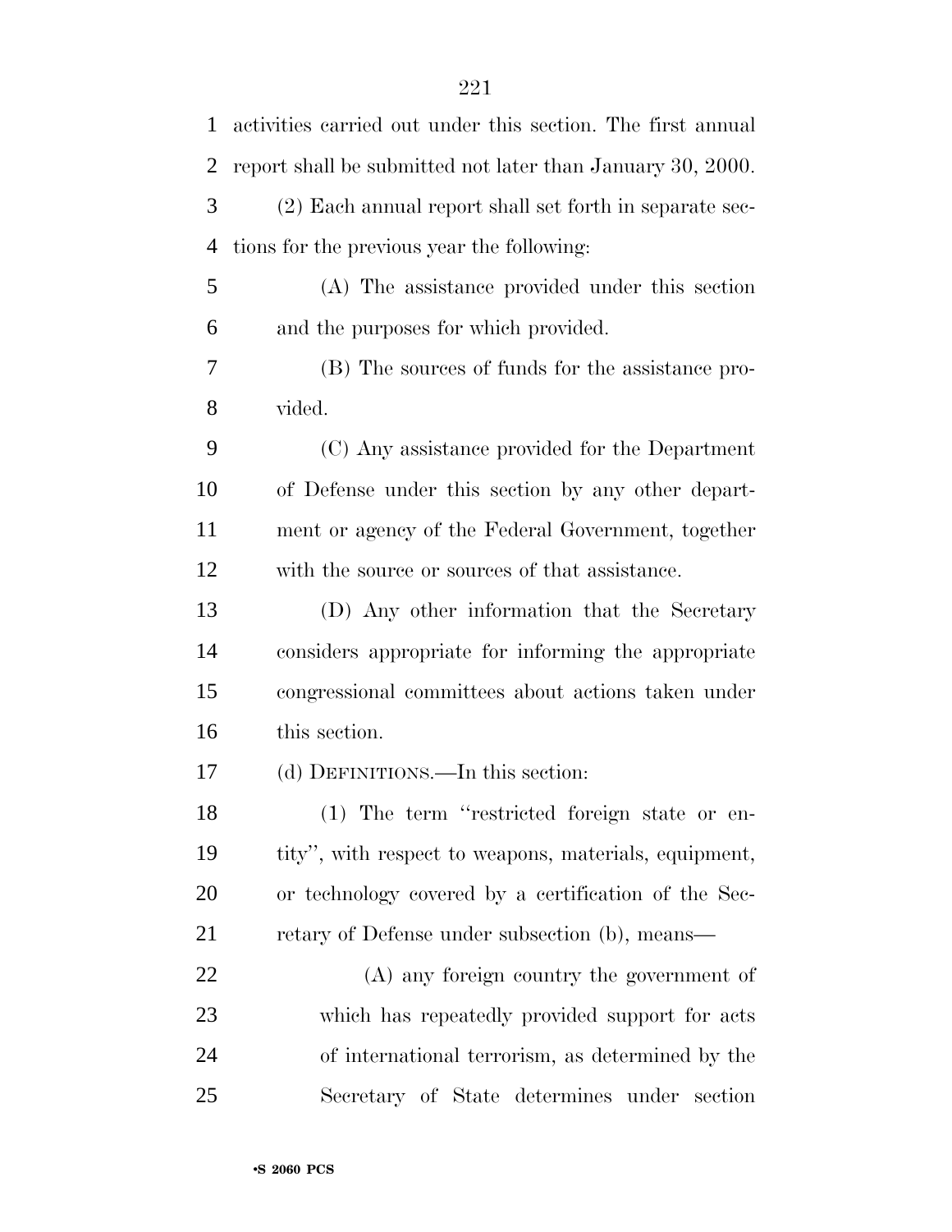activities carried out under this section. The first annual report shall be submitted not later than January 30, 2000.

(2) Each annual report shall set forth in separate sections for the previous year the following:

(A) The assistance provided under this section and the purposes for which provided.

(B) The sources of funds for the assistance provided.

(C) Any assistance provided for the Department of Defense under this section by any other department or agency of the Federal Government, together with the source or sources of that assistance.

(D) Any other information that the Secretary considers appropriate for informing the appropriate congressional committees about actions taken under this section.

(d) DEFINITIONS.—In this section:

(1) The term "restricted foreign state or entity", with respect to weapons, materials, equipment, or technology covered by a certification of the Secretary of Defense under subsection (b), means—

(A) any foreign country the government of which has repeatedly provided support for acts of international terrorism, as determined by the Secretary of State determines under section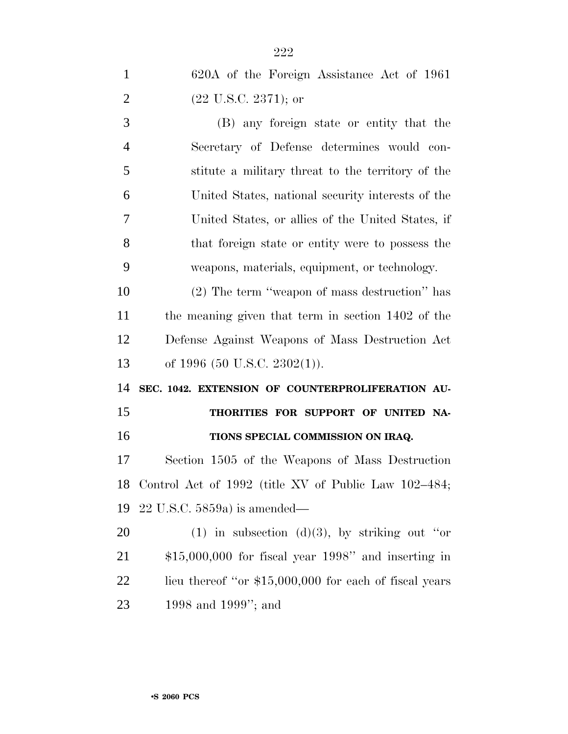620A of the Foreign Assistance Act of 1961 (22 U.S.C. 2371); or

(B) any foreign state or entity that the Secretary of Defense determines would constitute a military threat to the territory of the United States, national security interests of the United States, or allies of the United States, if that foreign state or entity were to possess the weapons, materials, equipment, or technology.

(2) The term ''weapon of mass destruction'' has the meaning given that term in section 1402 of the Defense Against Weapons of Mass Destruction Act of 1996 (50 U.S.C. 2302(1)).

**SEC. 1042. EXTENSION OF COUNTERPROLIFERATION AUTHORITIES FOR SUPPORT OF UNITED NATIONS SPECIAL COMMISSION ON IRAQ.**

Section 1505 of the Weapons of Mass Destruction Control Act of 1992 (title XV of Public Law 102–484; 22 U.S.C. 5859a) is amended—

(1) in subsection (d)(3), by striking out ''or $15,000,000 for fiscal year 1998'' and inserting in lieu thereof ''or $15,000,000 for each of fiscal years 1998 and 1999''; and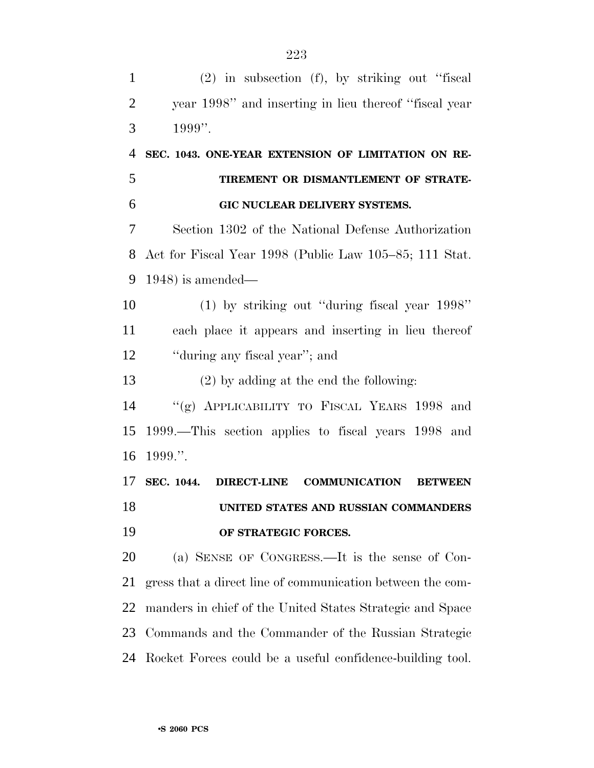(2) in subsection (f), by striking out "fiscal year 1998" and inserting in lieu thereof "fiscal year 1999".

**SEC. 1043. ONE-YEAR EXTENSION OF LIMITATION ON RETIREMENT OR DISMANTLEMENT OF STRATEGIC NUCLEAR DELIVERY SYSTEMS.**

Section 1302 of the National Defense Authorization Act for Fiscal Year 1998 (Public Law 105–85; 111 Stat. 1948) is amended—

(1) by striking out "during fiscal year 1998" each place it appears and inserting in lieu thereof "during any fiscal year"; and

(2) by adding at the end the following:

"(g) APPLICABILITY TO FISCAL YEARS 1998 and 1999.—This section applies to fiscal years 1998 and 1999.".

**SEC. 1044. DIRECT-LINE COMMUNICATION BETWEEN UNITED STATES AND RUSSIAN COMMANDERS OF STRATEGIC FORCES.**

(a) SENSE OF CONGRESS.—It is the sense of Congress that a direct line of communication between the commanders in chief of the United States Strategic and Space Commands and the Commander of the Russian Strategic Rocket Forces could be a useful confidence-building tool.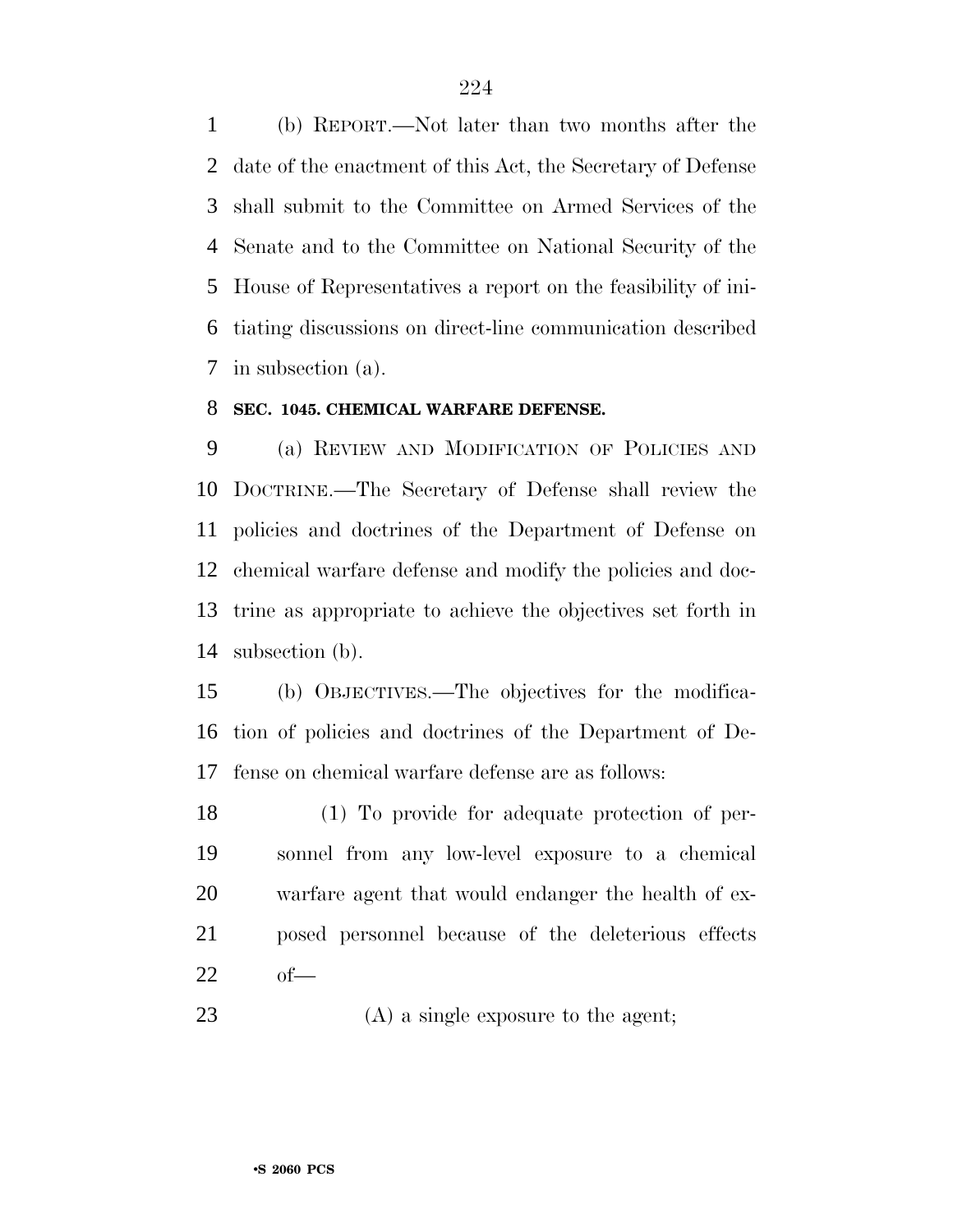(b) REPORT.—Not later than two months after the date of the enactment of this Act, the Secretary of Defense shall submit to the Committee on Armed Services of the Senate and to the Committee on National Security of the House of Representatives a report on the feasibility of initiating discussions on direct-line communication described in subsection (a).

**SEC. 1045. CHEMICAL WARFARE DEFENSE.**

(a) REVIEW AND MODIFICATION OF POLICIES AND DOCTRINE.—The Secretary of Defense shall review the policies and doctrines of the Department of Defense on chemical warfare defense and modify the policies and doctrine as appropriate to achieve the objectives set forth in subsection (b).

(b) OBJECTIVES.—The objectives for the modification of policies and doctrines of the Department of Defense on chemical warfare defense are as follows:

(1) To provide for adequate protection of personnel from any low-level exposure to a chemical warfare agent that would endanger the health of exposed personnel because of the deleterious effects of—

(A) a single exposure to the agent;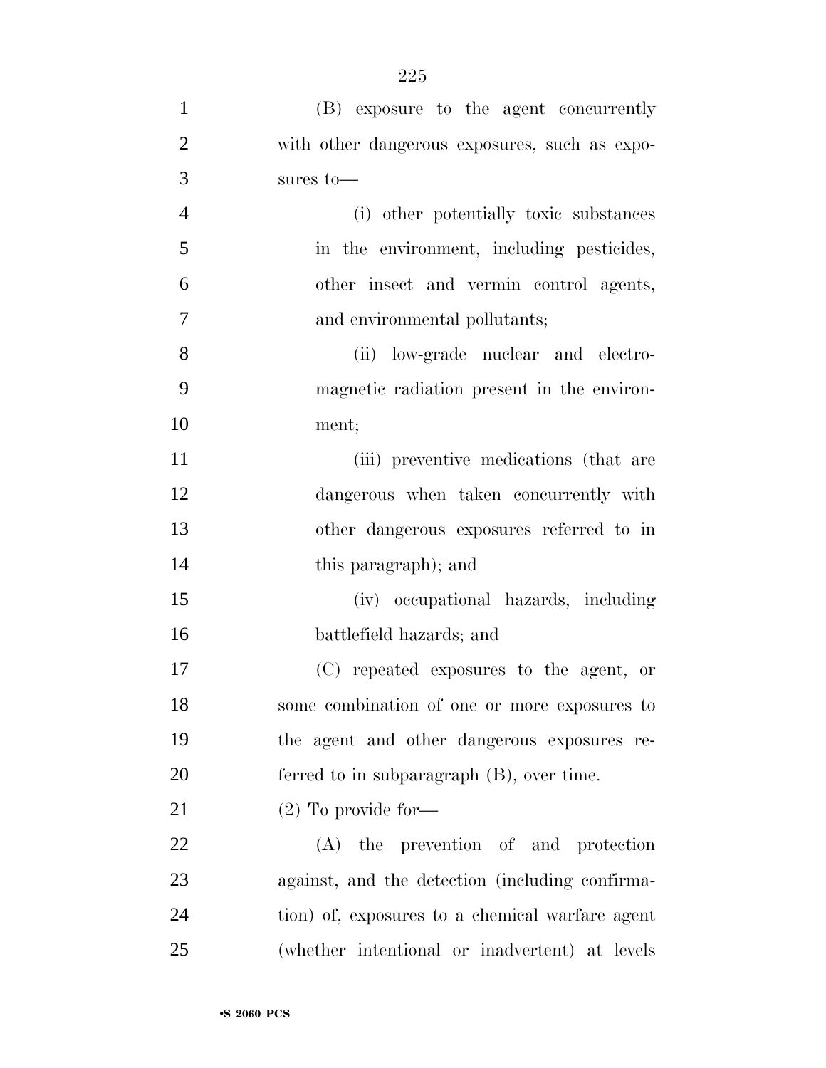(B) exposure to the agent concurrently with other dangerous exposures, such as exposures to—

(i) other potentially toxic substances in the environment, including pesticides, other insect and vermin control agents, and environmental pollutants;

(ii) low-grade nuclear and electromagnetic radiation present in the environment;

(iii) preventive medications (that are dangerous when taken concurrently with other dangerous exposures referred to in this paragraph); and

(iv) occupational hazards, including battlefield hazards; and

(C) repeated exposures to the agent, or some combination of one or more exposures to the agent and other dangerous exposures referred to in subparagraph (B), over time.

(2) To provide for—

(A) the prevention of and protection against, and the detection (including confirmation) of, exposures to a chemical warfare agent (whether intentional or inadvertent) at levels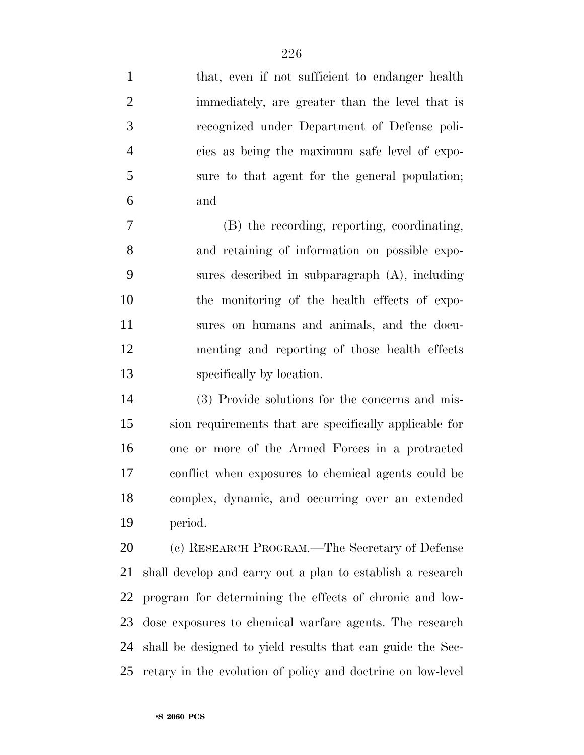that, even if not sufficient to endanger health immediately, are greater than the level that is recognized under Department of Defense policies as being the maximum safe level of exposure to that agent for the general population; and

(B) the recording, reporting, coordinating, and retaining of information on possible exposures described in subparagraph (A), including the monitoring of the health effects of exposures on humans and animals, and the documenting and reporting of those health effects specifically by location.

(3) Provide solutions for the concerns and mission requirements that are specifically applicable for one or more of the Armed Forces in a protracted conflict when exposures to chemical agents could be complex, dynamic, and occurring over an extended period.

(c) RESEARCH PROGRAM.—The Secretary of Defense shall develop and carry out a plan to establish a research program for determining the effects of chronic and low-dose exposures to chemical warfare agents. The research shall be designed to yield results that can guide the Secretary in the evolution of policy and doctrine on low-level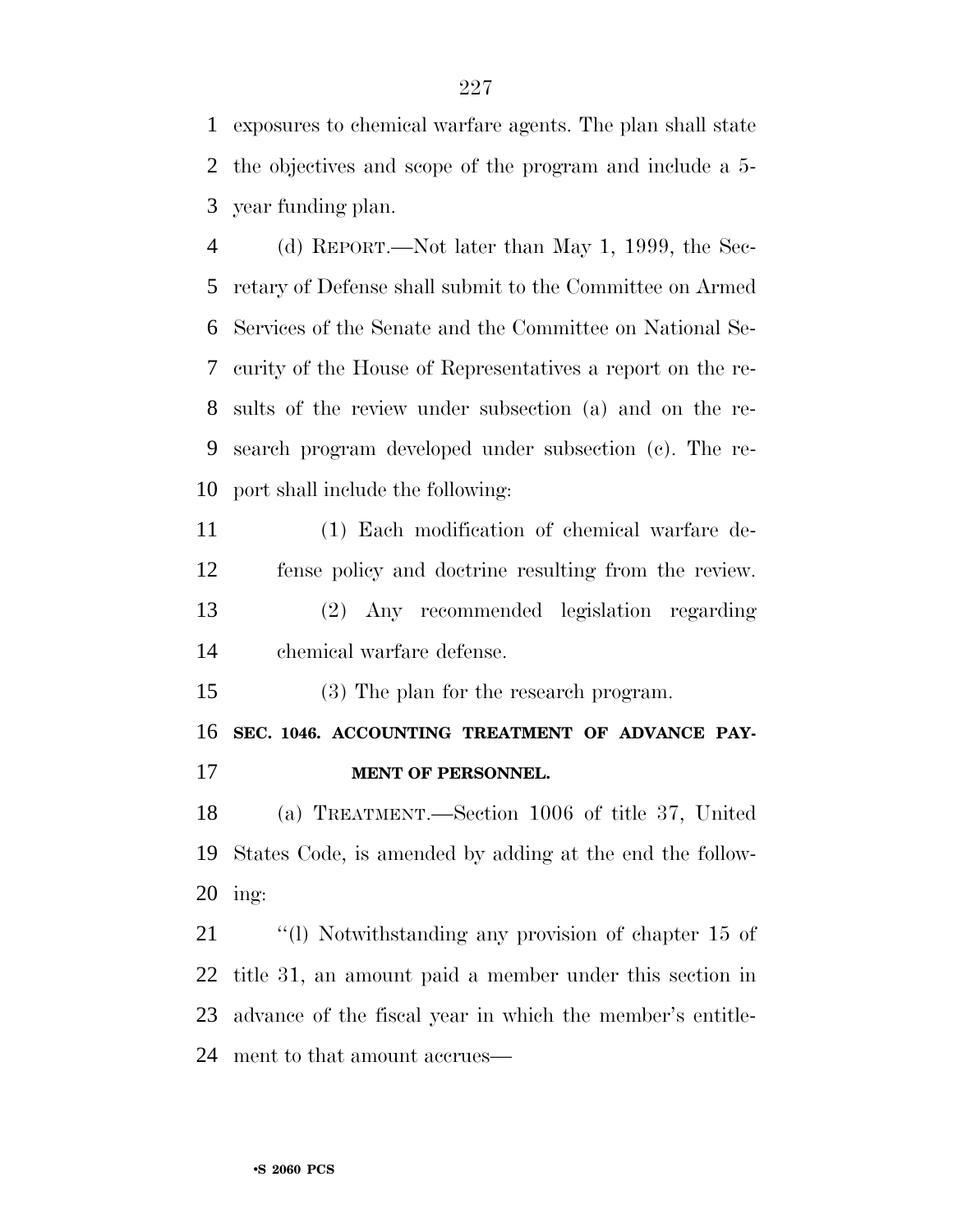exposures to chemical warfare agents. The plan shall state the objectives and scope of the program and include a 5-year funding plan.

(d) REPORT.—Not later than May 1, 1999, the Secretary of Defense shall submit to the Committee on Armed Services of the Senate and the Committee on National Security of the House of Representatives a report on the results of the review under subsection (a) and on the research program developed under subsection (c). The report shall include the following:

(1) Each modification of chemical warfare defense policy and doctrine resulting from the review.

(2) Any recommended legislation regarding chemical warfare defense.

(3) The plan for the research program.

**SEC. 1046. ACCOUNTING TREATMENT OF ADVANCE PAYMENT OF PERSONNEL.**

(a) TREATMENT.—Section 1006 of title 37, United States Code, is amended by adding at the end the following:

''(l) Notwithstanding any provision of chapter 15 of title 31, an amount paid a member under this section in advance of the fiscal year in which the member's entitlement to that amount accrues—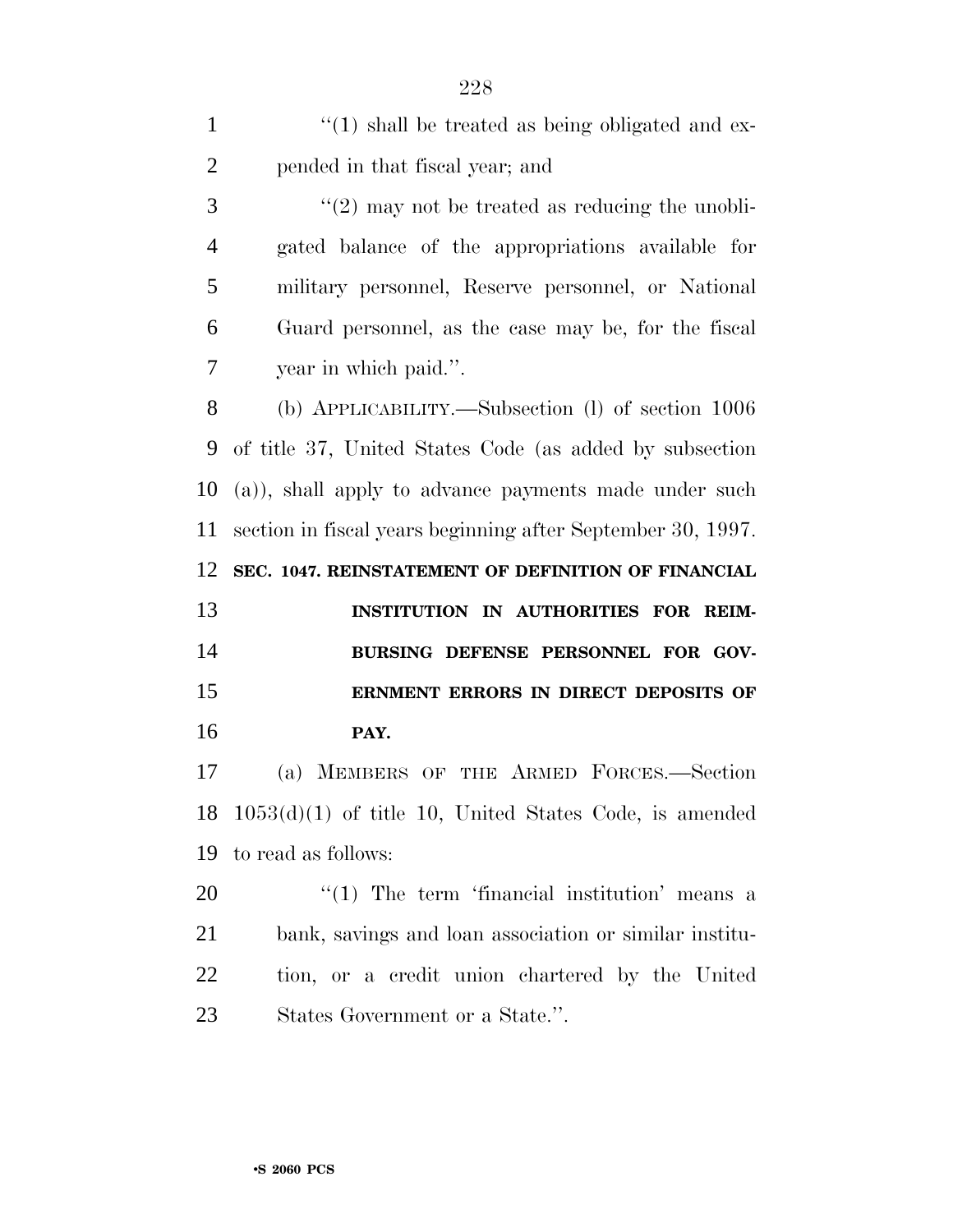"(1) shall be treated as being obligated and expended in that fiscal year; and

"(2) may not be treated as reducing the unobligated balance of the appropriations available for military personnel, Reserve personnel, or National Guard personnel, as the case may be, for the fiscal year in which paid.".

(b) APPLICABILITY.—Subsection (l) of section 1006 of title 37, United States Code (as added by subsection (a)), shall apply to advance payments made under such section in fiscal years beginning after September 30, 1997.

**SEC. 1047. REINSTATEMENT OF DEFINITION OF FINANCIAL INSTITUTION IN AUTHORITIES FOR REIMBURSING DEFENSE PERSONNEL FOR GOVERNMENT ERRORS IN DIRECT DEPOSITS OF PAY.**

(a) MEMBERS OF THE ARMED FORCES.—Section 1053(d)(1) of title 10, United States Code, is amended to read as follows:

"(1) The term 'financial institution' means a bank, savings and loan association or similar institution, or a credit union chartered by the United States Government or a State.".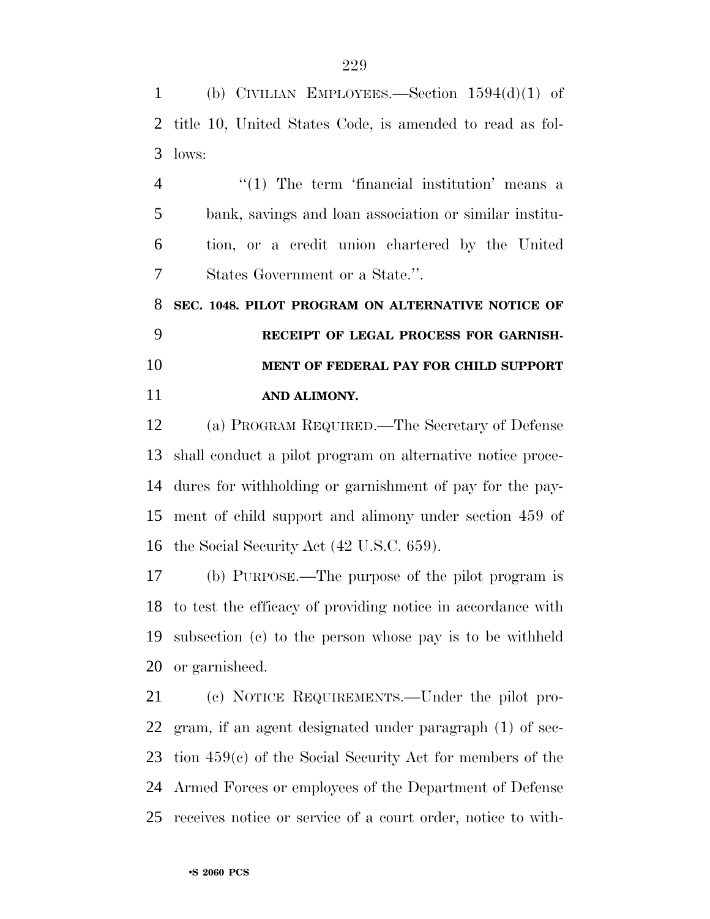(b) CIVILIAN EMPLOYEES.—Section 1594(d)(1) of title 10, United States Code, is amended to read as follows:

"(1) The term 'financial institution' means a bank, savings and loan association or similar institution, or a credit union chartered by the United States Government or a State.".

**SEC. 1048. PILOT PROGRAM ON ALTERNATIVE NOTICE OF RECEIPT OF LEGAL PROCESS FOR GARNISHMENT OF FEDERAL PAY FOR CHILD SUPPORT AND ALIMONY.**

(a) PROGRAM REQUIRED.—The Secretary of Defense shall conduct a pilot program on alternative notice procedures for withholding or garnishment of pay for the payment of child support and alimony under section 459 of the Social Security Act (42 U.S.C. 659).

(b) PURPOSE.—The purpose of the pilot program is to test the efficacy of providing notice in accordance with subsection (c) to the person whose pay is to be withheld or garnisheed.

(c) NOTICE REQUIREMENTS.—Under the pilot program, if an agent designated under paragraph (1) of section 459(c) of the Social Security Act for members of the Armed Forces or employees of the Department of Defense receives notice or service of a court order, notice to with-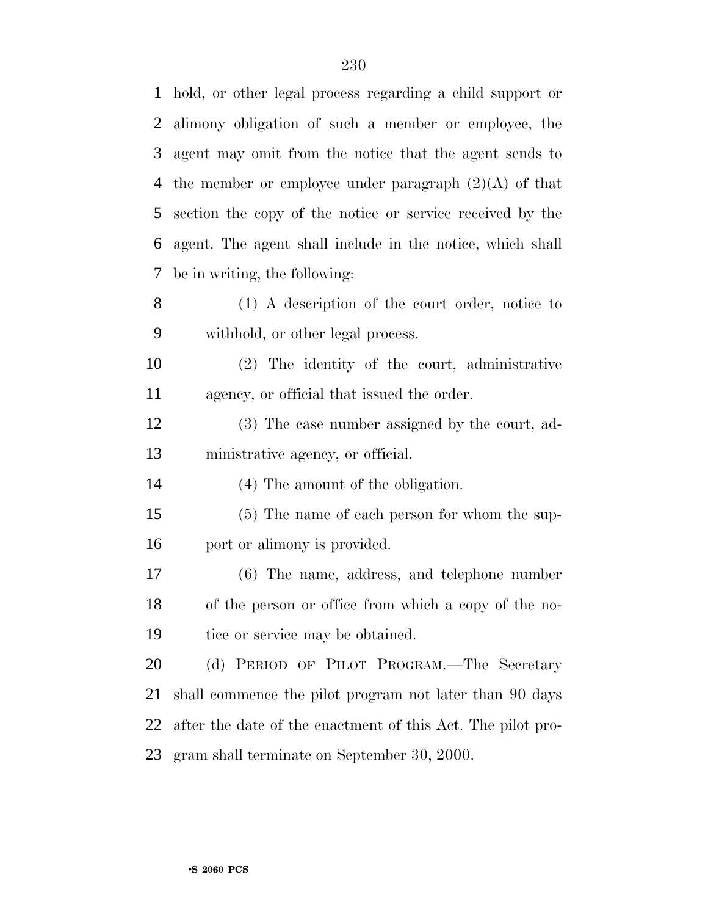hold, or other legal process regarding a child support or alimony obligation of such a member or employee, the agent may omit from the notice that the agent sends to the member or employee under paragraph (2)(A) of that section the copy of the notice or service received by the agent. The agent shall include in the notice, which shall be in writing, the following:

(1) A description of the court order, notice to withhold, or other legal process.

(2) The identity of the court, administrative agency, or official that issued the order.

(3) The case number assigned by the court, administrative agency, or official.

(4) The amount of the obligation.

(5) The name of each person for whom the support or alimony is provided.

(6) The name, address, and telephone number of the person or office from which a copy of the notice or service may be obtained.

(d) PERIOD OF PILOT PROGRAM.—The Secretary shall commence the pilot program not later than 90 days after the date of the enactment of this Act. The pilot program shall terminate on September 30, 2000.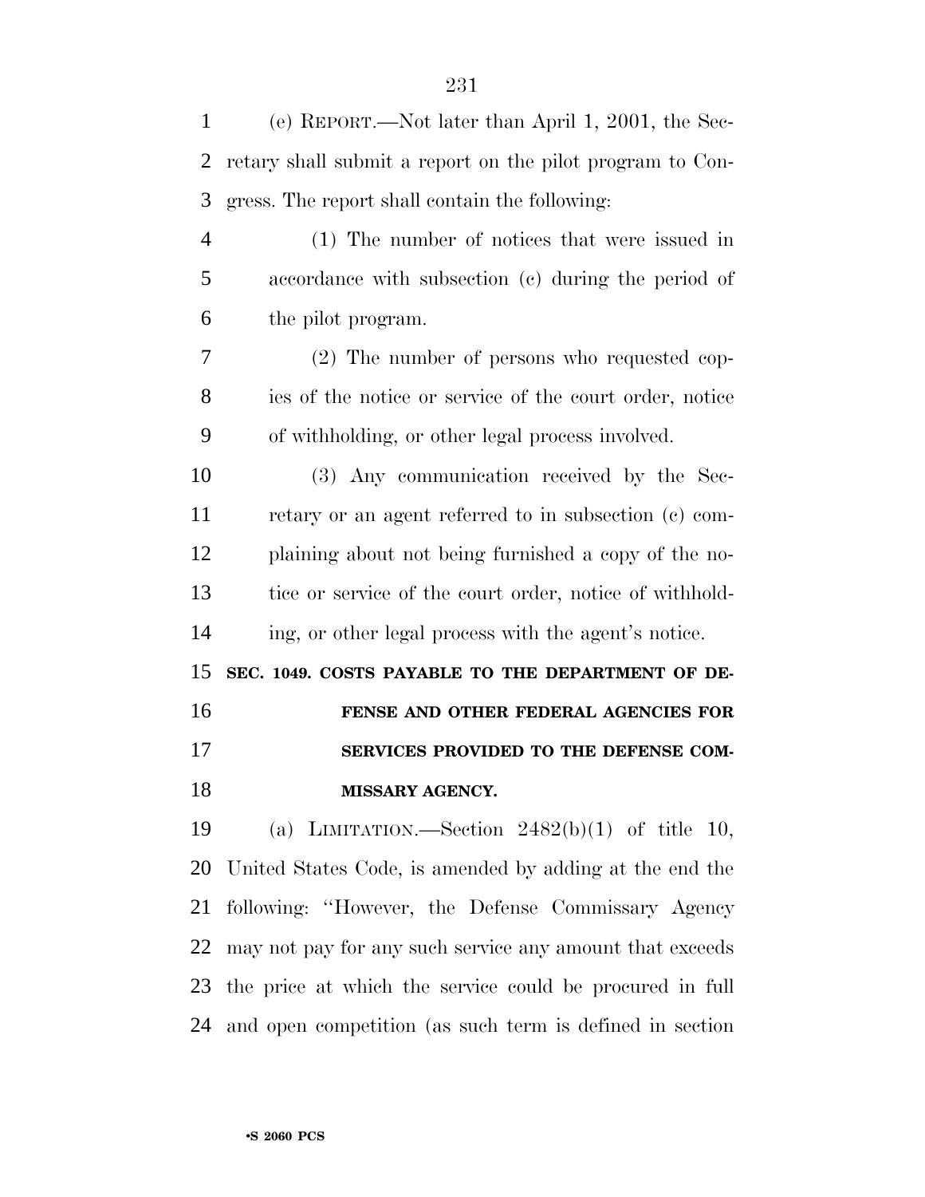(e) REPORT.—Not later than April 1, 2001, the Secretary shall submit a report on the pilot program to Congress. The report shall contain the following:

(1) The number of notices that were issued in accordance with subsection (c) during the period of the pilot program.

(2) The number of persons who requested copies of the notice or service of the court order, notice of withholding, or other legal process involved.

(3) Any communication received by the Secretary or an agent referred to in subsection (c) complaining about not being furnished a copy of the notice or service of the court order, notice of withholding, or other legal process with the agent's notice.

**SEC. 1049. COSTS PAYABLE TO THE DEPARTMENT OF DEFENSE AND OTHER FEDERAL AGENCIES FOR SERVICES PROVIDED TO THE DEFENSE COMMISSARY AGENCY.**

(a) LIMITATION.—Section 2482(b)(1) of title 10, United States Code, is amended by adding at the end the following: "However, the Defense Commissary Agency may not pay for any such service any amount that exceeds the price at which the service could be procured in full and open competition (as such term is defined in section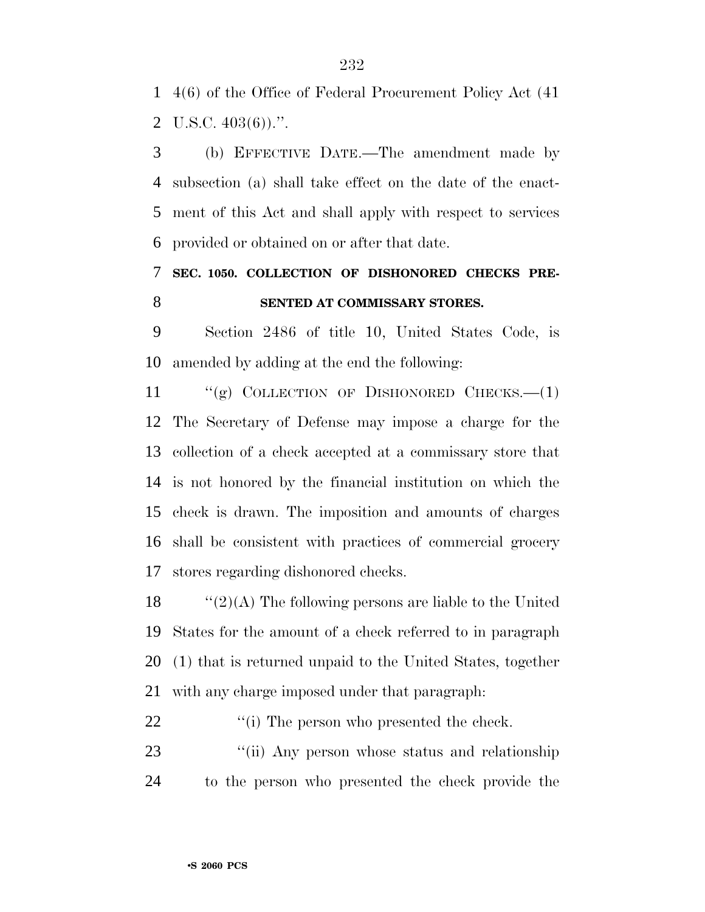4(6) of the Office of Federal Procurement Policy Act (41 U.S.C. 403(6)).''.

(b) EFFECTIVE DATE.—The amendment made by subsection (a) shall take effect on the date of the enactment of this Act and shall apply with respect to services provided or obtained on or after that date.

### SEC. 1050. COLLECTION OF DISHONORED CHECKS PRESENTED AT COMMISSARY STORES.

Section 2486 of title 10, United States Code, is amended by adding at the end the following:

''(g) COLLECTION OF DISHONORED CHECKS.—(1) The Secretary of Defense may impose a charge for the collection of a check accepted at a commissary store that is not honored by the financial institution on which the check is drawn. The imposition and amounts of charges shall be consistent with practices of commercial grocery stores regarding dishonored checks.

''(2)(A) The following persons are liable to the United States for the amount of a check referred to in paragraph (1) that is returned unpaid to the United States, together with any charge imposed under that paragraph:

''(i) The person who presented the check.

''(ii) Any person whose status and relationship to the person who presented the check provide the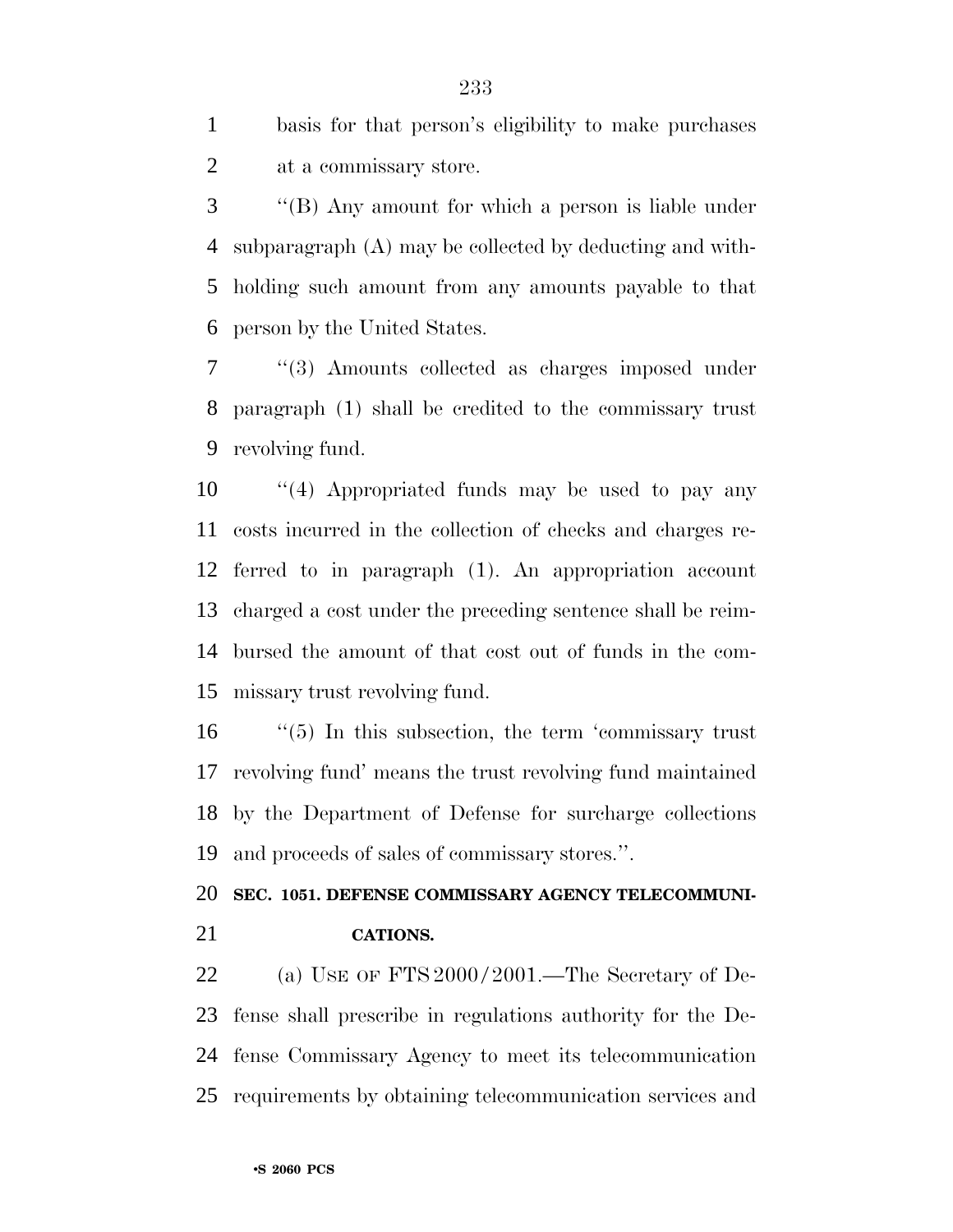basis for that person's eligibility to make purchases at a commissary store.

"(B) Any amount for which a person is liable under subparagraph (A) may be collected by deducting and withholding such amount from any amounts payable to that person by the United States.

"(3) Amounts collected as charges imposed under paragraph (1) shall be credited to the commissary trust revolving fund.

"(4) Appropriated funds may be used to pay any costs incurred in the collection of checks and charges referred to in paragraph (1). An appropriation account charged a cost under the preceding sentence shall be reimbursed the amount of that cost out of funds in the commissary trust revolving fund.

"(5) In this subsection, the term 'commissary trust revolving fund' means the trust revolving fund maintained by the Department of Defense for surcharge collections and proceeds of sales of commissary stores.".

**SEC. 1051. DEFENSE COMMISSARY AGENCY TELECOMMUNICATIONS.**

(a) USE OF FTS 2000/2001.—The Secretary of Defense shall prescribe in regulations authority for the Defense Commissary Agency to meet its telecommunication requirements by obtaining telecommunication services and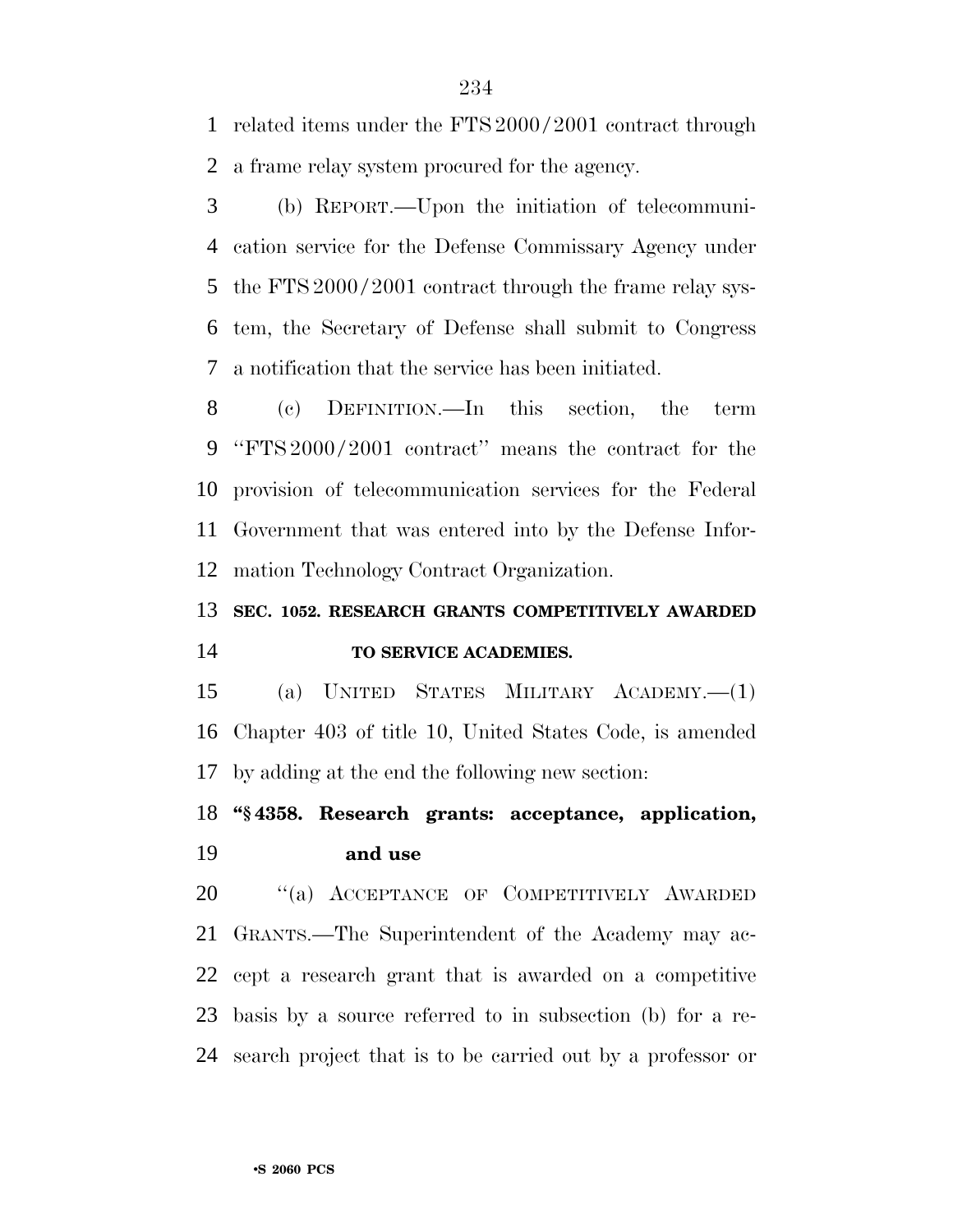related items under the FTS 2000/2001 contract through a frame relay system procured for the agency.

(b) REPORT.—Upon the initiation of telecommunication service for the Defense Commissary Agency under the FTS 2000/2001 contract through the frame relay system, the Secretary of Defense shall submit to Congress a notification that the service has been initiated.

(c) DEFINITION.—In this section, the term "FTS 2000/2001 contract" means the contract for the provision of telecommunication services for the Federal Government that was entered into by the Defense Information Technology Contract Organization.

**SEC. 1052. RESEARCH GRANTS COMPETITIVELY AWARDED TO SERVICE ACADEMIES.**

(a) UNITED STATES MILITARY ACADEMY.—(1) Chapter 403 of title 10, United States Code, is amended by adding at the end the following new section:

**"§ 4358. Research grants: acceptance, application, and use**

"(a) ACCEPTANCE OF COMPETITIVELY AWARDED GRANTS.—The Superintendent of the Academy may accept a research grant that is awarded on a competitive basis by a source referred to in subsection (b) for a research project that is to be carried out by a professor or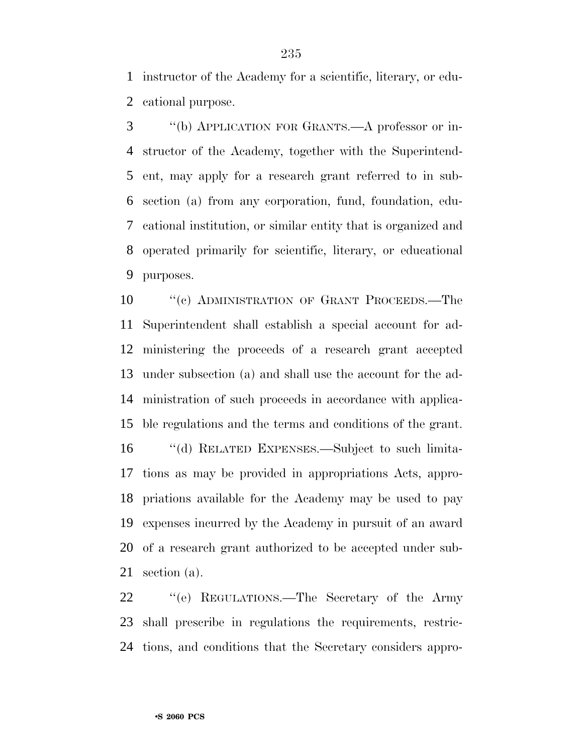instructor of the Academy for a scientific, literary, or educational purpose.

''(b) APPLICATION FOR GRANTS.—A professor or instructor of the Academy, together with the Superintendent, may apply for a research grant referred to in subsection (a) from any corporation, fund, foundation, educational institution, or similar entity that is organized and operated primarily for scientific, literary, or educational purposes.

''(c) ADMINISTRATION OF GRANT PROCEEDS.—The Superintendent shall establish a special account for administering the proceeds of a research grant accepted under subsection (a) and shall use the account for the administration of such proceeds in accordance with applicable regulations and the terms and conditions of the grant.

''(d) RELATED EXPENSES.—Subject to such limitations as may be provided in appropriations Acts, appropriations available for the Academy may be used to pay expenses incurred by the Academy in pursuit of an award of a research grant authorized to be accepted under subsection (a).

''(e) REGULATIONS.—The Secretary of the Army shall prescribe in regulations the requirements, restrictions, and conditions that the Secretary considers appro-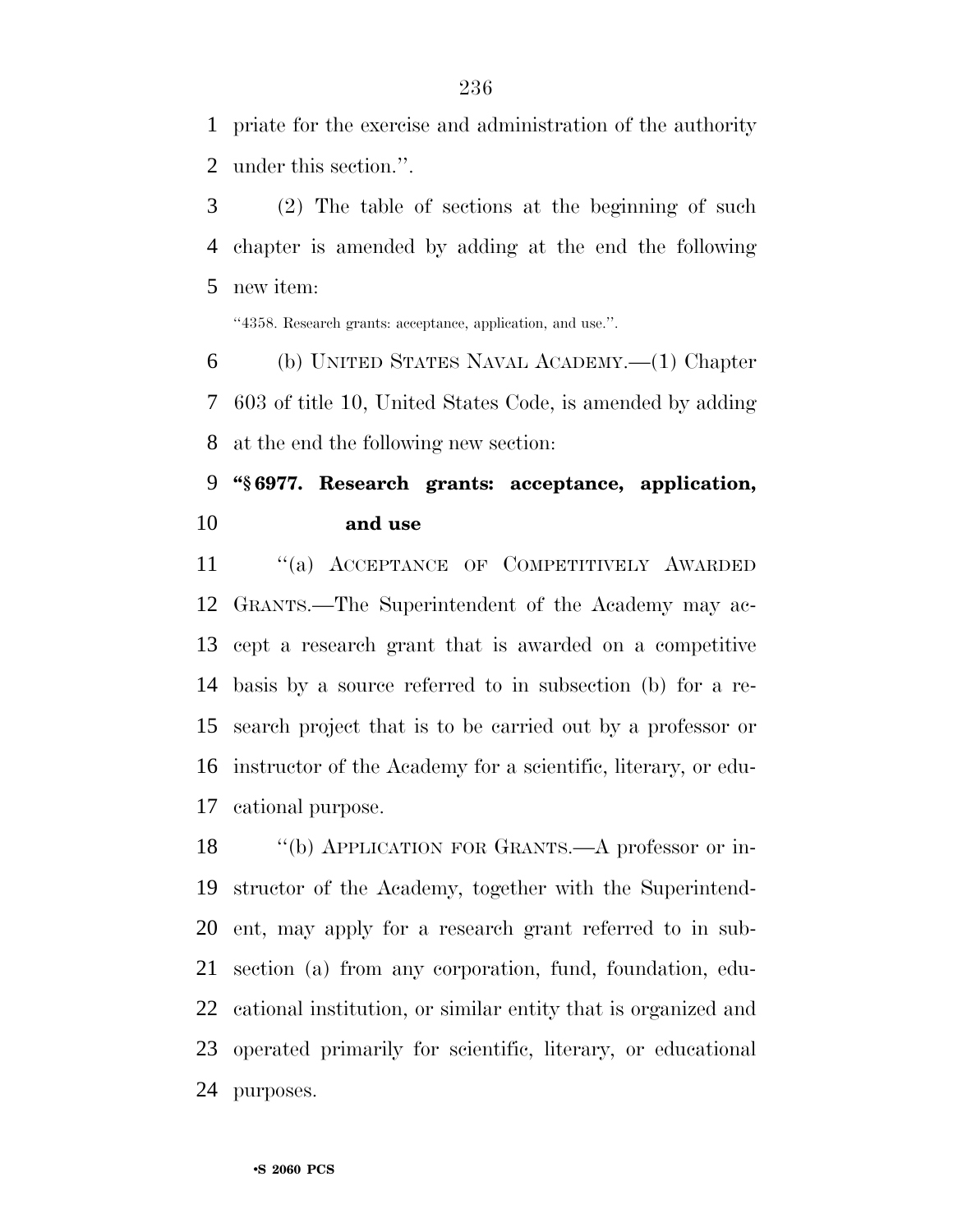priate for the exercise and administration of the authority under this section.''.

(2) The table of sections at the beginning of such chapter is amended by adding at the end the following new item:

''4358. Research grants: acceptance, application, and use.''.

(b) UNITED STATES NAVAL ACADEMY.—(1) Chapter 603 of title 10, United States Code, is amended by adding at the end the following new section:

**''§ 6977. Research grants: acceptance, application, and use**

''(a) ACCEPTANCE OF COMPETITIVELY AWARDED GRANTS.—The Superintendent of the Academy may accept a research grant that is awarded on a competitive basis by a source referred to in subsection (b) for a research project that is to be carried out by a professor or instructor of the Academy for a scientific, literary, or educational purpose.

''(b) APPLICATION FOR GRANTS.—A professor or instructor of the Academy, together with the Superintendent, may apply for a research grant referred to in subsection (a) from any corporation, fund, foundation, educational institution, or similar entity that is organized and operated primarily for scientific, literary, or educational purposes.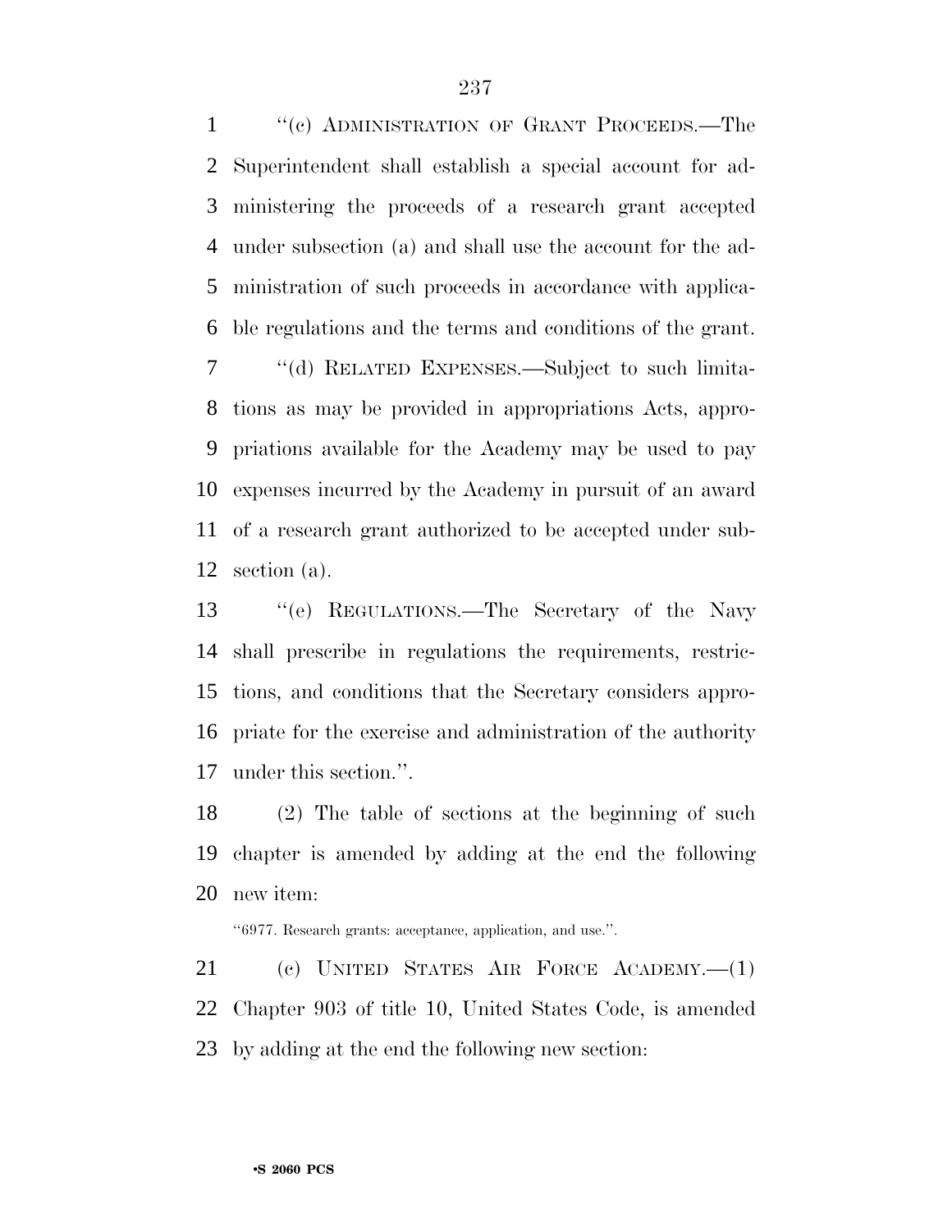"(c) ADMINISTRATION OF GRANT PROCEEDS.—The Superintendent shall establish a special account for administering the proceeds of a research grant accepted under subsection (a) and shall use the account for the administration of such proceeds in accordance with applicable regulations and the terms and conditions of the grant.

"(d) RELATED EXPENSES.—Subject to such limitations as may be provided in appropriations Acts, appropriations available for the Academy may be used to pay expenses incurred by the Academy in pursuit of an award of a research grant authorized to be accepted under subsection (a).

"(e) REGULATIONS.—The Secretary of the Navy shall prescribe in regulations the requirements, restrictions, and conditions that the Secretary considers appropriate for the exercise and administration of the authority under this section.".

(2) The table of sections at the beginning of such chapter is amended by adding at the end the following new item:

"6977. Research grants: acceptance, application, and use.".

(c) UNITED STATES AIR FORCE ACADEMY.—(1) Chapter 903 of title 10, United States Code, is amended by adding at the end the following new section: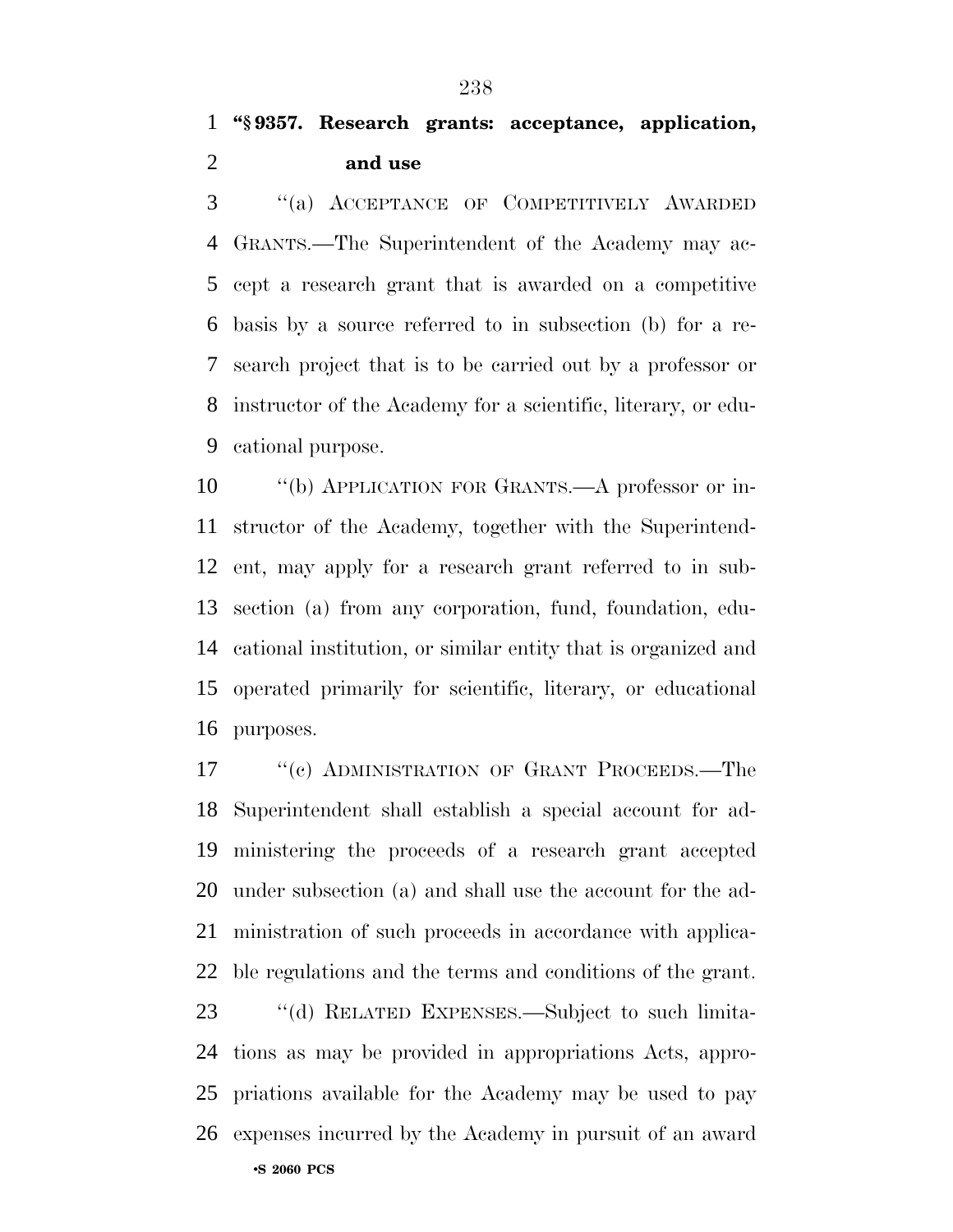**"§ 9357. Research grants: acceptance, application, and use**

"(a) ACCEPTANCE OF COMPETITIVELY AWARDED GRANTS.—The Superintendent of the Academy may accept a research grant that is awarded on a competitive basis by a source referred to in subsection (b) for a research project that is to be carried out by a professor or instructor of the Academy for a scientific, literary, or educational purpose.

"(b) APPLICATION FOR GRANTS.—A professor or instructor of the Academy, together with the Superintendent, may apply for a research grant referred to in subsection (a) from any corporation, fund, foundation, educational institution, or similar entity that is organized and operated primarily for scientific, literary, or educational purposes.

"(c) ADMINISTRATION OF GRANT PROCEEDS.—The Superintendent shall establish a special account for administering the proceeds of a research grant accepted under subsection (a) and shall use the account for the administration of such proceeds in accordance with applicable regulations and the terms and conditions of the grant.

"(d) RELATED EXPENSES.—Subject to such limitations as may be provided in appropriations Acts, appropriations available for the Academy may be used to pay expenses incurred by the Academy in pursuit of an award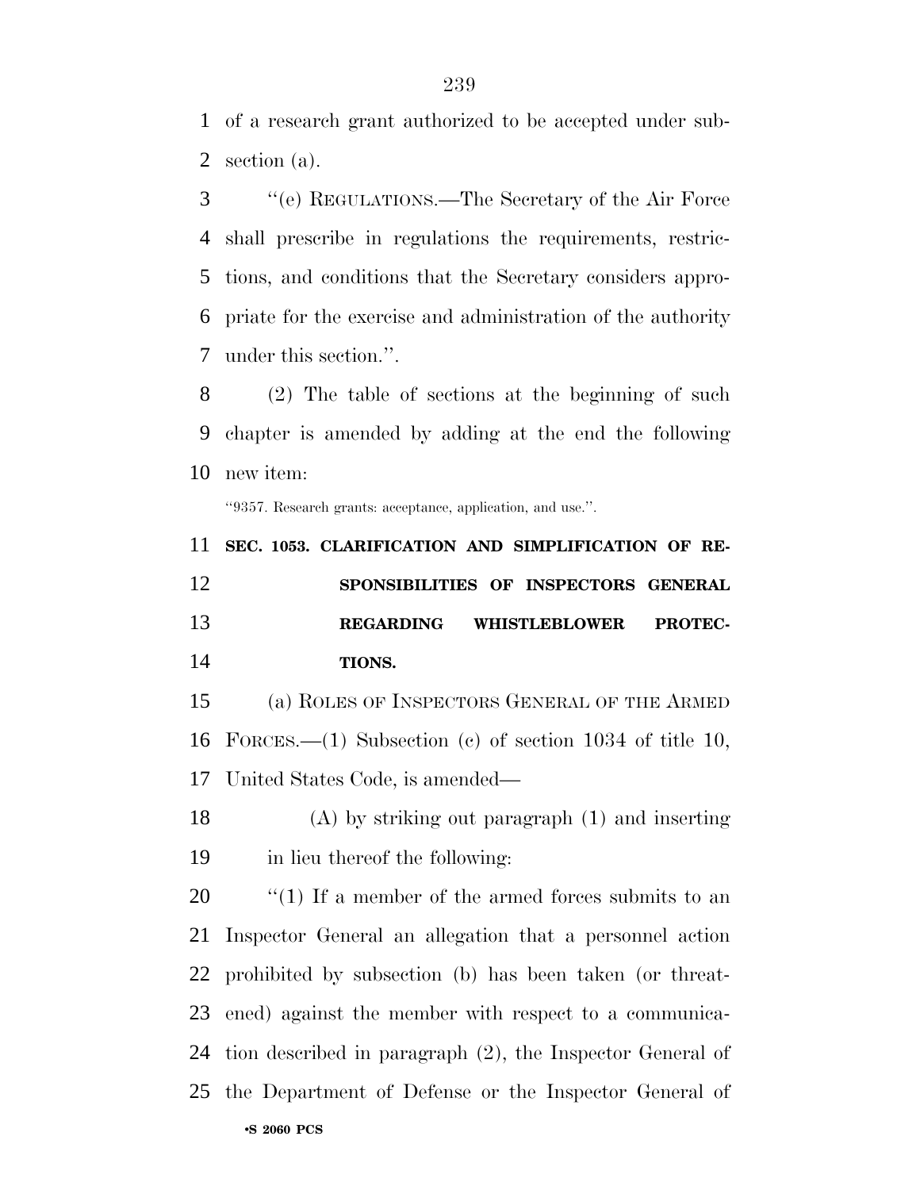of a research grant authorized to be accepted under subsection (a).

"(e) REGULATIONS.—The Secretary of the Air Force shall prescribe in regulations the requirements, restrictions, and conditions that the Secretary considers appropriate for the exercise and administration of the authority under this section.".

(2) The table of sections at the beginning of such chapter is amended by adding at the end the following new item:

"9357. Research grants: acceptance, application, and use.".

**SEC. 1053. CLARIFICATION AND SIMPLIFICATION OF RESPONSIBILITIES OF INSPECTORS GENERAL REGARDING WHISTLEBLOWER PROTECTIONS.**

(a) ROLES OF INSPECTORS GENERAL OF THE ARMED FORCES.—(1) Subsection (c) of section 1034 of title 10, United States Code, is amended—

(A) by striking out paragraph (1) and inserting in lieu thereof the following:

"(1) If a member of the armed forces submits to an Inspector General an allegation that a personnel action prohibited by subsection (b) has been taken (or threatened) against the member with respect to a communication described in paragraph (2), the Inspector General of the Department of Defense or the Inspector General of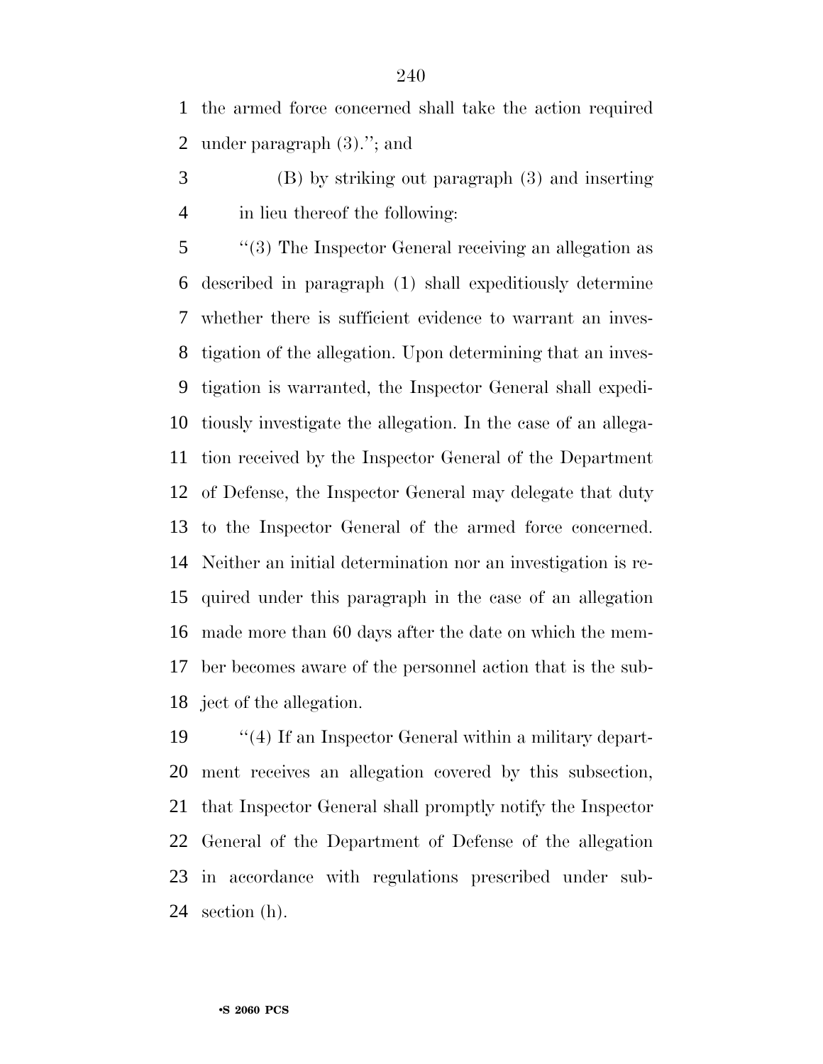the armed force concerned shall take the action required under paragraph (3).''; and

(B) by striking out paragraph (3) and inserting in lieu thereof the following:

''(3) The Inspector General receiving an allegation as described in paragraph (1) shall expeditiously determine whether there is sufficient evidence to warrant an investigation of the allegation. Upon determining that an investigation is warranted, the Inspector General shall expeditiously investigate the allegation. In the case of an allegation received by the Inspector General of the Department of Defense, the Inspector General may delegate that duty to the Inspector General of the armed force concerned. Neither an initial determination nor an investigation is required under this paragraph in the case of an allegation made more than 60 days after the date on which the member becomes aware of the personnel action that is the subject of the allegation.

''(4) If an Inspector General within a military department receives an allegation covered by this subsection, that Inspector General shall promptly notify the Inspector General of the Department of Defense of the allegation in accordance with regulations prescribed under subsection (h).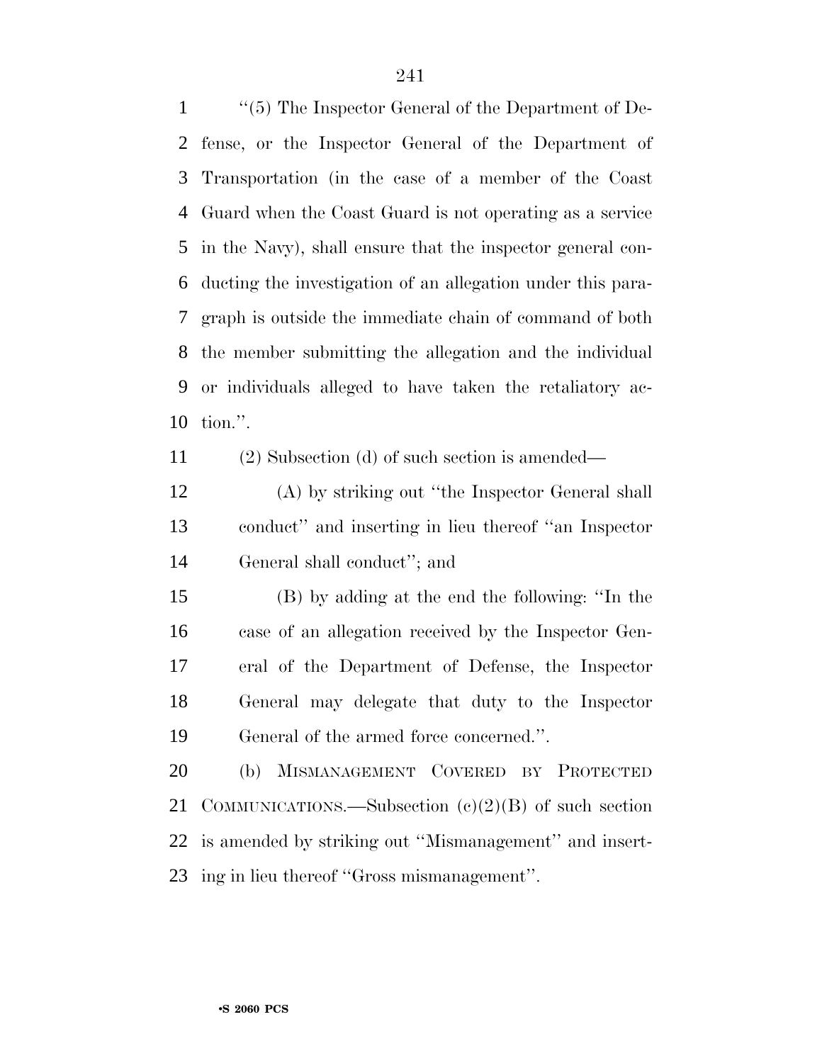''(5) The Inspector General of the Department of Defense, or the Inspector General of the Department of Transportation (in the case of a member of the Coast Guard when the Coast Guard is not operating as a service in the Navy), shall ensure that the inspector general conducting the investigation of an allegation under this paragraph is outside the immediate chain of command of both the member submitting the allegation and the individual or individuals alleged to have taken the retaliatory action.''.

(2) Subsection (d) of such section is amended—

(A) by striking out ''the Inspector General shall conduct'' and inserting in lieu thereof ''an Inspector General shall conduct''; and

(B) by adding at the end the following: ''In the case of an allegation received by the Inspector General of the Department of Defense, the Inspector General may delegate that duty to the Inspector General of the armed force concerned.''.

(b) MISMANAGEMENT COVERED BY PROTECTED COMMUNICATIONS.—Subsection (c)(2)(B) of such section is amended by striking out ''Mismanagement'' and inserting in lieu thereof ''Gross mismanagement''.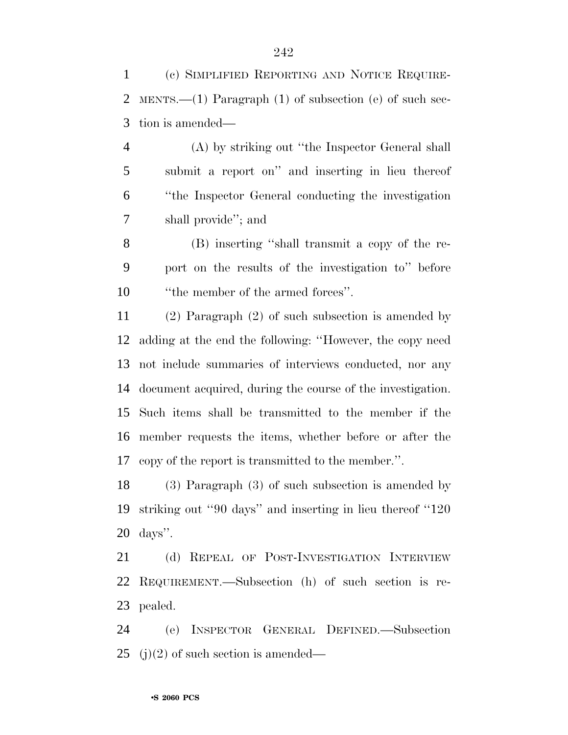(c) SIMPLIFIED REPORTING AND NOTICE REQUIREMENTS.—(1) Paragraph (1) of subsection (e) of such section is amended—

(A) by striking out ''the Inspector General shall submit a report on'' and inserting in lieu thereof ''the Inspector General conducting the investigation shall provide''; and

(B) inserting ''shall transmit a copy of the report on the results of the investigation to'' before ''the member of the armed forces''.

(2) Paragraph (2) of such subsection is amended by adding at the end the following: ''However, the copy need not include summaries of interviews conducted, nor any document acquired, during the course of the investigation. Such items shall be transmitted to the member if the member requests the items, whether before or after the copy of the report is transmitted to the member.''.

(3) Paragraph (3) of such subsection is amended by striking out ''90 days'' and inserting in lieu thereof ''120 days''.

(d) REPEAL OF POST-INVESTIGATION INTERVIEW REQUIREMENT.—Subsection (h) of such section is repealed.

(e) INSPECTOR GENERAL DEFINED.—Subsection (j)(2) of such section is amended—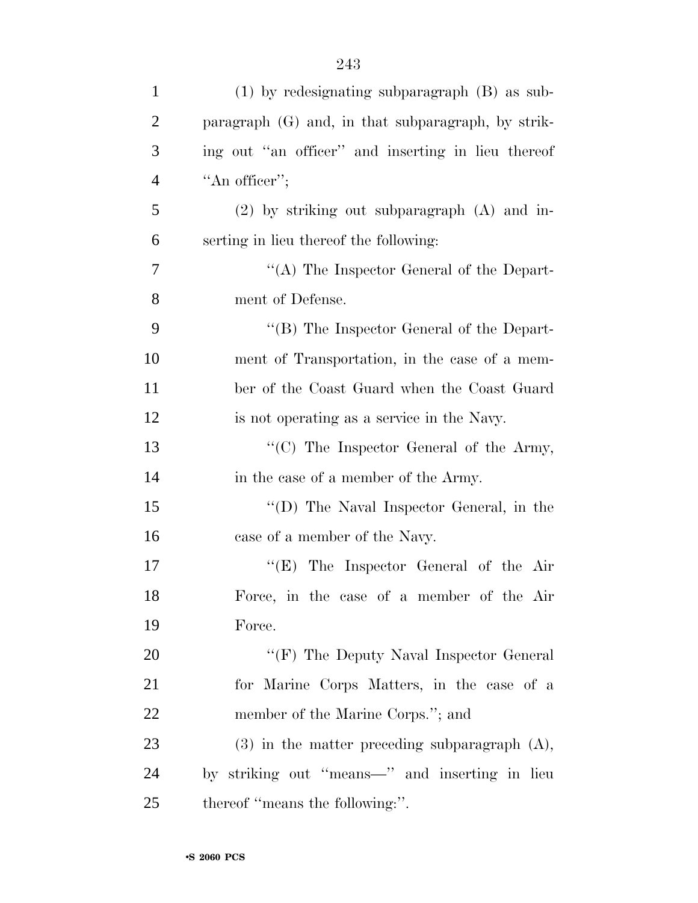(1) by redesignating subparagraph (B) as subparagraph (G) and, in that subparagraph, by striking out "an officer" and inserting in lieu thereof "An officer";

(2) by striking out subparagraph (A) and inserting in lieu thereof the following:

"(A) The Inspector General of the Department of Defense.

"(B) The Inspector General of the Department of Transportation, in the case of a member of the Coast Guard when the Coast Guard is not operating as a service in the Navy.

"(C) The Inspector General of the Army, in the case of a member of the Army.

"(D) The Naval Inspector General, in the case of a member of the Navy.

"(E) The Inspector General of the Air Force, in the case of a member of the Air Force.

"(F) The Deputy Naval Inspector General for Marine Corps Matters, in the case of a member of the Marine Corps."; and

(3) in the matter preceding subparagraph (A), by striking out "means—" and inserting in lieu thereof "means the following:".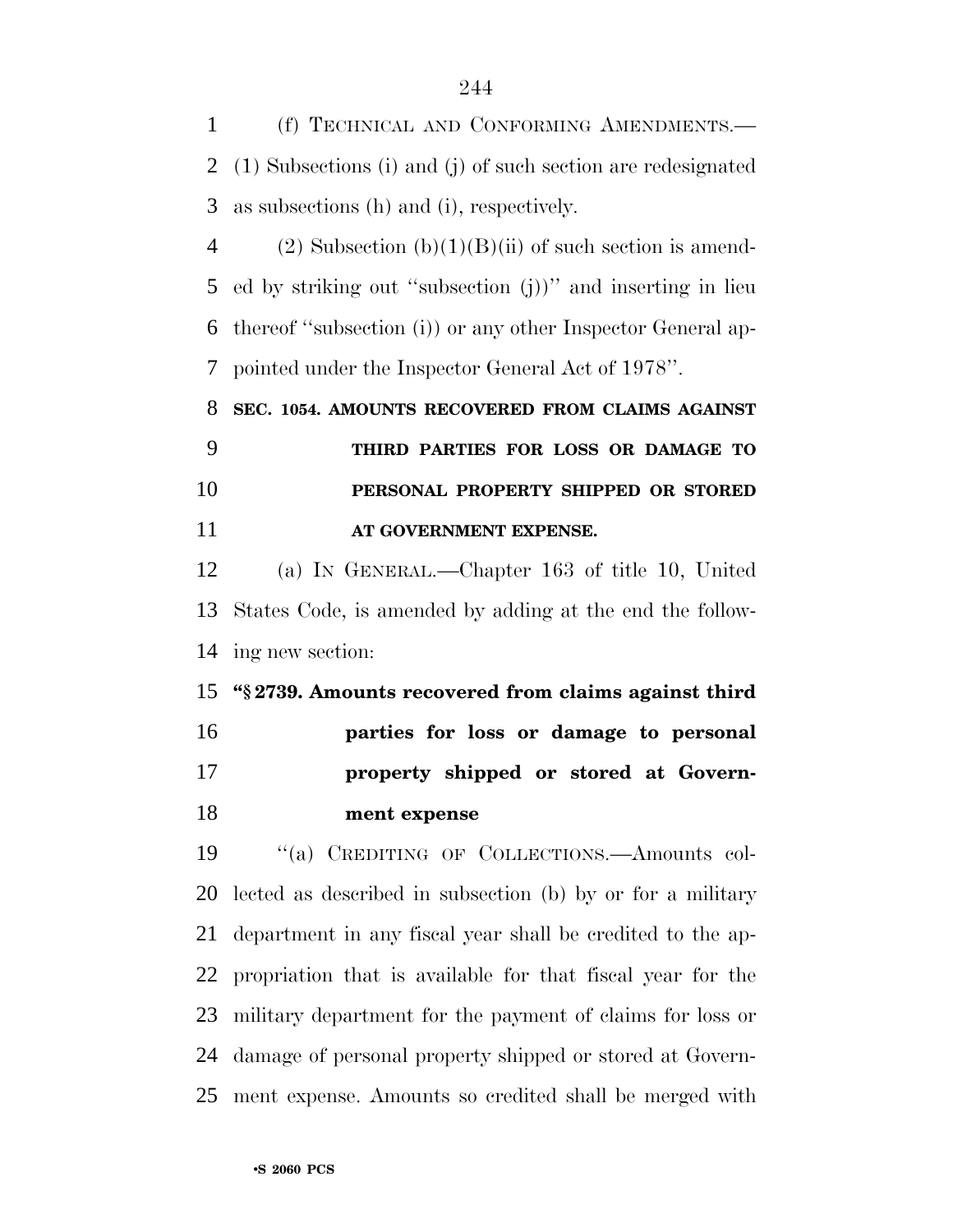(f) TECHNICAL AND CONFORMING AMENDMENTS.—(1) Subsections (i) and (j) of such section are redesignated as subsections (h) and (i), respectively.

(2) Subsection (b)(1)(B)(ii) of such section is amended by striking out "subsection (j))" and inserting in lieu thereof "subsection (i)) or any other Inspector General appointed under the Inspector General Act of 1978".

**SEC. 1054. AMOUNTS RECOVERED FROM CLAIMS AGAINST THIRD PARTIES FOR LOSS OR DAMAGE TO PERSONAL PROPERTY SHIPPED OR STORED AT GOVERNMENT EXPENSE.**

(a) IN GENERAL.—Chapter 163 of title 10, United States Code, is amended by adding at the end the following new section:

**"§ 2739. Amounts recovered from claims against third parties for loss or damage to personal property shipped or stored at Government expense**

"(a) CREDITING OF COLLECTIONS.—Amounts collected as described in subsection (b) by or for a military department in any fiscal year shall be credited to the appropriation that is available for that fiscal year for the military department for the payment of claims for loss or damage of personal property shipped or stored at Government expense. Amounts so credited shall be merged with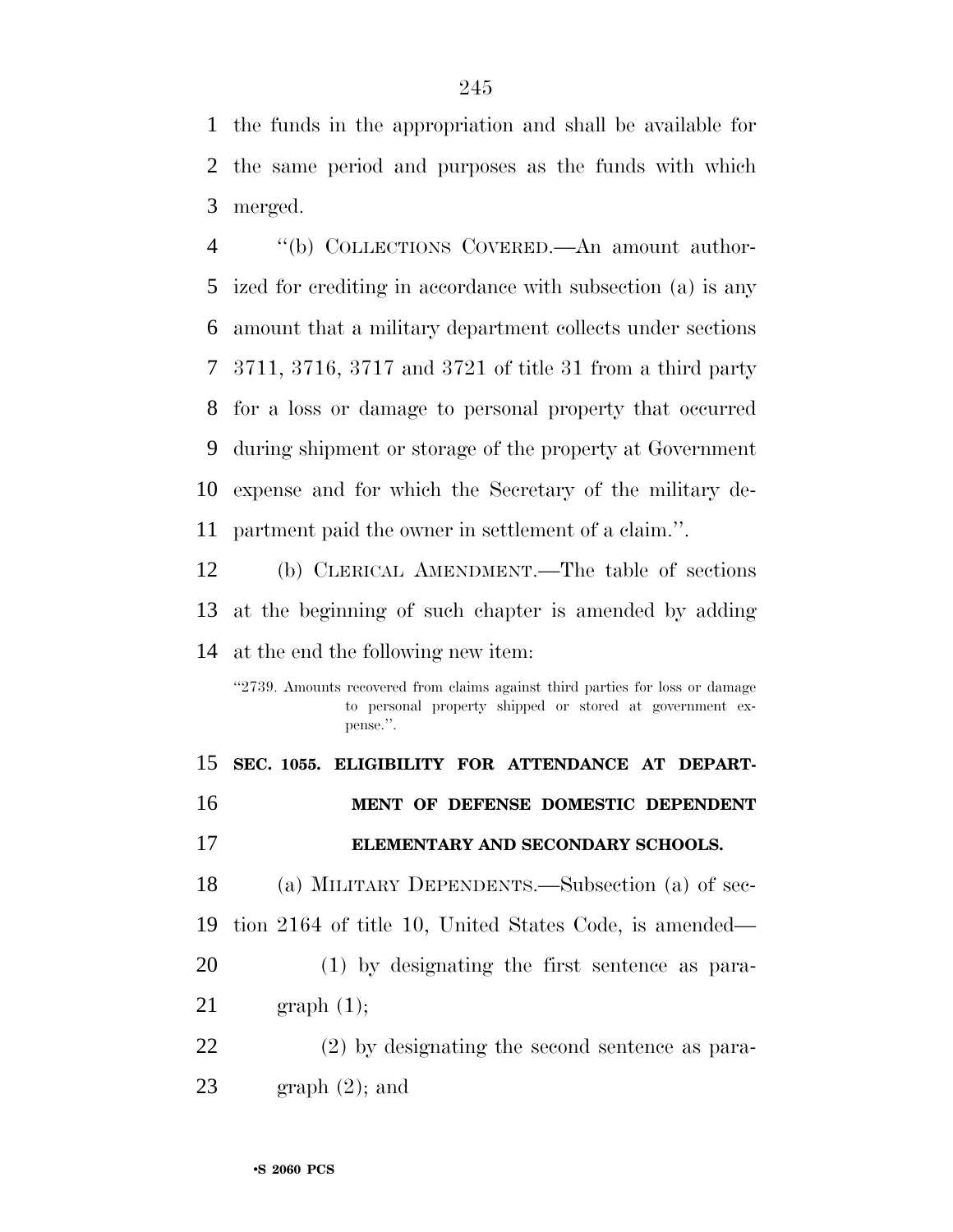the funds in the appropriation and shall be available for the same period and purposes as the funds with which merged.

"(b) COLLECTIONS COVERED.—An amount authorized for crediting in accordance with subsection (a) is any amount that a military department collects under sections 3711, 3716, 3717 and 3721 of title 31 from a third party for a loss or damage to personal property that occurred during shipment or storage of the property at Government expense and for which the Secretary of the military department paid the owner in settlement of a claim.".

(b) CLERICAL AMENDMENT.—The table of sections at the beginning of such chapter is amended by adding at the end the following new item:

"2739. Amounts recovered from claims against third parties for loss or damage to personal property shipped or stored at government expense.".

**SEC. 1055. ELIGIBILITY FOR ATTENDANCE AT DEPARTMENT OF DEFENSE DOMESTIC DEPENDENT ELEMENTARY AND SECONDARY SCHOOLS.**

(a) MILITARY DEPENDENTS.—Subsection (a) of section 2164 of title 10, United States Code, is amended—

(1) by designating the first sentence as paragraph (1);

(2) by designating the second sentence as paragraph (2); and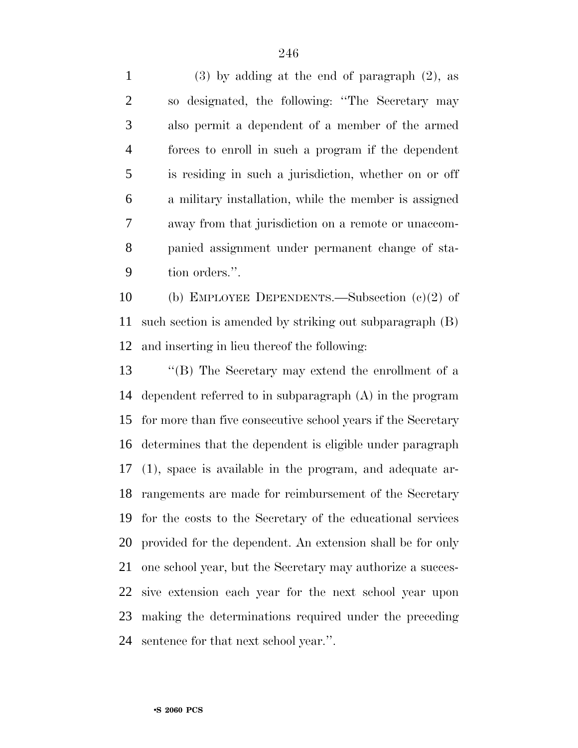(3) by adding at the end of paragraph (2), as so designated, the following: ''The Secretary may also permit a dependent of a member of the armed forces to enroll in such a program if the dependent is residing in such a jurisdiction, whether on or off a military installation, while the member is assigned away from that jurisdiction on a remote or unaccompanied assignment under permanent change of station orders.''.

(b) EMPLOYEE DEPENDENTS.—Subsection (c)(2) of such section is amended by striking out subparagraph (B) and inserting in lieu thereof the following:

''(B) The Secretary may extend the enrollment of a dependent referred to in subparagraph (A) in the program for more than five consecutive school years if the Secretary determines that the dependent is eligible under paragraph (1), space is available in the program, and adequate arrangements are made for reimbursement of the Secretary for the costs to the Secretary of the educational services provided for the dependent. An extension shall be for only one school year, but the Secretary may authorize a successive extension each year for the next school year upon making the determinations required under the preceding sentence for that next school year.''.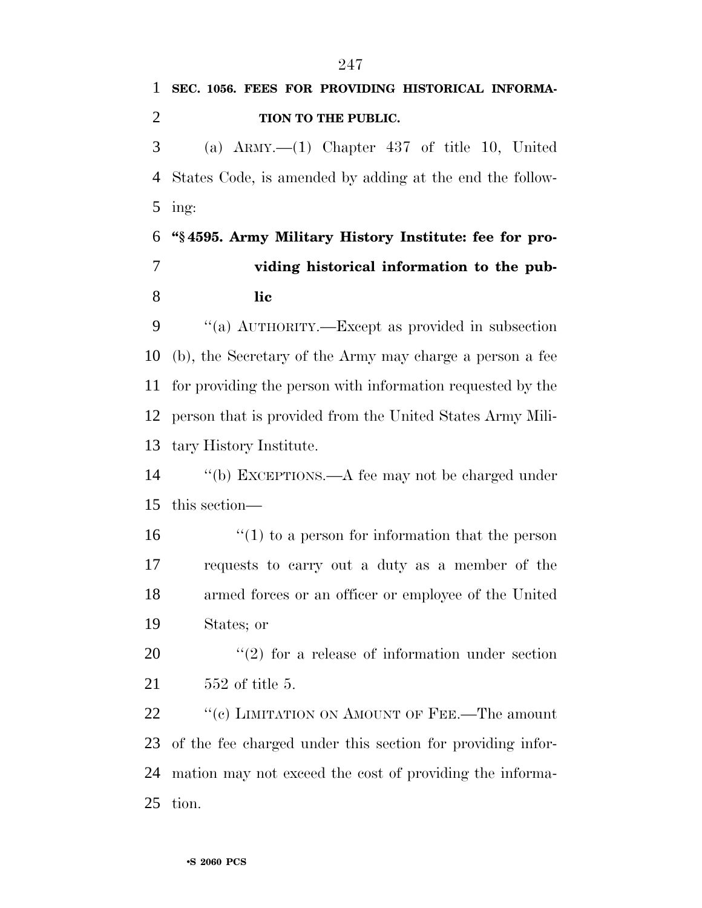**SEC. 1056. FEES FOR PROVIDING HISTORICAL INFORMATION TO THE PUBLIC.**

(a) ARMY.—(1) Chapter 437 of title 10, United States Code, is amended by adding at the end the following:

**"§ 4595. Army Military History Institute: fee for providing historical information to the public**

"(a) AUTHORITY.—Except as provided in subsection (b), the Secretary of the Army may charge a person a fee for providing the person with information requested by the person that is provided from the United States Army Military History Institute.

"(b) EXCEPTIONS.—A fee may not be charged under this section—

"(1) to a person for information that the person requests to carry out a duty as a member of the armed forces or an officer or employee of the United States; or

"(2) for a release of information under section 552 of title 5.

"(c) LIMITATION ON AMOUNT OF FEE.—The amount of the fee charged under this section for providing information may not exceed the cost of providing the information.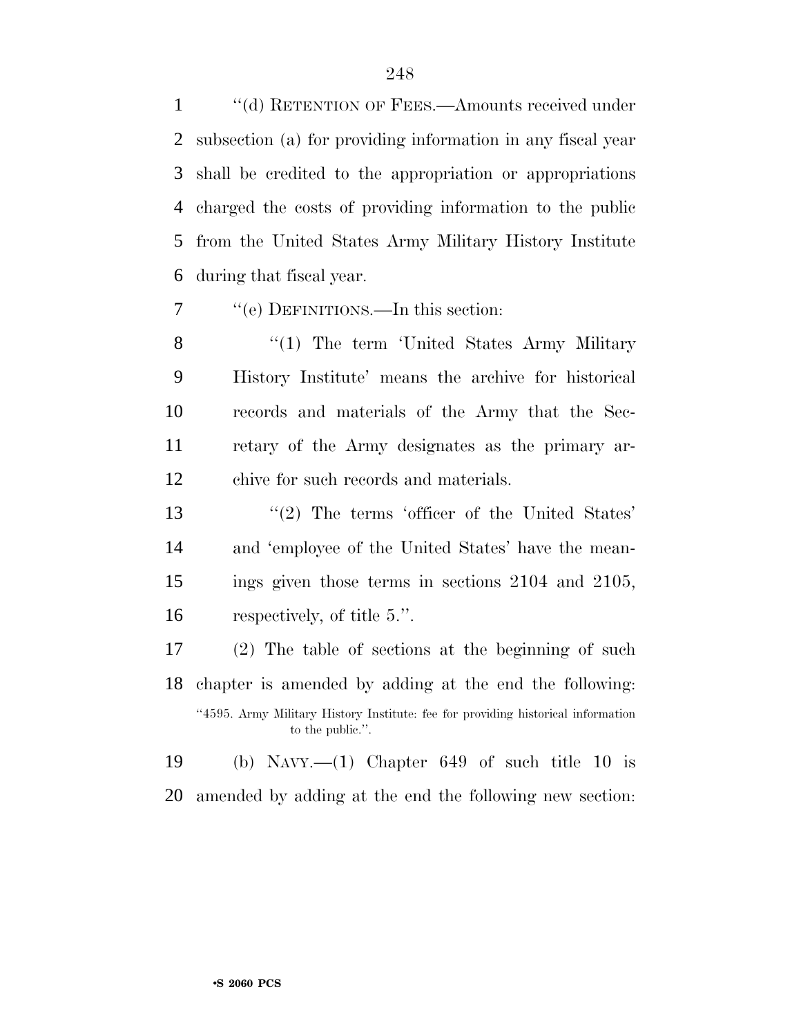"(d) RETENTION OF FEES.—Amounts received under subsection (a) for providing information in any fiscal year shall be credited to the appropriation or appropriations charged the costs of providing information to the public from the United States Army Military History Institute during that fiscal year.

"(e) DEFINITIONS.—In this section:

"(1) The term 'United States Army Military History Institute' means the archive for historical records and materials of the Army that the Secretary of the Army designates as the primary archive for such records and materials.

"(2) The terms 'officer of the United States' and 'employee of the United States' have the meanings given those terms in sections 2104 and 2105, respectively, of title 5.".

(2) The table of sections at the beginning of such chapter is amended by adding at the end the following:

"4595. Army Military History Institute: fee for providing historical information to the public.".

(b) NAVY.—(1) Chapter 649 of such title 10 is amended by adding at the end the following new section: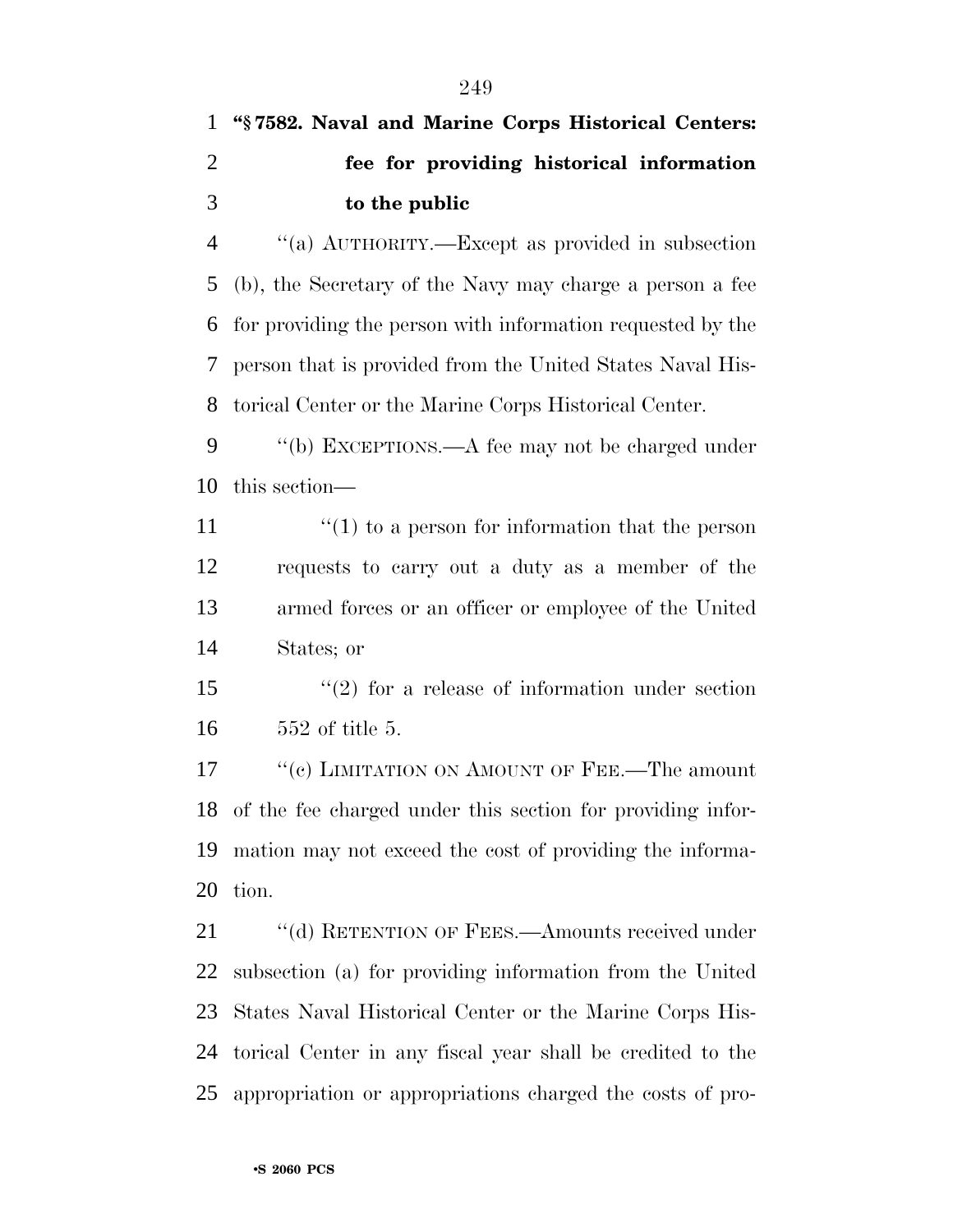**"§ 7582. Naval and Marine Corps Historical Centers: fee for providing historical information to the public**

"(a) AUTHORITY.—Except as provided in subsection (b), the Secretary of the Navy may charge a person a fee for providing the person with information requested by the person that is provided from the United States Naval Historical Center or the Marine Corps Historical Center.

"(b) EXCEPTIONS.—A fee may not be charged under this section—

"(1) to a person for information that the person requests to carry out a duty as a member of the armed forces or an officer or employee of the United States; or

"(2) for a release of information under section 552 of title 5.

"(c) LIMITATION ON AMOUNT OF FEE.—The amount of the fee charged under this section for providing information may not exceed the cost of providing the information.

"(d) RETENTION OF FEES.—Amounts received under subsection (a) for providing information from the United States Naval Historical Center or the Marine Corps Historical Center in any fiscal year shall be credited to the appropriation or appropriations charged the costs of pro-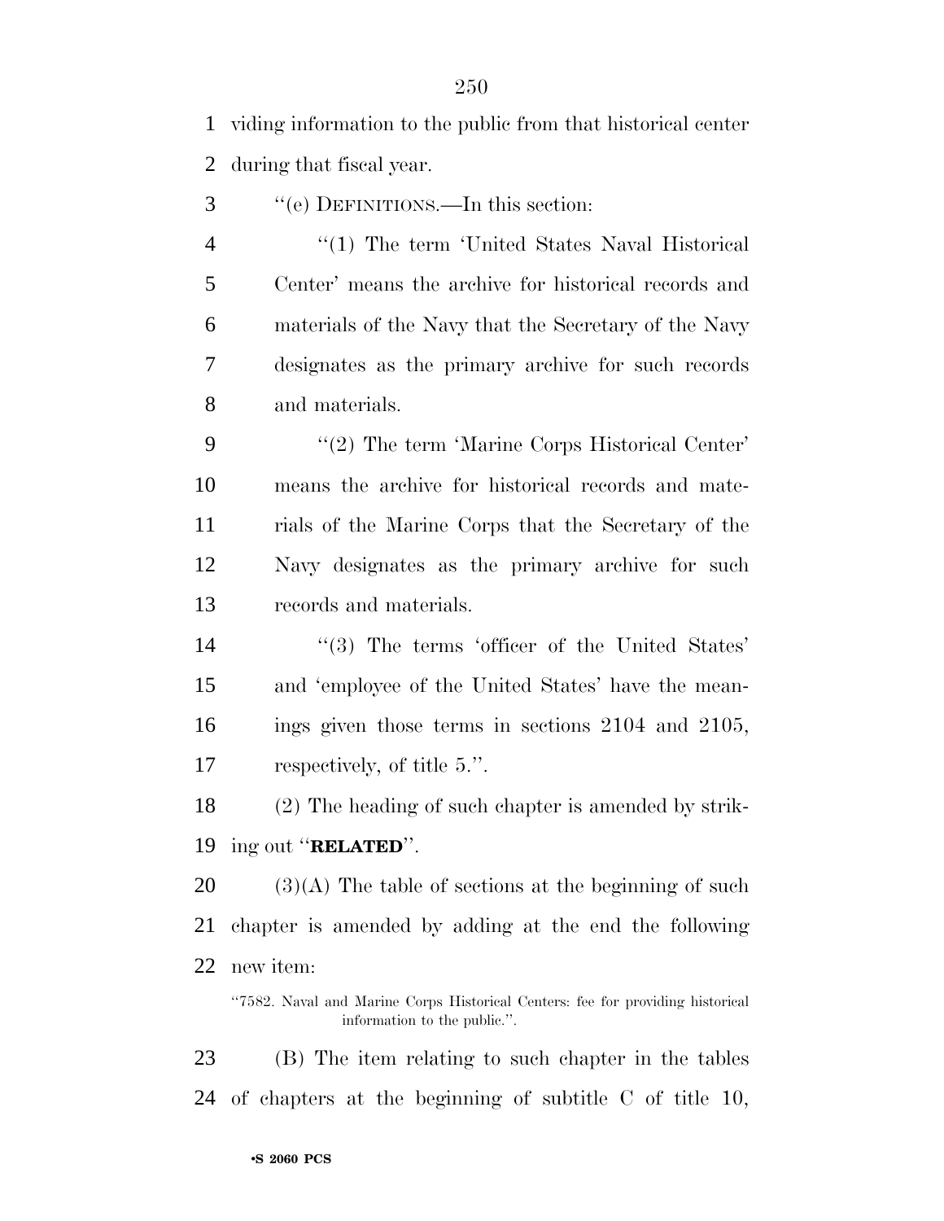viding information to the public from that historical center during that fiscal year.

"(e) DEFINITIONS.—In this section:

"(1) The term 'United States Naval Historical Center' means the archive for historical records and materials of the Navy that the Secretary of the Navy designates as the primary archive for such records and materials.

"(2) The term 'Marine Corps Historical Center' means the archive for historical records and materials of the Marine Corps that the Secretary of the Navy designates as the primary archive for such records and materials.

"(3) The terms 'officer of the United States' and 'employee of the United States' have the meanings given those terms in sections 2104 and 2105, respectively, of title 5.".

(2) The heading of such chapter is amended by striking out "**RELATED**".

(3)(A) The table of sections at the beginning of such chapter is amended by adding at the end the following new item:

"7582. Naval and Marine Corps Historical Centers: fee for providing historical information to the public.".

(B) The item relating to such chapter in the tables of chapters at the beginning of subtitle C of title 10,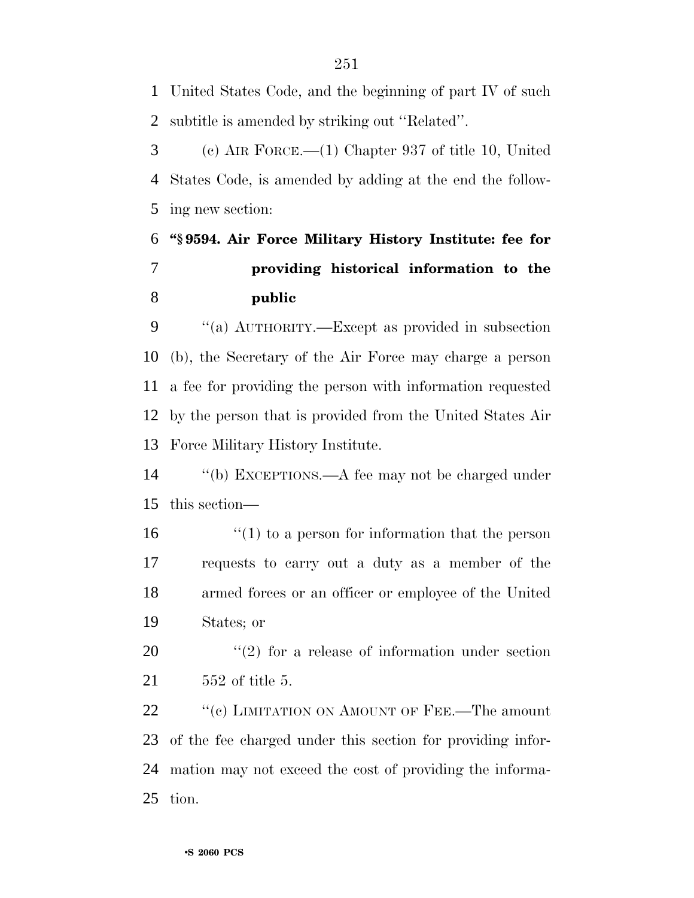United States Code, and the beginning of part IV of such subtitle is amended by striking out ''Related''.

(c) AIR FORCE.—(1) Chapter 937 of title 10, United States Code, is amended by adding at the end the following new section:

**''§ 9594. Air Force Military History Institute: fee for providing historical information to the public**

''(a) AUTHORITY.—Except as provided in subsection (b), the Secretary of the Air Force may charge a person a fee for providing the person with information requested by the person that is provided from the United States Air Force Military History Institute.

''(b) EXCEPTIONS.—A fee may not be charged under this section—

''(1) to a person for information that the person requests to carry out a duty as a member of the armed forces or an officer or employee of the United States; or

''(2) for a release of information under section 552 of title 5.

''(c) LIMITATION ON AMOUNT OF FEE.—The amount of the fee charged under this section for providing information may not exceed the cost of providing the information.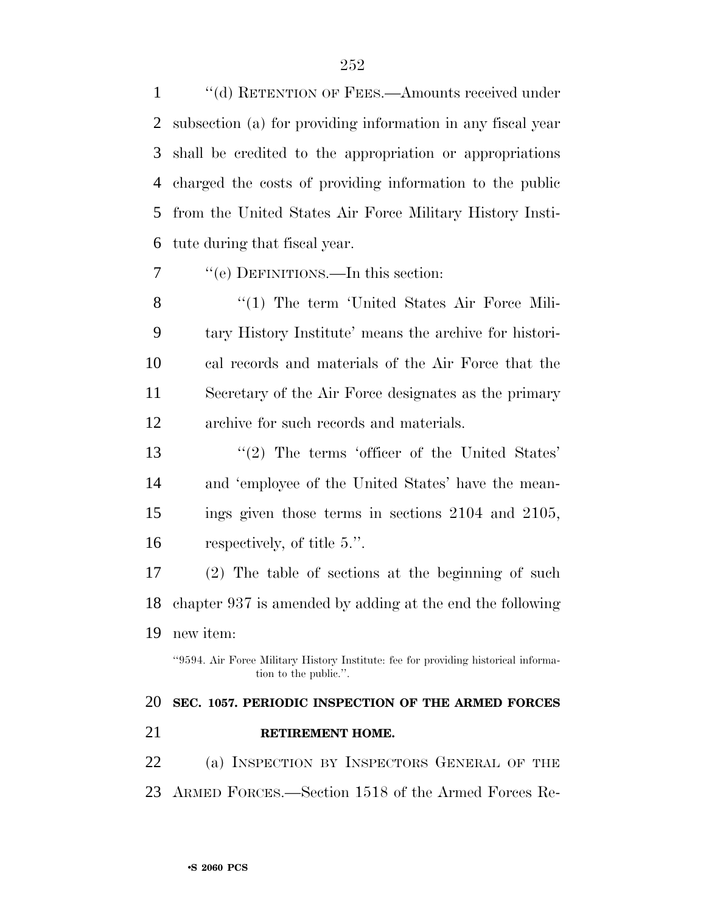"(d) RETENTION OF FEES.—Amounts received under subsection (a) for providing information in any fiscal year shall be credited to the appropriation or appropriations charged the costs of providing information to the public from the United States Air Force Military History Institute during that fiscal year.

"(e) DEFINITIONS.—In this section:

"(1) The term 'United States Air Force Military History Institute' means the archive for historical records and materials of the Air Force that the Secretary of the Air Force designates as the primary archive for such records and materials.

"(2) The terms 'officer of the United States' and 'employee of the United States' have the meanings given those terms in sections 2104 and 2105, respectively, of title 5.".

(2) The table of sections at the beginning of such chapter 937 is amended by adding at the end the following new item:

"9594. Air Force Military History Institute: fee for providing historical information to the public.".

**SEC. 1057. PERIODIC INSPECTION OF THE ARMED FORCES RETIREMENT HOME.**

(a) INSPECTION BY INSPECTORS GENERAL OF THE ARMED FORCES.—Section 1518 of the Armed Forces Re-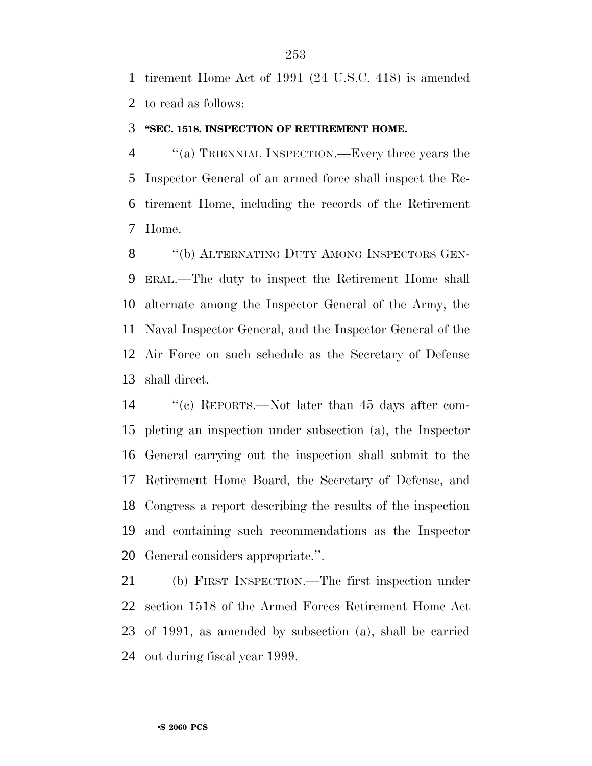tirement Home Act of 1991 (24 U.S.C. 418) is amended to read as follows:

**"SEC. 1518. INSPECTION OF RETIREMENT HOME.**

"(a) TRIENNIAL INSPECTION.—Every three years the Inspector General of an armed force shall inspect the Retirement Home, including the records of the Retirement Home.

"(b) ALTERNATING DUTY AMONG INSPECTORS GENERAL.—The duty to inspect the Retirement Home shall alternate among the Inspector General of the Army, the Naval Inspector General, and the Inspector General of the Air Force on such schedule as the Secretary of Defense shall direct.

"(c) REPORTS.—Not later than 45 days after completing an inspection under subsection (a), the Inspector General carrying out the inspection shall submit to the Retirement Home Board, the Secretary of Defense, and Congress a report describing the results of the inspection and containing such recommendations as the Inspector General considers appropriate.".

(b) FIRST INSPECTION.—The first inspection under section 1518 of the Armed Forces Retirement Home Act of 1991, as amended by subsection (a), shall be carried out during fiscal year 1999.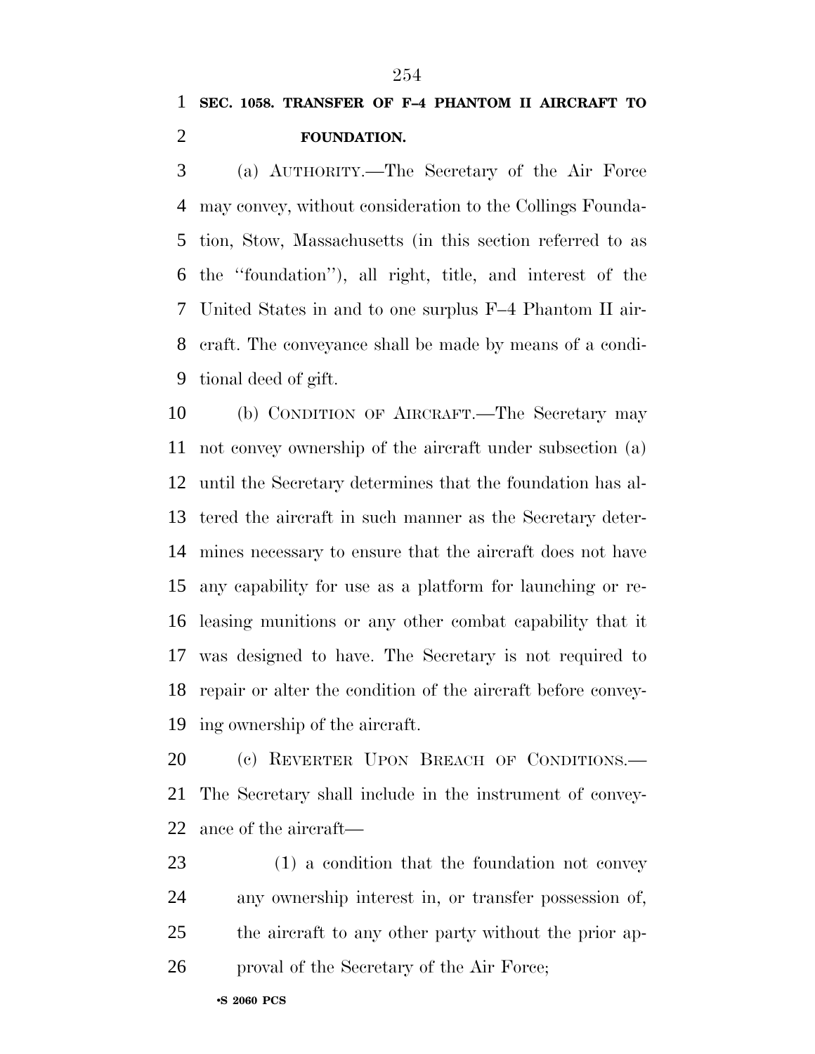### SEC. 1058. TRANSFER OF F–4 PHANTOM II AIRCRAFT TO FOUNDATION.

(a) AUTHORITY.—The Secretary of the Air Force may convey, without consideration to the Collings Foundation, Stow, Massachusetts (in this section referred to as the ''foundation''), all right, title, and interest of the United States in and to one surplus F–4 Phantom II aircraft. The conveyance shall be made by means of a conditional deed of gift.

(b) CONDITION OF AIRCRAFT.—The Secretary may not convey ownership of the aircraft under subsection (a) until the Secretary determines that the foundation has altered the aircraft in such manner as the Secretary determines necessary to ensure that the aircraft does not have any capability for use as a platform for launching or releasing munitions or any other combat capability that it was designed to have. The Secretary is not required to repair or alter the condition of the aircraft before conveying ownership of the aircraft.

(c) REVERTER UPON BREACH OF CONDITIONS.—The Secretary shall include in the instrument of conveyance of the aircraft—

(1) a condition that the foundation not convey any ownership interest in, or transfer possession of, the aircraft to any other party without the prior approval of the Secretary of the Air Force;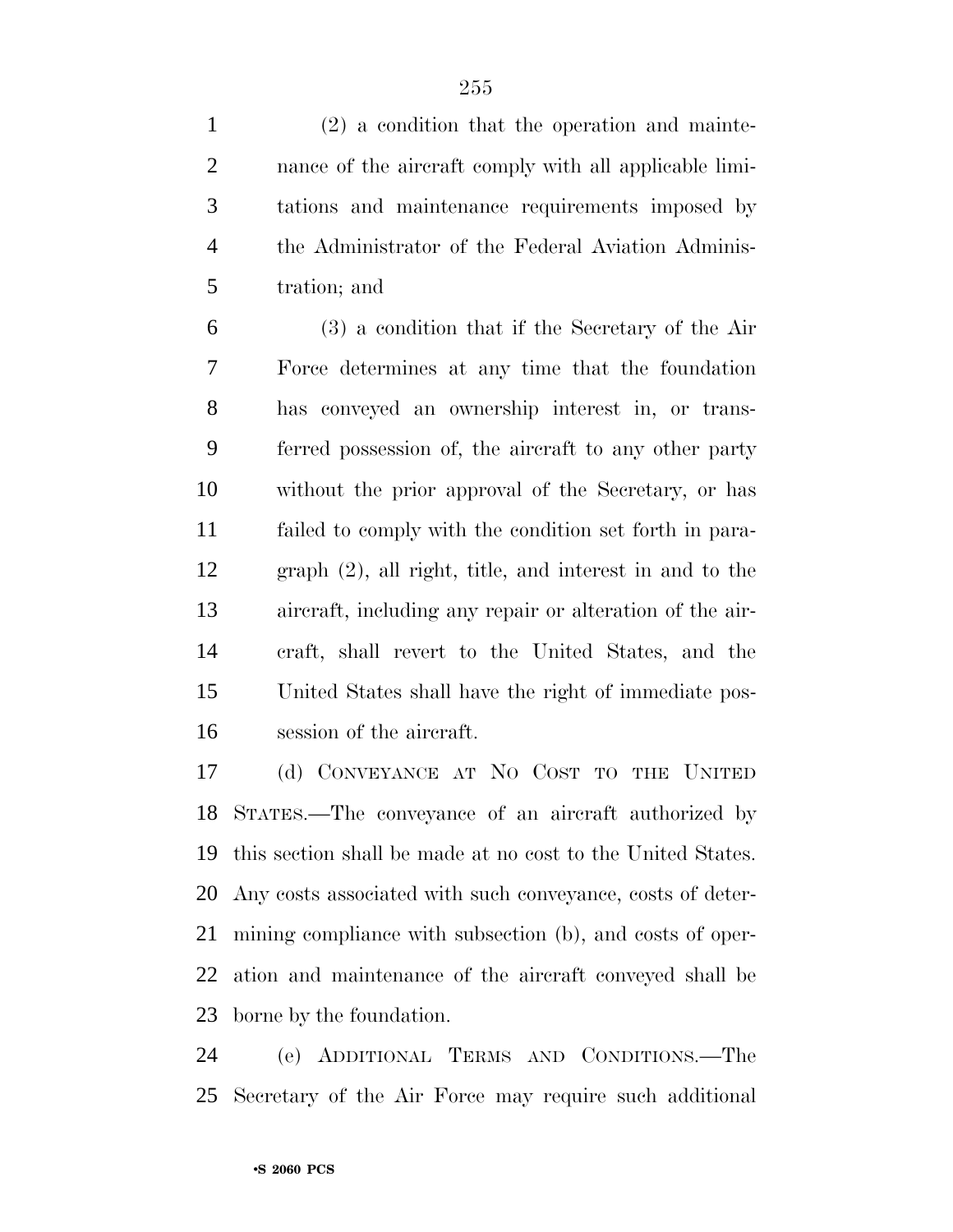(2) a condition that the operation and maintenance of the aircraft comply with all applicable limitations and maintenance requirements imposed by the Administrator of the Federal Aviation Administration; and

(3) a condition that if the Secretary of the Air Force determines at any time that the foundation has conveyed an ownership interest in, or transferred possession of, the aircraft to any other party without the prior approval of the Secretary, or has failed to comply with the condition set forth in paragraph (2), all right, title, and interest in and to the aircraft, including any repair or alteration of the aircraft, shall revert to the United States, and the United States shall have the right of immediate possession of the aircraft.

(d) CONVEYANCE AT NO COST TO THE UNITED STATES.—The conveyance of an aircraft authorized by this section shall be made at no cost to the United States. Any costs associated with such conveyance, costs of determining compliance with subsection (b), and costs of operation and maintenance of the aircraft conveyed shall be borne by the foundation.

(e) ADDITIONAL TERMS AND CONDITIONS.—The Secretary of the Air Force may require such additional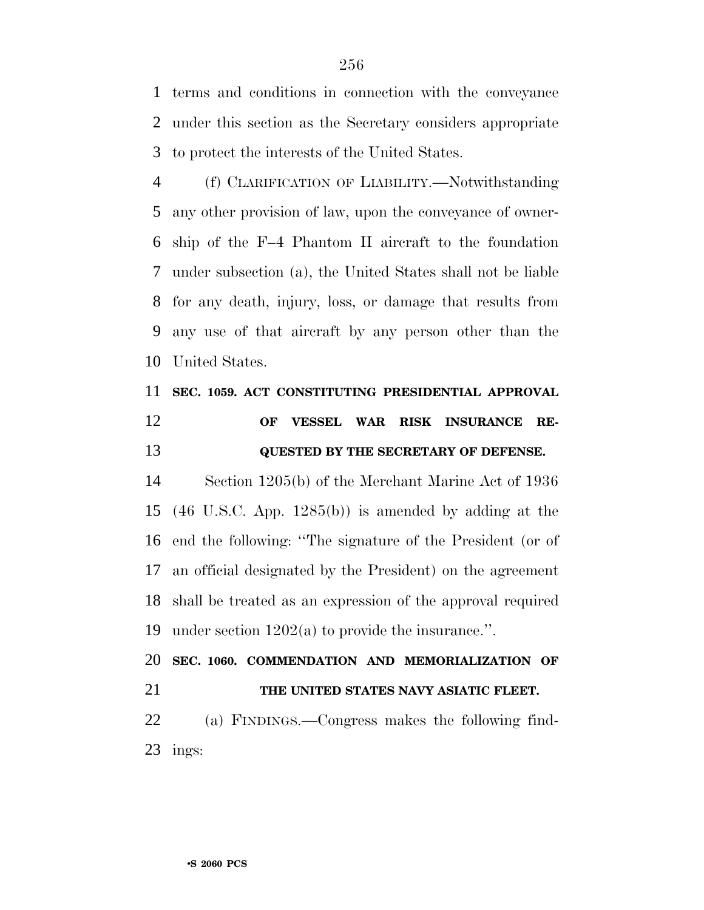terms and conditions in connection with the conveyance under this section as the Secretary considers appropriate to protect the interests of the United States.

(f) CLARIFICATION OF LIABILITY.—Notwithstanding any other provision of law, upon the conveyance of ownership of the F–4 Phantom II aircraft to the foundation under subsection (a), the United States shall not be liable for any death, injury, loss, or damage that results from any use of that aircraft by any person other than the United States.

**SEC. 1059. ACT CONSTITUTING PRESIDENTIAL APPROVAL OF VESSEL WAR RISK INSURANCE REQUESTED BY THE SECRETARY OF DEFENSE.**

Section 1205(b) of the Merchant Marine Act of 1936 (46 U.S.C. App. 1285(b)) is amended by adding at the end the following: ''The signature of the President (or of an official designated by the President) on the agreement shall be treated as an expression of the approval required under section 1202(a) to provide the insurance.''.

**SEC. 1060. COMMENDATION AND MEMORIALIZATION OF THE UNITED STATES NAVY ASIATIC FLEET.**

(a) FINDINGS.—Congress makes the following findings: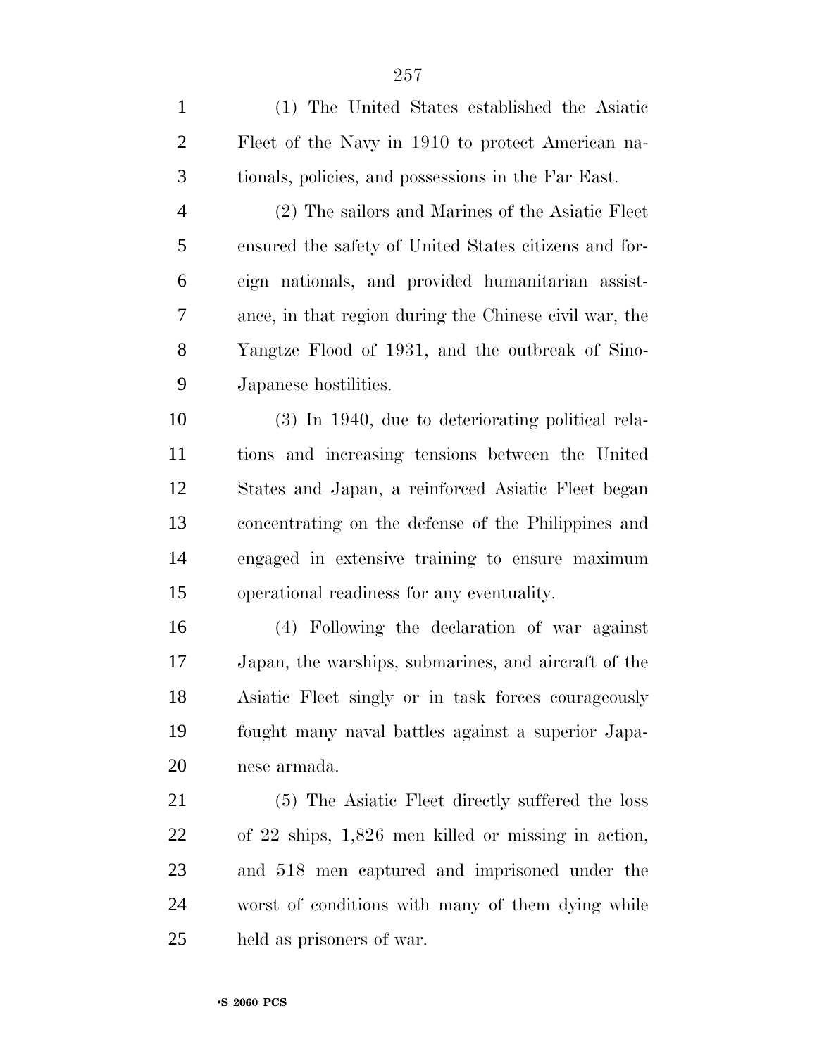(1) The United States established the Asiatic Fleet of the Navy in 1910 to protect American nationals, policies, and possessions in the Far East.

(2) The sailors and Marines of the Asiatic Fleet ensured the safety of United States citizens and foreign nationals, and provided humanitarian assistance, in that region during the Chinese civil war, the Yangtze Flood of 1931, and the outbreak of Sino-Japanese hostilities.

(3) In 1940, due to deteriorating political relations and increasing tensions between the United States and Japan, a reinforced Asiatic Fleet began concentrating on the defense of the Philippines and engaged in extensive training to ensure maximum operational readiness for any eventuality.

(4) Following the declaration of war against Japan, the warships, submarines, and aircraft of the Asiatic Fleet singly or in task forces courageously fought many naval battles against a superior Japanese armada.

(5) The Asiatic Fleet directly suffered the loss of 22 ships, 1,826 men killed or missing in action, and 518 men captured and imprisoned under the worst of conditions with many of them dying while held as prisoners of war.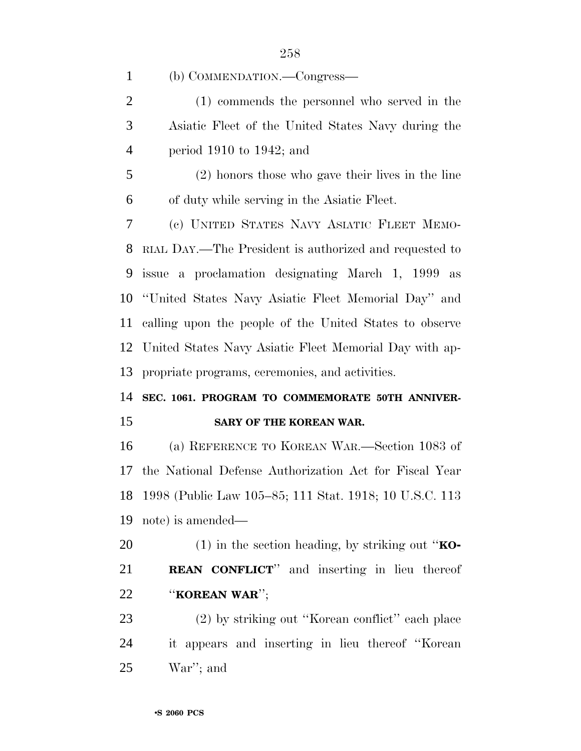(b) COMMENDATION.—Congress—

(1) commends the personnel who served in the Asiatic Fleet of the United States Navy during the period 1910 to 1942; and

(2) honors those who gave their lives in the line of duty while serving in the Asiatic Fleet.

(c) UNITED STATES NAVY ASIATIC FLEET MEMORIAL DAY.—The President is authorized and requested to issue a proclamation designating March 1, 1999 as ''United States Navy Asiatic Fleet Memorial Day'' and calling upon the people of the United States to observe United States Navy Asiatic Fleet Memorial Day with appropriate programs, ceremonies, and activities.

**SEC. 1061. PROGRAM TO COMMEMORATE 50TH ANNIVERSARY OF THE KOREAN WAR.**

(a) REFERENCE TO KOREAN WAR.—Section 1083 of the National Defense Authorization Act for Fiscal Year 1998 (Public Law 105–85; 111 Stat. 1918; 10 U.S.C. 113 note) is amended—

(1) in the section heading, by striking out ''**KOREAN CONFLICT**'' and inserting in lieu thereof ''**KOREAN WAR**'';

(2) by striking out ''Korean conflict'' each place it appears and inserting in lieu thereof ''Korean War''; and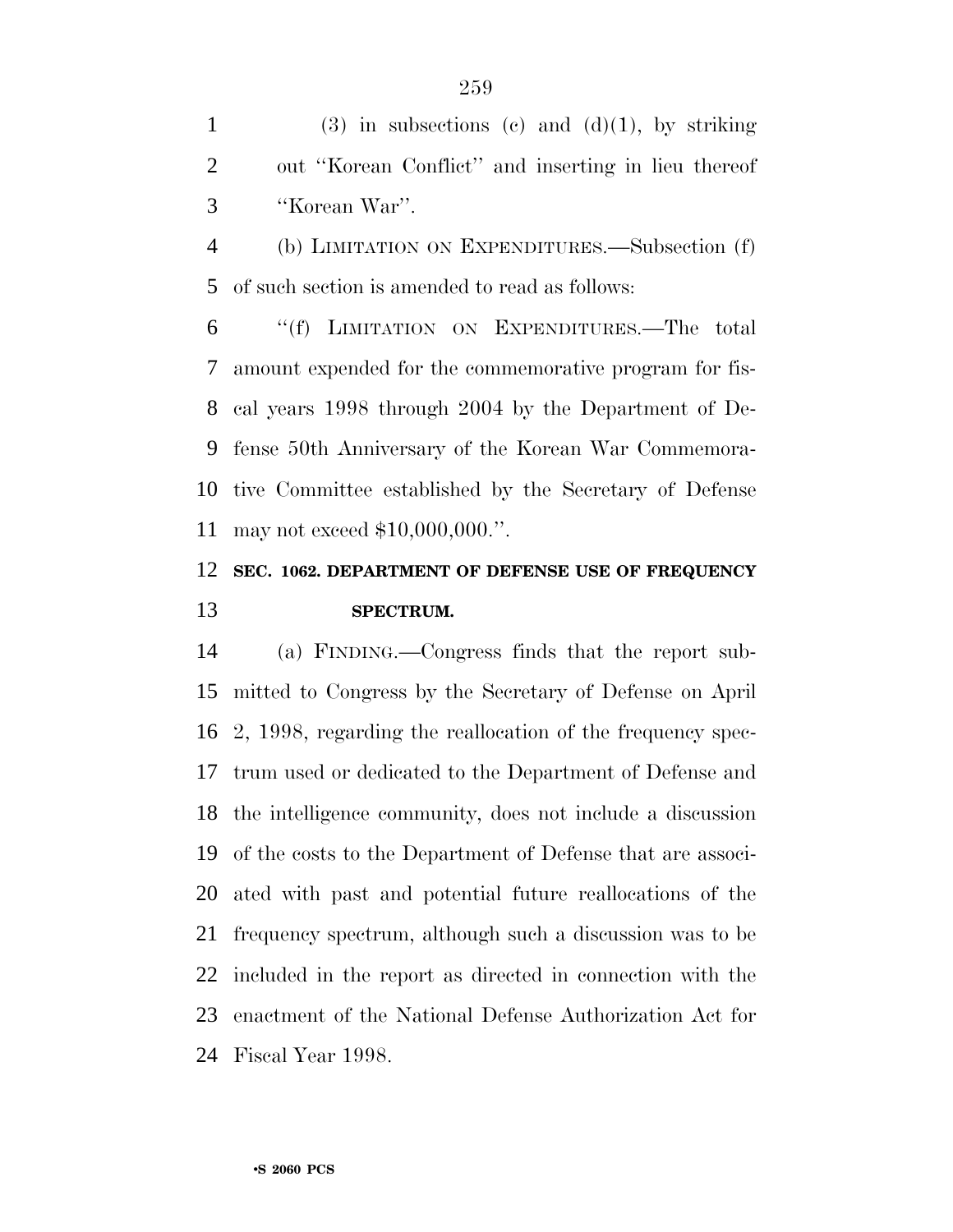(3) in subsections (c) and (d)(1), by striking out ''Korean Conflict'' and inserting in lieu thereof ''Korean War''.

(b) LIMITATION ON EXPENDITURES.—Subsection (f) of such section is amended to read as follows:

''(f) LIMITATION ON EXPENDITURES.—The total amount expended for the commemorative program for fiscal years 1998 through 2004 by the Department of Defense 50th Anniversary of the Korean War Commemorative Committee established by the Secretary of Defense may not exceed $10,000,000.''.

**SEC. 1062. DEPARTMENT OF DEFENSE USE OF FREQUENCY SPECTRUM.**

(a) FINDING.—Congress finds that the report submitted to Congress by the Secretary of Defense on April 2, 1998, regarding the reallocation of the frequency spectrum used or dedicated to the Department of Defense and the intelligence community, does not include a discussion of the costs to the Department of Defense that are associated with past and potential future reallocations of the frequency spectrum, although such a discussion was to be included in the report as directed in connection with the enactment of the National Defense Authorization Act for Fiscal Year 1998.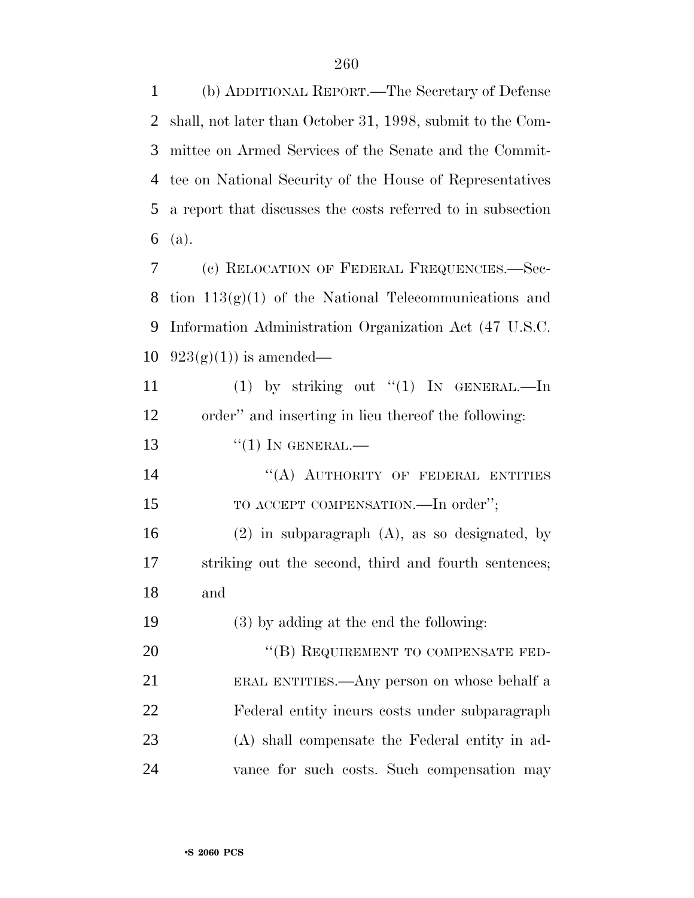(b) ADDITIONAL REPORT.—The Secretary of Defense shall, not later than October 31, 1998, submit to the Committee on Armed Services of the Senate and the Committee on National Security of the House of Representatives a report that discusses the costs referred to in subsection (a).

(c) RELOCATION OF FEDERAL FREQUENCIES.—Section 113(g)(1) of the National Telecommunications and Information Administration Organization Act (47 U.S.C. 923(g)(1)) is amended—

(1) by striking out ''(1) IN GENERAL.—In order'' and inserting in lieu thereof the following:

''(1) IN GENERAL.—

''(A) AUTHORITY OF FEDERAL ENTITIES TO ACCEPT COMPENSATION.—In order'';

(2) in subparagraph (A), as so designated, by striking out the second, third and fourth sentences; and

(3) by adding at the end the following:

''(B) REQUIREMENT TO COMPENSATE FEDERAL ENTITIES.—Any person on whose behalf a Federal entity incurs costs under subparagraph (A) shall compensate the Federal entity in advance for such costs. Such compensation may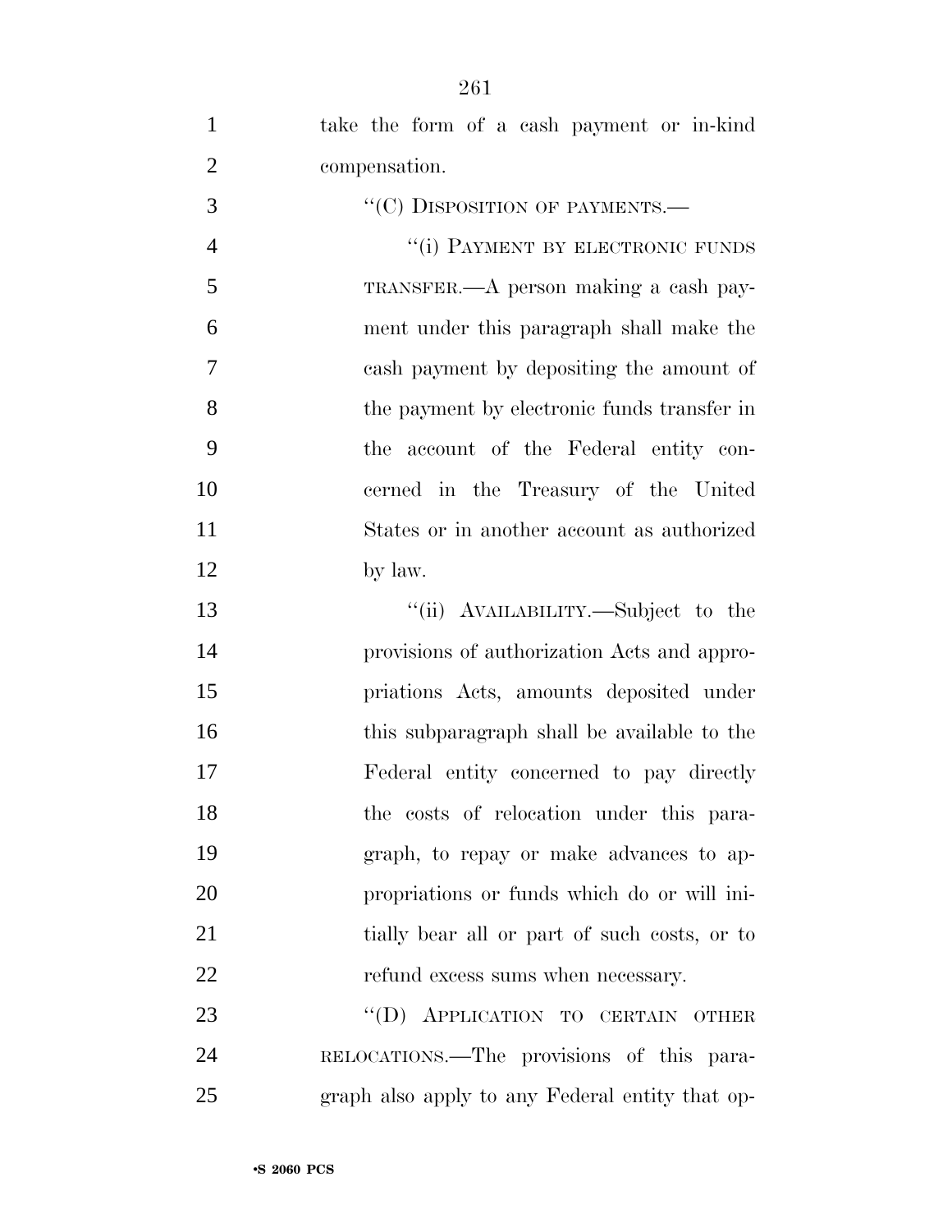take the form of a cash payment or in-kind compensation.

"(C) DISPOSITION OF PAYMENTS.—

"(i) PAYMENT BY ELECTRONIC FUNDS TRANSFER.—A person making a cash payment under this paragraph shall make the cash payment by depositing the amount of the payment by electronic funds transfer in the account of the Federal entity concerned in the Treasury of the United States or in another account as authorized by law.

"(ii) AVAILABILITY.—Subject to the provisions of authorization Acts and appropriations Acts, amounts deposited under this subparagraph shall be available to the Federal entity concerned to pay directly the costs of relocation under this paragraph, to repay or make advances to appropriations or funds which do or will initially bear all or part of such costs, or to refund excess sums when necessary.

"(D) APPLICATION TO CERTAIN OTHER RELOCATIONS.—The provisions of this paragraph also apply to any Federal entity that op-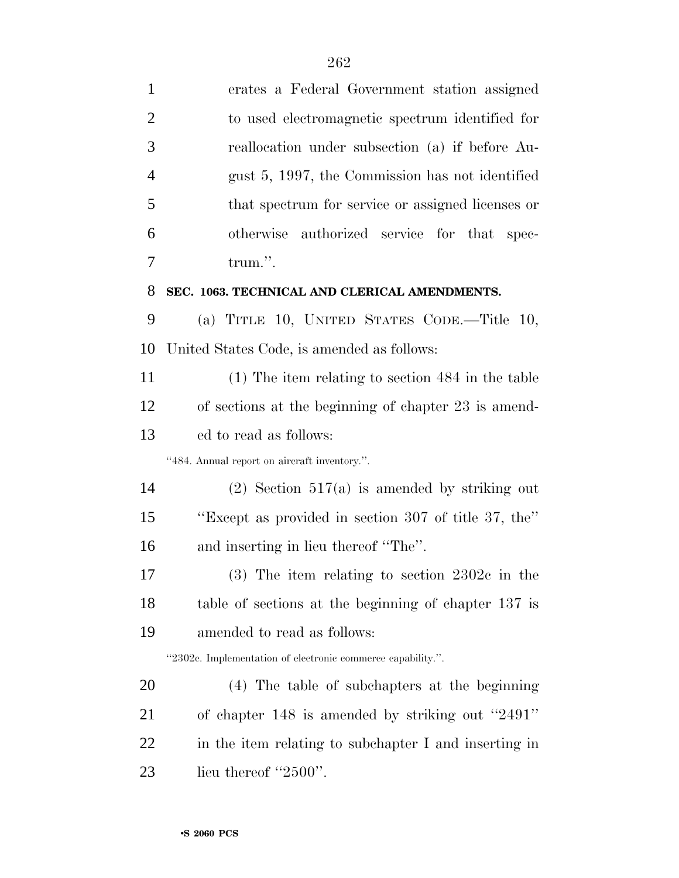erates a Federal Government station assigned to used electromagnetic spectrum identified for reallocation under subsection (a) if before August 5, 1997, the Commission has not identified that spectrum for service or assigned licenses or otherwise authorized service for that spectrum.''.

**SEC. 1063. TECHNICAL AND CLERICAL AMENDMENTS.**

(a) TITLE 10, UNITED STATES CODE.—Title 10, United States Code, is amended as follows:

(1) The item relating to section 484 in the table of sections at the beginning of chapter 23 is amended to read as follows:

''484. Annual report on aircraft inventory.''.

(2) Section 517(a) is amended by striking out ''Except as provided in section 307 of title 37, the'' and inserting in lieu thereof ''The''.

(3) The item relating to section 2302c in the table of sections at the beginning of chapter 137 is amended to read as follows:

''2302c. Implementation of electronic commerce capability.''.

(4) The table of subchapters at the beginning of chapter 148 is amended by striking out ''2491'' in the item relating to subchapter I and inserting in lieu thereof ''2500''.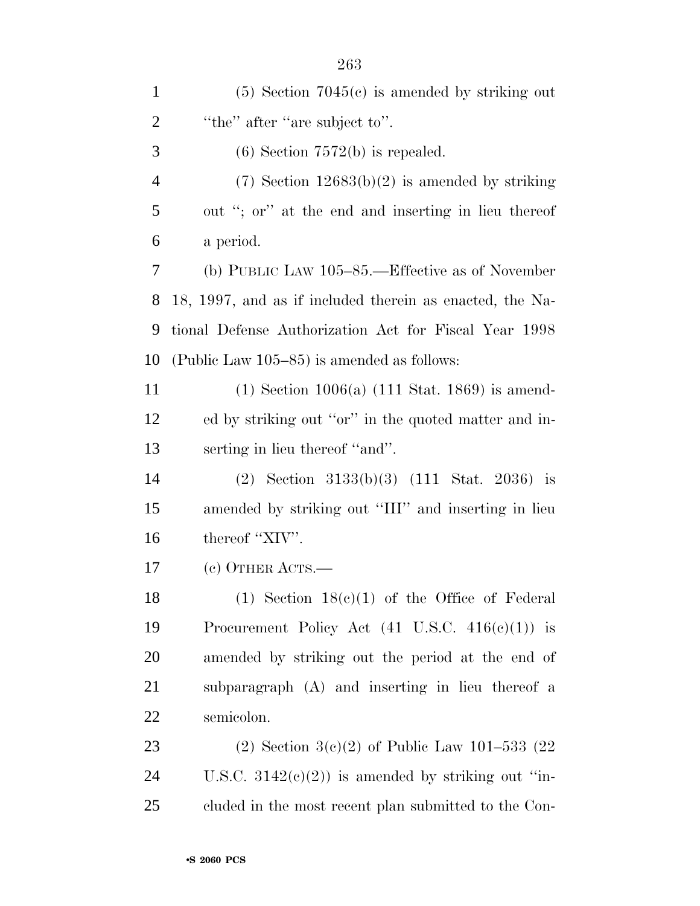(5) Section 7045(c) is amended by striking out "the" after "are subject to".

(6) Section 7572(b) is repealed.

(7) Section 12683(b)(2) is amended by striking out "; or" at the end and inserting in lieu thereof a period.

(b) PUBLIC LAW 105–85.—Effective as of November 18, 1997, and as if included therein as enacted, the National Defense Authorization Act for Fiscal Year 1998 (Public Law 105–85) is amended as follows:

(1) Section 1006(a) (111 Stat. 1869) is amended by striking out "or" in the quoted matter and inserting in lieu thereof "and".

(2) Section 3133(b)(3) (111 Stat. 2036) is amended by striking out "III" and inserting in lieu thereof "XIV".

(c) OTHER ACTS.—

(1) Section 18(c)(1) of the Office of Federal Procurement Policy Act (41 U.S.C. 416(c)(1)) is amended by striking out the period at the end of subparagraph (A) and inserting in lieu thereof a semicolon.

(2) Section 3(c)(2) of Public Law 101–533 (22 U.S.C. 3142(c)(2)) is amended by striking out "included in the most recent plan submitted to the Con-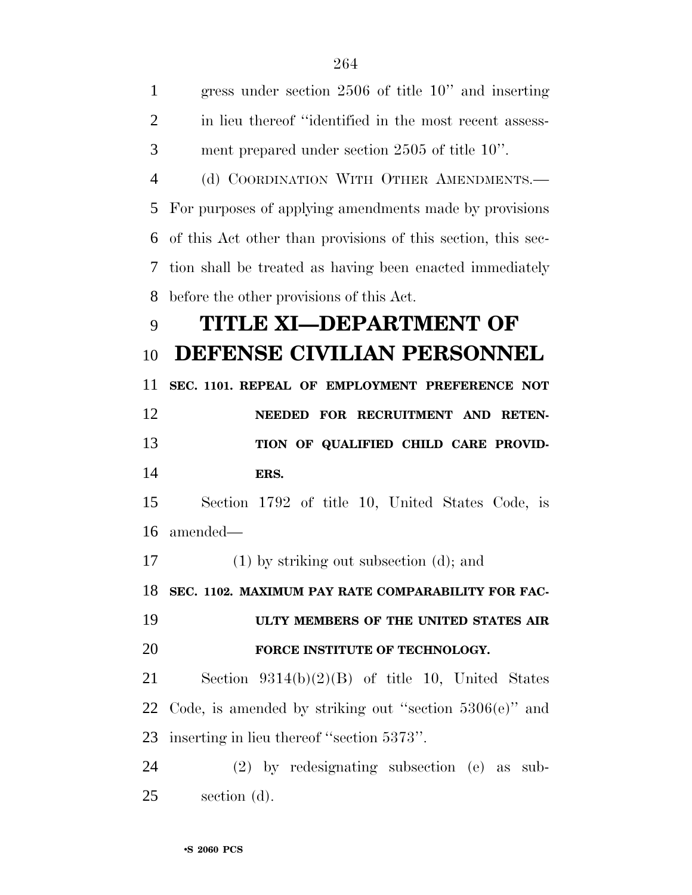gress under section 2506 of title 10'' and inserting in lieu thereof ''identified in the most recent assessment prepared under section 2505 of title 10''.

(d) COORDINATION WITH OTHER AMENDMENTS.—For purposes of applying amendments made by provisions of this Act other than provisions of this section, this section shall be treated as having been enacted immediately before the other provisions of this Act.

# TITLE XI—DEPARTMENT OF DEFENSE CIVILIAN PERSONNEL

**SEC. 1101. REPEAL OF EMPLOYMENT PREFERENCE NOT NEEDED FOR RECRUITMENT AND RETENTION OF QUALIFIED CHILD CARE PROVIDERS.**

Section 1792 of title 10, United States Code, is amended—

(1) by striking out subsection (d); and

**SEC. 1102. MAXIMUM PAY RATE COMPARABILITY FOR FACULTY MEMBERS OF THE UNITED STATES AIR FORCE INSTITUTE OF TECHNOLOGY.**

Section 9314(b)(2)(B) of title 10, United States Code, is amended by striking out ''section 5306(e)'' and inserting in lieu thereof ''section 5373''.

(2) by redesignating subsection (e) as subsection (d).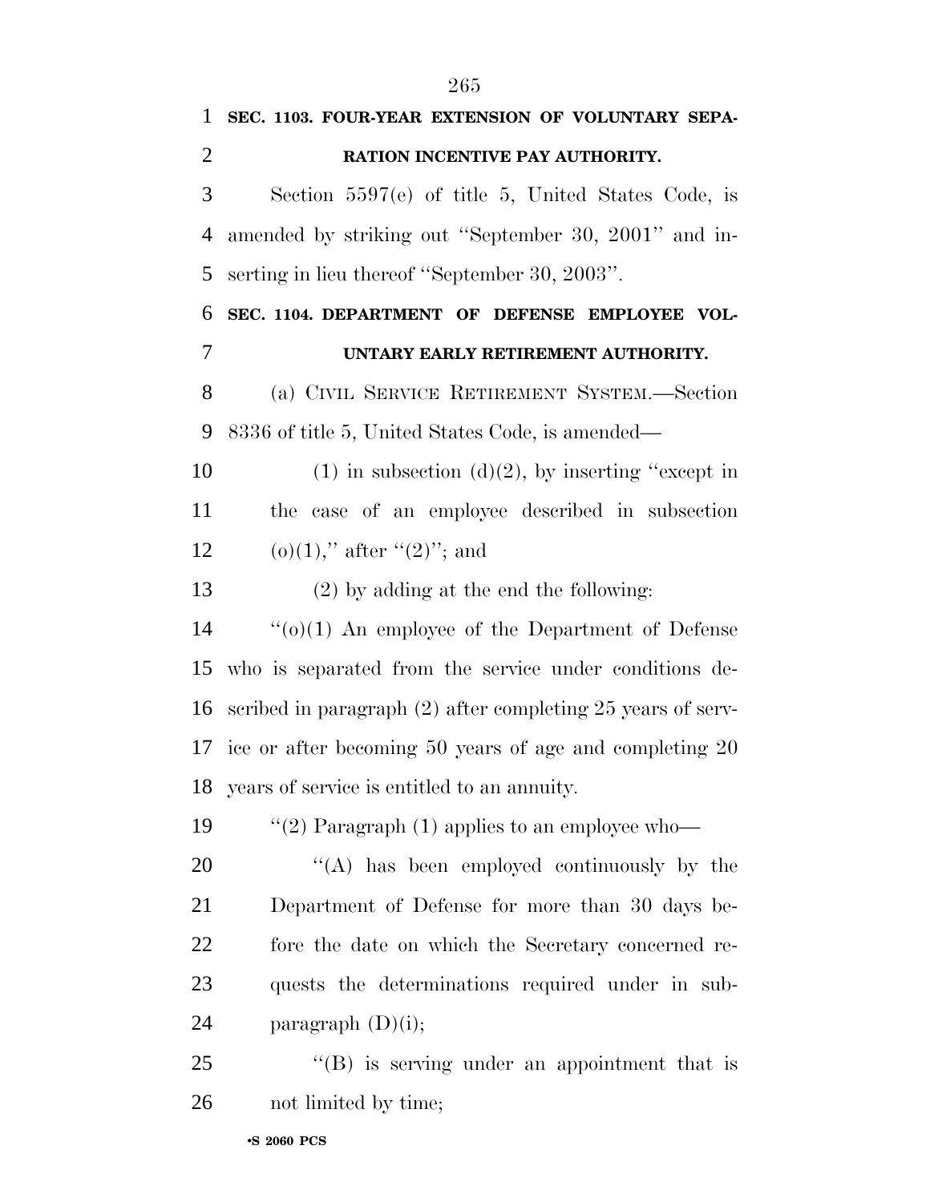**SEC. 1103. FOUR-YEAR EXTENSION OF VOLUNTARY SEPARATION INCENTIVE PAY AUTHORITY.**

Section 5597(e) of title 5, United States Code, is amended by striking out "September 30, 2001" and inserting in lieu thereof "September 30, 2003".

**SEC. 1104. DEPARTMENT OF DEFENSE EMPLOYEE VOLUNTARY EARLY RETIREMENT AUTHORITY.**

(a) CIVIL SERVICE RETIREMENT SYSTEM.—Section 8336 of title 5, United States Code, is amended—

(1) in subsection (d)(2), by inserting "except in the case of an employee described in subsection (o)(1)," after "(2)"; and

(2) by adding at the end the following:

"(o)(1) An employee of the Department of Defense who is separated from the service under conditions described in paragraph (2) after completing 25 years of service or after becoming 50 years of age and completing 20 years of service is entitled to an annuity.

"(2) Paragraph (1) applies to an employee who—

"(A) has been employed continuously by the Department of Defense for more than 30 days before the date on which the Secretary concerned requests the determinations required under in subparagraph (D)(i);

"(B) is serving under an appointment that is not limited by time;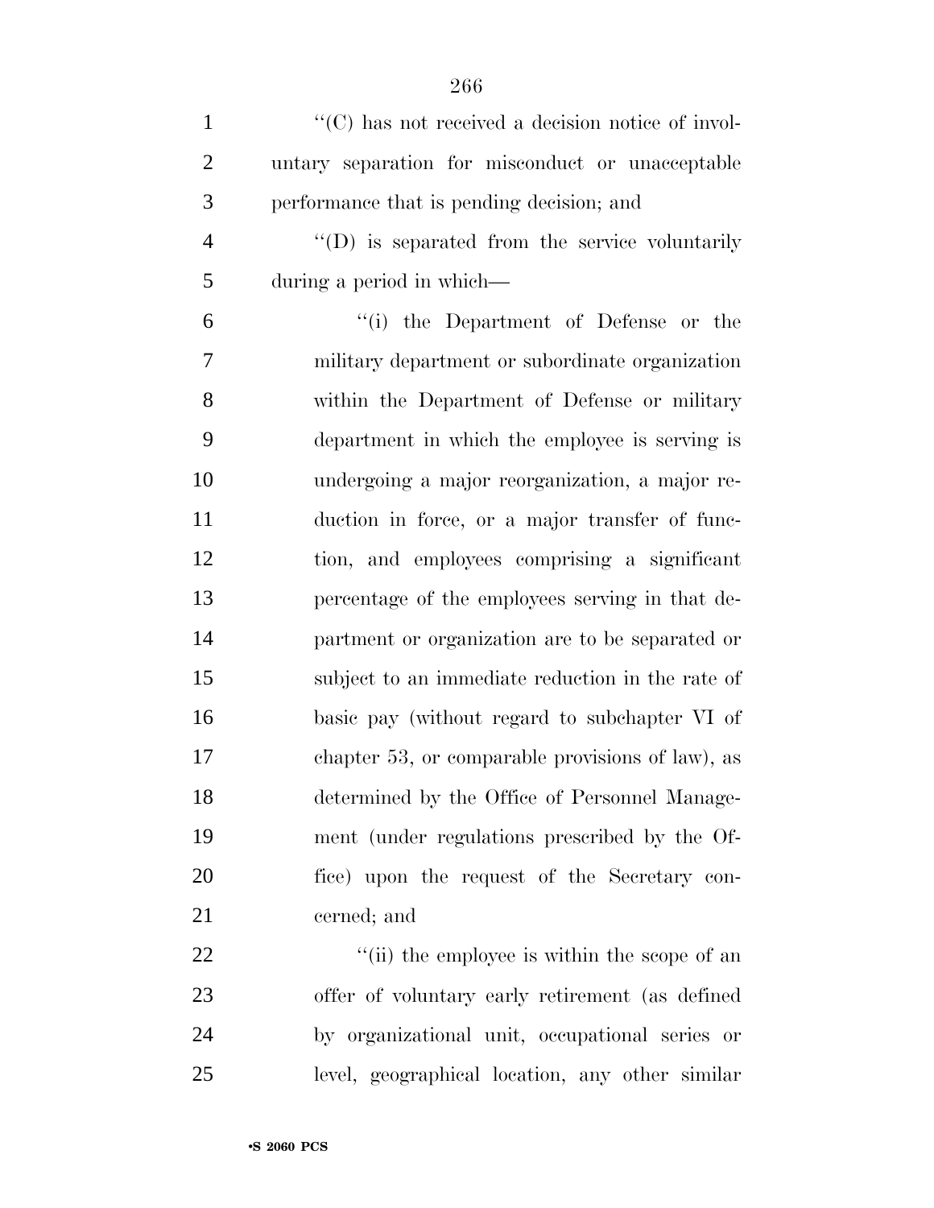''(C) has not received a decision notice of involuntary separation for misconduct or unacceptable performance that is pending decision; and

''(D) is separated from the service voluntarily during a period in which—

''(i) the Department of Defense or the military department or subordinate organization within the Department of Defense or military department in which the employee is serving is undergoing a major reorganization, a major reduction in force, or a major transfer of function, and employees comprising a significant percentage of the employees serving in that department or organization are to be separated or subject to an immediate reduction in the rate of basic pay (without regard to subchapter VI of chapter 53, or comparable provisions of law), as determined by the Office of Personnel Management (under regulations prescribed by the Office) upon the request of the Secretary concerned; and

''(ii) the employee is within the scope of an offer of voluntary early retirement (as defined by organizational unit, occupational series or level, geographical location, any other similar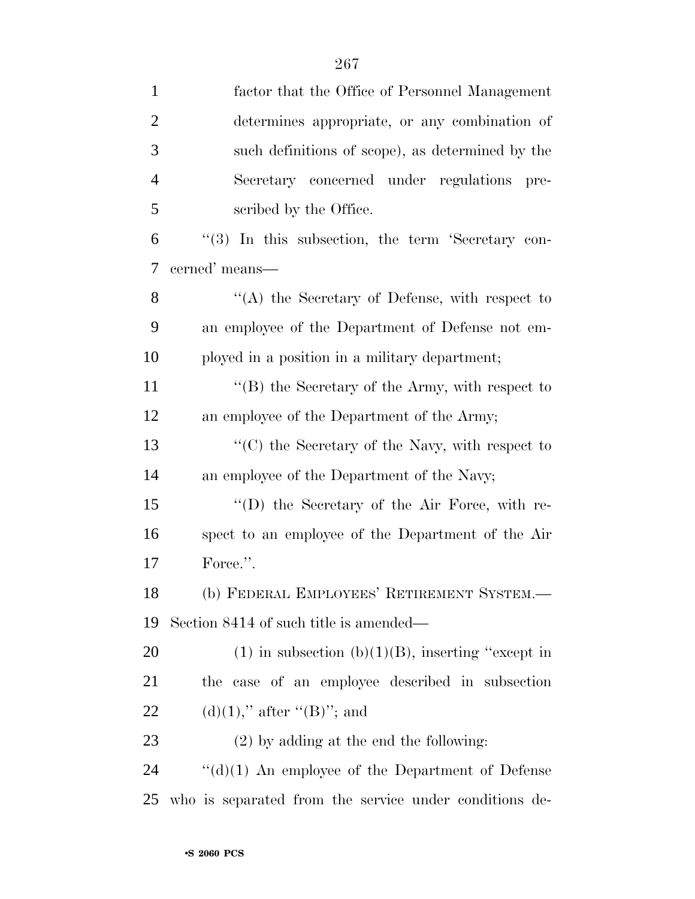factor that the Office of Personnel Management determines appropriate, or any combination of such definitions of scope), as determined by the Secretary concerned under regulations prescribed by the Office.

''(3) In this subsection, the term 'Secretary concerned' means—

''(A) the Secretary of Defense, with respect to an employee of the Department of Defense not employed in a position in a military department;

''(B) the Secretary of the Army, with respect to an employee of the Department of the Army;

''(C) the Secretary of the Navy, with respect to an employee of the Department of the Navy;

''(D) the Secretary of the Air Force, with respect to an employee of the Department of the Air Force.''.

(b) FEDERAL EMPLOYEES' RETIREMENT SYSTEM.— Section 8414 of such title is amended—

(1) in subsection (b)(1)(B), inserting ''except in the case of an employee described in subsection (d)(1),'' after ''(B)''; and

(2) by adding at the end the following:

''(d)(1) An employee of the Department of Defense who is separated from the service under conditions de-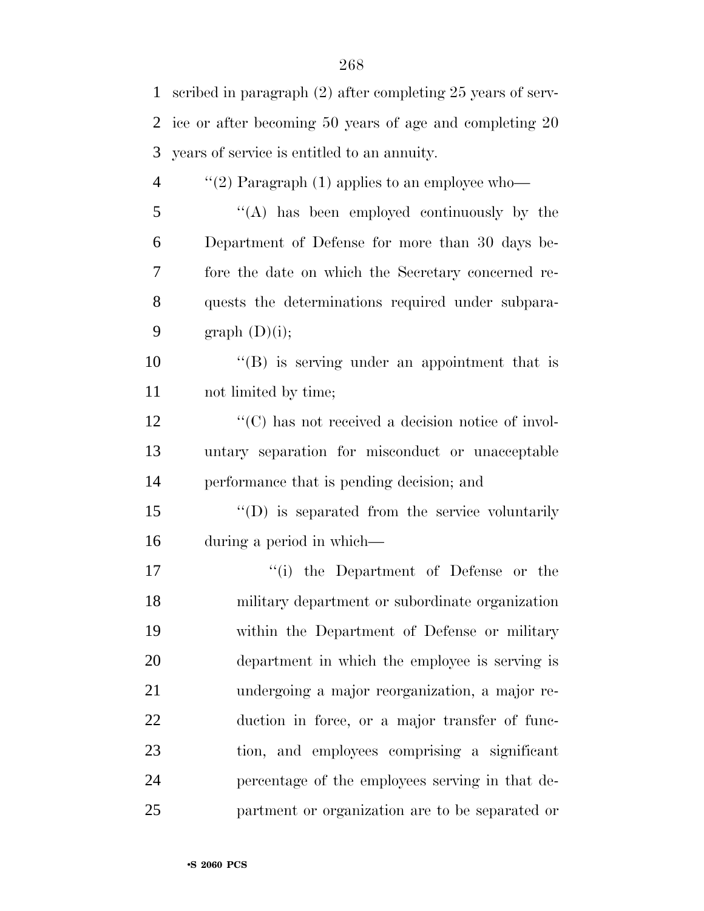scribed in paragraph (2) after completing 25 years of service or after becoming 50 years of age and completing 20 years of service is entitled to an annuity.

''(2) Paragraph (1) applies to an employee who—

''(A) has been employed continuously by the Department of Defense for more than 30 days before the date on which the Secretary concerned requests the determinations required under subparagraph (D)(i);

''(B) is serving under an appointment that is not limited by time;

''(C) has not received a decision notice of involuntary separation for misconduct or unacceptable performance that is pending decision; and

''(D) is separated from the service voluntarily during a period in which—

''(i) the Department of Defense or the military department or subordinate organization within the Department of Defense or military department in which the employee is serving is undergoing a major reorganization, a major reduction in force, or a major transfer of function, and employees comprising a significant percentage of the employees serving in that department or organization are to be separated or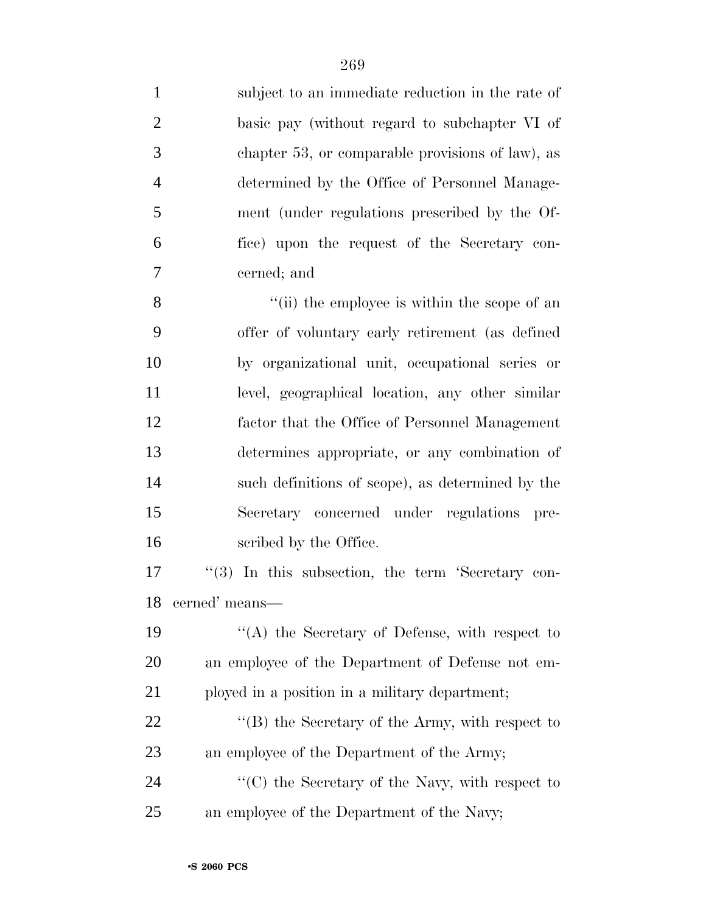subject to an immediate reduction in the rate of basic pay (without regard to subchapter VI of chapter 53, or comparable provisions of law), as determined by the Office of Personnel Management (under regulations prescribed by the Office) upon the request of the Secretary concerned; and

''(ii) the employee is within the scope of an offer of voluntary early retirement (as defined by organizational unit, occupational series or level, geographical location, any other similar factor that the Office of Personnel Management determines appropriate, or any combination of such definitions of scope), as determined by the Secretary concerned under regulations prescribed by the Office.

''(3) In this subsection, the term 'Secretary concerned' means—

''(A) the Secretary of Defense, with respect to an employee of the Department of Defense not employed in a position in a military department;

''(B) the Secretary of the Army, with respect to an employee of the Department of the Army;

''(C) the Secretary of the Navy, with respect to an employee of the Department of the Navy;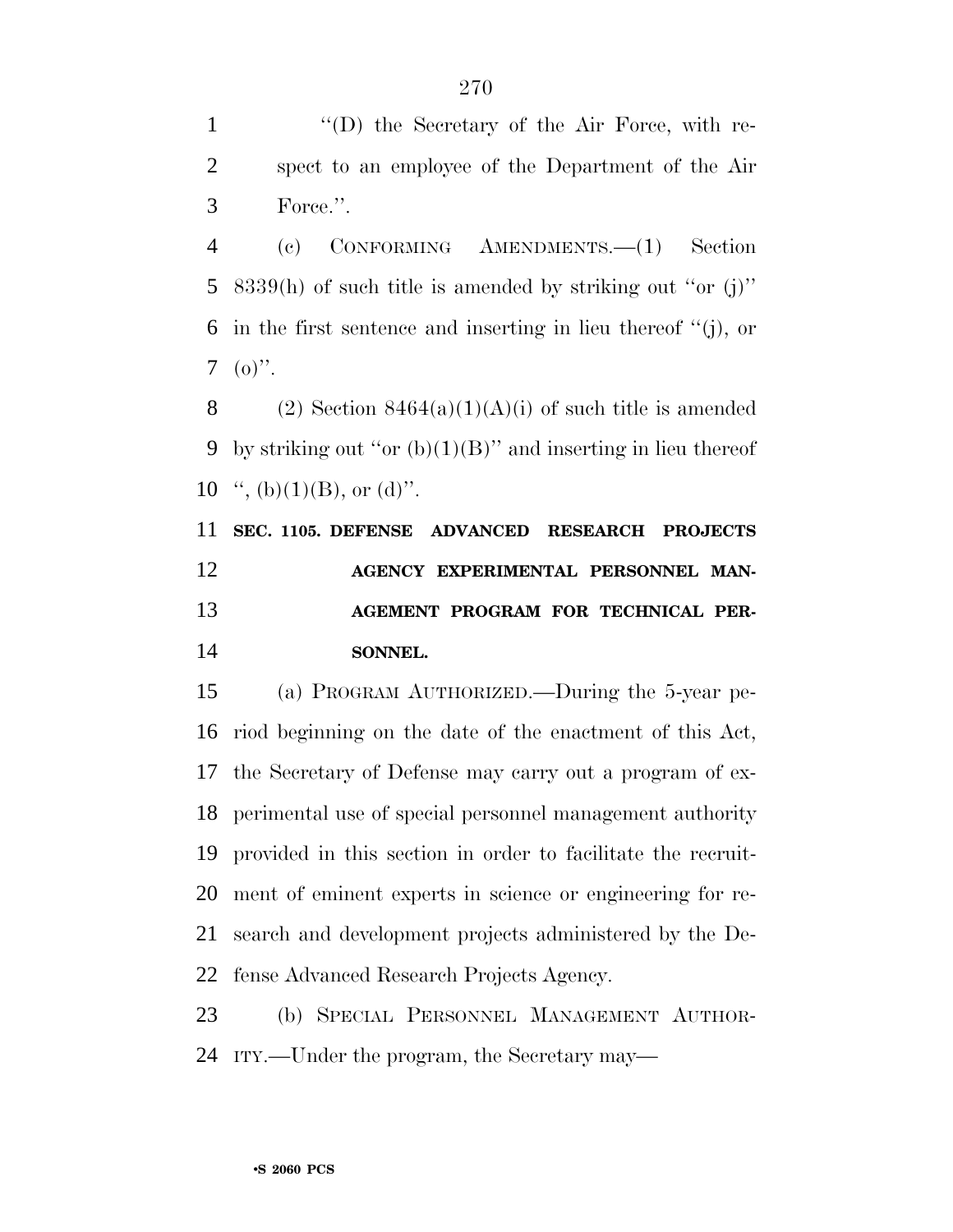"(D) the Secretary of the Air Force, with respect to an employee of the Department of the Air Force.".

(c) CONFORMING AMENDMENTS.—(1) Section 8339(h) of such title is amended by striking out "or (j)" in the first sentence and inserting in lieu thereof "(j), or (o)".

(2) Section 8464(a)(1)(A)(i) of such title is amended by striking out "or (b)(1)(B)" and inserting in lieu thereof ", (b)(1)(B), or (d)".

**SEC. 1105. DEFENSE ADVANCED RESEARCH PROJECTS AGENCY EXPERIMENTAL PERSONNEL MANAGEMENT PROGRAM FOR TECHNICAL PERSONNEL.**

(a) PROGRAM AUTHORIZED.—During the 5-year period beginning on the date of the enactment of this Act, the Secretary of Defense may carry out a program of experimental use of special personnel management authority provided in this section in order to facilitate the recruitment of eminent experts in science or engineering for research and development projects administered by the Defense Advanced Research Projects Agency.

(b) SPECIAL PERSONNEL MANAGEMENT AUTHORITY.—Under the program, the Secretary may—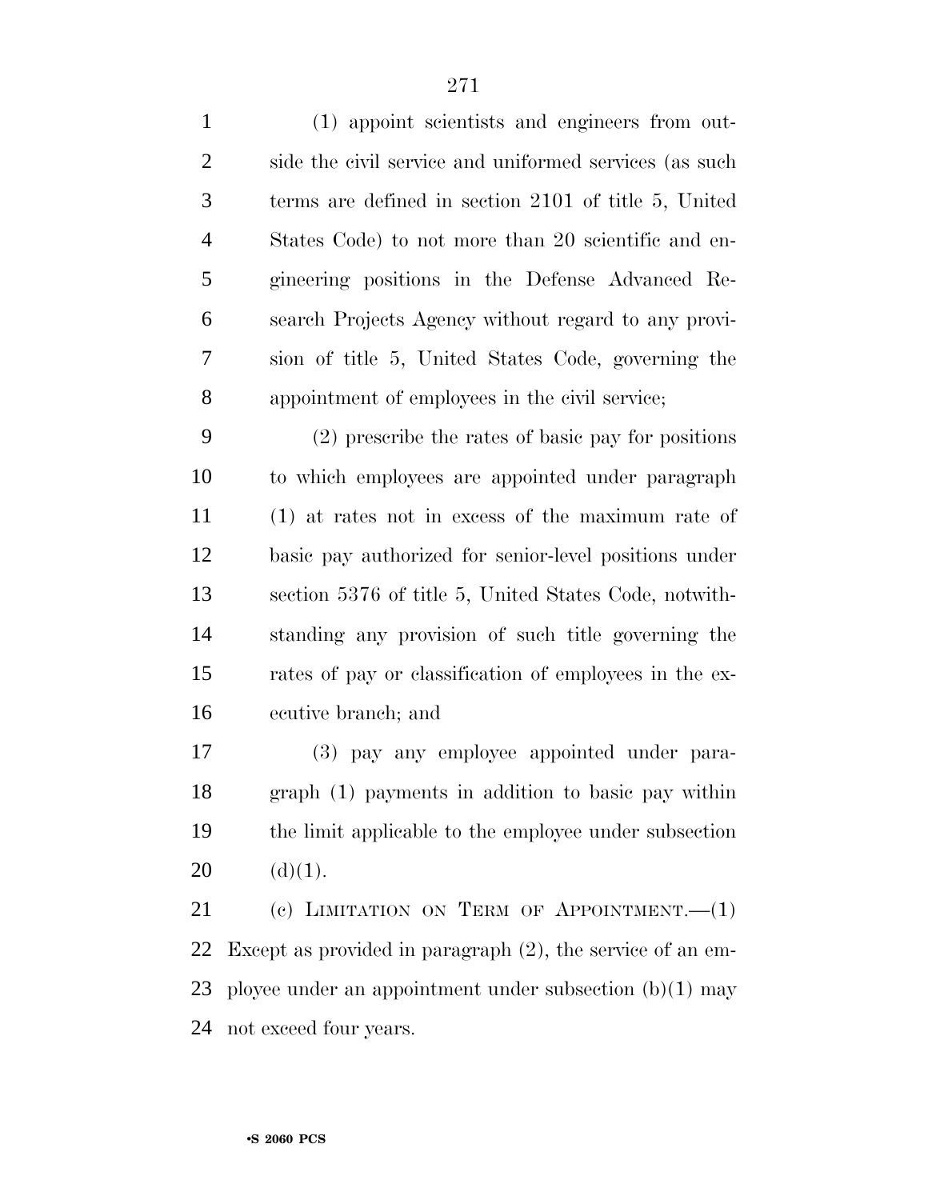(1) appoint scientists and engineers from outside the civil service and uniformed services (as such terms are defined in section 2101 of title 5, United States Code) to not more than 20 scientific and engineering positions in the Defense Advanced Research Projects Agency without regard to any provision of title 5, United States Code, governing the appointment of employees in the civil service;

(2) prescribe the rates of basic pay for positions to which employees are appointed under paragraph (1) at rates not in excess of the maximum rate of basic pay authorized for senior-level positions under section 5376 of title 5, United States Code, notwithstanding any provision of such title governing the rates of pay or classification of employees in the executive branch; and

(3) pay any employee appointed under paragraph (1) payments in addition to basic pay within the limit applicable to the employee under subsection (d)(1).

(c) LIMITATION ON TERM OF APPOINTMENT.—(1) Except as provided in paragraph (2), the service of an employee under an appointment under subsection (b)(1) may not exceed four years.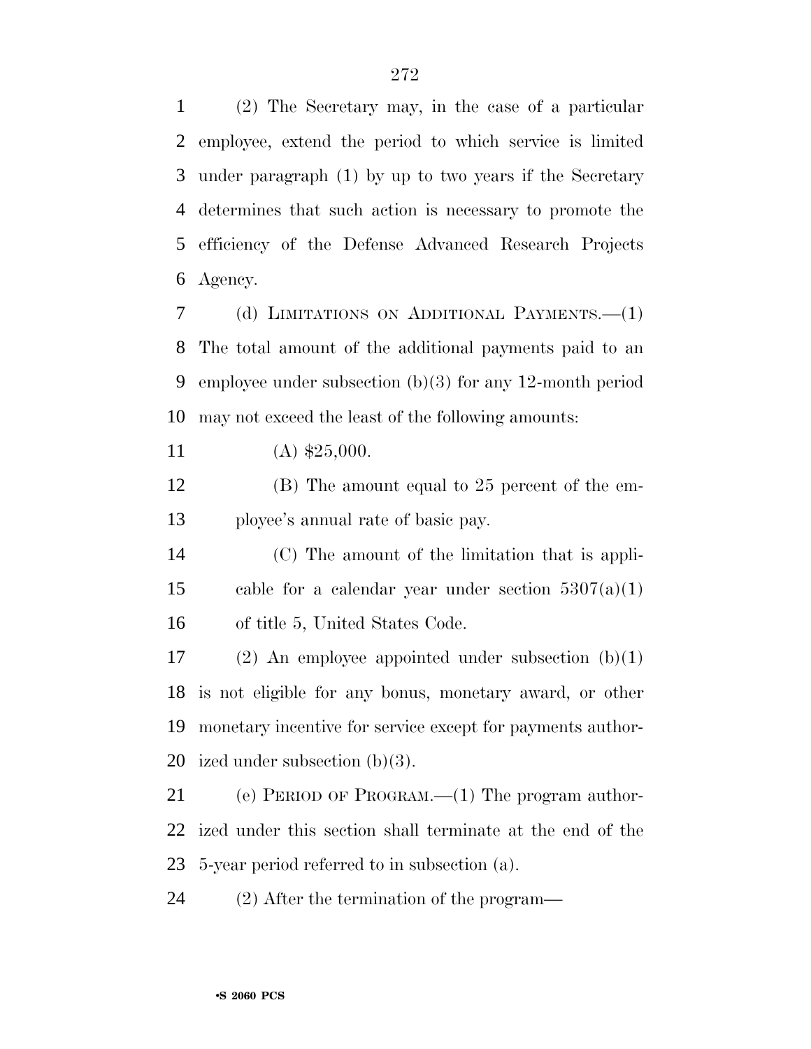(2) The Secretary may, in the case of a particular employee, extend the period to which service is limited under paragraph (1) by up to two years if the Secretary determines that such action is necessary to promote the efficiency of the Defense Advanced Research Projects Agency.

(d) LIMITATIONS ON ADDITIONAL PAYMENTS.—(1) The total amount of the additional payments paid to an employee under subsection (b)(3) for any 12-month period may not exceed the least of the following amounts:

(A) $25,000.

(B) The amount equal to 25 percent of the employee's annual rate of basic pay.

(C) The amount of the limitation that is applicable for a calendar year under section 5307(a)(1) of title 5, United States Code.

(2) An employee appointed under subsection (b)(1) is not eligible for any bonus, monetary award, or other monetary incentive for service except for payments authorized under subsection (b)(3).

(e) PERIOD OF PROGRAM.—(1) The program authorized under this section shall terminate at the end of the 5-year period referred to in subsection (a).

(2) After the termination of the program—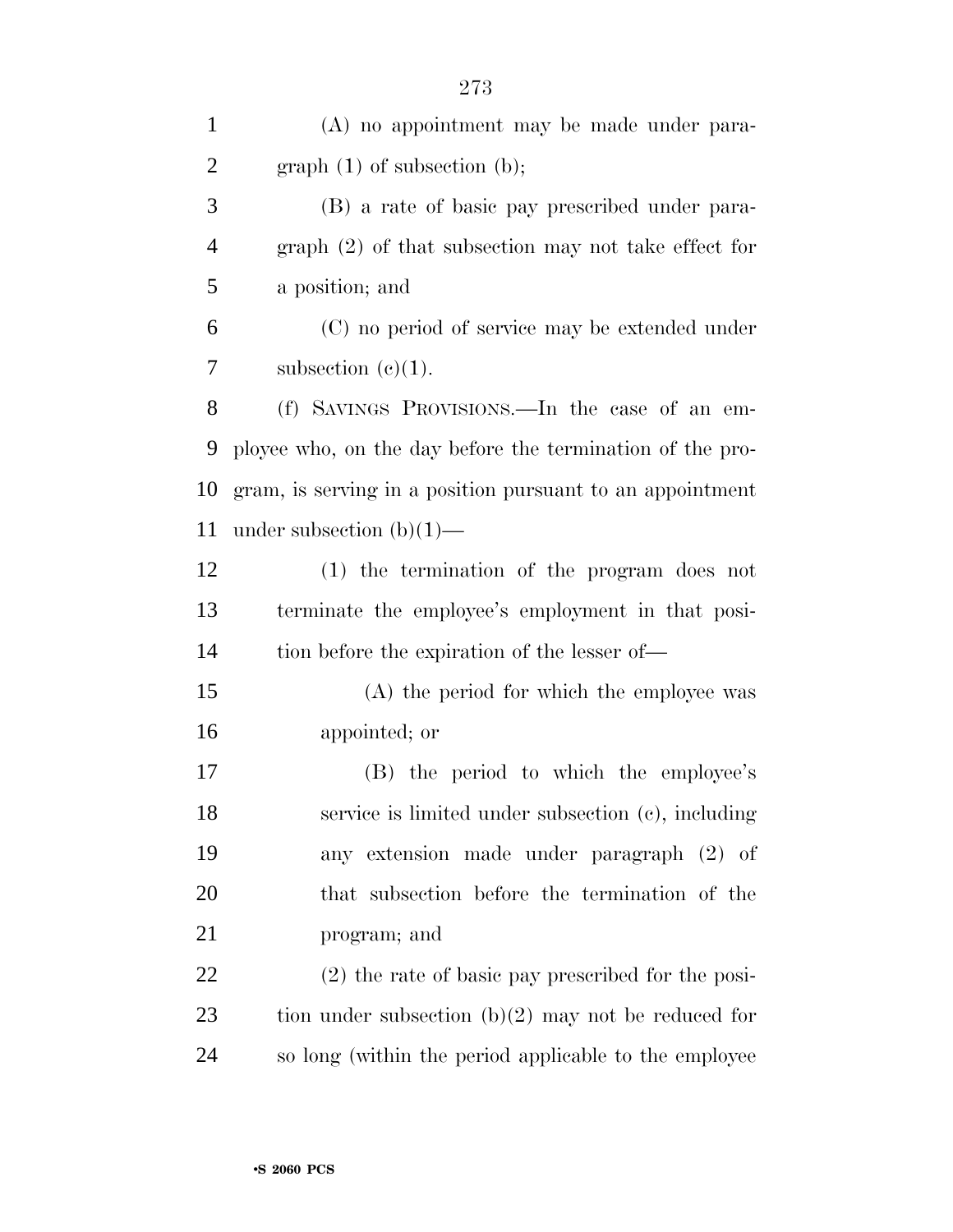(A) no appointment may be made under paragraph (1) of subsection (b);

(B) a rate of basic pay prescribed under paragraph (2) of that subsection may not take effect for a position; and

(C) no period of service may be extended under subsection (c)(1).

(f) SAVINGS PROVISIONS.—In the case of an employee who, on the day before the termination of the program, is serving in a position pursuant to an appointment under subsection (b)(1)—

(1) the termination of the program does not terminate the employee's employment in that position before the expiration of the lesser of—

(A) the period for which the employee was appointed; or

(B) the period to which the employee's service is limited under subsection (c), including any extension made under paragraph (2) of that subsection before the termination of the program; and

(2) the rate of basic pay prescribed for the position under subsection (b)(2) may not be reduced for so long (within the period applicable to the employee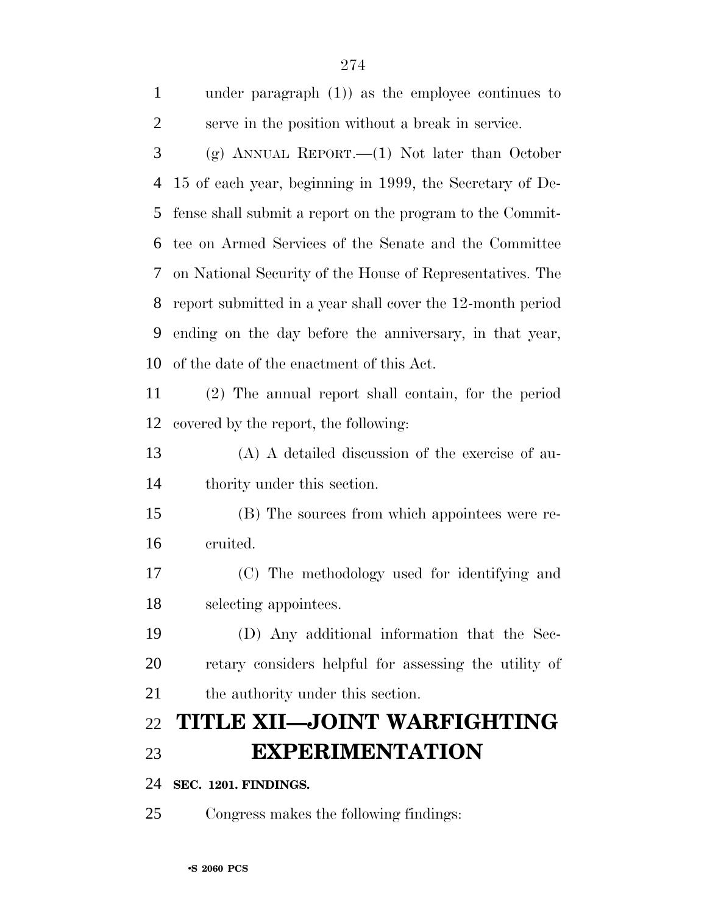under paragraph (1)) as the employee continues to serve in the position without a break in service.

(g) ANNUAL REPORT.—(1) Not later than October 15 of each year, beginning in 1999, the Secretary of Defense shall submit a report on the program to the Committee on Armed Services of the Senate and the Committee on National Security of the House of Representatives. The report submitted in a year shall cover the 12-month period ending on the day before the anniversary, in that year, of the date of the enactment of this Act.

(2) The annual report shall contain, for the period covered by the report, the following:

(A) A detailed discussion of the exercise of authority under this section.

(B) The sources from which appointees were recruited.

(C) The methodology used for identifying and selecting appointees.

(D) Any additional information that the Secretary considers helpful for assessing the utility of the authority under this section.

# TITLE XII—JOINT WARFIGHTING EXPERIMENTATION

### SEC. 1201. FINDINGS.

Congress makes the following findings: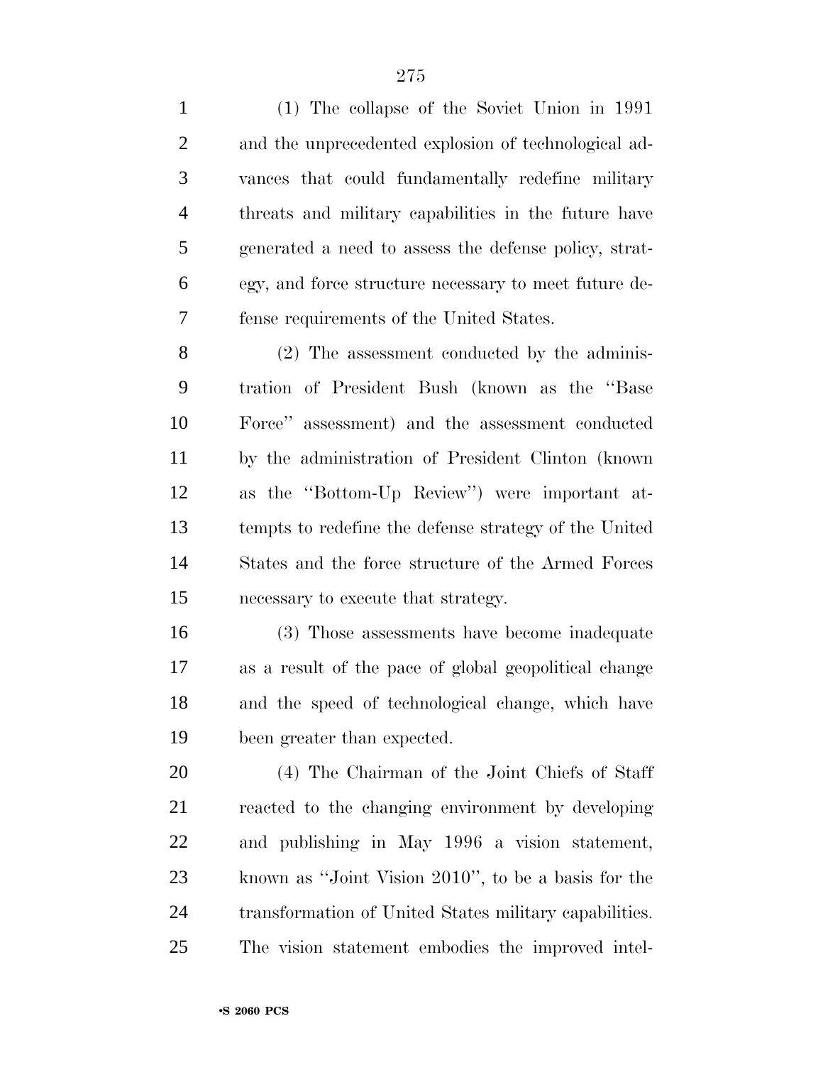(1) The collapse of the Soviet Union in 1991 and the unprecedented explosion of technological advances that could fundamentally redefine military threats and military capabilities in the future have generated a need to assess the defense policy, strategy, and force structure necessary to meet future defense requirements of the United States.

(2) The assessment conducted by the administration of President Bush (known as the ''Base Force'' assessment) and the assessment conducted by the administration of President Clinton (known as the ''Bottom-Up Review'') were important attempts to redefine the defense strategy of the United States and the force structure of the Armed Forces necessary to execute that strategy.

(3) Those assessments have become inadequate as a result of the pace of global geopolitical change and the speed of technological change, which have been greater than expected.

(4) The Chairman of the Joint Chiefs of Staff reacted to the changing environment by developing and publishing in May 1996 a vision statement, known as ''Joint Vision 2010'', to be a basis for the transformation of United States military capabilities. The vision statement embodies the improved intel-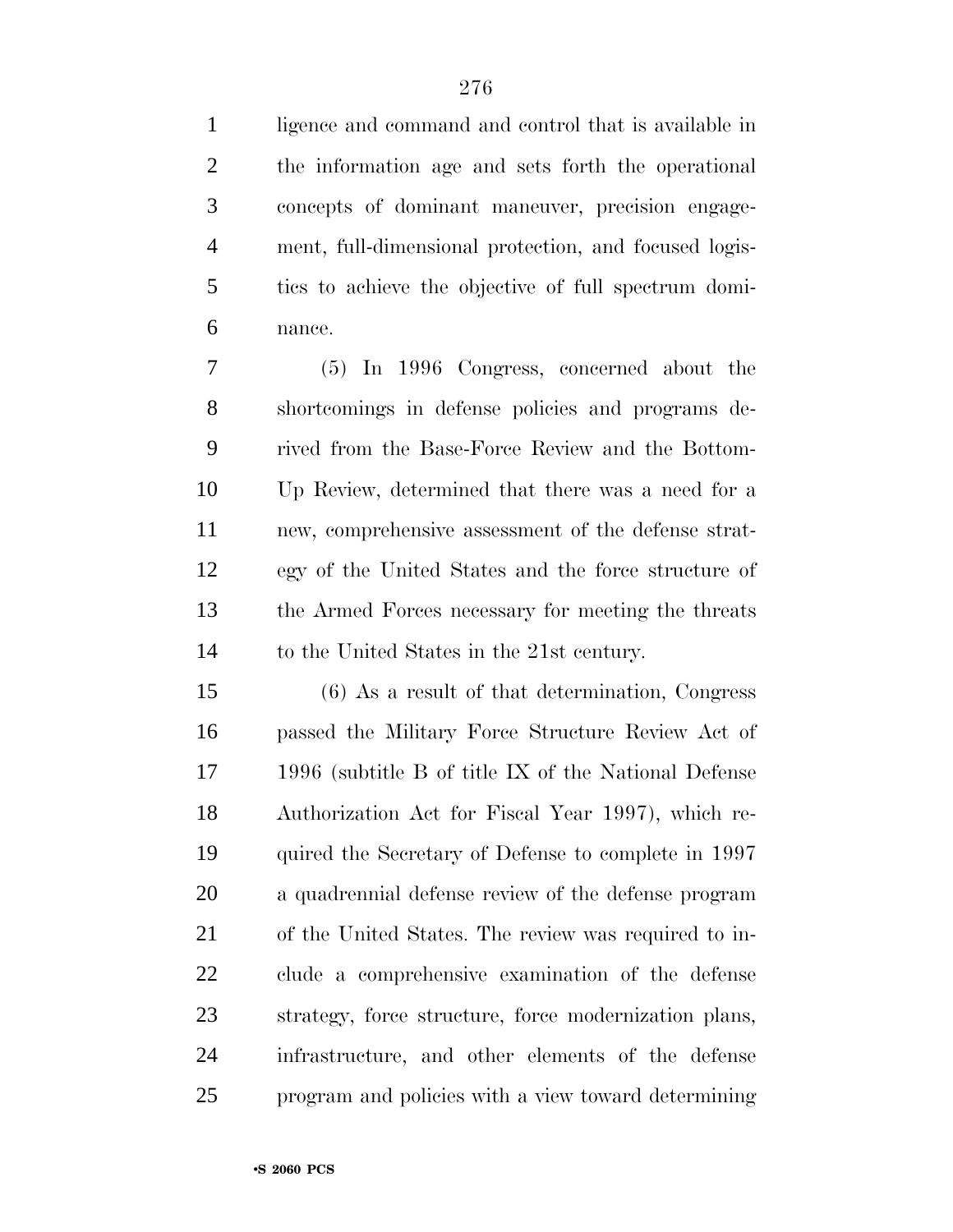ligence and command and control that is available in the information age and sets forth the operational concepts of dominant maneuver, precision engagement, full-dimensional protection, and focused logistics to achieve the objective of full spectrum dominance.

(5) In 1996 Congress, concerned about the shortcomings in defense policies and programs derived from the Base-Force Review and the Bottom-Up Review, determined that there was a need for a new, comprehensive assessment of the defense strategy of the United States and the force structure of the Armed Forces necessary for meeting the threats to the United States in the 21st century.

(6) As a result of that determination, Congress passed the Military Force Structure Review Act of 1996 (subtitle B of title IX of the National Defense Authorization Act for Fiscal Year 1997), which required the Secretary of Defense to complete in 1997 a quadrennial defense review of the defense program of the United States. The review was required to include a comprehensive examination of the defense strategy, force structure, force modernization plans, infrastructure, and other elements of the defense program and policies with a view toward determining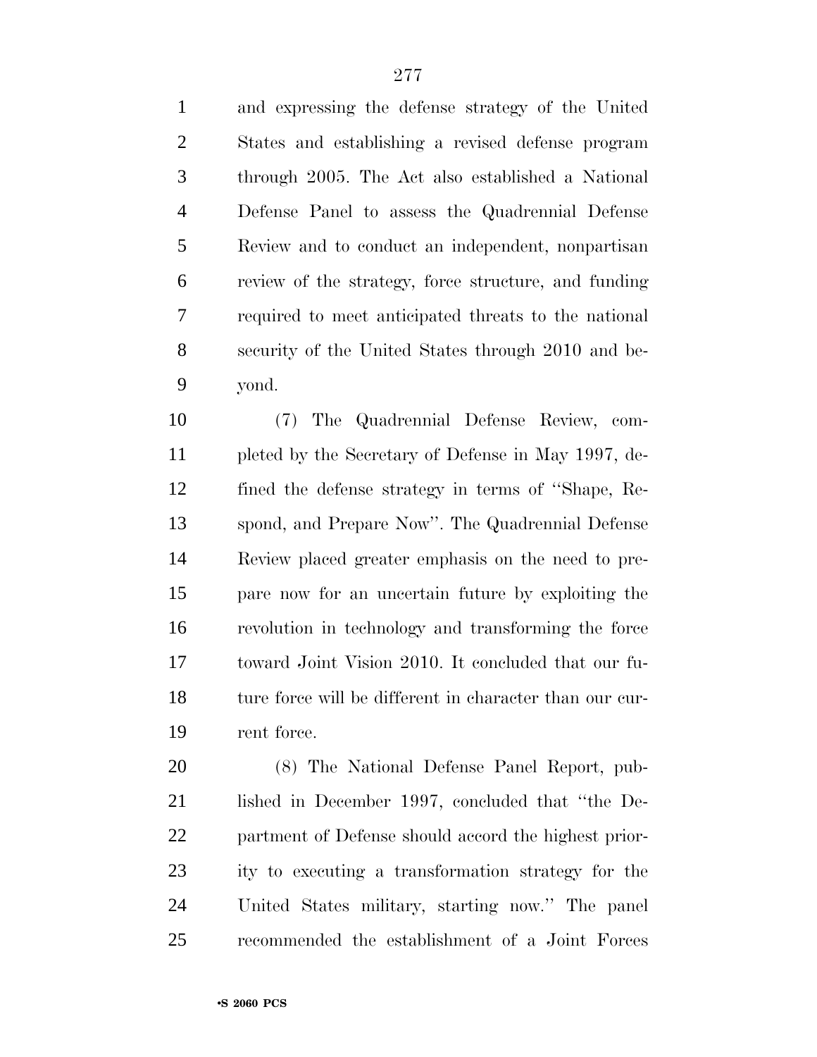and expressing the defense strategy of the United States and establishing a revised defense program through 2005. The Act also established a National Defense Panel to assess the Quadrennial Defense Review and to conduct an independent, nonpartisan review of the strategy, force structure, and funding required to meet anticipated threats to the national security of the United States through 2010 and beyond.

(7) The Quadrennial Defense Review, completed by the Secretary of Defense in May 1997, defined the defense strategy in terms of ''Shape, Respond, and Prepare Now''. The Quadrennial Defense Review placed greater emphasis on the need to prepare now for an uncertain future by exploiting the revolution in technology and transforming the force toward Joint Vision 2010. It concluded that our future force will be different in character than our current force.

(8) The National Defense Panel Report, published in December 1997, concluded that ''the Department of Defense should accord the highest priority to executing a transformation strategy for the United States military, starting now.'' The panel recommended the establishment of a Joint Forces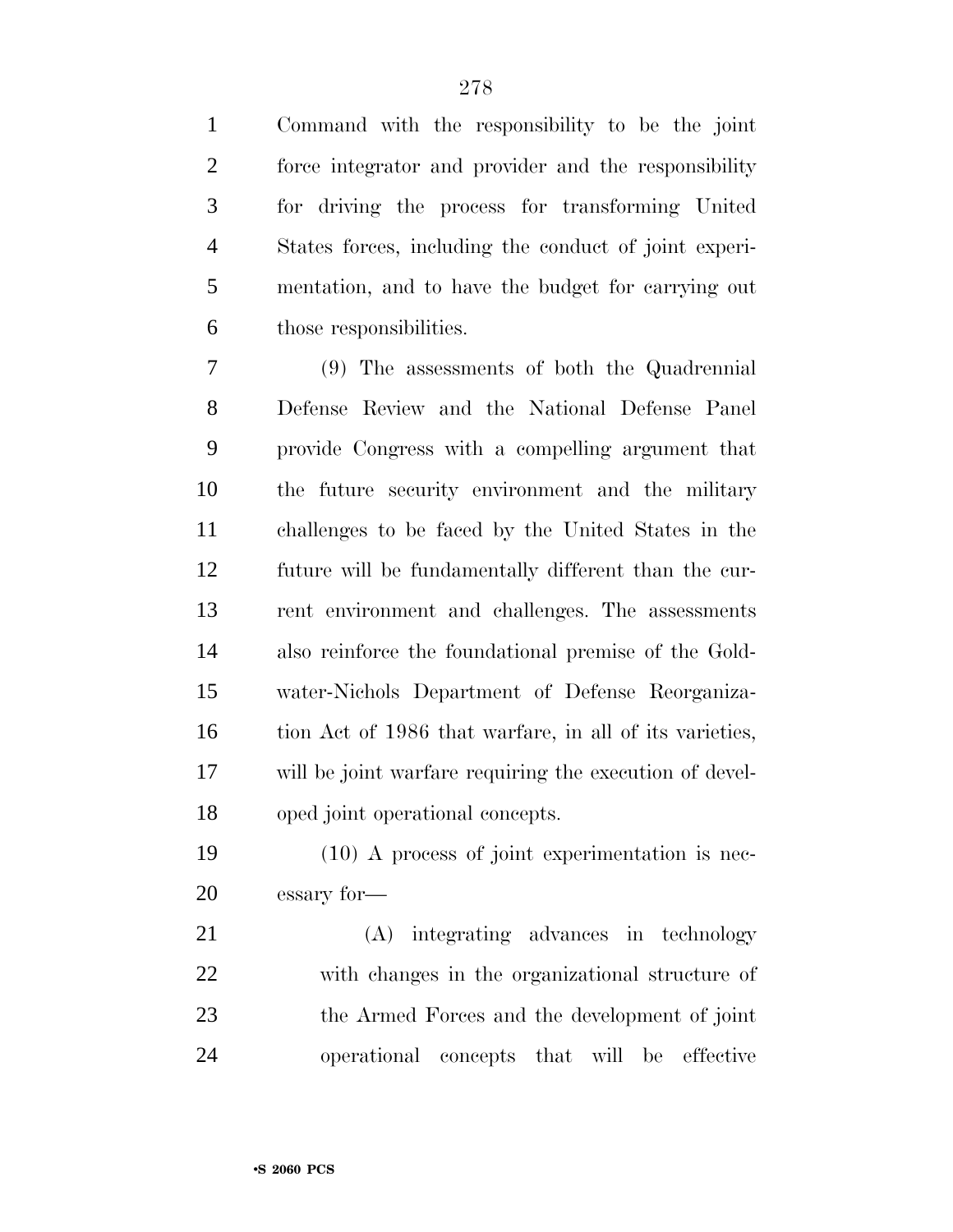Command with the responsibility to be the joint force integrator and provider and the responsibility for driving the process for transforming United States forces, including the conduct of joint experimentation, and to have the budget for carrying out those responsibilities.

(9) The assessments of both the Quadrennial Defense Review and the National Defense Panel provide Congress with a compelling argument that the future security environment and the military challenges to be faced by the United States in the future will be fundamentally different than the current environment and challenges. The assessments also reinforce the foundational premise of the Goldwater-Nichols Department of Defense Reorganization Act of 1986 that warfare, in all of its varieties, will be joint warfare requiring the execution of developed joint operational concepts.

(10) A process of joint experimentation is necessary for—

(A) integrating advances in technology with changes in the organizational structure of the Armed Forces and the development of joint operational concepts that will be effective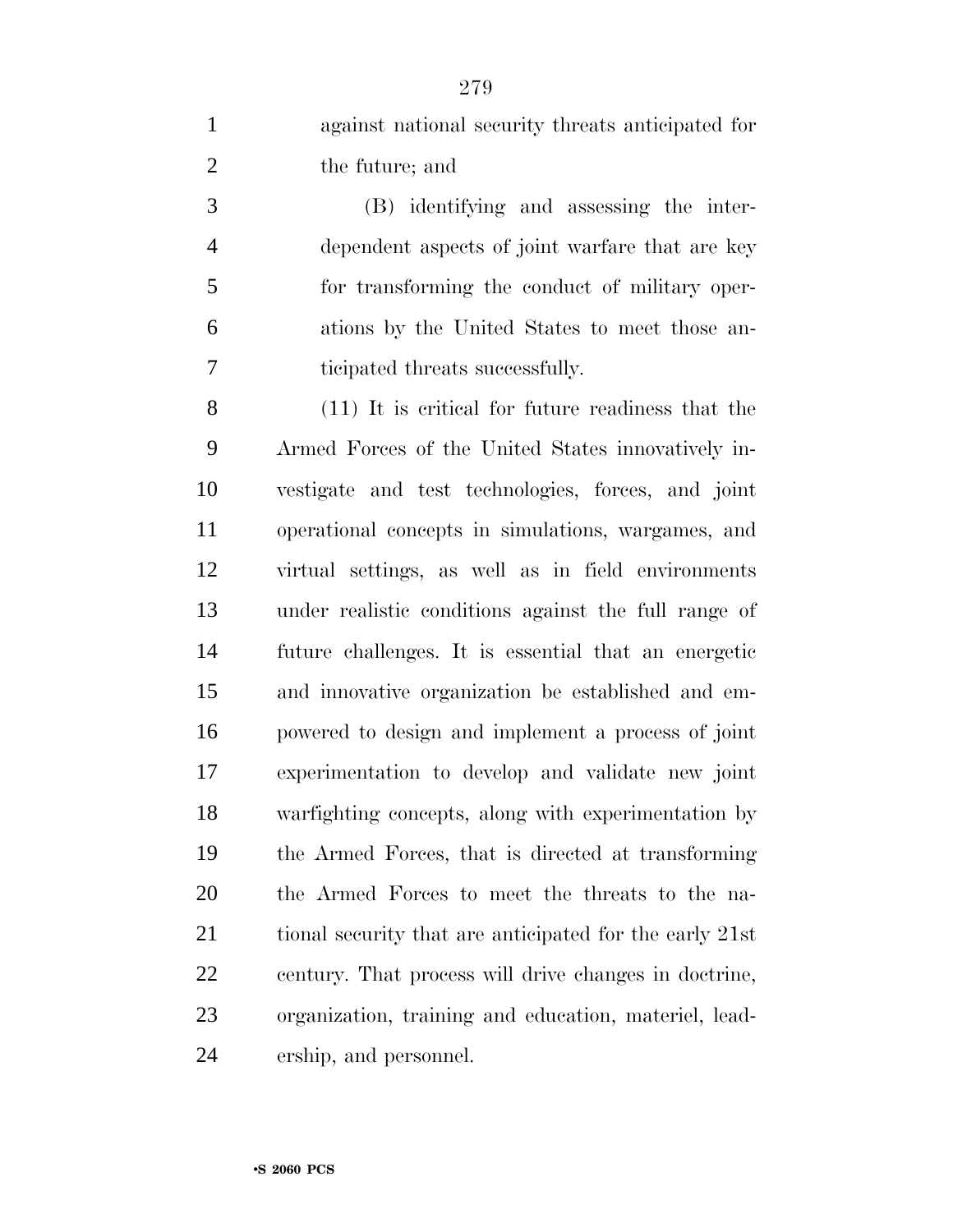against national security threats anticipated for the future; and

(B) identifying and assessing the interdependent aspects of joint warfare that are key for transforming the conduct of military operations by the United States to meet those anticipated threats successfully.

(11) It is critical for future readiness that the Armed Forces of the United States innovatively investigate and test technologies, forces, and joint operational concepts in simulations, wargames, and virtual settings, as well as in field environments under realistic conditions against the full range of future challenges. It is essential that an energetic and innovative organization be established and empowered to design and implement a process of joint experimentation to develop and validate new joint warfighting concepts, along with experimentation by the Armed Forces, that is directed at transforming the Armed Forces to meet the threats to the national security that are anticipated for the early 21st century. That process will drive changes in doctrine, organization, training and education, materiel, leadership, and personnel.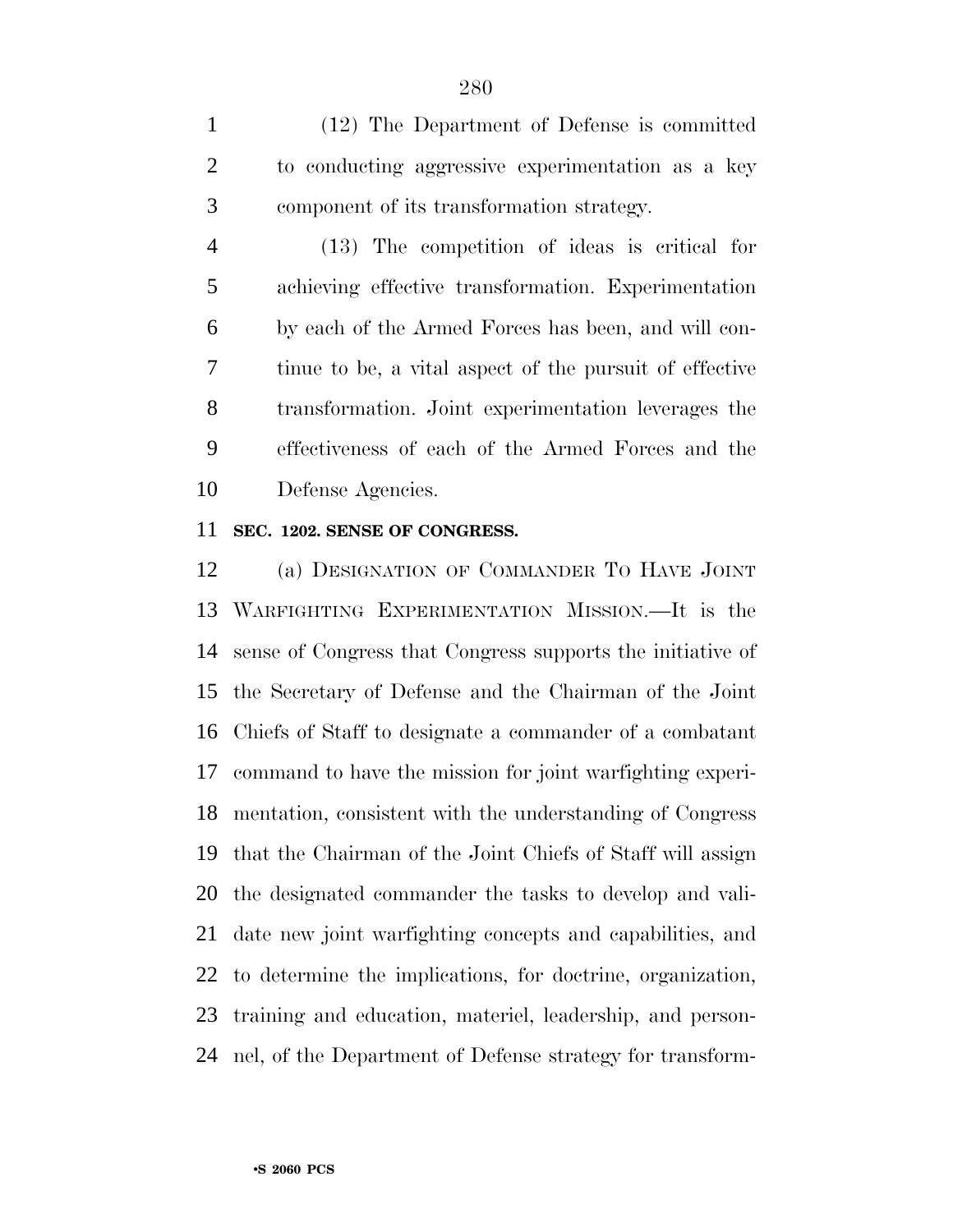(12) The Department of Defense is committed to conducting aggressive experimentation as a key component of its transformation strategy.

(13) The competition of ideas is critical for achieving effective transformation. Experimentation by each of the Armed Forces has been, and will continue to be, a vital aspect of the pursuit of effective transformation. Joint experimentation leverages the effectiveness of each of the Armed Forces and the Defense Agencies.

**SEC. 1202. SENSE OF CONGRESS.**

(a) DESIGNATION OF COMMANDER TO HAVE JOINT WARFIGHTING EXPERIMENTATION MISSION.—It is the sense of Congress that Congress supports the initiative of the Secretary of Defense and the Chairman of the Joint Chiefs of Staff to designate a commander of a combatant command to have the mission for joint warfighting experimentation, consistent with the understanding of Congress that the Chairman of the Joint Chiefs of Staff will assign the designated commander the tasks to develop and validate new joint warfighting concepts and capabilities, and to determine the implications, for doctrine, organization, training and education, materiel, leadership, and personnel, of the Department of Defense strategy for transform-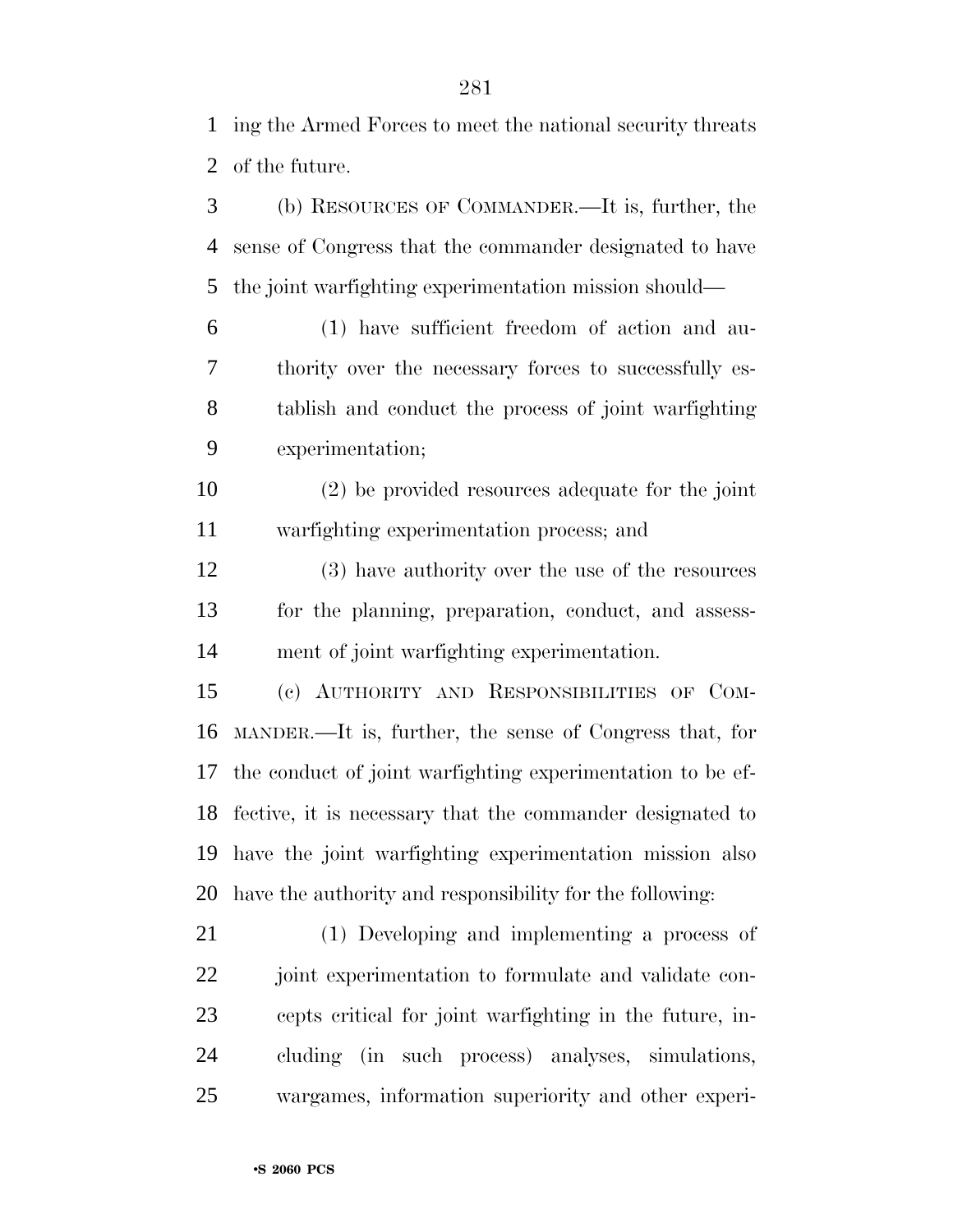ing the Armed Forces to meet the national security threats of the future.

(b) RESOURCES OF COMMANDER.—It is, further, the sense of Congress that the commander designated to have the joint warfighting experimentation mission should—

(1) have sufficient freedom of action and authority over the necessary forces to successfully establish and conduct the process of joint warfighting experimentation;

(2) be provided resources adequate for the joint warfighting experimentation process; and

(3) have authority over the use of the resources for the planning, preparation, conduct, and assessment of joint warfighting experimentation.

(c) AUTHORITY AND RESPONSIBILITIES OF COMMANDER.—It is, further, the sense of Congress that, for the conduct of joint warfighting experimentation to be effective, it is necessary that the commander designated to have the joint warfighting experimentation mission also have the authority and responsibility for the following:

(1) Developing and implementing a process of joint experimentation to formulate and validate concepts critical for joint warfighting in the future, including (in such process) analyses, simulations, wargames, information superiority and other experi-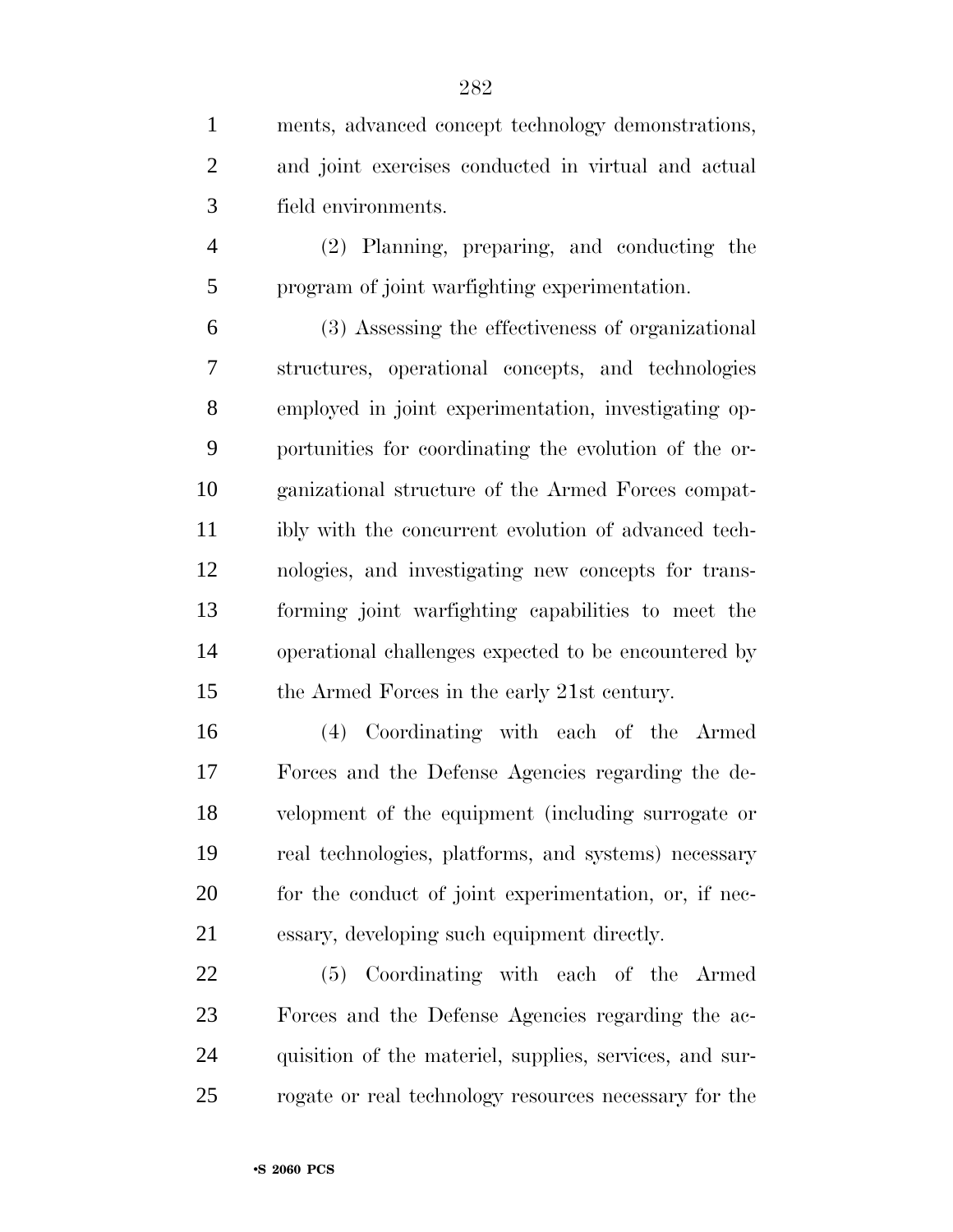ments, advanced concept technology demonstrations, and joint exercises conducted in virtual and actual field environments.

(2) Planning, preparing, and conducting the program of joint warfighting experimentation.

(3) Assessing the effectiveness of organizational structures, operational concepts, and technologies employed in joint experimentation, investigating opportunities for coordinating the evolution of the organizational structure of the Armed Forces compatibly with the concurrent evolution of advanced technologies, and investigating new concepts for transforming joint warfighting capabilities to meet the operational challenges expected to be encountered by the Armed Forces in the early 21st century.

(4) Coordinating with each of the Armed Forces and the Defense Agencies regarding the development of the equipment (including surrogate or real technologies, platforms, and systems) necessary for the conduct of joint experimentation, or, if necessary, developing such equipment directly.

(5) Coordinating with each of the Armed Forces and the Defense Agencies regarding the acquisition of the materiel, supplies, services, and surrogate or real technology resources necessary for the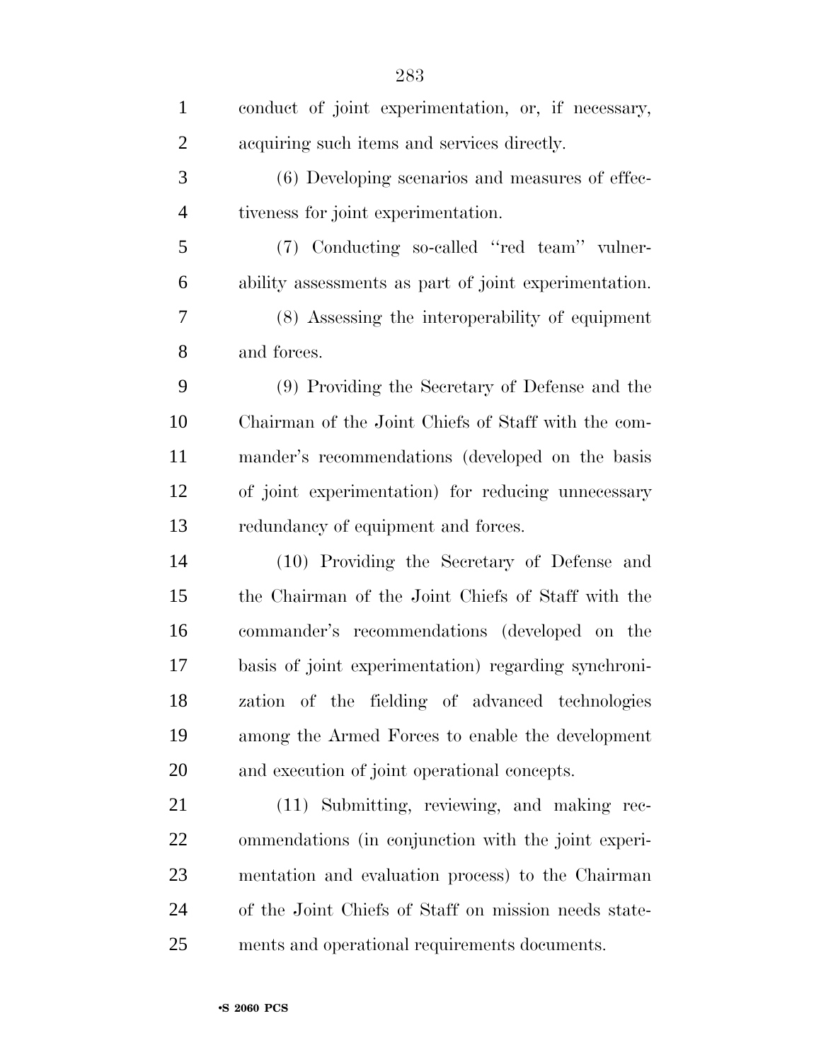conduct of joint experimentation, or, if necessary, acquiring such items and services directly.

(6) Developing scenarios and measures of effectiveness for joint experimentation.

(7) Conducting so-called ''red team'' vulnerability assessments as part of joint experimentation.

(8) Assessing the interoperability of equipment and forces.

(9) Providing the Secretary of Defense and the Chairman of the Joint Chiefs of Staff with the commander's recommendations (developed on the basis of joint experimentation) for reducing unnecessary redundancy of equipment and forces.

(10) Providing the Secretary of Defense and the Chairman of the Joint Chiefs of Staff with the commander's recommendations (developed on the basis of joint experimentation) regarding synchronization of the fielding of advanced technologies among the Armed Forces to enable the development and execution of joint operational concepts.

(11) Submitting, reviewing, and making recommendations (in conjunction with the joint experimentation and evaluation process) to the Chairman of the Joint Chiefs of Staff on mission needs statements and operational requirements documents.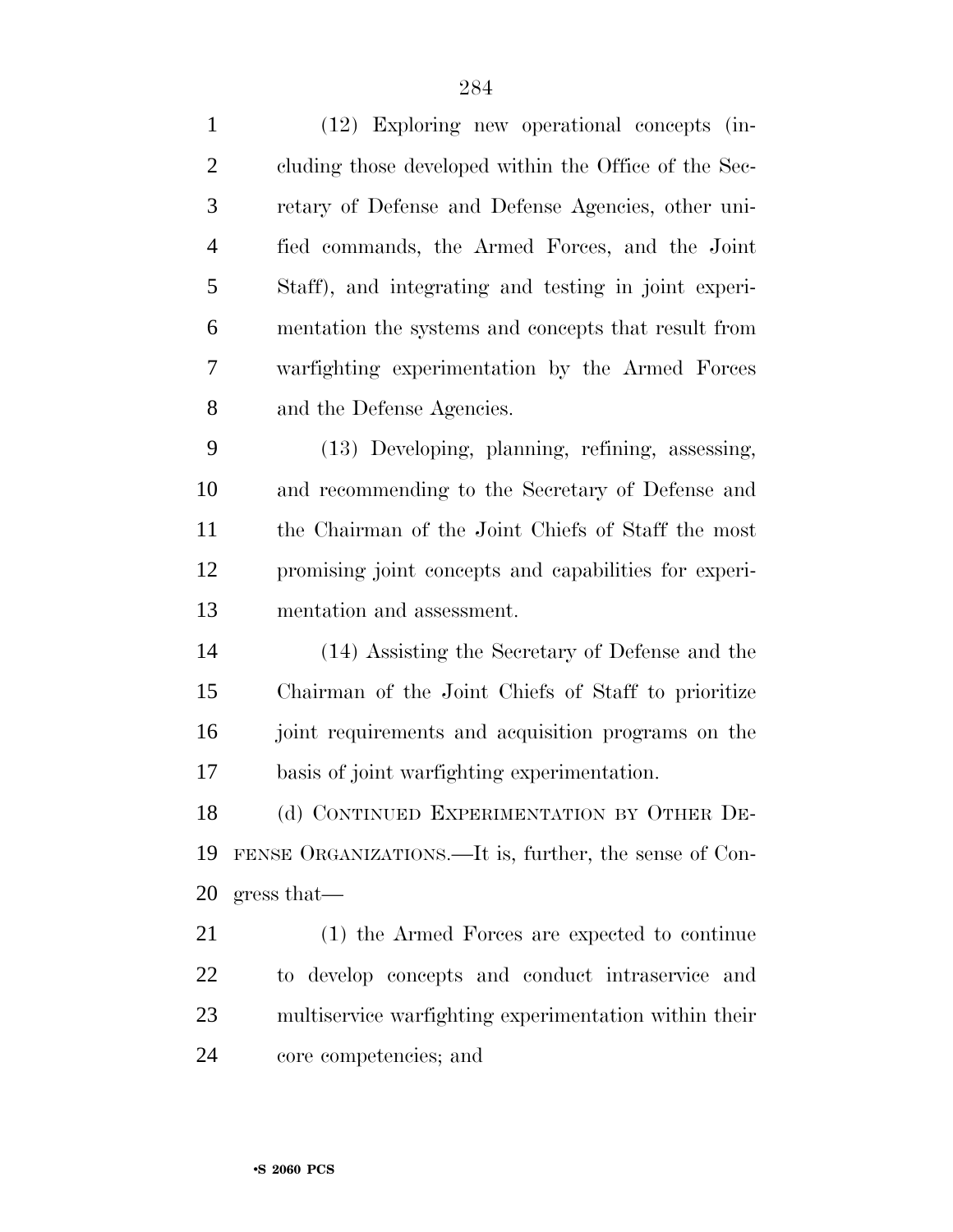(12) Exploring new operational concepts (including those developed within the Office of the Secretary of Defense and Defense Agencies, other unified commands, the Armed Forces, and the Joint Staff), and integrating and testing in joint experimentation the systems and concepts that result from warfighting experimentation by the Armed Forces and the Defense Agencies.

(13) Developing, planning, refining, assessing, and recommending to the Secretary of Defense and the Chairman of the Joint Chiefs of Staff the most promising joint concepts and capabilities for experimentation and assessment.

(14) Assisting the Secretary of Defense and the Chairman of the Joint Chiefs of Staff to prioritize joint requirements and acquisition programs on the basis of joint warfighting experimentation.

(d) CONTINUED EXPERIMENTATION BY OTHER DEFENSE ORGANIZATIONS.—It is, further, the sense of Congress that—

(1) the Armed Forces are expected to continue to develop concepts and conduct intraservice and multiservice warfighting experimentation within their core competencies; and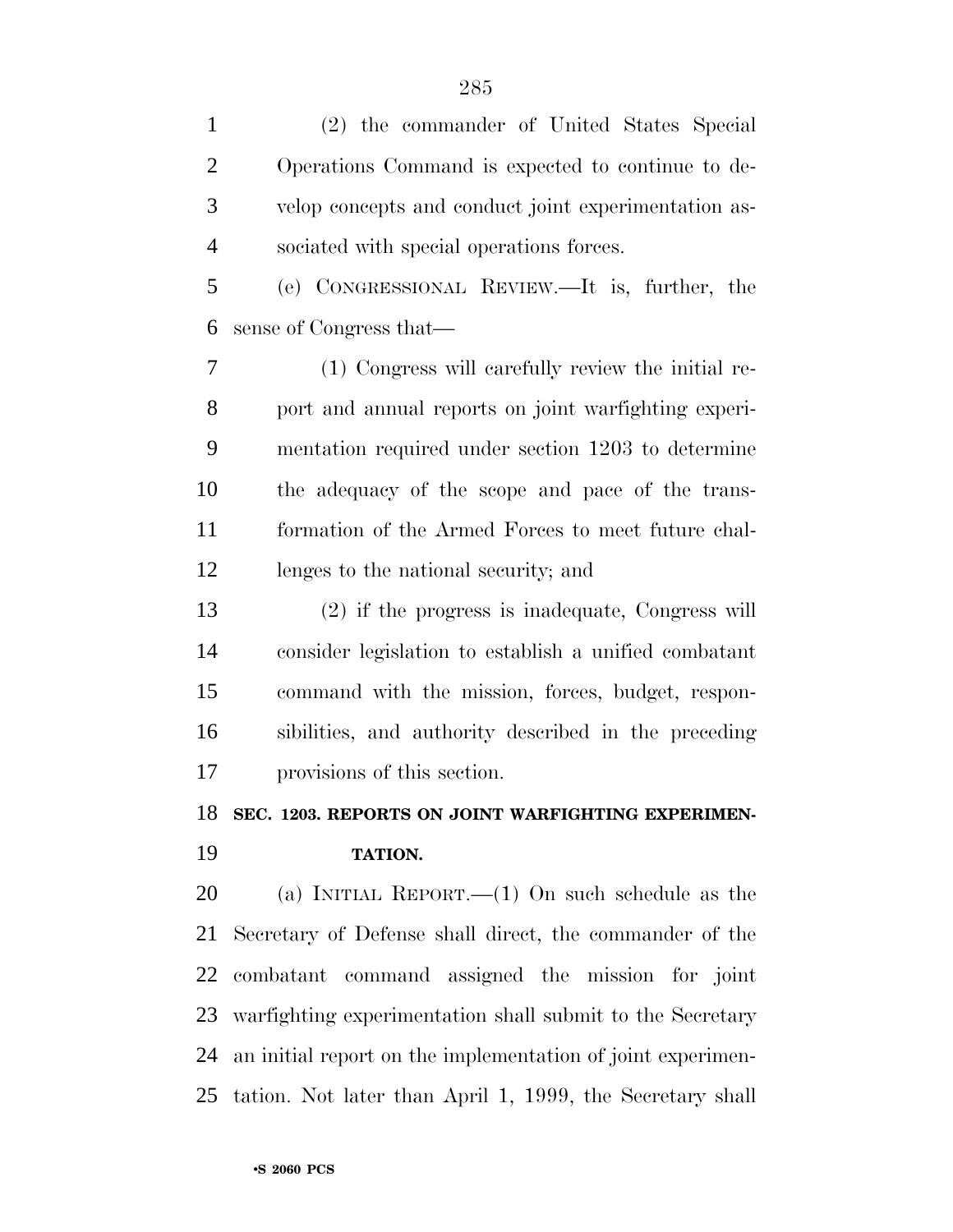(2) the commander of United States Special Operations Command is expected to continue to develop concepts and conduct joint experimentation associated with special operations forces.

(e) CONGRESSIONAL REVIEW.—It is, further, the sense of Congress that—

(1) Congress will carefully review the initial report and annual reports on joint warfighting experimentation required under section 1203 to determine the adequacy of the scope and pace of the transformation of the Armed Forces to meet future challenges to the national security; and

(2) if the progress is inadequate, Congress will consider legislation to establish a unified combatant command with the mission, forces, budget, responsibilities, and authority described in the preceding provisions of this section.

**SEC. 1203. REPORTS ON JOINT WARFIGHTING EXPERIMENTATION.**

(a) INITIAL REPORT.—(1) On such schedule as the Secretary of Defense shall direct, the commander of the combatant command assigned the mission for joint warfighting experimentation shall submit to the Secretary an initial report on the implementation of joint experimentation. Not later than April 1, 1999, the Secretary shall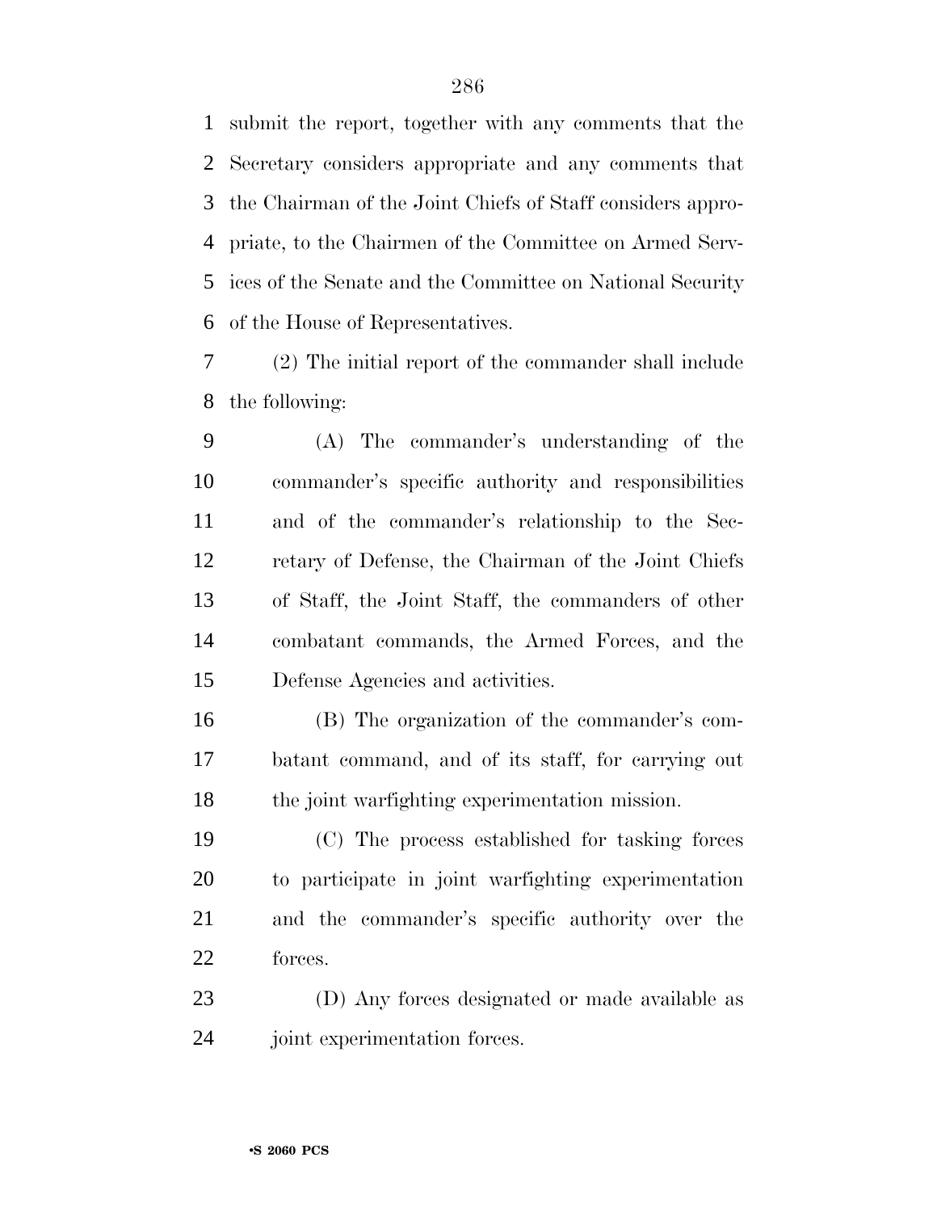submit the report, together with any comments that the Secretary considers appropriate and any comments that the Chairman of the Joint Chiefs of Staff considers appropriate, to the Chairmen of the Committee on Armed Services of the Senate and the Committee on National Security of the House of Representatives.

(2) The initial report of the commander shall include the following:

(A) The commander's understanding of the commander's specific authority and responsibilities and of the commander's relationship to the Secretary of Defense, the Chairman of the Joint Chiefs of Staff, the Joint Staff, the commanders of other combatant commands, the Armed Forces, and the Defense Agencies and activities.

(B) The organization of the commander's combatant command, and of its staff, for carrying out the joint warfighting experimentation mission.

(C) The process established for tasking forces to participate in joint warfighting experimentation and the commander's specific authority over the forces.

(D) Any forces designated or made available as joint experimentation forces.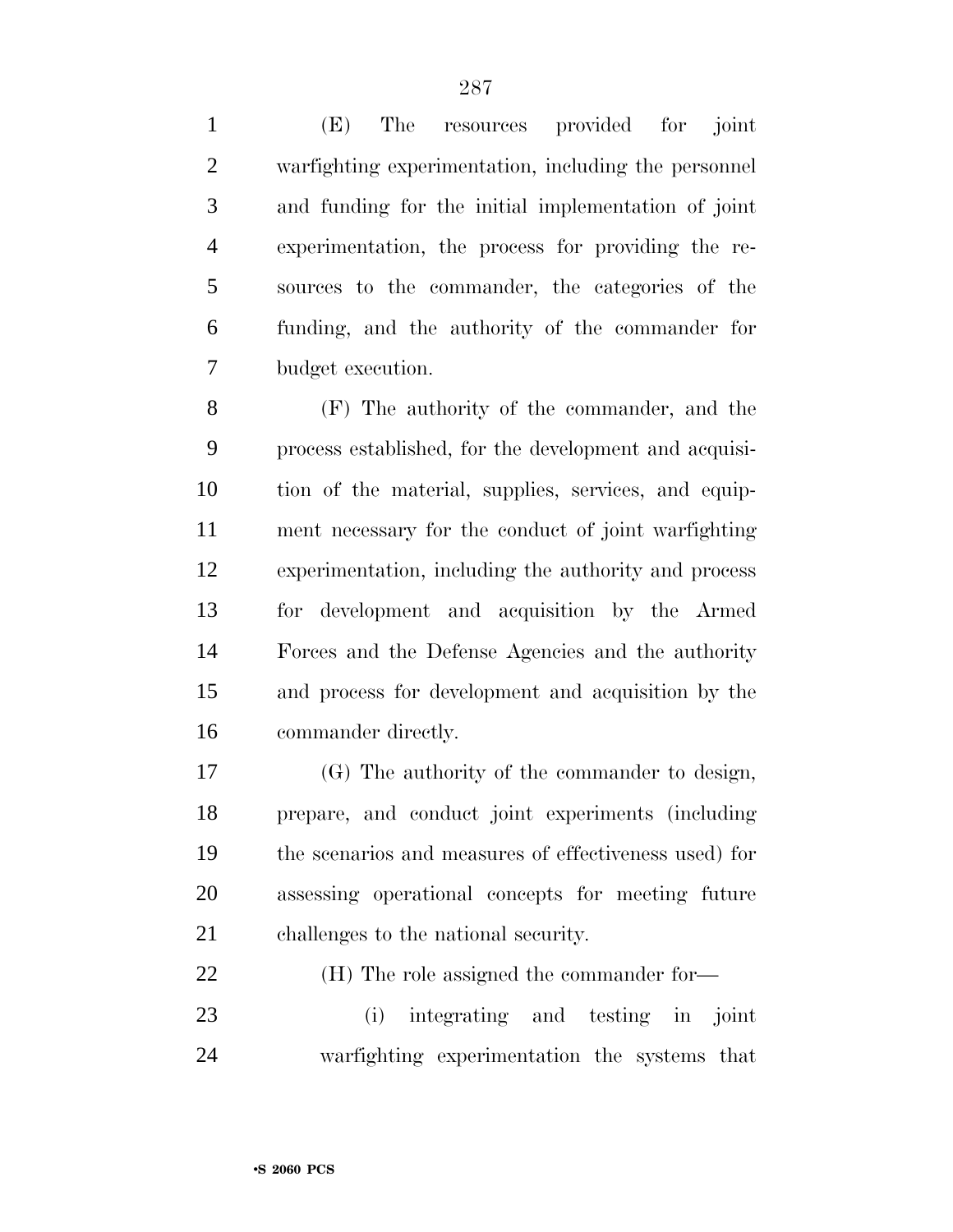(E) The resources provided for joint warfighting experimentation, including the personnel and funding for the initial implementation of joint experimentation, the process for providing the resources to the commander, the categories of the funding, and the authority of the commander for budget execution.

(F) The authority of the commander, and the process established, for the development and acquisition of the material, supplies, services, and equipment necessary for the conduct of joint warfighting experimentation, including the authority and process for development and acquisition by the Armed Forces and the Defense Agencies and the authority and process for development and acquisition by the commander directly.

(G) The authority of the commander to design, prepare, and conduct joint experiments (including the scenarios and measures of effectiveness used) for assessing operational concepts for meeting future challenges to the national security.

(H) The role assigned the commander for—

(i) integrating and testing in joint warfighting experimentation the systems that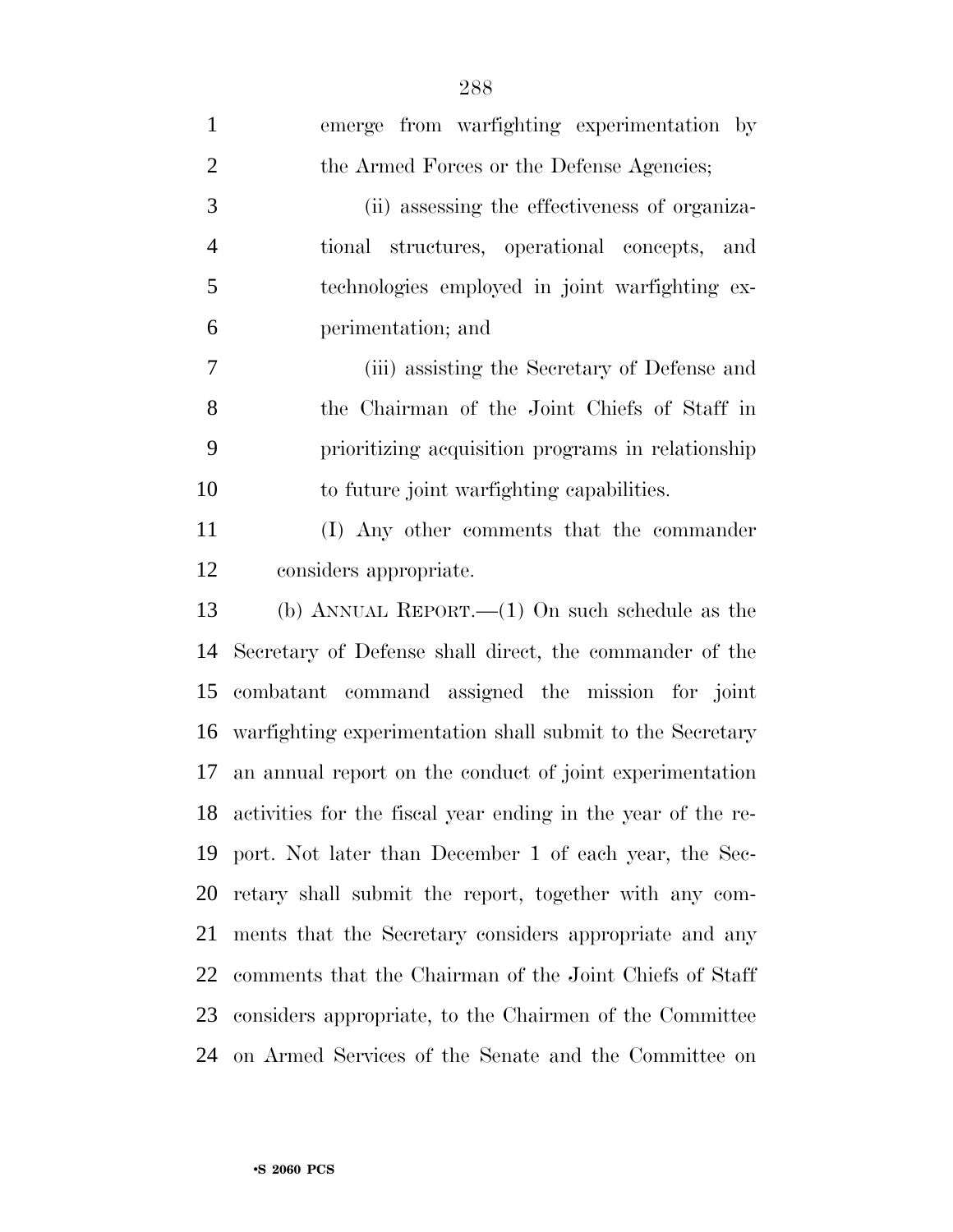emerge from warfighting experimentation by the Armed Forces or the Defense Agencies;

(ii) assessing the effectiveness of organizational structures, operational concepts, and technologies employed in joint warfighting experimentation; and

(iii) assisting the Secretary of Defense and the Chairman of the Joint Chiefs of Staff in prioritizing acquisition programs in relationship to future joint warfighting capabilities.

(I) Any other comments that the commander considers appropriate.

(b) ANNUAL REPORT.—(1) On such schedule as the Secretary of Defense shall direct, the commander of the combatant command assigned the mission for joint warfighting experimentation shall submit to the Secretary an annual report on the conduct of joint experimentation activities for the fiscal year ending in the year of the report. Not later than December 1 of each year, the Secretary shall submit the report, together with any comments that the Secretary considers appropriate and any comments that the Chairman of the Joint Chiefs of Staff considers appropriate, to the Chairmen of the Committee on Armed Services of the Senate and the Committee on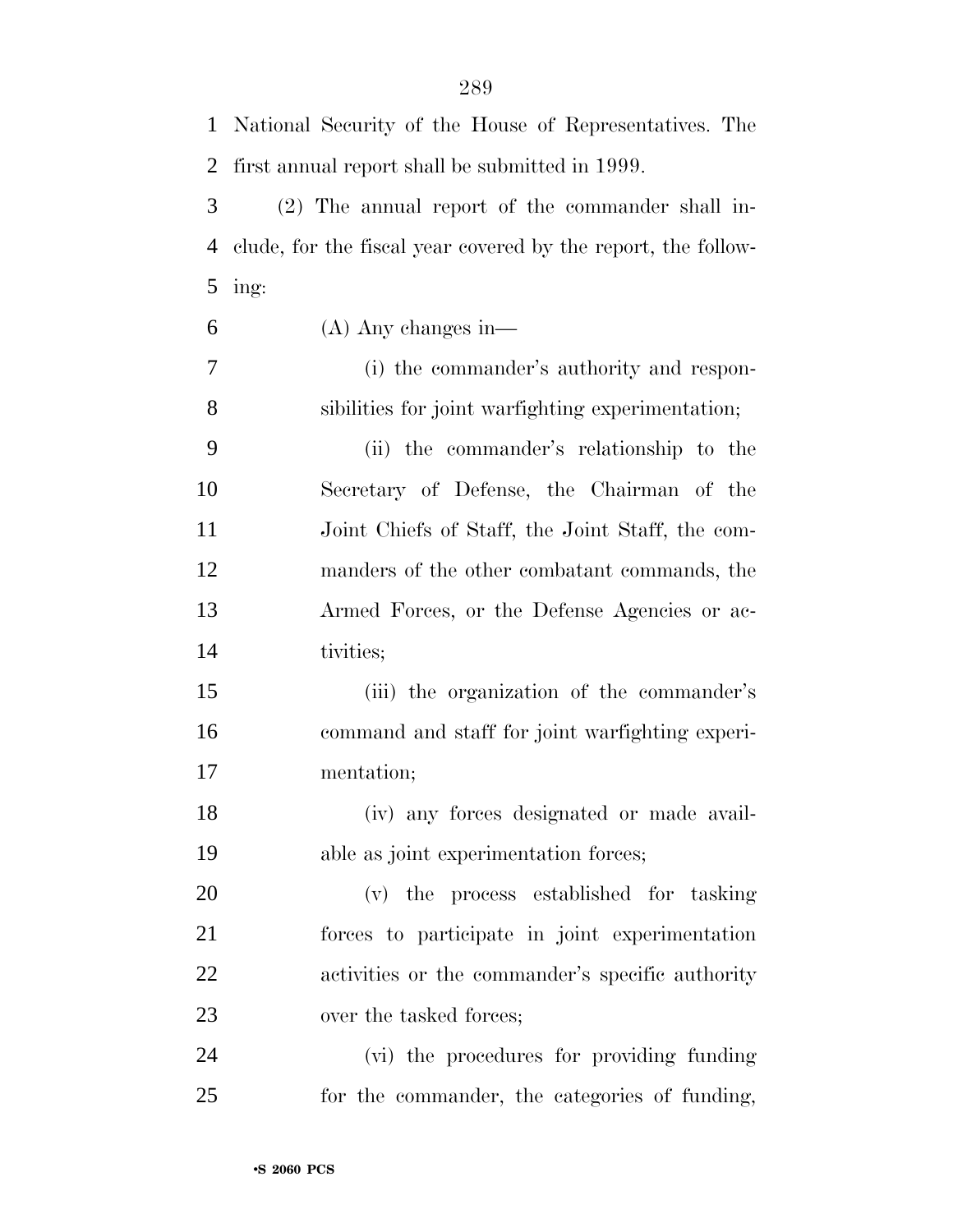National Security of the House of Representatives. The first annual report shall be submitted in 1999.

(2) The annual report of the commander shall include, for the fiscal year covered by the report, the following:

(A) Any changes in—

(i) the commander's authority and responsibilities for joint warfighting experimentation;

(ii) the commander's relationship to the Secretary of Defense, the Chairman of the Joint Chiefs of Staff, the Joint Staff, the commanders of the other combatant commands, the Armed Forces, or the Defense Agencies or activities;

(iii) the organization of the commander's command and staff for joint warfighting experimentation;

(iv) any forces designated or made available as joint experimentation forces;

(v) the process established for tasking forces to participate in joint experimentation activities or the commander's specific authority over the tasked forces;

(vi) the procedures for providing funding for the commander, the categories of funding,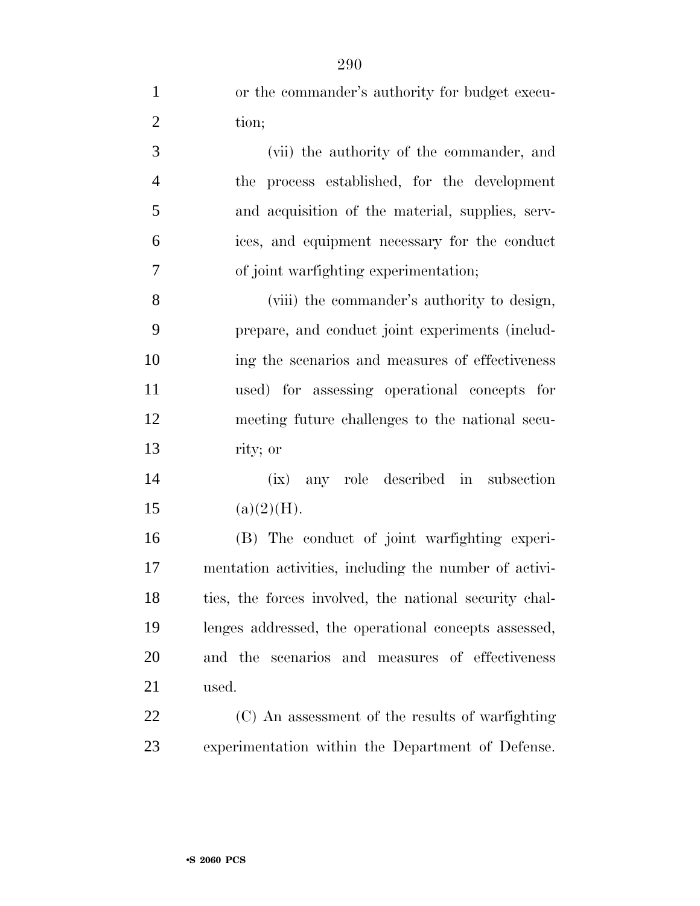or the commander's authority for budget execution;

(vii) the authority of the commander, and the process established, for the development and acquisition of the material, supplies, services, and equipment necessary for the conduct of joint warfighting experimentation;

(viii) the commander's authority to design, prepare, and conduct joint experiments (including the scenarios and measures of effectiveness used) for assessing operational concepts for meeting future challenges to the national security; or

(ix) any role described in subsection (a)(2)(H).

(B) The conduct of joint warfighting experimentation activities, including the number of activities, the forces involved, the national security challenges addressed, the operational concepts assessed, and the scenarios and measures of effectiveness used.

(C) An assessment of the results of warfighting experimentation within the Department of Defense.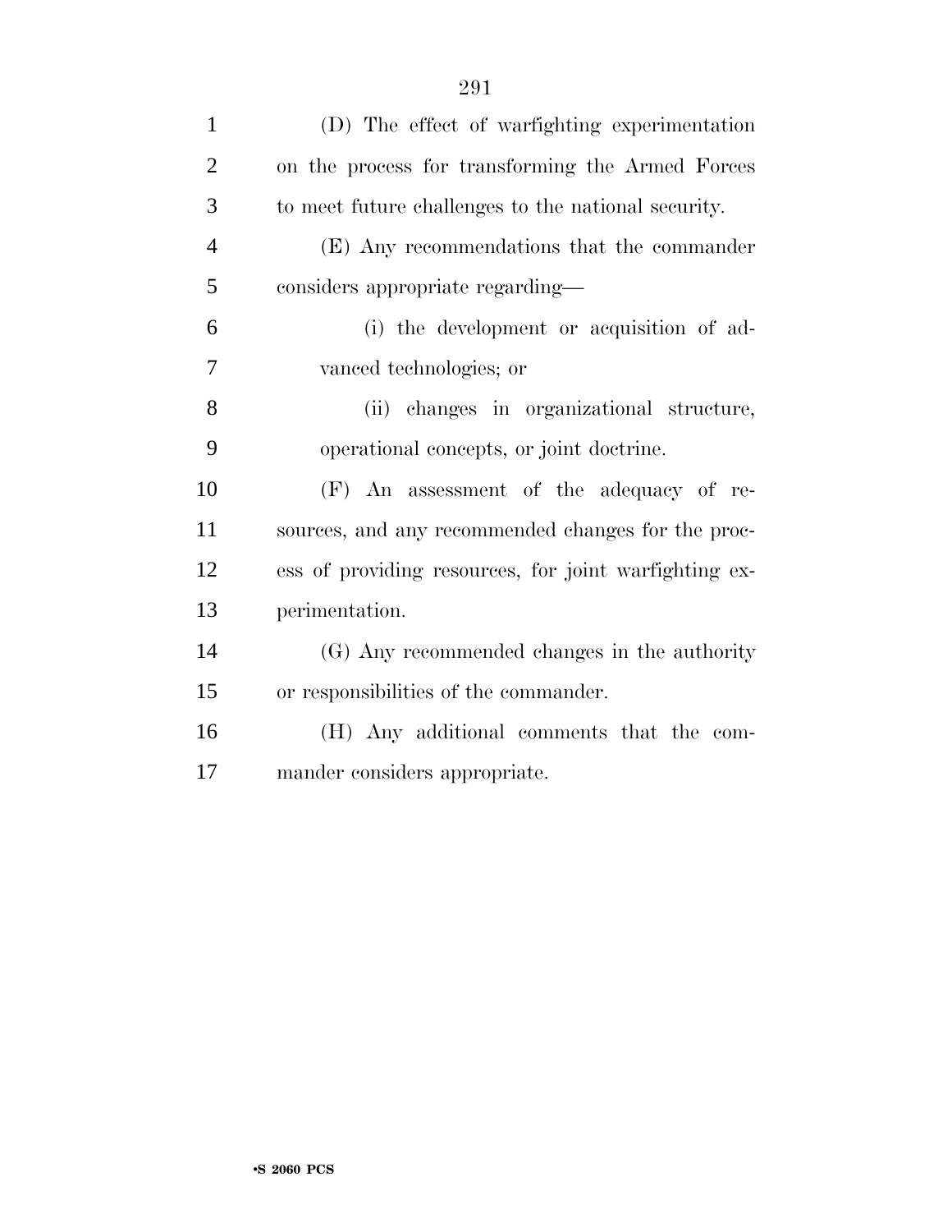(D) The effect of warfighting experimentation on the process for transforming the Armed Forces to meet future challenges to the national security.

(E) Any recommendations that the commander considers appropriate regarding—

(i) the development or acquisition of advanced technologies; or

(ii) changes in organizational structure, operational concepts, or joint doctrine.

(F) An assessment of the adequacy of resources, and any recommended changes for the process of providing resources, for joint warfighting experimentation.

(G) Any recommended changes in the authority or responsibilities of the commander.

(H) Any additional comments that the commander considers appropriate.